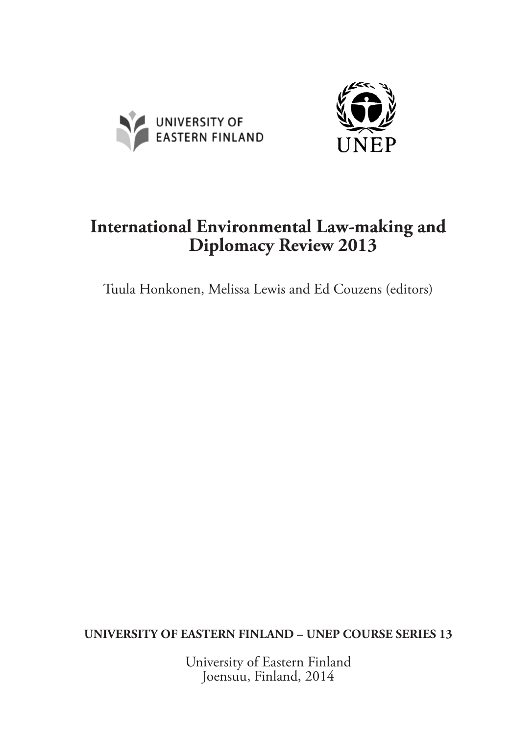UNIVERSITY OF EASTERN FINLAND

UNEP

# International Environmental Law-making and Diplomacy Review 2013

Tuula Honkonen, Melissa Lewis and Ed Couzens (editors)

**UNIVERSITY OF EASTERN FINLAND – UNEP COURSE SERIES 13**

University of Eastern Finland
Joensuu, Finland, 2014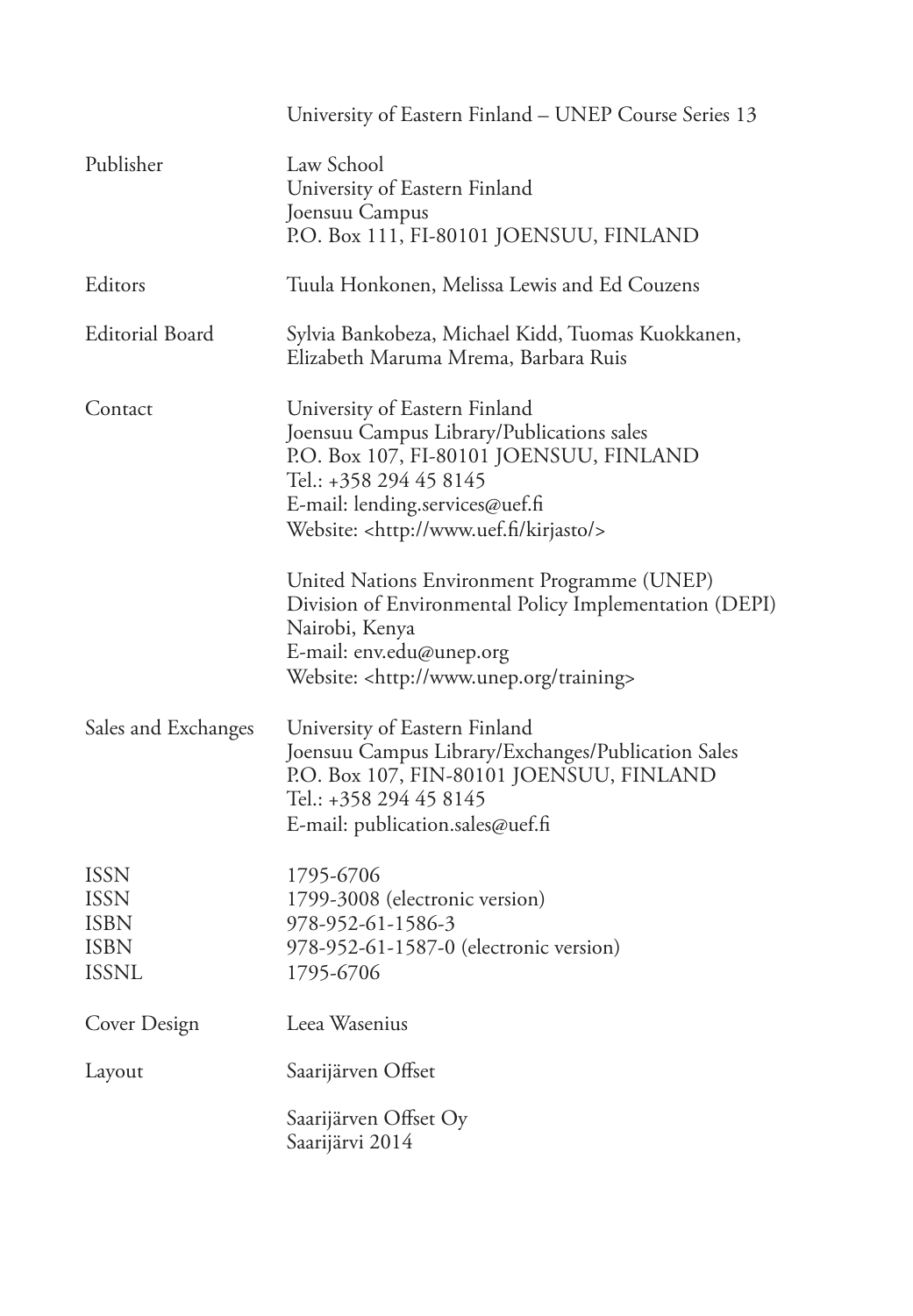University of Eastern Finland – UNEP Course Series 13

| | |
|---|---|
| Publisher | Law School<br>University of Eastern Finland<br>Joensuu Campus<br>P.O. Box 111, FI-80101 JOENSUU, FINLAND |
| Editors | Tuula Honkonen, Melissa Lewis and Ed Couzens |
| Editorial Board | Sylvia Bankobeza, Michael Kidd, Tuomas Kuokkanen, Elizabeth Maruma Mrema, Barbara Ruis |
| Contact | University of Eastern Finland<br>Joensuu Campus Library/Publications sales<br>P.O. Box 107, FI-80101 JOENSUU, FINLAND<br>Tel.: +358 294 45 8145<br>E-mail: lending.services@uef.fi<br>Website: <http://www.uef.fi/kirjasto/> |
| | United Nations Environment Programme (UNEP)<br>Division of Environmental Policy Implementation (DEPI)<br>Nairobi, Kenya<br>E-mail: env.edu@unep.org<br>Website: <http://www.unep.org/training> |
| Sales and Exchanges | University of Eastern Finland<br>Joensuu Campus Library/Exchanges/Publication Sales<br>P.O. Box 107, FIN-80101 JOENSUU, FINLAND<br>Tel.: +358 294 45 8145<br>E-mail: publication.sales@uef.fi |
| ISSN | 1795-6706 |
| ISSN | 1799-3008 (electronic version) |
| ISBN | 978-952-61-1586-3 |
| ISBN | 978-952-61-1587-0 (electronic version) |
| ISSNL | 1795-6706 |
| Cover Design | Leea Wasenius |
| Layout | Saarijärven Offset |
| | Saarijärven Offset Oy<br>Saarijärvi 2014 |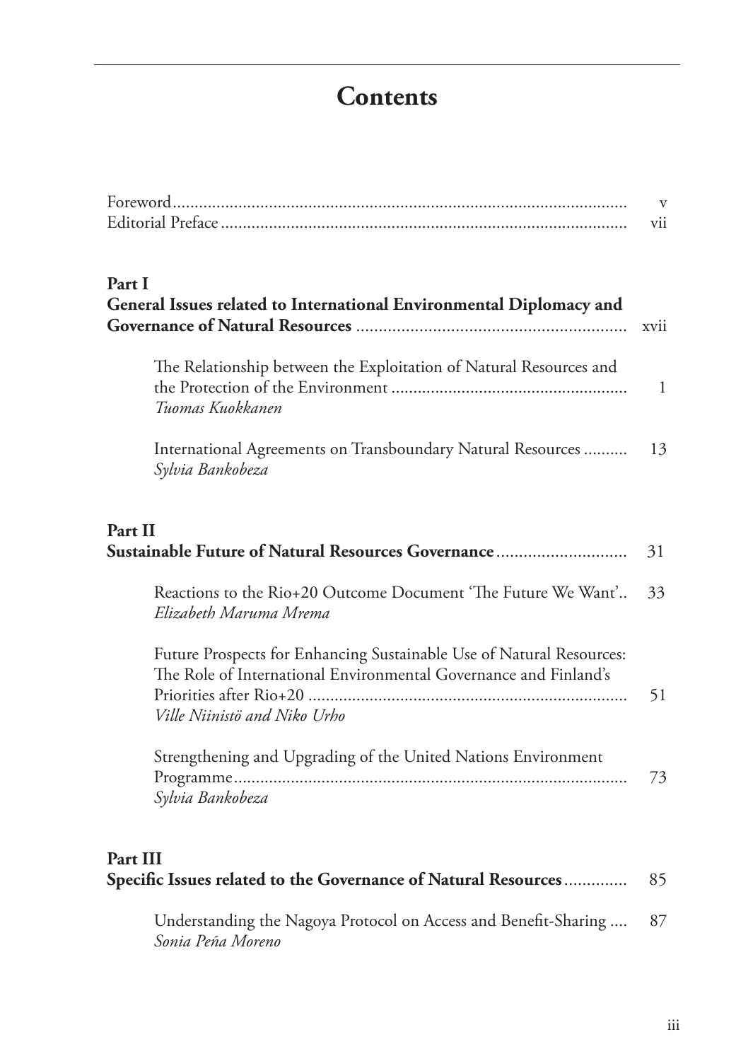# Contents

Foreword ........ v
Editorial Preface ........ vii

**Part I**
**General Issues related to International Environmental Diplomacy and Governance of Natural Resources** ........ xvii

The Relationship between the Exploitation of Natural Resources and the Protection of the Environment ........ 1
*Tuomas Kuokkanen*

International Agreements on Transboundary Natural Resources ........ 13
*Sylvia Bankobeza*

**Part II**
**Sustainable Future of Natural Resources Governance** ........ 31

Reactions to the Rio+20 Outcome Document 'The Future We Want' ........ 33
*Elizabeth Maruma Mrema*

Future Prospects for Enhancing Sustainable Use of Natural Resources: The Role of International Environmental Governance and Finland's Priorities after Rio+20 ........ 51
*Ville Niinistö and Niko Urho*

Strengthening and Upgrading of the United Nations Environment Programme ........ 73
*Sylvia Bankobeza*

**Part III**
**Specific Issues related to the Governance of Natural Resources** ........ 85

Understanding the Nagoya Protocol on Access and Benefit-Sharing ........ 87
*Sonia Peña Moreno*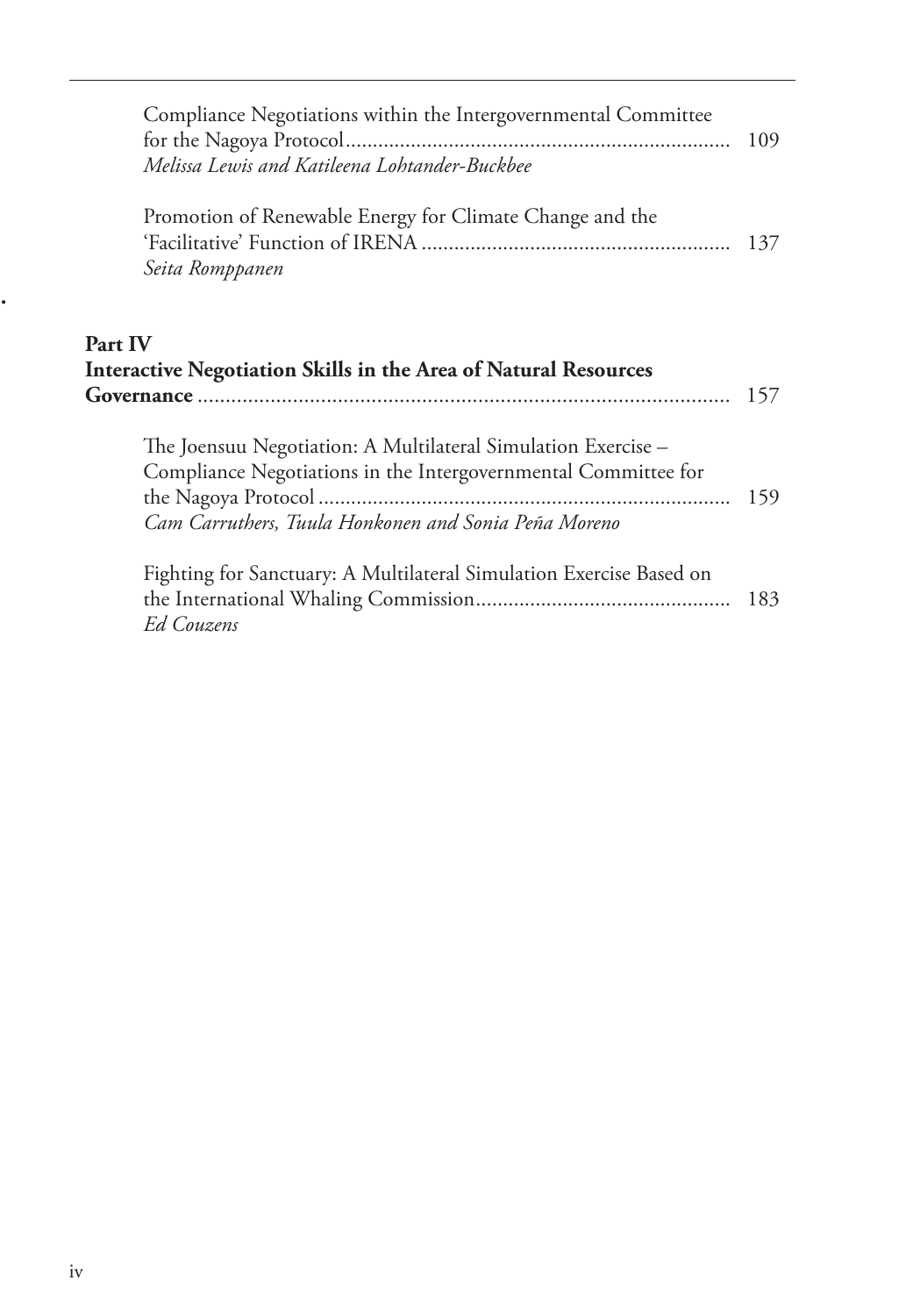Compliance Negotiations within the Intergovernmental Committee for the Nagoya Protocol ...... 109
*Melissa Lewis and Katileena Lohtander-Buckbee*

Promotion of Renewable Energy for Climate Change and the 'Facilitative' Function of IRENA ...... 137
*Seita Romppanen*

**Part IV**
**Interactive Negotiation Skills in the Area of Natural Resources Governance** ...... 157

The Joensuu Negotiation: A Multilateral Simulation Exercise – Compliance Negotiations in the Intergovernmental Committee for the Nagoya Protocol ...... 159
*Cam Carruthers, Tuula Honkonen and Sonia Peña Moreno*

Fighting for Sanctuary: A Multilateral Simulation Exercise Based on the International Whaling Commission ...... 183
*Ed Couzens*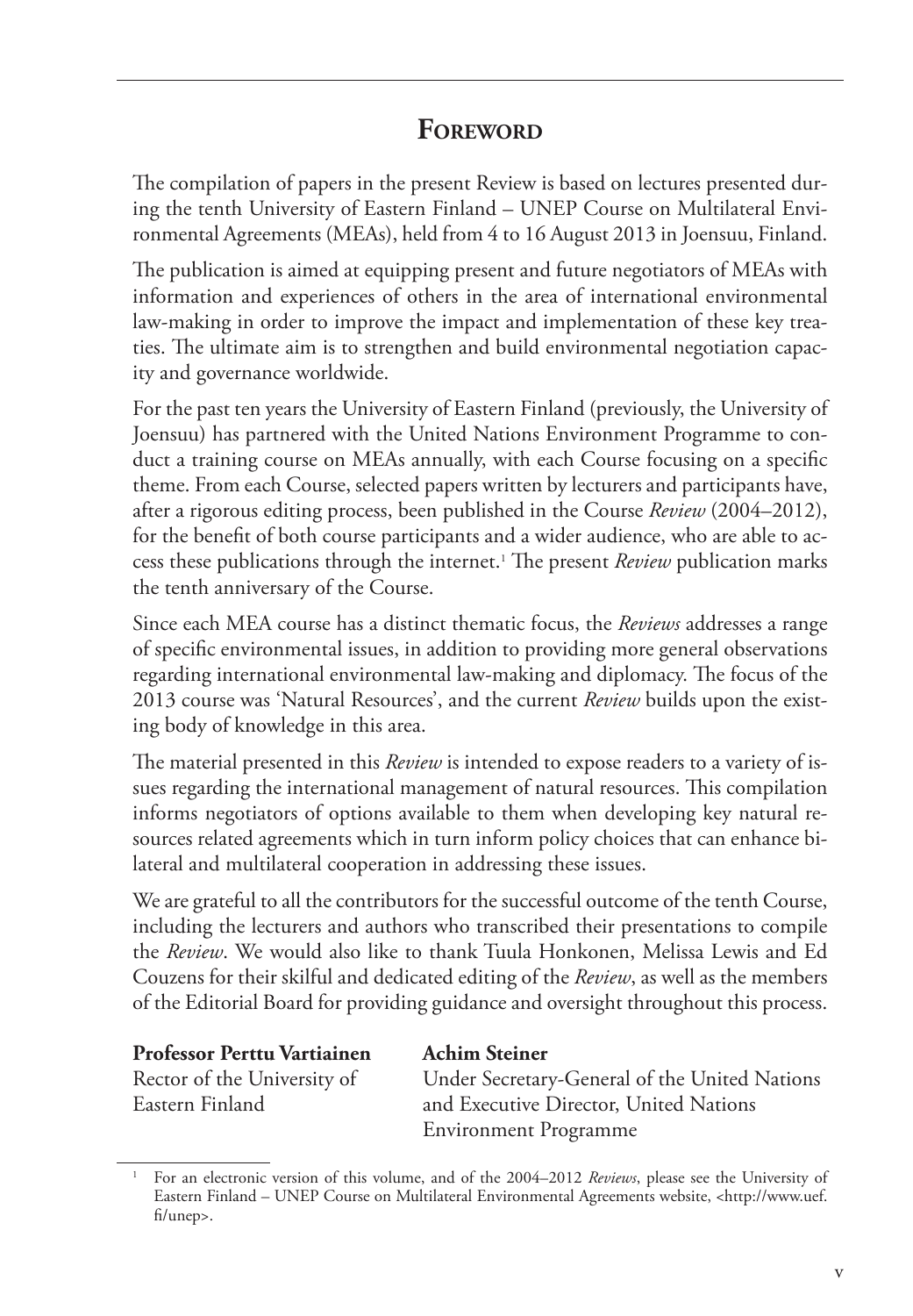# Foreword

The compilation of papers in the present Review is based on lectures presented during the tenth University of Eastern Finland – UNEP Course on Multilateral Environmental Agreements (MEAs), held from 4 to 16 August 2013 in Joensuu, Finland.

The publication is aimed at equipping present and future negotiators of MEAs with information and experiences of others in the area of international environmental law-making in order to improve the impact and implementation of these key treaties. The ultimate aim is to strengthen and build environmental negotiation capacity and governance worldwide.

For the past ten years the University of Eastern Finland (previously, the University of Joensuu) has partnered with the United Nations Environment Programme to conduct a training course on MEAs annually, with each Course focusing on a specific theme. From each Course, selected papers written by lecturers and participants have, after a rigorous editing process, been published in the Course *Review* (2004–2012), for the benefit of both course participants and a wider audience, who are able to access these publications through the internet.[1] The present *Review* publication marks the tenth anniversary of the Course.

Since each MEA course has a distinct thematic focus, the *Reviews* addresses a range of specific environmental issues, in addition to providing more general observations regarding international environmental law-making and diplomacy. The focus of the 2013 course was 'Natural Resources', and the current *Review* builds upon the existing body of knowledge in this area.

The material presented in this *Review* is intended to expose readers to a variety of issues regarding the international management of natural resources. This compilation informs negotiators of options available to them when developing key natural resources related agreements which in turn inform policy choices that can enhance bilateral and multilateral cooperation in addressing these issues.

We are grateful to all the contributors for the successful outcome of the tenth Course, including the lecturers and authors who transcribed their presentations to compile the *Review*. We would also like to thank Tuula Honkonen, Melissa Lewis and Ed Couzens for their skilful and dedicated editing of the *Review*, as well as the members of the Editorial Board for providing guidance and oversight throughout this process.

**Professor Perttu Vartiainen**
Rector of the University of Eastern Finland

**Achim Steiner**
Under Secretary-General of the United Nations and Executive Director, United Nations Environment Programme

---

[1] For an electronic version of this volume, and of the 2004–2012 *Reviews*, please see the University of Eastern Finland – UNEP Course on Multilateral Environmental Agreements website, <http://www.uef.fi/unep>.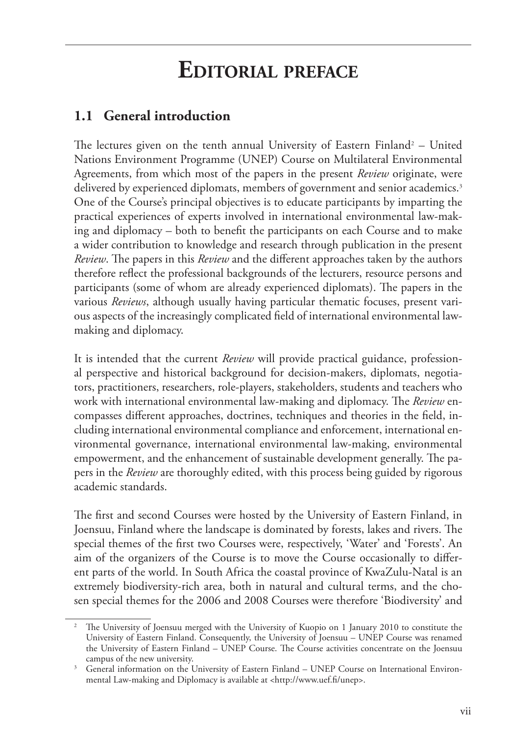# Editorial preface

## 1.1 General introduction

The lectures given on the tenth annual University of Eastern Finland[2] – United Nations Environment Programme (UNEP) Course on Multilateral Environmental Agreements, from which most of the papers in the present *Review* originate, were delivered by experienced diplomats, members of government and senior academics.[3] One of the Course's principal objectives is to educate participants by imparting the practical experiences of experts involved in international environmental law-making and diplomacy – both to benefit the participants on each Course and to make a wider contribution to knowledge and research through publication in the present *Review*. The papers in this *Review* and the different approaches taken by the authors therefore reflect the professional backgrounds of the lecturers, resource persons and participants (some of whom are already experienced diplomats). The papers in the various *Reviews*, although usually having particular thematic focuses, present various aspects of the increasingly complicated field of international environmental law-making and diplomacy.

It is intended that the current *Review* will provide practical guidance, professional perspective and historical background for decision-makers, diplomats, negotiators, practitioners, researchers, role-players, stakeholders, students and teachers who work with international environmental law-making and diplomacy. The *Review* encompasses different approaches, doctrines, techniques and theories in the field, including international environmental compliance and enforcement, international environmental governance, international environmental law-making, environmental empowerment, and the enhancement of sustainable development generally. The papers in the *Review* are thoroughly edited, with this process being guided by rigorous academic standards.

The first and second Courses were hosted by the University of Eastern Finland, in Joensuu, Finland where the landscape is dominated by forests, lakes and rivers. The special themes of the first two Courses were, respectively, 'Water' and 'Forests'. An aim of the organizers of the Course is to move the Course occasionally to different parts of the world. In South Africa the coastal province of KwaZulu-Natal is an extremely biodiversity-rich area, both in natural and cultural terms, and the chosen special themes for the 2006 and 2008 Courses were therefore 'Biodiversity' and

---

[2] The University of Joensuu merged with the University of Kuopio on 1 January 2010 to constitute the University of Eastern Finland. Consequently, the University of Joensuu – UNEP Course was renamed the University of Eastern Finland – UNEP Course. The Course activities concentrate on the Joensuu campus of the new university.

[3] General information on the University of Eastern Finland – UNEP Course on International Environmental Law-making and Diplomacy is available at <http://www.uef.fi/unep>.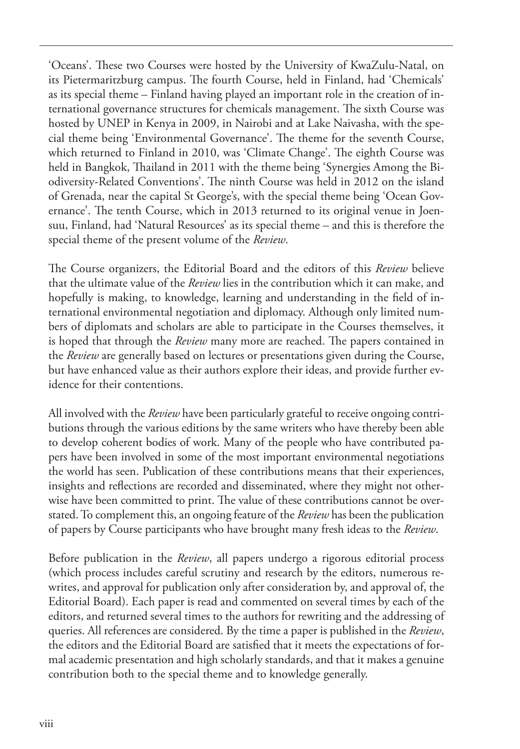'Oceans'. These two Courses were hosted by the University of KwaZulu-Natal, on its Pietermaritzburg campus. The fourth Course, held in Finland, had 'Chemicals' as its special theme – Finland having played an important role in the creation of international governance structures for chemicals management. The sixth Course was hosted by UNEP in Kenya in 2009, in Nairobi and at Lake Naivasha, with the special theme being 'Environmental Governance'. The theme for the seventh Course, which returned to Finland in 2010, was 'Climate Change'. The eighth Course was held in Bangkok, Thailand in 2011 with the theme being 'Synergies Among the Biodiversity-Related Conventions'. The ninth Course was held in 2012 on the island of Grenada, near the capital St George's, with the special theme being 'Ocean Governance'. The tenth Course, which in 2013 returned to its original venue in Joensuu, Finland, had 'Natural Resources' as its special theme – and this is therefore the special theme of the present volume of the *Review*.

The Course organizers, the Editorial Board and the editors of this *Review* believe that the ultimate value of the *Review* lies in the contribution which it can make, and hopefully is making, to knowledge, learning and understanding in the field of international environmental negotiation and diplomacy. Although only limited numbers of diplomats and scholars are able to participate in the Courses themselves, it is hoped that through the *Review* many more are reached. The papers contained in the *Review* are generally based on lectures or presentations given during the Course, but have enhanced value as their authors explore their ideas, and provide further evidence for their contentions.

All involved with the *Review* have been particularly grateful to receive ongoing contributions through the various editions by the same writers who have thereby been able to develop coherent bodies of work. Many of the people who have contributed papers have been involved in some of the most important environmental negotiations the world has seen. Publication of these contributions means that their experiences, insights and reflections are recorded and disseminated, where they might not otherwise have been committed to print. The value of these contributions cannot be overstated. To complement this, an ongoing feature of the *Review* has been the publication of papers by Course participants who have brought many fresh ideas to the *Review*.

Before publication in the *Review*, all papers undergo a rigorous editorial process (which process includes careful scrutiny and research by the editors, numerous rewrites, and approval for publication only after consideration by, and approval of, the Editorial Board). Each paper is read and commented on several times by each of the editors, and returned several times to the authors for rewriting and the addressing of queries. All references are considered. By the time a paper is published in the *Review*, the editors and the Editorial Board are satisfied that it meets the expectations of formal academic presentation and high scholarly standards, and that it makes a genuine contribution both to the special theme and to knowledge generally.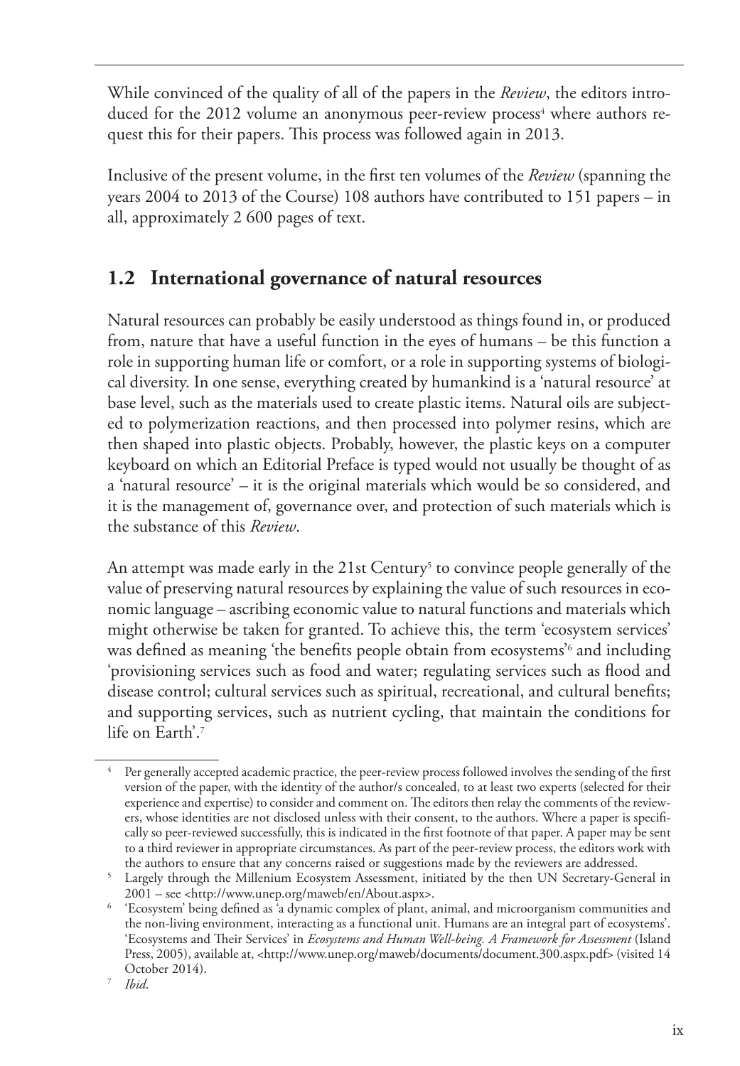While convinced of the quality of all of the papers in the *Review*, the editors introduced for the 2012 volume an anonymous peer-review process[4] where authors request this for their papers. This process was followed again in 2013.

Inclusive of the present volume, in the first ten volumes of the *Review* (spanning the years 2004 to 2013 of the Course) 108 authors have contributed to 151 papers – in all, approximately 2 600 pages of text.

## 1.2 International governance of natural resources

Natural resources can probably be easily understood as things found in, or produced from, nature that have a useful function in the eyes of humans – be this function a role in supporting human life or comfort, or a role in supporting systems of biological diversity. In one sense, everything created by humankind is a 'natural resource' at base level, such as the materials used to create plastic items. Natural oils are subjected to polymerization reactions, and then processed into polymer resins, which are then shaped into plastic objects. Probably, however, the plastic keys on a computer keyboard on which an Editorial Preface is typed would not usually be thought of as a 'natural resource' – it is the original materials which would be so considered, and it is the management of, governance over, and protection of such materials which is the substance of this *Review*.

An attempt was made early in the 21st Century[5] to convince people generally of the value of preserving natural resources by explaining the value of such resources in economic language – ascribing economic value to natural functions and materials which might otherwise be taken for granted. To achieve this, the term 'ecosystem services' was defined as meaning 'the benefits people obtain from ecosystems'[6] and including 'provisioning services such as food and water; regulating services such as flood and disease control; cultural services such as spiritual, recreational, and cultural benefits; and supporting services, such as nutrient cycling, that maintain the conditions for life on Earth'.[7]

---

[4] Per generally accepted academic practice, the peer-review process followed involves the sending of the first version of the paper, with the identity of the author/s concealed, to at least two experts (selected for their experience and expertise) to consider and comment on. The editors then relay the comments of the reviewers, whose identities are not disclosed unless with their consent, to the authors. Where a paper is specifically so peer-reviewed successfully, this is indicated in the first footnote of that paper. A paper may be sent to a third reviewer in appropriate circumstances. As part of the peer-review process, the editors work with the authors to ensure that any concerns raised or suggestions made by the reviewers are addressed.

[5] Largely through the Millenium Ecosystem Assessment, initiated by the then UN Secretary-General in 2001 – see <http://www.unep.org/maweb/en/About.aspx>.

[6] 'Ecosystem' being defined as 'a dynamic complex of plant, animal, and microorganism communities and the non-living environment, interacting as a functional unit. Humans are an integral part of ecosystems'. 'Ecosystems and Their Services' in *Ecosystems and Human Well-being. A Framework for Assessment* (Island Press, 2005), available at, <http://www.unep.org/maweb/documents/document.300.aspx.pdf> (visited 14 October 2014).

[7] *Ibid*.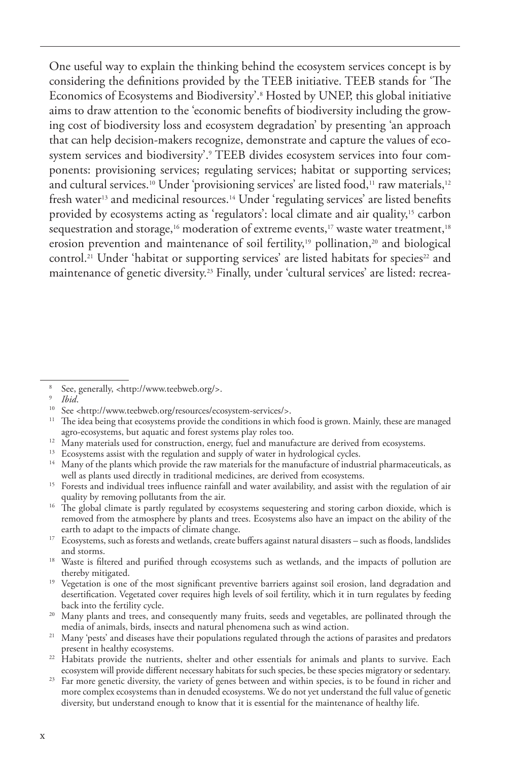One useful way to explain the thinking behind the ecosystem services concept is by considering the definitions provided by the TEEB initiative. TEEB stands for 'The Economics of Ecosystems and Biodiversity'.[8] Hosted by UNEP, this global initiative aims to draw attention to the 'economic benefits of biodiversity including the growing cost of biodiversity loss and ecosystem degradation' by presenting 'an approach that can help decision-makers recognize, demonstrate and capture the values of ecosystem services and biodiversity'.[9] TEEB divides ecosystem services into four components: provisioning services; regulating services; habitat or supporting services; and cultural services.[10] Under 'provisioning services' are listed food,[11] raw materials,[12] fresh water[13] and medicinal resources.[14] Under 'regulating services' are listed benefits provided by ecosystems acting as 'regulators': local climate and air quality,[15] carbon sequestration and storage,[16] moderation of extreme events,[17] waste water treatment,[18] erosion prevention and maintenance of soil fertility,[19] pollination,[20] and biological control.[21] Under 'habitat or supporting services' are listed habitats for species[22] and maintenance of genetic diversity.[23] Finally, under 'cultural services' are listed: recrea-

---

[8] See, generally, <http://www.teebweb.org/>.

[9] *Ibid*.

[10] See <http://www.teebweb.org/resources/ecosystem-services/>.

[11] The idea being that ecosystems provide the conditions in which food is grown. Mainly, these are managed agro-ecosystems, but aquatic and forest systems play roles too.

[12] Many materials used for construction, energy, fuel and manufacture are derived from ecosystems.

[13] Ecosystems assist with the regulation and supply of water in hydrological cycles.

[14] Many of the plants which provide the raw materials for the manufacture of industrial pharmaceuticals, as well as plants used directly in traditional medicines, are derived from ecosystems.

[15] Forests and individual trees influence rainfall and water availability, and assist with the regulation of air quality by removing pollutants from the air.

[16] The global climate is partly regulated by ecosystems sequestering and storing carbon dioxide, which is removed from the atmosphere by plants and trees. Ecosystems also have an impact on the ability of the earth to adapt to the impacts of climate change.

[17] Ecosystems, such as forests and wetlands, create buffers against natural disasters – such as floods, landslides and storms.

[18] Waste is filtered and purified through ecosystems such as wetlands, and the impacts of pollution are thereby mitigated.

[19] Vegetation is one of the most significant preventive barriers against soil erosion, land degradation and desertification. Vegetated cover requires high levels of soil fertility, which it in turn regulates by feeding back into the fertility cycle.

[20] Many plants and trees, and consequently many fruits, seeds and vegetables, are pollinated through the media of animals, birds, insects and natural phenomena such as wind action.

[21] Many 'pests' and diseases have their populations regulated through the actions of parasites and predators present in healthy ecosystems.

[22] Habitats provide the nutrients, shelter and other essentials for animals and plants to survive. Each ecosystem will provide different necessary habitats for such species, be these species migratory or sedentary.

[23] Far more genetic diversity, the variety of genes between and within species, is to be found in richer and more complex ecosystems than in denuded ecosystems. We do not yet understand the full value of genetic diversity, but understand enough to know that it is essential for the maintenance of healthy life.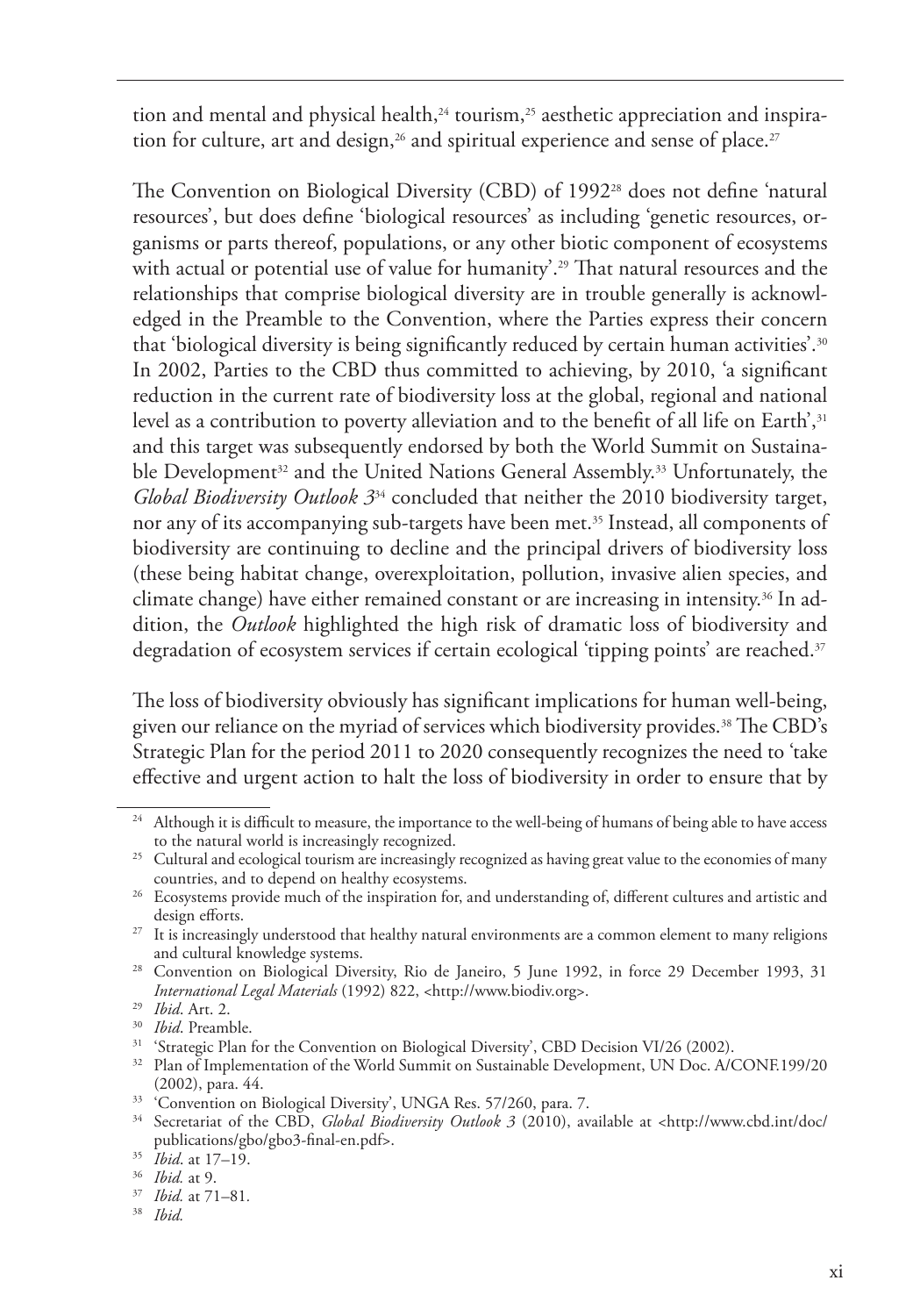tion and mental and physical health,[24] tourism,[25] aesthetic appreciation and inspiration for culture, art and design,[26] and spiritual experience and sense of place.[27]

The Convention on Biological Diversity (CBD) of 1992[28] does not define 'natural resources', but does define 'biological resources' as including 'genetic resources, organisms or parts thereof, populations, or any other biotic component of ecosystems with actual or potential use of value for humanity'.[29] That natural resources and the relationships that comprise biological diversity are in trouble generally is acknowledged in the Preamble to the Convention, where the Parties express their concern that 'biological diversity is being significantly reduced by certain human activities'.[30] In 2002, Parties to the CBD thus committed to achieving, by 2010, 'a significant reduction in the current rate of biodiversity loss at the global, regional and national level as a contribution to poverty alleviation and to the benefit of all life on Earth',[31] and this target was subsequently endorsed by both the World Summit on Sustainable Development[32] and the United Nations General Assembly.[33] Unfortunately, the *Global Biodiversity Outlook 3*[34] concluded that neither the 2010 biodiversity target, nor any of its accompanying sub-targets have been met.[35] Instead, all components of biodiversity are continuing to decline and the principal drivers of biodiversity loss (these being habitat change, overexploitation, pollution, invasive alien species, and climate change) have either remained constant or are increasing in intensity.[36] In addition, the *Outlook* highlighted the high risk of dramatic loss of biodiversity and degradation of ecosystem services if certain ecological 'tipping points' are reached.[37]

The loss of biodiversity obviously has significant implications for human well-being, given our reliance on the myriad of services which biodiversity provides.[38] The CBD's Strategic Plan for the period 2011 to 2020 consequently recognizes the need to 'take effective and urgent action to halt the loss of biodiversity in order to ensure that by

---

[24] Although it is difficult to measure, the importance to the well-being of humans of being able to have access to the natural world is increasingly recognized.

[25] Cultural and ecological tourism are increasingly recognized as having great value to the economies of many countries, and to depend on healthy ecosystems.

[26] Ecosystems provide much of the inspiration for, and understanding of, different cultures and artistic and design efforts.

[27] It is increasingly understood that healthy natural environments are a common element to many religions and cultural knowledge systems.

[28] Convention on Biological Diversity, Rio de Janeiro, 5 June 1992, in force 29 December 1993, 31 *International Legal Materials* (1992) 822, <http://www.biodiv.org>.

[29] *Ibid*. Art. 2.

[30] *Ibid*. Preamble.

[31] 'Strategic Plan for the Convention on Biological Diversity', CBD Decision VI/26 (2002).

[32] Plan of Implementation of the World Summit on Sustainable Development, UN Doc. A/CONF.199/20 (2002), para. 44.

[33] 'Convention on Biological Diversity', UNGA Res. 57/260, para. 7.

[34] Secretariat of the CBD, *Global Biodiversity Outlook 3* (2010), available at <http://www.cbd.int/doc/publications/gbo/gbo3-final-en.pdf>.

[35] *Ibid*. at 17–19.

[36] *Ibid.* at 9.

[37] *Ibid.* at 71–81.

[38] *Ibid.*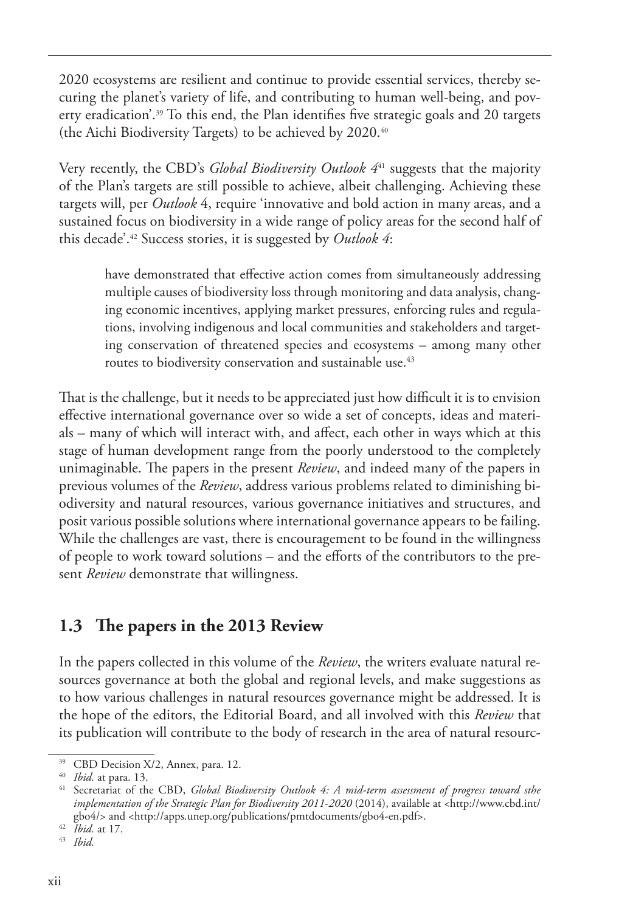2020 ecosystems are resilient and continue to provide essential services, thereby securing the planet's variety of life, and contributing to human well-being, and poverty eradication'.[39] To this end, the Plan identifies five strategic goals and 20 targets (the Aichi Biodiversity Targets) to be achieved by 2020.[40]

Very recently, the CBD's *Global Biodiversity Outlook 4*[41] suggests that the majority of the Plan's targets are still possible to achieve, albeit challenging. Achieving these targets will, per *Outlook* 4, require 'innovative and bold action in many areas, and a sustained focus on biodiversity in a wide range of policy areas for the second half of this decade'.[42] Success stories, it is suggested by *Outlook 4*:

> have demonstrated that effective action comes from simultaneously addressing multiple causes of biodiversity loss through monitoring and data analysis, changing economic incentives, applying market pressures, enforcing rules and regulations, involving indigenous and local communities and stakeholders and targeting conservation of threatened species and ecosystems – among many other routes to biodiversity conservation and sustainable use.[43]

That is the challenge, but it needs to be appreciated just how difficult it is to envision effective international governance over so wide a set of concepts, ideas and materials – many of which will interact with, and affect, each other in ways which at this stage of human development range from the poorly understood to the completely unimaginable. The papers in the present *Review*, and indeed many of the papers in previous volumes of the *Review*, address various problems related to diminishing biodiversity and natural resources, various governance initiatives and structures, and posit various possible solutions where international governance appears to be failing. While the challenges are vast, there is encouragement to be found in the willingness of people to work toward solutions – and the efforts of the contributors to the present *Review* demonstrate that willingness.

## 1.3 The papers in the 2013 Review

In the papers collected in this volume of the *Review*, the writers evaluate natural resources governance at both the global and regional levels, and make suggestions as to how various challenges in natural resources governance might be addressed. It is the hope of the editors, the Editorial Board, and all involved with this *Review* that its publication will contribute to the body of research in the area of natural resourc-

---

[39] CBD Decision X/2, Annex, para. 12.

[40] *Ibid.* at para. 13.

[41] Secretariat of the CBD, *Global Biodiversity Outlook 4: A mid-term assessment of progress toward sthe implementation of the Strategic Plan for Biodiversity 2011-2020* (2014), available at <http://www.cbd.int/gbo4/> and <http://apps.unep.org/publications/pmtdocuments/gbo4-en.pdf>.

[42] *Ibid.* at 17.

[43] *Ibid.*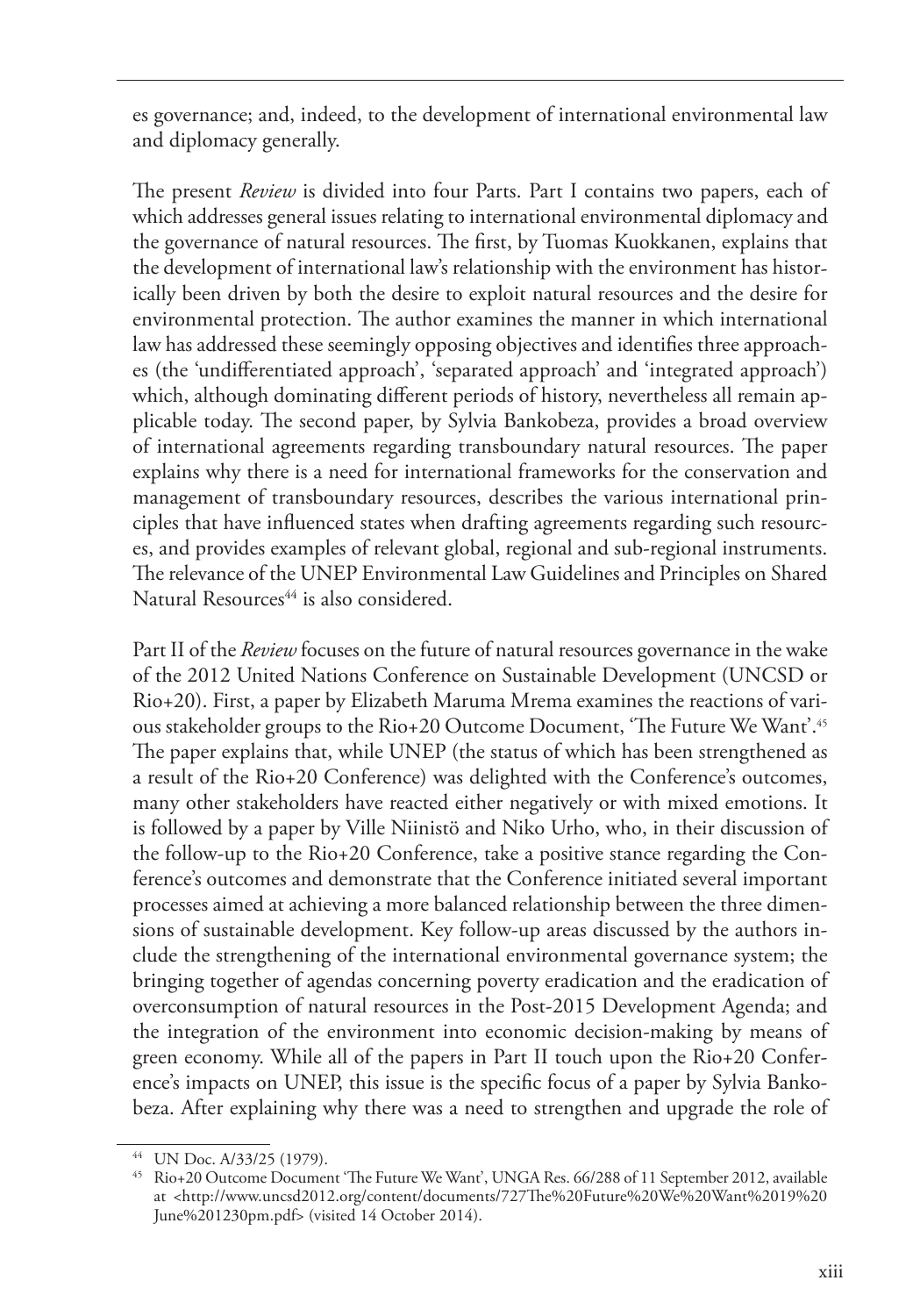es governance; and, indeed, to the development of international environmental law and diplomacy generally.

The present *Review* is divided into four Parts. Part I contains two papers, each of which addresses general issues relating to international environmental diplomacy and the governance of natural resources. The first, by Tuomas Kuokkanen, explains that the development of international law's relationship with the environment has historically been driven by both the desire to exploit natural resources and the desire for environmental protection. The author examines the manner in which international law has addressed these seemingly opposing objectives and identifies three approaches (the 'undifferentiated approach', 'separated approach' and 'integrated approach') which, although dominating different periods of history, nevertheless all remain applicable today. The second paper, by Sylvia Bankobeza, provides a broad overview of international agreements regarding transboundary natural resources. The paper explains why there is a need for international frameworks for the conservation and management of transboundary resources, describes the various international principles that have influenced states when drafting agreements regarding such resources, and provides examples of relevant global, regional and sub-regional instruments. The relevance of the UNEP Environmental Law Guidelines and Principles on Shared Natural Resources[44] is also considered.

Part II of the *Review* focuses on the future of natural resources governance in the wake of the 2012 United Nations Conference on Sustainable Development (UNCSD or Rio+20). First, a paper by Elizabeth Maruma Mrema examines the reactions of various stakeholder groups to the Rio+20 Outcome Document, 'The Future We Want'.[45] The paper explains that, while UNEP (the status of which has been strengthened as a result of the Rio+20 Conference) was delighted with the Conference's outcomes, many other stakeholders have reacted either negatively or with mixed emotions. It is followed by a paper by Ville Niinistö and Niko Urho, who, in their discussion of the follow-up to the Rio+20 Conference, take a positive stance regarding the Conference's outcomes and demonstrate that the Conference initiated several important processes aimed at achieving a more balanced relationship between the three dimensions of sustainable development. Key follow-up areas discussed by the authors include the strengthening of the international environmental governance system; the bringing together of agendas concerning poverty eradication and the eradication of overconsumption of natural resources in the Post-2015 Development Agenda; and the integration of the environment into economic decision-making by means of green economy. While all of the papers in Part II touch upon the Rio+20 Conference's impacts on UNEP, this issue is the specific focus of a paper by Sylvia Bankobeza. After explaining why there was a need to strengthen and upgrade the role of

---

[44] UN Doc. A/33/25 (1979).

[45] Rio+20 Outcome Document 'The Future We Want', UNGA Res. 66/288 of 11 September 2012, available at <http://www.uncsd2012.org/content/documents/727The%20Future%20We%20Want%2019%20June%201230pm.pdf> (visited 14 October 2014).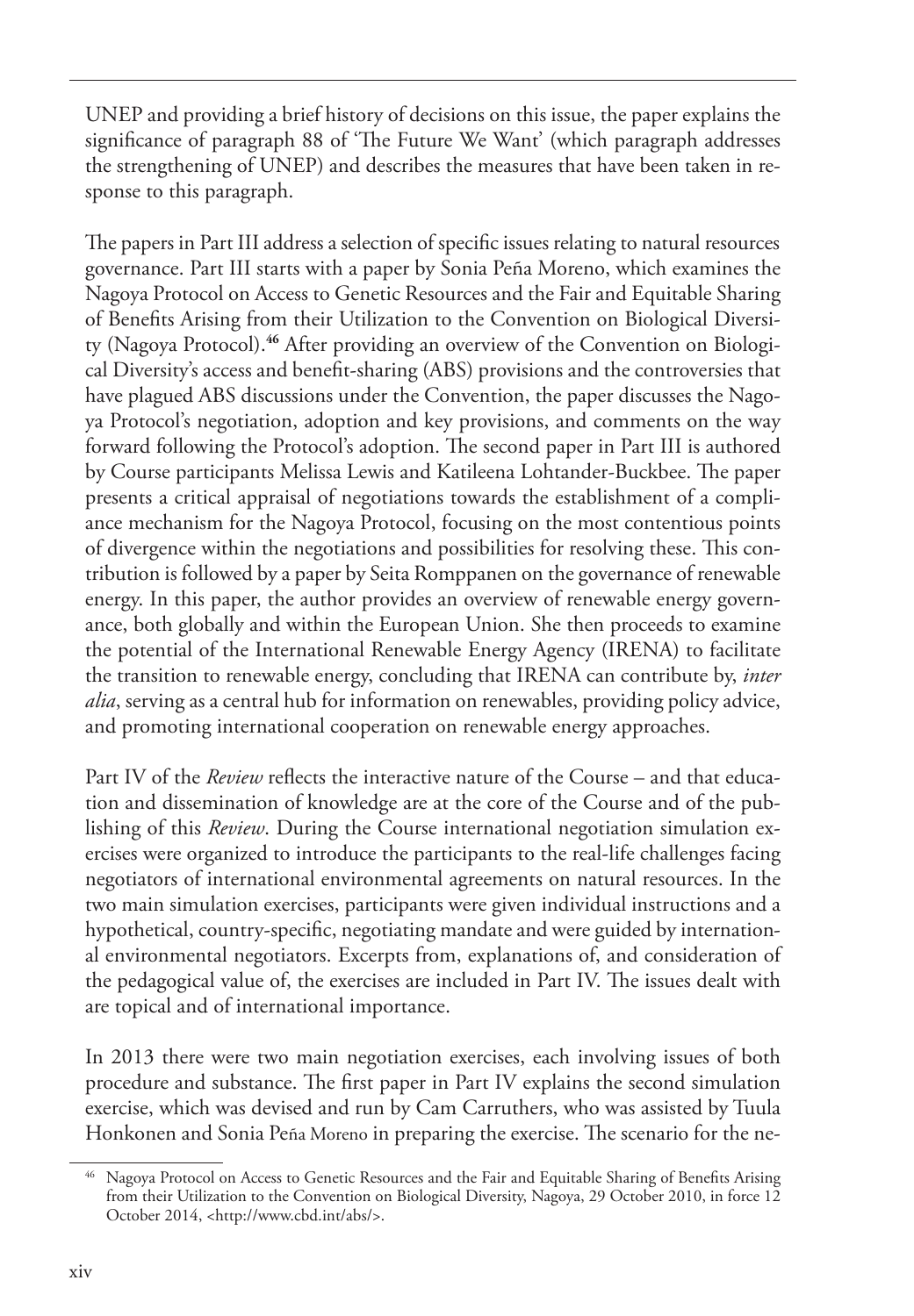UNEP and providing a brief history of decisions on this issue, the paper explains the significance of paragraph 88 of 'The Future We Want' (which paragraph addresses the strengthening of UNEP) and describes the measures that have been taken in response to this paragraph.

The papers in Part III address a selection of specific issues relating to natural resources governance. Part III starts with a paper by Sonia Peña Moreno, which examines the Nagoya Protocol on Access to Genetic Resources and the Fair and Equitable Sharing of Benefits Arising from their Utilization to the Convention on Biological Diversity (Nagoya Protocol).[46] After providing an overview of the Convention on Biological Diversity's access and benefit-sharing (ABS) provisions and the controversies that have plagued ABS discussions under the Convention, the paper discusses the Nagoya Protocol's negotiation, adoption and key provisions, and comments on the way forward following the Protocol's adoption. The second paper in Part III is authored by Course participants Melissa Lewis and Katileena Lohtander-Buckbee. The paper presents a critical appraisal of negotiations towards the establishment of a compliance mechanism for the Nagoya Protocol, focusing on the most contentious points of divergence within the negotiations and possibilities for resolving these. This contribution is followed by a paper by Seita Romppanen on the governance of renewable energy. In this paper, the author provides an overview of renewable energy governance, both globally and within the European Union. She then proceeds to examine the potential of the International Renewable Energy Agency (IRENA) to facilitate the transition to renewable energy, concluding that IRENA can contribute by, *inter alia*, serving as a central hub for information on renewables, providing policy advice, and promoting international cooperation on renewable energy approaches.

Part IV of the *Review* reflects the interactive nature of the Course – and that education and dissemination of knowledge are at the core of the Course and of the publishing of this *Review*. During the Course international negotiation simulation exercises were organized to introduce the participants to the real-life challenges facing negotiators of international environmental agreements on natural resources. In the two main simulation exercises, participants were given individual instructions and a hypothetical, country-specific, negotiating mandate and were guided by international environmental negotiators. Excerpts from, explanations of, and consideration of the pedagogical value of, the exercises are included in Part IV. The issues dealt with are topical and of international importance.

In 2013 there were two main negotiation exercises, each involving issues of both procedure and substance. The first paper in Part IV explains the second simulation exercise, which was devised and run by Cam Carruthers, who was assisted by Tuula Honkonen and Sonia Peña Moreno in preparing the exercise. The scenario for the ne-

---

[46] Nagoya Protocol on Access to Genetic Resources and the Fair and Equitable Sharing of Benefits Arising from their Utilization to the Convention on Biological Diversity, Nagoya, 29 October 2010, in force 12 October 2014, <http://www.cbd.int/abs/>.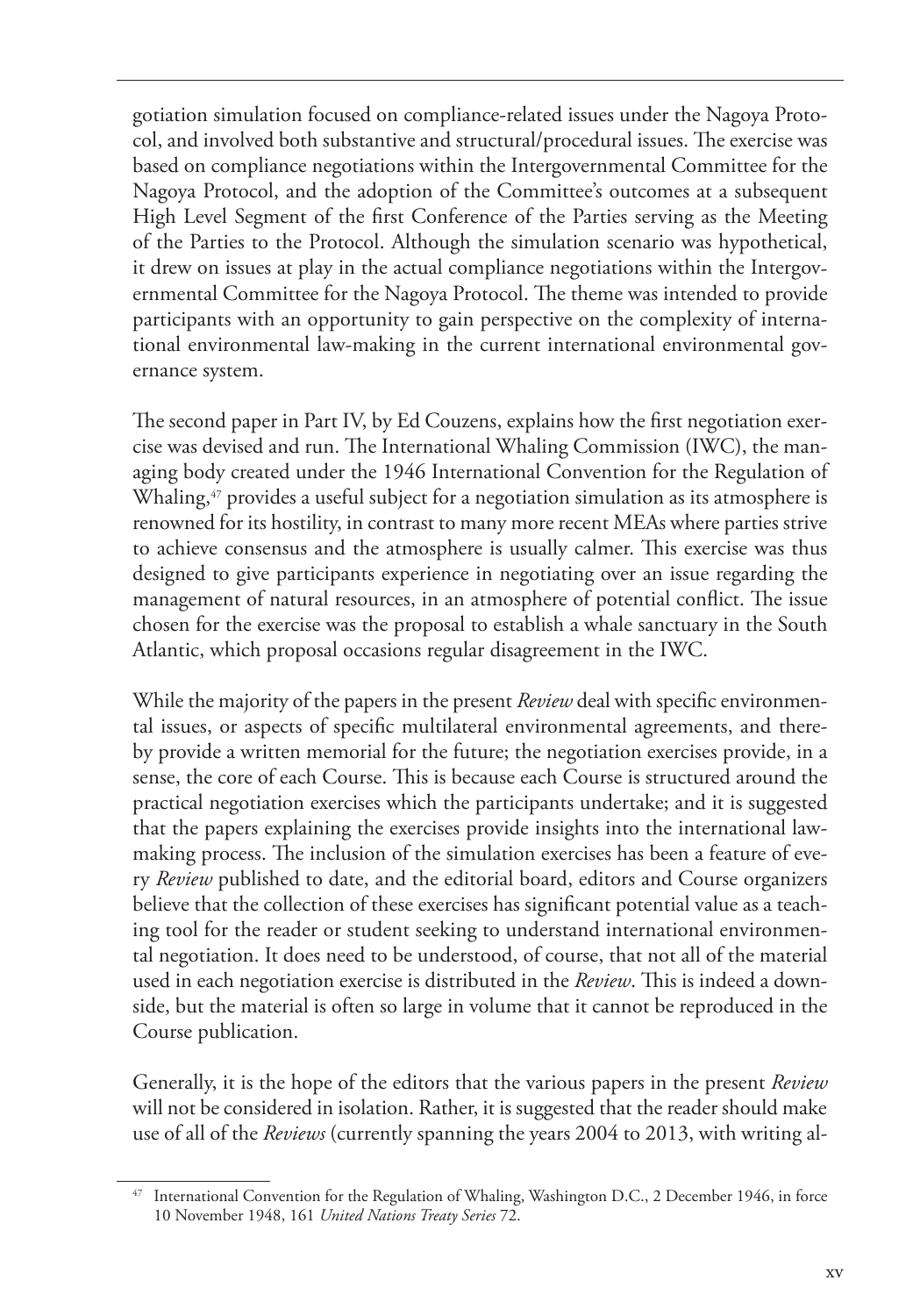gotiation simulation focused on compliance-related issues under the Nagoya Protocol, and involved both substantive and structural/procedural issues. The exercise was based on compliance negotiations within the Intergovernmental Committee for the Nagoya Protocol, and the adoption of the Committee's outcomes at a subsequent High Level Segment of the first Conference of the Parties serving as the Meeting of the Parties to the Protocol. Although the simulation scenario was hypothetical, it drew on issues at play in the actual compliance negotiations within the Intergovernmental Committee for the Nagoya Protocol. The theme was intended to provide participants with an opportunity to gain perspective on the complexity of international environmental law-making in the current international environmental governance system.

The second paper in Part IV, by Ed Couzens, explains how the first negotiation exercise was devised and run. The International Whaling Commission (IWC), the managing body created under the 1946 International Convention for the Regulation of Whaling,[47] provides a useful subject for a negotiation simulation as its atmosphere is renowned for its hostility, in contrast to many more recent MEAs where parties strive to achieve consensus and the atmosphere is usually calmer. This exercise was thus designed to give participants experience in negotiating over an issue regarding the management of natural resources, in an atmosphere of potential conflict. The issue chosen for the exercise was the proposal to establish a whale sanctuary in the South Atlantic, which proposal occasions regular disagreement in the IWC.

While the majority of the papers in the present *Review* deal with specific environmental issues, or aspects of specific multilateral environmental agreements, and thereby provide a written memorial for the future; the negotiation exercises provide, in a sense, the core of each Course. This is because each Course is structured around the practical negotiation exercises which the participants undertake; and it is suggested that the papers explaining the exercises provide insights into the international law-making process. The inclusion of the simulation exercises has been a feature of every *Review* published to date, and the editorial board, editors and Course organizers believe that the collection of these exercises has significant potential value as a teaching tool for the reader or student seeking to understand international environmental negotiation. It does need to be understood, of course, that not all of the material used in each negotiation exercise is distributed in the *Review*. This is indeed a downside, but the material is often so large in volume that it cannot be reproduced in the Course publication.

Generally, it is the hope of the editors that the various papers in the present *Review* will not be considered in isolation. Rather, it is suggested that the reader should make use of all of the *Reviews* (currently spanning the years 2004 to 2013, with writing al-

---

[47] International Convention for the Regulation of Whaling, Washington D.C., 2 December 1946, in force 10 November 1948, 161 *United Nations Treaty Series* 72.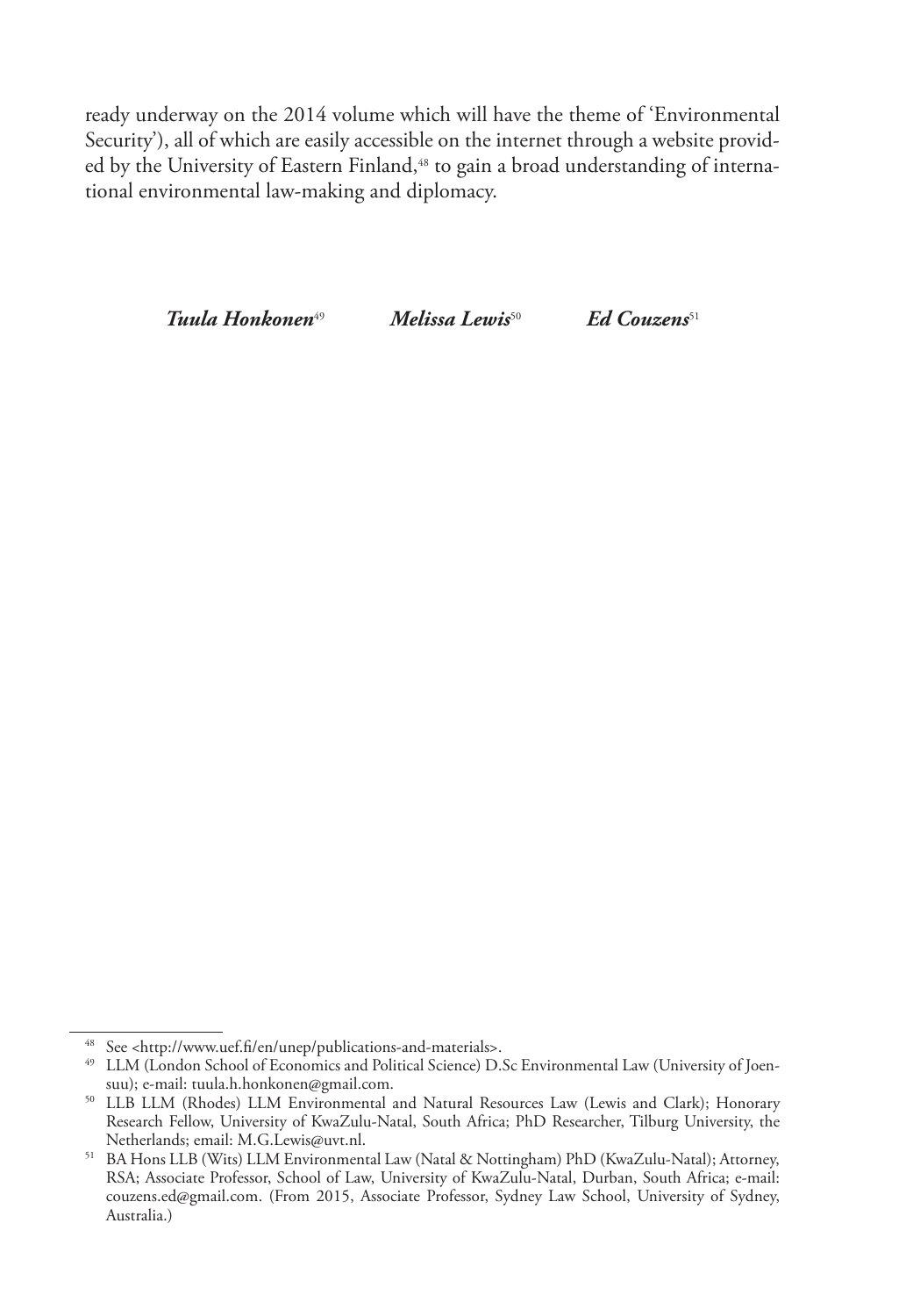ready underway on the 2014 volume which will have the theme of 'Environmental Security'), all of which are easily accessible on the internet through a website provided by the University of Eastern Finland,[48] to gain a broad understanding of international environmental law-making and diplomacy.

***Tuula Honkonen***[49] ***Melissa Lewis***[50] ***Ed Couzens***[51]

---

[48] See <http://www.uef.fi/en/unep/publications-and-materials>.

[49] LLM (London School of Economics and Political Science) D.Sc Environmental Law (University of Joensuu); e-mail: tuula.h.honkonen@gmail.com.

[50] LLB LLM (Rhodes) LLM Environmental and Natural Resources Law (Lewis and Clark); Honorary Research Fellow, University of KwaZulu-Natal, South Africa; PhD Researcher, Tilburg University, the Netherlands; email: M.G.Lewis@uvt.nl.

[51] BA Hons LLB (Wits) LLM Environmental Law (Natal & Nottingham) PhD (KwaZulu-Natal); Attorney, RSA; Associate Professor, School of Law, University of KwaZulu-Natal, Durban, South Africa; e-mail: couzens.ed@gmail.com. (From 2015, Associate Professor, Sydney Law School, University of Sydney, Australia.)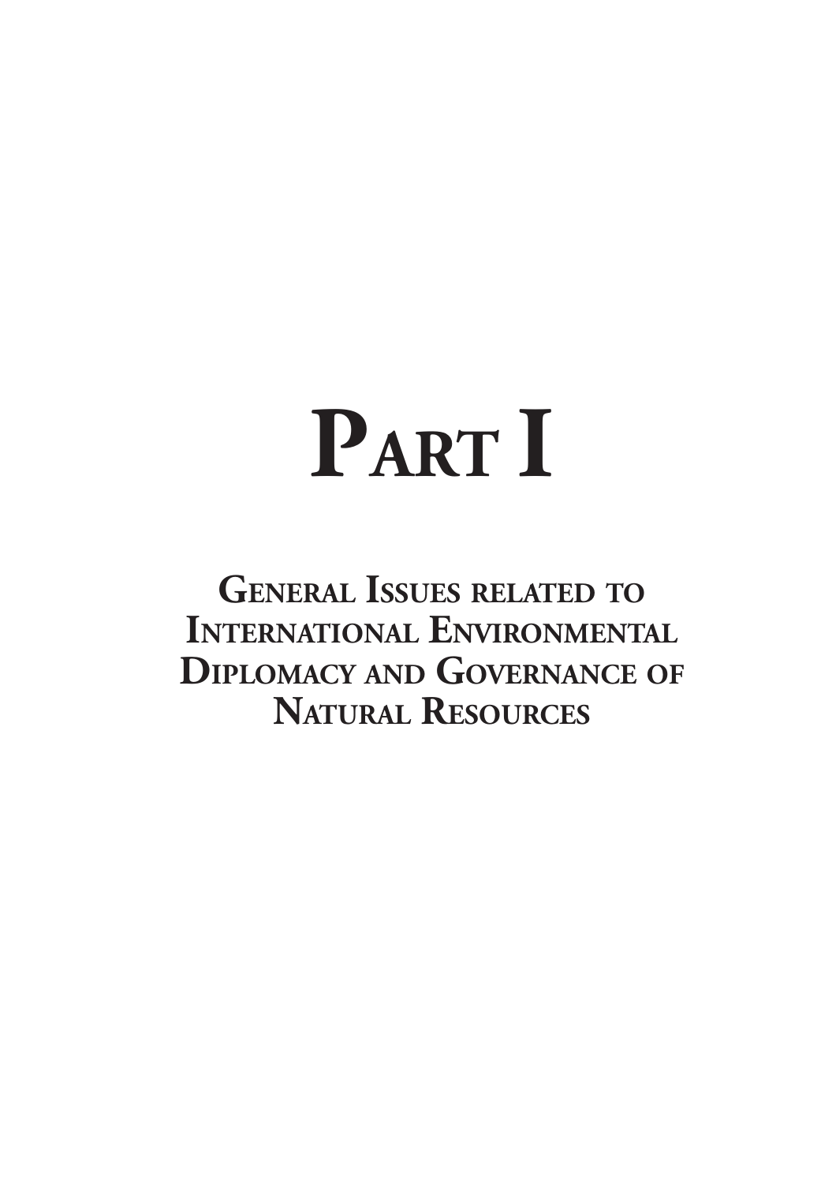# Part I

## General Issues related to International Environmental Diplomacy and Governance of Natural Resources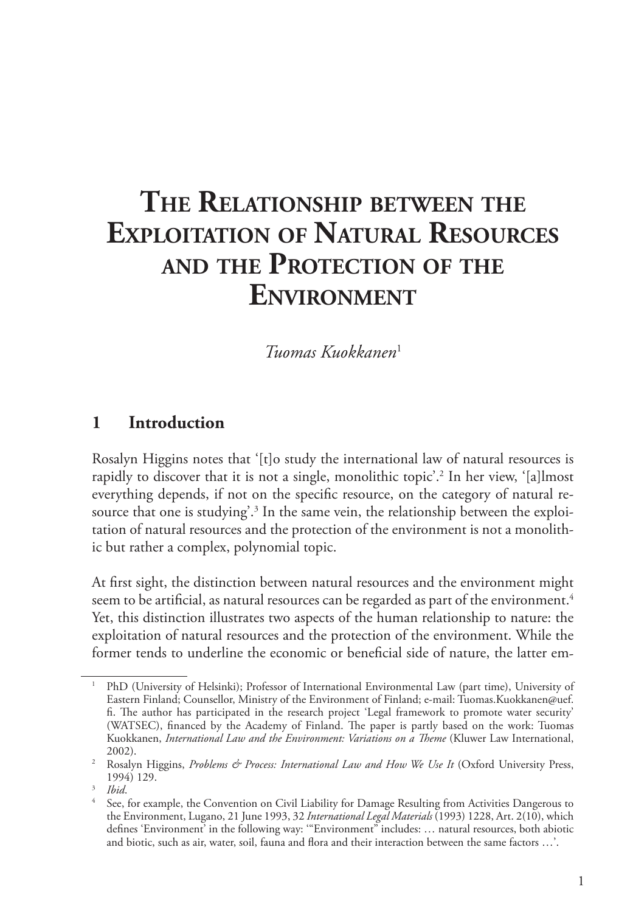# The Relationship between the Exploitation of Natural Resources and the Protection of the Environment

*Tuomas Kuokkanen*[1]

## 1 Introduction

Rosalyn Higgins notes that '[t]o study the international law of natural resources is rapidly to discover that it is not a single, monolithic topic'.[2] In her view, '[a]lmost everything depends, if not on the specific resource, on the category of natural resource that one is studying'.[3] In the same vein, the relationship between the exploitation of natural resources and the protection of the environment is not a monolithic but rather a complex, polynomial topic.

At first sight, the distinction between natural resources and the environment might seem to be artificial, as natural resources can be regarded as part of the environment.[4] Yet, this distinction illustrates two aspects of the human relationship to nature: the exploitation of natural resources and the protection of the environment. While the former tends to underline the economic or beneficial side of nature, the latter em-

---

1 PhD (University of Helsinki); Professor of International Environmental Law (part time), University of Eastern Finland; Counsellor, Ministry of the Environment of Finland; e-mail: Tuomas.Kuokkanen@uef.fi. The author has participated in the research project 'Legal framework to promote water security' (WATSEC), financed by the Academy of Finland. The paper is partly based on the work: Tuomas Kuokkanen, *International Law and the Environment: Variations on a Theme* (Kluwer Law International, 2002).

2 Rosalyn Higgins, *Problems & Process: International Law and How We Use It* (Oxford University Press, 1994) 129.

3 *Ibid*.

4 See, for example, the Convention on Civil Liability for Damage Resulting from Activities Dangerous to the Environment, Lugano, 21 June 1993, 32 *International Legal Materials* (1993) 1228, Art. 2(10), which defines 'Environment' in the following way: '"Environment" includes: … natural resources, both abiotic and biotic, such as air, water, soil, fauna and flora and their interaction between the same factors …'.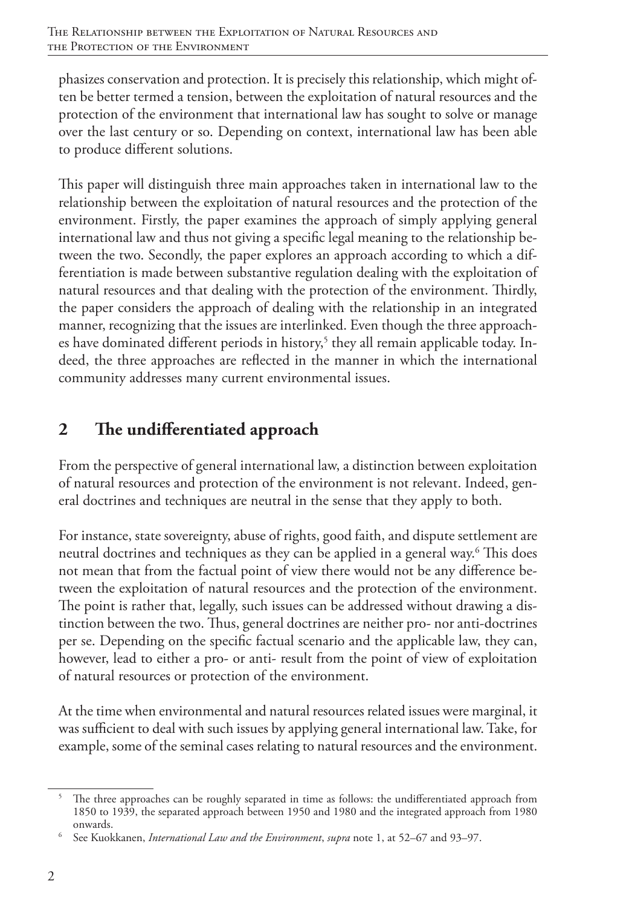phasizes conservation and protection. It is precisely this relationship, which might often be better termed a tension, between the exploitation of natural resources and the protection of the environment that international law has sought to solve or manage over the last century or so. Depending on context, international law has been able to produce different solutions.

This paper will distinguish three main approaches taken in international law to the relationship between the exploitation of natural resources and the protection of the environment. Firstly, the paper examines the approach of simply applying general international law and thus not giving a specific legal meaning to the relationship between the two. Secondly, the paper explores an approach according to which a differentiation is made between substantive regulation dealing with the exploitation of natural resources and that dealing with the protection of the environment. Thirdly, the paper considers the approach of dealing with the relationship in an integrated manner, recognizing that the issues are interlinked. Even though the three approaches have dominated different periods in history,[5] they all remain applicable today. Indeed, the three approaches are reflected in the manner in which the international community addresses many current environmental issues.

## 2 The undifferentiated approach

From the perspective of general international law, a distinction between exploitation of natural resources and protection of the environment is not relevant. Indeed, general doctrines and techniques are neutral in the sense that they apply to both.

For instance, state sovereignty, abuse of rights, good faith, and dispute settlement are neutral doctrines and techniques as they can be applied in a general way.[6] This does not mean that from the factual point of view there would not be any difference between the exploitation of natural resources and the protection of the environment. The point is rather that, legally, such issues can be addressed without drawing a distinction between the two. Thus, general doctrines are neither pro- nor anti-doctrines per se. Depending on the specific factual scenario and the applicable law, they can, however, lead to either a pro- or anti- result from the point of view of exploitation of natural resources or protection of the environment.

At the time when environmental and natural resources related issues were marginal, it was sufficient to deal with such issues by applying general international law. Take, for example, some of the seminal cases relating to natural resources and the environment.

---

[5] The three approaches can be roughly separated in time as follows: the undifferentiated approach from 1850 to 1939, the separated approach between 1950 and 1980 and the integrated approach from 1980 onwards.

[6] See Kuokkanen, *International Law and the Environment*, *supra* note 1, at 52–67 and 93–97.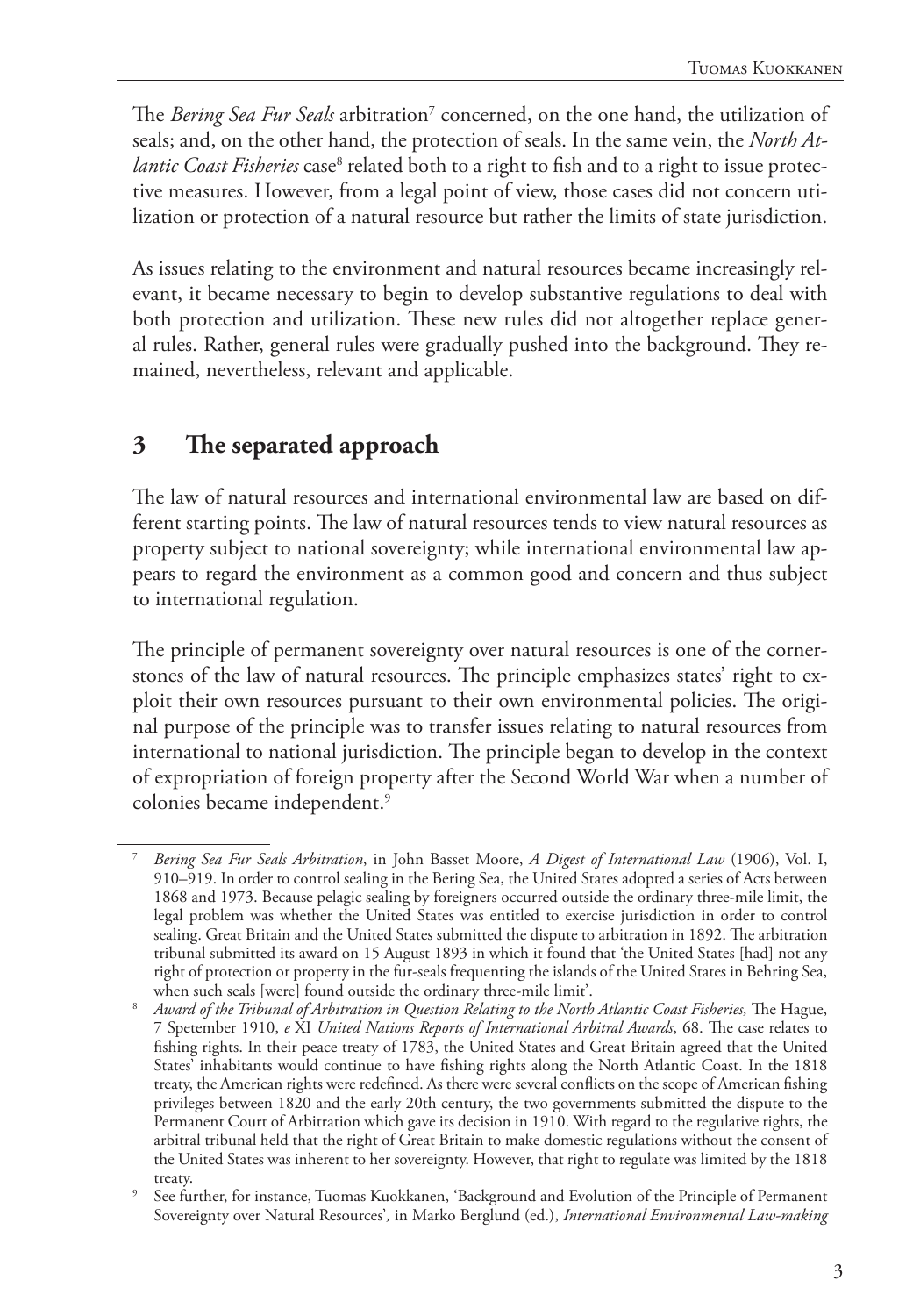The *Bering Sea Fur Seals* arbitration[7] concerned, on the one hand, the utilization of seals; and, on the other hand, the protection of seals. In the same vein, the *North Atlantic Coast Fisheries* case[8] related both to a right to fish and to a right to issue protective measures. However, from a legal point of view, those cases did not concern utilization or protection of a natural resource but rather the limits of state jurisdiction.

As issues relating to the environment and natural resources became increasingly relevant, it became necessary to begin to develop substantive regulations to deal with both protection and utilization. These new rules did not altogether replace general rules. Rather, general rules were gradually pushed into the background. They remained, nevertheless, relevant and applicable.

## 3 The separated approach

The law of natural resources and international environmental law are based on different starting points. The law of natural resources tends to view natural resources as property subject to national sovereignty; while international environmental law appears to regard the environment as a common good and concern and thus subject to international regulation.

The principle of permanent sovereignty over natural resources is one of the cornerstones of the law of natural resources. The principle emphasizes states' right to exploit their own resources pursuant to their own environmental policies. The original purpose of the principle was to transfer issues relating to natural resources from international to national jurisdiction. The principle began to develop in the context of expropriation of foreign property after the Second World War when a number of colonies became independent.[9]

---

[7] *Bering Sea Fur Seals Arbitration*, in John Basset Moore, *A Digest of International Law* (1906), Vol. I, 910–919. In order to control sealing in the Bering Sea, the United States adopted a series of Acts between 1868 and 1973. Because pelagic sealing by foreigners occurred outside the ordinary three-mile limit, the legal problem was whether the United States was entitled to exercise jurisdiction in order to control sealing. Great Britain and the United States submitted the dispute to arbitration in 1892. The arbitration tribunal submitted its award on 15 August 1893 in which it found that 'the United States [had] not any right of protection or property in the fur-seals frequenting the islands of the United States in Behring Sea, when such seals [were] found outside the ordinary three-mile limit'.

[8] *Award of the Tribunal of Arbitration in Question Relating to the North Atlantic Coast Fisheries,* The Hague, 7 Spetember 1910, *e* XI *United Nations Reports of International Arbitral Awards*, 68. The case relates to fishing rights. In their peace treaty of 1783, the United States and Great Britain agreed that the United States' inhabitants would continue to have fishing rights along the North Atlantic Coast. In the 1818 treaty, the American rights were redefined. As there were several conflicts on the scope of American fishing privileges between 1820 and the early 20th century, the two governments submitted the dispute to the Permanent Court of Arbitration which gave its decision in 1910. With regard to the regulative rights, the arbitral tribunal held that the right of Great Britain to make domestic regulations without the consent of the United States was inherent to her sovereignty. However, that right to regulate was limited by the 1818 treaty.

[9] See further, for instance, Tuomas Kuokkanen, 'Background and Evolution of the Principle of Permanent Sovereignty over Natural Resources', in Marko Berglund (ed.), *International Environmental Law-making*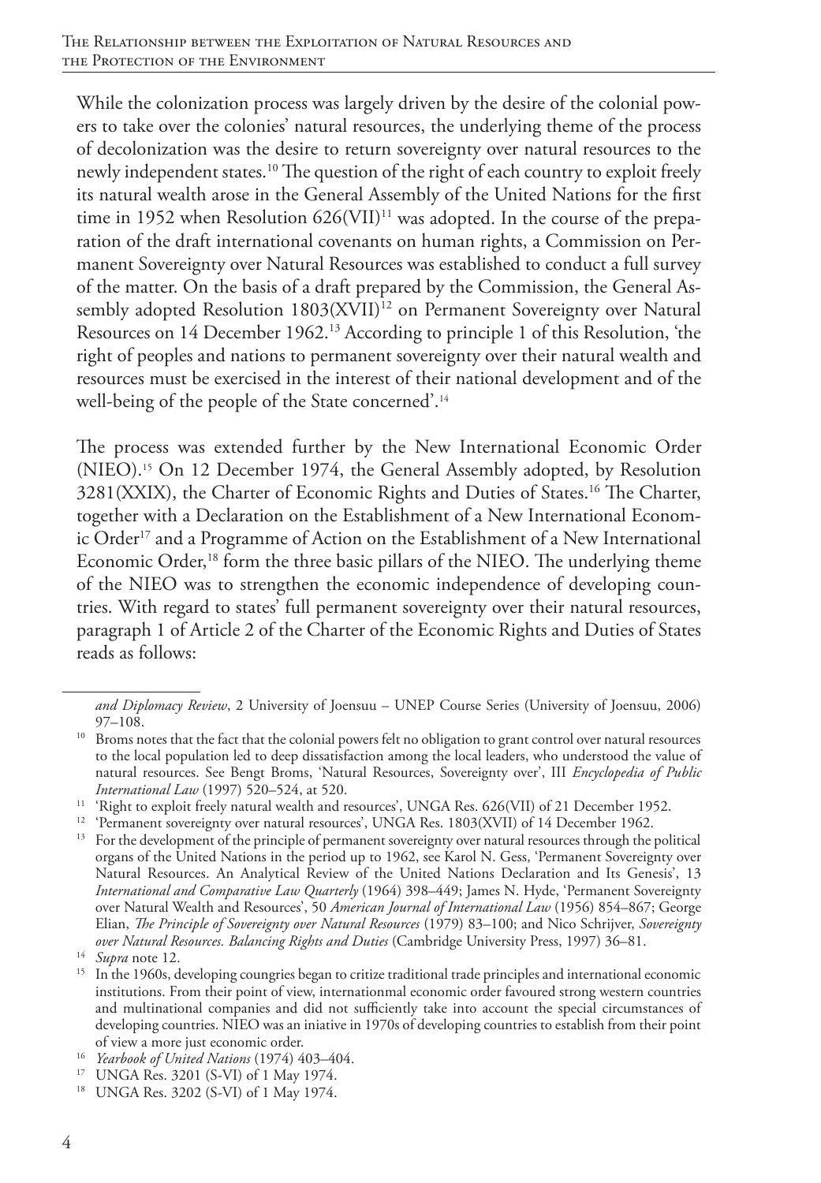While the colonization process was largely driven by the desire of the colonial powers to take over the colonies' natural resources, the underlying theme of the process of decolonization was the desire to return sovereignty over natural resources to the newly independent states.[10] The question of the right of each country to exploit freely its natural wealth arose in the General Assembly of the United Nations for the first time in 1952 when Resolution 626(VII)[11] was adopted. In the course of the preparation of the draft international covenants on human rights, a Commission on Permanent Sovereignty over Natural Resources was established to conduct a full survey of the matter. On the basis of a draft prepared by the Commission, the General Assembly adopted Resolution 1803(XVII)[12] on Permanent Sovereignty over Natural Resources on 14 December 1962.[13] According to principle 1 of this Resolution, 'the right of peoples and nations to permanent sovereignty over their natural wealth and resources must be exercised in the interest of their national development and of the well-being of the people of the State concerned'.[14]

The process was extended further by the New International Economic Order (NIEO).[15] On 12 December 1974, the General Assembly adopted, by Resolution 3281(XXIX), the Charter of Economic Rights and Duties of States.[16] The Charter, together with a Declaration on the Establishment of a New International Economic Order[17] and a Programme of Action on the Establishment of a New International Economic Order,[18] form the three basic pillars of the NIEO. The underlying theme of the NIEO was to strengthen the economic independence of developing countries. With regard to states' full permanent sovereignty over their natural resources, paragraph 1 of Article 2 of the Charter of the Economic Rights and Duties of States reads as follows:

---

*and Diplomacy Review*, 2 University of Joensuu – UNEP Course Series (University of Joensuu, 2006) 97–108.

[10] Broms notes that the fact that the colonial powers felt no obligation to grant control over natural resources to the local population led to deep dissatisfaction among the local leaders, who understood the value of natural resources. See Bengt Broms, 'Natural Resources, Sovereignty over', III *Encyclopedia of Public International Law* (1997) 520–524, at 520.

[11] 'Right to exploit freely natural wealth and resources', UNGA Res. 626(VII) of 21 December 1952.

[12] 'Permanent sovereignty over natural resources', UNGA Res. 1803(XVII) of 14 December 1962.

[13] For the development of the principle of permanent sovereignty over natural resources through the political organs of the United Nations in the period up to 1962, see Karol N. Gess, 'Permanent Sovereignty over Natural Resources. An Analytical Review of the United Nations Declaration and Its Genesis', 13 *International and Comparative Law Quarterly* (1964) 398–449; James N. Hyde, 'Permanent Sovereignty over Natural Wealth and Resources', 50 *American Journal of International Law* (1956) 854–867; George Elian, *The Principle of Sovereignty over Natural Resources* (1979) 83–100; and Nico Schrijver, *Sovereignty over Natural Resources. Balancing Rights and Duties* (Cambridge University Press, 1997) 36–81.

[14] *Supra* note 12.

[15] In the 1960s, developing coungries began to critize traditional trade principles and international economic institutions. From their point of view, internationmal economic order favoured strong western countries and multinational companies and did not sufficiently take into account the special circumstances of developing countries. NIEO was an iniative in 1970s of developing countries to establish from their point of view a more just economic order.

[16] *Yearbook of United Nations* (1974) 403–404.

[17] UNGA Res. 3201 (S-VI) of 1 May 1974.

[18] UNGA Res. 3202 (S-VI) of 1 May 1974.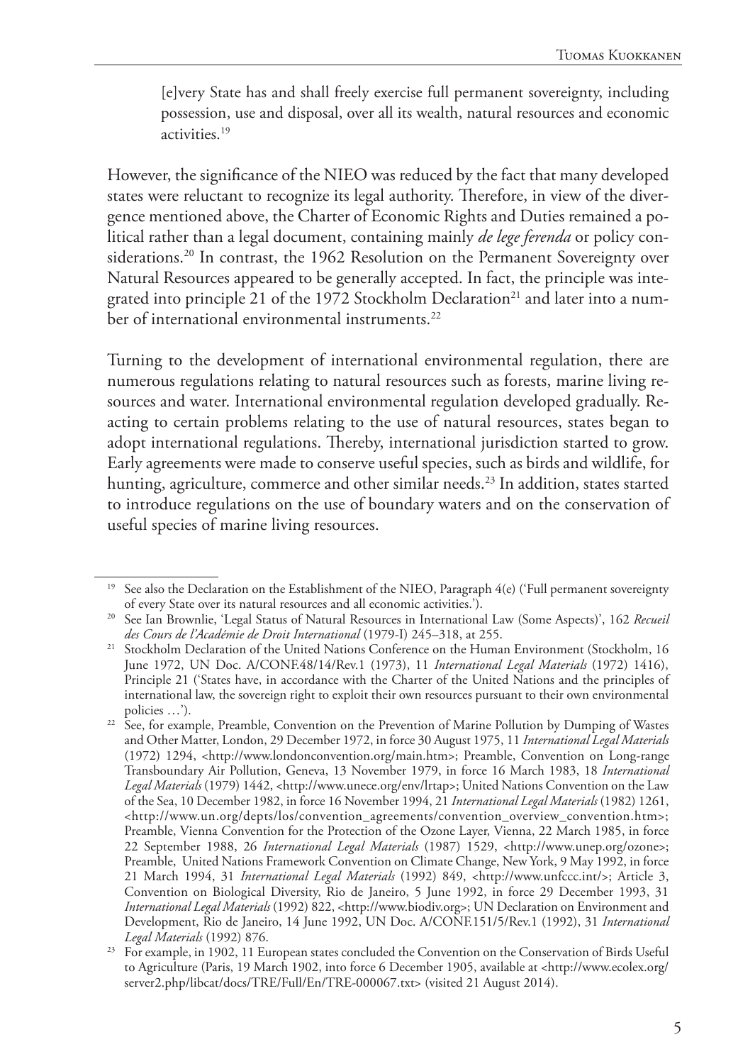> [e]very State has and shall freely exercise full permanent sovereignty, including possession, use and disposal, over all its wealth, natural resources and economic activities.[19]

However, the significance of the NIEO was reduced by the fact that many developed states were reluctant to recognize its legal authority. Therefore, in view of the divergence mentioned above, the Charter of Economic Rights and Duties remained a political rather than a legal document, containing mainly *de lege ferenda* or policy considerations.[20] In contrast, the 1962 Resolution on the Permanent Sovereignty over Natural Resources appeared to be generally accepted. In fact, the principle was integrated into principle 21 of the 1972 Stockholm Declaration[21] and later into a number of international environmental instruments.[22]

Turning to the development of international environmental regulation, there are numerous regulations relating to natural resources such as forests, marine living resources and water. International environmental regulation developed gradually. Reacting to certain problems relating to the use of natural resources, states began to adopt international regulations. Thereby, international jurisdiction started to grow. Early agreements were made to conserve useful species, such as birds and wildlife, for hunting, agriculture, commerce and other similar needs.[23] In addition, states started to introduce regulations on the use of boundary waters and on the conservation of useful species of marine living resources.

---

[19] See also the Declaration on the Establishment of the NIEO, Paragraph 4(e) ('Full permanent sovereignty of every State over its natural resources and all economic activities.').

[20] See Ian Brownlie, 'Legal Status of Natural Resources in International Law (Some Aspects)', 162 *Recueil des Cours de l'Académie de Droit International* (1979-I) 245–318, at 255.

[21] Stockholm Declaration of the United Nations Conference on the Human Environment (Stockholm, 16 June 1972, UN Doc. A/CONF.48/14/Rev.1 (1973), 11 *International Legal Materials* (1972) 1416), Principle 21 ('States have, in accordance with the Charter of the United Nations and the principles of international law, the sovereign right to exploit their own resources pursuant to their own environmental policies …').

[22] See, for example, Preamble, Convention on the Prevention of Marine Pollution by Dumping of Wastes and Other Matter, London, 29 December 1972, in force 30 August 1975, 11 *International Legal Materials* (1972) 1294, <http://www.londonconvention.org/main.htm>; Preamble, Convention on Long-range Transboundary Air Pollution, Geneva, 13 November 1979, in force 16 March 1983, 18 *International Legal Materials* (1979) 1442, <http://www.unece.org/env/lrtap>; United Nations Convention on the Law of the Sea, 10 December 1982, in force 16 November 1994, 21 *International Legal Materials* (1982) 1261, <http://www.un.org/depts/los/convention_agreements/convention_overview_convention.htm>; Preamble, Vienna Convention for the Protection of the Ozone Layer, Vienna, 22 March 1985, in force 22 September 1988, 26 *International Legal Materials* (1987) 1529, <http://www.unep.org/ozone>; Preamble, United Nations Framework Convention on Climate Change, New York, 9 May 1992, in force 21 March 1994, 31 *International Legal Materials* (1992) 849, <http://www.unfccc.int/>; Article 3, Convention on Biological Diversity, Rio de Janeiro, 5 June 1992, in force 29 December 1993, 31 *International Legal Materials* (1992) 822, <http://www.biodiv.org>; UN Declaration on Environment and Development, Rio de Janeiro, 14 June 1992, UN Doc. A/CONF.151/5/Rev.1 (1992), 31 *International Legal Materials* (1992) 876.

[23] For example, in 1902, 11 European states concluded the Convention on the Conservation of Birds Useful to Agriculture (Paris, 19 March 1902, into force 6 December 1905, available at <http://www.ecolex.org/server2.php/libcat/docs/TRE/Full/En/TRE-000067.txt> (visited 21 August 2014).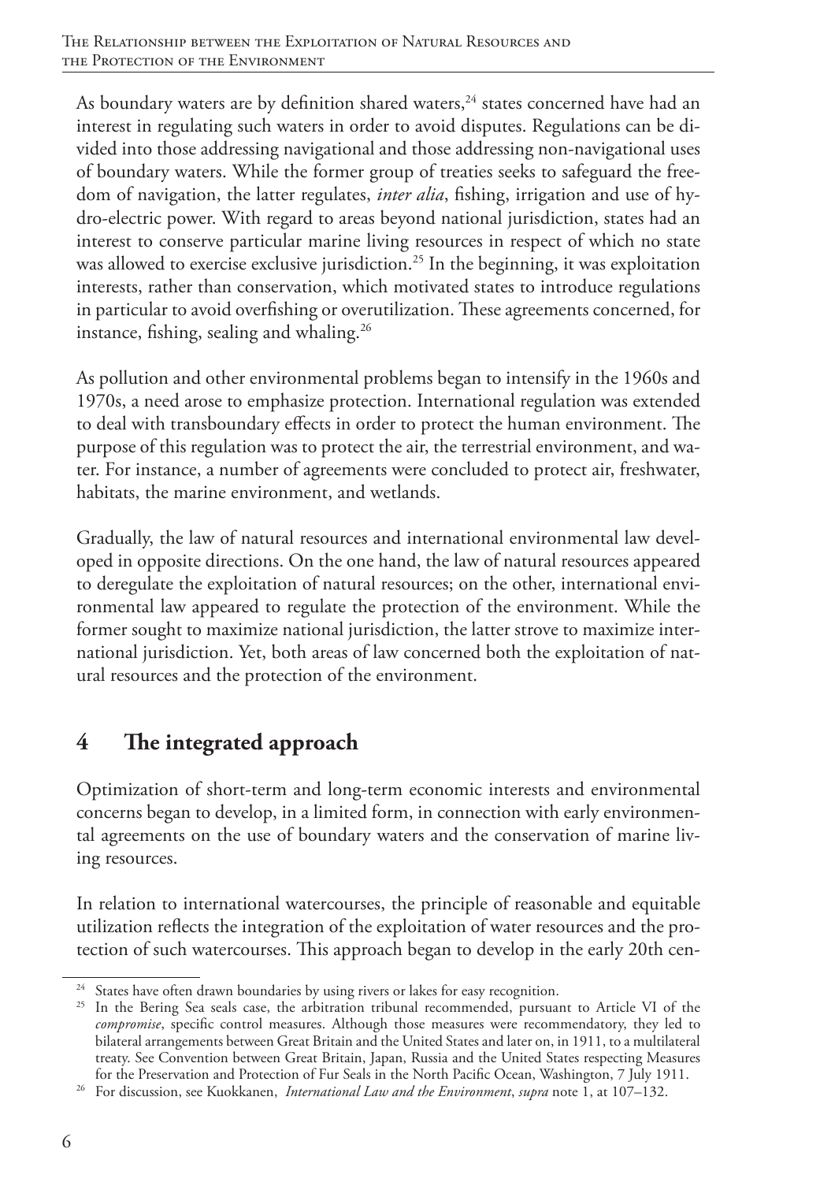As boundary waters are by definition shared waters,[24] states concerned have had an interest in regulating such waters in order to avoid disputes. Regulations can be divided into those addressing navigational and those addressing non-navigational uses of boundary waters. While the former group of treaties seeks to safeguard the freedom of navigation, the latter regulates, *inter alia*, fishing, irrigation and use of hydro-electric power. With regard to areas beyond national jurisdiction, states had an interest to conserve particular marine living resources in respect of which no state was allowed to exercise exclusive jurisdiction.[25] In the beginning, it was exploitation interests, rather than conservation, which motivated states to introduce regulations in particular to avoid overfishing or overutilization. These agreements concerned, for instance, fishing, sealing and whaling.[26]

As pollution and other environmental problems began to intensify in the 1960s and 1970s, a need arose to emphasize protection. International regulation was extended to deal with transboundary effects in order to protect the human environment. The purpose of this regulation was to protect the air, the terrestrial environment, and water. For instance, a number of agreements were concluded to protect air, freshwater, habitats, the marine environment, and wetlands.

Gradually, the law of natural resources and international environmental law developed in opposite directions. On the one hand, the law of natural resources appeared to deregulate the exploitation of natural resources; on the other, international environmental law appeared to regulate the protection of the environment. While the former sought to maximize national jurisdiction, the latter strove to maximize international jurisdiction. Yet, both areas of law concerned both the exploitation of natural resources and the protection of the environment.

## 4 The integrated approach

Optimization of short-term and long-term economic interests and environmental concerns began to develop, in a limited form, in connection with early environmental agreements on the use of boundary waters and the conservation of marine living resources.

In relation to international watercourses, the principle of reasonable and equitable utilization reflects the integration of the exploitation of water resources and the protection of such watercourses. This approach began to develop in the early 20th cen-

---

[24] States have often drawn boundaries by using rivers or lakes for easy recognition.

[25] In the Bering Sea seals case, the arbitration tribunal recommended, pursuant to Article VI of the *compromise*, specific control measures. Although those measures were recommendatory, they led to bilateral arrangements between Great Britain and the United States and later on, in 1911, to a multilateral treaty. See Convention between Great Britain, Japan, Russia and the United States respecting Measures for the Preservation and Protection of Fur Seals in the North Pacific Ocean, Washington, 7 July 1911.

[26] For discussion, see Kuokkanen, *International Law and the Environment*, *supra* note 1, at 107–132.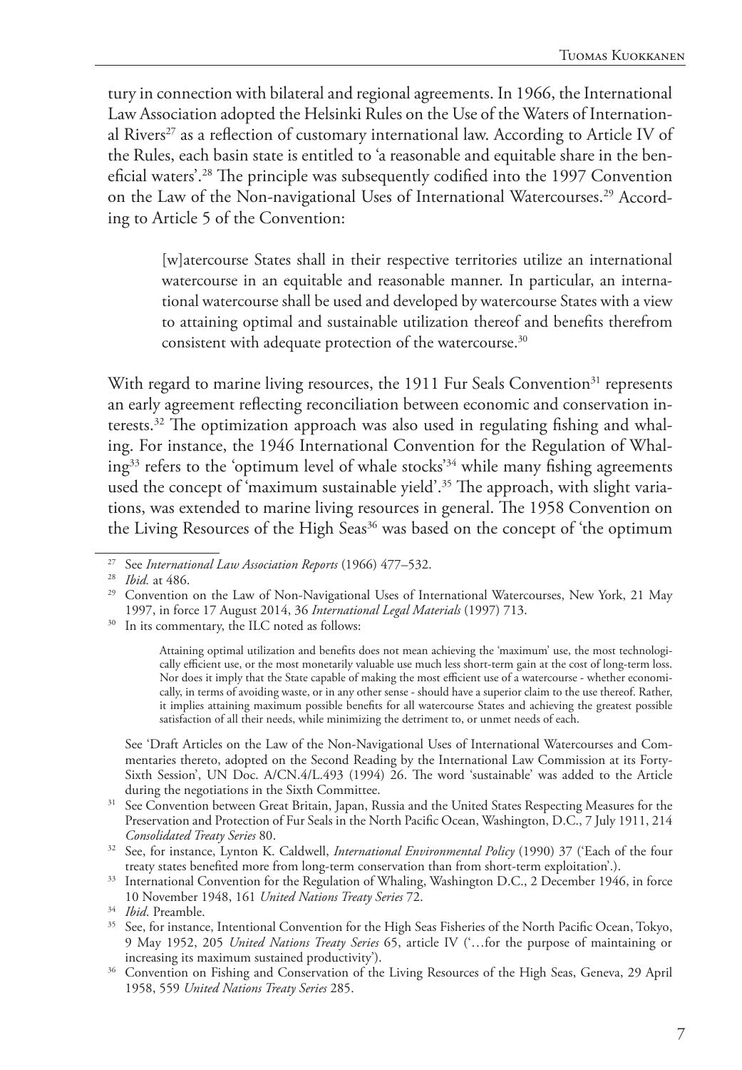tury in connection with bilateral and regional agreements. In 1966, the International Law Association adopted the Helsinki Rules on the Use of the Waters of International Rivers[27] as a reflection of customary international law. According to Article IV of the Rules, each basin state is entitled to 'a reasonable and equitable share in the beneficial waters'.[28] The principle was subsequently codified into the 1997 Convention on the Law of the Non-navigational Uses of International Watercourses.[29] According to Article 5 of the Convention:

> [w]atercourse States shall in their respective territories utilize an international watercourse in an equitable and reasonable manner. In particular, an international watercourse shall be used and developed by watercourse States with a view to attaining optimal and sustainable utilization thereof and benefits therefrom consistent with adequate protection of the watercourse.[30]

With regard to marine living resources, the 1911 Fur Seals Convention[31] represents an early agreement reflecting reconciliation between economic and conservation interests.[32] The optimization approach was also used in regulating fishing and whaling. For instance, the 1946 International Convention for the Regulation of Whaling[33] refers to the 'optimum level of whale stocks'[34] while many fishing agreements used the concept of 'maximum sustainable yield'.[35] The approach, with slight variations, was extended to marine living resources in general. The 1958 Convention on the Living Resources of the High Seas[36] was based on the concept of 'the optimum

---

[27] See *International Law Association Reports* (1966) 477–532.

[28] *Ibid.* at 486.

[29] Convention on the Law of Non-Navigational Uses of International Watercourses, New York, 21 May 1997, in force 17 August 2014, 36 *International Legal Materials* (1997) 713.

[30] In its commentary, the ILC noted as follows:

> Attaining optimal utilization and benefits does not mean achieving the 'maximum' use, the most technologically efficient use, or the most monetarily valuable use much less short-term gain at the cost of long-term loss. Nor does it imply that the State capable of making the most efficient use of a watercourse - whether economically, in terms of avoiding waste, or in any other sense - should have a superior claim to the use thereof. Rather, it implies attaining maximum possible benefits for all watercourse States and achieving the greatest possible satisfaction of all their needs, while minimizing the detriment to, or unmet needs of each.

See 'Draft Articles on the Law of the Non-Navigational Uses of International Watercourses and Commentaries thereto, adopted on the Second Reading by the International Law Commission at its Forty-Sixth Session', UN Doc. A/CN.4/L.493 (1994) 26. The word 'sustainable' was added to the Article during the negotiations in the Sixth Committee.

[31] See Convention between Great Britain, Japan, Russia and the United States Respecting Measures for the Preservation and Protection of Fur Seals in the North Pacific Ocean, Washington, D.C., 7 July 1911, 214 *Consolidated Treaty Series* 80.

[32] See, for instance, Lynton K. Caldwell, *International Environmental Policy* (1990) 37 ('Each of the four treaty states benefited more from long-term conservation than from short-term exploitation'.).

[33] International Convention for the Regulation of Whaling, Washington D.C., 2 December 1946, in force 10 November 1948, 161 *United Nations Treaty Series* 72.

[34] *Ibid*. Preamble.

[35] See, for instance, Intentional Convention for the High Seas Fisheries of the North Pacific Ocean, Tokyo, 9 May 1952, 205 *United Nations Treaty Series* 65, article IV ('…for the purpose of maintaining or increasing its maximum sustained productivity').

[36] Convention on Fishing and Conservation of the Living Resources of the High Seas, Geneva, 29 April 1958, 559 *United Nations Treaty Series* 285.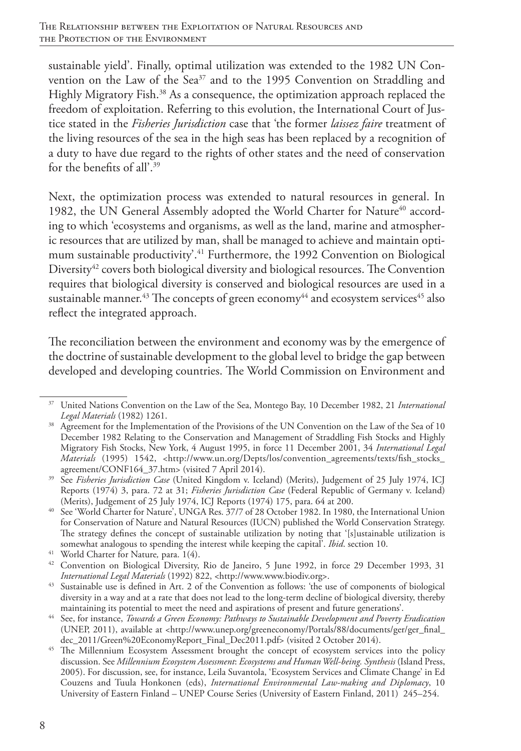sustainable yield'. Finally, optimal utilization was extended to the 1982 UN Convention on the Law of the Sea[37] and to the 1995 Convention on Straddling and Highly Migratory Fish.[38] As a consequence, the optimization approach replaced the freedom of exploitation. Referring to this evolution, the International Court of Justice stated in the *Fisheries Jurisdiction* case that 'the former *laissez faire* treatment of the living resources of the sea in the high seas has been replaced by a recognition of a duty to have due regard to the rights of other states and the need of conservation for the benefits of all'.[39]

Next, the optimization process was extended to natural resources in general. In 1982, the UN General Assembly adopted the World Charter for Nature[40] according to which 'ecosystems and organisms, as well as the land, marine and atmospheric resources that are utilized by man, shall be managed to achieve and maintain optimum sustainable productivity'.[41] Furthermore, the 1992 Convention on Biological Diversity[42] covers both biological diversity and biological resources. The Convention requires that biological diversity is conserved and biological resources are used in a sustainable manner.[43] The concepts of green economy[44] and ecosystem services[45] also reflect the integrated approach.

The reconciliation between the environment and economy was by the emergence of the doctrine of sustainable development to the global level to bridge the gap between developed and developing countries. The World Commission on Environment and

---

[37] United Nations Convention on the Law of the Sea, Montego Bay, 10 December 1982, 21 *International Legal Materials* (1982) 1261.

[38] Agreement for the Implementation of the Provisions of the UN Convention on the Law of the Sea of 10 December 1982 Relating to the Conservation and Management of Straddling Fish Stocks and Highly Migratory Fish Stocks, New York, 4 August 1995, in force 11 December 2001, 34 *International Legal Materials* (1995) 1542, <http://www.un.org/Depts/los/convention_agreements/texts/fish_stocks_agreement/CONF164_37.htm> (visited 7 April 2014).

[39] See *Fisheries Jurisdiction Case* (United Kingdom v. Iceland) (Merits), Judgement of 25 July 1974, ICJ Reports (1974) 3, para. 72 at 31; *Fisheries Jurisdiction Case* (Federal Republic of Germany v. Iceland) (Merits), Judgement of 25 July 1974, ICJ Reports (1974) 175, para. 64 at 200.

[40] See 'World Charter for Nature', UNGA Res. 37/7 of 28 October 1982. In 1980, the International Union for Conservation of Nature and Natural Resources (IUCN) published the World Conservation Strategy. The strategy defines the concept of sustainable utilization by noting that '[s]ustainable utilization is somewhat analogous to spending the interest while keeping the capital'. *Ibid*. section 10.

[41] World Charter for Nature*,* para. 1(4).

[42] Convention on Biological Diversity, Rio de Janeiro, 5 June 1992, in force 29 December 1993, 31 *International Legal Materials* (1992) 822, <http://www.www.biodiv.org>.

[43] Sustainable use is defined in Art. 2 of the Convention as follows: 'the use of components of biological diversity in a way and at a rate that does not lead to the long-term decline of biological diversity, thereby maintaining its potential to meet the need and aspirations of present and future generations'.

[44] See, for instance, *Towards a Green Economy: Pathways to Sustainable Development and Poverty Eradication* (UNEP, 2011), available at <http://www.unep.org/greeneconomy/Portals/88/documents/ger/ger_final_dec_2011/Green%20EconomyReport_Final_Dec2011.pdf> (visited 2 October 2014).

[45] The Millennium Ecosystem Assessment brought the concept of ecosystem services into the policy discussion. See *Millennium Ecosystem Assessment*: *Ecosystems and Human Well-being. Synthesis* (Island Press, 2005). For discussion, see, for instance, Leila Suvantola, 'Ecosystem Services and Climate Change' in Ed Couzens and Tuula Honkonen (eds), *International Environmental Law-making and Diplomacy*, 10 University of Eastern Finland – UNEP Course Series (University of Eastern Finland, 2011) 245–254.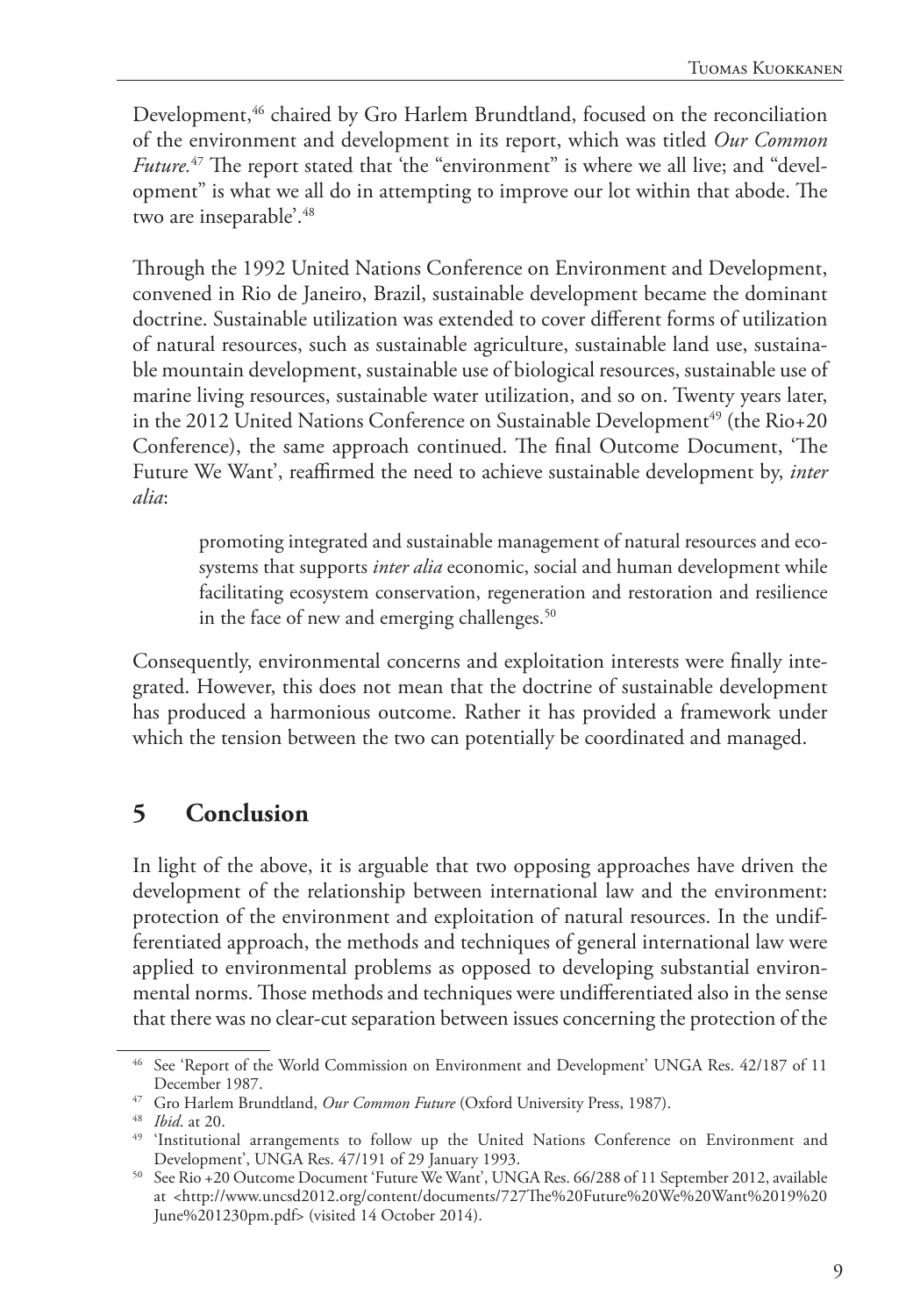Development,[46] chaired by Gro Harlem Brundtland, focused on the reconciliation of the environment and development in its report, which was titled *Our Common Future.*[47] The report stated that 'the "environment" is where we all live; and "development" is what we all do in attempting to improve our lot within that abode. The two are inseparable'.[48]

Through the 1992 United Nations Conference on Environment and Development, convened in Rio de Janeiro, Brazil, sustainable development became the dominant doctrine. Sustainable utilization was extended to cover different forms of utilization of natural resources, such as sustainable agriculture, sustainable land use, sustainable mountain development, sustainable use of biological resources, sustainable use of marine living resources, sustainable water utilization, and so on. Twenty years later, in the 2012 United Nations Conference on Sustainable Development[49] (the Rio+20 Conference), the same approach continued. The final Outcome Document, 'The Future We Want', reaffirmed the need to achieve sustainable development by, *inter alia*:

> promoting integrated and sustainable management of natural resources and ecosystems that supports *inter alia* economic, social and human development while facilitating ecosystem conservation, regeneration and restoration and resilience in the face of new and emerging challenges.[50]

Consequently, environmental concerns and exploitation interests were finally integrated. However, this does not mean that the doctrine of sustainable development has produced a harmonious outcome. Rather it has provided a framework under which the tension between the two can potentially be coordinated and managed.

## 5 Conclusion

In light of the above, it is arguable that two opposing approaches have driven the development of the relationship between international law and the environment: protection of the environment and exploitation of natural resources. In the undifferentiated approach, the methods and techniques of general international law were applied to environmental problems as opposed to developing substantial environmental norms. Those methods and techniques were undifferentiated also in the sense that there was no clear-cut separation between issues concerning the protection of the

---

[46] See 'Report of the World Commission on Environment and Development' UNGA Res. 42/187 of 11 December 1987.

[47] Gro Harlem Brundtland, *Our Common Future* (Oxford University Press, 1987).

[48] *Ibid*. at 20.

[49] 'Institutional arrangements to follow up the United Nations Conference on Environment and Development', UNGA Res. 47/191 of 29 January 1993.

[50] See Rio +20 Outcome Document 'Future We Want', UNGA Res. 66/288 of 11 September 2012, available at <http://www.uncsd2012.org/content/documents/727The%20Future%20We%20Want%2019%20June%201230pm.pdf> (visited 14 October 2014).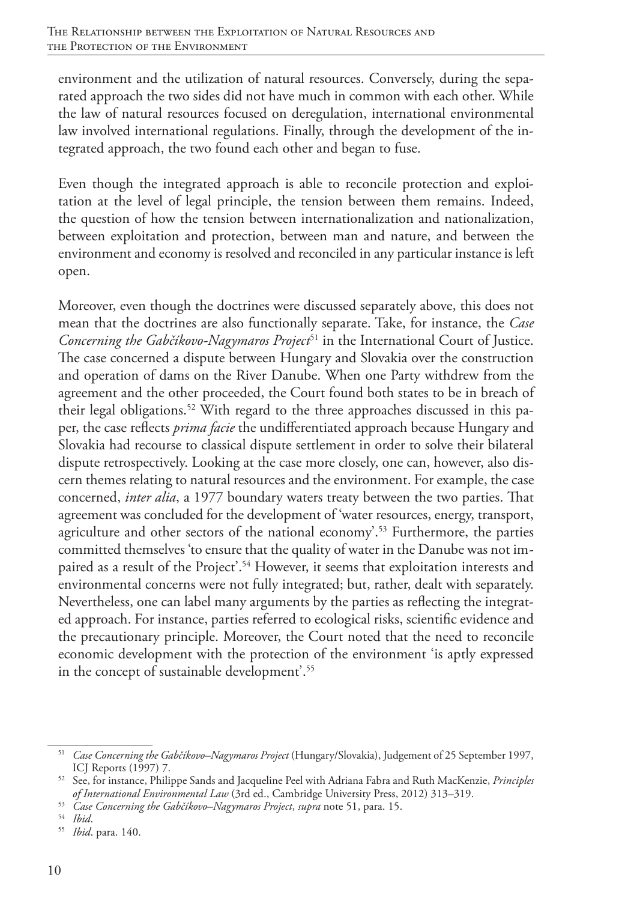environment and the utilization of natural resources. Conversely, during the separated approach the two sides did not have much in common with each other. While the law of natural resources focused on deregulation, international environmental law involved international regulations. Finally, through the development of the integrated approach, the two found each other and began to fuse.

Even though the integrated approach is able to reconcile protection and exploitation at the level of legal principle, the tension between them remains. Indeed, the question of how the tension between internationalization and nationalization, between exploitation and protection, between man and nature, and between the environment and economy is resolved and reconciled in any particular instance is left open.

Moreover, even though the doctrines were discussed separately above, this does not mean that the doctrines are also functionally separate. Take, for instance, the *Case Concerning the Gabčíkovo-Nagymaros Project*[51] in the International Court of Justice. The case concerned a dispute between Hungary and Slovakia over the construction and operation of dams on the River Danube. When one Party withdrew from the agreement and the other proceeded, the Court found both states to be in breach of their legal obligations.[52] With regard to the three approaches discussed in this paper, the case reflects *prima facie* the undifferentiated approach because Hungary and Slovakia had recourse to classical dispute settlement in order to solve their bilateral dispute retrospectively. Looking at the case more closely, one can, however, also discern themes relating to natural resources and the environment. For example, the case concerned, *inter alia*, a 1977 boundary waters treaty between the two parties. That agreement was concluded for the development of 'water resources, energy, transport, agriculture and other sectors of the national economy'.[53] Furthermore, the parties committed themselves 'to ensure that the quality of water in the Danube was not impaired as a result of the Project'.[54] However, it seems that exploitation interests and environmental concerns were not fully integrated; but, rather, dealt with separately. Nevertheless, one can label many arguments by the parties as reflecting the integrated approach. For instance, parties referred to ecological risks, scientific evidence and the precautionary principle. Moreover, the Court noted that the need to reconcile economic development with the protection of the environment 'is aptly expressed in the concept of sustainable development'.[55]

---

[51] *Case Concerning the Gabčíkovo–Nagymaros Project* (Hungary/Slovakia), Judgement of 25 September 1997, ICJ Reports (1997) 7.

[52] See, for instance, Philippe Sands and Jacqueline Peel with Adriana Fabra and Ruth MacKenzie, *Principles of International Environmental Law* (3rd ed., Cambridge University Press, 2012) 313–319.

[53] *Case Concerning the Gabčíkovo–Nagymaros Project*, *supra* note 51, para. 15.

[54] *Ibid*.

[55] *Ibid*. para. 140.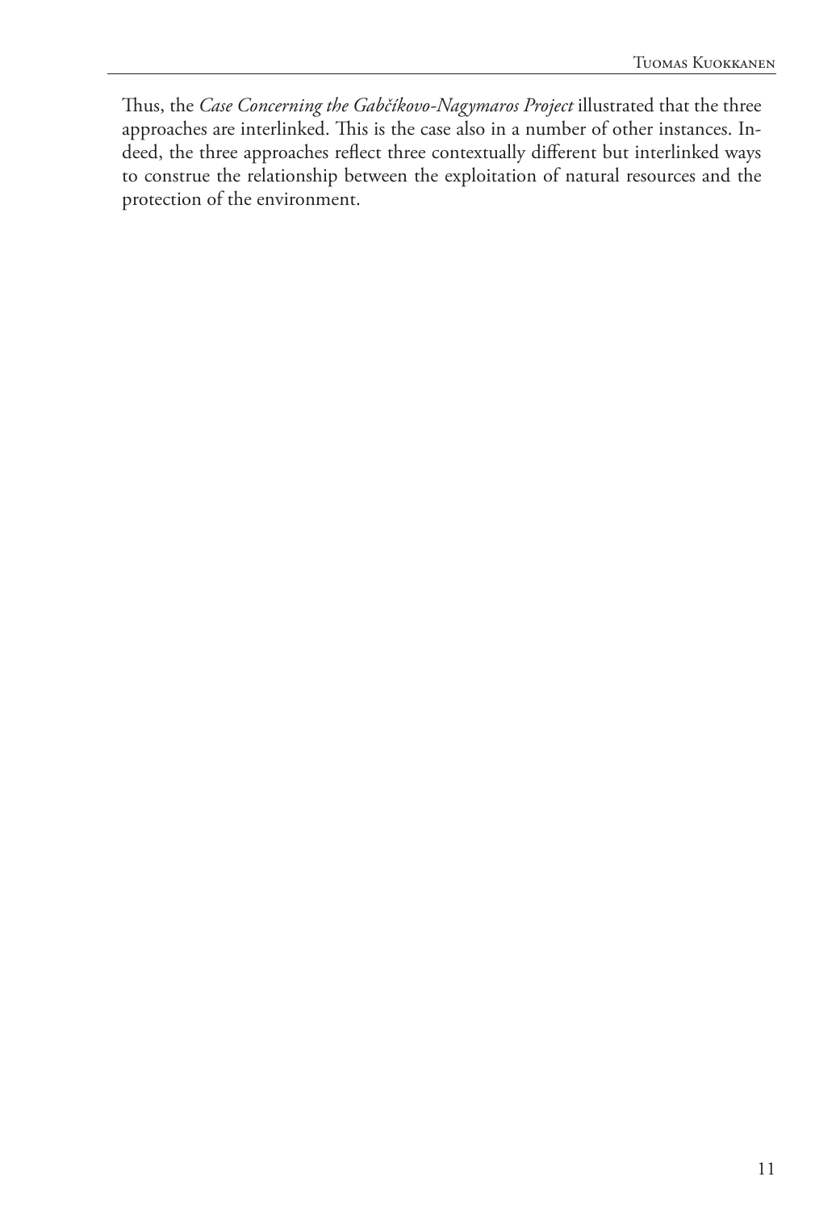Thus, the *Case Concerning the Gabčíkovo-Nagymaros Project* illustrated that the three approaches are interlinked. This is the case also in a number of other instances. Indeed, the three approaches reflect three contextually different but interlinked ways to construe the relationship between the exploitation of natural resources and the protection of the environment.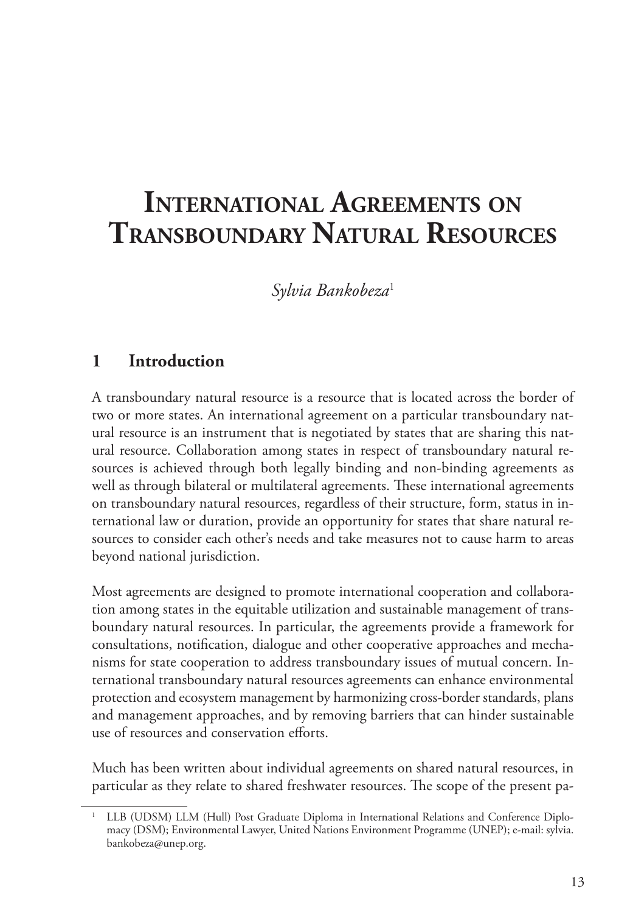# International Agreements on Transboundary Natural Resources

*Sylvia Bankobeza*[1]

## 1 Introduction

A transboundary natural resource is a resource that is located across the border of two or more states. An international agreement on a particular transboundary natural resource is an instrument that is negotiated by states that are sharing this natural resource. Collaboration among states in respect of transboundary natural resources is achieved through both legally binding and non-binding agreements as well as through bilateral or multilateral agreements. These international agreements on transboundary natural resources, regardless of their structure, form, status in international law or duration, provide an opportunity for states that share natural resources to consider each other's needs and take measures not to cause harm to areas beyond national jurisdiction.

Most agreements are designed to promote international cooperation and collaboration among states in the equitable utilization and sustainable management of transboundary natural resources. In particular, the agreements provide a framework for consultations, notification, dialogue and other cooperative approaches and mechanisms for state cooperation to address transboundary issues of mutual concern. International transboundary natural resources agreements can enhance environmental protection and ecosystem management by harmonizing cross-border standards, plans and management approaches, and by removing barriers that can hinder sustainable use of resources and conservation efforts.

Much has been written about individual agreements on shared natural resources, in particular as they relate to shared freshwater resources. The scope of the present pa-

[1] LLB (UDSM) LLM (Hull) Post Graduate Diploma in International Relations and Conference Diplomacy (DSM); Environmental Lawyer, United Nations Environment Programme (UNEP); e-mail: sylvia.bankobeza@unep.org.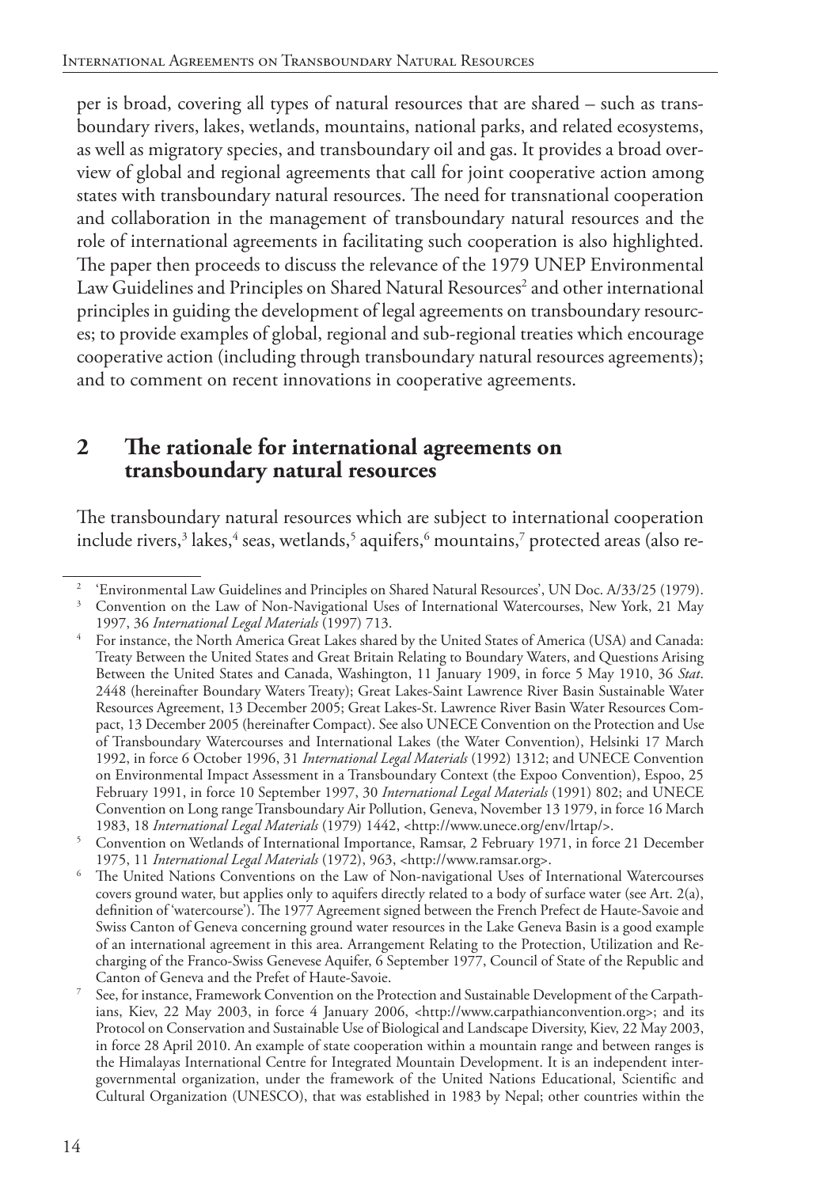per is broad, covering all types of natural resources that are shared – such as transboundary rivers, lakes, wetlands, mountains, national parks, and related ecosystems, as well as migratory species, and transboundary oil and gas. It provides a broad overview of global and regional agreements that call for joint cooperative action among states with transboundary natural resources. The need for transnational cooperation and collaboration in the management of transboundary natural resources and the role of international agreements in facilitating such cooperation is also highlighted. The paper then proceeds to discuss the relevance of the 1979 UNEP Environmental Law Guidelines and Principles on Shared Natural Resources[2] and other international principles in guiding the development of legal agreements on transboundary resources; to provide examples of global, regional and sub-regional treaties which encourage cooperative action (including through transboundary natural resources agreements); and to comment on recent innovations in cooperative agreements.

## 2 The rationale for international agreements on transboundary natural resources

The transboundary natural resources which are subject to international cooperation include rivers,[3] lakes,[4] seas, wetlands,[5] aquifers,[6] mountains,[7] protected areas (also re-

---

[2] 'Environmental Law Guidelines and Principles on Shared Natural Resources', UN Doc. A/33/25 (1979).

[3] Convention on the Law of Non-Navigational Uses of International Watercourses, New York, 21 May 1997, 36 *International Legal Materials* (1997) 713.

[4] For instance, the North America Great Lakes shared by the United States of America (USA) and Canada: Treaty Between the United States and Great Britain Relating to Boundary Waters, and Questions Arising Between the United States and Canada, Washington, 11 January 1909, in force 5 May 1910, 36 *Stat*. 2448 (hereinafter Boundary Waters Treaty); Great Lakes-Saint Lawrence River Basin Sustainable Water Resources Agreement, 13 December 2005; Great Lakes-St. Lawrence River Basin Water Resources Compact, 13 December 2005 (hereinafter Compact). See also UNECE Convention on the Protection and Use of Transboundary Watercourses and International Lakes (the Water Convention), Helsinki 17 March 1992, in force 6 October 1996, 31 *International Legal Materials* (1992) 1312; and UNECE Convention on Environmental Impact Assessment in a Transboundary Context (the Expoo Convention), Espoo, 25 February 1991, in force 10 September 1997, 30 *International Legal Materials* (1991) 802; and UNECE Convention on Long range Transboundary Air Pollution, Geneva, November 13 1979, in force 16 March 1983, 18 *International Legal Materials* (1979) 1442, <http://www.unece.org/env/lrtap/>.

[5] Convention on Wetlands of International Importance, Ramsar, 2 February 1971, in force 21 December 1975, 11 *International Legal Materials* (1972), 963, <http://www.ramsar.org>.

[6] The United Nations Conventions on the Law of Non-navigational Uses of International Watercourses covers ground water, but applies only to aquifers directly related to a body of surface water (see Art. 2(a), definition of 'watercourse'). The 1977 Agreement signed between the French Prefect de Haute-Savoie and Swiss Canton of Geneva concerning ground water resources in the Lake Geneva Basin is a good example of an international agreement in this area. Arrangement Relating to the Protection, Utilization and Recharging of the Franco-Swiss Genevese Aquifer, 6 September 1977, Council of State of the Republic and Canton of Geneva and the Prefet of Haute-Savoie.

[7] See, for instance, Framework Convention on the Protection and Sustainable Development of the Carpathians, Kiev, 22 May 2003, in force 4 January 2006, <http://www.carpathianconvention.org>; and its Protocol on Conservation and Sustainable Use of Biological and Landscape Diversity, Kiev, 22 May 2003, in force 28 April 2010. An example of state cooperation within a mountain range and between ranges is the Himalayas International Centre for Integrated Mountain Development. It is an independent intergovernmental organization, under the framework of the United Nations Educational, Scientific and Cultural Organization (UNESCO), that was established in 1983 by Nepal; other countries within the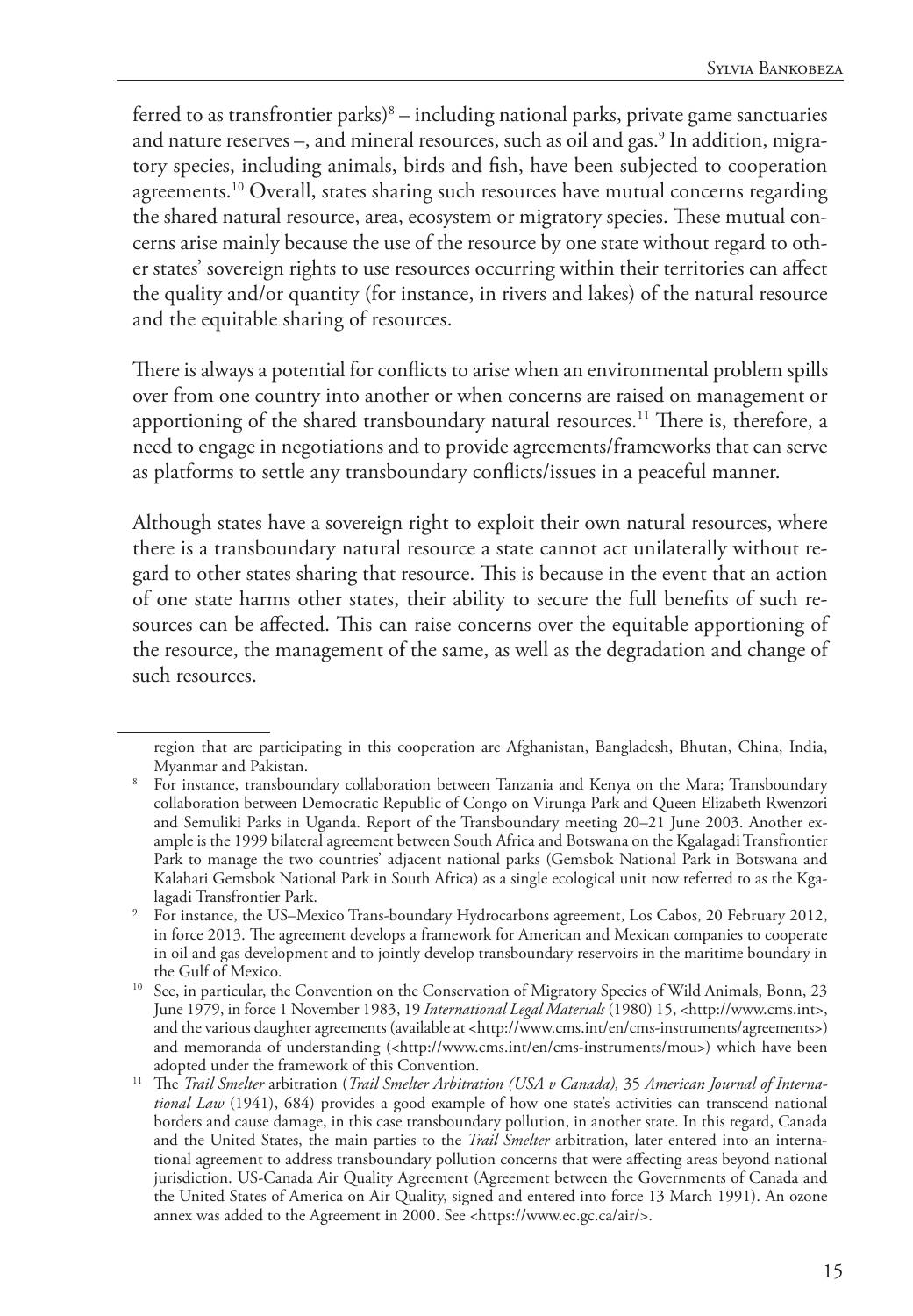ferred to as transfrontier parks)[8] – including national parks, private game sanctuaries and nature reserves –, and mineral resources, such as oil and gas.[9] In addition, migratory species, including animals, birds and fish, have been subjected to cooperation agreements.[10] Overall, states sharing such resources have mutual concerns regarding the shared natural resource, area, ecosystem or migratory species. These mutual concerns arise mainly because the use of the resource by one state without regard to other states' sovereign rights to use resources occurring within their territories can affect the quality and/or quantity (for instance, in rivers and lakes) of the natural resource and the equitable sharing of resources.

There is always a potential for conflicts to arise when an environmental problem spills over from one country into another or when concerns are raised on management or apportioning of the shared transboundary natural resources.[11] There is, therefore, a need to engage in negotiations and to provide agreements/frameworks that can serve as platforms to settle any transboundary conflicts/issues in a peaceful manner.

Although states have a sovereign right to exploit their own natural resources, where there is a transboundary natural resource a state cannot act unilaterally without regard to other states sharing that resource. This is because in the event that an action of one state harms other states, their ability to secure the full benefits of such resources can be affected. This can raise concerns over the equitable apportioning of the resource, the management of the same, as well as the degradation and change of such resources.

---

region that are participating in this cooperation are Afghanistan, Bangladesh, Bhutan, China, India, Myanmar and Pakistan.

[8] For instance, transboundary collaboration between Tanzania and Kenya on the Mara; Transboundary collaboration between Democratic Republic of Congo on Virunga Park and Queen Elizabeth Rwenzori and Semuliki Parks in Uganda. Report of the Transboundary meeting 20–21 June 2003. Another example is the 1999 bilateral agreement between South Africa and Botswana on the Kgalagadi Transfrontier Park to manage the two countries' adjacent national parks (Gemsbok National Park in Botswana and Kalahari Gemsbok National Park in South Africa) as a single ecological unit now referred to as the Kgalagadi Transfrontier Park.

[9] For instance, the US–Mexico Trans-boundary Hydrocarbons agreement, Los Cabos, 20 February 2012, in force 2013. The agreement develops a framework for American and Mexican companies to cooperate in oil and gas development and to jointly develop transboundary reservoirs in the maritime boundary in the Gulf of Mexico.

[10] See, in particular, the Convention on the Conservation of Migratory Species of Wild Animals, Bonn, 23 June 1979, in force 1 November 1983, 19 *International Legal Materials* (1980) 15, <http://www.cms.int>, and the various daughter agreements (available at <http://www.cms.int/en/cms-instruments/agreements>) and memoranda of understanding (<http://www.cms.int/en/cms-instruments/mou>) which have been adopted under the framework of this Convention.

[11] The *Trail Smelter* arbitration (*Trail Smelter Arbitration (USA v Canada),* 35 *American Journal of International Law* (1941), 684) provides a good example of how one state's activities can transcend national borders and cause damage, in this case transboundary pollution, in another state. In this regard, Canada and the United States, the main parties to the *Trail Smelter* arbitration, later entered into an international agreement to address transboundary pollution concerns that were affecting areas beyond national jurisdiction. US-Canada Air Quality Agreement (Agreement between the Governments of Canada and the United States of America on Air Quality, signed and entered into force 13 March 1991). An ozone annex was added to the Agreement in 2000. See <https://www.ec.gc.ca/air/>.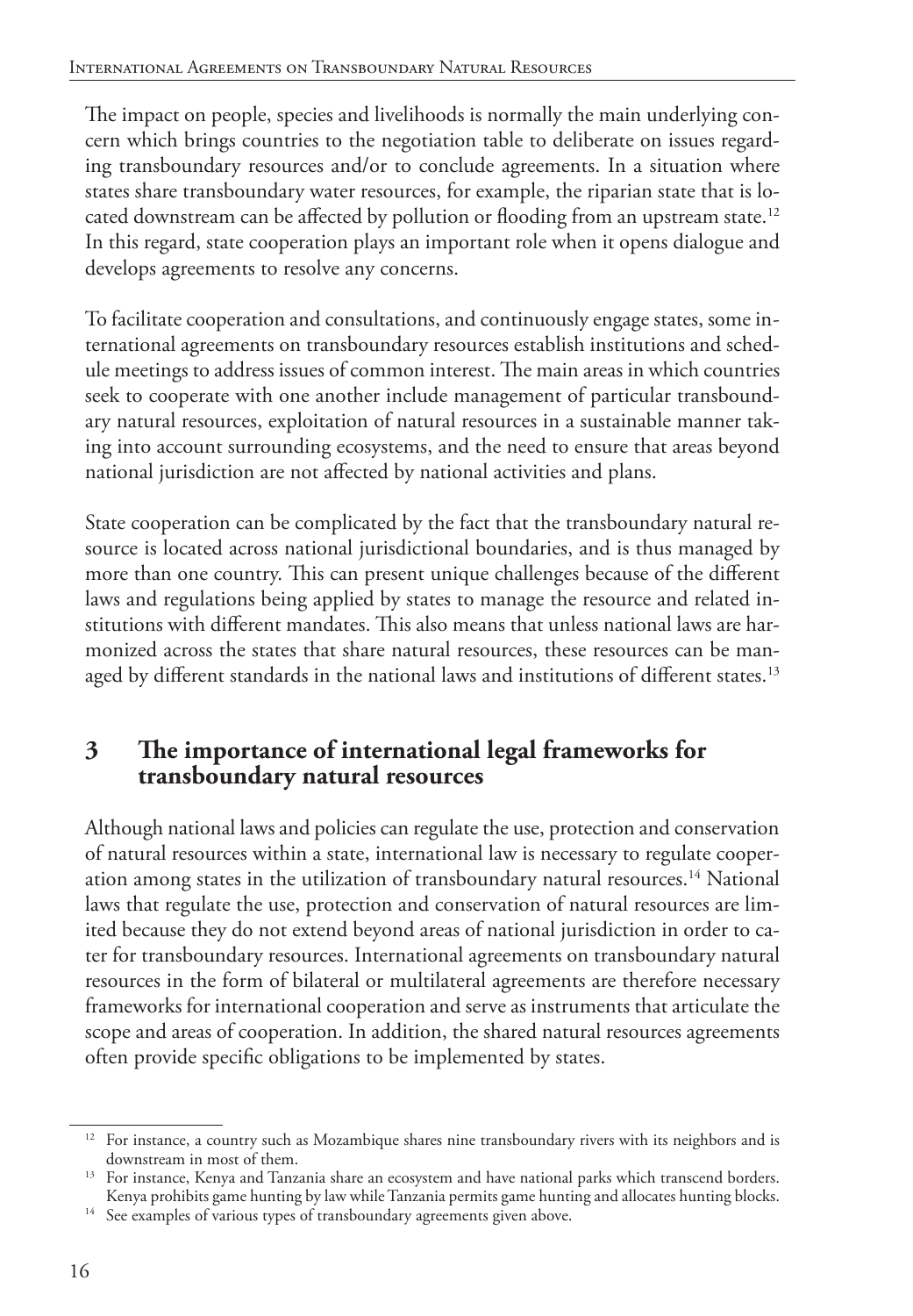The impact on people, species and livelihoods is normally the main underlying concern which brings countries to the negotiation table to deliberate on issues regarding transboundary resources and/or to conclude agreements. In a situation where states share transboundary water resources, for example, the riparian state that is located downstream can be affected by pollution or flooding from an upstream state.[12] In this regard, state cooperation plays an important role when it opens dialogue and develops agreements to resolve any concerns.

To facilitate cooperation and consultations, and continuously engage states, some international agreements on transboundary resources establish institutions and schedule meetings to address issues of common interest. The main areas in which countries seek to cooperate with one another include management of particular transboundary natural resources, exploitation of natural resources in a sustainable manner taking into account surrounding ecosystems, and the need to ensure that areas beyond national jurisdiction are not affected by national activities and plans.

State cooperation can be complicated by the fact that the transboundary natural resource is located across national jurisdictional boundaries, and is thus managed by more than one country. This can present unique challenges because of the different laws and regulations being applied by states to manage the resource and related institutions with different mandates. This also means that unless national laws are harmonized across the states that share natural resources, these resources can be managed by different standards in the national laws and institutions of different states.[13]

## 3 The importance of international legal frameworks for transboundary natural resources

Although national laws and policies can regulate the use, protection and conservation of natural resources within a state, international law is necessary to regulate cooperation among states in the utilization of transboundary natural resources.[14] National laws that regulate the use, protection and conservation of natural resources are limited because they do not extend beyond areas of national jurisdiction in order to cater for transboundary resources. International agreements on transboundary natural resources in the form of bilateral or multilateral agreements are therefore necessary frameworks for international cooperation and serve as instruments that articulate the scope and areas of cooperation. In addition, the shared natural resources agreements often provide specific obligations to be implemented by states.

---

[12] For instance, a country such as Mozambique shares nine transboundary rivers with its neighbors and is downstream in most of them.

[13] For instance, Kenya and Tanzania share an ecosystem and have national parks which transcend borders. Kenya prohibits game hunting by law while Tanzania permits game hunting and allocates hunting blocks.

[14] See examples of various types of transboundary agreements given above.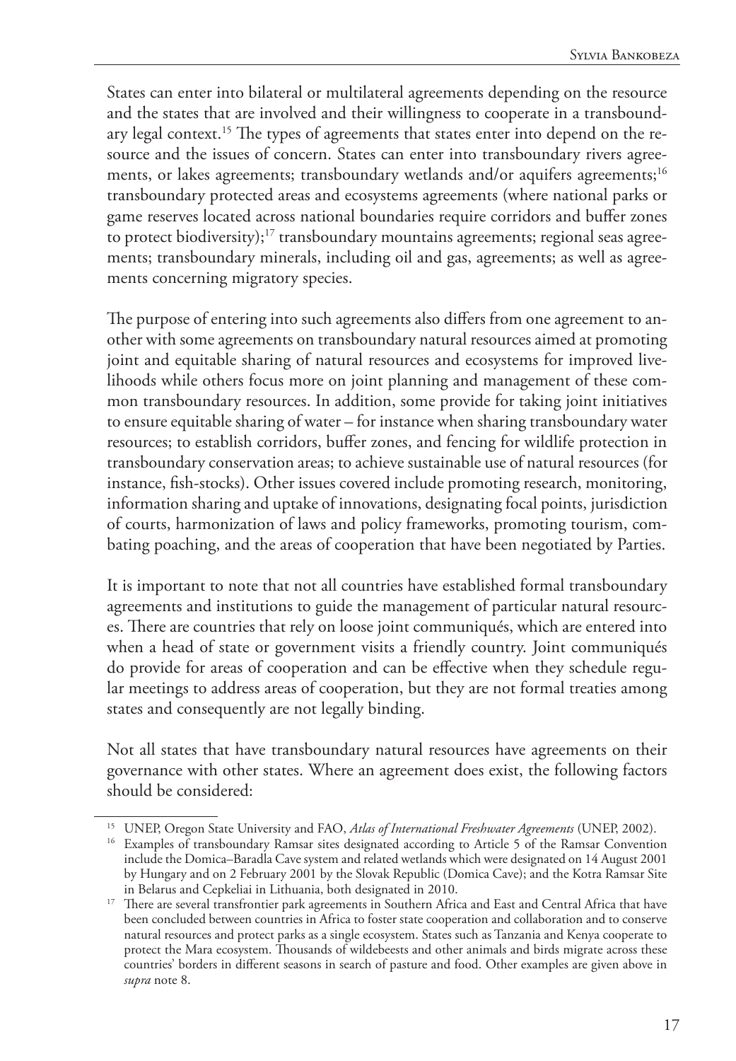States can enter into bilateral or multilateral agreements depending on the resource and the states that are involved and their willingness to cooperate in a transboundary legal context.[15] The types of agreements that states enter into depend on the resource and the issues of concern. States can enter into transboundary rivers agreements, or lakes agreements; transboundary wetlands and/or aquifers agreements;[16] transboundary protected areas and ecosystems agreements (where national parks or game reserves located across national boundaries require corridors and buffer zones to protect biodiversity);[17] transboundary mountains agreements; regional seas agreements; transboundary minerals, including oil and gas, agreements; as well as agreements concerning migratory species.

The purpose of entering into such agreements also differs from one agreement to another with some agreements on transboundary natural resources aimed at promoting joint and equitable sharing of natural resources and ecosystems for improved livelihoods while others focus more on joint planning and management of these common transboundary resources. In addition, some provide for taking joint initiatives to ensure equitable sharing of water – for instance when sharing transboundary water resources; to establish corridors, buffer zones, and fencing for wildlife protection in transboundary conservation areas; to achieve sustainable use of natural resources (for instance, fish-stocks). Other issues covered include promoting research, monitoring, information sharing and uptake of innovations, designating focal points, jurisdiction of courts, harmonization of laws and policy frameworks, promoting tourism, combating poaching, and the areas of cooperation that have been negotiated by Parties.

It is important to note that not all countries have established formal transboundary agreements and institutions to guide the management of particular natural resources. There are countries that rely on loose joint communiqués, which are entered into when a head of state or government visits a friendly country. Joint communiqués do provide for areas of cooperation and can be effective when they schedule regular meetings to address areas of cooperation, but they are not formal treaties among states and consequently are not legally binding.

Not all states that have transboundary natural resources have agreements on their governance with other states. Where an agreement does exist, the following factors should be considered:

---

[15] UNEP, Oregon State University and FAO, *Atlas of International Freshwater Agreements* (UNEP, 2002).

[16] Examples of transboundary Ramsar sites designated according to Article 5 of the Ramsar Convention include the Domica–Baradla Cave system and related wetlands which were designated on 14 August 2001 by Hungary and on 2 February 2001 by the Slovak Republic (Domica Cave); and the Kotra Ramsar Site in Belarus and Cepkeliai in Lithuania, both designated in 2010.

[17] There are several transfrontier park agreements in Southern Africa and East and Central Africa that have been concluded between countries in Africa to foster state cooperation and collaboration and to conserve natural resources and protect parks as a single ecosystem. States such as Tanzania and Kenya cooperate to protect the Mara ecosystem. Thousands of wildebeests and other animals and birds migrate across these countries' borders in different seasons in search of pasture and food. Other examples are given above in *supra* note 8.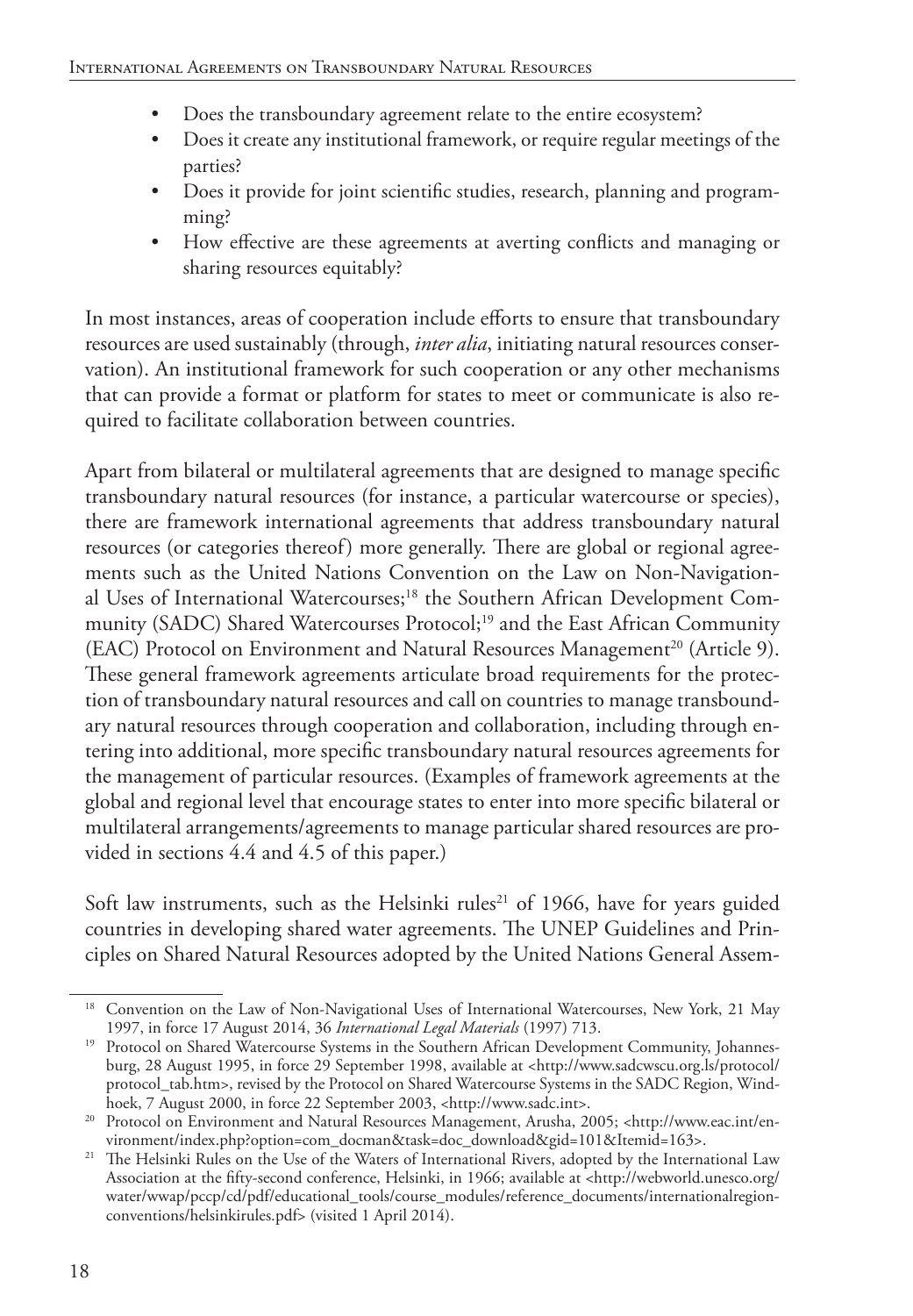- Does the transboundary agreement relate to the entire ecosystem?
- Does it create any institutional framework, or require regular meetings of the parties?
- Does it provide for joint scientific studies, research, planning and programming?
- How effective are these agreements at averting conflicts and managing or sharing resources equitably?

In most instances, areas of cooperation include efforts to ensure that transboundary resources are used sustainably (through, *inter alia*, initiating natural resources conservation). An institutional framework for such cooperation or any other mechanisms that can provide a format or platform for states to meet or communicate is also required to facilitate collaboration between countries.

Apart from bilateral or multilateral agreements that are designed to manage specific transboundary natural resources (for instance, a particular watercourse or species), there are framework international agreements that address transboundary natural resources (or categories thereof) more generally. There are global or regional agreements such as the United Nations Convention on the Law on Non-Navigational Uses of International Watercourses;[18] the Southern African Development Community (SADC) Shared Watercourses Protocol;[19] and the East African Community (EAC) Protocol on Environment and Natural Resources Management[20] (Article 9). These general framework agreements articulate broad requirements for the protection of transboundary natural resources and call on countries to manage transboundary natural resources through cooperation and collaboration, including through entering into additional, more specific transboundary natural resources agreements for the management of particular resources. (Examples of framework agreements at the global and regional level that encourage states to enter into more specific bilateral or multilateral arrangements/agreements to manage particular shared resources are provided in sections 4.4 and 4.5 of this paper.)

Soft law instruments, such as the Helsinki rules[21] of 1966, have for years guided countries in developing shared water agreements. The UNEP Guidelines and Principles on Shared Natural Resources adopted by the United Nations General Assem-

---

[18] Convention on the Law of Non-Navigational Uses of International Watercourses, New York, 21 May 1997, in force 17 August 2014, 36 *International Legal Materials* (1997) 713.

[19] Protocol on Shared Watercourse Systems in the Southern African Development Community, Johannesburg, 28 August 1995, in force 29 September 1998, available at <http://www.sadcwscu.org.ls/protocol/protocol_tab.htm>, revised by the Protocol on Shared Watercourse Systems in the SADC Region, Windhoek, 7 August 2000, in force 22 September 2003, <http://www.sadc.int>.

[20] Protocol on Environment and Natural Resources Management, Arusha, 2005; <http://www.eac.int/environment/index.php?option=com_docman&task=doc_download&gid=101&Itemid=163>.

[21] The Helsinki Rules on the Use of the Waters of International Rivers, adopted by the International Law Association at the fifty-second conference, Helsinki, in 1966; available at <http://webworld.unesco.org/water/wwap/pccp/cd/pdf/educational_tools/course_modules/reference_documents/internationalregionconventions/helsinkirules.pdf> (visited 1 April 2014).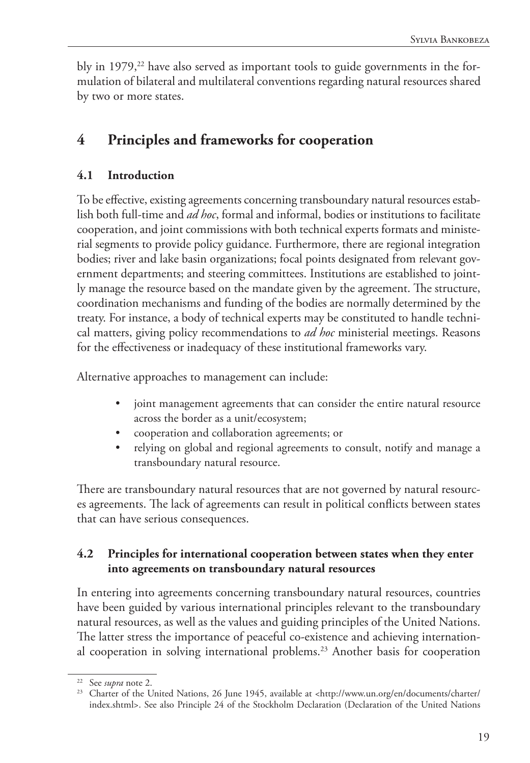bly in 1979,[22] have also served as important tools to guide governments in the formulation of bilateral and multilateral conventions regarding natural resources shared by two or more states.

## 4 Principles and frameworks for cooperation

### 4.1 Introduction

To be effective, existing agreements concerning transboundary natural resources establish both full-time and *ad hoc*, formal and informal, bodies or institutions to facilitate cooperation, and joint commissions with both technical experts formats and ministerial segments to provide policy guidance. Furthermore, there are regional integration bodies; river and lake basin organizations; focal points designated from relevant government departments; and steering committees. Institutions are established to jointly manage the resource based on the mandate given by the agreement. The structure, coordination mechanisms and funding of the bodies are normally determined by the treaty. For instance, a body of technical experts may be constituted to handle technical matters, giving policy recommendations to *ad hoc* ministerial meetings. Reasons for the effectiveness or inadequacy of these institutional frameworks vary.

Alternative approaches to management can include:

- joint management agreements that can consider the entire natural resource across the border as a unit/ecosystem;
- cooperation and collaboration agreements; or
- relying on global and regional agreements to consult, notify and manage a transboundary natural resource.

There are transboundary natural resources that are not governed by natural resources agreements. The lack of agreements can result in political conflicts between states that can have serious consequences.

### 4.2 Principles for international cooperation between states when they enter into agreements on transboundary natural resources

In entering into agreements concerning transboundary natural resources, countries have been guided by various international principles relevant to the transboundary natural resources, as well as the values and guiding principles of the United Nations. The latter stress the importance of peaceful co-existence and achieving international cooperation in solving international problems.[23] Another basis for cooperation

[22] See *supra* note 2.

[23] Charter of the United Nations, 26 June 1945, available at <http://www.un.org/en/documents/charter/index.shtml>. See also Principle 24 of the Stockholm Declaration (Declaration of the United Nations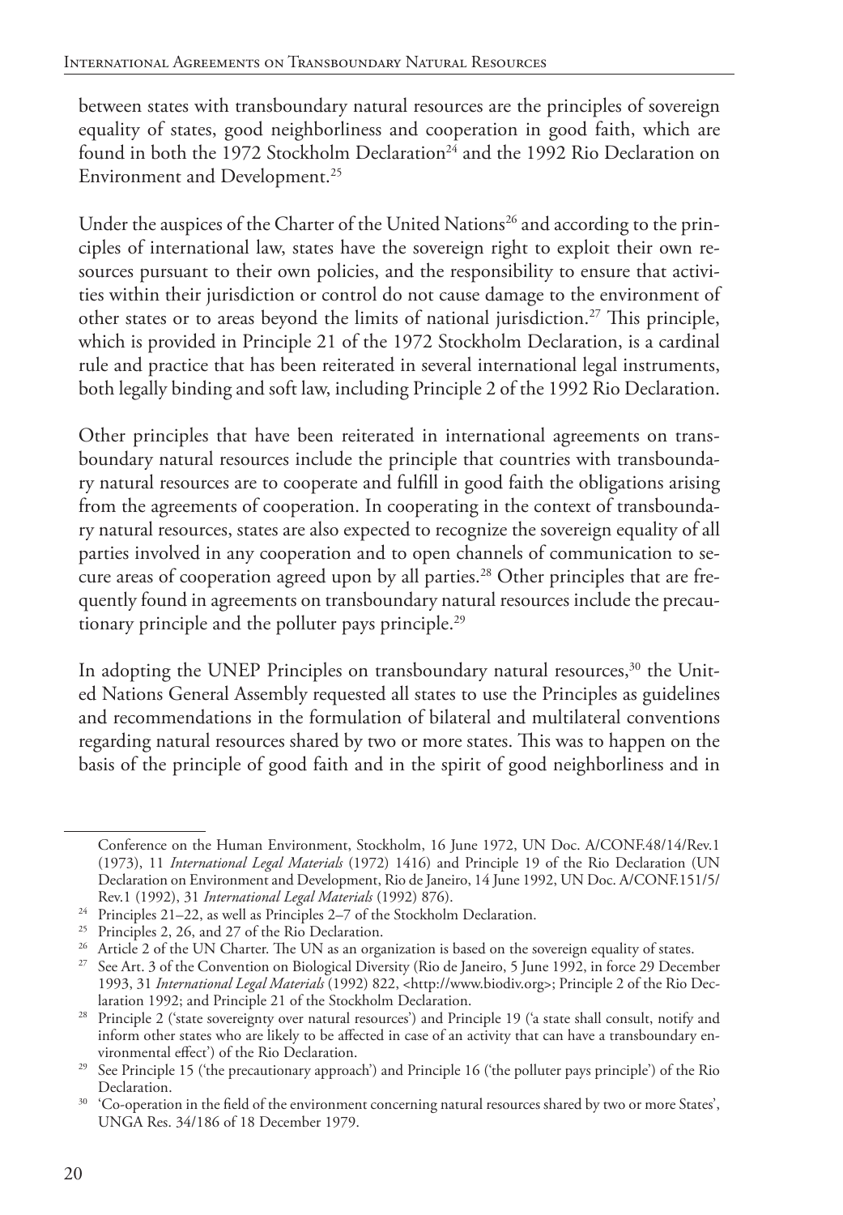between states with transboundary natural resources are the principles of sovereign equality of states, good neighborliness and cooperation in good faith, which are found in both the 1972 Stockholm Declaration[24] and the 1992 Rio Declaration on Environment and Development.[25]

Under the auspices of the Charter of the United Nations[26] and according to the principles of international law, states have the sovereign right to exploit their own resources pursuant to their own policies, and the responsibility to ensure that activities within their jurisdiction or control do not cause damage to the environment of other states or to areas beyond the limits of national jurisdiction.[27] This principle, which is provided in Principle 21 of the 1972 Stockholm Declaration, is a cardinal rule and practice that has been reiterated in several international legal instruments, both legally binding and soft law, including Principle 2 of the 1992 Rio Declaration.

Other principles that have been reiterated in international agreements on transboundary natural resources include the principle that countries with transboundary natural resources are to cooperate and fulfill in good faith the obligations arising from the agreements of cooperation. In cooperating in the context of transboundary natural resources, states are also expected to recognize the sovereign equality of all parties involved in any cooperation and to open channels of communication to secure areas of cooperation agreed upon by all parties.[28] Other principles that are frequently found in agreements on transboundary natural resources include the precautionary principle and the polluter pays principle.[29]

In adopting the UNEP Principles on transboundary natural resources,[30] the United Nations General Assembly requested all states to use the Principles as guidelines and recommendations in the formulation of bilateral and multilateral conventions regarding natural resources shared by two or more states. This was to happen on the basis of the principle of good faith and in the spirit of good neighborliness and in

---

Conference on the Human Environment, Stockholm, 16 June 1972, UN Doc. A/CONF.48/14/Rev.1 (1973), 11 *International Legal Materials* (1972) 1416) and Principle 19 of the Rio Declaration (UN Declaration on Environment and Development, Rio de Janeiro, 14 June 1992, UN Doc. A/CONF.151/5/Rev.1 (1992), 31 *International Legal Materials* (1992) 876).

[24] Principles 21–22, as well as Principles 2–7 of the Stockholm Declaration.

[25] Principles 2, 26, and 27 of the Rio Declaration.

[26] Article 2 of the UN Charter. The UN as an organization is based on the sovereign equality of states.

[27] See Art. 3 of the Convention on Biological Diversity (Rio de Janeiro, 5 June 1992, in force 29 December 1993, 31 *International Legal Materials* (1992) 822, <http://www.biodiv.org>; Principle 2 of the Rio Declaration 1992; and Principle 21 of the Stockholm Declaration.

[28] Principle 2 ('state sovereignty over natural resources') and Principle 19 ('a state shall consult, notify and inform other states who are likely to be affected in case of an activity that can have a transboundary environmental effect') of the Rio Declaration.

[29] See Principle 15 ('the precautionary approach') and Principle 16 ('the polluter pays principle') of the Rio Declaration.

[30] 'Co-operation in the field of the environment concerning natural resources shared by two or more States', UNGA Res. 34/186 of 18 December 1979.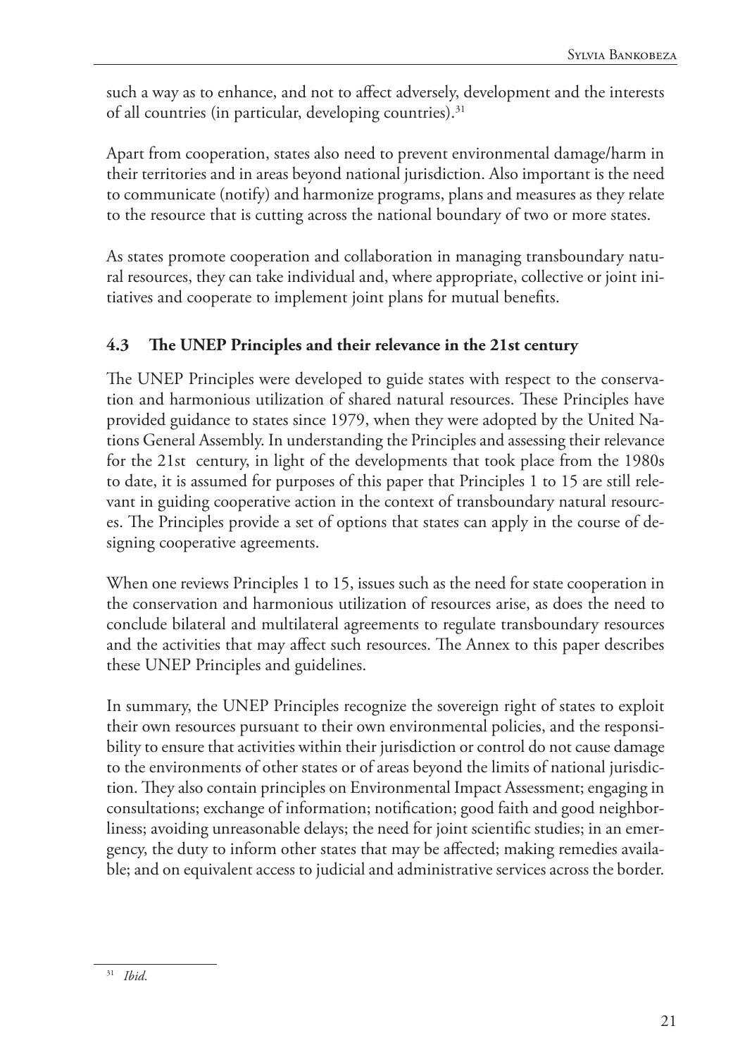such a way as to enhance, and not to affect adversely, development and the interests of all countries (in particular, developing countries).[31]

Apart from cooperation, states also need to prevent environmental damage/harm in their territories and in areas beyond national jurisdiction. Also important is the need to communicate (notify) and harmonize programs, plans and measures as they relate to the resource that is cutting across the national boundary of two or more states.

As states promote cooperation and collaboration in managing transboundary natural resources, they can take individual and, where appropriate, collective or joint initiatives and cooperate to implement joint plans for mutual benefits.

### 4.3 The UNEP Principles and their relevance in the 21st century

The UNEP Principles were developed to guide states with respect to the conservation and harmonious utilization of shared natural resources. These Principles have provided guidance to states since 1979, when they were adopted by the United Nations General Assembly. In understanding the Principles and assessing their relevance for the 21st century, in light of the developments that took place from the 1980s to date, it is assumed for purposes of this paper that Principles 1 to 15 are still relevant in guiding cooperative action in the context of transboundary natural resources. The Principles provide a set of options that states can apply in the course of designing cooperative agreements.

When one reviews Principles 1 to 15, issues such as the need for state cooperation in the conservation and harmonious utilization of resources arise, as does the need to conclude bilateral and multilateral agreements to regulate transboundary resources and the activities that may affect such resources. The Annex to this paper describes these UNEP Principles and guidelines.

In summary, the UNEP Principles recognize the sovereign right of states to exploit their own resources pursuant to their own environmental policies, and the responsibility to ensure that activities within their jurisdiction or control do not cause damage to the environments of other states or of areas beyond the limits of national jurisdiction. They also contain principles on Environmental Impact Assessment; engaging in consultations; exchange of information; notification; good faith and good neighborliness; avoiding unreasonable delays; the need for joint scientific studies; in an emergency, the duty to inform other states that may be affected; making remedies available; and on equivalent access to judicial and administrative services across the border.

---

[31] *Ibid*.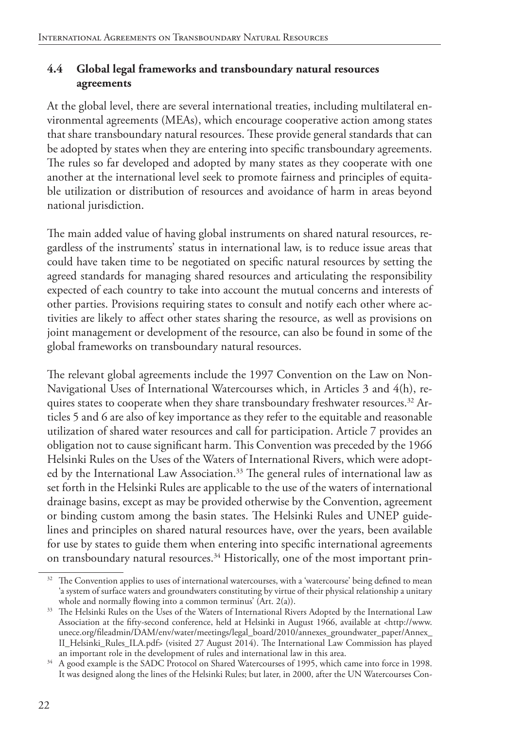## 4.4 Global legal frameworks and transboundary natural resources agreements

At the global level, there are several international treaties, including multilateral environmental agreements (MEAs), which encourage cooperative action among states that share transboundary natural resources. These provide general standards that can be adopted by states when they are entering into specific transboundary agreements. The rules so far developed and adopted by many states as they cooperate with one another at the international level seek to promote fairness and principles of equitable utilization or distribution of resources and avoidance of harm in areas beyond national jurisdiction.

The main added value of having global instruments on shared natural resources, regardless of the instruments' status in international law, is to reduce issue areas that could have taken time to be negotiated on specific natural resources by setting the agreed standards for managing shared resources and articulating the responsibility expected of each country to take into account the mutual concerns and interests of other parties. Provisions requiring states to consult and notify each other where activities are likely to affect other states sharing the resource, as well as provisions on joint management or development of the resource, can also be found in some of the global frameworks on transboundary natural resources.

The relevant global agreements include the 1997 Convention on the Law on Non-Navigational Uses of International Watercourses which, in Articles 3 and 4(h), requires states to cooperate when they share transboundary freshwater resources.[32] Articles 5 and 6 are also of key importance as they refer to the equitable and reasonable utilization of shared water resources and call for participation. Article 7 provides an obligation not to cause significant harm. This Convention was preceded by the 1966 Helsinki Rules on the Uses of the Waters of International Rivers, which were adopted by the International Law Association.[33] The general rules of international law as set forth in the Helsinki Rules are applicable to the use of the waters of international drainage basins, except as may be provided otherwise by the Convention, agreement or binding custom among the basin states. The Helsinki Rules and UNEP guidelines and principles on shared natural resources have, over the years, been available for use by states to guide them when entering into specific international agreements on transboundary natural resources.[34] Historically, one of the most important prin-

---

[32] The Convention applies to uses of international watercourses, with a 'watercourse' being defined to mean 'a system of surface waters and groundwaters constituting by virtue of their physical relationship a unitary whole and normally flowing into a common terminus' (Art. 2(a)).

[33] The Helsinki Rules on the Uses of the Waters of International Rivers Adopted by the International Law Association at the fifty-second conference, held at Helsinki in August 1966, available at <http://www.unece.org/fileadmin/DAM/env/water/meetings/legal_board/2010/annexes_groundwater_paper/Annex_II_Helsinki_Rules_ILA.pdf> (visited 27 August 2014). The International Law Commission has played an important role in the development of rules and international law in this area.

[34] A good example is the SADC Protocol on Shared Watercourses of 1995, which came into force in 1998. It was designed along the lines of the Helsinki Rules; but later, in 2000, after the UN Watercourses Con-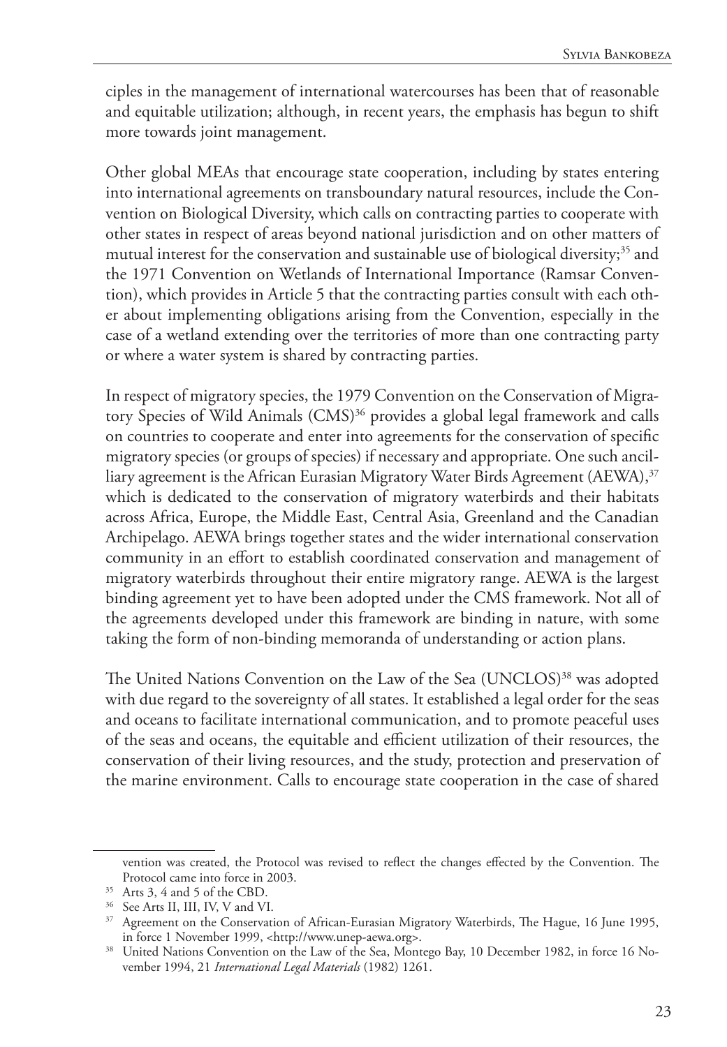ciples in the management of international watercourses has been that of reasonable and equitable utilization; although, in recent years, the emphasis has begun to shift more towards joint management.

Other global MEAs that encourage state cooperation, including by states entering into international agreements on transboundary natural resources, include the Convention on Biological Diversity, which calls on contracting parties to cooperate with other states in respect of areas beyond national jurisdiction and on other matters of mutual interest for the conservation and sustainable use of biological diversity;[35] and the 1971 Convention on Wetlands of International Importance (Ramsar Convention), which provides in Article 5 that the contracting parties consult with each other about implementing obligations arising from the Convention, especially in the case of a wetland extending over the territories of more than one contracting party or where a water system is shared by contracting parties.

In respect of migratory species, the 1979 Convention on the Conservation of Migratory Species of Wild Animals (CMS)[36] provides a global legal framework and calls on countries to cooperate and enter into agreements for the conservation of specific migratory species (or groups of species) if necessary and appropriate. One such ancilliary agreement is the African Eurasian Migratory Water Birds Agreement (AEWA),[37] which is dedicated to the conservation of migratory waterbirds and their habitats across Africa, Europe, the Middle East, Central Asia, Greenland and the Canadian Archipelago. AEWA brings together states and the wider international conservation community in an effort to establish coordinated conservation and management of migratory waterbirds throughout their entire migratory range. AEWA is the largest binding agreement yet to have been adopted under the CMS framework. Not all of the agreements developed under this framework are binding in nature, with some taking the form of non-binding memoranda of understanding or action plans.

The United Nations Convention on the Law of the Sea (UNCLOS)[38] was adopted with due regard to the sovereignty of all states. It established a legal order for the seas and oceans to facilitate international communication, and to promote peaceful uses of the seas and oceans, the equitable and efficient utilization of their resources, the conservation of their living resources, and the study, protection and preservation of the marine environment. Calls to encourage state cooperation in the case of shared

---

vention was created, the Protocol was revised to reflect the changes effected by the Convention. The Protocol came into force in 2003.

[35] Arts 3, 4 and 5 of the CBD.

[36] See Arts II, III, IV, V and VI.

[37] Agreement on the Conservation of African-Eurasian Migratory Waterbirds, The Hague, 16 June 1995, in force 1 November 1999, <http://www.unep-aewa.org>.

[38] United Nations Convention on the Law of the Sea, Montego Bay, 10 December 1982, in force 16 November 1994, 21 *International Legal Materials* (1982) 1261.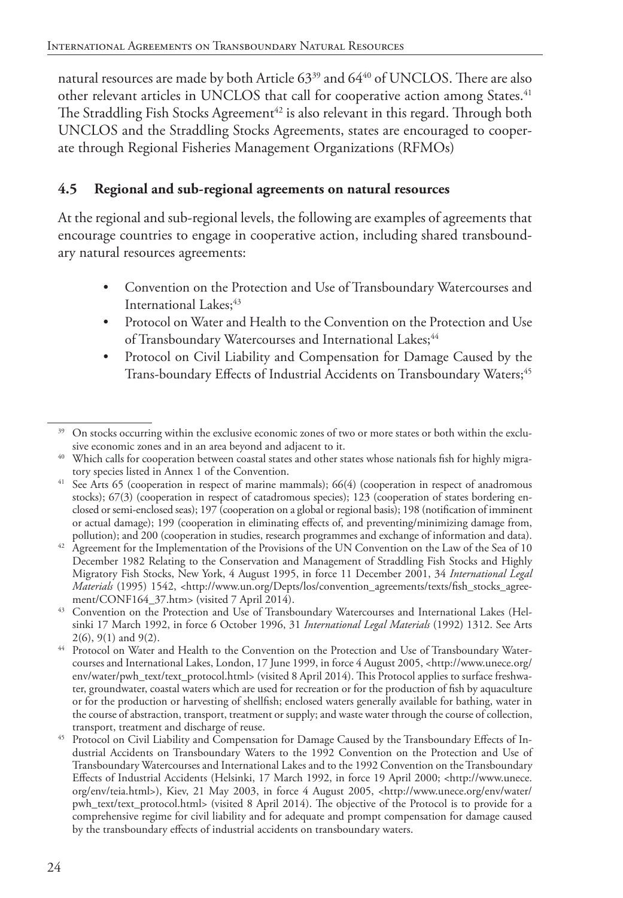natural resources are made by both Article 63[39] and 64[40] of UNCLOS. There are also other relevant articles in UNCLOS that call for cooperative action among States.[41] The Straddling Fish Stocks Agreement[42] is also relevant in this regard. Through both UNCLOS and the Straddling Stocks Agreements, states are encouraged to cooperate through Regional Fisheries Management Organizations (RFMOs)

## 4.5 Regional and sub-regional agreements on natural resources

At the regional and sub-regional levels, the following are examples of agreements that encourage countries to engage in cooperative action, including shared transboundary natural resources agreements:

- Convention on the Protection and Use of Transboundary Watercourses and International Lakes;[43]
- Protocol on Water and Health to the Convention on the Protection and Use of Transboundary Watercourses and International Lakes;[44]
- Protocol on Civil Liability and Compensation for Damage Caused by the Trans-boundary Effects of Industrial Accidents on Transboundary Waters;[45]

---

[39] On stocks occurring within the exclusive economic zones of two or more states or both within the exclusive economic zones and in an area beyond and adjacent to it.

[40] Which calls for cooperation between coastal states and other states whose nationals fish for highly migratory species listed in Annex 1 of the Convention.

[41] See Arts 65 (cooperation in respect of marine mammals); 66(4) (cooperation in respect of anadromous stocks); 67(3) (cooperation in respect of catadromous species); 123 (cooperation of states bordering enclosed or semi-enclosed seas); 197 (cooperation on a global or regional basis); 198 (notification of imminent or actual damage); 199 (cooperation in eliminating effects of, and preventing/minimizing damage from, pollution); and 200 (cooperation in studies, research programmes and exchange of information and data).

[42] Agreement for the Implementation of the Provisions of the UN Convention on the Law of the Sea of 10 December 1982 Relating to the Conservation and Management of Straddling Fish Stocks and Highly Migratory Fish Stocks, New York, 4 August 1995, in force 11 December 2001, 34 *International Legal Materials* (1995) 1542, <http://www.un.org/Depts/los/convention_agreements/texts/fish_stocks_agreement/CONF164_37.htm> (visited 7 April 2014).

[43] Convention on the Protection and Use of Transboundary Watercourses and International Lakes (Helsinki 17 March 1992, in force 6 October 1996, 31 *International Legal Materials* (1992) 1312. See Arts 2(6), 9(1) and 9(2).

[44] Protocol on Water and Health to the Convention on the Protection and Use of Transboundary Watercourses and International Lakes, London, 17 June 1999, in force 4 August 2005, <http://www.unece.org/env/water/pwh_text/text_protocol.html> (visited 8 April 2014). This Protocol applies to surface freshwater, groundwater, coastal waters which are used for recreation or for the production of fish by aquaculture or for the production or harvesting of shellfish; enclosed waters generally available for bathing, water in the course of abstraction, transport, treatment or supply; and waste water through the course of collection, transport, treatment and discharge of reuse.

[45] Protocol on Civil Liability and Compensation for Damage Caused by the Transboundary Effects of Industrial Accidents on Transboundary Waters to the 1992 Convention on the Protection and Use of Transboundary Watercourses and International Lakes and to the 1992 Convention on the Transboundary Effects of Industrial Accidents (Helsinki, 17 March 1992, in force 19 April 2000; <http://www.unece.org/env/teia.html>), Kiev, 21 May 2003, in force 4 August 2005, <http://www.unece.org/env/water/pwh_text/text_protocol.html> (visited 8 April 2014). The objective of the Protocol is to provide for a comprehensive regime for civil liability and for adequate and prompt compensation for damage caused by the transboundary effects of industrial accidents on transboundary waters.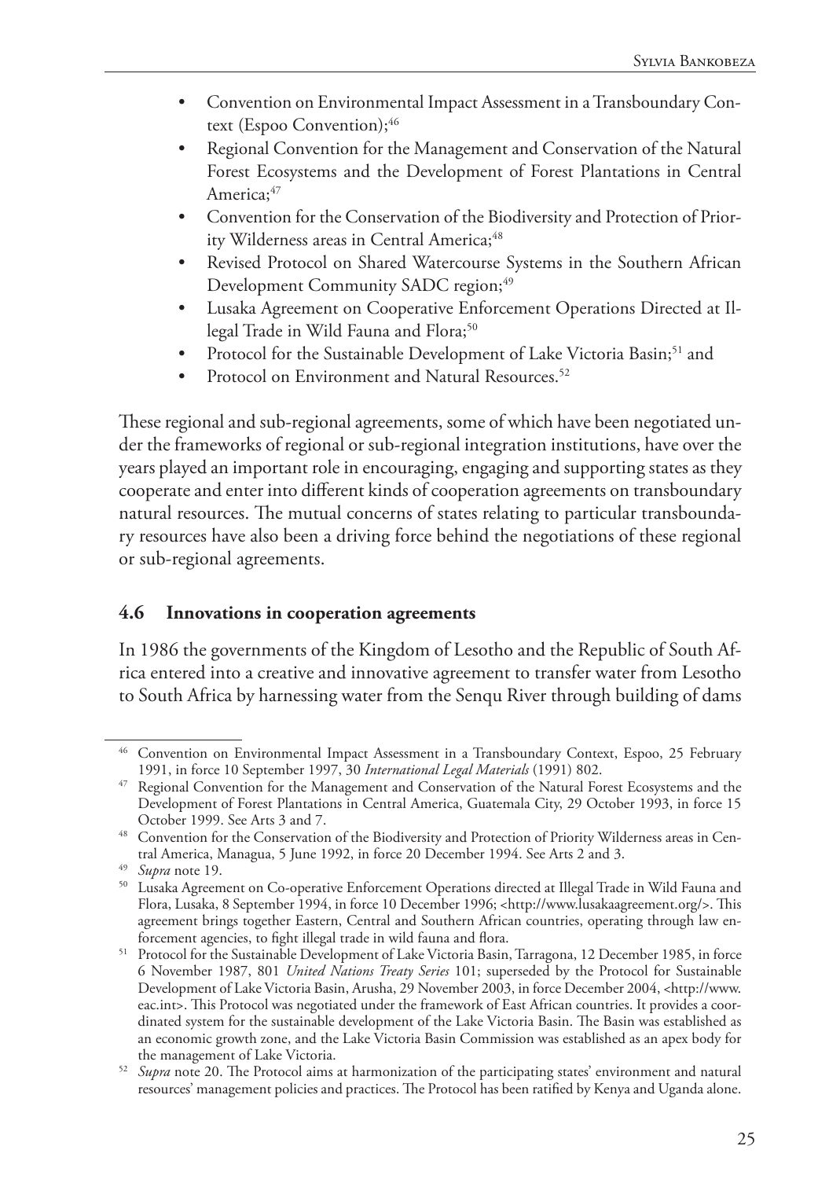- Convention on Environmental Impact Assessment in a Transboundary Context (Espoo Convention);[46]
- Regional Convention for the Management and Conservation of the Natural Forest Ecosystems and the Development of Forest Plantations in Central America;[47]
- Convention for the Conservation of the Biodiversity and Protection of Priority Wilderness areas in Central America;[48]
- Revised Protocol on Shared Watercourse Systems in the Southern African Development Community SADC region;[49]
- Lusaka Agreement on Cooperative Enforcement Operations Directed at Illegal Trade in Wild Fauna and Flora;[50]
- Protocol for the Sustainable Development of Lake Victoria Basin;[51] and
- Protocol on Environment and Natural Resources.[52]

These regional and sub-regional agreements, some of which have been negotiated under the frameworks of regional or sub-regional integration institutions, have over the years played an important role in encouraging, engaging and supporting states as they cooperate and enter into different kinds of cooperation agreements on transboundary natural resources. The mutual concerns of states relating to particular transboundary resources have also been a driving force behind the negotiations of these regional or sub-regional agreements.

### 4.6 Innovations in cooperation agreements

In 1986 the governments of the Kingdom of Lesotho and the Republic of South Africa entered into a creative and innovative agreement to transfer water from Lesotho to South Africa by harnessing water from the Senqu River through building of dams

---

[46] Convention on Environmental Impact Assessment in a Transboundary Context, Espoo, 25 February 1991, in force 10 September 1997, 30 *International Legal Materials* (1991) 802.

[47] Regional Convention for the Management and Conservation of the Natural Forest Ecosystems and the Development of Forest Plantations in Central America, Guatemala City, 29 October 1993, in force 15 October 1999. See Arts 3 and 7.

[48] Convention for the Conservation of the Biodiversity and Protection of Priority Wilderness areas in Central America, Managua, 5 June 1992, in force 20 December 1994. See Arts 2 and 3.

[49] *Supra* note 19.

[50] Lusaka Agreement on Co-operative Enforcement Operations directed at Illegal Trade in Wild Fauna and Flora, Lusaka, 8 September 1994, in force 10 December 1996; <http://www.lusakaagreement.org/>. This agreement brings together Eastern, Central and Southern African countries, operating through law enforcement agencies, to fight illegal trade in wild fauna and flora.

[51] Protocol for the Sustainable Development of Lake Victoria Basin, Tarragona, 12 December 1985, in force 6 November 1987, 801 *United Nations Treaty Series* 101; superseded by the Protocol for Sustainable Development of Lake Victoria Basin, Arusha, 29 November 2003, in force December 2004, <http://www.eac.int>. This Protocol was negotiated under the framework of East African countries. It provides a coordinated system for the sustainable development of the Lake Victoria Basin. The Basin was established as an economic growth zone, and the Lake Victoria Basin Commission was established as an apex body for the management of Lake Victoria.

[52] *Supra* note 20. The Protocol aims at harmonization of the participating states' environment and natural resources' management policies and practices. The Protocol has been ratified by Kenya and Uganda alone.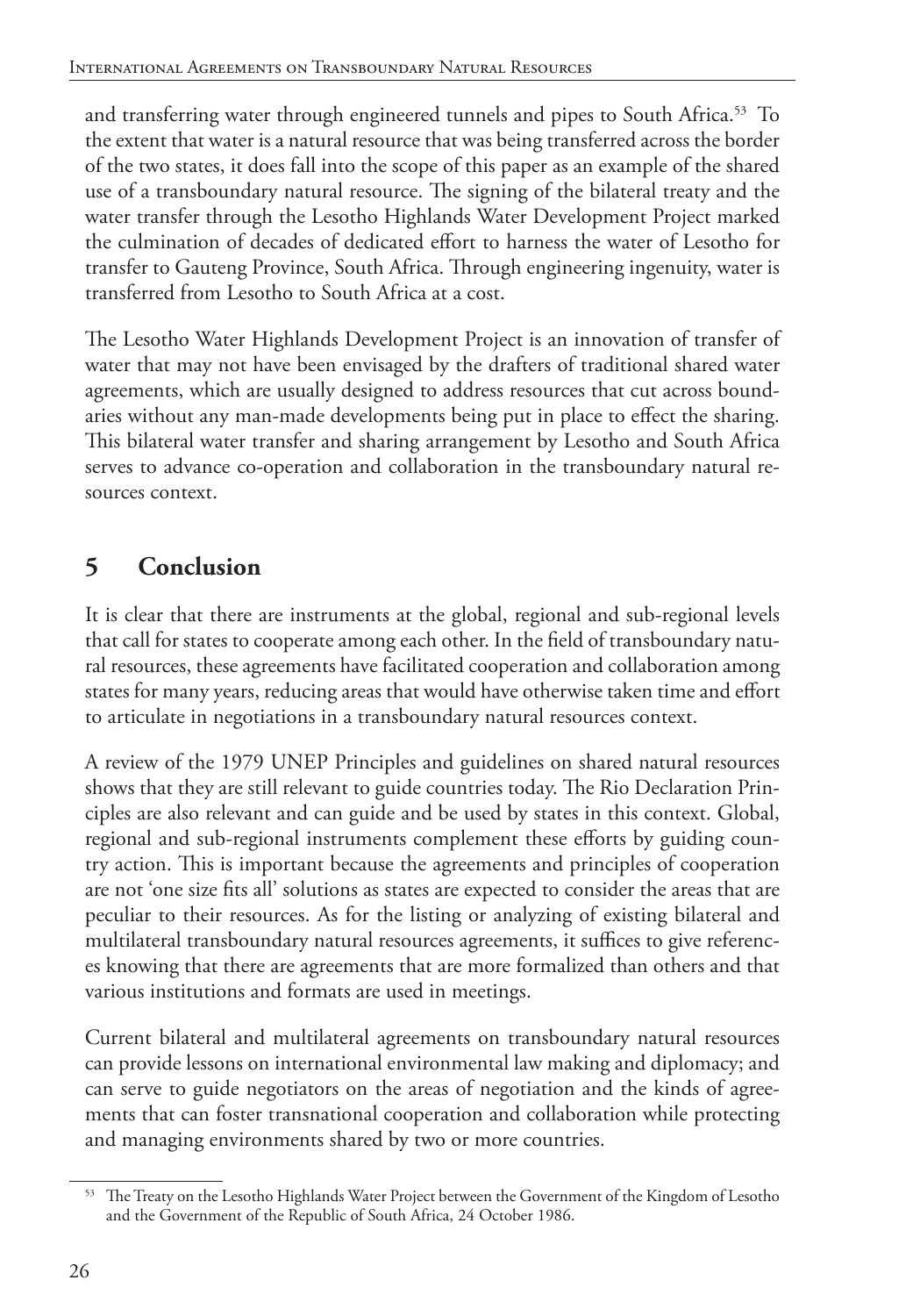and transferring water through engineered tunnels and pipes to South Africa.[53] To the extent that water is a natural resource that was being transferred across the border of the two states, it does fall into the scope of this paper as an example of the shared use of a transboundary natural resource. The signing of the bilateral treaty and the water transfer through the Lesotho Highlands Water Development Project marked the culmination of decades of dedicated effort to harness the water of Lesotho for transfer to Gauteng Province, South Africa. Through engineering ingenuity, water is transferred from Lesotho to South Africa at a cost.

The Lesotho Water Highlands Development Project is an innovation of transfer of water that may not have been envisaged by the drafters of traditional shared water agreements, which are usually designed to address resources that cut across boundaries without any man-made developments being put in place to effect the sharing. This bilateral water transfer and sharing arrangement by Lesotho and South Africa serves to advance co-operation and collaboration in the transboundary natural resources context.

## 5 Conclusion

It is clear that there are instruments at the global, regional and sub-regional levels that call for states to cooperate among each other. In the field of transboundary natural resources, these agreements have facilitated cooperation and collaboration among states for many years, reducing areas that would have otherwise taken time and effort to articulate in negotiations in a transboundary natural resources context.

A review of the 1979 UNEP Principles and guidelines on shared natural resources shows that they are still relevant to guide countries today. The Rio Declaration Principles are also relevant and can guide and be used by states in this context. Global, regional and sub-regional instruments complement these efforts by guiding country action. This is important because the agreements and principles of cooperation are not 'one size fits all' solutions as states are expected to consider the areas that are peculiar to their resources. As for the listing or analyzing of existing bilateral and multilateral transboundary natural resources agreements, it suffices to give references knowing that there are agreements that are more formalized than others and that various institutions and formats are used in meetings.

Current bilateral and multilateral agreements on transboundary natural resources can provide lessons on international environmental law making and diplomacy; and can serve to guide negotiators on the areas of negotiation and the kinds of agreements that can foster transnational cooperation and collaboration while protecting and managing environments shared by two or more countries.

---

[53] The Treaty on the Lesotho Highlands Water Project between the Government of the Kingdom of Lesotho and the Government of the Republic of South Africa, 24 October 1986.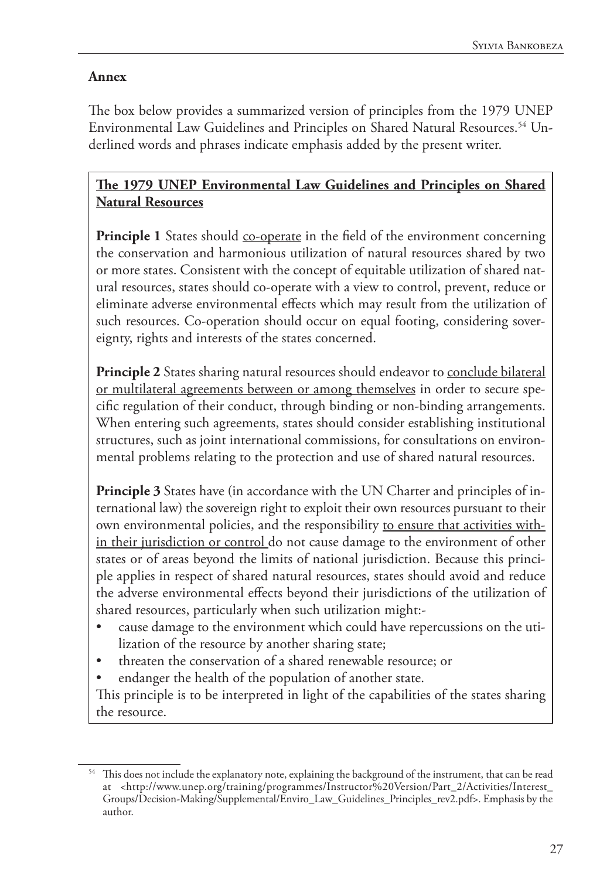## Annex

The box below provides a summarized version of principles from the 1979 UNEP Environmental Law Guidelines and Principles on Shared Natural Resources.[54] Underlined words and phrases indicate emphasis added by the present writer.

**<u>The 1979 UNEP Environmental Law Guidelines and Principles on Shared Natural Resources</u>**

**Principle 1** States should <u>co-operate</u> in the field of the environment concerning the conservation and harmonious utilization of natural resources shared by two or more states. Consistent with the concept of equitable utilization of shared natural resources, states should co-operate with a view to control, prevent, reduce or eliminate adverse environmental effects which may result from the utilization of such resources. Co-operation should occur on equal footing, considering sovereignty, rights and interests of the states concerned.

**Principle 2** States sharing natural resources should endeavor to <u>conclude bilateral or multilateral agreements between or among themselves</u> in order to secure specific regulation of their conduct, through binding or non-binding arrangements. When entering such agreements, states should consider establishing institutional structures, such as joint international commissions, for consultations on environmental problems relating to the protection and use of shared natural resources.

**Principle 3** States have (in accordance with the UN Charter and principles of international law) the sovereign right to exploit their own resources pursuant to their own environmental policies, and the responsibility <u>to ensure that activities within their jurisdiction or control</u> do not cause damage to the environment of other states or of areas beyond the limits of national jurisdiction. Because this principle applies in respect of shared natural resources, states should avoid and reduce the adverse environmental effects beyond their jurisdictions of the utilization of shared resources, particularly when such utilization might:-

- cause damage to the environment which could have repercussions on the utilization of the resource by another sharing state;
- threaten the conservation of a shared renewable resource; or
- endanger the health of the population of another state.

This principle is to be interpreted in light of the capabilities of the states sharing the resource.

---

[54] This does not include the explanatory note, explaining the background of the instrument, that can be read at <http://www.unep.org/training/programmes/Instructor%20Version/Part_2/Activities/Interest_Groups/Decision-Making/Supplemental/Enviro_Law_Guidelines_Principles_rev2.pdf>. Emphasis by the author.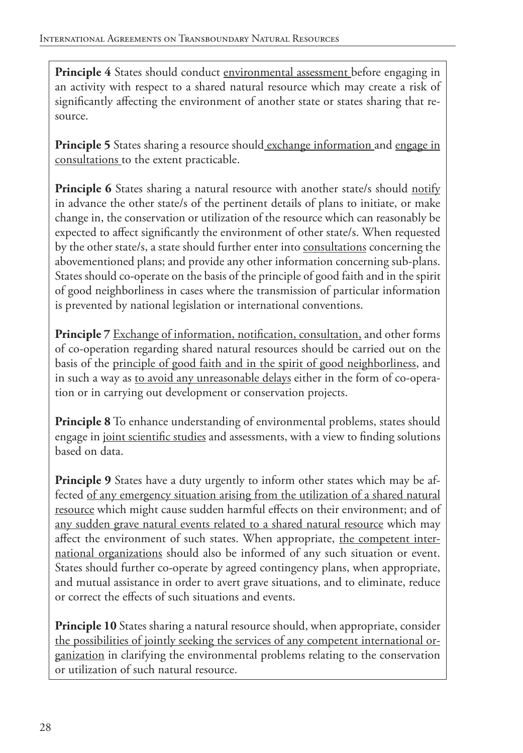**Principle 4** States should conduct <u>environmental assessment</u> before engaging in an activity with respect to a shared natural resource which may create a risk of significantly affecting the environment of another state or states sharing that resource.

**Principle 5** States sharing a resource should <u>exchange information</u> and <u>engage in consultations</u> to the extent practicable.

**Principle 6** States sharing a natural resource with another state/s should <u>notify</u> in advance the other state/s of the pertinent details of plans to initiate, or make change in, the conservation or utilization of the resource which can reasonably be expected to affect significantly the environment of other state/s. When requested by the other state/s, a state should further enter into <u>consultations</u> concerning the abovementioned plans; and provide any other information concerning sub-plans. States should co-operate on the basis of the principle of good faith and in the spirit of good neighborliness in cases where the transmission of particular information is prevented by national legislation or international conventions.

**Principle 7** <u>Exchange of information, notification, consultation,</u> and other forms of co-operation regarding shared natural resources should be carried out on the basis of the <u>principle of good faith and in the spirit of good neighborliness</u>, and in such a way as <u>to avoid any unreasonable delays</u> either in the form of co-operation or in carrying out development or conservation projects.

**Principle 8** To enhance understanding of environmental problems, states should engage in <u>joint scientific studies</u> and assessments, with a view to finding solutions based on data.

**Principle 9** States have a duty urgently to inform other states which may be affected <u>of any emergency situation arising from the utilization of a shared natural resource</u> which might cause sudden harmful effects on their environment; and of <u>any sudden grave natural events related to a shared natural resource</u> which may affect the environment of such states. When appropriate, <u>the competent international organizations</u> should also be informed of any such situation or event. States should further co-operate by agreed contingency plans, when appropriate, and mutual assistance in order to avert grave situations, and to eliminate, reduce or correct the effects of such situations and events.

**Principle 10** States sharing a natural resource should, when appropriate, consider <u>the possibilities of jointly seeking the services of any competent international organization</u> in clarifying the environmental problems relating to the conservation or utilization of such natural resource.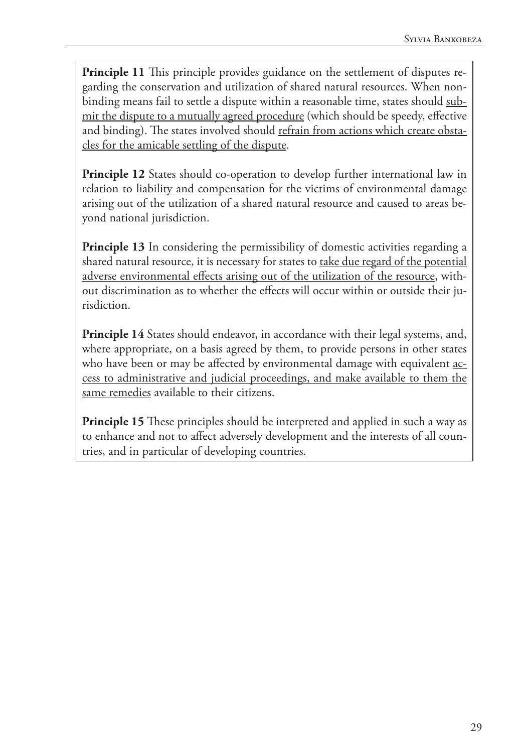**Principle 11** This principle provides guidance on the settlement of disputes regarding the conservation and utilization of shared natural resources. When non-binding means fail to settle a dispute within a reasonable time, states should <u>submit the dispute to a mutually agreed procedure</u> (which should be speedy, effective and binding). The states involved should <u>refrain from actions which create obstacles for the amicable settling of the dispute</u>.

**Principle 12** States should co-operation to develop further international law in relation to <u>liability and compensation</u> for the victims of environmental damage arising out of the utilization of a shared natural resource and caused to areas beyond national jurisdiction.

**Principle 13** In considering the permissibility of domestic activities regarding a shared natural resource, it is necessary for states to <u>take due regard of the potential adverse environmental effects arising out of the utilization of the resource</u>, without discrimination as to whether the effects will occur within or outside their jurisdiction.

**Principle 14** States should endeavor, in accordance with their legal systems, and, where appropriate, on a basis agreed by them, to provide persons in other states who have been or may be affected by environmental damage with equivalent <u>access to administrative and judicial proceedings, and make available to them the same remedies</u> available to their citizens.

**Principle 15** These principles should be interpreted and applied in such a way as to enhance and not to affect adversely development and the interests of all countries, and in particular of developing countries.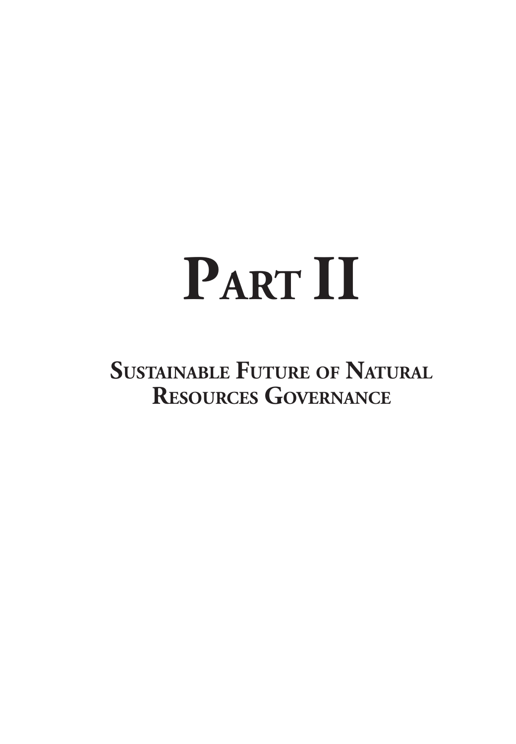# Part II

## Sustainable Future of Natural Resources Governance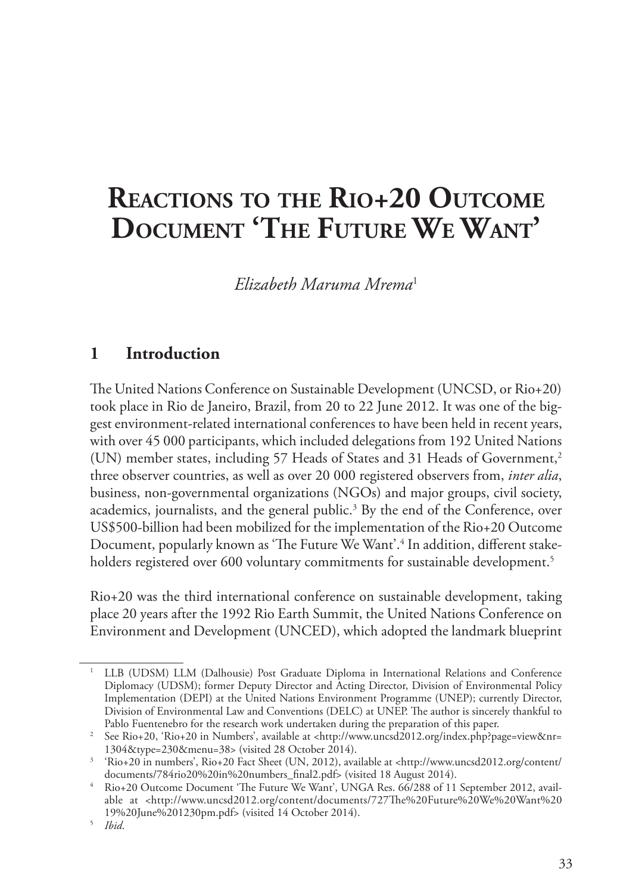# Reactions to the Rio+20 Outcome Document 'The Future We Want'

*Elizabeth Maruma Mrema*[1]

## 1 Introduction

The United Nations Conference on Sustainable Development (UNCSD, or Rio+20) took place in Rio de Janeiro, Brazil, from 20 to 22 June 2012. It was one of the biggest environment-related international conferences to have been held in recent years, with over 45 000 participants, which included delegations from 192 United Nations (UN) member states, including 57 Heads of States and 31 Heads of Government,[2] three observer countries, as well as over 20 000 registered observers from, *inter alia*, business, non-governmental organizations (NGOs) and major groups, civil society, academics, journalists, and the general public.[3] By the end of the Conference, over US$500-billion had been mobilized for the implementation of the Rio+20 Outcome Document, popularly known as 'The Future We Want'.[4] In addition, different stakeholders registered over 600 voluntary commitments for sustainable development.[5]

Rio+20 was the third international conference on sustainable development, taking place 20 years after the 1992 Rio Earth Summit, the United Nations Conference on Environment and Development (UNCED), which adopted the landmark blueprint

---

[1] LLB (UDSM) LLM (Dalhousie) Post Graduate Diploma in International Relations and Conference Diplomacy (UDSM); former Deputy Director and Acting Director, Division of Environmental Policy Implementation (DEPI) at the United Nations Environment Programme (UNEP); currently Director, Division of Environmental Law and Conventions (DELC) at UNEP. The author is sincerely thankful to Pablo Fuentenebro for the research work undertaken during the preparation of this paper.

[2] See Rio+20, 'Rio+20 in Numbers', available at <http://www.uncsd2012.org/index.php?page=view&nr=1304&type=230&menu=38> (visited 28 October 2014).

[3] 'Rio+20 in numbers', Rio+20 Fact Sheet (UN, 2012), available at <http://www.uncsd2012.org/content/documents/784rio20%20in%20numbers_final2.pdf> (visited 18 August 2014).

[4] Rio+20 Outcome Document 'The Future We Want', UNGA Res. 66/288 of 11 September 2012, available at <http://www.uncsd2012.org/content/documents/727The%20Future%20We%20Want%2019%20June%201230pm.pdf> (visited 14 October 2014).

[5] *Ibid*.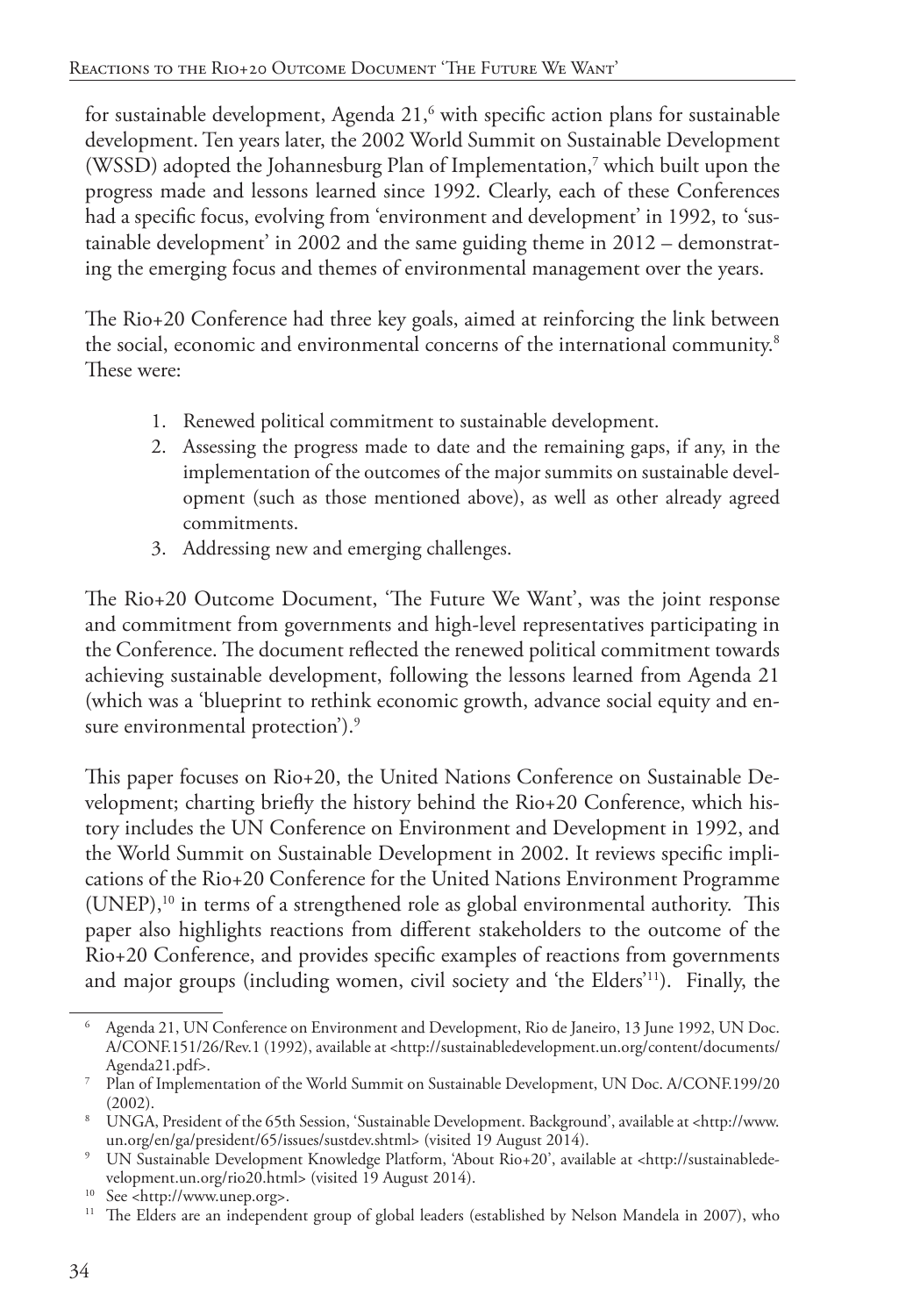for sustainable development, Agenda 21,[6] with specific action plans for sustainable development. Ten years later, the 2002 World Summit on Sustainable Development (WSSD) adopted the Johannesburg Plan of Implementation,[7] which built upon the progress made and lessons learned since 1992. Clearly, each of these Conferences had a specific focus, evolving from 'environment and development' in 1992, to 'sustainable development' in 2002 and the same guiding theme in 2012 – demonstrating the emerging focus and themes of environmental management over the years.

The Rio+20 Conference had three key goals, aimed at reinforcing the link between the social, economic and environmental concerns of the international community.[8] These were:

1. Renewed political commitment to sustainable development.
2. Assessing the progress made to date and the remaining gaps, if any, in the implementation of the outcomes of the major summits on sustainable development (such as those mentioned above), as well as other already agreed commitments.
3. Addressing new and emerging challenges.

The Rio+20 Outcome Document, 'The Future We Want', was the joint response and commitment from governments and high-level representatives participating in the Conference. The document reflected the renewed political commitment towards achieving sustainable development, following the lessons learned from Agenda 21 (which was a 'blueprint to rethink economic growth, advance social equity and ensure environmental protection').[9]

This paper focuses on Rio+20, the United Nations Conference on Sustainable Development; charting briefly the history behind the Rio+20 Conference, which history includes the UN Conference on Environment and Development in 1992, and the World Summit on Sustainable Development in 2002. It reviews specific implications of the Rio+20 Conference for the United Nations Environment Programme (UNEP),[10] in terms of a strengthened role as global environmental authority. This paper also highlights reactions from different stakeholders to the outcome of the Rio+20 Conference, and provides specific examples of reactions from governments and major groups (including women, civil society and 'the Elders'[11]). Finally, the

---

[6] Agenda 21, UN Conference on Environment and Development, Rio de Janeiro, 13 June 1992, UN Doc. A/CONF.151/26/Rev.1 (1992), available at <http://sustainabledevelopment.un.org/content/documents/Agenda21.pdf>.

[7] Plan of Implementation of the World Summit on Sustainable Development, UN Doc. A/CONF.199/20 (2002).

[8] UNGA, President of the 65th Session, 'Sustainable Development. Background', available at <http://www.un.org/en/ga/president/65/issues/sustdev.shtml> (visited 19 August 2014).

[9] UN Sustainable Development Knowledge Platform, 'About Rio+20', available at <http://sustainabledevelopment.un.org/rio20.html> (visited 19 August 2014).

[10] See <http://www.unep.org>.

[11] The Elders are an independent group of global leaders (established by Nelson Mandela in 2007), who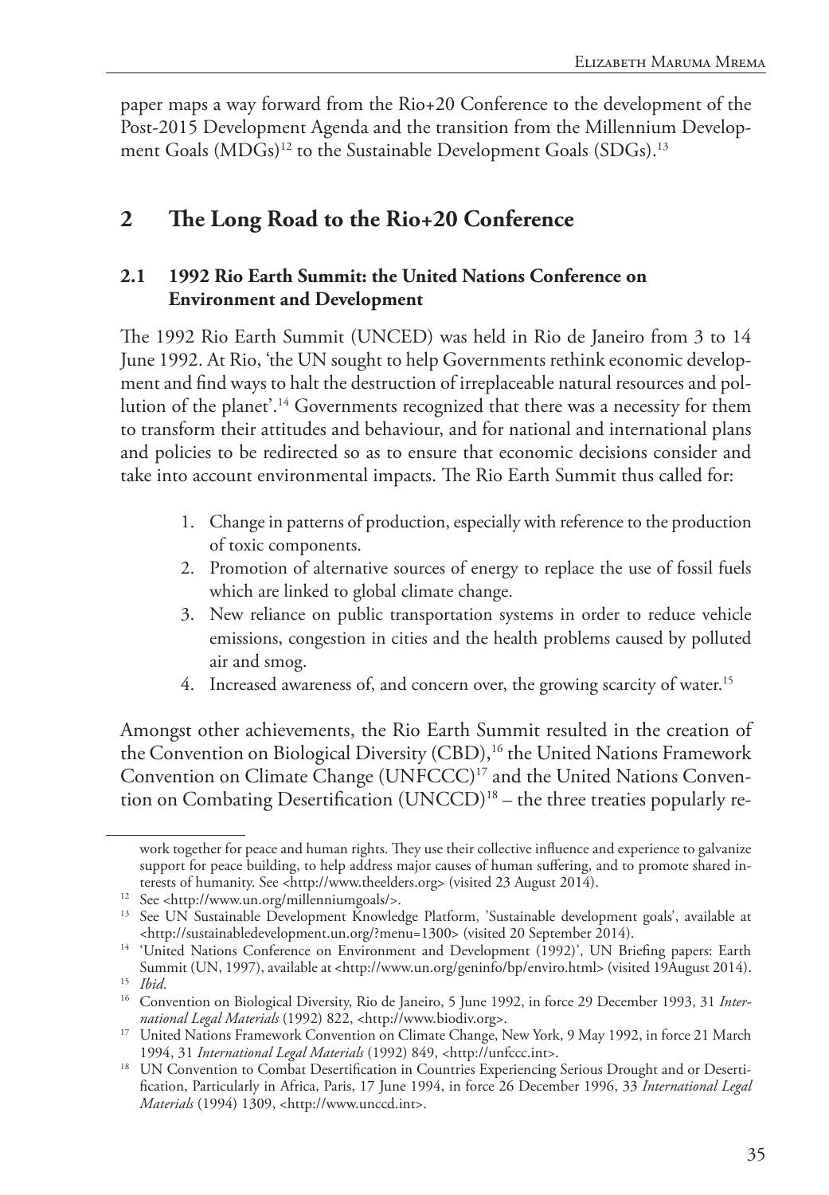paper maps a way forward from the Rio+20 Conference to the development of the Post-2015 Development Agenda and the transition from the Millennium Development Goals (MDGs)[12] to the Sustainable Development Goals (SDGs).[13]

## 2 The Long Road to the Rio+20 Conference

### 2.1 1992 Rio Earth Summit: the United Nations Conference on Environment and Development

The 1992 Rio Earth Summit (UNCED) was held in Rio de Janeiro from 3 to 14 June 1992. At Rio, 'the UN sought to help Governments rethink economic development and find ways to halt the destruction of irreplaceable natural resources and pollution of the planet'.[14] Governments recognized that there was a necessity for them to transform their attitudes and behaviour, and for national and international plans and policies to be redirected so as to ensure that economic decisions consider and take into account environmental impacts. The Rio Earth Summit thus called for:

1. Change in patterns of production, especially with reference to the production of toxic components.
2. Promotion of alternative sources of energy to replace the use of fossil fuels which are linked to global climate change.
3. New reliance on public transportation systems in order to reduce vehicle emissions, congestion in cities and the health problems caused by polluted air and smog.
4. Increased awareness of, and concern over, the growing scarcity of water.[15]

Amongst other achievements, the Rio Earth Summit resulted in the creation of the Convention on Biological Diversity (CBD),[16] the United Nations Framework Convention on Climate Change (UNFCCC)[17] and the United Nations Convention on Combating Desertification (UNCCD)[18] – the three treaties popularly re-

---

work together for peace and human rights. They use their collective influence and experience to galvanize support for peace building, to help address major causes of human suffering, and to promote shared interests of humanity. See <http://www.theelders.org> (visited 23 August 2014).

[12] See <http://www.un.org/millenniumgoals/>.

[13] See UN Sustainable Development Knowledge Platform, 'Sustainable development goals', available at <http://sustainabledevelopment.un.org/?menu=1300> (visited 20 September 2014).

[14] 'United Nations Conference on Environment and Development (1992)', UN Briefing papers: Earth Summit (UN, 1997), available at <http://www.un.org/geninfo/bp/enviro.html> (visited 19August 2014).

[15] *Ibid*.

[16] Convention on Biological Diversity, Rio de Janeiro, 5 June 1992, in force 29 December 1993, 31 *International Legal Materials* (1992) 822, <http://www.biodiv.org>.

[17] United Nations Framework Convention on Climate Change, New York, 9 May 1992, in force 21 March 1994, 31 *International Legal Materials* (1992) 849, <http://unfccc.int>.

[18] UN Convention to Combat Desertification in Countries Experiencing Serious Drought and or Desertification, Particularly in Africa, Paris, 17 June 1994, in force 26 December 1996, 33 *International Legal Materials* (1994) 1309, <http://www.unccd.int>.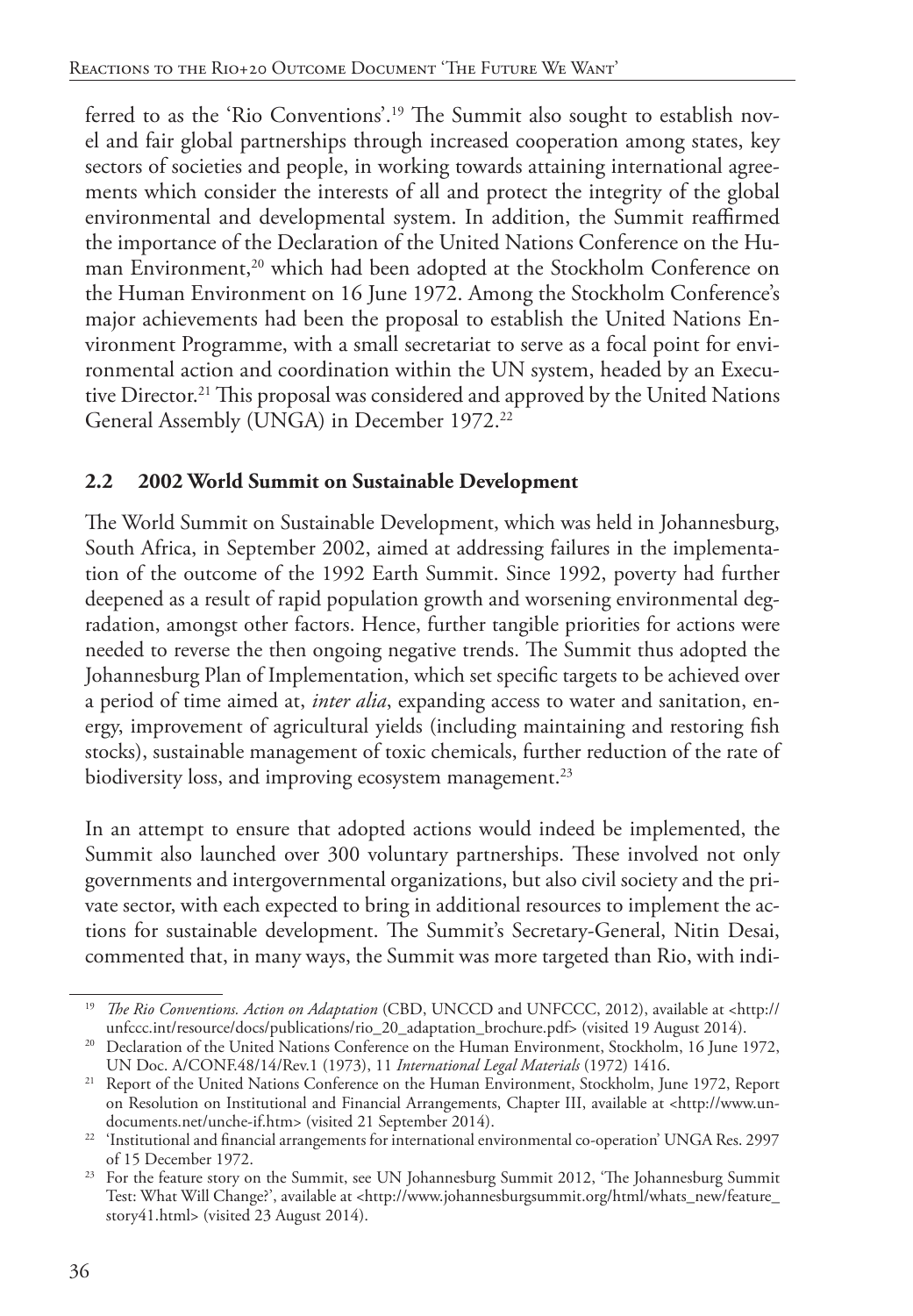ferred to as the 'Rio Conventions'.[19] The Summit also sought to establish novel and fair global partnerships through increased cooperation among states, key sectors of societies and people, in working towards attaining international agreements which consider the interests of all and protect the integrity of the global environmental and developmental system. In addition, the Summit reaffirmed the importance of the Declaration of the United Nations Conference on the Human Environment,[20] which had been adopted at the Stockholm Conference on the Human Environment on 16 June 1972. Among the Stockholm Conference's major achievements had been the proposal to establish the United Nations Environment Programme, with a small secretariat to serve as a focal point for environmental action and coordination within the UN system, headed by an Executive Director.[21] This proposal was considered and approved by the United Nations General Assembly (UNGA) in December 1972.[22]

## 2.2 2002 World Summit on Sustainable Development

The World Summit on Sustainable Development, which was held in Johannesburg, South Africa, in September 2002, aimed at addressing failures in the implementation of the outcome of the 1992 Earth Summit. Since 1992, poverty had further deepened as a result of rapid population growth and worsening environmental degradation, amongst other factors. Hence, further tangible priorities for actions were needed to reverse the then ongoing negative trends. The Summit thus adopted the Johannesburg Plan of Implementation, which set specific targets to be achieved over a period of time aimed at, *inter alia*, expanding access to water and sanitation, energy, improvement of agricultural yields (including maintaining and restoring fish stocks), sustainable management of toxic chemicals, further reduction of the rate of biodiversity loss, and improving ecosystem management.[23]

In an attempt to ensure that adopted actions would indeed be implemented, the Summit also launched over 300 voluntary partnerships. These involved not only governments and intergovernmental organizations, but also civil society and the private sector, with each expected to bring in additional resources to implement the actions for sustainable development. The Summit's Secretary-General, Nitin Desai, commented that, in many ways, the Summit was more targeted than Rio, with indi-

---

[19] *The Rio Conventions. Action on Adaptation* (CBD, UNCCD and UNFCCC, 2012), available at <http://unfccc.int/resource/docs/publications/rio_20_adaptation_brochure.pdf> (visited 19 August 2014).

[20] Declaration of the United Nations Conference on the Human Environment, Stockholm, 16 June 1972, UN Doc. A/CONF.48/14/Rev.1 (1973), 11 *International Legal Materials* (1972) 1416.

[21] Report of the United Nations Conference on the Human Environment, Stockholm, June 1972, Report on Resolution on Institutional and Financial Arrangements, Chapter III, available at <http://www.un-documents.net/unche-if.htm> (visited 21 September 2014).

[22] 'Institutional and financial arrangements for international environmental co-operation' UNGA Res. 2997 of 15 December 1972.

[23] For the feature story on the Summit, see UN Johannesburg Summit 2012, 'The Johannesburg Summit Test: What Will Change?', available at <http://www.johannesburgsummit.org/html/whats_new/feature_story41.html> (visited 23 August 2014).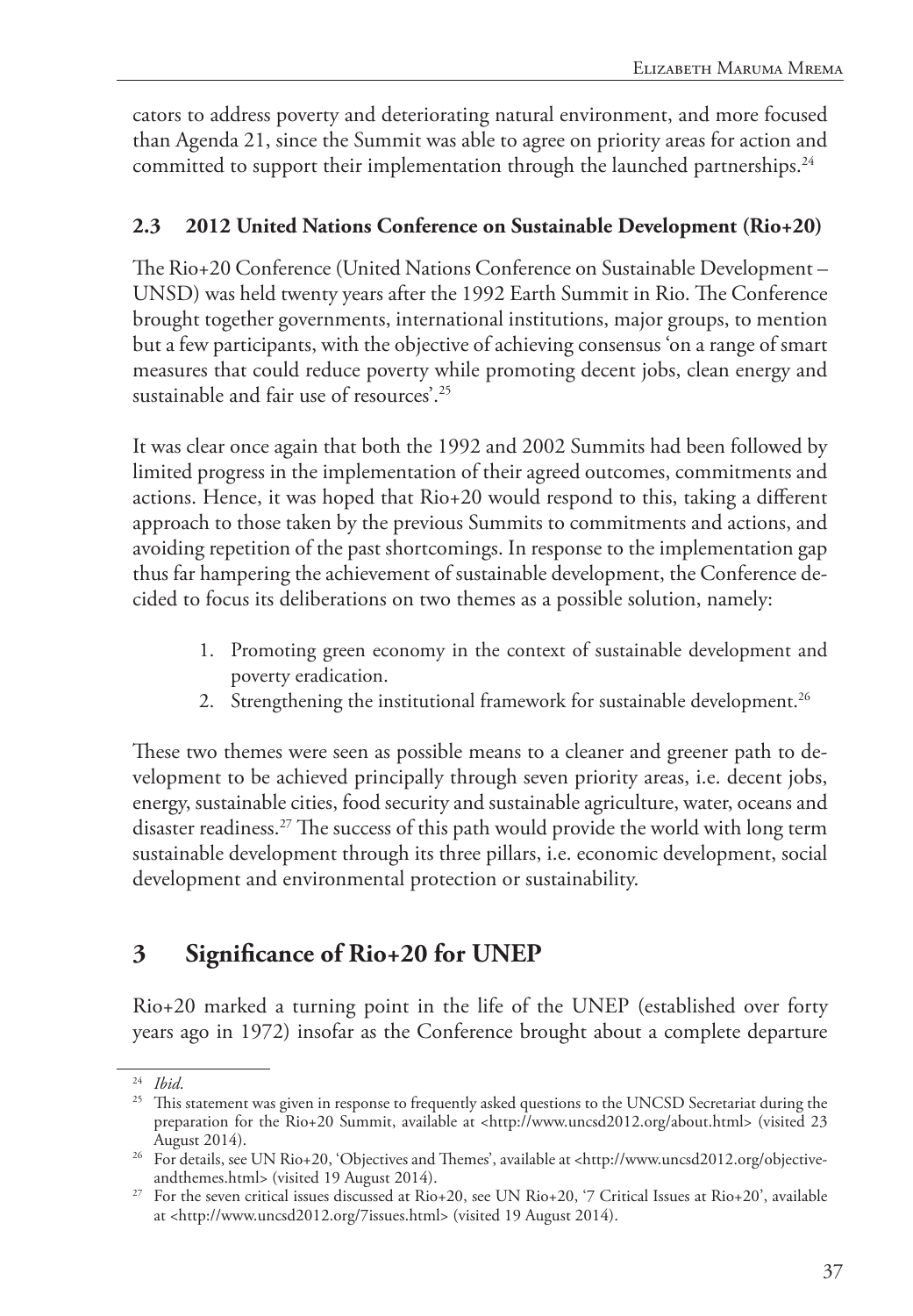cators to address poverty and deteriorating natural environment, and more focused than Agenda 21, since the Summit was able to agree on priority areas for action and committed to support their implementation through the launched partnerships.[24]

### 2.3 2012 United Nations Conference on Sustainable Development (Rio+20)

The Rio+20 Conference (United Nations Conference on Sustainable Development – UNSD) was held twenty years after the 1992 Earth Summit in Rio. The Conference brought together governments, international institutions, major groups, to mention but a few participants, with the objective of achieving consensus 'on a range of smart measures that could reduce poverty while promoting decent jobs, clean energy and sustainable and fair use of resources'.[25]

It was clear once again that both the 1992 and 2002 Summits had been followed by limited progress in the implementation of their agreed outcomes, commitments and actions. Hence, it was hoped that Rio+20 would respond to this, taking a different approach to those taken by the previous Summits to commitments and actions, and avoiding repetition of the past shortcomings. In response to the implementation gap thus far hampering the achievement of sustainable development, the Conference decided to focus its deliberations on two themes as a possible solution, namely:

1. Promoting green economy in the context of sustainable development and poverty eradication.
2. Strengthening the institutional framework for sustainable development.[26]

These two themes were seen as possible means to a cleaner and greener path to development to be achieved principally through seven priority areas, i.e. decent jobs, energy, sustainable cities, food security and sustainable agriculture, water, oceans and disaster readiness.[27] The success of this path would provide the world with long term sustainable development through its three pillars, i.e. economic development, social development and environmental protection or sustainability.

## 3 Significance of Rio+20 for UNEP

Rio+20 marked a turning point in the life of the UNEP (established over forty years ago in 1972) insofar as the Conference brought about a complete departure

---

[24] *Ibid.*

[25] This statement was given in response to frequently asked questions to the UNCSD Secretariat during the preparation for the Rio+20 Summit, available at <http://www.uncsd2012.org/about.html> (visited 23 August 2014).

[26] For details, see UN Rio+20, 'Objectives and Themes', available at <http://www.uncsd2012.org/objective-andthemes.html> (visited 19 August 2014).

[27] For the seven critical issues discussed at Rio+20, see UN Rio+20, '7 Critical Issues at Rio+20', available at <http://www.uncsd2012.org/7issues.html> (visited 19 August 2014).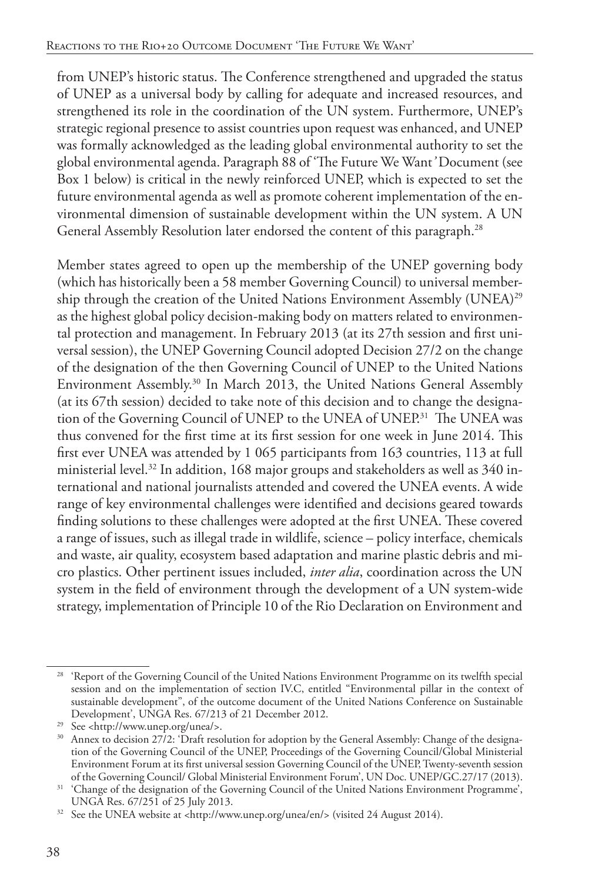from UNEP's historic status. The Conference strengthened and upgraded the status of UNEP as a universal body by calling for adequate and increased resources, and strengthened its role in the coordination of the UN system. Furthermore, UNEP's strategic regional presence to assist countries upon request was enhanced, and UNEP was formally acknowledged as the leading global environmental authority to set the global environmental agenda. Paragraph 88 of 'The Future We Want' Document (see Box 1 below) is critical in the newly reinforced UNEP, which is expected to set the future environmental agenda as well as promote coherent implementation of the environmental dimension of sustainable development within the UN system. A UN General Assembly Resolution later endorsed the content of this paragraph.[28]

Member states agreed to open up the membership of the UNEP governing body (which has historically been a 58 member Governing Council) to universal membership through the creation of the United Nations Environment Assembly (UNEA)[29] as the highest global policy decision-making body on matters related to environmental protection and management. In February 2013 (at its 27th session and first universal session), the UNEP Governing Council adopted Decision 27/2 on the change of the designation of the then Governing Council of UNEP to the United Nations Environment Assembly.[30] In March 2013, the United Nations General Assembly (at its 67th session) decided to take note of this decision and to change the designation of the Governing Council of UNEP to the UNEA of UNEP.[31] The UNEA was thus convened for the first time at its first session for one week in June 2014. This first ever UNEA was attended by 1 065 participants from 163 countries, 113 at full ministerial level.[32] In addition, 168 major groups and stakeholders as well as 340 international and national journalists attended and covered the UNEA events. A wide range of key environmental challenges were identified and decisions geared towards finding solutions to these challenges were adopted at the first UNEA. These covered a range of issues, such as illegal trade in wildlife, science – policy interface, chemicals and waste, air quality, ecosystem based adaptation and marine plastic debris and micro plastics. Other pertinent issues included, *inter alia*, coordination across the UN system in the field of environment through the development of a UN system-wide strategy, implementation of Principle 10 of the Rio Declaration on Environment and

---

[28] 'Report of the Governing Council of the United Nations Environment Programme on its twelfth special session and on the implementation of section IV.C, entitled "Environmental pillar in the context of sustainable development", of the outcome document of the United Nations Conference on Sustainable Development', UNGA Res. 67/213 of 21 December 2012.

[29] See <http://www.unep.org/unea/>.

[30] Annex to decision 27/2: 'Draft resolution for adoption by the General Assembly: Change of the designation of the Governing Council of the UNEP, Proceedings of the Governing Council/Global Ministerial Environment Forum at its first universal session Governing Council of the UNEP, Twenty-seventh session of the Governing Council/ Global Ministerial Environment Forum', UN Doc. UNEP/GC.27/17 (2013).

[31] 'Change of the designation of the Governing Council of the United Nations Environment Programme', UNGA Res. 67/251 of 25 July 2013.

[32] See the UNEA website at <http://www.unep.org/unea/en/> (visited 24 August 2014).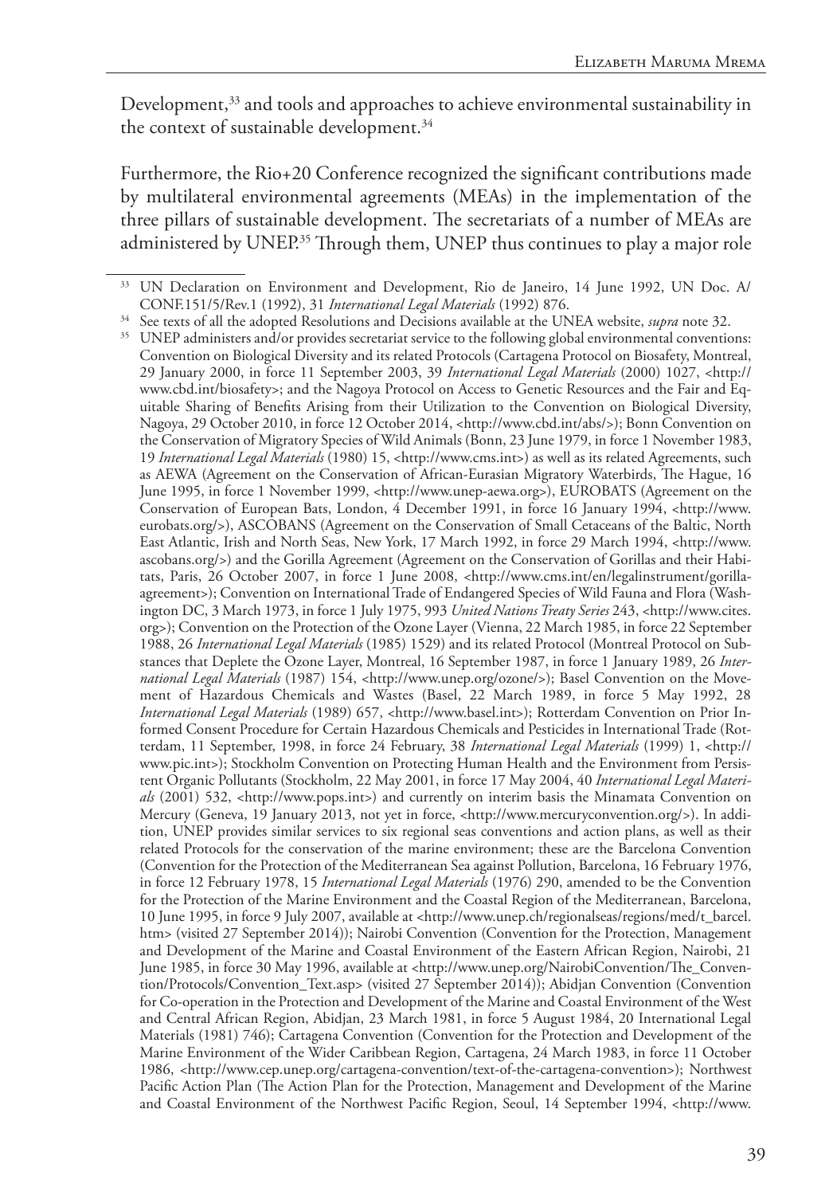Development,[33] and tools and approaches to achieve environmental sustainability in the context of sustainable development.[34]

Furthermore, the Rio+20 Conference recognized the significant contributions made by multilateral environmental agreements (MEAs) in the implementation of the three pillars of sustainable development. The secretariats of a number of MEAs are administered by UNEP.[35] Through them, UNEP thus continues to play a major role

---

[33] UN Declaration on Environment and Development, Rio de Janeiro, 14 June 1992, UN Doc. A/CONF.151/5/Rev.1 (1992), 31 *International Legal Materials* (1992) 876.

[34] See texts of all the adopted Resolutions and Decisions available at the UNEA website, *supra* note 32.

[35] UNEP administers and/or provides secretariat service to the following global environmental conventions: Convention on Biological Diversity and its related Protocols (Cartagena Protocol on Biosafety, Montreal, 29 January 2000, in force 11 September 2003, 39 *International Legal Materials* (2000) 1027, <http://www.cbd.int/biosafety>; and the Nagoya Protocol on Access to Genetic Resources and the Fair and Equitable Sharing of Benefits Arising from their Utilization to the Convention on Biological Diversity, Nagoya, 29 October 2010, in force 12 October 2014, <http://www.cbd.int/abs/>); Bonn Convention on the Conservation of Migratory Species of Wild Animals (Bonn, 23 June 1979, in force 1 November 1983, 19 *International Legal Materials* (1980) 15, <http://www.cms.int>) as well as its related Agreements, such as AEWA (Agreement on the Conservation of African-Eurasian Migratory Waterbirds, The Hague, 16 June 1995, in force 1 November 1999, <http://www.unep-aewa.org>), EUROBATS (Agreement on the Conservation of European Bats, London, 4 December 1991, in force 16 January 1994, <http://www.eurobats.org/>), ASCOBANS (Agreement on the Conservation of Small Cetaceans of the Baltic, North East Atlantic, Irish and North Seas, New York, 17 March 1992, in force 29 March 1994, <http://www.ascobans.org/>) and the Gorilla Agreement (Agreement on the Conservation of Gorillas and their Habitats, Paris, 26 October 2007, in force 1 June 2008, <http://www.cms.int/en/legalinstrument/gorilla-agreement>); Convention on International Trade of Endangered Species of Wild Fauna and Flora (Washington DC, 3 March 1973, in force 1 July 1975, 993 *United Nations Treaty Series* 243, <http://www.cites.org>); Convention on the Protection of the Ozone Layer (Vienna, 22 March 1985, in force 22 September 1988, 26 *International Legal Materials* (1985) 1529) and its related Protocol (Montreal Protocol on Substances that Deplete the Ozone Layer, Montreal, 16 September 1987, in force 1 January 1989, 26 *International Legal Materials* (1987) 154, <http://www.unep.org/ozone/>); Basel Convention on the Movement of Hazardous Chemicals and Wastes (Basel, 22 March 1989, in force 5 May 1992, 28 *International Legal Materials* (1989) 657, <http://www.basel.int>); Rotterdam Convention on Prior Informed Consent Procedure for Certain Hazardous Chemicals and Pesticides in International Trade (Rotterdam, 11 September, 1998, in force 24 February, 38 *International Legal Materials* (1999) 1, <http://www.pic.int>); Stockholm Convention on Protecting Human Health and the Environment from Persistent Organic Pollutants (Stockholm, 22 May 2001, in force 17 May 2004, 40 *International Legal Materials* (2001) 532, <http://www.pops.int>) and currently on interim basis the Minamata Convention on Mercury (Geneva, 19 January 2013, not yet in force, <http://www.mercuryconvention.org/>). In addition, UNEP provides similar services to six regional seas conventions and action plans, as well as their related Protocols for the conservation of the marine environment; these are the Barcelona Convention (Convention for the Protection of the Mediterranean Sea against Pollution, Barcelona, 16 February 1976, in force 12 February 1978, 15 *International Legal Materials* (1976) 290, amended to be the Convention for the Protection of the Marine Environment and the Coastal Region of the Mediterranean, Barcelona, 10 June 1995, in force 9 July 2007, available at <http://www.unep.ch/regionalseas/regions/med/t_barcel.htm> (visited 27 September 2014)); Nairobi Convention (Convention for the Protection, Management and Development of the Marine and Coastal Environment of the Eastern African Region, Nairobi, 21 June 1985, in force 30 May 1996, available at <http://www.unep.org/NairobiConvention/The_Convention/Protocols/Convention_Text.asp> (visited 27 September 2014)); Abidjan Convention (Convention for Co-operation in the Protection and Development of the Marine and Coastal Environment of the West and Central African Region, Abidjan, 23 March 1981, in force 5 August 1984, 20 International Legal Materials (1981) 746); Cartagena Convention (Convention for the Protection and Development of the Marine Environment of the Wider Caribbean Region, Cartagena, 24 March 1983, in force 11 October 1986, <http://www.cep.unep.org/cartagena-convention/text-of-the-cartagena-convention>); Northwest Pacific Action Plan (The Action Plan for the Protection, Management and Development of the Marine and Coastal Environment of the Northwest Pacific Region, Seoul, 14 September 1994, <http://www.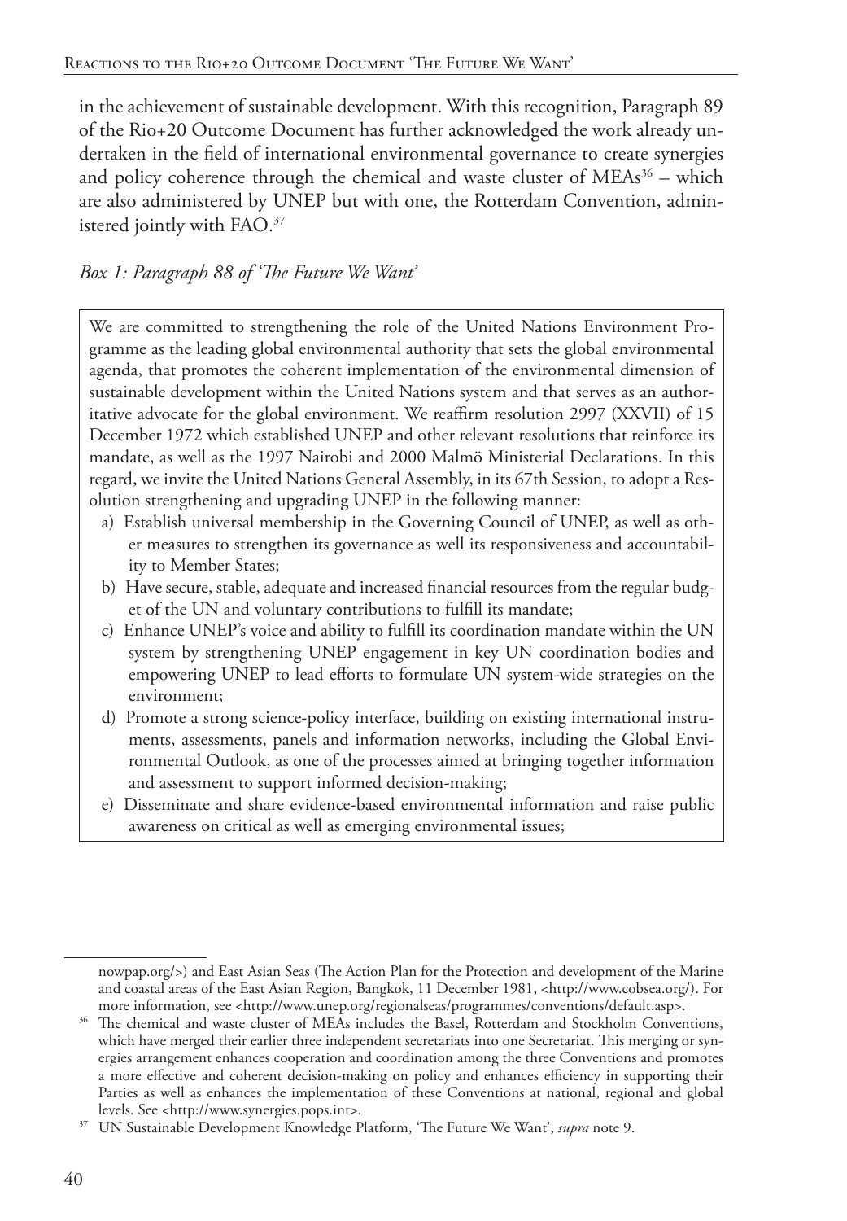in the achievement of sustainable development. With this recognition, Paragraph 89 of the Rio+20 Outcome Document has further acknowledged the work already undertaken in the field of international environmental governance to create synergies and policy coherence through the chemical and waste cluster of MEAs[36] – which are also administered by UNEP but with one, the Rotterdam Convention, administered jointly with FAO.[37]

*Box 1: Paragraph 88 of 'The Future We Want'*

> We are committed to strengthening the role of the United Nations Environment Programme as the leading global environmental authority that sets the global environmental agenda, that promotes the coherent implementation of the environmental dimension of sustainable development within the United Nations system and that serves as an authoritative advocate for the global environment. We reaffirm resolution 2997 (XXVII) of 15 December 1972 which established UNEP and other relevant resolutions that reinforce its mandate, as well as the 1997 Nairobi and 2000 Malmö Ministerial Declarations. In this regard, we invite the United Nations General Assembly, in its 67th Session, to adopt a Resolution strengthening and upgrading UNEP in the following manner:
>
> a) Establish universal membership in the Governing Council of UNEP, as well as other measures to strengthen its governance as well its responsiveness and accountability to Member States;
> b) Have secure, stable, adequate and increased financial resources from the regular budget of the UN and voluntary contributions to fulfill its mandate;
> c) Enhance UNEP's voice and ability to fulfill its coordination mandate within the UN system by strengthening UNEP engagement in key UN coordination bodies and empowering UNEP to lead efforts to formulate UN system-wide strategies on the environment;
> d) Promote a strong science-policy interface, building on existing international instruments, assessments, panels and information networks, including the Global Environmental Outlook, as one of the processes aimed at bringing together information and assessment to support informed decision-making;
> e) Disseminate and share evidence-based environmental information and raise public awareness on critical as well as emerging environmental issues;

---

nowpap.org/>) and East Asian Seas (The Action Plan for the Protection and development of the Marine and coastal areas of the East Asian Region, Bangkok, 11 December 1981, <http://www.cobsea.org/). For more information, see <http://www.unep.org/regionalseas/programmes/conventions/default.asp>.

[36] The chemical and waste cluster of MEAs includes the Basel, Rotterdam and Stockholm Conventions, which have merged their earlier three independent secretariats into one Secretariat. This merging or synergies arrangement enhances cooperation and coordination among the three Conventions and promotes a more effective and coherent decision-making on policy and enhances efficiency in supporting their Parties as well as enhances the implementation of these Conventions at national, regional and global levels. See <http://www.synergies.pops.int>.

[37] UN Sustainable Development Knowledge Platform, 'The Future We Want', *supra* note 9.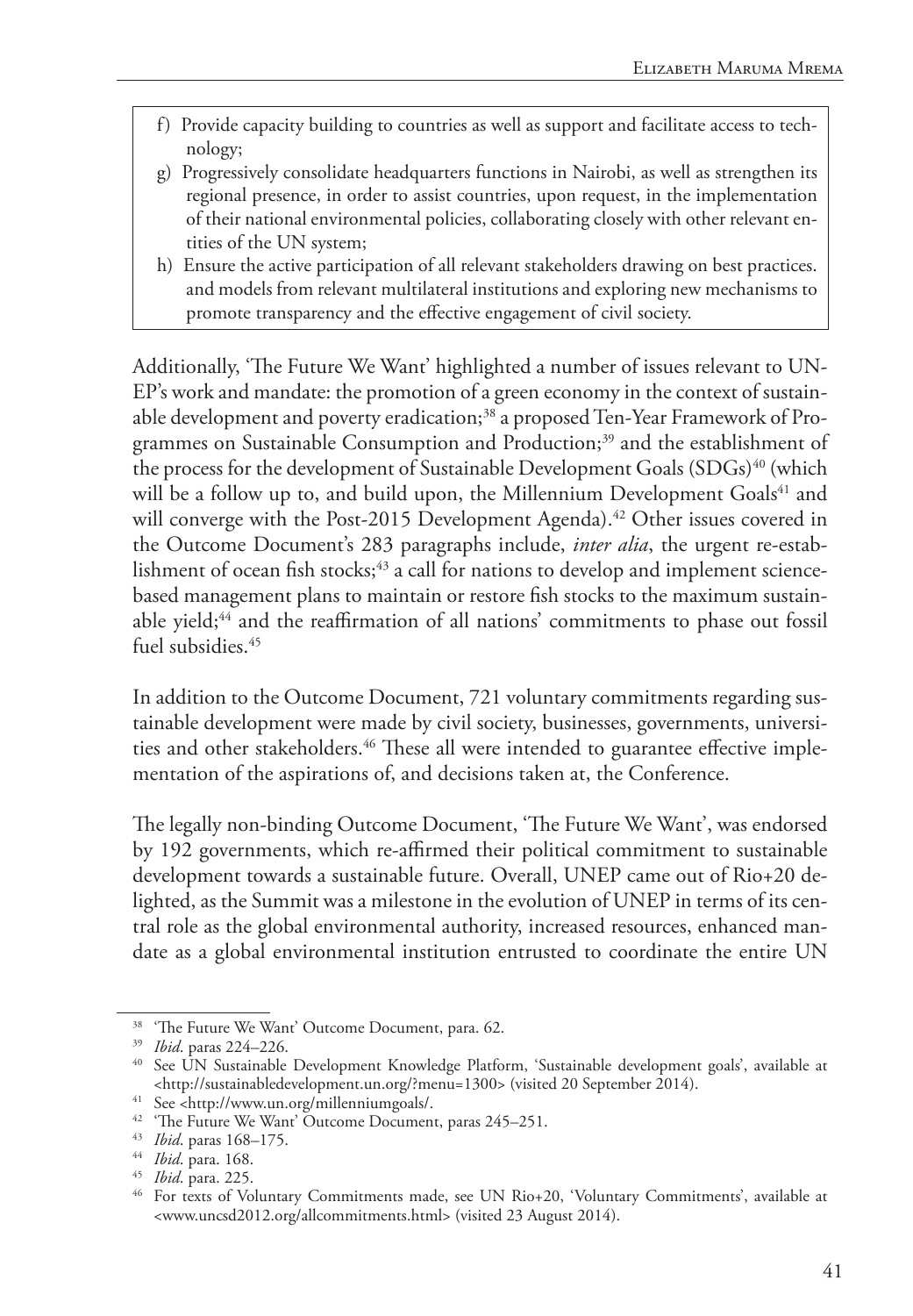f) Provide capacity building to countries as well as support and facilitate access to technology;
g) Progressively consolidate headquarters functions in Nairobi, as well as strengthen its regional presence, in order to assist countries, upon request, in the implementation of their national environmental policies, collaborating closely with other relevant entities of the UN system;
h) Ensure the active participation of all relevant stakeholders drawing on best practices. and models from relevant multilateral institutions and exploring new mechanisms to promote transparency and the effective engagement of civil society.

Additionally, 'The Future We Want' highlighted a number of issues relevant to UNEP's work and mandate: the promotion of a green economy in the context of sustainable development and poverty eradication;[38] a proposed Ten-Year Framework of Programmes on Sustainable Consumption and Production;[39] and the establishment of the process for the development of Sustainable Development Goals (SDGs)[40] (which will be a follow up to, and build upon, the Millennium Development Goals[41] and will converge with the Post-2015 Development Agenda).[42] Other issues covered in the Outcome Document's 283 paragraphs include, *inter alia*, the urgent re-establishment of ocean fish stocks;[43] a call for nations to develop and implement science-based management plans to maintain or restore fish stocks to the maximum sustainable yield;[44] and the reaffirmation of all nations' commitments to phase out fossil fuel subsidies.[45]

In addition to the Outcome Document, 721 voluntary commitments regarding sustainable development were made by civil society, businesses, governments, universities and other stakeholders.[46] These all were intended to guarantee effective implementation of the aspirations of, and decisions taken at, the Conference.

The legally non-binding Outcome Document, 'The Future We Want', was endorsed by 192 governments, which re-affirmed their political commitment to sustainable development towards a sustainable future. Overall, UNEP came out of Rio+20 delighted, as the Summit was a milestone in the evolution of UNEP in terms of its central role as the global environmental authority, increased resources, enhanced mandate as a global environmental institution entrusted to coordinate the entire UN

---

[38] 'The Future We Want' Outcome Document, para. 62.

[39] *Ibid*. paras 224–226.

[40] See UN Sustainable Development Knowledge Platform, 'Sustainable development goals', available at <http://sustainabledevelopment.un.org/?menu=1300> (visited 20 September 2014).

[41] See <http://www.un.org/millenniumgoals/.

[42] 'The Future We Want' Outcome Document, paras 245–251.

[43] *Ibid*. paras 168–175.

[44] *Ibid*. para. 168.

[45] *Ibid*. para. 225.

[46] For texts of Voluntary Commitments made, see UN Rio+20, 'Voluntary Commitments', available at <www.uncsd2012.org/allcommitments.html> (visited 23 August 2014).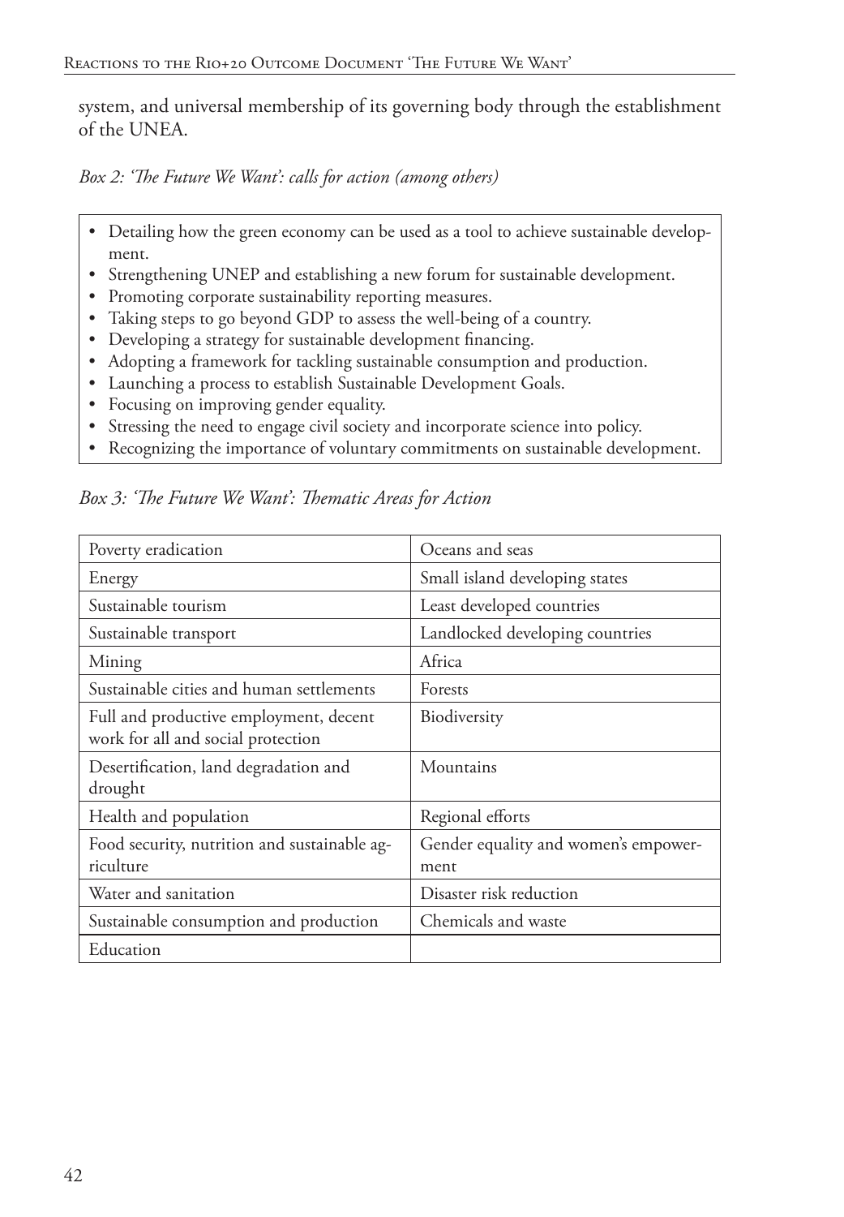system, and universal membership of its governing body through the establishment of the UNEA.

*Box 2: 'The Future We Want': calls for action (among others)*

- Detailing how the green economy can be used as a tool to achieve sustainable development.
- Strengthening UNEP and establishing a new forum for sustainable development.
- Promoting corporate sustainability reporting measures.
- Taking steps to go beyond GDP to assess the well-being of a country.
- Developing a strategy for sustainable development financing.
- Adopting a framework for tackling sustainable consumption and production.
- Launching a process to establish Sustainable Development Goals.
- Focusing on improving gender equality.
- Stressing the need to engage civil society and incorporate science into policy.
- Recognizing the importance of voluntary commitments on sustainable development.

*Box 3: 'The Future We Want': Thematic Areas for Action*

| | |
|---|---|
| Poverty eradication | Oceans and seas |
| Energy | Small island developing states |
| Sustainable tourism | Least developed countries |
| Sustainable transport | Landlocked developing countries |
| Mining | Africa |
| Sustainable cities and human settlements | Forests |
| Full and productive employment, decent work for all and social protection | Biodiversity |
| Desertification, land degradation and drought | Mountains |
| Health and population | Regional efforts |
| Food security, nutrition and sustainable agriculture | Gender equality and women's empowerment |
| Water and sanitation | Disaster risk reduction |
| Sustainable consumption and production | Chemicals and waste |
| Education | |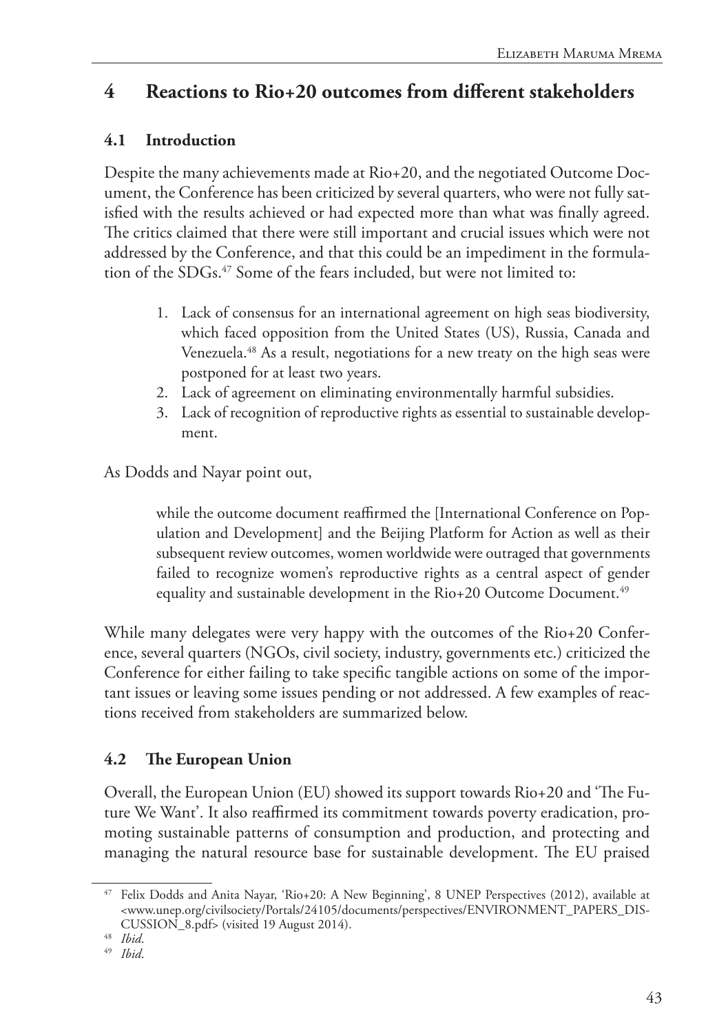## 4 Reactions to Rio+20 outcomes from different stakeholders

### 4.1 Introduction

Despite the many achievements made at Rio+20, and the negotiated Outcome Document, the Conference has been criticized by several quarters, who were not fully satisfied with the results achieved or had expected more than what was finally agreed. The critics claimed that there were still important and crucial issues which were not addressed by the Conference, and that this could be an impediment in the formulation of the SDGs.[47] Some of the fears included, but were not limited to:

1. Lack of consensus for an international agreement on high seas biodiversity, which faced opposition from the United States (US), Russia, Canada and Venezuela.[48] As a result, negotiations for a new treaty on the high seas were postponed for at least two years.
2. Lack of agreement on eliminating environmentally harmful subsidies.
3. Lack of recognition of reproductive rights as essential to sustainable development.

As Dodds and Nayar point out,

> while the outcome document reaffirmed the [International Conference on Population and Development] and the Beijing Platform for Action as well as their subsequent review outcomes, women worldwide were outraged that governments failed to recognize women's reproductive rights as a central aspect of gender equality and sustainable development in the Rio+20 Outcome Document.[49]

While many delegates were very happy with the outcomes of the Rio+20 Conference, several quarters (NGOs, civil society, industry, governments etc.) criticized the Conference for either failing to take specific tangible actions on some of the important issues or leaving some issues pending or not addressed. A few examples of reactions received from stakeholders are summarized below.

### 4.2 The European Union

Overall, the European Union (EU) showed its support towards Rio+20 and 'The Future We Want'. It also reaffirmed its commitment towards poverty eradication, promoting sustainable patterns of consumption and production, and protecting and managing the natural resource base for sustainable development. The EU praised

---

[47] Felix Dodds and Anita Nayar, 'Rio+20: A New Beginning', 8 UNEP Perspectives (2012), available at <www.unep.org/civilsociety/Portals/24105/documents/perspectives/ENVIRONMENT_PAPERS_DISCUSSION_8.pdf> (visited 19 August 2014).

[48] *Ibid*.

[49] *Ibid*.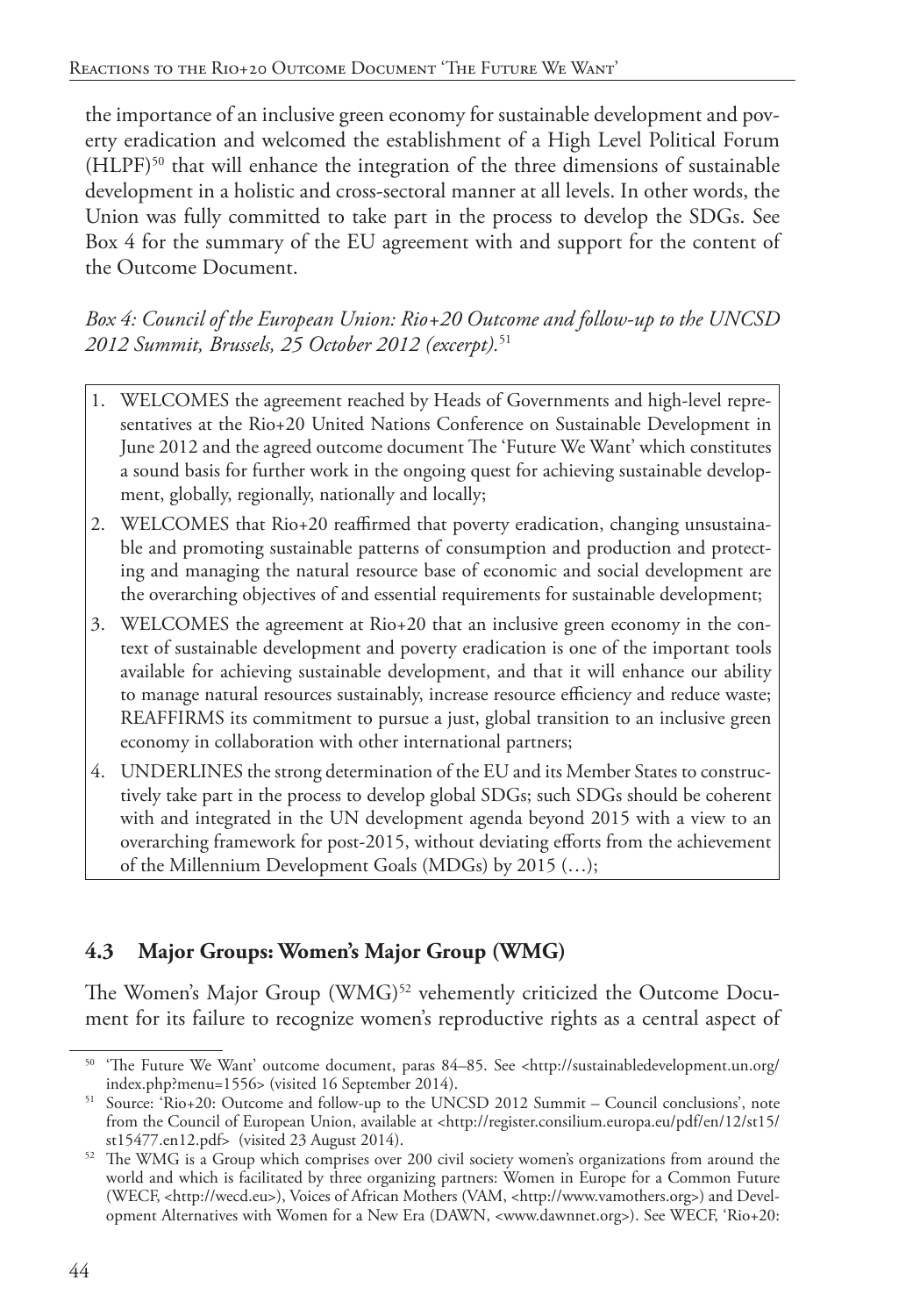the importance of an inclusive green economy for sustainable development and poverty eradication and welcomed the establishment of a High Level Political Forum (HLPF)[50] that will enhance the integration of the three dimensions of sustainable development in a holistic and cross-sectoral manner at all levels. In other words, the Union was fully committed to take part in the process to develop the SDGs. See Box 4 for the summary of the EU agreement with and support for the content of the Outcome Document.

*Box 4: Council of the European Union: Rio+20 Outcome and follow-up to the UNCSD 2012 Summit, Brussels, 25 October 2012 (excerpt).*[51]

1. WELCOMES the agreement reached by Heads of Governments and high-level representatives at the Rio+20 United Nations Conference on Sustainable Development in June 2012 and the agreed outcome document The 'Future We Want' which constitutes a sound basis for further work in the ongoing quest for achieving sustainable development, globally, regionally, nationally and locally;
2. WELCOMES that Rio+20 reaffirmed that poverty eradication, changing unsustainable and promoting sustainable patterns of consumption and production and protecting and managing the natural resource base of economic and social development are the overarching objectives of and essential requirements for sustainable development;
3. WELCOMES the agreement at Rio+20 that an inclusive green economy in the context of sustainable development and poverty eradication is one of the important tools available for achieving sustainable development, and that it will enhance our ability to manage natural resources sustainably, increase resource efficiency and reduce waste; REAFFIRMS its commitment to pursue a just, global transition to an inclusive green economy in collaboration with other international partners;
4. UNDERLINES the strong determination of the EU and its Member States to constructively take part in the process to develop global SDGs; such SDGs should be coherent with and integrated in the UN development agenda beyond 2015 with a view to an overarching framework for post-2015, without deviating efforts from the achievement of the Millennium Development Goals (MDGs) by 2015 (…);

## 4.3 Major Groups: Women's Major Group (WMG)

The Women's Major Group (WMG)[52] vehemently criticized the Outcome Document for its failure to recognize women's reproductive rights as a central aspect of

---

[50] 'The Future We Want' outcome document, paras 84–85. See <http://sustainabledevelopment.un.org/index.php?menu=1556> (visited 16 September 2014).

[51] Source: 'Rio+20: Outcome and follow-up to the UNCSD 2012 Summit – Council conclusions', note from the Council of European Union, available at <http://register.consilium.europa.eu/pdf/en/12/st15/st15477.en12.pdf> (visited 23 August 2014).

[52] The WMG is a Group which comprises over 200 civil society women's organizations from around the world and which is facilitated by three organizing partners: Women in Europe for a Common Future (WECF, <http://wecd.eu>), Voices of African Mothers (VAM, <http://www.vamothers.org>) and Development Alternatives with Women for a New Era (DAWN, <www.dawnnet.org>). See WECF, 'Rio+20: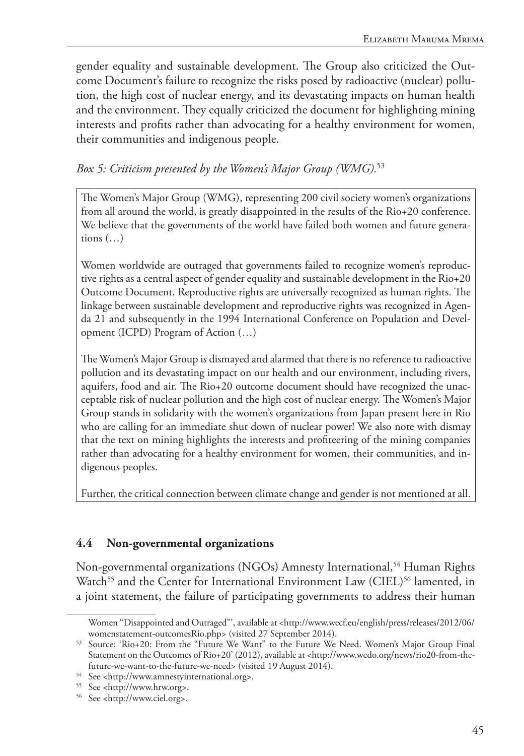gender equality and sustainable development. The Group also criticized the Outcome Document's failure to recognize the risks posed by radioactive (nuclear) pollution, the high cost of nuclear energy, and its devastating impacts on human health and the environment. They equally criticized the document for highlighting mining interests and profits rather than advocating for a healthy environment for women, their communities and indigenous people.

*Box 5: Criticism presented by the Women's Major Group (WMG).*[53]

> The Women's Major Group (WMG), representing 200 civil society women's organizations from all around the world, is greatly disappointed in the results of the Rio+20 conference. We believe that the governments of the world have failed both women and future generations (…)
>
> Women worldwide are outraged that governments failed to recognize women's reproductive rights as a central aspect of gender equality and sustainable development in the Rio+20 Outcome Document. Reproductive rights are universally recognized as human rights. The linkage between sustainable development and reproductive rights was recognized in Agenda 21 and subsequently in the 1994 International Conference on Population and Development (ICPD) Program of Action (…)
>
> The Women's Major Group is dismayed and alarmed that there is no reference to radioactive pollution and its devastating impact on our health and our environment, including rivers, aquifers, food and air. The Rio+20 outcome document should have recognized the unacceptable risk of nuclear pollution and the high cost of nuclear energy. The Women's Major Group stands in solidarity with the women's organizations from Japan present here in Rio who are calling for an immediate shut down of nuclear power! We also note with dismay that the text on mining highlights the interests and profiteering of the mining companies rather than advocating for a healthy environment for women, their communities, and indigenous peoples.
>
> Further, the critical connection between climate change and gender is not mentioned at all.

### 4.4 Non-governmental organizations

Non-governmental organizations (NGOs) Amnesty International,[54] Human Rights Watch[55] and the Center for International Environment Law (CIEL)[56] lamented, in a joint statement, the failure of participating governments to address their human

---

Women "Disappointed and Outraged"', available at <http://www.wecf.eu/english/press/releases/2012/06/womenstatement-outcomesRio.php> (visited 27 September 2014).

[53] Source: 'Rio+20: From the "Future We Want" to the Future We Need. Women's Major Group Final Statement on the Outcomes of Rio+20' (2012), available at <http://www.wedo.org/news/rio20-from-the-future-we-want-to-the-future-we-need> (visited 19 August 2014).

[54] See <http://www.amnestyinternational.org>.

[55] See <http://www.hrw.org>.

[56] See <http://www.ciel.org>.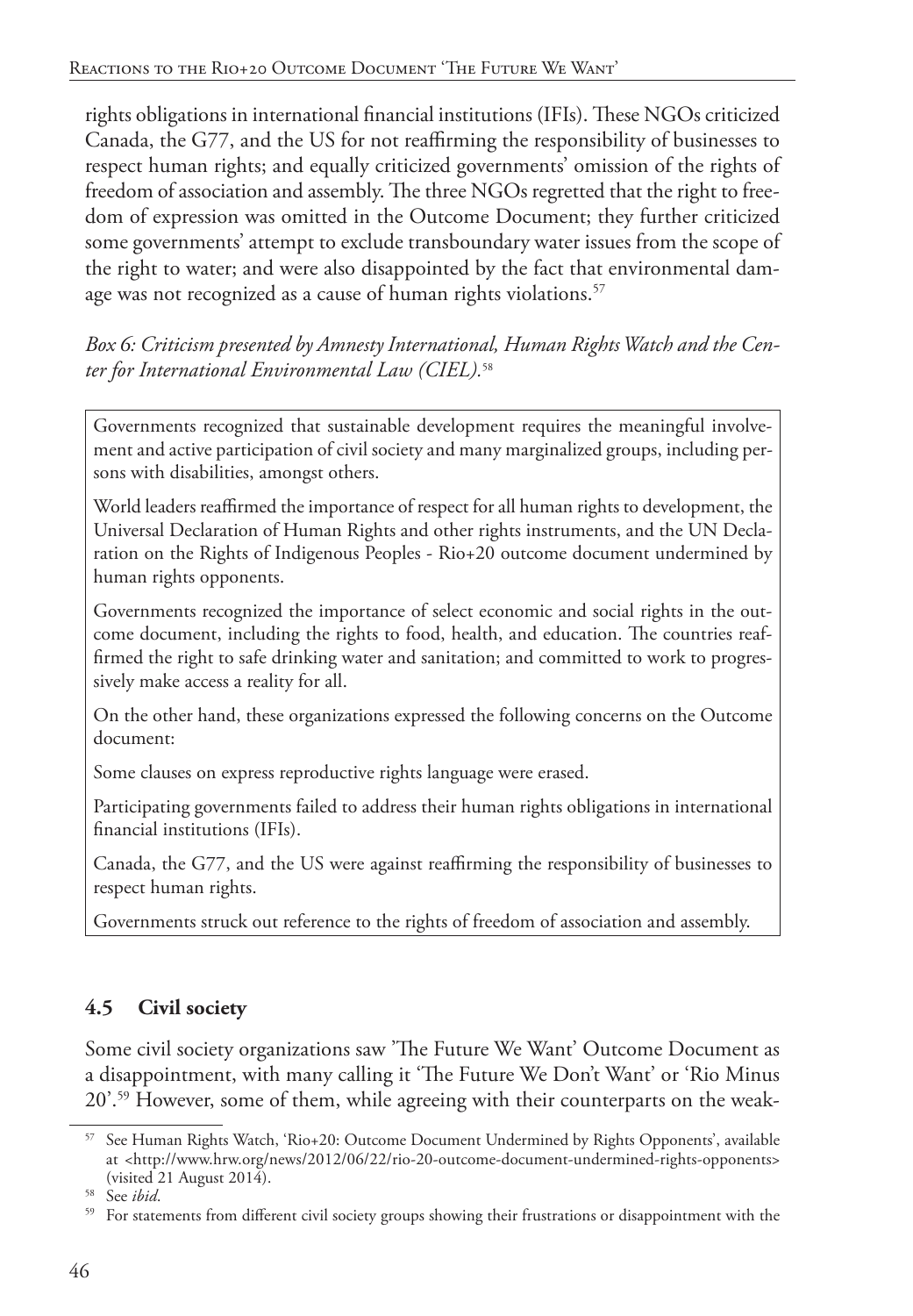rights obligations in international financial institutions (IFIs). These NGOs criticized Canada, the G77, and the US for not reaffirming the responsibility of businesses to respect human rights; and equally criticized governments' omission of the rights of freedom of association and assembly. The three NGOs regretted that the right to freedom of expression was omitted in the Outcome Document; they further criticized some governments' attempt to exclude transboundary water issues from the scope of the right to water; and were also disappointed by the fact that environmental damage was not recognized as a cause of human rights violations.[57]

*Box 6: Criticism presented by Amnesty International, Human Rights Watch and the Center for International Environmental Law (CIEL).*[58]

> Governments recognized that sustainable development requires the meaningful involvement and active participation of civil society and many marginalized groups, including persons with disabilities, amongst others.
>
> World leaders reaffirmed the importance of respect for all human rights to development, the Universal Declaration of Human Rights and other rights instruments, and the UN Declaration on the Rights of Indigenous Peoples - Rio+20 outcome document undermined by human rights opponents.
>
> Governments recognized the importance of select economic and social rights in the outcome document, including the rights to food, health, and education. The countries reaffirmed the right to safe drinking water and sanitation; and committed to work to progressively make access a reality for all.
>
> On the other hand, these organizations expressed the following concerns on the Outcome document:
>
> Some clauses on express reproductive rights language were erased.
>
> Participating governments failed to address their human rights obligations in international financial institutions (IFIs).
>
> Canada, the G77, and the US were against reaffirming the responsibility of businesses to respect human rights.
>
> Governments struck out reference to the rights of freedom of association and assembly.

## 4.5 Civil society

Some civil society organizations saw 'The Future We Want' Outcome Document as a disappointment, with many calling it 'The Future We Don't Want' or 'Rio Minus 20'.[59] However, some of them, while agreeing with their counterparts on the weak-

---

[57] See Human Rights Watch, 'Rio+20: Outcome Document Undermined by Rights Opponents', available at <http://www.hrw.org/news/2012/06/22/rio-20-outcome-document-undermined-rights-opponents> (visited 21 August 2014).

[58] See *ibid*.

[59] For statements from different civil society groups showing their frustrations or disappointment with the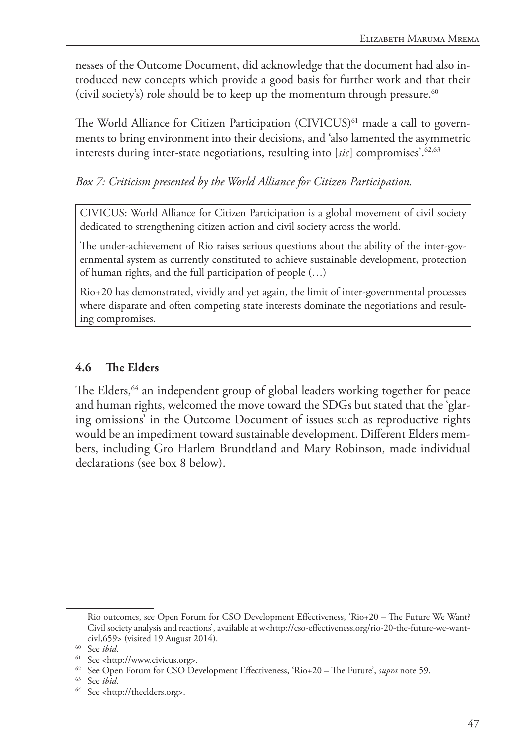nesses of the Outcome Document, did acknowledge that the document had also introduced new concepts which provide a good basis for further work and that their (civil society's) role should be to keep up the momentum through pressure.[60]

The World Alliance for Citizen Participation (CIVICUS)[61] made a call to governments to bring environment into their decisions, and 'also lamented the asymmetric interests during inter-state negotiations, resulting into [*sic*] compromises'.[62,63]

*Box 7: Criticism presented by the World Alliance for Citizen Participation.*

> CIVICUS: World Alliance for Citizen Participation is a global movement of civil society dedicated to strengthening citizen action and civil society across the world.
>
> The under-achievement of Rio raises serious questions about the ability of the inter-governmental system as currently constituted to achieve sustainable development, protection of human rights, and the full participation of people (…)
>
> Rio+20 has demonstrated, vividly and yet again, the limit of inter-governmental processes where disparate and often competing state interests dominate the negotiations and resulting compromises.

### 4.6 The Elders

The Elders,[64] an independent group of global leaders working together for peace and human rights, welcomed the move toward the SDGs but stated that the 'glaring omissions' in the Outcome Document of issues such as reproductive rights would be an impediment toward sustainable development. Different Elders members, including Gro Harlem Brundtland and Mary Robinson, made individual declarations (see box 8 below).

---

Rio outcomes, see Open Forum for CSO Development Effectiveness, 'Rio+20 – The Future We Want? Civil society analysis and reactions', available at w<http://cso-effectiveness.org/rio-20-the-future-we-want-civl,659> (visited 19 August 2014).

[60] See *ibid*.

[61] See <http://www.civicus.org>.

[62] See Open Forum for CSO Development Effectiveness, 'Rio+20 – The Future', *supra* note 59.

[63] See *ibid*.

[64] See <http://theelders.org>.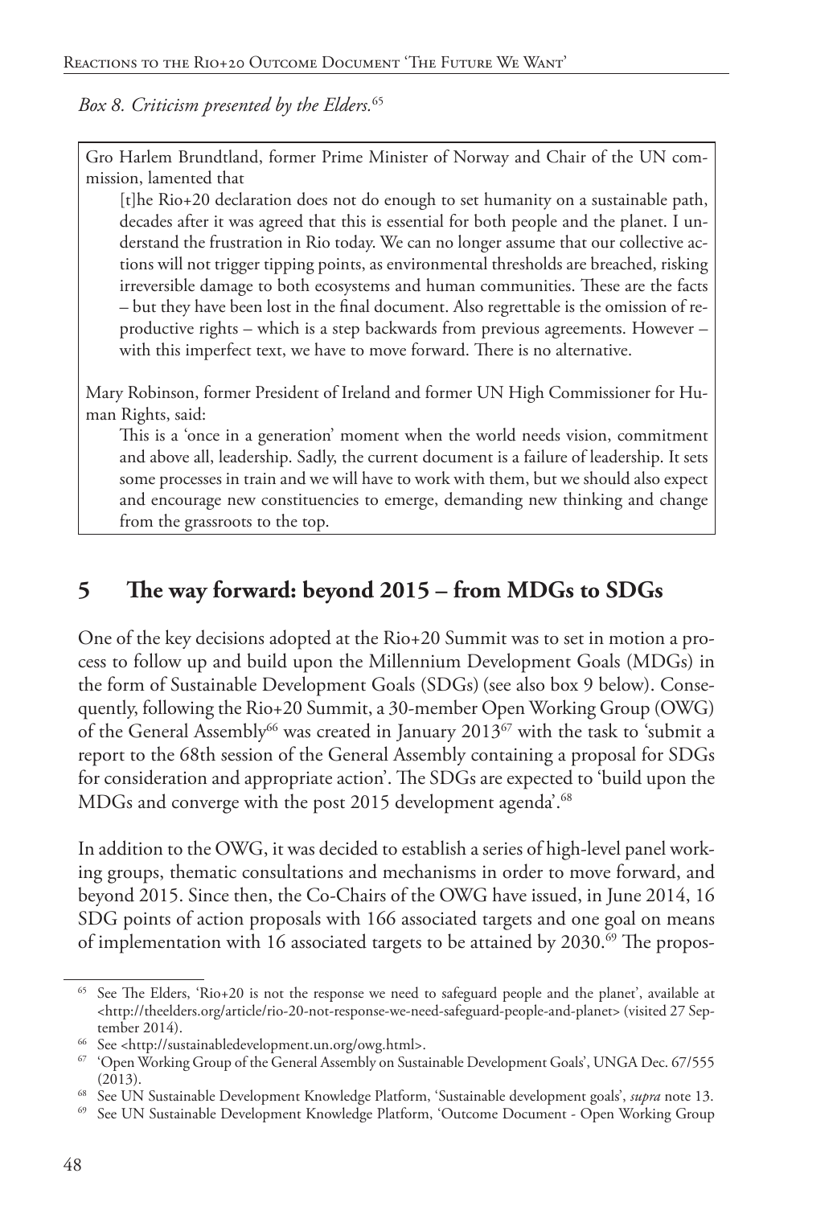*Box 8. Criticism presented by the Elders.*[65]

> Gro Harlem Brundtland, former Prime Minister of Norway and Chair of the UN commission, lamented that
>
> > [t]he Rio+20 declaration does not do enough to set humanity on a sustainable path, decades after it was agreed that this is essential for both people and the planet. I understand the frustration in Rio today. We can no longer assume that our collective actions will not trigger tipping points, as environmental thresholds are breached, risking irreversible damage to both ecosystems and human communities. These are the facts – but they have been lost in the final document. Also regrettable is the omission of reproductive rights – which is a step backwards from previous agreements. However – with this imperfect text, we have to move forward. There is no alternative.
>
> Mary Robinson, former President of Ireland and former UN High Commissioner for Human Rights, said:
>
> > This is a 'once in a generation' moment when the world needs vision, commitment and above all, leadership. Sadly, the current document is a failure of leadership. It sets some processes in train and we will have to work with them, but we should also expect and encourage new constituencies to emerge, demanding new thinking and change from the grassroots to the top.

## 5 The way forward: beyond 2015 – from MDGs to SDGs

One of the key decisions adopted at the Rio+20 Summit was to set in motion a process to follow up and build upon the Millennium Development Goals (MDGs) in the form of Sustainable Development Goals (SDGs) (see also box 9 below). Consequently, following the Rio+20 Summit, a 30-member Open Working Group (OWG) of the General Assembly[66] was created in January 2013[67] with the task to 'submit a report to the 68th session of the General Assembly containing a proposal for SDGs for consideration and appropriate action'. The SDGs are expected to 'build upon the MDGs and converge with the post 2015 development agenda'.[68]

In addition to the OWG, it was decided to establish a series of high-level panel working groups, thematic consultations and mechanisms in order to move forward, and beyond 2015. Since then, the Co-Chairs of the OWG have issued, in June 2014, 16 SDG points of action proposals with 166 associated targets and one goal on means of implementation with 16 associated targets to be attained by 2030.[69] The propos-

---

[65] See The Elders, 'Rio+20 is not the response we need to safeguard people and the planet', available at <http://theelders.org/article/rio-20-not-response-we-need-safeguard-people-and-planet> (visited 27 September 2014).

[66] See <http://sustainabledevelopment.un.org/owg.html>.

[67] 'Open Working Group of the General Assembly on Sustainable Development Goals', UNGA Dec. 67/555 (2013).

[68] See UN Sustainable Development Knowledge Platform, 'Sustainable development goals', *supra* note 13.

[69] See UN Sustainable Development Knowledge Platform, 'Outcome Document - Open Working Group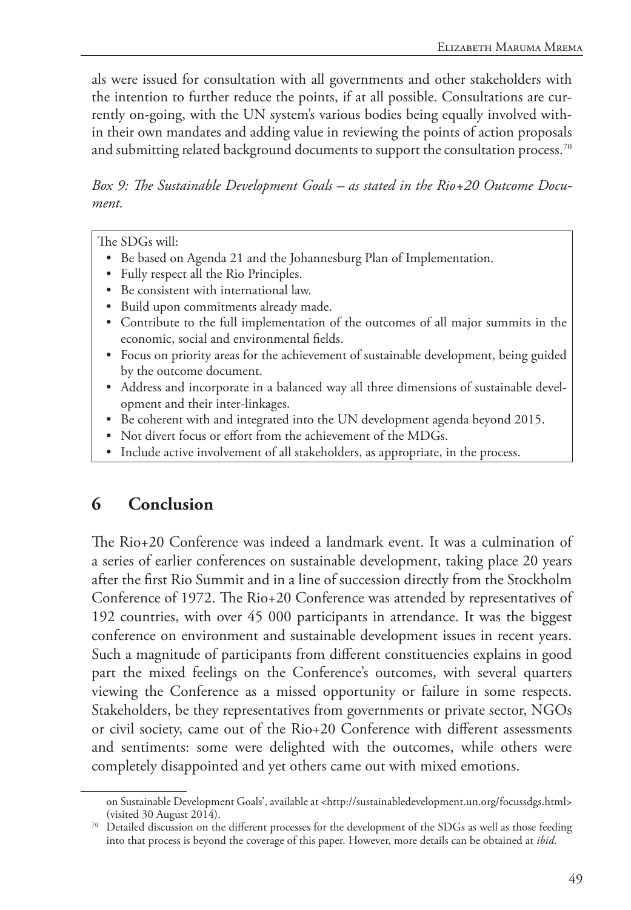als were issued for consultation with all governments and other stakeholders with the intention to further reduce the points, if at all possible. Consultations are currently on-going, with the UN system's various bodies being equally involved within their own mandates and adding value in reviewing the points of action proposals and submitting related background documents to support the consultation process.[70]

*Box 9: The Sustainable Development Goals – as stated in the Rio+20 Outcome Document.*

> The SDGs will:
> - Be based on Agenda 21 and the Johannesburg Plan of Implementation.
> - Fully respect all the Rio Principles.
> - Be consistent with international law.
> - Build upon commitments already made.
> - Contribute to the full implementation of the outcomes of all major summits in the economic, social and environmental fields.
> - Focus on priority areas for the achievement of sustainable development, being guided by the outcome document.
> - Address and incorporate in a balanced way all three dimensions of sustainable development and their inter-linkages.
> - Be coherent with and integrated into the UN development agenda beyond 2015.
> - Not divert focus or effort from the achievement of the MDGs.
> - Include active involvement of all stakeholders, as appropriate, in the process.

## 6 Conclusion

The Rio+20 Conference was indeed a landmark event. It was a culmination of a series of earlier conferences on sustainable development, taking place 20 years after the first Rio Summit and in a line of succession directly from the Stockholm Conference of 1972. The Rio+20 Conference was attended by representatives of 192 countries, with over 45 000 participants in attendance. It was the biggest conference on environment and sustainable development issues in recent years. Such a magnitude of participants from different constituencies explains in good part the mixed feelings on the Conference's outcomes, with several quarters viewing the Conference as a missed opportunity or failure in some respects. Stakeholders, be they representatives from governments or private sector, NGOs or civil society, came out of the Rio+20 Conference with different assessments and sentiments: some were delighted with the outcomes, while others were completely disappointed and yet others came out with mixed emotions.

---

on Sustainable Development Goals', available at <http://sustainabledevelopment.un.org/focussdgs.html> (visited 30 August 2014).

[70] Detailed discussion on the different processes for the development of the SDGs as well as those feeding into that process is beyond the coverage of this paper. However, more details can be obtained at *ibid*.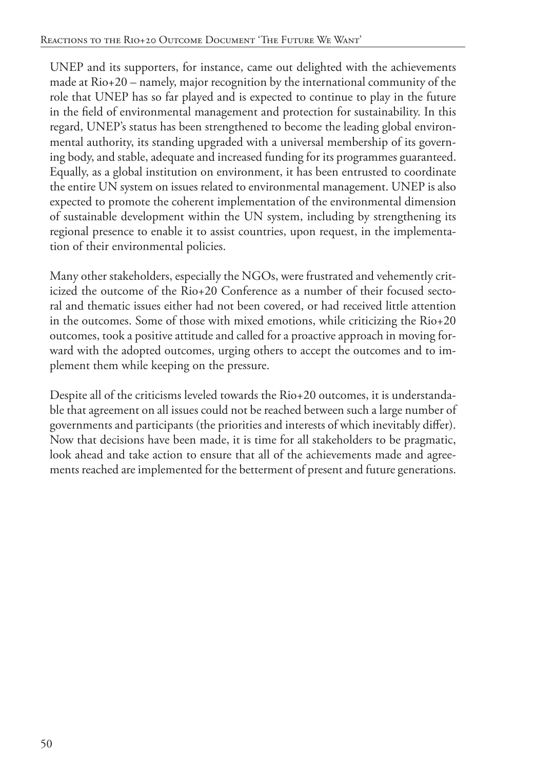UNEP and its supporters, for instance, came out delighted with the achievements made at Rio+20 – namely, major recognition by the international community of the role that UNEP has so far played and is expected to continue to play in the future in the field of environmental management and protection for sustainability. In this regard, UNEP's status has been strengthened to become the leading global environmental authority, its standing upgraded with a universal membership of its governing body, and stable, adequate and increased funding for its programmes guaranteed. Equally, as a global institution on environment, it has been entrusted to coordinate the entire UN system on issues related to environmental management. UNEP is also expected to promote the coherent implementation of the environmental dimension of sustainable development within the UN system, including by strengthening its regional presence to enable it to assist countries, upon request, in the implementation of their environmental policies.

Many other stakeholders, especially the NGOs, were frustrated and vehemently criticized the outcome of the Rio+20 Conference as a number of their focused sectoral and thematic issues either had not been covered, or had received little attention in the outcomes. Some of those with mixed emotions, while criticizing the Rio+20 outcomes, took a positive attitude and called for a proactive approach in moving forward with the adopted outcomes, urging others to accept the outcomes and to implement them while keeping on the pressure.

Despite all of the criticisms leveled towards the Rio+20 outcomes, it is understandable that agreement on all issues could not be reached between such a large number of governments and participants (the priorities and interests of which inevitably differ). Now that decisions have been made, it is time for all stakeholders to be pragmatic, look ahead and take action to ensure that all of the achievements made and agreements reached are implemented for the betterment of present and future generations.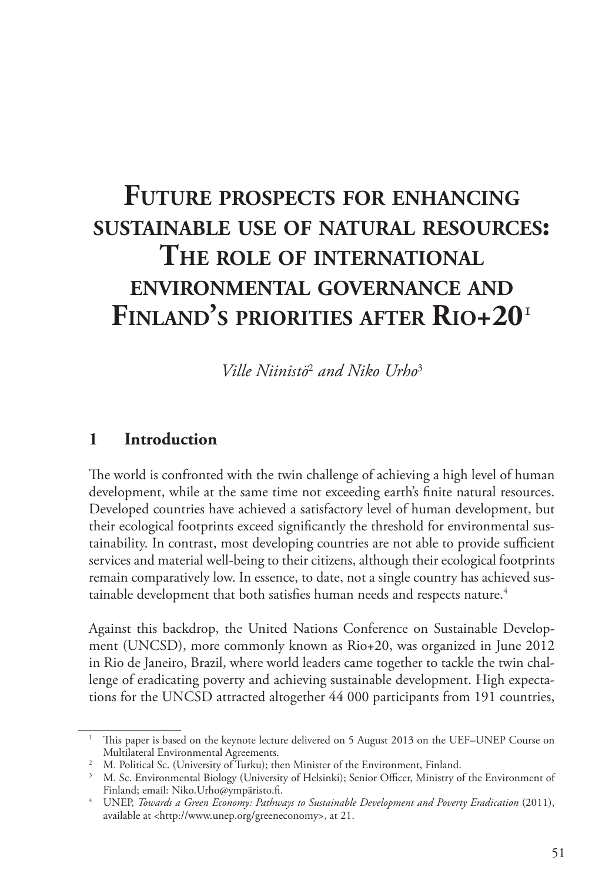# Future prospects for enhancing sustainable use of natural resources: The role of international environmental governance and Finland's priorities after Rio+20[1]

*Ville Niinistö*[2] *and Niko Urho*[3]

## 1 Introduction

The world is confronted with the twin challenge of achieving a high level of human development, while at the same time not exceeding earth's finite natural resources. Developed countries have achieved a satisfactory level of human development, but their ecological footprints exceed significantly the threshold for environmental sustainability. In contrast, most developing countries are not able to provide sufficient services and material well-being to their citizens, although their ecological footprints remain comparatively low. In essence, to date, not a single country has achieved sustainable development that both satisfies human needs and respects nature.[4]

Against this backdrop, the United Nations Conference on Sustainable Development (UNCSD), more commonly known as Rio+20, was organized in June 2012 in Rio de Janeiro, Brazil, where world leaders came together to tackle the twin challenge of eradicating poverty and achieving sustainable development. High expectations for the UNCSD attracted altogether 44 000 participants from 191 countries,

---

[1] This paper is based on the keynote lecture delivered on 5 August 2013 on the UEF–UNEP Course on Multilateral Environmental Agreements.

[2] M. Political Sc. (University of Turku); then Minister of the Environment, Finland.

[3] M. Sc. Environmental Biology (University of Helsinki); Senior Officer, Ministry of the Environment of Finland; email: Niko.Urho@ympäristo.fi.

[4] UNEP, *Towards a Green Economy: Pathways to Sustainable Development and Poverty Eradication* (2011), available at <http://www.unep.org/greeneconomy>, at 21.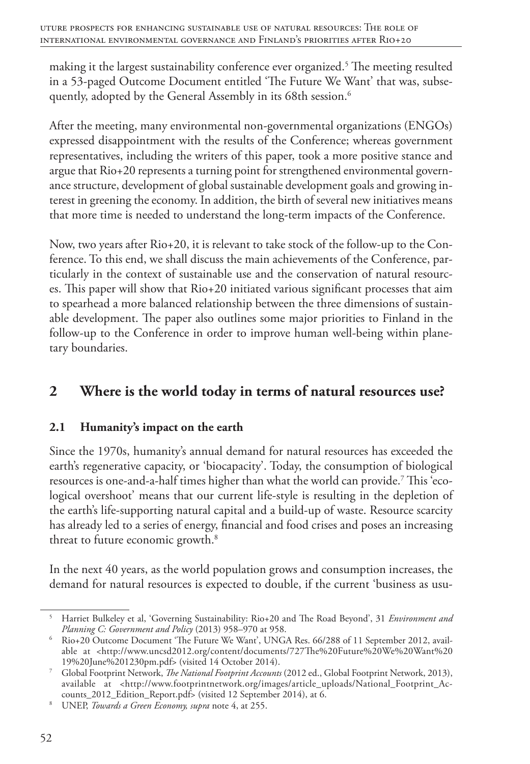making it the largest sustainability conference ever organized.[5] The meeting resulted in a 53-paged Outcome Document entitled 'The Future We Want' that was, subsequently, adopted by the General Assembly in its 68th session.[6]

After the meeting, many environmental non-governmental organizations (ENGOs) expressed disappointment with the results of the Conference; whereas government representatives, including the writers of this paper, took a more positive stance and argue that Rio+20 represents a turning point for strengthened environmental governance structure, development of global sustainable development goals and growing interest in greening the economy. In addition, the birth of several new initiatives means that more time is needed to understand the long-term impacts of the Conference.

Now, two years after Rio+20, it is relevant to take stock of the follow-up to the Conference. To this end, we shall discuss the main achievements of the Conference, particularly in the context of sustainable use and the conservation of natural resources. This paper will show that Rio+20 initiated various significant processes that aim to spearhead a more balanced relationship between the three dimensions of sustainable development. The paper also outlines some major priorities to Finland in the follow-up to the Conference in order to improve human well-being within planetary boundaries.

## 2 Where is the world today in terms of natural resources use?

### 2.1 Humanity's impact on the earth

Since the 1970s, humanity's annual demand for natural resources has exceeded the earth's regenerative capacity, or 'biocapacity'. Today, the consumption of biological resources is one-and-a-half times higher than what the world can provide.[7] This 'ecological overshoot' means that our current life-style is resulting in the depletion of the earth's life-supporting natural capital and a build-up of waste. Resource scarcity has already led to a series of energy, financial and food crises and poses an increasing threat to future economic growth.[8]

In the next 40 years, as the world population grows and consumption increases, the demand for natural resources is expected to double, if the current 'business as usu-

---

[5] Harriet Bulkeley et al, 'Governing Sustainability: Rio+20 and The Road Beyond', 31 *Environment and Planning C: Government and Policy* (2013) 958–970 at 958.

[6] Rio+20 Outcome Document 'The Future We Want', UNGA Res. 66/288 of 11 September 2012, available at <http://www.uncsd2012.org/content/documents/727The%20Future%20We%20Want%20 19%20June%201230pm.pdf> (visited 14 October 2014).

[7] Global Footprint Network, *The National Footprint Accounts* (2012 ed., Global Footprint Network, 2013), available at <http://www.footprintnetwork.org/images/article_uploads/National_Footprint_Accounts_2012_Edition_Report.pdf> (visited 12 September 2014), at 6.

[8] UNEP, *Towards a Green Economy, supra* note 4, at 255.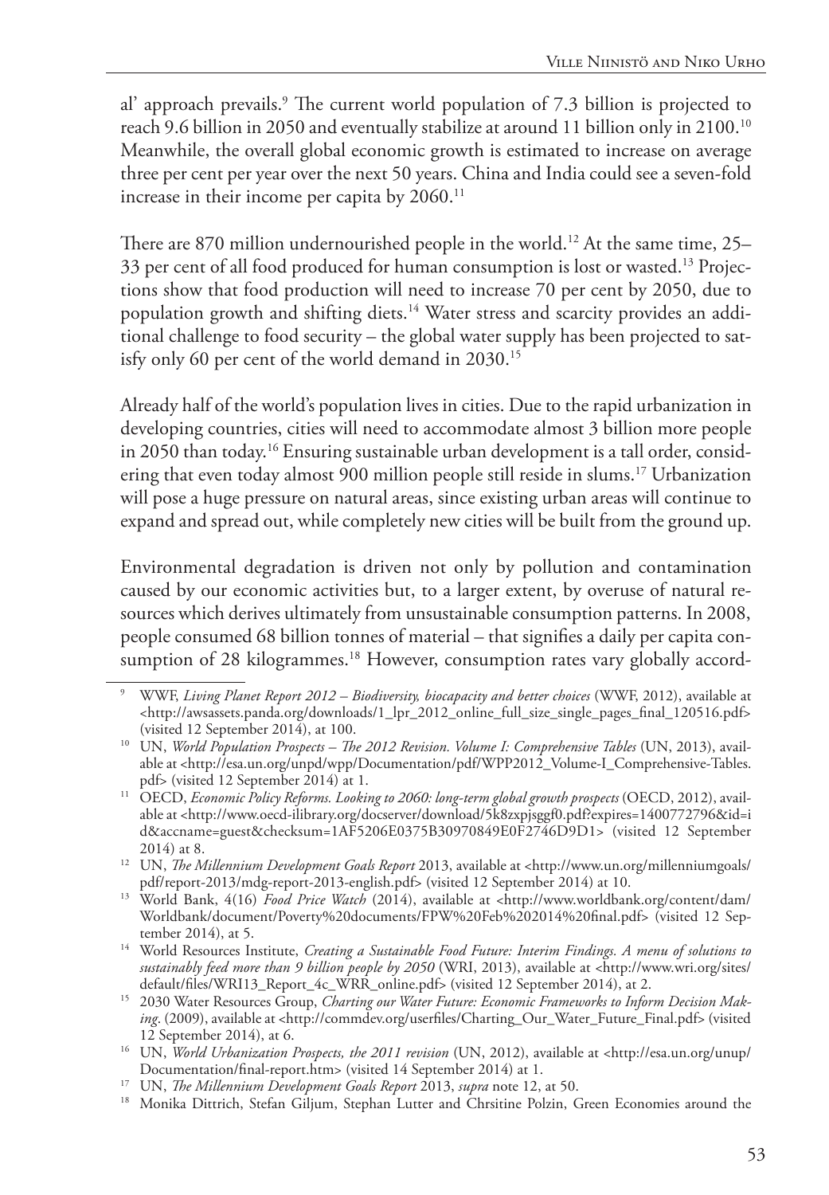al' approach prevails.[9] The current world population of 7.3 billion is projected to reach 9.6 billion in 2050 and eventually stabilize at around 11 billion only in 2100.[10] Meanwhile, the overall global economic growth is estimated to increase on average three per cent per year over the next 50 years. China and India could see a seven-fold increase in their income per capita by 2060.[11]

There are 870 million undernourished people in the world.[12] At the same time, 25–33 per cent of all food produced for human consumption is lost or wasted.[13] Projections show that food production will need to increase 70 per cent by 2050, due to population growth and shifting diets.[14] Water stress and scarcity provides an additional challenge to food security – the global water supply has been projected to satisfy only 60 per cent of the world demand in 2030.[15]

Already half of the world's population lives in cities. Due to the rapid urbanization in developing countries, cities will need to accommodate almost 3 billion more people in 2050 than today.[16] Ensuring sustainable urban development is a tall order, considering that even today almost 900 million people still reside in slums.[17] Urbanization will pose a huge pressure on natural areas, since existing urban areas will continue to expand and spread out, while completely new cities will be built from the ground up.

Environmental degradation is driven not only by pollution and contamination caused by our economic activities but, to a larger extent, by overuse of natural resources which derives ultimately from unsustainable consumption patterns. In 2008, people consumed 68 billion tonnes of material – that signifies a daily per capita consumption of 28 kilogrammes.[18] However, consumption rates vary globally accord-

---

[9] WWF, *Living Planet Report 2012 – Biodiversity, biocapacity and better choices* (WWF, 2012), available at <http://awsassets.panda.org/downloads/1_lpr_2012_online_full_size_single_pages_final_120516.pdf> (visited 12 September 2014), at 100.

[10] UN, *World Population Prospects – The 2012 Revision. Volume I: Comprehensive Tables* (UN, 2013), available at <http://esa.un.org/unpd/wpp/Documentation/pdf/WPP2012_Volume-I_Comprehensive-Tables.pdf> (visited 12 September 2014) at 1.

[11] OECD, *Economic Policy Reforms. Looking to 2060: long-term global growth prospects* (OECD, 2012), available at <http://www.oecd-ilibrary.org/docserver/download/5k8zxpjsggf0.pdf?expires=1400772796&id=id&accname=guest&checksum=1AF5206E0375B30970849E0F2746D9D1> (visited 12 September 2014) at 8.

[12] UN, *The Millennium Development Goals Report* 2013, available at <http://www.un.org/millenniumgoals/pdf/report-2013/mdg-report-2013-english.pdf> (visited 12 September 2014) at 10.

[13] World Bank, 4(16) *Food Price Watch* (2014), available at <http://www.worldbank.org/content/dam/Worldbank/document/Poverty%20documents/FPW%20Feb%202014%20final.pdf> (visited 12 September 2014), at 5.

[14] World Resources Institute, *Creating a Sustainable Food Future: Interim Findings. A menu of solutions to sustainably feed more than 9 billion people by 2050* (WRI, 2013), available at <http://www.wri.org/sites/default/files/WRI13_Report_4c_WRR_online.pdf> (visited 12 September 2014), at 2.

[15] 2030 Water Resources Group, *Charting our Water Future: Economic Frameworks to Inform Decision Making*. (2009), available at <http://commdev.org/userfiles/Charting_Our_Water_Future_Final.pdf> (visited 12 September 2014), at 6.

[16] UN, *World Urbanization Prospects, the 2011 revision* (UN, 2012), available at <http://esa.un.org/unup/Documentation/final-report.htm> (visited 14 September 2014) at 1.

[17] UN, *The Millennium Development Goals Report* 2013, *supra* note 12, at 50.

[18] Monika Dittrich, Stefan Giljum, Stephan Lutter and Chrsitine Polzin, Green Economies around the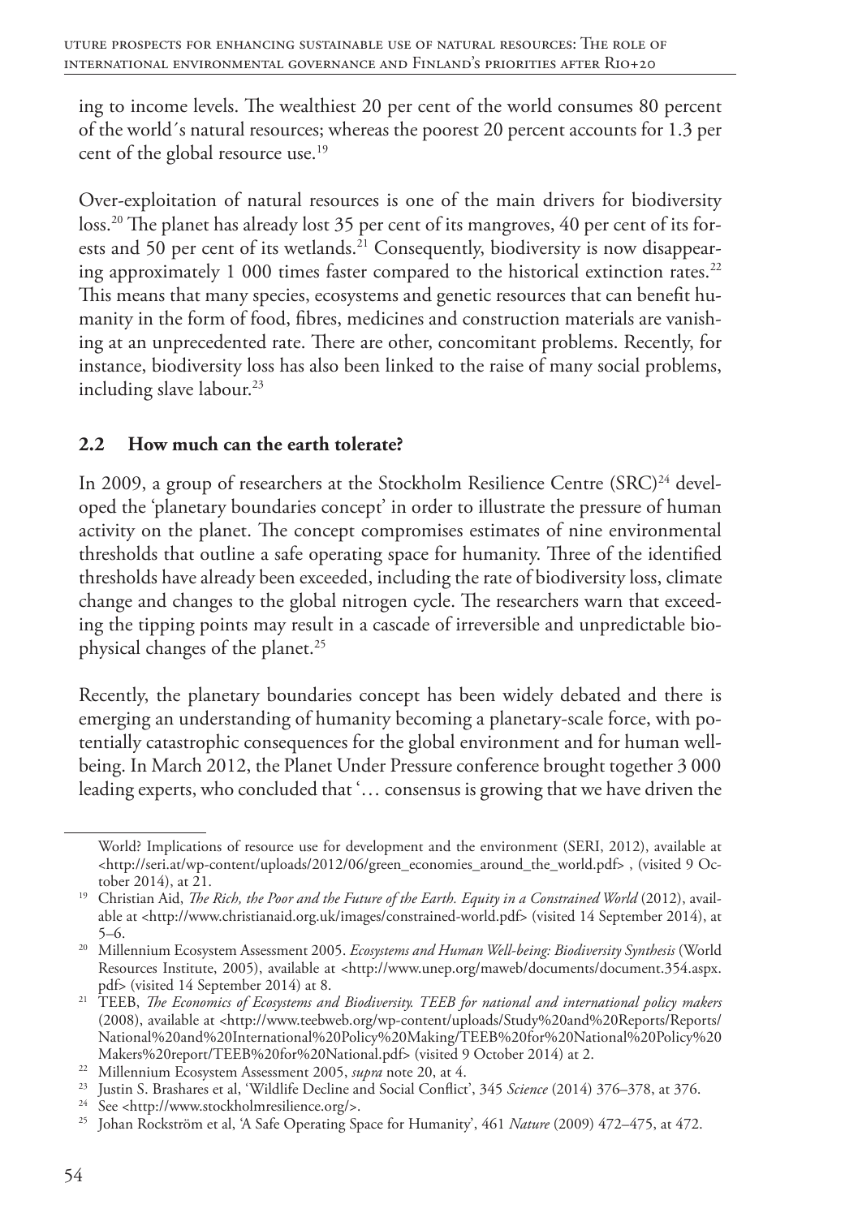ing to income levels. The wealthiest 20 per cent of the world consumes 80 percent of the world´s natural resources; whereas the poorest 20 percent accounts for 1.3 per cent of the global resource use.[19]

Over-exploitation of natural resources is one of the main drivers for biodiversity loss.[20] The planet has already lost 35 per cent of its mangroves, 40 per cent of its forests and 50 per cent of its wetlands.[21] Consequently, biodiversity is now disappearing approximately 1 000 times faster compared to the historical extinction rates.[22] This means that many species, ecosystems and genetic resources that can benefit humanity in the form of food, fibres, medicines and construction materials are vanishing at an unprecedented rate. There are other, concomitant problems. Recently, for instance, biodiversity loss has also been linked to the raise of many social problems, including slave labour.[23]

## 2.2 How much can the earth tolerate?

In 2009, a group of researchers at the Stockholm Resilience Centre (SRC)[24] developed the 'planetary boundaries concept' in order to illustrate the pressure of human activity on the planet. The concept compromises estimates of nine environmental thresholds that outline a safe operating space for humanity. Three of the identified thresholds have already been exceeded, including the rate of biodiversity loss, climate change and changes to the global nitrogen cycle. The researchers warn that exceeding the tipping points may result in a cascade of irreversible and unpredictable biophysical changes of the planet.[25]

Recently, the planetary boundaries concept has been widely debated and there is emerging an understanding of humanity becoming a planetary-scale force, with potentially catastrophic consequences for the global environment and for human wellbeing. In March 2012, the Planet Under Pressure conference brought together 3 000 leading experts, who concluded that '… consensus is growing that we have driven the

---

World? Implications of resource use for development and the environment (SERI, 2012), available at <http://seri.at/wp-content/uploads/2012/06/green_economies_around_the_world.pdf> , (visited 9 October 2014), at 21.

[19] Christian Aid, *The Rich, the Poor and the Future of the Earth. Equity in a Constrained World* (2012), available at <http://www.christianaid.org.uk/images/constrained-world.pdf> (visited 14 September 2014), at 5–6.

[20] Millennium Ecosystem Assessment 2005. *Ecosystems and Human Well-being: Biodiversity Synthesis* (World Resources Institute, 2005), available at <http://www.unep.org/maweb/documents/document.354.aspx.pdf> (visited 14 September 2014) at 8.

[21] TEEB, *The Economics of Ecosystems and Biodiversity. TEEB for national and international policy makers* (2008), available at <http://www.teebweb.org/wp-content/uploads/Study%20and%20Reports/Reports/National%20and%20International%20Policy%20Making/TEEB%20for%20National%20Policy%20Makers%20report/TEEB%20for%20National.pdf> (visited 9 October 2014) at 2.

[22] Millennium Ecosystem Assessment 2005, *supra* note 20, at 4.

[23] Justin S. Brashares et al, 'Wildlife Decline and Social Conflict', 345 *Science* (2014) 376–378, at 376.

[24] See <http://www.stockholmresilience.org/>.

[25] Johan Rockström et al, 'A Safe Operating Space for Humanity', 461 *Nature* (2009) 472–475, at 472.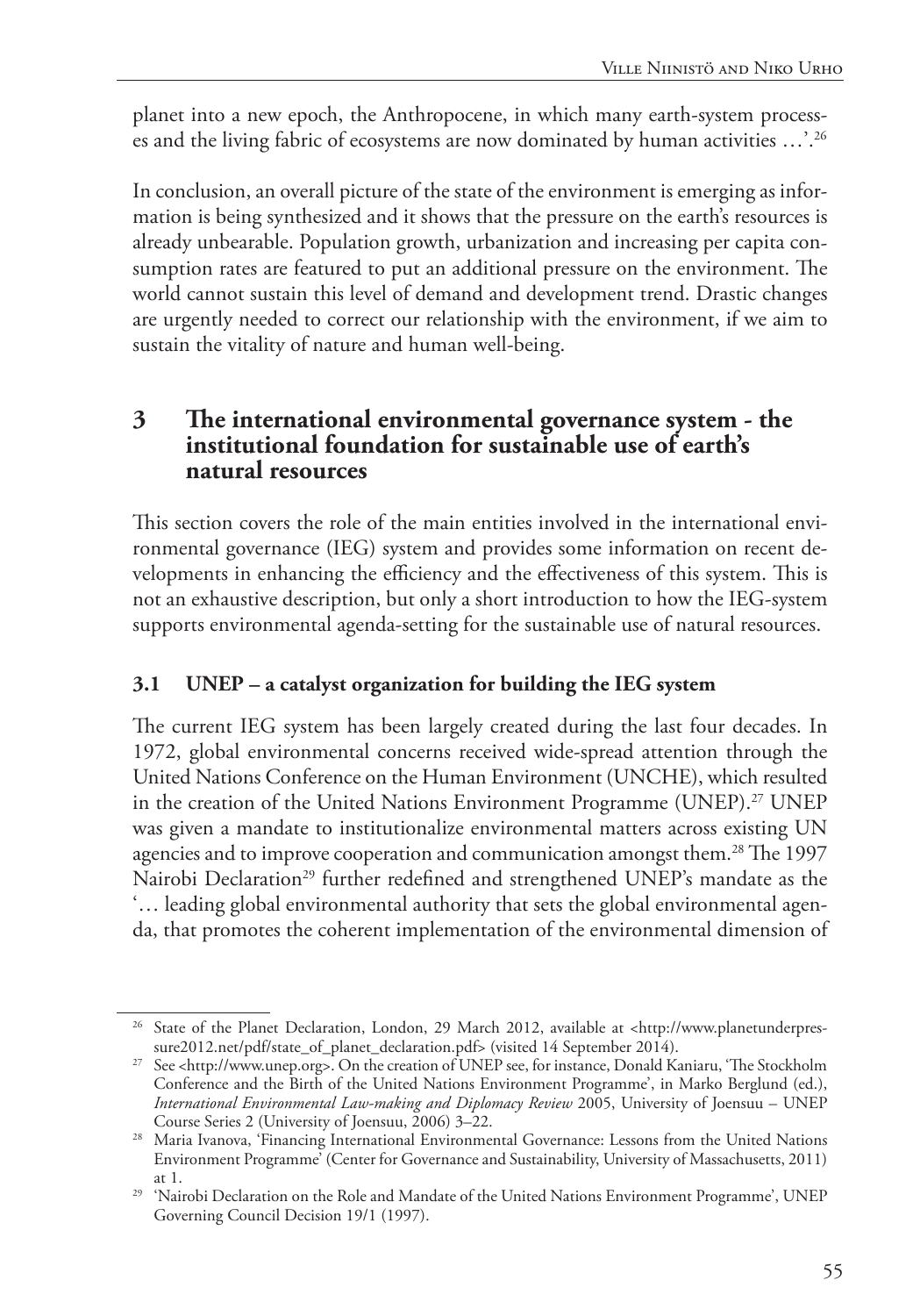planet into a new epoch, the Anthropocene, in which many earth-system processes and the living fabric of ecosystems are now dominated by human activities …'.[26]

In conclusion, an overall picture of the state of the environment is emerging as information is being synthesized and it shows that the pressure on the earth's resources is already unbearable. Population growth, urbanization and increasing per capita consumption rates are featured to put an additional pressure on the environment. The world cannot sustain this level of demand and development trend. Drastic changes are urgently needed to correct our relationship with the environment, if we aim to sustain the vitality of nature and human well-being.

## 3 The international environmental governance system - the institutional foundation for sustainable use of earth's natural resources

This section covers the role of the main entities involved in the international environmental governance (IEG) system and provides some information on recent developments in enhancing the efficiency and the effectiveness of this system. This is not an exhaustive description, but only a short introduction to how the IEG-system supports environmental agenda-setting for the sustainable use of natural resources.

### 3.1 UNEP – a catalyst organization for building the IEG system

The current IEG system has been largely created during the last four decades. In 1972, global environmental concerns received wide-spread attention through the United Nations Conference on the Human Environment (UNCHE), which resulted in the creation of the United Nations Environment Programme (UNEP).[27] UNEP was given a mandate to institutionalize environmental matters across existing UN agencies and to improve cooperation and communication amongst them.[28] The 1997 Nairobi Declaration[29] further redefined and strengthened UNEP's mandate as the '… leading global environmental authority that sets the global environmental agenda, that promotes the coherent implementation of the environmental dimension of

---

[26] State of the Planet Declaration, London, 29 March 2012, available at <http://www.planetunderpressure2012.net/pdf/state_of_planet_declaration.pdf> (visited 14 September 2014).

[27] See <http://www.unep.org>. On the creation of UNEP see, for instance, Donald Kaniaru, 'The Stockholm Conference and the Birth of the United Nations Environment Programme', in Marko Berglund (ed.), *International Environmental Law-making and Diplomacy Review* 2005, University of Joensuu – UNEP Course Series 2 (University of Joensuu, 2006) 3–22.

[28] Maria Ivanova, 'Financing International Environmental Governance: Lessons from the United Nations Environment Programme' (Center for Governance and Sustainability, University of Massachusetts, 2011) at 1.

[29] 'Nairobi Declaration on the Role and Mandate of the United Nations Environment Programme', UNEP Governing Council Decision 19/1 (1997).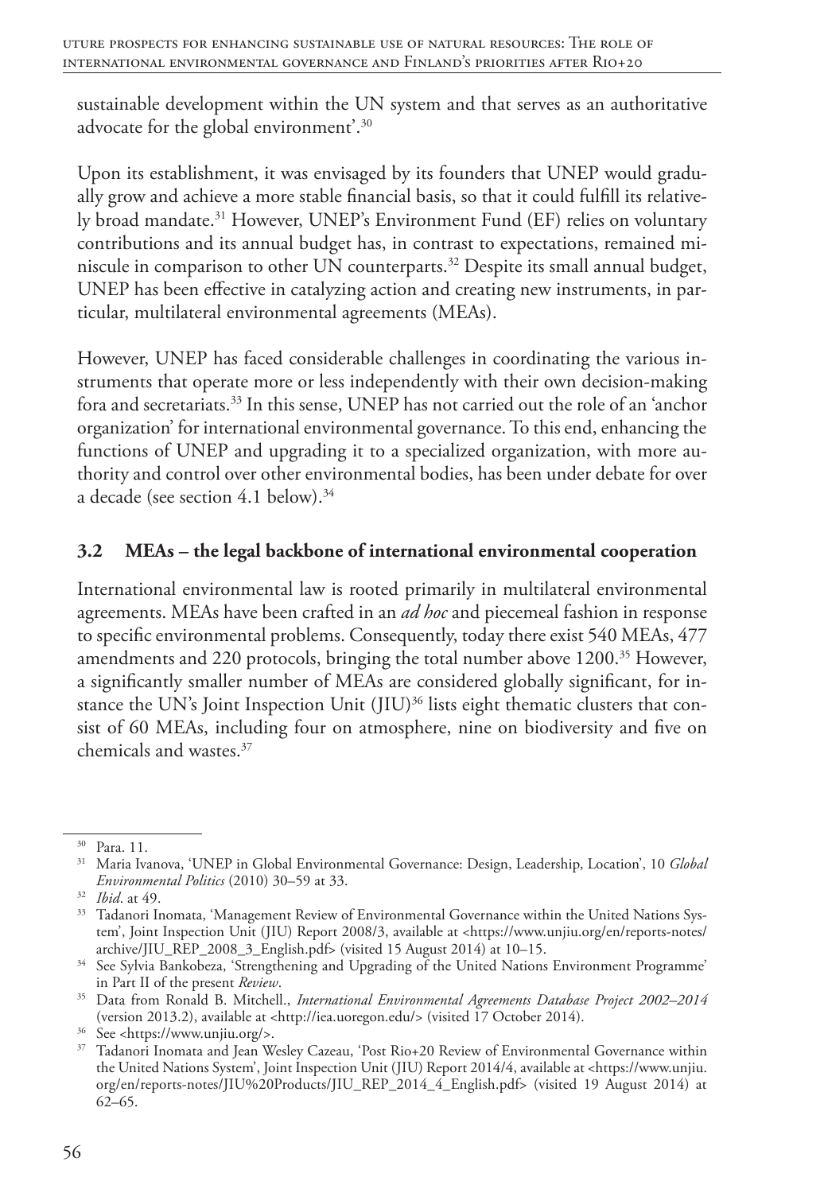sustainable development within the UN system and that serves as an authoritative advocate for the global environment'.[30]

Upon its establishment, it was envisaged by its founders that UNEP would gradually grow and achieve a more stable financial basis, so that it could fulfill its relatively broad mandate.[31] However, UNEP's Environment Fund (EF) relies on voluntary contributions and its annual budget has, in contrast to expectations, remained miniscule in comparison to other UN counterparts.[32] Despite its small annual budget, UNEP has been effective in catalyzing action and creating new instruments, in particular, multilateral environmental agreements (MEAs).

However, UNEP has faced considerable challenges in coordinating the various instruments that operate more or less independently with their own decision-making fora and secretariats.[33] In this sense, UNEP has not carried out the role of an 'anchor organization' for international environmental governance. To this end, enhancing the functions of UNEP and upgrading it to a specialized organization, with more authority and control over other environmental bodies, has been under debate for over a decade (see section 4.1 below).[34]

### 3.2 MEAs – the legal backbone of international environmental cooperation

International environmental law is rooted primarily in multilateral environmental agreements. MEAs have been crafted in an *ad hoc* and piecemeal fashion in response to specific environmental problems. Consequently, today there exist 540 MEAs, 477 amendments and 220 protocols, bringing the total number above 1200.[35] However, a significantly smaller number of MEAs are considered globally significant, for instance the UN's Joint Inspection Unit (JIU)[36] lists eight thematic clusters that consist of 60 MEAs, including four on atmosphere, nine on biodiversity and five on chemicals and wastes.[37]

---

[30] Para. 11.

[31] Maria Ivanova, 'UNEP in Global Environmental Governance: Design, Leadership, Location', 10 *Global Environmental Politics* (2010) 30–59 at 33.

[32] *Ibid*. at 49.

[33] Tadanori Inomata, 'Management Review of Environmental Governance within the United Nations System', Joint Inspection Unit (JIU) Report 2008/3, available at <https://www.unjiu.org/en/reports-notes/archive/JIU_REP_2008_3_English.pdf> (visited 15 August 2014) at 10–15.

[34] See Sylvia Bankobeza, 'Strengthening and Upgrading of the United Nations Environment Programme' in Part II of the present *Review*.

[35] Data from Ronald B. Mitchell., *International Environmental Agreements Database Project 2002–2014* (version 2013.2), available at <http://iea.uoregon.edu/> (visited 17 October 2014).

[36] See <https://www.unjiu.org/>.

[37] Tadanori Inomata and Jean Wesley Cazeau, 'Post Rio+20 Review of Environmental Governance within the United Nations System', Joint Inspection Unit (JIU) Report 2014/4, available at <https://www.unjiu.org/en/reports-notes/JIU%20Products/JIU_REP_2014_4_English.pdf> (visited 19 August 2014) at 62–65.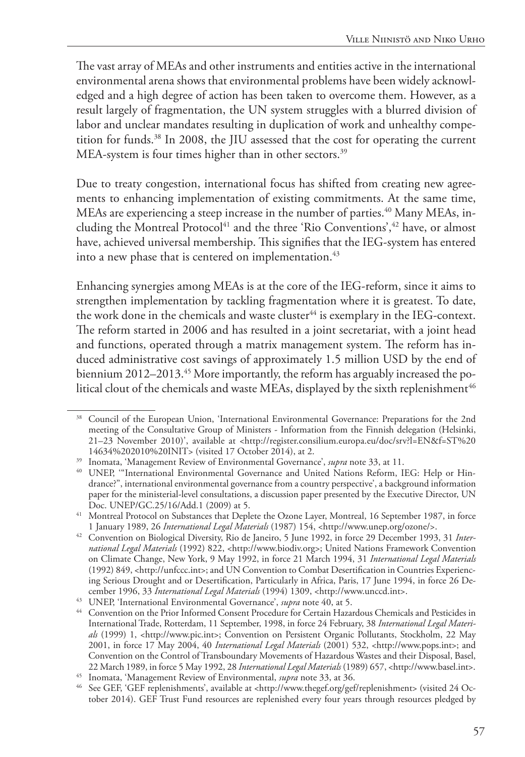The vast array of MEAs and other instruments and entities active in the international environmental arena shows that environmental problems have been widely acknowledged and a high degree of action has been taken to overcome them. However, as a result largely of fragmentation, the UN system struggles with a blurred division of labor and unclear mandates resulting in duplication of work and unhealthy competition for funds.[38] In 2008, the JIU assessed that the cost for operating the current MEA-system is four times higher than in other sectors.[39]

Due to treaty congestion, international focus has shifted from creating new agreements to enhancing implementation of existing commitments. At the same time, MEAs are experiencing a steep increase in the number of parties.[40] Many MEAs, including the Montreal Protocol[41] and the three 'Rio Conventions',[42] have, or almost have, achieved universal membership. This signifies that the IEG-system has entered into a new phase that is centered on implementation.[43]

Enhancing synergies among MEAs is at the core of the IEG-reform, since it aims to strengthen implementation by tackling fragmentation where it is greatest. To date, the work done in the chemicals and waste cluster[44] is exemplary in the IEG-context. The reform started in 2006 and has resulted in a joint secretariat, with a joint head and functions, operated through a matrix management system. The reform has induced administrative cost savings of approximately 1.5 million USD by the end of biennium 2012–2013.[45] More importantly, the reform has arguably increased the political clout of the chemicals and waste MEAs, displayed by the sixth replenishment[46]

---

[38] Council of the European Union, 'International Environmental Governance: Preparations for the 2nd meeting of the Consultative Group of Ministers - Information from the Finnish delegation (Helsinki, 21–23 November 2010)', available at <http://register.consilium.europa.eu/doc/srv?l=EN&f=ST%2014634%202010%20INIT> (visited 17 October 2014), at 2.

[39] Inomata, 'Management Review of Environmental Governance', *supra* note 33, at 11.

[40] UNEP, '"International Environmental Governance and United Nations Reform, IEG: Help or Hindrance?", international environmental governance from a country perspective', a background information paper for the ministerial-level consultations, a discussion paper presented by the Executive Director, UN Doc. UNEP/GC.25/16/Add.1 (2009) at 5.

[41] Montreal Protocol on Substances that Deplete the Ozone Layer, Montreal, 16 September 1987, in force 1 January 1989, 26 *International Legal Materials* (1987) 154, <http://www.unep.org/ozone/>.

[42] Convention on Biological Diversity, Rio de Janeiro, 5 June 1992, in force 29 December 1993, 31 *International Legal Materials* (1992) 822, <http://www.biodiv.org>; United Nations Framework Convention on Climate Change, New York, 9 May 1992, in force 21 March 1994, 31 *International Legal Materials* (1992) 849, <http://unfccc.int>; and UN Convention to Combat Desertification in Countries Experiencing Serious Drought and or Desertification, Particularly in Africa, Paris, 17 June 1994, in force 26 December 1996, 33 *International Legal Materials* (1994) 1309, <http://www.unccd.int>.

[43] UNEP, 'International Environmental Governance', *supra* note 40, at 5.

[44] Convention on the Prior Informed Consent Procedure for Certain Hazardous Chemicals and Pesticides in International Trade, Rotterdam, 11 September, 1998, in force 24 February, 38 *International Legal Materials* (1999) 1, <http://www.pic.int>; Convention on Persistent Organic Pollutants, Stockholm, 22 May 2001, in force 17 May 2004, 40 *International Legal Materials* (2001) 532, <http://www.pops.int>; and Convention on the Control of Transboundary Movements of Hazardous Wastes and their Disposal, Basel, 22 March 1989, in force 5 May 1992, 28 *International Legal Materials* (1989) 657, <http://www.basel.int>.

[45] Inomata, 'Management Review of Environmental, *supra* note 33, at 36.

[46] See GEF, 'GEF replenishments', available at <http://www.thegef.org/gef/replenishment> (visited 24 October 2014). GEF Trust Fund resources are replenished every four years through resources pledged by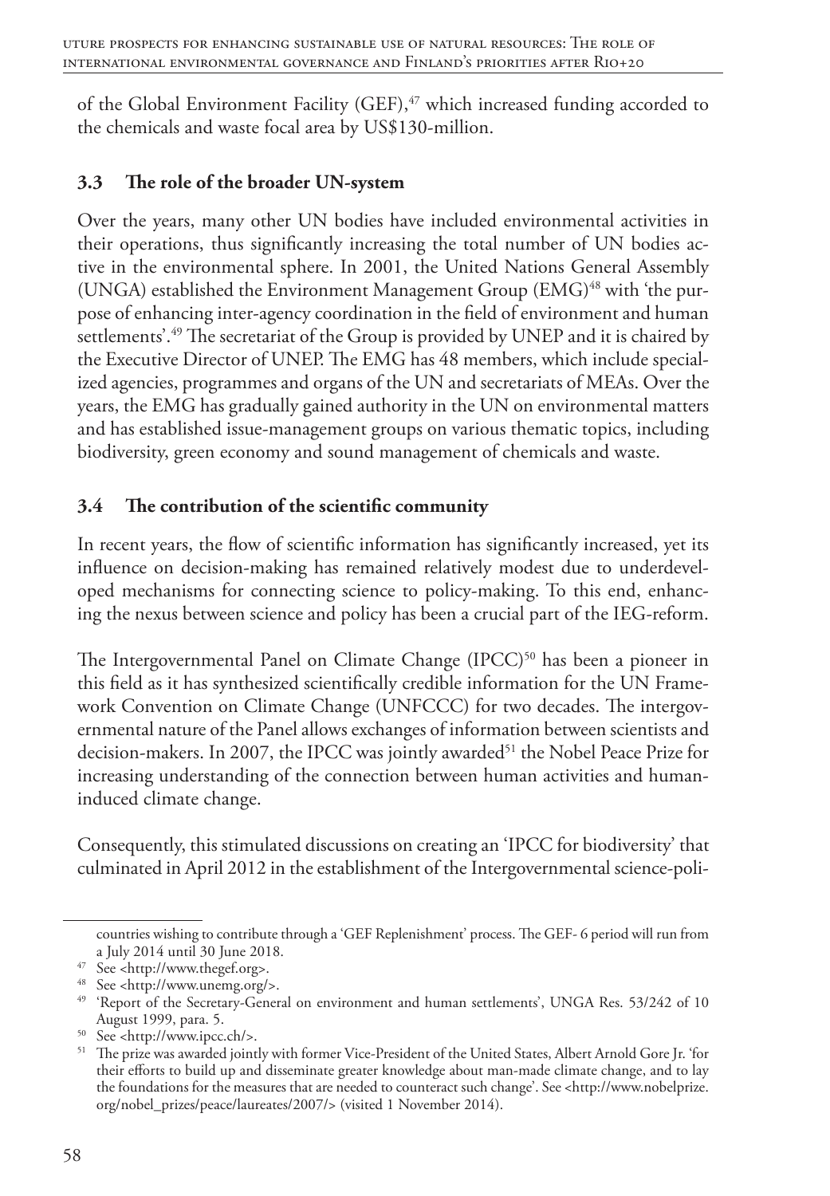of the Global Environment Facility (GEF),[47] which increased funding accorded to the chemicals and waste focal area by US$130-million.

### 3.3 The role of the broader UN-system

Over the years, many other UN bodies have included environmental activities in their operations, thus significantly increasing the total number of UN bodies active in the environmental sphere. In 2001, the United Nations General Assembly (UNGA) established the Environment Management Group (EMG)[48] with 'the purpose of enhancing inter-agency coordination in the field of environment and human settlements'.[49] The secretariat of the Group is provided by UNEP and it is chaired by the Executive Director of UNEP. The EMG has 48 members, which include specialized agencies, programmes and organs of the UN and secretariats of MEAs. Over the years, the EMG has gradually gained authority in the UN on environmental matters and has established issue-management groups on various thematic topics, including biodiversity, green economy and sound management of chemicals and waste.

### 3.4 The contribution of the scientific community

In recent years, the flow of scientific information has significantly increased, yet its influence on decision-making has remained relatively modest due to underdeveloped mechanisms for connecting science to policy-making. To this end, enhancing the nexus between science and policy has been a crucial part of the IEG-reform.

The Intergovernmental Panel on Climate Change (IPCC)[50] has been a pioneer in this field as it has synthesized scientifically credible information for the UN Framework Convention on Climate Change (UNFCCC) for two decades. The intergovernmental nature of the Panel allows exchanges of information between scientists and decision-makers. In 2007, the IPCC was jointly awarded[51] the Nobel Peace Prize for increasing understanding of the connection between human activities and human-induced climate change.

Consequently, this stimulated discussions on creating an 'IPCC for biodiversity' that culminated in April 2012 in the establishment of the Intergovernmental science-poli-

---

countries wishing to contribute through a 'GEF Replenishment' process. The GEF- 6 period will run from a July 2014 until 30 June 2018.

[47] See <http://www.thegef.org>.

[48] See <http://www.unemg.org/>.

[49] 'Report of the Secretary-General on environment and human settlements', UNGA Res. 53/242 of 10 August 1999, para. 5.

[50] See <http://www.ipcc.ch/>.

[51] The prize was awarded jointly with former Vice-President of the United States, Albert Arnold Gore Jr. 'for their efforts to build up and disseminate greater knowledge about man-made climate change, and to lay the foundations for the measures that are needed to counteract such change'. See <http://www.nobelprize.org/nobel_prizes/peace/laureates/2007/> (visited 1 November 2014).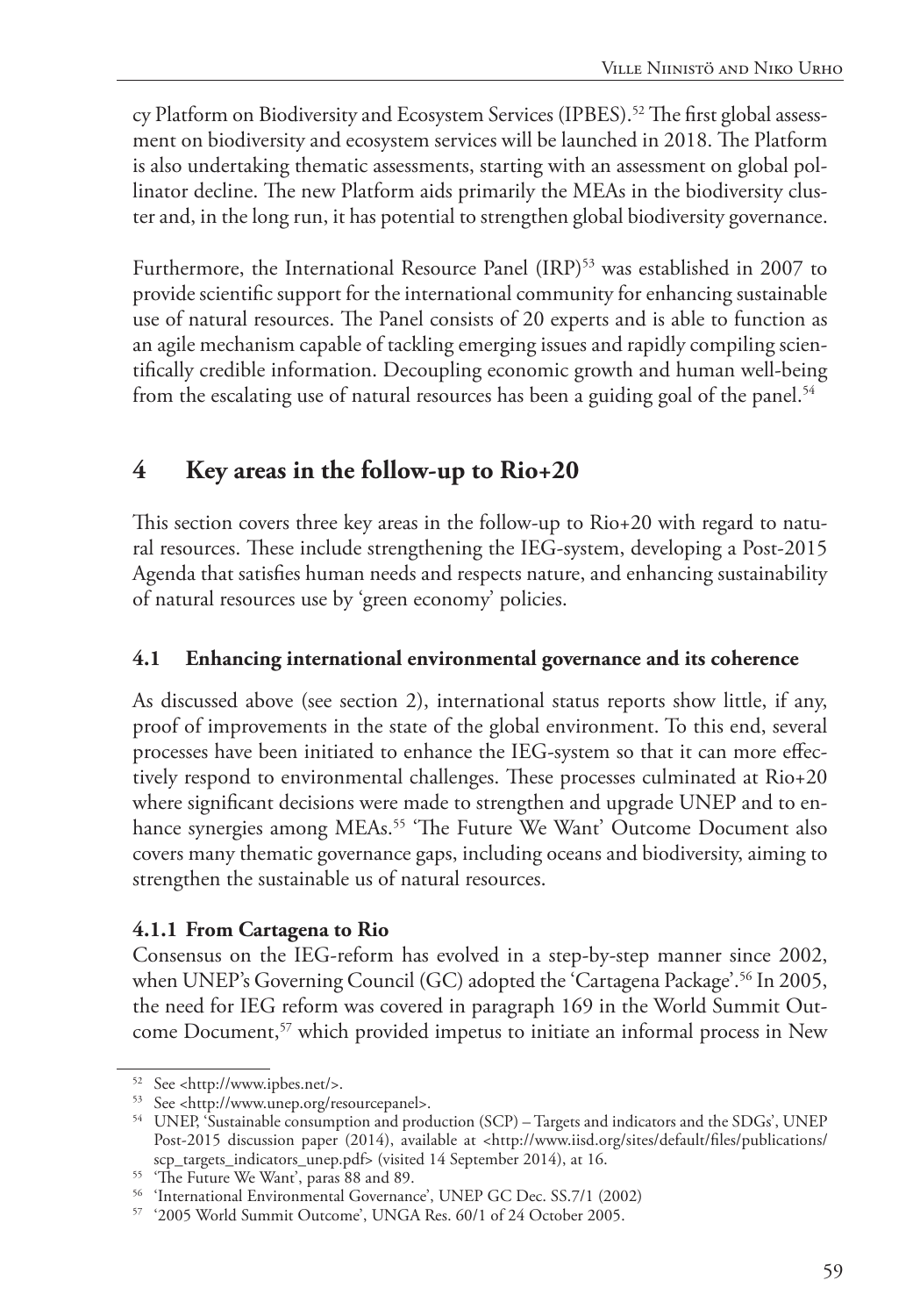cy Platform on Biodiversity and Ecosystem Services (IPBES).[52] The first global assessment on biodiversity and ecosystem services will be launched in 2018. The Platform is also undertaking thematic assessments, starting with an assessment on global pollinator decline. The new Platform aids primarily the MEAs in the biodiversity cluster and, in the long run, it has potential to strengthen global biodiversity governance.

Furthermore, the International Resource Panel (IRP)[53] was established in 2007 to provide scientific support for the international community for enhancing sustainable use of natural resources. The Panel consists of 20 experts and is able to function as an agile mechanism capable of tackling emerging issues and rapidly compiling scientifically credible information. Decoupling economic growth and human well-being from the escalating use of natural resources has been a guiding goal of the panel.[54]

## 4 Key areas in the follow-up to Rio+20

This section covers three key areas in the follow-up to Rio+20 with regard to natural resources. These include strengthening the IEG-system, developing a Post-2015 Agenda that satisfies human needs and respects nature, and enhancing sustainability of natural resources use by 'green economy' policies.

### 4.1 Enhancing international environmental governance and its coherence

As discussed above (see section 2), international status reports show little, if any, proof of improvements in the state of the global environment. To this end, several processes have been initiated to enhance the IEG-system so that it can more effectively respond to environmental challenges. These processes culminated at Rio+20 where significant decisions were made to strengthen and upgrade UNEP and to enhance synergies among MEAs.[55] 'The Future We Want' Outcome Document also covers many thematic governance gaps, including oceans and biodiversity, aiming to strengthen the sustainable us of natural resources.

#### 4.1.1 From Cartagena to Rio

Consensus on the IEG-reform has evolved in a step-by-step manner since 2002, when UNEP's Governing Council (GC) adopted the 'Cartagena Package'.[56] In 2005, the need for IEG reform was covered in paragraph 169 in the World Summit Outcome Document,[57] which provided impetus to initiate an informal process in New

---

[52] See <http://www.ipbes.net/>.

[53] See <http://www.unep.org/resourcepanel>.

[54] UNEP, 'Sustainable consumption and production (SCP) – Targets and indicators and the SDGs', UNEP Post-2015 discussion paper (2014), available at <http://www.iisd.org/sites/default/files/publications/scp_targets_indicators_unep.pdf> (visited 14 September 2014), at 16.

[55] 'The Future We Want', paras 88 and 89.

[56] 'International Environmental Governance', UNEP GC Dec. SS.7/1 (2002)

[57] '2005 World Summit Outcome', UNGA Res. 60/1 of 24 October 2005.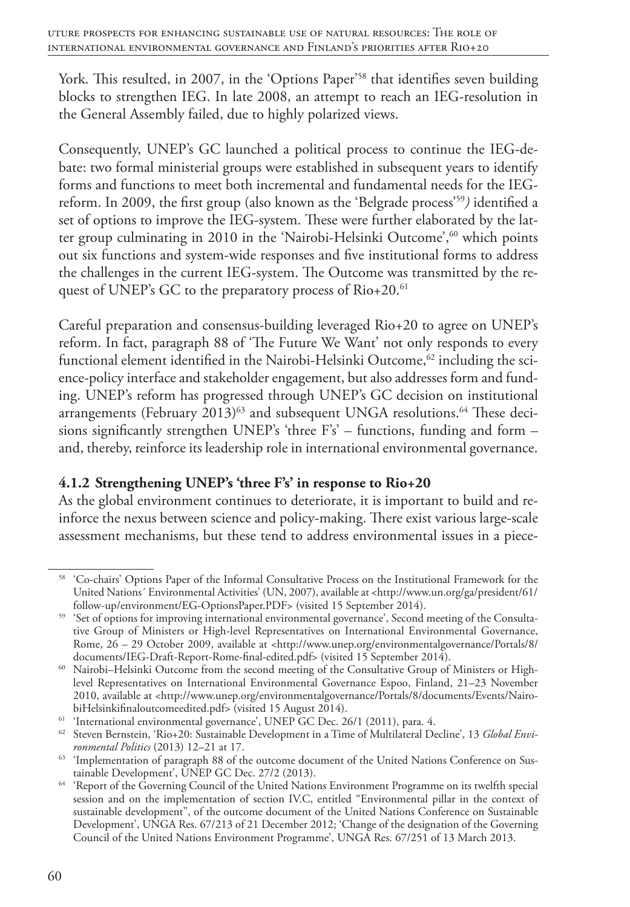York. This resulted, in 2007, in the 'Options Paper'[58] that identifies seven building blocks to strengthen IEG. In late 2008, an attempt to reach an IEG-resolution in the General Assembly failed, due to highly polarized views.

Consequently, UNEP's GC launched a political process to continue the IEG-debate: two formal ministerial groups were established in subsequent years to identify forms and functions to meet both incremental and fundamental needs for the IEG-reform. In 2009, the first group (also known as the 'Belgrade process'[59]*)* identified a set of options to improve the IEG-system. These were further elaborated by the latter group culminating in 2010 in the 'Nairobi-Helsinki Outcome',[60] which points out six functions and system-wide responses and five institutional forms to address the challenges in the current IEG-system. The Outcome was transmitted by the request of UNEP's GC to the preparatory process of Rio+20.[61]

Careful preparation and consensus-building leveraged Rio+20 to agree on UNEP's reform. In fact, paragraph 88 of 'The Future We Want' not only responds to every functional element identified in the Nairobi-Helsinki Outcome,[62] including the science-policy interface and stakeholder engagement, but also addresses form and funding. UNEP's reform has progressed through UNEP's GC decision on institutional arrangements (February 2013)[63] and subsequent UNGA resolutions.[64] These decisions significantly strengthen UNEP's 'three F's' – functions, funding and form – and, thereby, reinforce its leadership role in international environmental governance.

### 4.1.2 Strengthening UNEP's 'three F's' in response to Rio+20

As the global environment continues to deteriorate, it is important to build and reinforce the nexus between science and policy-making. There exist various large-scale assessment mechanisms, but these tend to address environmental issues in a piece-

---

[58] 'Co-chairs' Options Paper of the Informal Consultative Process on the Institutional Framework for the United Nations´ Environmental Activities' (UN, 2007), available at <http://www.un.org/ga/president/61/follow-up/environment/EG-OptionsPaper.PDF> (visited 15 September 2014).

[59] 'Set of options for improving international environmental governance', Second meeting of the Consultative Group of Ministers or High-level Representatives on International Environmental Governance, Rome, 26 – 29 October 2009, available at <http://www.unep.org/environmentalgovernance/Portals/8/documents/IEG-Draft-Report-Rome-final-edited.pdf> (visited 15 September 2014).

[60] Nairobi–Helsinki Outcome from the second meeting of the Consultative Group of Ministers or High-level Representatives on International Environmental Governance Espoo, Finland, 21–23 November 2010, available at <http://www.unep.org/environmentalgovernance/Portals/8/documents/Events/NairobiHelsinkifinaloutcomeedited.pdf> (visited 15 August 2014).

[61] 'International environmental governance', UNEP GC Dec. 26/1 (2011), para. 4.

[62] Steven Bernstein, 'Rio+20: Sustainable Development in a Time of Multilateral Decline', 13 *Global Environmental Politics* (2013) 12–21 at 17.

[63] 'Implementation of paragraph 88 of the outcome document of the United Nations Conference on Sustainable Development', UNEP GC Dec. 27/2 (2013).

[64] 'Report of the Governing Council of the United Nations Environment Programme on its twelfth special session and on the implementation of section IV.C, entitled "Environmental pillar in the context of sustainable development", of the outcome document of the United Nations Conference on Sustainable Development', UNGA Res. 67/213 of 21 December 2012; 'Change of the designation of the Governing Council of the United Nations Environment Programme', UNGA Res. 67/251 of 13 March 2013.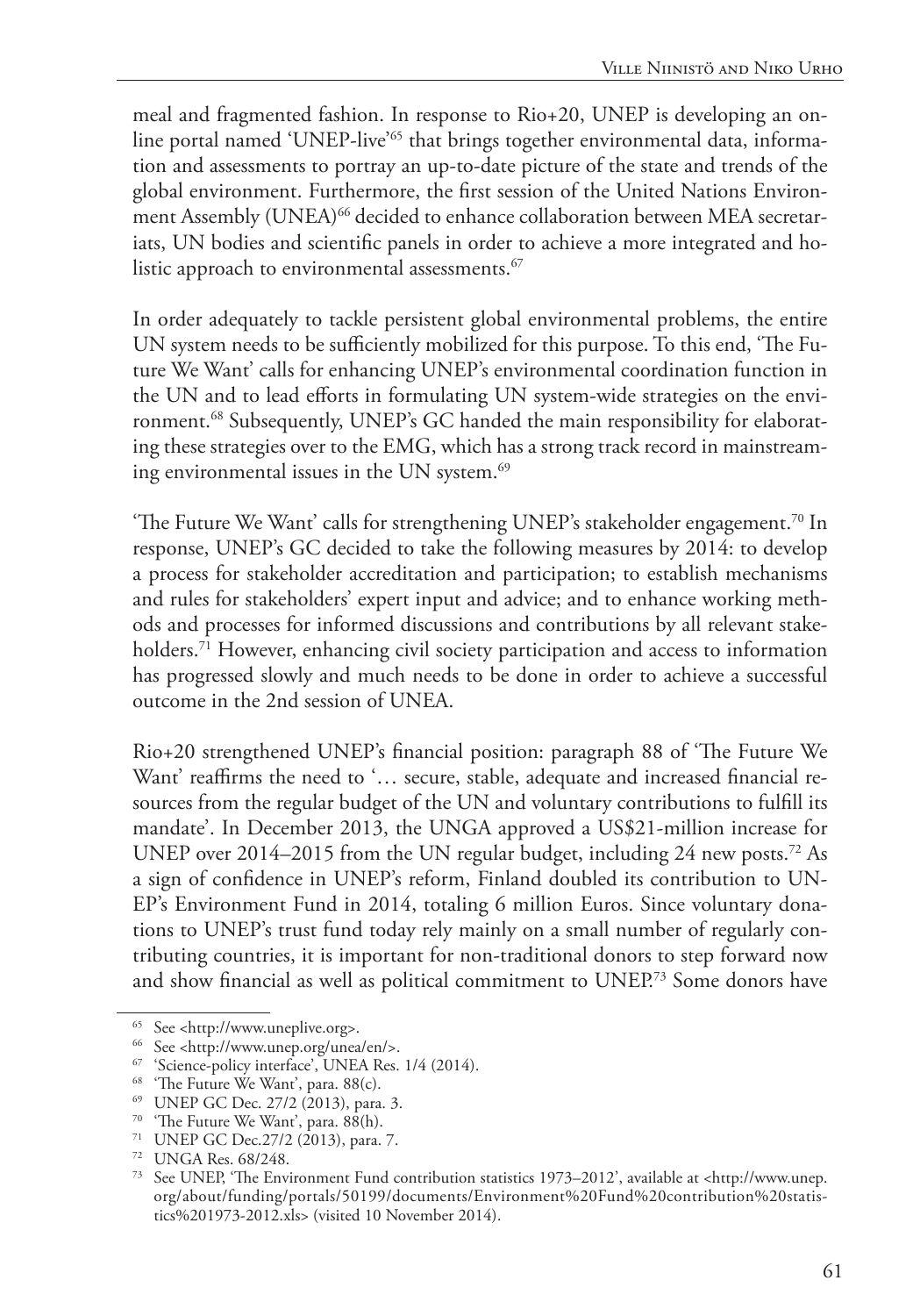meal and fragmented fashion. In response to Rio+20, UNEP is developing an online portal named 'UNEP-live'[65] that brings together environmental data, information and assessments to portray an up-to-date picture of the state and trends of the global environment. Furthermore, the first session of the United Nations Environment Assembly (UNEA)[66] decided to enhance collaboration between MEA secretariats, UN bodies and scientific panels in order to achieve a more integrated and holistic approach to environmental assessments.[67]

In order adequately to tackle persistent global environmental problems, the entire UN system needs to be sufficiently mobilized for this purpose. To this end, 'The Future We Want' calls for enhancing UNEP's environmental coordination function in the UN and to lead efforts in formulating UN system-wide strategies on the environment.[68] Subsequently, UNEP's GC handed the main responsibility for elaborating these strategies over to the EMG, which has a strong track record in mainstreaming environmental issues in the UN system.[69]

'The Future We Want' calls for strengthening UNEP's stakeholder engagement.[70] In response, UNEP's GC decided to take the following measures by 2014: to develop a process for stakeholder accreditation and participation; to establish mechanisms and rules for stakeholders' expert input and advice; and to enhance working methods and processes for informed discussions and contributions by all relevant stakeholders.[71] However, enhancing civil society participation and access to information has progressed slowly and much needs to be done in order to achieve a successful outcome in the 2nd session of UNEA.

Rio+20 strengthened UNEP's financial position: paragraph 88 of 'The Future We Want' reaffirms the need to '… secure, stable, adequate and increased financial resources from the regular budget of the UN and voluntary contributions to fulfill its mandate'. In December 2013, the UNGA approved a US$21-million increase for UNEP over 2014–2015 from the UN regular budget, including 24 new posts.[72] As a sign of confidence in UNEP's reform, Finland doubled its contribution to UNEP's Environment Fund in 2014, totaling 6 million Euros. Since voluntary donations to UNEP's trust fund today rely mainly on a small number of regularly contributing countries, it is important for non-traditional donors to step forward now and show financial as well as political commitment to UNEP.[73] Some donors have

---

[65] See <http://www.uneplive.org>.

[66] See <http://www.unep.org/unea/en/>.

[67] 'Science-policy interface', UNEA Res. 1/4 (2014).

[68] 'The Future We Want', para. 88(c).

[69] UNEP GC Dec. 27/2 (2013), para. 3.

[70] 'The Future We Want', para. 88(h).

[71] UNEP GC Dec.27/2 (2013), para. 7.

[72] UNGA Res. 68/248.

[73] See UNEP, 'The Environment Fund contribution statistics 1973–2012', available at <http://www.unep.org/about/funding/portals/50199/documents/Environment%20Fund%20contribution%20statistics%201973-2012.xls> (visited 10 November 2014).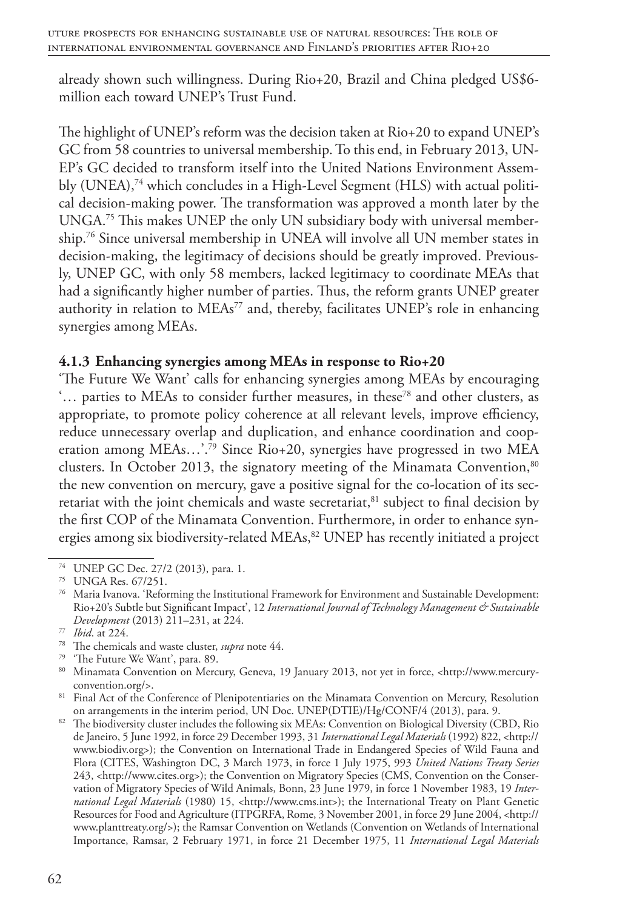already shown such willingness. During Rio+20, Brazil and China pledged US$6-million each toward UNEP's Trust Fund.

The highlight of UNEP's reform was the decision taken at Rio+20 to expand UNEP's GC from 58 countries to universal membership. To this end, in February 2013, UNEP's GC decided to transform itself into the United Nations Environment Assembly (UNEA),[74] which concludes in a High-Level Segment (HLS) with actual political decision-making power. The transformation was approved a month later by the UNGA.[75] This makes UNEP the only UN subsidiary body with universal membership.[76] Since universal membership in UNEA will involve all UN member states in decision-making, the legitimacy of decisions should be greatly improved. Previously, UNEP GC, with only 58 members, lacked legitimacy to coordinate MEAs that had a significantly higher number of parties. Thus, the reform grants UNEP greater authority in relation to MEAs[77] and, thereby, facilitates UNEP's role in enhancing synergies among MEAs.

### 4.1.3 Enhancing synergies among MEAs in response to Rio+20

'The Future We Want' calls for enhancing synergies among MEAs by encouraging '… parties to MEAs to consider further measures, in these[78] and other clusters, as appropriate, to promote policy coherence at all relevant levels, improve efficiency, reduce unnecessary overlap and duplication, and enhance coordination and cooperation among MEAs…'.[79] Since Rio+20, synergies have progressed in two MEA clusters. In October 2013, the signatory meeting of the Minamata Convention,[80] the new convention on mercury, gave a positive signal for the co-location of its secretariat with the joint chemicals and waste secretariat,[81] subject to final decision by the first COP of the Minamata Convention. Furthermore, in order to enhance synergies among six biodiversity-related MEAs,[82] UNEP has recently initiated a project

---

[74] UNEP GC Dec. 27/2 (2013), para. 1.

[75] UNGA Res. 67/251.

[76] Maria Ivanova. 'Reforming the Institutional Framework for Environment and Sustainable Development: Rio+20's Subtle but Significant Impact', 12 *International Journal of Technology Management & Sustainable Development* (2013) 211–231, at 224.

[77] *Ibid*. at 224.

[78] The chemicals and waste cluster, *supra* note 44.

[79] 'The Future We Want', para. 89.

[80] Minamata Convention on Mercury, Geneva, 19 January 2013, not yet in force, <http://www.mercuryconvention.org/>.

[81] Final Act of the Conference of Plenipotentiaries on the Minamata Convention on Mercury, Resolution on arrangements in the interim period, UN Doc. UNEP(DTIE)/Hg/CONF/4 (2013), para. 9.

[82] The biodiversity cluster includes the following six MEAs: Convention on Biological Diversity (CBD, Rio de Janeiro, 5 June 1992, in force 29 December 1993, 31 *International Legal Materials* (1992) 822, <http://www.biodiv.org>); the Convention on International Trade in Endangered Species of Wild Fauna and Flora (CITES, Washington DC, 3 March 1973, in force 1 July 1975, 993 *United Nations Treaty Series* 243, <http://www.cites.org>); the Convention on Migratory Species (CMS, Convention on the Conservation of Migratory Species of Wild Animals, Bonn, 23 June 1979, in force 1 November 1983, 19 *International Legal Materials* (1980) 15, <http://www.cms.int>); the International Treaty on Plant Genetic Resources for Food and Agriculture (ITPGRFA, Rome, 3 November 2001, in force 29 June 2004, <http://www.planttreaty.org/>); the Ramsar Convention on Wetlands (Convention on Wetlands of International Importance, Ramsar, 2 February 1971, in force 21 December 1975, 11 *International Legal Materials*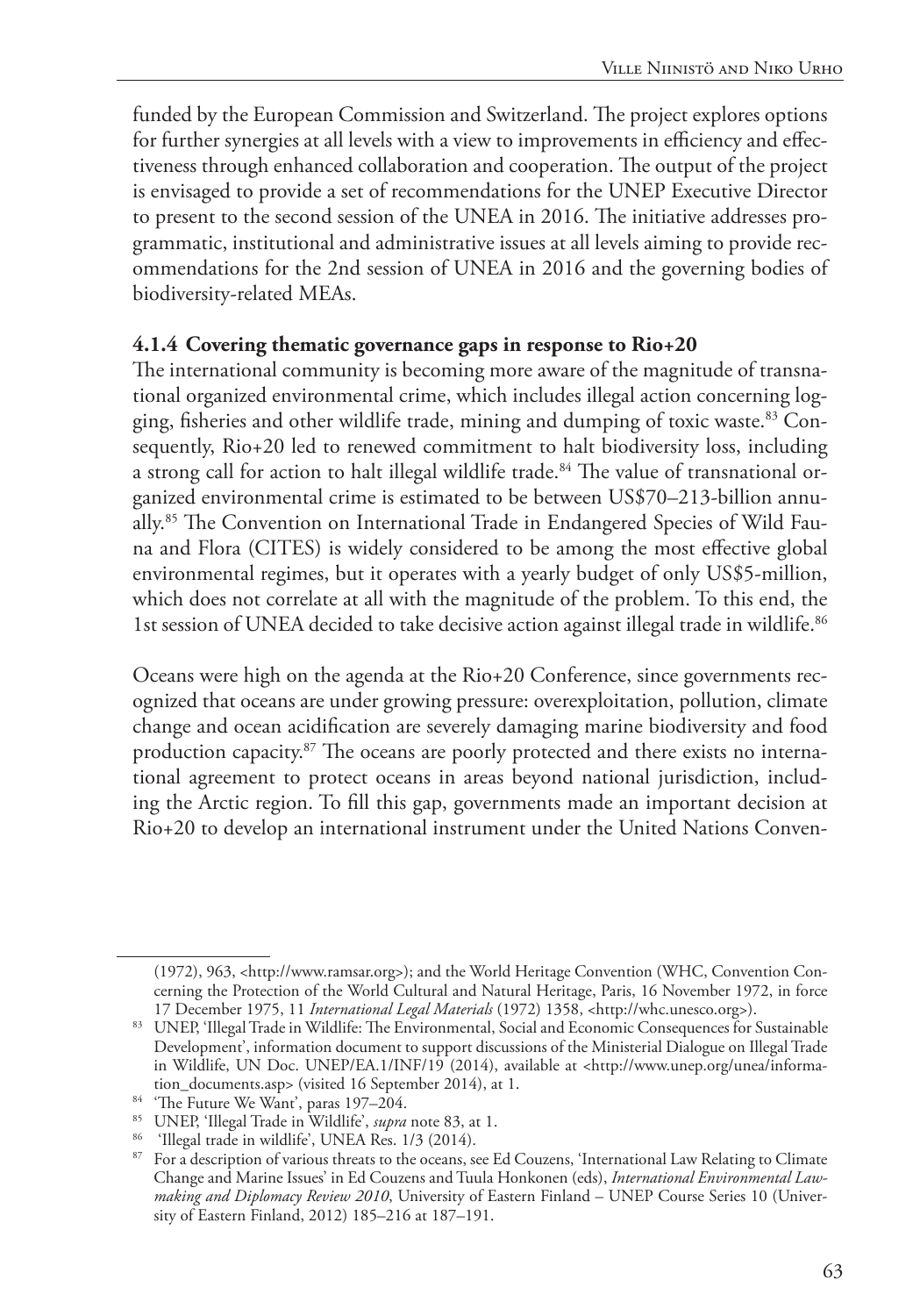funded by the European Commission and Switzerland. The project explores options for further synergies at all levels with a view to improvements in efficiency and effectiveness through enhanced collaboration and cooperation. The output of the project is envisaged to provide a set of recommendations for the UNEP Executive Director to present to the second session of the UNEA in 2016. The initiative addresses programmatic, institutional and administrative issues at all levels aiming to provide recommendations for the 2nd session of UNEA in 2016 and the governing bodies of biodiversity-related MEAs.

### 4.1.4 Covering thematic governance gaps in response to Rio+20

The international community is becoming more aware of the magnitude of transnational organized environmental crime, which includes illegal action concerning logging, fisheries and other wildlife trade, mining and dumping of toxic waste.[83] Consequently, Rio+20 led to renewed commitment to halt biodiversity loss, including a strong call for action to halt illegal wildlife trade.[84] The value of transnational organized environmental crime is estimated to be between US$70–213-billion annually.[85] The Convention on International Trade in Endangered Species of Wild Fauna and Flora (CITES) is widely considered to be among the most effective global environmental regimes, but it operates with a yearly budget of only US$5-million, which does not correlate at all with the magnitude of the problem. To this end, the 1st session of UNEA decided to take decisive action against illegal trade in wildlife.[86]

Oceans were high on the agenda at the Rio+20 Conference, since governments recognized that oceans are under growing pressure: overexploitation, pollution, climate change and ocean acidification are severely damaging marine biodiversity and food production capacity.[87] The oceans are poorly protected and there exists no international agreement to protect oceans in areas beyond national jurisdiction, including the Arctic region. To fill this gap, governments made an important decision at Rio+20 to develop an international instrument under the United Nations Conven-

---

(1972), 963, <http://www.ramsar.org>); and the World Heritage Convention (WHC, Convention Concerning the Protection of the World Cultural and Natural Heritage, Paris, 16 November 1972, in force 17 December 1975, 11 *International Legal Materials* (1972) 1358, <http://whc.unesco.org>).

[83] UNEP, 'Illegal Trade in Wildlife: The Environmental, Social and Economic Consequences for Sustainable Development', information document to support discussions of the Ministerial Dialogue on Illegal Trade in Wildlife, UN Doc. UNEP/EA.1/INF/19 (2014), available at <http://www.unep.org/unea/information_documents.asp> (visited 16 September 2014), at 1.

[84] 'The Future We Want', paras 197–204.

[85] UNEP, 'Illegal Trade in Wildlife', *supra* note 83, at 1.

[86] 'Illegal trade in wildlife', UNEA Res. 1/3 (2014).

[87] For a description of various threats to the oceans, see Ed Couzens, 'International Law Relating to Climate Change and Marine Issues' in Ed Couzens and Tuula Honkonen (eds), *International Environmental Lawmaking and Diplomacy Review 2010*, University of Eastern Finland – UNEP Course Series 10 (University of Eastern Finland, 2012) 185–216 at 187–191.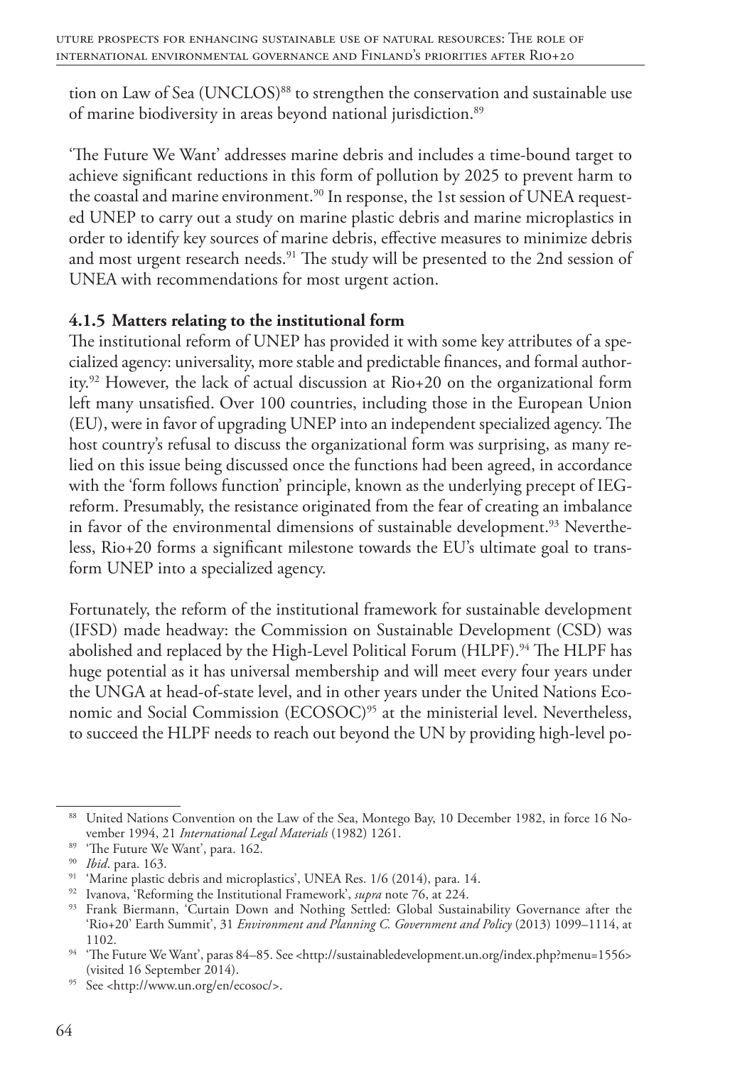tion on Law of Sea (UNCLOS)[88] to strengthen the conservation and sustainable use of marine biodiversity in areas beyond national jurisdiction.[89]

'The Future We Want' addresses marine debris and includes a time-bound target to achieve significant reductions in this form of pollution by 2025 to prevent harm to the coastal and marine environment.[90] In response, the 1st session of UNEA requested UNEP to carry out a study on marine plastic debris and marine microplastics in order to identify key sources of marine debris, effective measures to minimize debris and most urgent research needs.[91] The study will be presented to the 2nd session of UNEA with recommendations for most urgent action.

### 4.1.5 Matters relating to the institutional form

The institutional reform of UNEP has provided it with some key attributes of a specialized agency: universality, more stable and predictable finances, and formal authority.[92] However, the lack of actual discussion at Rio+20 on the organizational form left many unsatisfied. Over 100 countries, including those in the European Union (EU), were in favor of upgrading UNEP into an independent specialized agency. The host country's refusal to discuss the organizational form was surprising, as many relied on this issue being discussed once the functions had been agreed, in accordance with the 'form follows function' principle, known as the underlying precept of IEG-reform. Presumably, the resistance originated from the fear of creating an imbalance in favor of the environmental dimensions of sustainable development.[93] Nevertheless, Rio+20 forms a significant milestone towards the EU's ultimate goal to transform UNEP into a specialized agency.

Fortunately, the reform of the institutional framework for sustainable development (IFSD) made headway: the Commission on Sustainable Development (CSD) was abolished and replaced by the High-Level Political Forum (HLPF).[94] The HLPF has huge potential as it has universal membership and will meet every four years under the UNGA at head-of-state level, and in other years under the United Nations Economic and Social Commission (ECOSOC)[95] at the ministerial level. Nevertheless, to succeed the HLPF needs to reach out beyond the UN by providing high-level po-

---

[88] United Nations Convention on the Law of the Sea, Montego Bay, 10 December 1982, in force 16 November 1994, 21 *International Legal Materials* (1982) 1261.

[89] 'The Future We Want', para. 162.

[90] *Ibid*. para. 163.

[91] 'Marine plastic debris and microplastics', UNEA Res. 1/6 (2014), para. 14.

[92] Ivanova, 'Reforming the Institutional Framework', *supra* note 76, at 224.

[93] Frank Biermann, 'Curtain Down and Nothing Settled: Global Sustainability Governance after the 'Rio+20' Earth Summit', 31 *Environment and Planning C. Government and Policy* (2013) 1099–1114, at 1102.

[94] 'The Future We Want', paras 84–85. See <http://sustainabledevelopment.un.org/index.php?menu=1556> (visited 16 September 2014).

[95] See <http://www.un.org/en/ecosoc/>.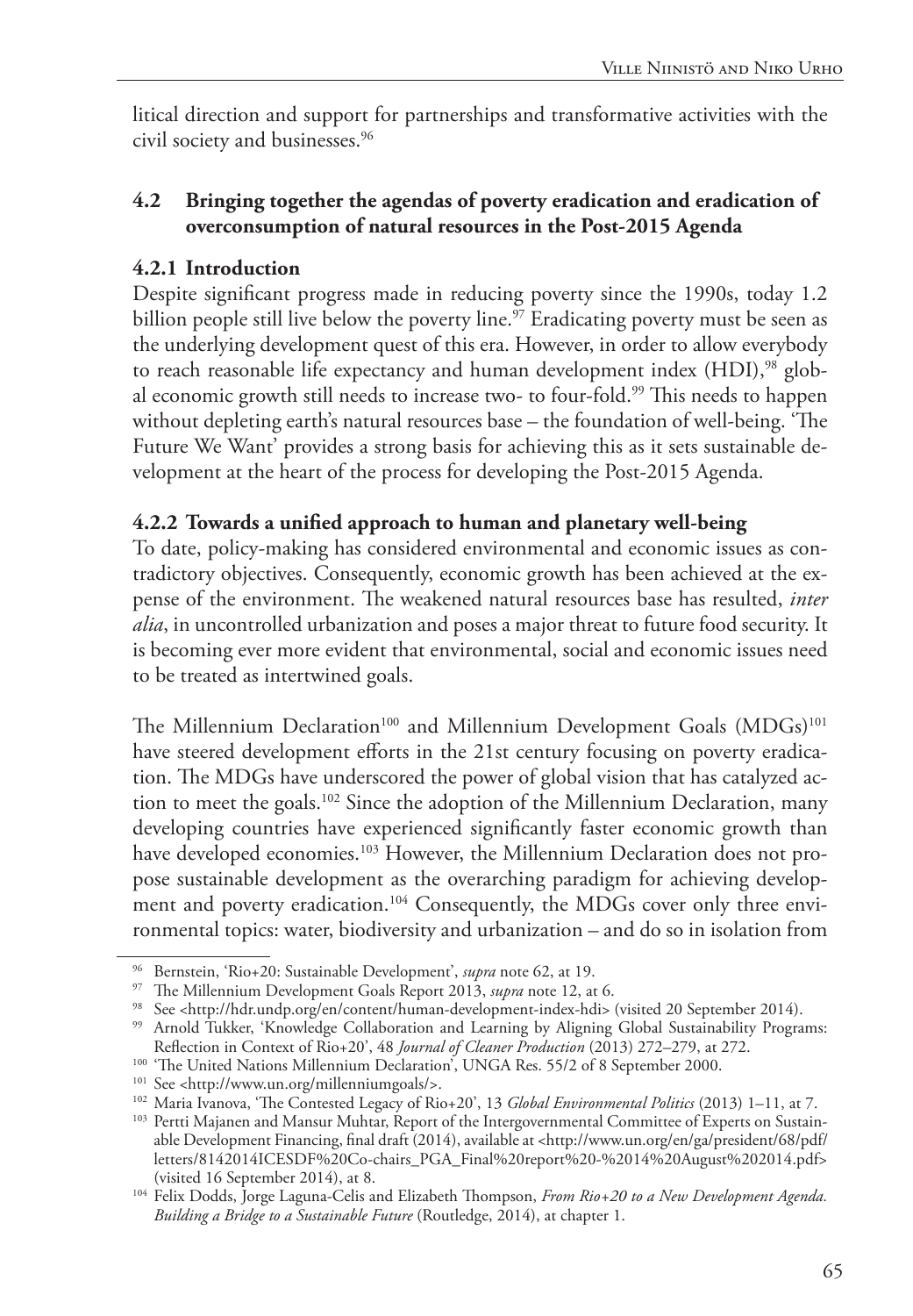litical direction and support for partnerships and transformative activities with the civil society and businesses.[96]

### 4.2 Bringing together the agendas of poverty eradication and eradication of overconsumption of natural resources in the Post-2015 Agenda

#### 4.2.1 Introduction

Despite significant progress made in reducing poverty since the 1990s, today 1.2 billion people still live below the poverty line.[97] Eradicating poverty must be seen as the underlying development quest of this era. However, in order to allow everybody to reach reasonable life expectancy and human development index (HDI),[98] global economic growth still needs to increase two- to four-fold.[99] This needs to happen without depleting earth's natural resources base – the foundation of well-being. 'The Future We Want' provides a strong basis for achieving this as it sets sustainable development at the heart of the process for developing the Post-2015 Agenda.

#### 4.2.2 Towards a unified approach to human and planetary well-being

To date, policy-making has considered environmental and economic issues as contradictory objectives. Consequently, economic growth has been achieved at the expense of the environment. The weakened natural resources base has resulted, *inter alia*, in uncontrolled urbanization and poses a major threat to future food security. It is becoming ever more evident that environmental, social and economic issues need to be treated as intertwined goals.

The Millennium Declaration[100] and Millennium Development Goals (MDGs)[101] have steered development efforts in the 21st century focusing on poverty eradication. The MDGs have underscored the power of global vision that has catalyzed action to meet the goals.[102] Since the adoption of the Millennium Declaration, many developing countries have experienced significantly faster economic growth than have developed economies.[103] However, the Millennium Declaration does not propose sustainable development as the overarching paradigm for achieving development and poverty eradication.[104] Consequently, the MDGs cover only three environmental topics: water, biodiversity and urbanization – and do so in isolation from

---

[96] Bernstein, 'Rio+20: Sustainable Development', *supra* note 62, at 19.

[97] The Millennium Development Goals Report 2013, *supra* note 12, at 6.

[98] See <http://hdr.undp.org/en/content/human-development-index-hdi> (visited 20 September 2014).

[99] Arnold Tukker, 'Knowledge Collaboration and Learning by Aligning Global Sustainability Programs: Reflection in Context of Rio+20', 48 *Journal of Cleaner Production* (2013) 272–279, at 272.

[100] 'The United Nations Millennium Declaration', UNGA Res. 55/2 of 8 September 2000.

[101] See <http://www.un.org/millenniumgoals/>.

[102] Maria Ivanova, 'The Contested Legacy of Rio+20', 13 *Global Environmental Politics* (2013) 1–11, at 7.

[103] Pertti Majanen and Mansur Muhtar, Report of the Intergovernmental Committee of Experts on Sustainable Development Financing, final draft (2014), available at <http://www.un.org/en/ga/president/68/pdf/letters/8142014ICESDF%20Co-chairs_PGA_Final%20report%20-%2014%20August%202014.pdf> (visited 16 September 2014), at 8.

[104] Felix Dodds, Jorge Laguna-Celis and Elizabeth Thompson, *From Rio+20 to a New Development Agenda. Building a Bridge to a Sustainable Future* (Routledge, 2014), at chapter 1.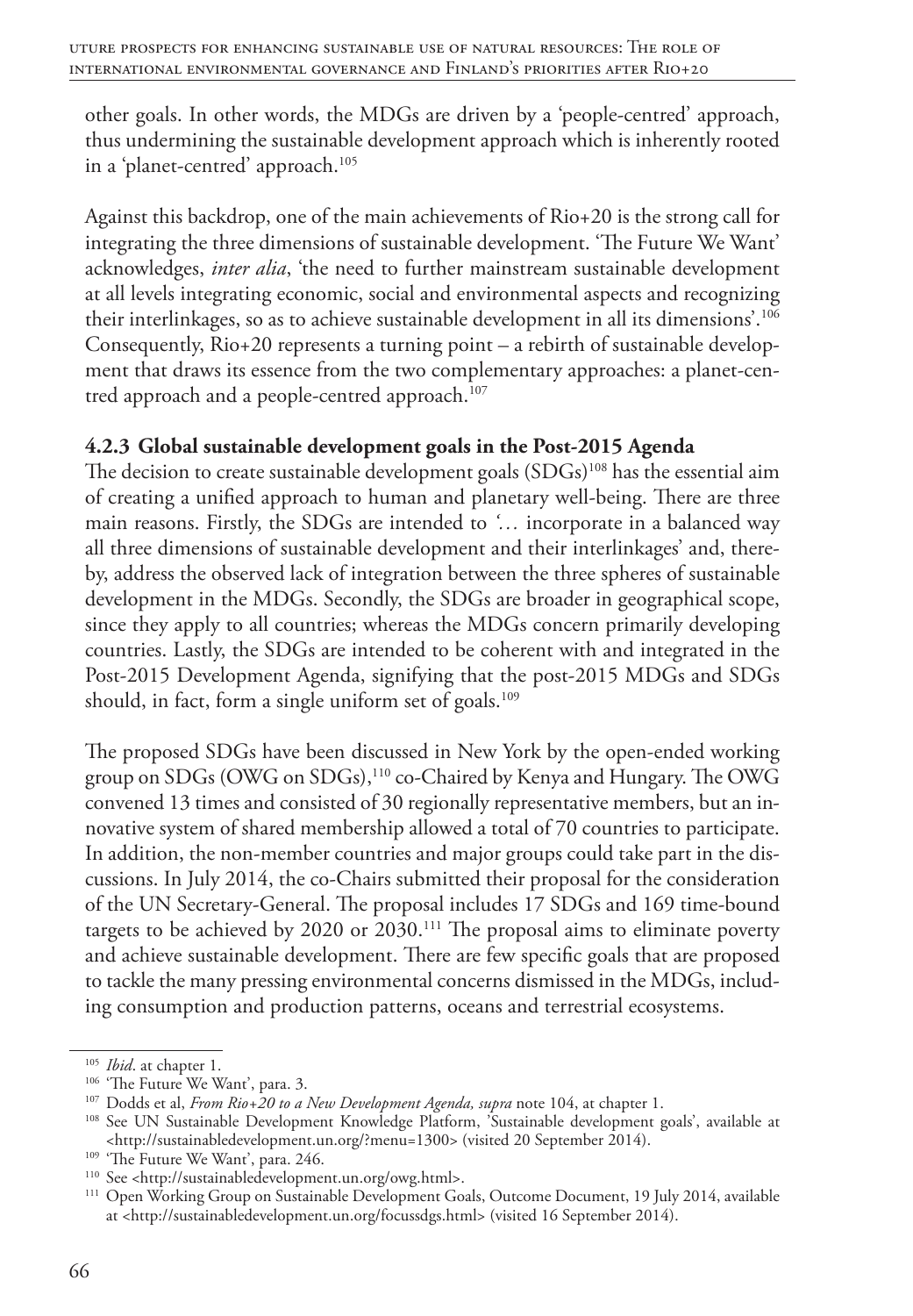other goals. In other words, the MDGs are driven by a 'people-centred' approach, thus undermining the sustainable development approach which is inherently rooted in a 'planet-centred' approach.[105]

Against this backdrop, one of the main achievements of Rio+20 is the strong call for integrating the three dimensions of sustainable development. 'The Future We Want' acknowledges, *inter alia*, 'the need to further mainstream sustainable development at all levels integrating economic, social and environmental aspects and recognizing their interlinkages, so as to achieve sustainable development in all its dimensions'.[106] Consequently, Rio+20 represents a turning point – a rebirth of sustainable development that draws its essence from the two complementary approaches: a planet-centred approach and a people-centred approach.[107]

### 4.2.3 Global sustainable development goals in the Post-2015 Agenda

The decision to create sustainable development goals (SDGs)[108] has the essential aim of creating a unified approach to human and planetary well-being. There are three main reasons. Firstly, the SDGs are intended to '… incorporate in a balanced way all three dimensions of sustainable development and their interlinkages' and, thereby, address the observed lack of integration between the three spheres of sustainable development in the MDGs. Secondly, the SDGs are broader in geographical scope, since they apply to all countries; whereas the MDGs concern primarily developing countries. Lastly, the SDGs are intended to be coherent with and integrated in the Post-2015 Development Agenda, signifying that the post-2015 MDGs and SDGs should, in fact, form a single uniform set of goals.[109]

The proposed SDGs have been discussed in New York by the open-ended working group on SDGs (OWG on SDGs),[110] co-Chaired by Kenya and Hungary. The OWG convened 13 times and consisted of 30 regionally representative members, but an innovative system of shared membership allowed a total of 70 countries to participate. In addition, the non-member countries and major groups could take part in the discussions. In July 2014, the co-Chairs submitted their proposal for the consideration of the UN Secretary-General. The proposal includes 17 SDGs and 169 time-bound targets to be achieved by 2020 or 2030.[111] The proposal aims to eliminate poverty and achieve sustainable development. There are few specific goals that are proposed to tackle the many pressing environmental concerns dismissed in the MDGs, including consumption and production patterns, oceans and terrestrial ecosystems.

---

[105] *Ibid*. at chapter 1.

[106] 'The Future We Want', para. 3.

[107] Dodds et al, *From Rio+20 to a New Development Agenda, supra* note 104, at chapter 1.

[108] See UN Sustainable Development Knowledge Platform, 'Sustainable development goals', available at <http://sustainabledevelopment.un.org/?menu=1300> (visited 20 September 2014).

[109] 'The Future We Want', para. 246.

[110] See <http://sustainabledevelopment.un.org/owg.html>.

[111] Open Working Group on Sustainable Development Goals, Outcome Document, 19 July 2014, available at <http://sustainabledevelopment.un.org/focussdgs.html> (visited 16 September 2014).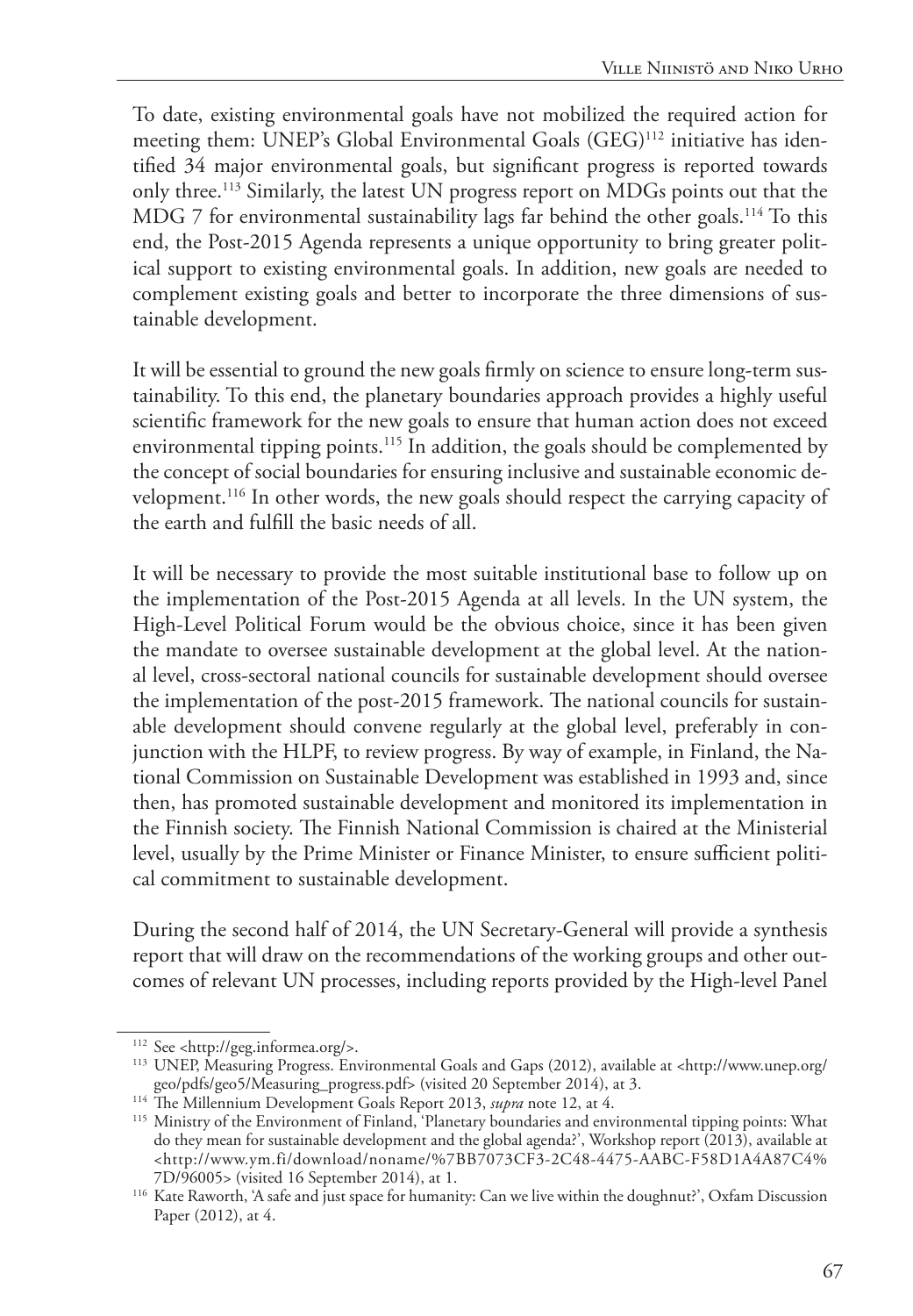To date, existing environmental goals have not mobilized the required action for meeting them: UNEP's Global Environmental Goals (GEG)[112] initiative has identified 34 major environmental goals, but significant progress is reported towards only three.[113] Similarly, the latest UN progress report on MDGs points out that the MDG 7 for environmental sustainability lags far behind the other goals.[114] To this end, the Post-2015 Agenda represents a unique opportunity to bring greater political support to existing environmental goals. In addition, new goals are needed to complement existing goals and better to incorporate the three dimensions of sustainable development.

It will be essential to ground the new goals firmly on science to ensure long-term sustainability. To this end, the planetary boundaries approach provides a highly useful scientific framework for the new goals to ensure that human action does not exceed environmental tipping points.[115] In addition, the goals should be complemented by the concept of social boundaries for ensuring inclusive and sustainable economic development.[116] In other words, the new goals should respect the carrying capacity of the earth and fulfill the basic needs of all.

It will be necessary to provide the most suitable institutional base to follow up on the implementation of the Post-2015 Agenda at all levels. In the UN system, the High-Level Political Forum would be the obvious choice, since it has been given the mandate to oversee sustainable development at the global level. At the national level, cross-sectoral national councils for sustainable development should oversee the implementation of the post-2015 framework. The national councils for sustainable development should convene regularly at the global level, preferably in conjunction with the HLPF, to review progress. By way of example, in Finland, the National Commission on Sustainable Development was established in 1993 and, since then, has promoted sustainable development and monitored its implementation in the Finnish society. The Finnish National Commission is chaired at the Ministerial level, usually by the Prime Minister or Finance Minister, to ensure sufficient political commitment to sustainable development.

During the second half of 2014, the UN Secretary-General will provide a synthesis report that will draw on the recommendations of the working groups and other outcomes of relevant UN processes, including reports provided by the High-level Panel

---

[112] See <http://geg.informea.org/>.

[113] UNEP, Measuring Progress. Environmental Goals and Gaps (2012), available at <http://www.unep.org/geo/pdfs/geo5/Measuring_progress.pdf> (visited 20 September 2014), at 3.

[114] The Millennium Development Goals Report 2013, *supra* note 12, at 4.

[115] Ministry of the Environment of Finland, 'Planetary boundaries and environmental tipping points: What do they mean for sustainable development and the global agenda?', Workshop report (2013), available at <http://www.ym.fi/download/noname/%7BB7073CF3-2C48-4475-AABC-F58D1A4A87C4%7D/96005> (visited 16 September 2014), at 1.

[116] Kate Raworth, 'A safe and just space for humanity: Can we live within the doughnut?', Oxfam Discussion Paper (2012), at 4.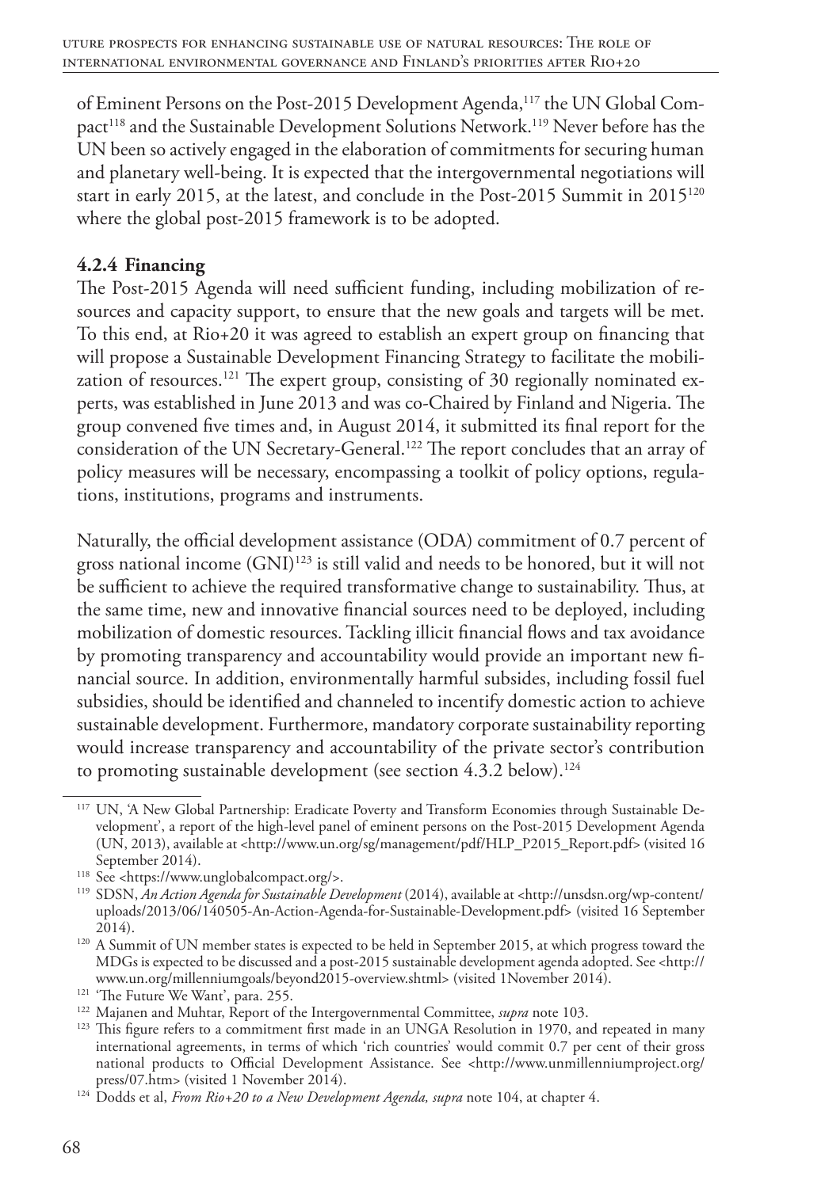of Eminent Persons on the Post-2015 Development Agenda,[117] the UN Global Compact[118] and the Sustainable Development Solutions Network.[119] Never before has the UN been so actively engaged in the elaboration of commitments for securing human and planetary well-being. It is expected that the intergovernmental negotiations will start in early 2015, at the latest, and conclude in the Post-2015 Summit in 2015[120] where the global post-2015 framework is to be adopted.

### 4.2.4 Financing

The Post-2015 Agenda will need sufficient funding, including mobilization of resources and capacity support, to ensure that the new goals and targets will be met. To this end, at Rio+20 it was agreed to establish an expert group on financing that will propose a Sustainable Development Financing Strategy to facilitate the mobilization of resources.[121] The expert group, consisting of 30 regionally nominated experts, was established in June 2013 and was co-Chaired by Finland and Nigeria. The group convened five times and, in August 2014, it submitted its final report for the consideration of the UN Secretary-General.[122] The report concludes that an array of policy measures will be necessary, encompassing a toolkit of policy options, regulations, institutions, programs and instruments.

Naturally, the official development assistance (ODA) commitment of 0.7 percent of gross national income (GNI)[123] is still valid and needs to be honored, but it will not be sufficient to achieve the required transformative change to sustainability. Thus, at the same time, new and innovative financial sources need to be deployed, including mobilization of domestic resources. Tackling illicit financial flows and tax avoidance by promoting transparency and accountability would provide an important new financial source. In addition, environmentally harmful subsides, including fossil fuel subsidies, should be identified and channeled to incentify domestic action to achieve sustainable development. Furthermore, mandatory corporate sustainability reporting would increase transparency and accountability of the private sector's contribution to promoting sustainable development (see section 4.3.2 below).[124]

---

[117] UN, 'A New Global Partnership: Eradicate Poverty and Transform Economies through Sustainable Development', a report of the high-level panel of eminent persons on the Post-2015 Development Agenda (UN, 2013), available at <http://www.un.org/sg/management/pdf/HLP_P2015_Report.pdf> (visited 16 September 2014).

[118] See <https://www.unglobalcompact.org/>.

[119] SDSN, *An Action Agenda for Sustainable Development* (2014), available at <http://unsdsn.org/wp-content/uploads/2013/06/140505-An-Action-Agenda-for-Sustainable-Development.pdf> (visited 16 September 2014).

[120] A Summit of UN member states is expected to be held in September 2015, at which progress toward the MDGs is expected to be discussed and a post-2015 sustainable development agenda adopted. See <http://www.un.org/millenniumgoals/beyond2015-overview.shtml> (visited 1November 2014).

[121] 'The Future We Want', para. 255.

[122] Majanen and Muhtar, Report of the Intergovernmental Committee, *supra* note 103.

[123] This figure refers to a commitment first made in an UNGA Resolution in 1970, and repeated in many international agreements, in terms of which 'rich countries' would commit 0.7 per cent of their gross national products to Official Development Assistance. See <http://www.unmillenniumproject.org/press/07.htm> (visited 1 November 2014).

[124] Dodds et al, *From Rio+20 to a New Development Agenda, supra* note 104, at chapter 4.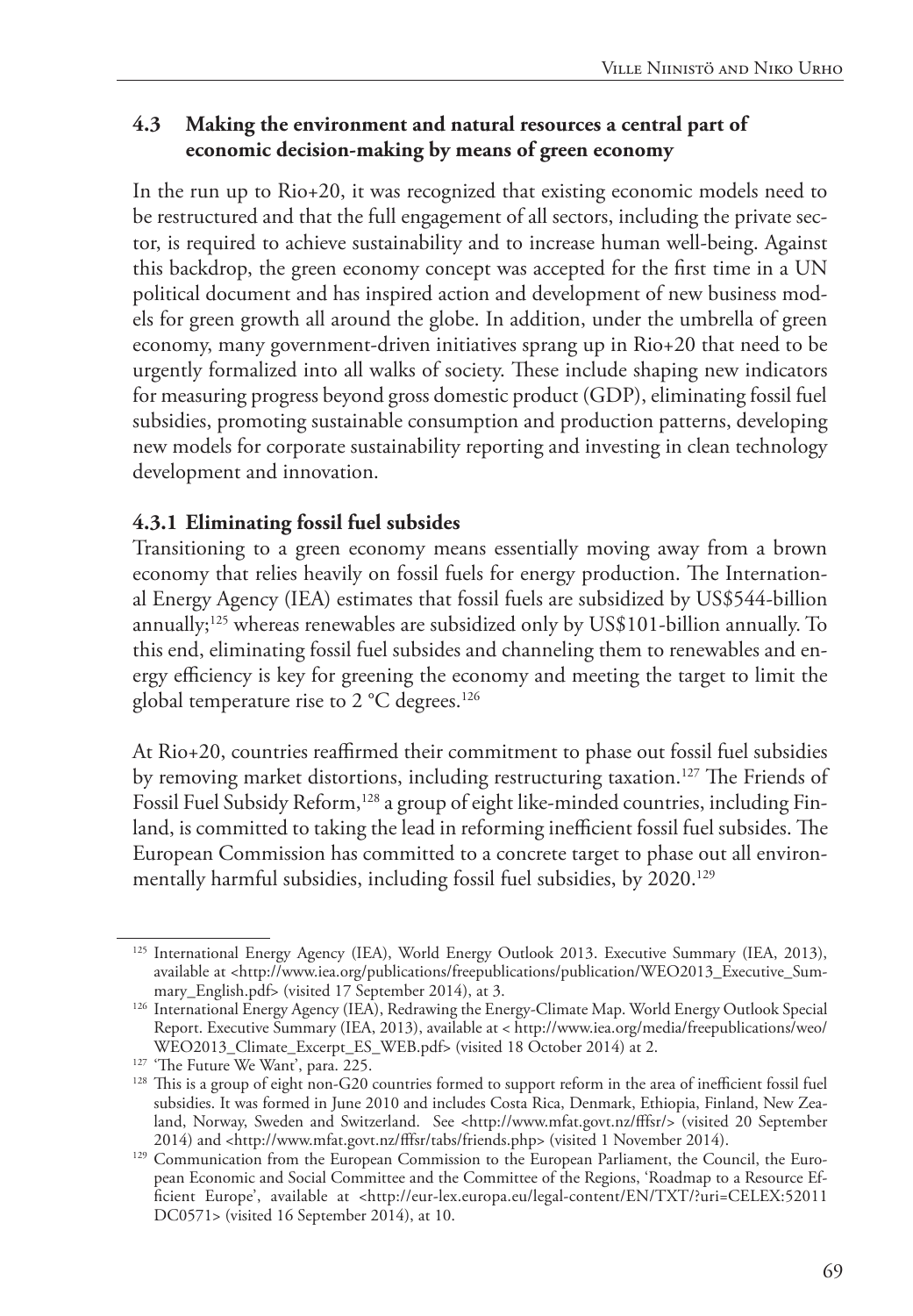### 4.3 Making the environment and natural resources a central part of economic decision-making by means of green economy

In the run up to Rio+20, it was recognized that existing economic models need to be restructured and that the full engagement of all sectors, including the private sector, is required to achieve sustainability and to increase human well-being. Against this backdrop, the green economy concept was accepted for the first time in a UN political document and has inspired action and development of new business models for green growth all around the globe. In addition, under the umbrella of green economy, many government-driven initiatives sprang up in Rio+20 that need to be urgently formalized into all walks of society. These include shaping new indicators for measuring progress beyond gross domestic product (GDP), eliminating fossil fuel subsidies, promoting sustainable consumption and production patterns, developing new models for corporate sustainability reporting and investing in clean technology development and innovation.

#### 4.3.1 Eliminating fossil fuel subsides

Transitioning to a green economy means essentially moving away from a brown economy that relies heavily on fossil fuels for energy production. The International Energy Agency (IEA) estimates that fossil fuels are subsidized by US$544-billion annually;[125] whereas renewables are subsidized only by US$101-billion annually. To this end, eliminating fossil fuel subsides and channeling them to renewables and energy efficiency is key for greening the economy and meeting the target to limit the global temperature rise to 2 °C degrees.[126]

At Rio+20, countries reaffirmed their commitment to phase out fossil fuel subsidies by removing market distortions, including restructuring taxation.[127] The Friends of Fossil Fuel Subsidy Reform,[128] a group of eight like-minded countries, including Finland, is committed to taking the lead in reforming inefficient fossil fuel subsides. The European Commission has committed to a concrete target to phase out all environmentally harmful subsidies, including fossil fuel subsidies, by 2020.[129]

---

[125] International Energy Agency (IEA), World Energy Outlook 2013. Executive Summary (IEA, 2013), available at <http://www.iea.org/publications/freepublications/publication/WEO2013_Executive_Summary_English.pdf> (visited 17 September 2014), at 3.

[126] International Energy Agency (IEA), Redrawing the Energy-Climate Map. World Energy Outlook Special Report. Executive Summary (IEA, 2013), available at < http://www.iea.org/media/freepublications/weo/WEO2013_Climate_Excerpt_ES_WEB.pdf> (visited 18 October 2014) at 2.

[127] 'The Future We Want', para. 225.

[128] This is a group of eight non-G20 countries formed to support reform in the area of inefficient fossil fuel subsidies. It was formed in June 2010 and includes Costa Rica, Denmark, Ethiopia, Finland, New Zealand, Norway, Sweden and Switzerland. See <http://www.mfat.govt.nz/fffsr/> (visited 20 September 2014) and <http://www.mfat.govt.nz/fffsr/tabs/friends.php> (visited 1 November 2014).

[129] Communication from the European Commission to the European Parliament, the Council, the European Economic and Social Committee and the Committee of the Regions, 'Roadmap to a Resource Efficient Europe', available at <http://eur-lex.europa.eu/legal-content/EN/TXT/?uri=CELEX:52011DC0571> (visited 16 September 2014), at 10.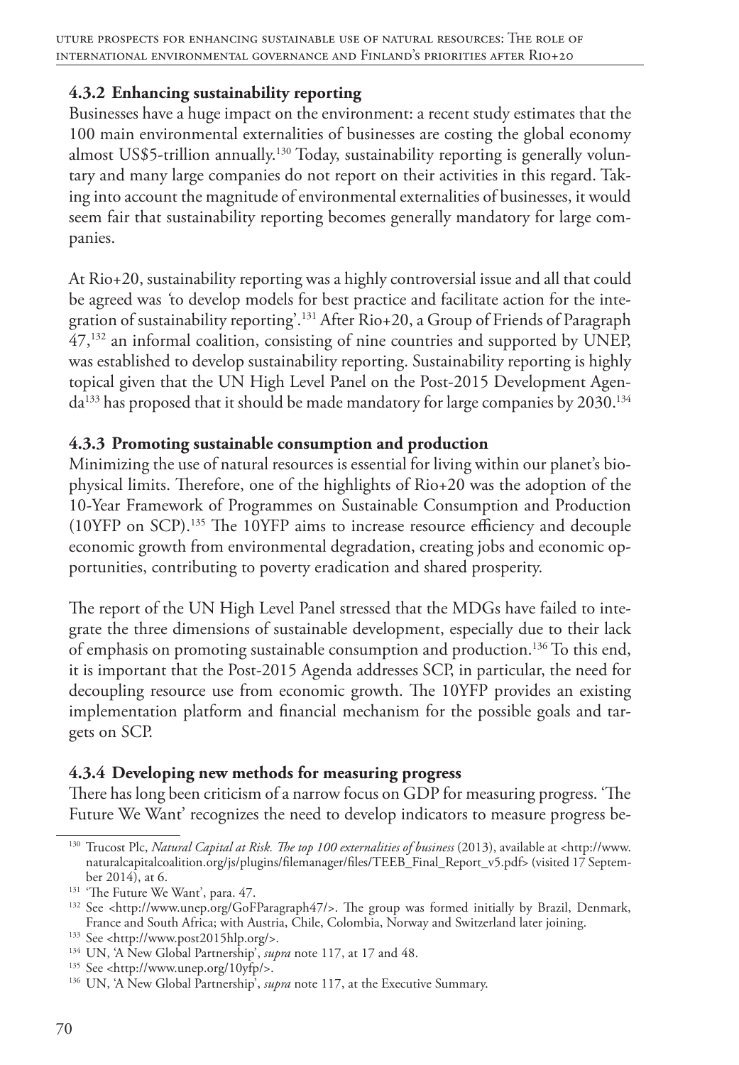### 4.3.2 Enhancing sustainability reporting

Businesses have a huge impact on the environment: a recent study estimates that the 100 main environmental externalities of businesses are costing the global economy almost US$5-trillion annually.[130] Today, sustainability reporting is generally voluntary and many large companies do not report on their activities in this regard. Taking into account the magnitude of environmental externalities of businesses, it would seem fair that sustainability reporting becomes generally mandatory for large companies.

At Rio+20, sustainability reporting was a highly controversial issue and all that could be agreed was 'to develop models for best practice and facilitate action for the integration of sustainability reporting'.[131] After Rio+20, a Group of Friends of Paragraph 47,[132] an informal coalition, consisting of nine countries and supported by UNEP, was established to develop sustainability reporting. Sustainability reporting is highly topical given that the UN High Level Panel on the Post-2015 Development Agenda[133] has proposed that it should be made mandatory for large companies by 2030.[134]

### 4.3.3 Promoting sustainable consumption and production

Minimizing the use of natural resources is essential for living within our planet's biophysical limits. Therefore, one of the highlights of Rio+20 was the adoption of the 10-Year Framework of Programmes on Sustainable Consumption and Production (10YFP on SCP).[135] The 10YFP aims to increase resource efficiency and decouple economic growth from environmental degradation, creating jobs and economic opportunities, contributing to poverty eradication and shared prosperity.

The report of the UN High Level Panel stressed that the MDGs have failed to integrate the three dimensions of sustainable development, especially due to their lack of emphasis on promoting sustainable consumption and production.[136] To this end, it is important that the Post-2015 Agenda addresses SCP, in particular, the need for decoupling resource use from economic growth. The 10YFP provides an existing implementation platform and financial mechanism for the possible goals and targets on SCP.

### 4.3.4 Developing new methods for measuring progress

There has long been criticism of a narrow focus on GDP for measuring progress. 'The Future We Want' recognizes the need to develop indicators to measure progress be-

---

[130] Trucost Plc, *Natural Capital at Risk. The top 100 externalities of business* (2013), available at <http://www.naturalcapitalcoalition.org/js/plugins/filemanager/files/TEEB_Final_Report_v5.pdf> (visited 17 September 2014), at 6.

[131] 'The Future We Want', para. 47.

[132] See <http://www.unep.org/GoFParagraph47/>. The group was formed initially by Brazil, Denmark, France and South Africa; with Austria, Chile, Colombia, Norway and Switzerland later joining.

[133] See <http://www.post2015hlp.org/>.

[134] UN, 'A New Global Partnership', *supra* note 117, at 17 and 48.

[135] See <http://www.unep.org/10yfp/>.

[136] UN, 'A New Global Partnership', *supra* note 117, at the Executive Summary.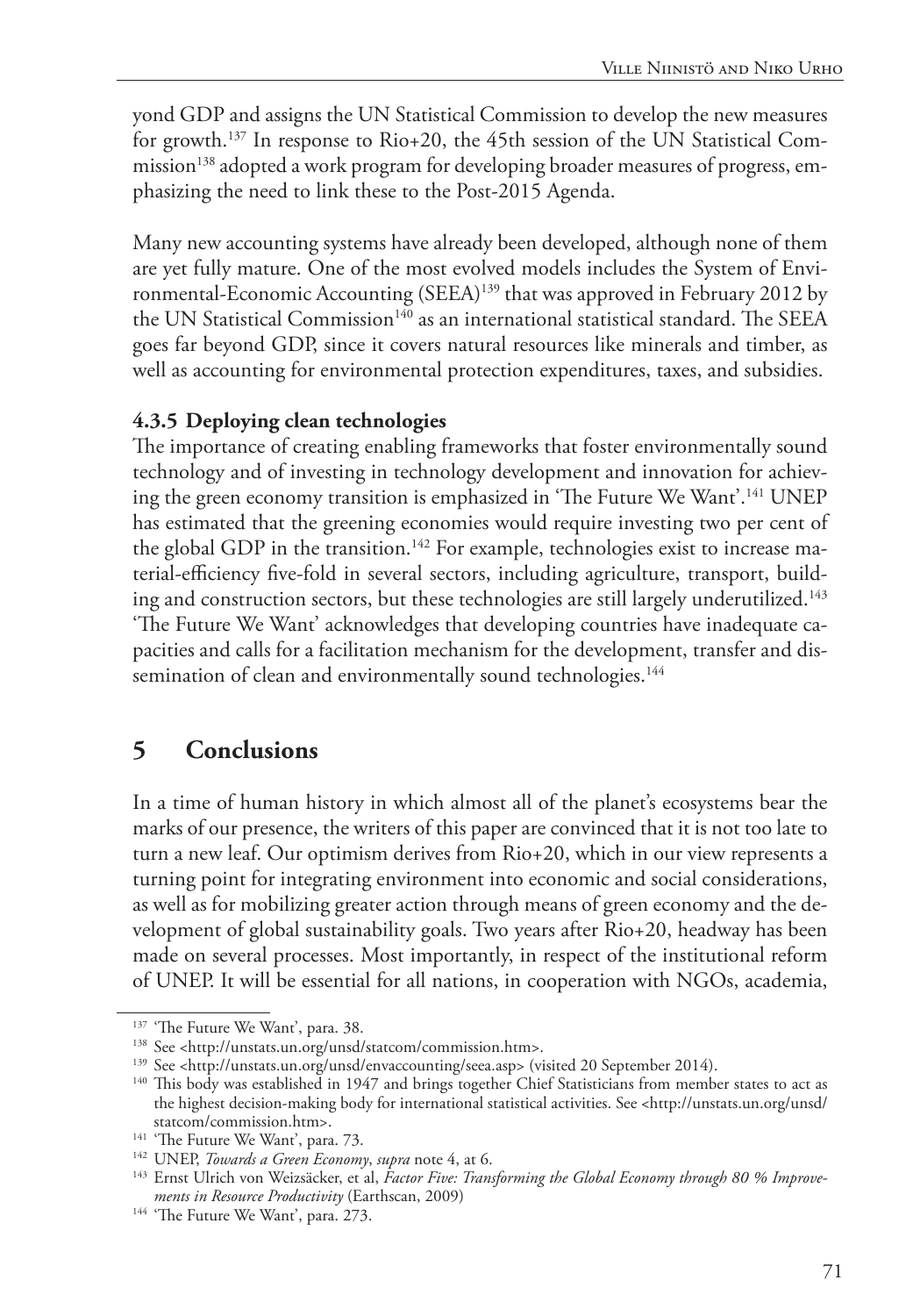yond GDP and assigns the UN Statistical Commission to develop the new measures for growth.[137] In response to Rio+20, the 45th session of the UN Statistical Commission[138] adopted a work program for developing broader measures of progress, emphasizing the need to link these to the Post-2015 Agenda.

Many new accounting systems have already been developed, although none of them are yet fully mature. One of the most evolved models includes the System of Environmental-Economic Accounting (SEEA)[139] that was approved in February 2012 by the UN Statistical Commission[140] as an international statistical standard. The SEEA goes far beyond GDP, since it covers natural resources like minerals and timber, as well as accounting for environmental protection expenditures, taxes, and subsidies.

### 4.3.5 Deploying clean technologies

The importance of creating enabling frameworks that foster environmentally sound technology and of investing in technology development and innovation for achieving the green economy transition is emphasized in 'The Future We Want'.[141] UNEP has estimated that the greening economies would require investing two per cent of the global GDP in the transition.[142] For example, technologies exist to increase material-efficiency five-fold in several sectors, including agriculture, transport, building and construction sectors, but these technologies are still largely underutilized.[143] 'The Future We Want' acknowledges that developing countries have inadequate capacities and calls for a facilitation mechanism for the development, transfer and dissemination of clean and environmentally sound technologies.[144]

## 5 Conclusions

In a time of human history in which almost all of the planet's ecosystems bear the marks of our presence, the writers of this paper are convinced that it is not too late to turn a new leaf. Our optimism derives from Rio+20, which in our view represents a turning point for integrating environment into economic and social considerations, as well as for mobilizing greater action through means of green economy and the development of global sustainability goals. Two years after Rio+20, headway has been made on several processes. Most importantly, in respect of the institutional reform of UNEP. It will be essential for all nations, in cooperation with NGOs, academia,

---

[137] 'The Future We Want', para. 38.

[138] See <http://unstats.un.org/unsd/statcom/commission.htm>.

[139] See <http://unstats.un.org/unsd/envaccounting/seea.asp> (visited 20 September 2014).

[140] This body was established in 1947 and brings together Chief Statisticians from member states to act as the highest decision-making body for international statistical activities. See <http://unstats.un.org/unsd/statcom/commission.htm>.

[141] 'The Future We Want', para. 73.

[142] UNEP, *Towards a Green Economy*, *supra* note 4, at 6.

[143] Ernst Ulrich von Weizsäcker, et al, *Factor Five: Transforming the Global Economy through 80 % Improvements in Resource Productivity* (Earthscan, 2009)

[144] 'The Future We Want', para. 273.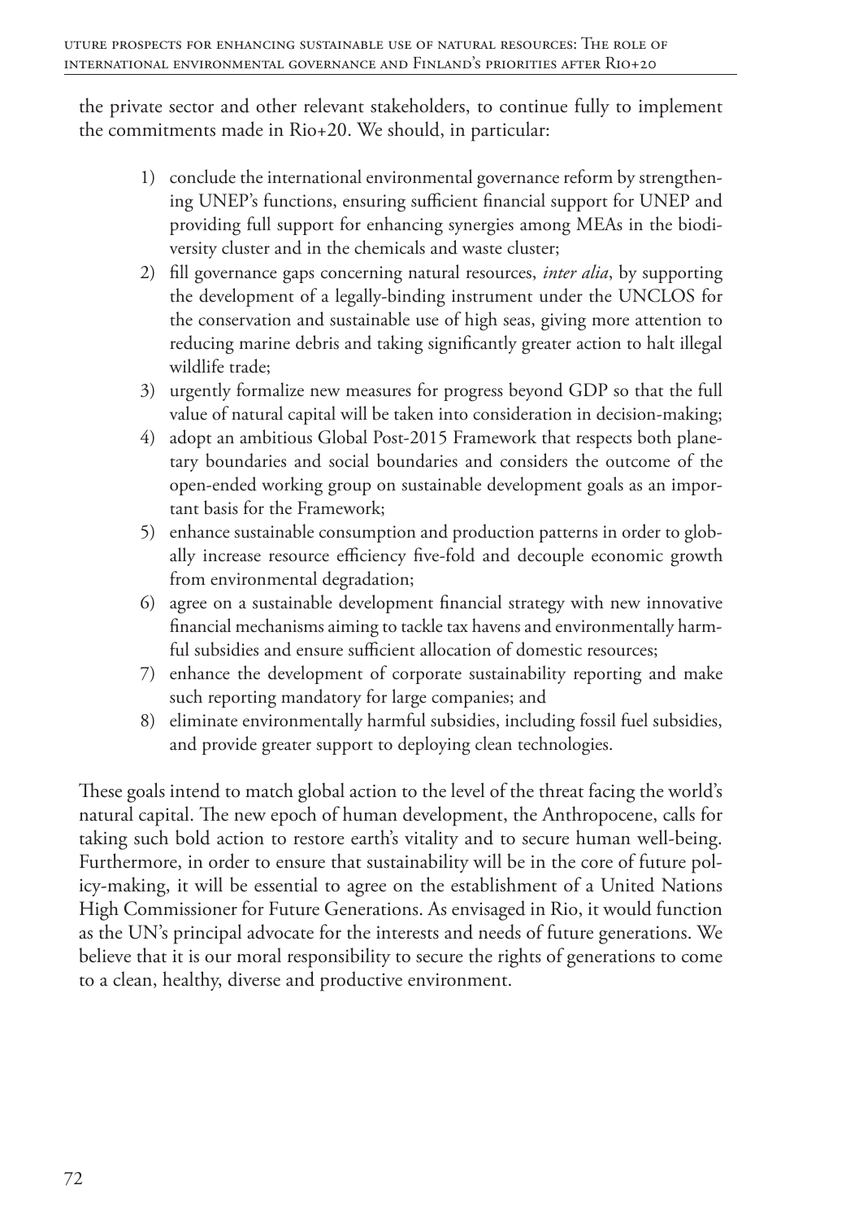the private sector and other relevant stakeholders, to continue fully to implement the commitments made in Rio+20. We should, in particular:

1) conclude the international environmental governance reform by strengthening UNEP's functions, ensuring sufficient financial support for UNEP and providing full support for enhancing synergies among MEAs in the biodiversity cluster and in the chemicals and waste cluster;
2) fill governance gaps concerning natural resources, *inter alia*, by supporting the development of a legally-binding instrument under the UNCLOS for the conservation and sustainable use of high seas, giving more attention to reducing marine debris and taking significantly greater action to halt illegal wildlife trade;
3) urgently formalize new measures for progress beyond GDP so that the full value of natural capital will be taken into consideration in decision-making;
4) adopt an ambitious Global Post-2015 Framework that respects both planetary boundaries and social boundaries and considers the outcome of the open-ended working group on sustainable development goals as an important basis for the Framework;
5) enhance sustainable consumption and production patterns in order to globally increase resource efficiency five-fold and decouple economic growth from environmental degradation;
6) agree on a sustainable development financial strategy with new innovative financial mechanisms aiming to tackle tax havens and environmentally harmful subsidies and ensure sufficient allocation of domestic resources;
7) enhance the development of corporate sustainability reporting and make such reporting mandatory for large companies; and
8) eliminate environmentally harmful subsidies, including fossil fuel subsidies, and provide greater support to deploying clean technologies.

These goals intend to match global action to the level of the threat facing the world's natural capital. The new epoch of human development, the Anthropocene, calls for taking such bold action to restore earth's vitality and to secure human well-being. Furthermore, in order to ensure that sustainability will be in the core of future policy-making, it will be essential to agree on the establishment of a United Nations High Commissioner for Future Generations. As envisaged in Rio, it would function as the UN's principal advocate for the interests and needs of future generations. We believe that it is our moral responsibility to secure the rights of generations to come to a clean, healthy, diverse and productive environment.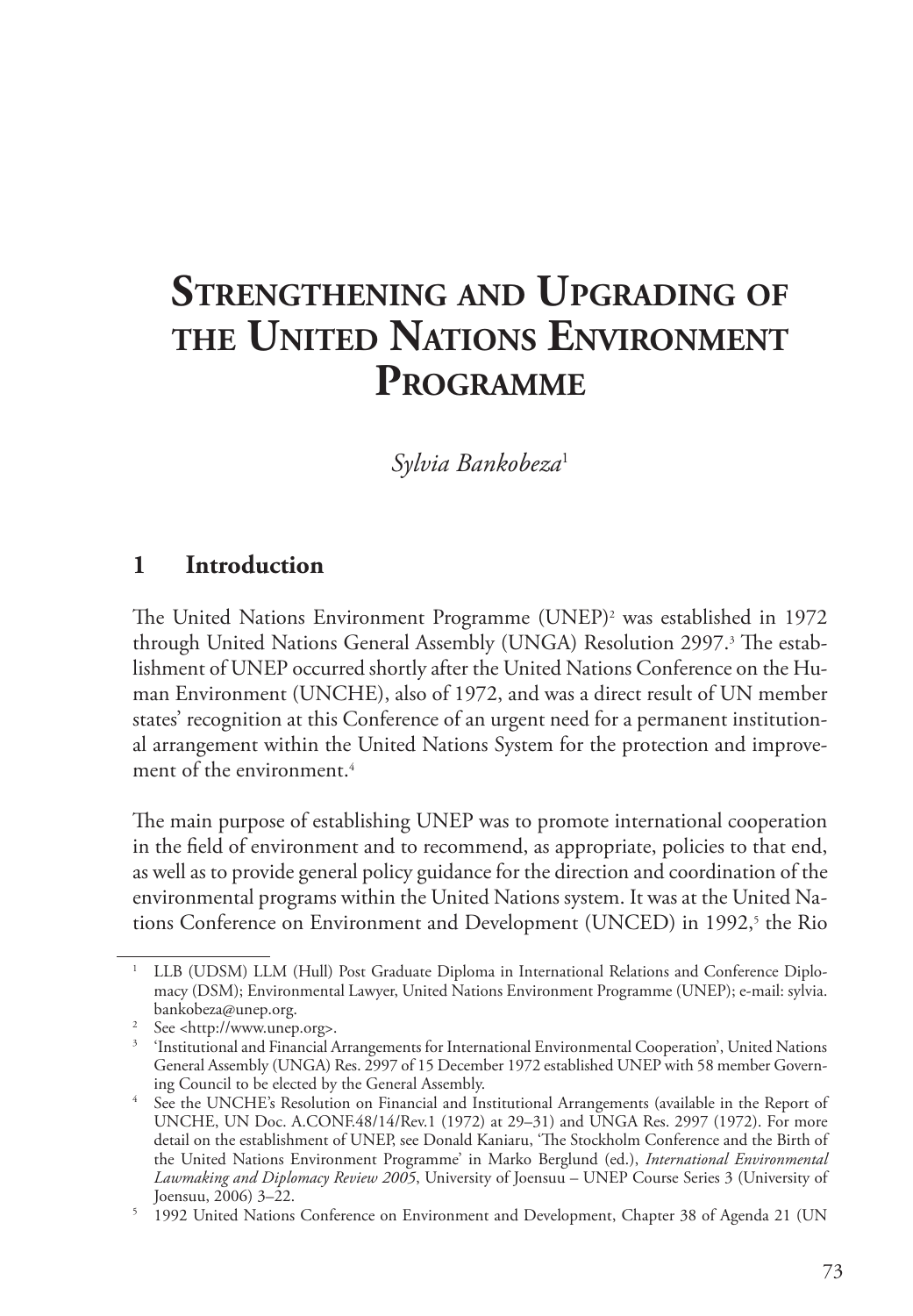# Strengthening and Upgrading of the United Nations Environment Programme

*Sylvia Bankobeza*[1]

## 1 Introduction

The United Nations Environment Programme (UNEP)[2] was established in 1972 through United Nations General Assembly (UNGA) Resolution 2997.[3] The establishment of UNEP occurred shortly after the United Nations Conference on the Human Environment (UNCHE), also of 1972, and was a direct result of UN member states' recognition at this Conference of an urgent need for a permanent institutional arrangement within the United Nations System for the protection and improvement of the environment.[4]

The main purpose of establishing UNEP was to promote international cooperation in the field of environment and to recommend, as appropriate, policies to that end, as well as to provide general policy guidance for the direction and coordination of the environmental programs within the United Nations system. It was at the United Nations Conference on Environment and Development (UNCED) in 1992,[5] the Rio

---

[1] LLB (UDSM) LLM (Hull) Post Graduate Diploma in International Relations and Conference Diplomacy (DSM); Environmental Lawyer, United Nations Environment Programme (UNEP); e-mail: sylvia.bankobeza@unep.org.

[2] See <http://www.unep.org>.

[3] 'Institutional and Financial Arrangements for International Environmental Cooperation', United Nations General Assembly (UNGA) Res. 2997 of 15 December 1972 established UNEP with 58 member Governing Council to be elected by the General Assembly.

[4] See the UNCHE's Resolution on Financial and Institutional Arrangements (available in the Report of UNCHE, UN Doc. A.CONF.48/14/Rev.1 (1972) at 29–31) and UNGA Res. 2997 (1972). For more detail on the establishment of UNEP, see Donald Kaniaru, 'The Stockholm Conference and the Birth of the United Nations Environment Programme' in Marko Berglund (ed.), *International Environmental Lawmaking and Diplomacy Review 2005*, University of Joensuu – UNEP Course Series 3 (University of Joensuu, 2006) 3–22.

[5] 1992 United Nations Conference on Environment and Development, Chapter 38 of Agenda 21 (UN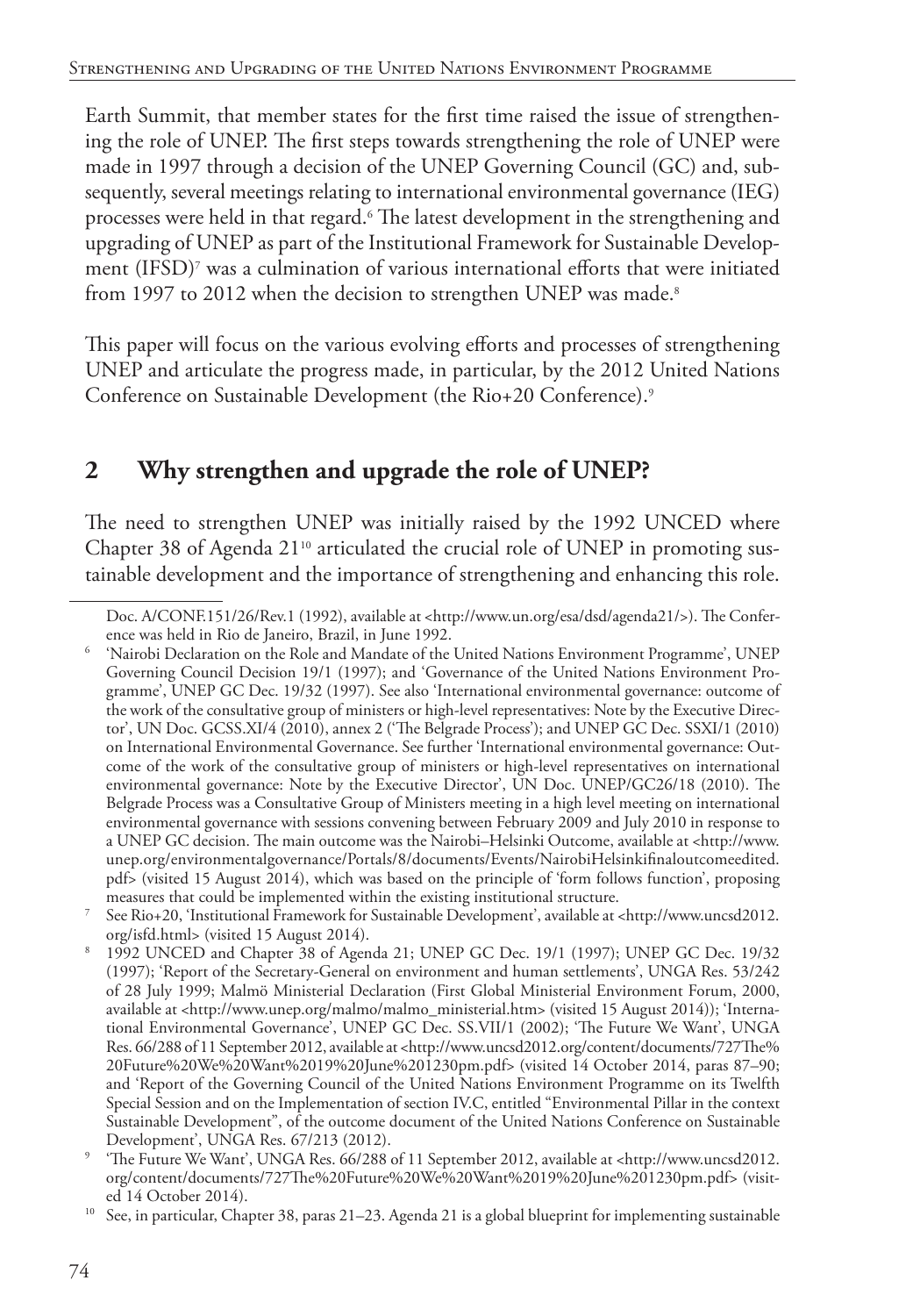Earth Summit, that member states for the first time raised the issue of strengthening the role of UNEP. The first steps towards strengthening the role of UNEP were made in 1997 through a decision of the UNEP Governing Council (GC) and, subsequently, several meetings relating to international environmental governance (IEG) processes were held in that regard.[6] The latest development in the strengthening and upgrading of UNEP as part of the Institutional Framework for Sustainable Development (IFSD)[7] was a culmination of various international efforts that were initiated from 1997 to 2012 when the decision to strengthen UNEP was made.[8]

This paper will focus on the various evolving efforts and processes of strengthening UNEP and articulate the progress made, in particular, by the 2012 United Nations Conference on Sustainable Development (the Rio+20 Conference).[9]

## 2 Why strengthen and upgrade the role of UNEP?

The need to strengthen UNEP was initially raised by the 1992 UNCED where Chapter 38 of Agenda 21[10] articulated the crucial role of UNEP in promoting sustainable development and the importance of strengthening and enhancing this role.

---

Doc. A/CONF.151/26/Rev.1 (1992), available at <http://www.un.org/esa/dsd/agenda21/>). The Conference was held in Rio de Janeiro, Brazil, in June 1992.

[6] 'Nairobi Declaration on the Role and Mandate of the United Nations Environment Programme', UNEP Governing Council Decision 19/1 (1997); and 'Governance of the United Nations Environment Programme', UNEP GC Dec. 19/32 (1997). See also 'International environmental governance: outcome of the work of the consultative group of ministers or high-level representatives: Note by the Executive Director', UN Doc. GCSS.XI/4 (2010), annex 2 ('The Belgrade Process'); and UNEP GC Dec. SSXI/1 (2010) on International Environmental Governance. See further 'International environmental governance: Outcome of the work of the consultative group of ministers or high-level representatives on international environmental governance: Note by the Executive Director', UN Doc. UNEP/GC26/18 (2010). The Belgrade Process was a Consultative Group of Ministers meeting in a high level meeting on international environmental governance with sessions convening between February 2009 and July 2010 in response to a UNEP GC decision. The main outcome was the Nairobi–Helsinki Outcome, available at <http://www.unep.org/environmentalgovernance/Portals/8/documents/Events/NairobiHelsinkifinaloutcomeedited.pdf> (visited 15 August 2014), which was based on the principle of 'form follows function', proposing measures that could be implemented within the existing institutional structure.

[7] See Rio+20, 'Institutional Framework for Sustainable Development', available at <http://www.uncsd2012.org/isfd.html> (visited 15 August 2014).

[8] 1992 UNCED and Chapter 38 of Agenda 21; UNEP GC Dec. 19/1 (1997); UNEP GC Dec. 19/32 (1997); 'Report of the Secretary-General on environment and human settlements', UNGA Res. 53/242 of 28 July 1999; Malmö Ministerial Declaration (First Global Ministerial Environment Forum, 2000, available at <http://www.unep.org/malmo/malmo_ministerial.htm> (visited 15 August 2014)); 'International Environmental Governance', UNEP GC Dec. SS.VII/1 (2002); 'The Future We Want', UNGA Res. 66/288 of 11 September 2012, available at <http://www.uncsd2012.org/content/documents/727The%20Future%20We%20Want%2019%20June%201230pm.pdf> (visited 14 October 2014, paras 87–90; and 'Report of the Governing Council of the United Nations Environment Programme on its Twelfth Special Session and on the Implementation of section IV.C, entitled "Environmental Pillar in the context Sustainable Development", of the outcome document of the United Nations Conference on Sustainable Development', UNGA Res. 67/213 (2012).

[9] 'The Future We Want', UNGA Res. 66/288 of 11 September 2012, available at <http://www.uncsd2012.org/content/documents/727The%20Future%20We%20Want%2019%20June%201230pm.pdf> (visited 14 October 2014).

[10] See, in particular, Chapter 38, paras 21–23. Agenda 21 is a global blueprint for implementing sustainable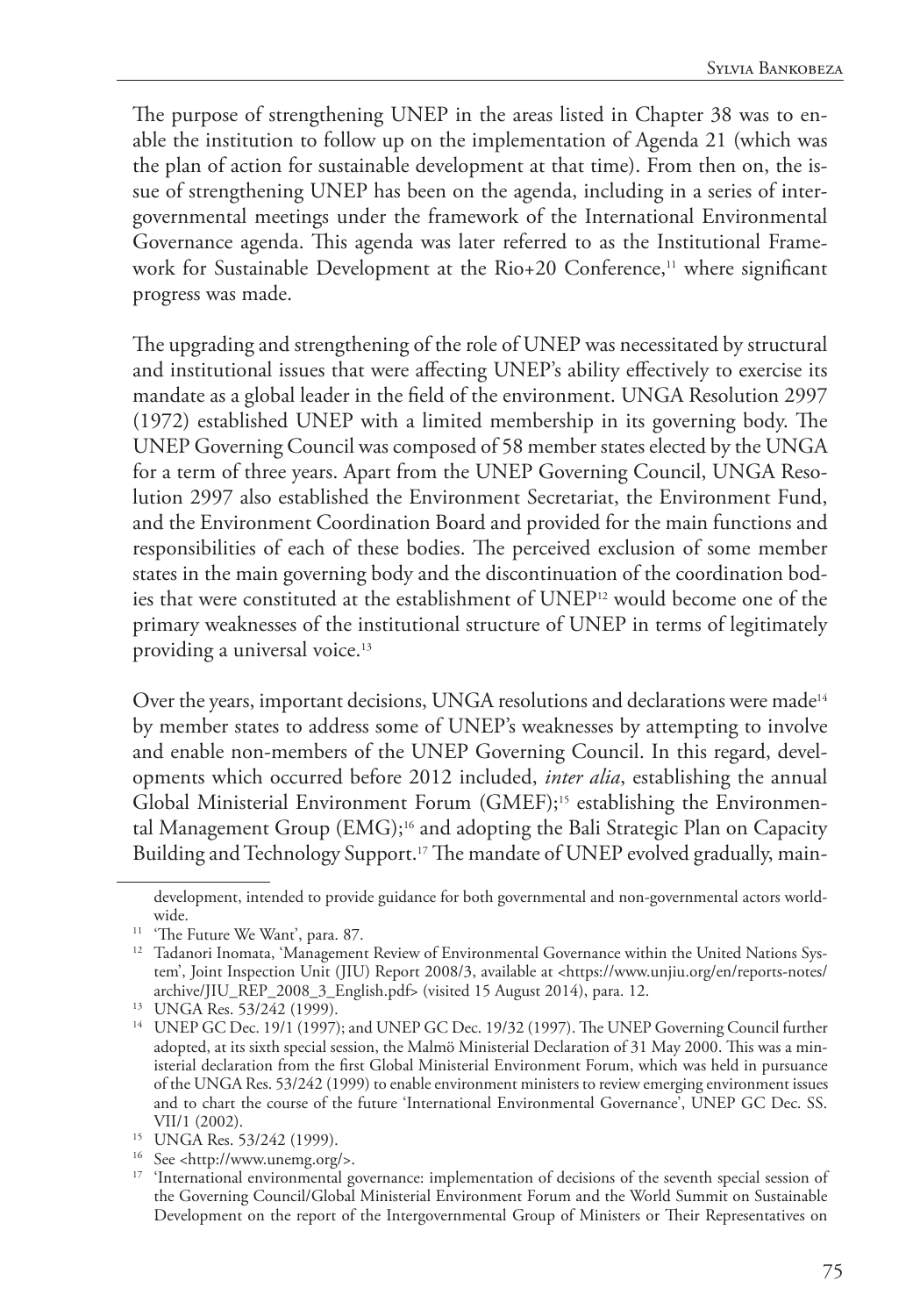The purpose of strengthening UNEP in the areas listed in Chapter 38 was to enable the institution to follow up on the implementation of Agenda 21 (which was the plan of action for sustainable development at that time). From then on, the issue of strengthening UNEP has been on the agenda, including in a series of intergovernmental meetings under the framework of the International Environmental Governance agenda. This agenda was later referred to as the Institutional Framework for Sustainable Development at the Rio+20 Conference,[11] where significant progress was made.

The upgrading and strengthening of the role of UNEP was necessitated by structural and institutional issues that were affecting UNEP's ability effectively to exercise its mandate as a global leader in the field of the environment. UNGA Resolution 2997 (1972) established UNEP with a limited membership in its governing body. The UNEP Governing Council was composed of 58 member states elected by the UNGA for a term of three years. Apart from the UNEP Governing Council, UNGA Resolution 2997 also established the Environment Secretariat, the Environment Fund, and the Environment Coordination Board and provided for the main functions and responsibilities of each of these bodies. The perceived exclusion of some member states in the main governing body and the discontinuation of the coordination bodies that were constituted at the establishment of UNEP[12] would become one of the primary weaknesses of the institutional structure of UNEP in terms of legitimately providing a universal voice.[13]

Over the years, important decisions, UNGA resolutions and declarations were made[14] by member states to address some of UNEP's weaknesses by attempting to involve and enable non-members of the UNEP Governing Council. In this regard, developments which occurred before 2012 included, *inter alia*, establishing the annual Global Ministerial Environment Forum (GMEF);[15] establishing the Environmental Management Group (EMG);[16] and adopting the Bali Strategic Plan on Capacity Building and Technology Support.[17] The mandate of UNEP evolved gradually, main-

---

development, intended to provide guidance for both governmental and non-governmental actors worldwide.

[11] 'The Future We Want', para. 87.

[12] Tadanori Inomata, 'Management Review of Environmental Governance within the United Nations System', Joint Inspection Unit (JIU) Report 2008/3, available at <https://www.unjiu.org/en/reports-notes/archive/JIU_REP_2008_3_English.pdf> (visited 15 August 2014), para. 12.

[13] UNGA Res. 53/242 (1999).

[14] UNEP GC Dec. 19/1 (1997); and UNEP GC Dec. 19/32 (1997). The UNEP Governing Council further adopted, at its sixth special session, the Malmö Ministerial Declaration of 31 May 2000. This was a ministerial declaration from the first Global Ministerial Environment Forum, which was held in pursuance of the UNGA Res. 53/242 (1999) to enable environment ministers to review emerging environment issues and to chart the course of the future 'International Environmental Governance', UNEP GC Dec. SS. VII/1 (2002).

[15] UNGA Res. 53/242 (1999).

[16] See <http://www.unemg.org/>.

[17] 'International environmental governance: implementation of decisions of the seventh special session of the Governing Council/Global Ministerial Environment Forum and the World Summit on Sustainable Development on the report of the Intergovernmental Group of Ministers or Their Representatives on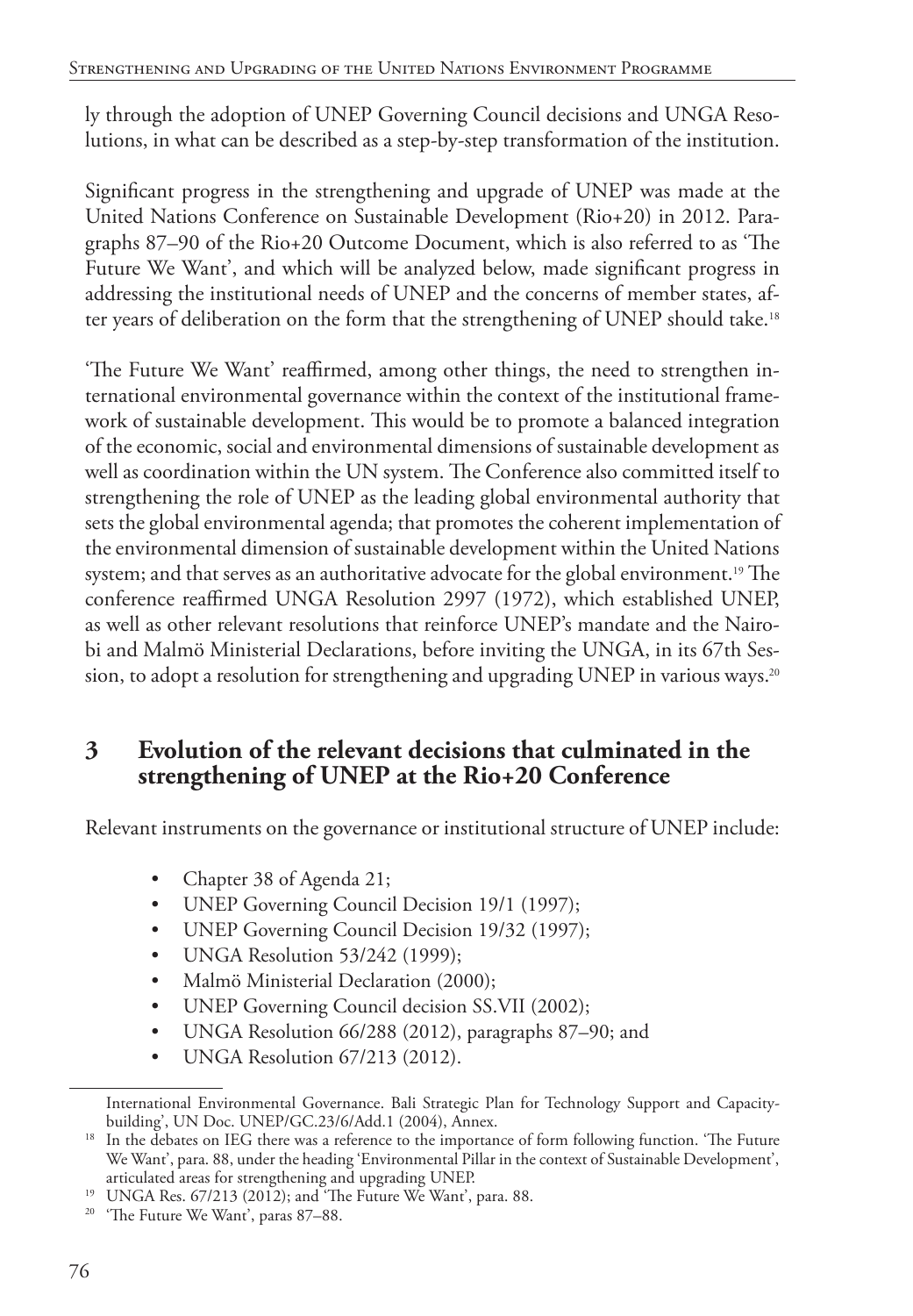ly through the adoption of UNEP Governing Council decisions and UNGA Resolutions, in what can be described as a step-by-step transformation of the institution.

Significant progress in the strengthening and upgrade of UNEP was made at the United Nations Conference on Sustainable Development (Rio+20) in 2012. Paragraphs 87–90 of the Rio+20 Outcome Document, which is also referred to as 'The Future We Want', and which will be analyzed below, made significant progress in addressing the institutional needs of UNEP and the concerns of member states, after years of deliberation on the form that the strengthening of UNEP should take.[18]

'The Future We Want' reaffirmed, among other things, the need to strengthen international environmental governance within the context of the institutional framework of sustainable development. This would be to promote a balanced integration of the economic, social and environmental dimensions of sustainable development as well as coordination within the UN system. The Conference also committed itself to strengthening the role of UNEP as the leading global environmental authority that sets the global environmental agenda; that promotes the coherent implementation of the environmental dimension of sustainable development within the United Nations system; and that serves as an authoritative advocate for the global environment.[19] The conference reaffirmed UNGA Resolution 2997 (1972), which established UNEP, as well as other relevant resolutions that reinforce UNEP's mandate and the Nairobi and Malmö Ministerial Declarations, before inviting the UNGA, in its 67th Session, to adopt a resolution for strengthening and upgrading UNEP in various ways.[20]

## 3 Evolution of the relevant decisions that culminated in the strengthening of UNEP at the Rio+20 Conference

Relevant instruments on the governance or institutional structure of UNEP include:

- Chapter 38 of Agenda 21;
- UNEP Governing Council Decision 19/1 (1997);
- UNEP Governing Council Decision 19/32 (1997);
- UNGA Resolution 53/242 (1999);
- Malmö Ministerial Declaration (2000);
- UNEP Governing Council decision SS.VII (2002);
- UNGA Resolution 66/288 (2012), paragraphs 87–90; and
- UNGA Resolution 67/213 (2012).

---

International Environmental Governance. Bali Strategic Plan for Technology Support and Capacity-building', UN Doc. UNEP/GC.23/6/Add.1 (2004), Annex.

[18] In the debates on IEG there was a reference to the importance of form following function. 'The Future We Want', para. 88, under the heading 'Environmental Pillar in the context of Sustainable Development', articulated areas for strengthening and upgrading UNEP.

[19] UNGA Res. 67/213 (2012); and 'The Future We Want', para. 88.

[20] 'The Future We Want', paras 87–88.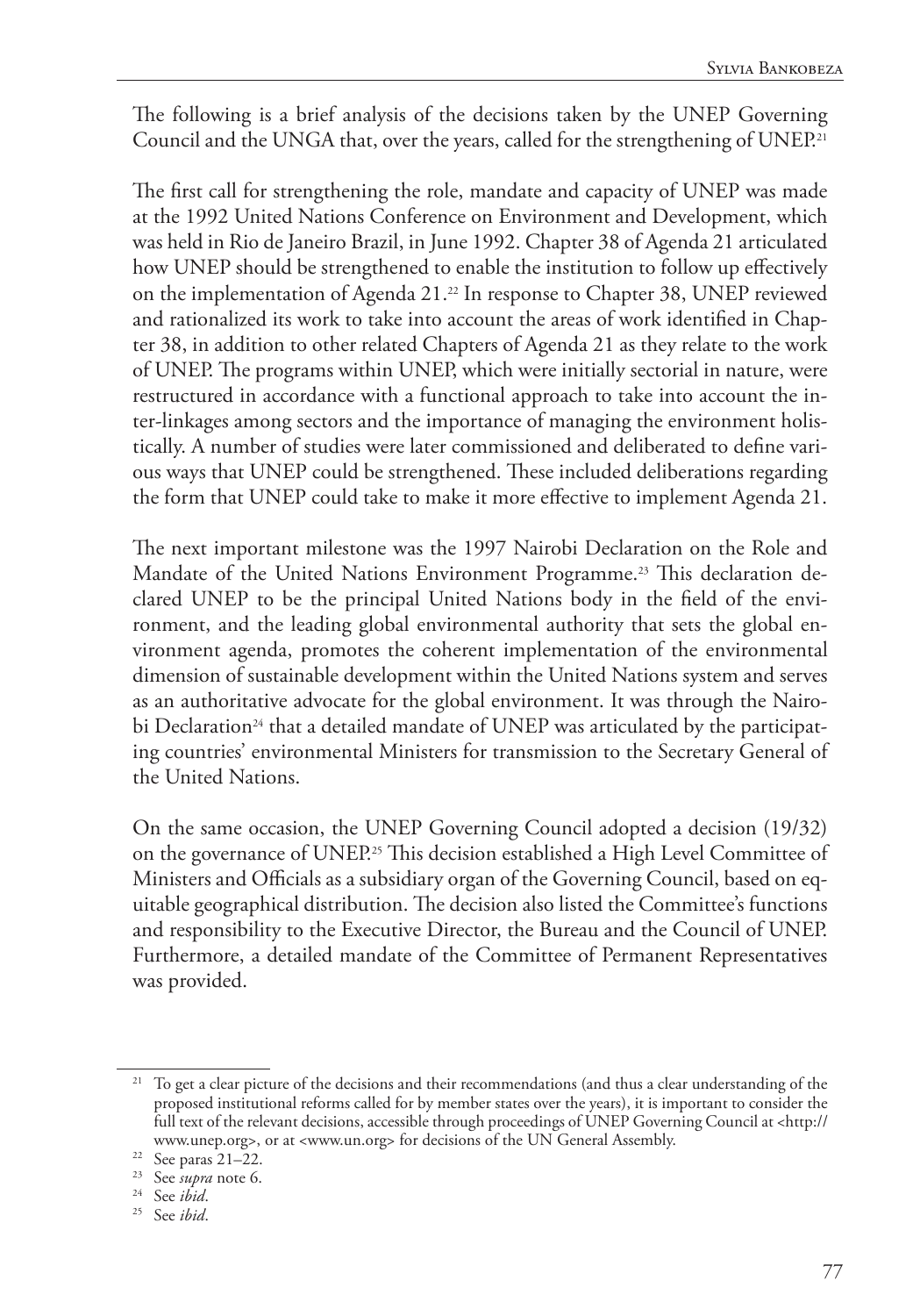The following is a brief analysis of the decisions taken by the UNEP Governing Council and the UNGA that, over the years, called for the strengthening of UNEP.[21]

The first call for strengthening the role, mandate and capacity of UNEP was made at the 1992 United Nations Conference on Environment and Development, which was held in Rio de Janeiro Brazil, in June 1992. Chapter 38 of Agenda 21 articulated how UNEP should be strengthened to enable the institution to follow up effectively on the implementation of Agenda 21.[22] In response to Chapter 38, UNEP reviewed and rationalized its work to take into account the areas of work identified in Chapter 38, in addition to other related Chapters of Agenda 21 as they relate to the work of UNEP. The programs within UNEP, which were initially sectorial in nature, were restructured in accordance with a functional approach to take into account the inter-linkages among sectors and the importance of managing the environment holistically. A number of studies were later commissioned and deliberated to define various ways that UNEP could be strengthened. These included deliberations regarding the form that UNEP could take to make it more effective to implement Agenda 21.

The next important milestone was the 1997 Nairobi Declaration on the Role and Mandate of the United Nations Environment Programme.[23] This declaration declared UNEP to be the principal United Nations body in the field of the environment, and the leading global environmental authority that sets the global environment agenda, promotes the coherent implementation of the environmental dimension of sustainable development within the United Nations system and serves as an authoritative advocate for the global environment. It was through the Nairobi Declaration[24] that a detailed mandate of UNEP was articulated by the participating countries' environmental Ministers for transmission to the Secretary General of the United Nations.

On the same occasion, the UNEP Governing Council adopted a decision (19/32) on the governance of UNEP.[25] This decision established a High Level Committee of Ministers and Officials as a subsidiary organ of the Governing Council, based on equitable geographical distribution. The decision also listed the Committee's functions and responsibility to the Executive Director, the Bureau and the Council of UNEP. Furthermore, a detailed mandate of the Committee of Permanent Representatives was provided.

---

[21] To get a clear picture of the decisions and their recommendations (and thus a clear understanding of the proposed institutional reforms called for by member states over the years), it is important to consider the full text of the relevant decisions, accessible through proceedings of UNEP Governing Council at <http://www.unep.org>, or at <www.un.org> for decisions of the UN General Assembly.

[22] See paras 21–22.

[23] See *supra* note 6.

[24] See *ibid*.

[25] See *ibid*.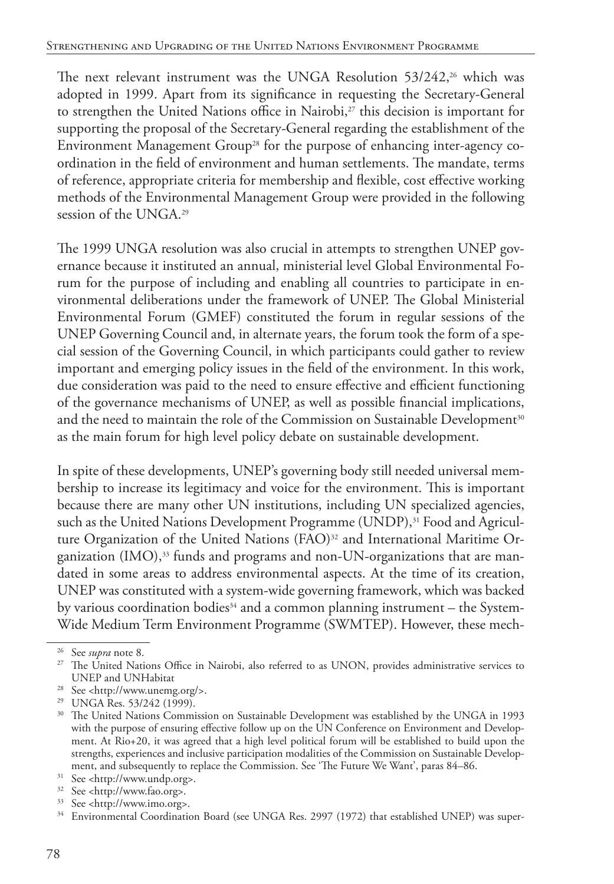The next relevant instrument was the UNGA Resolution 53/242,[26] which was adopted in 1999. Apart from its significance in requesting the Secretary-General to strengthen the United Nations office in Nairobi,[27] this decision is important for supporting the proposal of the Secretary-General regarding the establishment of the Environment Management Group[28] for the purpose of enhancing inter-agency co-ordination in the field of environment and human settlements. The mandate, terms of reference, appropriate criteria for membership and flexible, cost effective working methods of the Environmental Management Group were provided in the following session of the UNGA.[29]

The 1999 UNGA resolution was also crucial in attempts to strengthen UNEP governance because it instituted an annual, ministerial level Global Environmental Forum for the purpose of including and enabling all countries to participate in environmental deliberations under the framework of UNEP. The Global Ministerial Environmental Forum (GMEF) constituted the forum in regular sessions of the UNEP Governing Council and, in alternate years, the forum took the form of a special session of the Governing Council, in which participants could gather to review important and emerging policy issues in the field of the environment. In this work, due consideration was paid to the need to ensure effective and efficient functioning of the governance mechanisms of UNEP, as well as possible financial implications, and the need to maintain the role of the Commission on Sustainable Development[30] as the main forum for high level policy debate on sustainable development.

In spite of these developments, UNEP's governing body still needed universal membership to increase its legitimacy and voice for the environment. This is important because there are many other UN institutions, including UN specialized agencies, such as the United Nations Development Programme (UNDP),[31] Food and Agriculture Organization of the United Nations (FAO)[32] and International Maritime Organization (IMO),[33] funds and programs and non-UN-organizations that are mandated in some areas to address environmental aspects. At the time of its creation, UNEP was constituted with a system-wide governing framework, which was backed by various coordination bodies[34] and a common planning instrument – the System-Wide Medium Term Environment Programme (SWMTEP). However, these mech-

---

[26] See *supra* note 8.

[27] The United Nations Office in Nairobi, also referred to as UNON, provides administrative services to UNEP and UNHabitat

[28] See <http://www.unemg.org/>.

[29] UNGA Res. 53/242 (1999).

[30] The United Nations Commission on Sustainable Development was established by the UNGA in 1993 with the purpose of ensuring effective follow up on the UN Conference on Environment and Development. At Rio+20, it was agreed that a high level political forum will be established to build upon the strengths, experiences and inclusive participation modalities of the Commission on Sustainable Development, and subsequently to replace the Commission. See 'The Future We Want', paras 84–86.

[31] See <http://www.undp.org>.

[32] See <http://www.fao.org>.

[33] See <http://www.imo.org>.

[34] Environmental Coordination Board (see UNGA Res. 2997 (1972) that established UNEP) was super-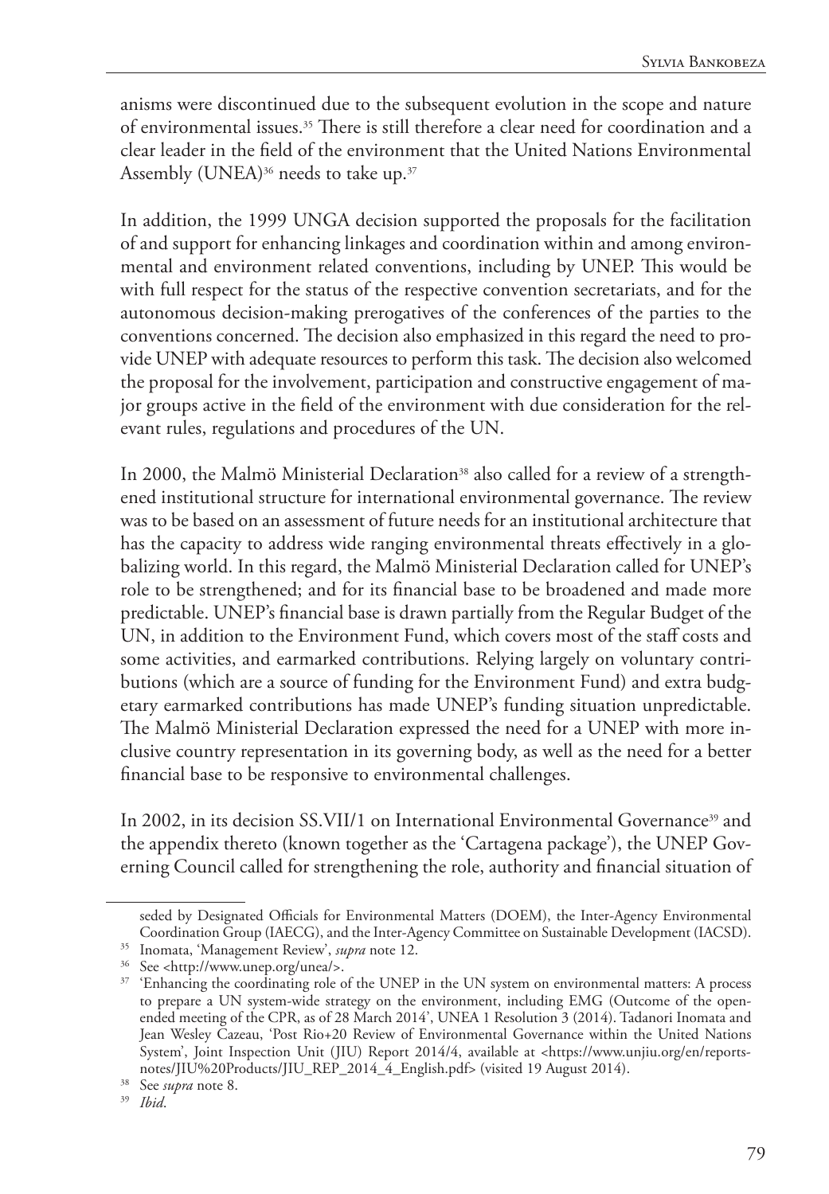anisms were discontinued due to the subsequent evolution in the scope and nature of environmental issues.[35] There is still therefore a clear need for coordination and a clear leader in the field of the environment that the United Nations Environmental Assembly (UNEA)[36] needs to take up.[37]

In addition, the 1999 UNGA decision supported the proposals for the facilitation of and support for enhancing linkages and coordination within and among environmental and environment related conventions, including by UNEP. This would be with full respect for the status of the respective convention secretariats, and for the autonomous decision-making prerogatives of the conferences of the parties to the conventions concerned. The decision also emphasized in this regard the need to provide UNEP with adequate resources to perform this task. The decision also welcomed the proposal for the involvement, participation and constructive engagement of major groups active in the field of the environment with due consideration for the relevant rules, regulations and procedures of the UN.

In 2000, the Malmö Ministerial Declaration[38] also called for a review of a strengthened institutional structure for international environmental governance. The review was to be based on an assessment of future needs for an institutional architecture that has the capacity to address wide ranging environmental threats effectively in a globalizing world. In this regard, the Malmö Ministerial Declaration called for UNEP's role to be strengthened; and for its financial base to be broadened and made more predictable. UNEP's financial base is drawn partially from the Regular Budget of the UN, in addition to the Environment Fund, which covers most of the staff costs and some activities, and earmarked contributions. Relying largely on voluntary contributions (which are a source of funding for the Environment Fund) and extra budgetary earmarked contributions has made UNEP's funding situation unpredictable. The Malmö Ministerial Declaration expressed the need for a UNEP with more inclusive country representation in its governing body, as well as the need for a better financial base to be responsive to environmental challenges.

In 2002, in its decision SS.VII/1 on International Environmental Governance[39] and the appendix thereto (known together as the 'Cartagena package'), the UNEP Governing Council called for strengthening the role, authority and financial situation of

---

seded by Designated Officials for Environmental Matters (DOEM), the Inter-Agency Environmental Coordination Group (IAECG), and the Inter-Agency Committee on Sustainable Development (IACSD).

[35] Inomata, 'Management Review', *supra* note 12.

[36] See <http://www.unep.org/unea/>.

[37] 'Enhancing the coordinating role of the UNEP in the UN system on environmental matters: A process to prepare a UN system-wide strategy on the environment, including EMG (Outcome of the open-ended meeting of the CPR, as of 28 March 2014', UNEA 1 Resolution 3 (2014). Tadanori Inomata and Jean Wesley Cazeau, 'Post Rio+20 Review of Environmental Governance within the United Nations System', Joint Inspection Unit (JIU) Report 2014/4, available at <https://www.unjiu.org/en/reports-notes/JIU%20Products/JIU_REP_2014_4_English.pdf> (visited 19 August 2014).

[38] See *supra* note 8.

[39] *Ibid*.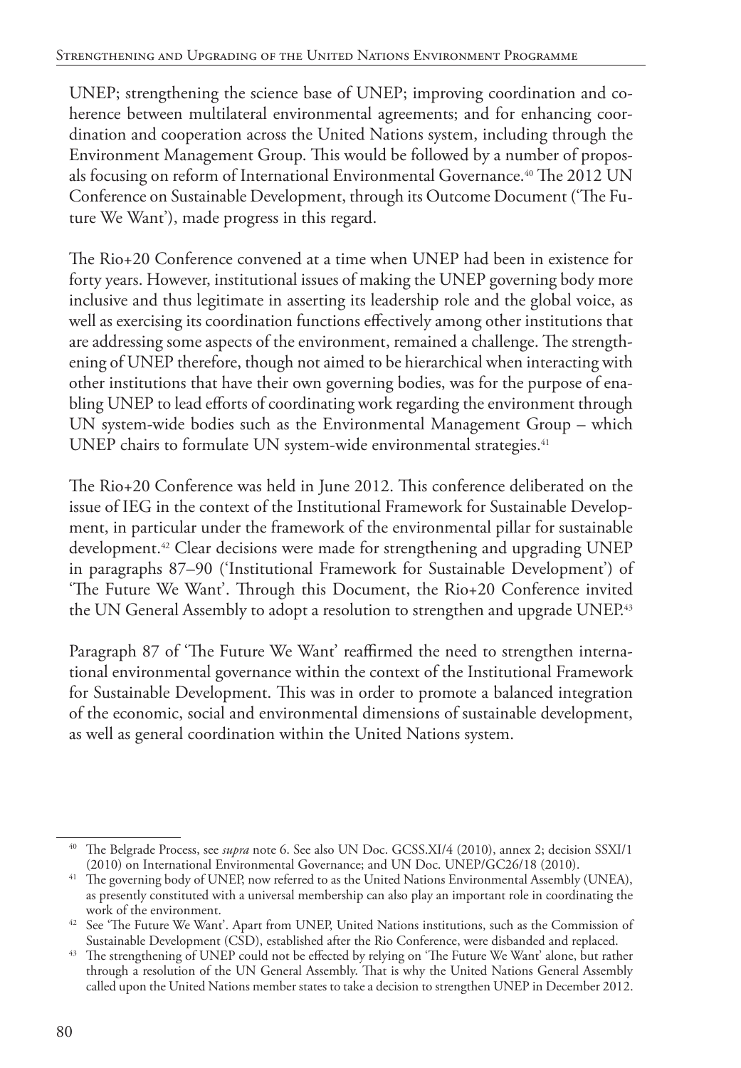UNEP; strengthening the science base of UNEP; improving coordination and coherence between multilateral environmental agreements; and for enhancing coordination and cooperation across the United Nations system, including through the Environment Management Group. This would be followed by a number of proposals focusing on reform of International Environmental Governance.[40] The 2012 UN Conference on Sustainable Development, through its Outcome Document ('The Future We Want'), made progress in this regard.

The Rio+20 Conference convened at a time when UNEP had been in existence for forty years. However, institutional issues of making the UNEP governing body more inclusive and thus legitimate in asserting its leadership role and the global voice, as well as exercising its coordination functions effectively among other institutions that are addressing some aspects of the environment, remained a challenge. The strengthening of UNEP therefore, though not aimed to be hierarchical when interacting with other institutions that have their own governing bodies, was for the purpose of enabling UNEP to lead efforts of coordinating work regarding the environment through UN system-wide bodies such as the Environmental Management Group – which UNEP chairs to formulate UN system-wide environmental strategies.[41]

The Rio+20 Conference was held in June 2012. This conference deliberated on the issue of IEG in the context of the Institutional Framework for Sustainable Development, in particular under the framework of the environmental pillar for sustainable development.[42] Clear decisions were made for strengthening and upgrading UNEP in paragraphs 87–90 ('Institutional Framework for Sustainable Development') of 'The Future We Want'. Through this Document, the Rio+20 Conference invited the UN General Assembly to adopt a resolution to strengthen and upgrade UNEP.[43]

Paragraph 87 of 'The Future We Want' reaffirmed the need to strengthen international environmental governance within the context of the Institutional Framework for Sustainable Development. This was in order to promote a balanced integration of the economic, social and environmental dimensions of sustainable development, as well as general coordination within the United Nations system.

---

[40] The Belgrade Process, see *supra* note 6. See also UN Doc. GCSS.XI/4 (2010), annex 2; decision SSXI/1 (2010) on International Environmental Governance; and UN Doc. UNEP/GC26/18 (2010).

[41] The governing body of UNEP, now referred to as the United Nations Environmental Assembly (UNEA), as presently constituted with a universal membership can also play an important role in coordinating the work of the environment.

[42] See 'The Future We Want'. Apart from UNEP, United Nations institutions, such as the Commission of Sustainable Development (CSD), established after the Rio Conference, were disbanded and replaced.

[43] The strengthening of UNEP could not be effected by relying on 'The Future We Want' alone, but rather through a resolution of the UN General Assembly. That is why the United Nations General Assembly called upon the United Nations member states to take a decision to strengthen UNEP in December 2012.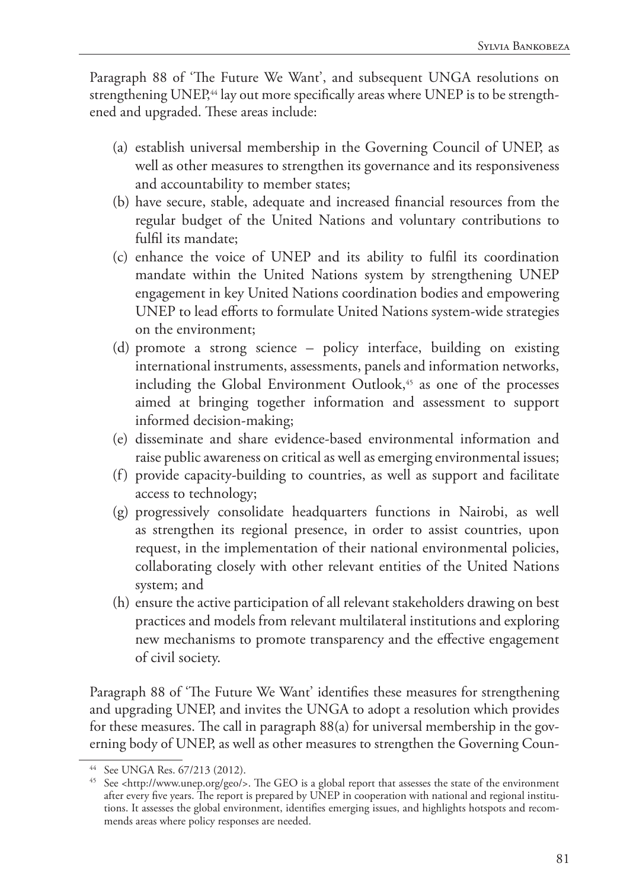Paragraph 88 of 'The Future We Want', and subsequent UNGA resolutions on strengthening UNEP,[44] lay out more specifically areas where UNEP is to be strengthened and upgraded. These areas include:

(a) establish universal membership in the Governing Council of UNEP, as well as other measures to strengthen its governance and its responsiveness and accountability to member states;
(b) have secure, stable, adequate and increased financial resources from the regular budget of the United Nations and voluntary contributions to fulfil its mandate;
(c) enhance the voice of UNEP and its ability to fulfil its coordination mandate within the United Nations system by strengthening UNEP engagement in key United Nations coordination bodies and empowering UNEP to lead efforts to formulate United Nations system-wide strategies on the environment;
(d) promote a strong science – policy interface, building on existing international instruments, assessments, panels and information networks, including the Global Environment Outlook,[45] as one of the processes aimed at bringing together information and assessment to support informed decision-making;
(e) disseminate and share evidence-based environmental information and raise public awareness on critical as well as emerging environmental issues;
(f) provide capacity-building to countries, as well as support and facilitate access to technology;
(g) progressively consolidate headquarters functions in Nairobi, as well as strengthen its regional presence, in order to assist countries, upon request, in the implementation of their national environmental policies, collaborating closely with other relevant entities of the United Nations system; and
(h) ensure the active participation of all relevant stakeholders drawing on best practices and models from relevant multilateral institutions and exploring new mechanisms to promote transparency and the effective engagement of civil society.

Paragraph 88 of 'The Future We Want' identifies these measures for strengthening and upgrading UNEP, and invites the UNGA to adopt a resolution which provides for these measures. The call in paragraph 88(a) for universal membership in the governing body of UNEP, as well as other measures to strengthen the Governing Coun-

---

[44] See UNGA Res. 67/213 (2012).

[45] See <http://www.unep.org/geo/>. The GEO is a global report that assesses the state of the environment after every five years. The report is prepared by UNEP in cooperation with national and regional institutions. It assesses the global environment, identifies emerging issues, and highlights hotspots and recommends areas where policy responses are needed.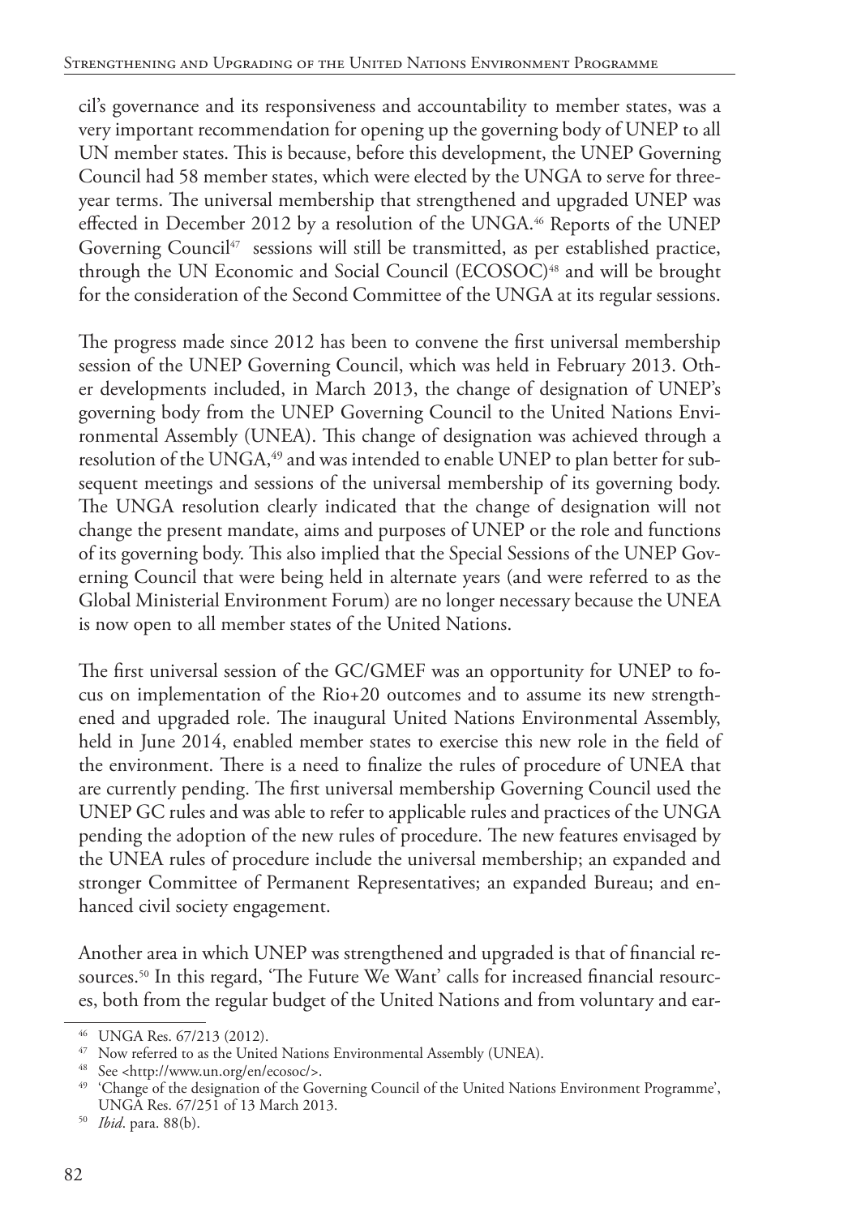cil's governance and its responsiveness and accountability to member states, was a very important recommendation for opening up the governing body of UNEP to all UN member states. This is because, before this development, the UNEP Governing Council had 58 member states, which were elected by the UNGA to serve for three-year terms. The universal membership that strengthened and upgraded UNEP was effected in December 2012 by a resolution of the UNGA.[46] Reports of the UNEP Governing Council[47] sessions will still be transmitted, as per established practice, through the UN Economic and Social Council (ECOSOC)[48] and will be brought for the consideration of the Second Committee of the UNGA at its regular sessions.

The progress made since 2012 has been to convene the first universal membership session of the UNEP Governing Council, which was held in February 2013. Other developments included, in March 2013, the change of designation of UNEP's governing body from the UNEP Governing Council to the United Nations Environmental Assembly (UNEA). This change of designation was achieved through a resolution of the UNGA,[49] and was intended to enable UNEP to plan better for subsequent meetings and sessions of the universal membership of its governing body. The UNGA resolution clearly indicated that the change of designation will not change the present mandate, aims and purposes of UNEP or the role and functions of its governing body. This also implied that the Special Sessions of the UNEP Governing Council that were being held in alternate years (and were referred to as the Global Ministerial Environment Forum) are no longer necessary because the UNEA is now open to all member states of the United Nations.

The first universal session of the GC/GMEF was an opportunity for UNEP to focus on implementation of the Rio+20 outcomes and to assume its new strengthened and upgraded role. The inaugural United Nations Environmental Assembly, held in June 2014, enabled member states to exercise this new role in the field of the environment. There is a need to finalize the rules of procedure of UNEA that are currently pending. The first universal membership Governing Council used the UNEP GC rules and was able to refer to applicable rules and practices of the UNGA pending the adoption of the new rules of procedure. The new features envisaged by the UNEA rules of procedure include the universal membership; an expanded and stronger Committee of Permanent Representatives; an expanded Bureau; and enhanced civil society engagement.

Another area in which UNEP was strengthened and upgraded is that of financial resources.[50] In this regard, 'The Future We Want' calls for increased financial resources, both from the regular budget of the United Nations and from voluntary and ear-

---

[46] UNGA Res. 67/213 (2012).

[47] Now referred to as the United Nations Environmental Assembly (UNEA).

[48] See <http://www.un.org/en/ecosoc/>.

[49] 'Change of the designation of the Governing Council of the United Nations Environment Programme', UNGA Res. 67/251 of 13 March 2013.

[50] *Ibid*. para. 88(b).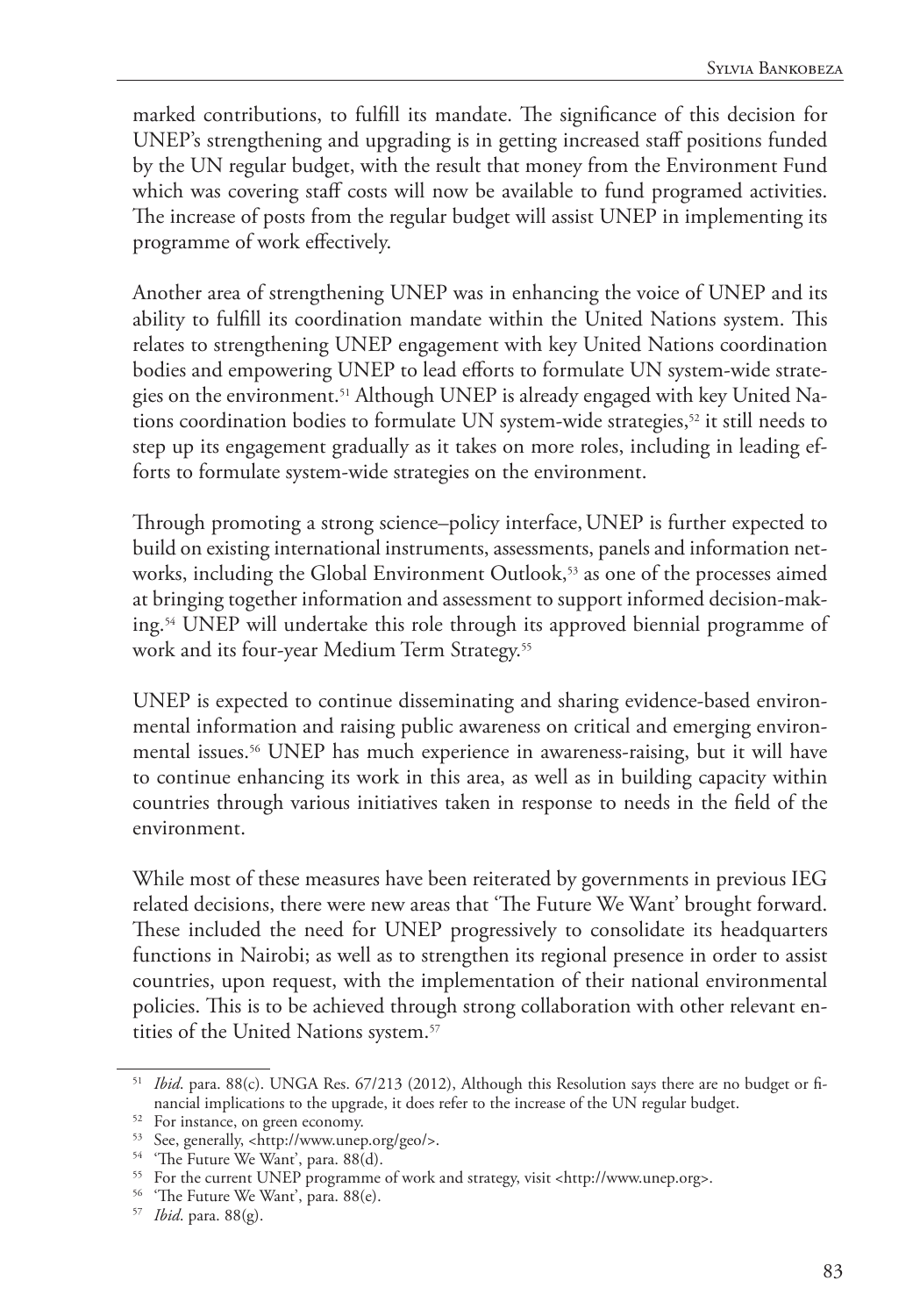marked contributions, to fulfill its mandate. The significance of this decision for UNEP's strengthening and upgrading is in getting increased staff positions funded by the UN regular budget, with the result that money from the Environment Fund which was covering staff costs will now be available to fund programed activities. The increase of posts from the regular budget will assist UNEP in implementing its programme of work effectively.

Another area of strengthening UNEP was in enhancing the voice of UNEP and its ability to fulfill its coordination mandate within the United Nations system. This relates to strengthening UNEP engagement with key United Nations coordination bodies and empowering UNEP to lead efforts to formulate UN system-wide strategies on the environment.[51] Although UNEP is already engaged with key United Nations coordination bodies to formulate UN system-wide strategies,[52] it still needs to step up its engagement gradually as it takes on more roles, including in leading efforts to formulate system-wide strategies on the environment.

Through promoting a strong science–policy interface, UNEP is further expected to build on existing international instruments, assessments, panels and information networks, including the Global Environment Outlook,[53] as one of the processes aimed at bringing together information and assessment to support informed decision-making.[54] UNEP will undertake this role through its approved biennial programme of work and its four-year Medium Term Strategy.[55]

UNEP is expected to continue disseminating and sharing evidence-based environmental information and raising public awareness on critical and emerging environmental issues.[56] UNEP has much experience in awareness-raising, but it will have to continue enhancing its work in this area, as well as in building capacity within countries through various initiatives taken in response to needs in the field of the environment.

While most of these measures have been reiterated by governments in previous IEG related decisions, there were new areas that 'The Future We Want' brought forward. These included the need for UNEP progressively to consolidate its headquarters functions in Nairobi; as well as to strengthen its regional presence in order to assist countries, upon request, with the implementation of their national environmental policies. This is to be achieved through strong collaboration with other relevant entities of the United Nations system.[57]

---

[51] *Ibid*. para. 88(c). UNGA Res. 67/213 (2012), Although this Resolution says there are no budget or financial implications to the upgrade, it does refer to the increase of the UN regular budget.

[52] For instance, on green economy.

[53] See, generally, <http://www.unep.org/geo/>.

[54] 'The Future We Want', para. 88(d).

[55] For the current UNEP programme of work and strategy, visit <http://www.unep.org>.

[56] 'The Future We Want', para. 88(e).

[57] *Ibid*. para. 88(g).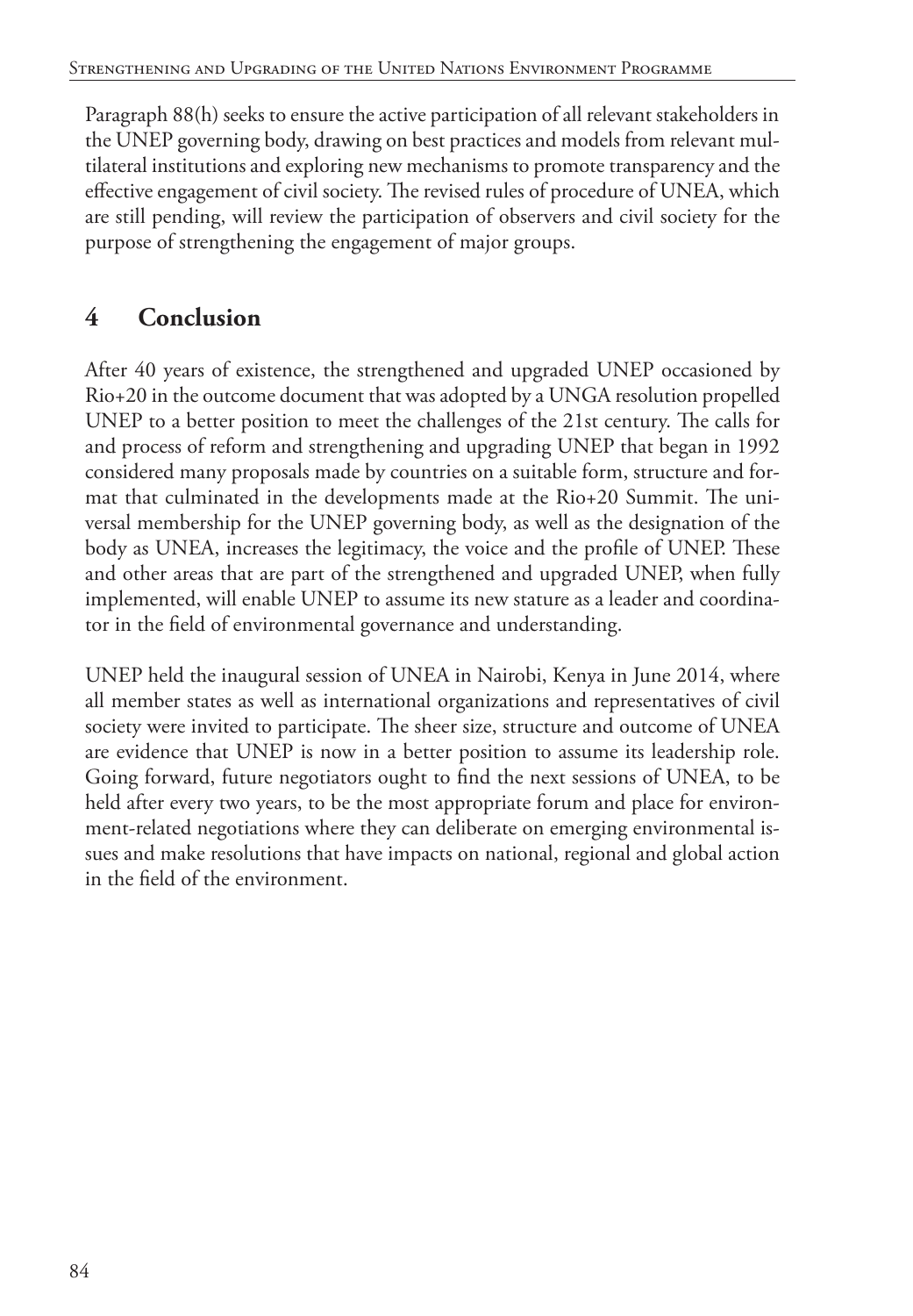Paragraph 88(h) seeks to ensure the active participation of all relevant stakeholders in the UNEP governing body, drawing on best practices and models from relevant multilateral institutions and exploring new mechanisms to promote transparency and the effective engagement of civil society. The revised rules of procedure of UNEA, which are still pending, will review the participation of observers and civil society for the purpose of strengthening the engagement of major groups.

## 4 Conclusion

After 40 years of existence, the strengthened and upgraded UNEP occasioned by Rio+20 in the outcome document that was adopted by a UNGA resolution propelled UNEP to a better position to meet the challenges of the 21st century. The calls for and process of reform and strengthening and upgrading UNEP that began in 1992 considered many proposals made by countries on a suitable form, structure and format that culminated in the developments made at the Rio+20 Summit. The universal membership for the UNEP governing body, as well as the designation of the body as UNEA, increases the legitimacy, the voice and the profile of UNEP. These and other areas that are part of the strengthened and upgraded UNEP, when fully implemented, will enable UNEP to assume its new stature as a leader and coordinator in the field of environmental governance and understanding.

UNEP held the inaugural session of UNEA in Nairobi, Kenya in June 2014, where all member states as well as international organizations and representatives of civil society were invited to participate. The sheer size, structure and outcome of UNEA are evidence that UNEP is now in a better position to assume its leadership role. Going forward, future negotiators ought to find the next sessions of UNEA, to be held after every two years, to be the most appropriate forum and place for environment-related negotiations where they can deliberate on emerging environmental issues and make resolutions that have impacts on national, regional and global action in the field of the environment.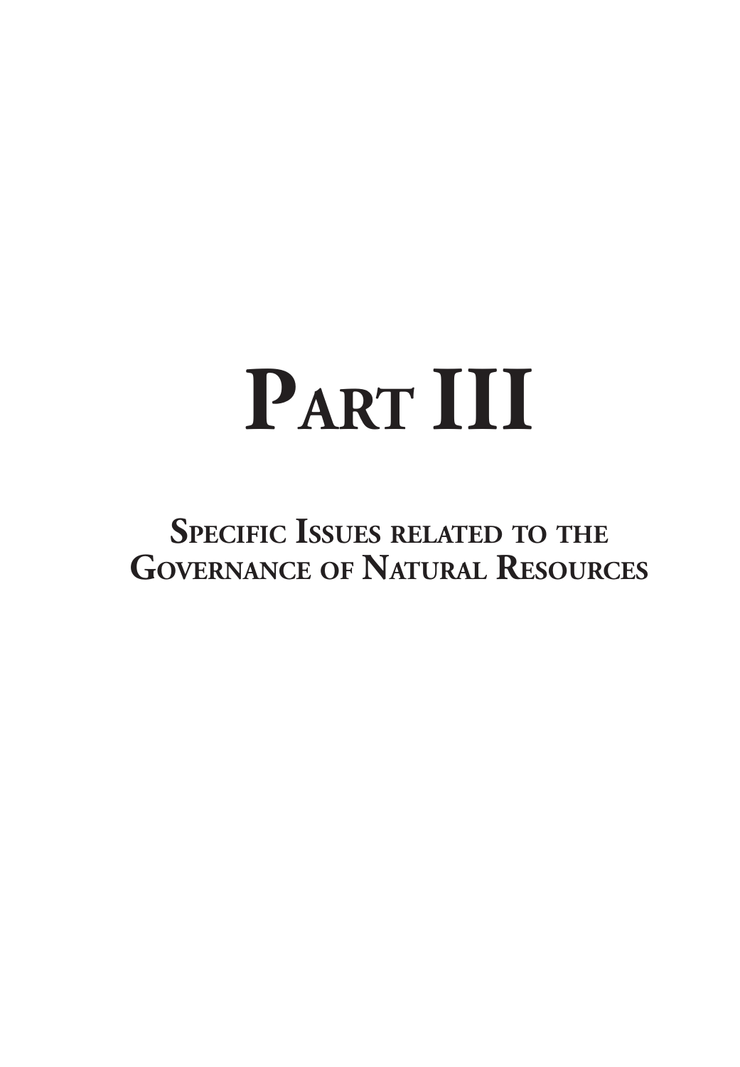# PART III

## SPECIFIC ISSUES RELATED TO THE GOVERNANCE OF NATURAL RESOURCES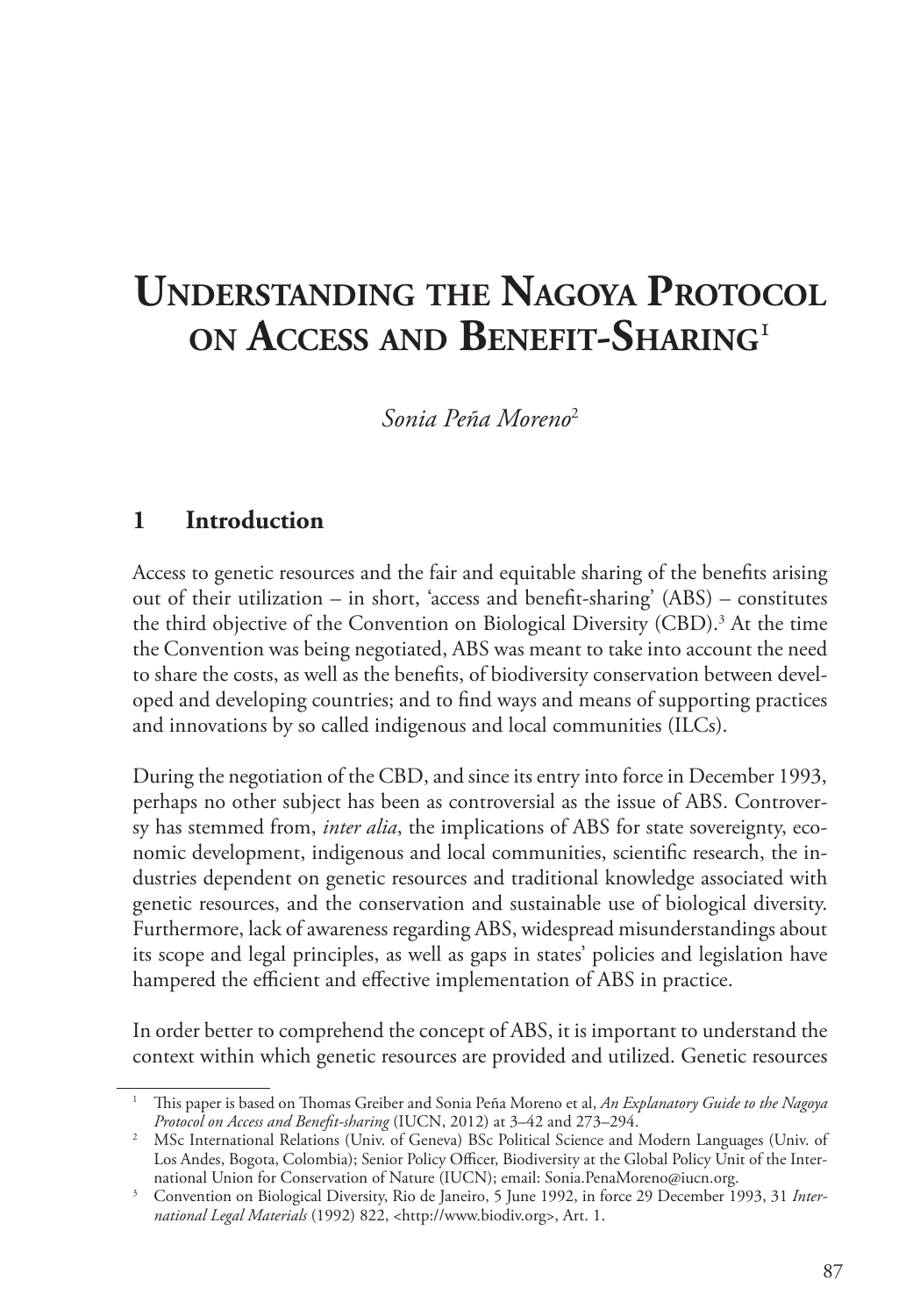# Understanding the Nagoya Protocol on Access and Benefit-Sharing[1]

*Sonia Peña Moreno*[2]

## 1 Introduction

Access to genetic resources and the fair and equitable sharing of the benefits arising out of their utilization – in short, 'access and benefit-sharing' (ABS) – constitutes the third objective of the Convention on Biological Diversity (CBD).[3] At the time the Convention was being negotiated, ABS was meant to take into account the need to share the costs, as well as the benefits, of biodiversity conservation between developed and developing countries; and to find ways and means of supporting practices and innovations by so called indigenous and local communities (ILCs).

During the negotiation of the CBD, and since its entry into force in December 1993, perhaps no other subject has been as controversial as the issue of ABS. Controversy has stemmed from, *inter alia*, the implications of ABS for state sovereignty, economic development, indigenous and local communities, scientific research, the industries dependent on genetic resources and traditional knowledge associated with genetic resources, and the conservation and sustainable use of biological diversity. Furthermore, lack of awareness regarding ABS, widespread misunderstandings about its scope and legal principles, as well as gaps in states' policies and legislation have hampered the efficient and effective implementation of ABS in practice.

In order better to comprehend the concept of ABS, it is important to understand the context within which genetic resources are provided and utilized. Genetic resources

---

[1] This paper is based on Thomas Greiber and Sonia Peña Moreno et al, *An Explanatory Guide to the Nagoya Protocol on Access and Benefit-sharing* (IUCN, 2012) at 3–42 and 273–294.

[2] MSc International Relations (Univ. of Geneva) BSc Political Science and Modern Languages (Univ. of Los Andes, Bogota, Colombia); Senior Policy Officer, Biodiversity at the Global Policy Unit of the International Union for Conservation of Nature (IUCN); email: Sonia.PenaMoreno@iucn.org.

[3] Convention on Biological Diversity, Rio de Janeiro, 5 June 1992, in force 29 December 1993, 31 *International Legal Materials* (1992) 822, <http://www.biodiv.org>, Art. 1.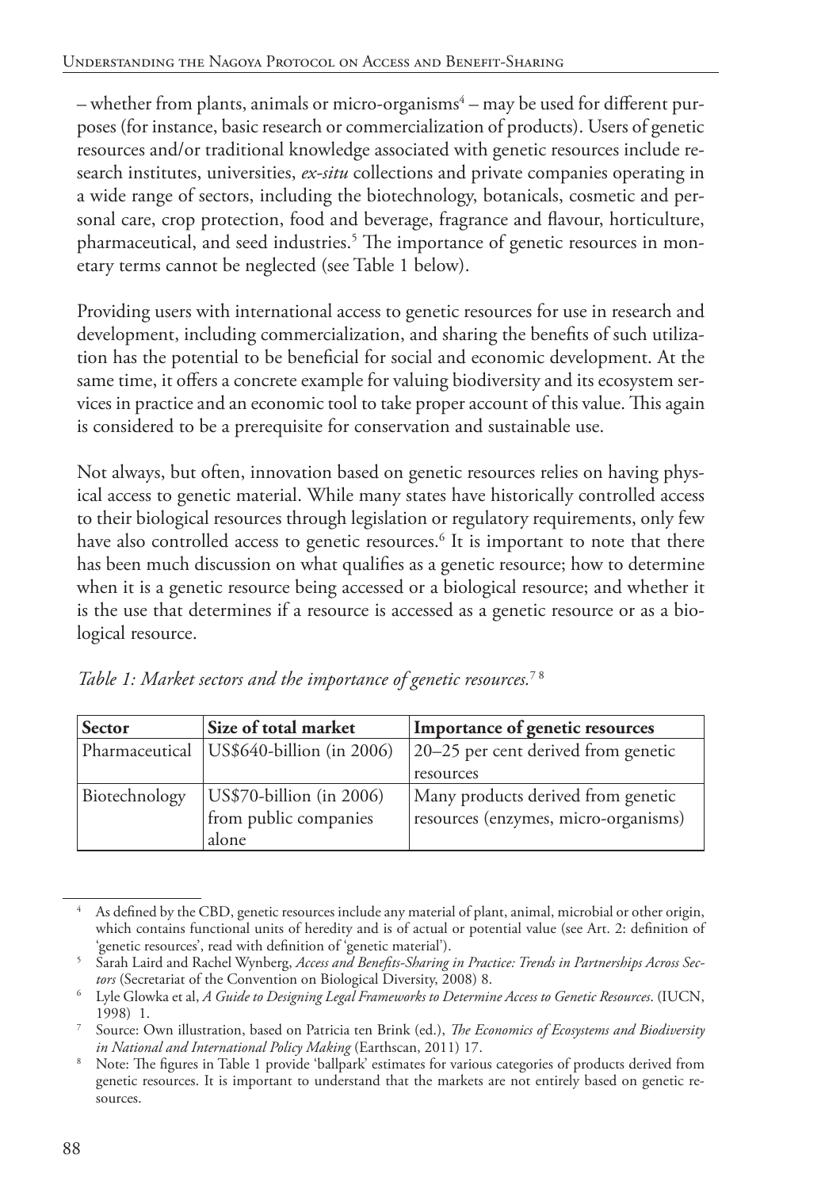– whether from plants, animals or micro-organisms[4] – may be used for different purposes (for instance, basic research or commercialization of products). Users of genetic resources and/or traditional knowledge associated with genetic resources include research institutes, universities, *ex-situ* collections and private companies operating in a wide range of sectors, including the biotechnology, botanicals, cosmetic and personal care, crop protection, food and beverage, fragrance and flavour, horticulture, pharmaceutical, and seed industries.[5] The importance of genetic resources in monetary terms cannot be neglected (see Table 1 below).

Providing users with international access to genetic resources for use in research and development, including commercialization, and sharing the benefits of such utilization has the potential to be beneficial for social and economic development. At the same time, it offers a concrete example for valuing biodiversity and its ecosystem services in practice and an economic tool to take proper account of this value. This again is considered to be a prerequisite for conservation and sustainable use.

Not always, but often, innovation based on genetic resources relies on having physical access to genetic material. While many states have historically controlled access to their biological resources through legislation or regulatory requirements, only few have also controlled access to genetic resources.[6] It is important to note that there has been much discussion on what qualifies as a genetic resource; how to determine when it is a genetic resource being accessed or a biological resource; and whether it is the use that determines if a resource is accessed as a genetic resource or as a biological resource.

*Table 1: Market sectors and the importance of genetic resources.*[7] [8]

| Sector | Size of total market | Importance of genetic resources |
|---|---|---|
| Pharmaceutical | US$640-billion (in 2006) | 20–25 per cent derived from genetic resources |
| Biotechnology | US$70-billion (in 2006) from public companies alone | Many products derived from genetic resources (enzymes, micro-organisms) |

[4] As defined by the CBD, genetic resources include any material of plant, animal, microbial or other origin, which contains functional units of heredity and is of actual or potential value (see Art. 2: definition of 'genetic resources', read with definition of 'genetic material').

[5] Sarah Laird and Rachel Wynberg, *Access and Benefits-Sharing in Practice: Trends in Partnerships Across Sectors* (Secretariat of the Convention on Biological Diversity, 2008) 8.

[6] Lyle Glowka et al, *A Guide to Designing Legal Frameworks to Determine Access to Genetic Resources*. (IUCN, 1998) 1.

[7] Source: Own illustration, based on Patricia ten Brink (ed.), *The Economics of Ecosystems and Biodiversity in National and International Policy Making* (Earthscan, 2011) 17.

[8] Note: The figures in Table 1 provide 'ballpark' estimates for various categories of products derived from genetic resources. It is important to understand that the markets are not entirely based on genetic resources.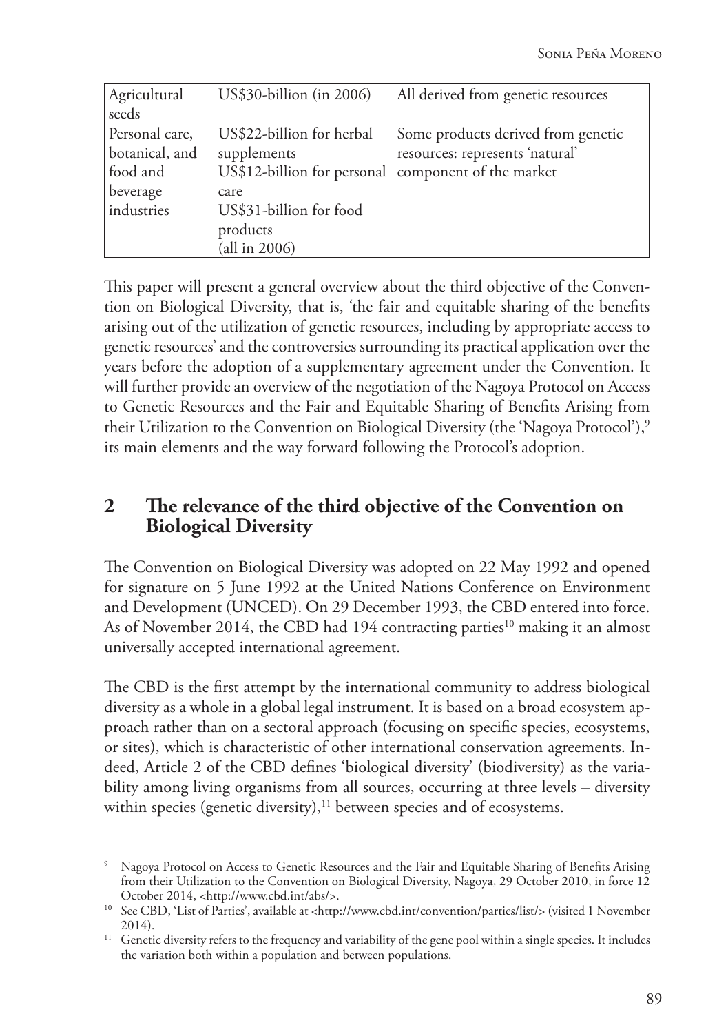| Agricultural seeds | US$30-billion (in 2006) | All derived from genetic resources |
|---|---|---|
| Personal care, botanical, and food and beverage industries | US$22-billion for herbal supplements<br>US$12-billion for personal care<br>US$31-billion for food products<br>(all in 2006) | Some products derived from genetic resources: represents 'natural' component of the market |

This paper will present a general overview about the third objective of the Convention on Biological Diversity, that is, 'the fair and equitable sharing of the benefits arising out of the utilization of genetic resources, including by appropriate access to genetic resources' and the controversies surrounding its practical application over the years before the adoption of a supplementary agreement under the Convention. It will further provide an overview of the negotiation of the Nagoya Protocol on Access to Genetic Resources and the Fair and Equitable Sharing of Benefits Arising from their Utilization to the Convention on Biological Diversity (the 'Nagoya Protocol'),[9] its main elements and the way forward following the Protocol's adoption.

## 2 The relevance of the third objective of the Convention on Biological Diversity

The Convention on Biological Diversity was adopted on 22 May 1992 and opened for signature on 5 June 1992 at the United Nations Conference on Environment and Development (UNCED). On 29 December 1993, the CBD entered into force. As of November 2014, the CBD had 194 contracting parties[10] making it an almost universally accepted international agreement.

The CBD is the first attempt by the international community to address biological diversity as a whole in a global legal instrument. It is based on a broad ecosystem approach rather than on a sectoral approach (focusing on specific species, ecosystems, or sites), which is characteristic of other international conservation agreements. Indeed, Article 2 of the CBD defines 'biological diversity' (biodiversity) as the variability among living organisms from all sources, occurring at three levels – diversity within species (genetic diversity),[11] between species and of ecosystems.

---

[9] Nagoya Protocol on Access to Genetic Resources and the Fair and Equitable Sharing of Benefits Arising from their Utilization to the Convention on Biological Diversity, Nagoya, 29 October 2010, in force 12 October 2014, <http://www.cbd.int/abs/>.

[10] See CBD, 'List of Parties', available at <http://www.cbd.int/convention/parties/list/> (visited 1 November 2014).

[11] Genetic diversity refers to the frequency and variability of the gene pool within a single species. It includes the variation both within a population and between populations.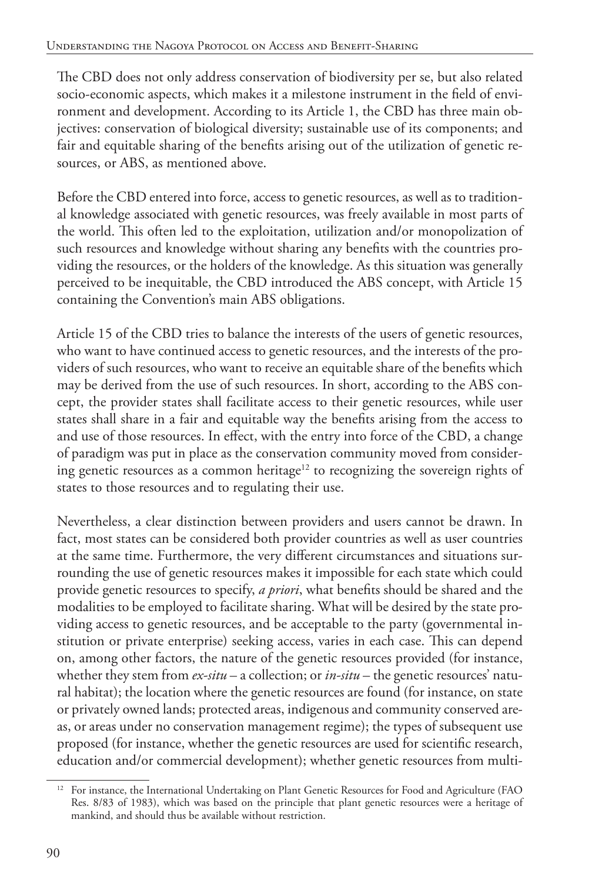The CBD does not only address conservation of biodiversity per se, but also related socio-economic aspects, which makes it a milestone instrument in the field of environment and development. According to its Article 1, the CBD has three main objectives: conservation of biological diversity; sustainable use of its components; and fair and equitable sharing of the benefits arising out of the utilization of genetic resources, or ABS, as mentioned above.

Before the CBD entered into force, access to genetic resources, as well as to traditional knowledge associated with genetic resources, was freely available in most parts of the world. This often led to the exploitation, utilization and/or monopolization of such resources and knowledge without sharing any benefits with the countries providing the resources, or the holders of the knowledge. As this situation was generally perceived to be inequitable, the CBD introduced the ABS concept, with Article 15 containing the Convention's main ABS obligations.

Article 15 of the CBD tries to balance the interests of the users of genetic resources, who want to have continued access to genetic resources, and the interests of the providers of such resources, who want to receive an equitable share of the benefits which may be derived from the use of such resources. In short, according to the ABS concept, the provider states shall facilitate access to their genetic resources, while user states shall share in a fair and equitable way the benefits arising from the access to and use of those resources. In effect, with the entry into force of the CBD, a change of paradigm was put in place as the conservation community moved from considering genetic resources as a common heritage[12] to recognizing the sovereign rights of states to those resources and to regulating their use.

Nevertheless, a clear distinction between providers and users cannot be drawn. In fact, most states can be considered both provider countries as well as user countries at the same time. Furthermore, the very different circumstances and situations surrounding the use of genetic resources makes it impossible for each state which could provide genetic resources to specify, *a priori*, what benefits should be shared and the modalities to be employed to facilitate sharing. What will be desired by the state providing access to genetic resources, and be acceptable to the party (governmental institution or private enterprise) seeking access, varies in each case. This can depend on, among other factors, the nature of the genetic resources provided (for instance, whether they stem from *ex-situ* – a collection; or *in-situ* – the genetic resources' natural habitat); the location where the genetic resources are found (for instance, on state or privately owned lands; protected areas, indigenous and community conserved areas, or areas under no conservation management regime); the types of subsequent use proposed (for instance, whether the genetic resources are used for scientific research, education and/or commercial development); whether genetic resources from multi-

[12] For instance, the International Undertaking on Plant Genetic Resources for Food and Agriculture (FAO Res. 8/83 of 1983), which was based on the principle that plant genetic resources were a heritage of mankind, and should thus be available without restriction.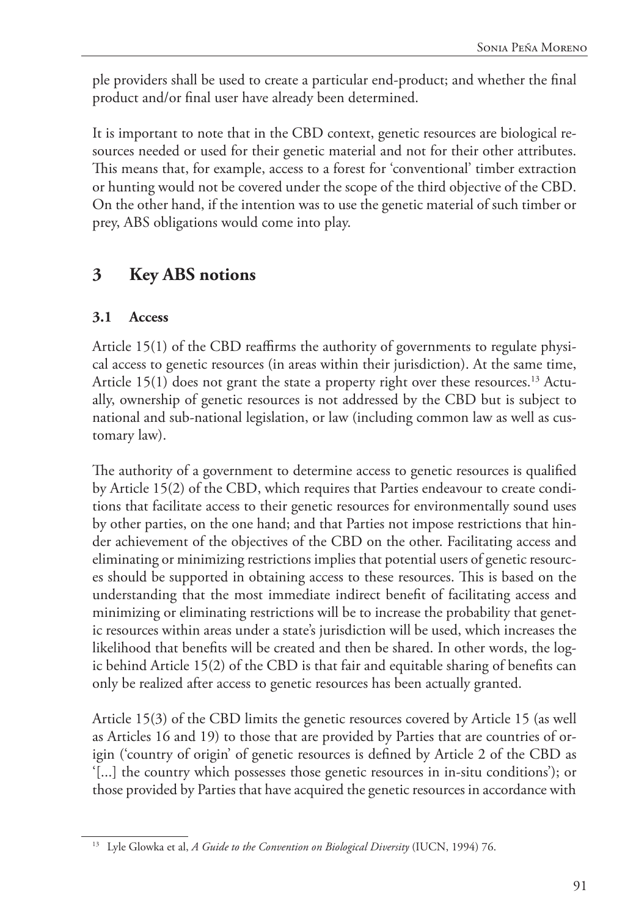ple providers shall be used to create a particular end-product; and whether the final product and/or final user have already been determined.

It is important to note that in the CBD context, genetic resources are biological resources needed or used for their genetic material and not for their other attributes. This means that, for example, access to a forest for 'conventional' timber extraction or hunting would not be covered under the scope of the third objective of the CBD. On the other hand, if the intention was to use the genetic material of such timber or prey, ABS obligations would come into play.

## 3 Key ABS notions

### 3.1 Access

Article 15(1) of the CBD reaffirms the authority of governments to regulate physical access to genetic resources (in areas within their jurisdiction). At the same time, Article 15(1) does not grant the state a property right over these resources.[13] Actually, ownership of genetic resources is not addressed by the CBD but is subject to national and sub-national legislation, or law (including common law as well as customary law).

The authority of a government to determine access to genetic resources is qualified by Article 15(2) of the CBD, which requires that Parties endeavour to create conditions that facilitate access to their genetic resources for environmentally sound uses by other parties, on the one hand; and that Parties not impose restrictions that hinder achievement of the objectives of the CBD on the other. Facilitating access and eliminating or minimizing restrictions implies that potential users of genetic resources should be supported in obtaining access to these resources. This is based on the understanding that the most immediate indirect benefit of facilitating access and minimizing or eliminating restrictions will be to increase the probability that genetic resources within areas under a state's jurisdiction will be used, which increases the likelihood that benefits will be created and then be shared. In other words, the logic behind Article 15(2) of the CBD is that fair and equitable sharing of benefits can only be realized after access to genetic resources has been actually granted.

Article 15(3) of the CBD limits the genetic resources covered by Article 15 (as well as Articles 16 and 19) to those that are provided by Parties that are countries of origin ('country of origin' of genetic resources is defined by Article 2 of the CBD as '[...] the country which possesses those genetic resources in in-situ conditions'); or those provided by Parties that have acquired the genetic resources in accordance with

---

[13] Lyle Glowka et al, *A Guide to the Convention on Biological Diversity* (IUCN, 1994) 76.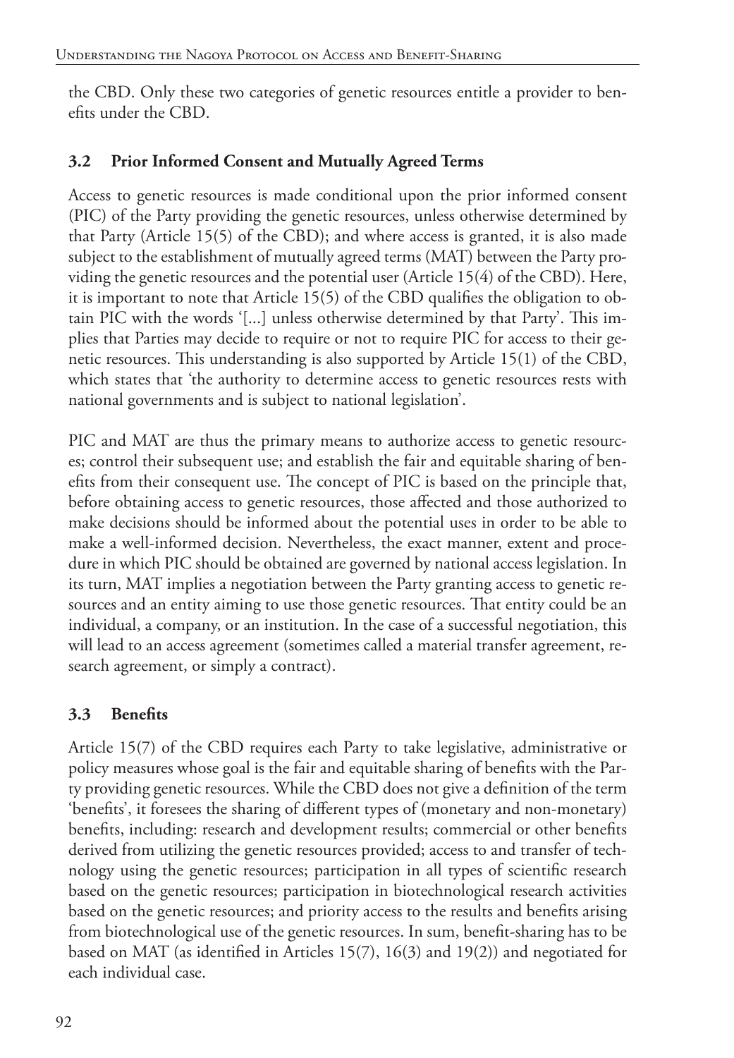the CBD. Only these two categories of genetic resources entitle a provider to benefits under the CBD.

### 3.2 Prior Informed Consent and Mutually Agreed Terms

Access to genetic resources is made conditional upon the prior informed consent (PIC) of the Party providing the genetic resources, unless otherwise determined by that Party (Article 15(5) of the CBD); and where access is granted, it is also made subject to the establishment of mutually agreed terms (MAT) between the Party providing the genetic resources and the potential user (Article 15(4) of the CBD). Here, it is important to note that Article 15(5) of the CBD qualifies the obligation to obtain PIC with the words '[...] unless otherwise determined by that Party'. This implies that Parties may decide to require or not to require PIC for access to their genetic resources. This understanding is also supported by Article 15(1) of the CBD, which states that 'the authority to determine access to genetic resources rests with national governments and is subject to national legislation'.

PIC and MAT are thus the primary means to authorize access to genetic resources; control their subsequent use; and establish the fair and equitable sharing of benefits from their consequent use. The concept of PIC is based on the principle that, before obtaining access to genetic resources, those affected and those authorized to make decisions should be informed about the potential uses in order to be able to make a well-informed decision. Nevertheless, the exact manner, extent and procedure in which PIC should be obtained are governed by national access legislation. In its turn, MAT implies a negotiation between the Party granting access to genetic resources and an entity aiming to use those genetic resources. That entity could be an individual, a company, or an institution. In the case of a successful negotiation, this will lead to an access agreement (sometimes called a material transfer agreement, research agreement, or simply a contract).

### 3.3 Benefits

Article 15(7) of the CBD requires each Party to take legislative, administrative or policy measures whose goal is the fair and equitable sharing of benefits with the Party providing genetic resources. While the CBD does not give a definition of the term 'benefits', it foresees the sharing of different types of (monetary and non-monetary) benefits, including: research and development results; commercial or other benefits derived from utilizing the genetic resources provided; access to and transfer of technology using the genetic resources; participation in all types of scientific research based on the genetic resources; participation in biotechnological research activities based on the genetic resources; and priority access to the results and benefits arising from biotechnological use of the genetic resources. In sum, benefit-sharing has to be based on MAT (as identified in Articles 15(7), 16(3) and 19(2)) and negotiated for each individual case.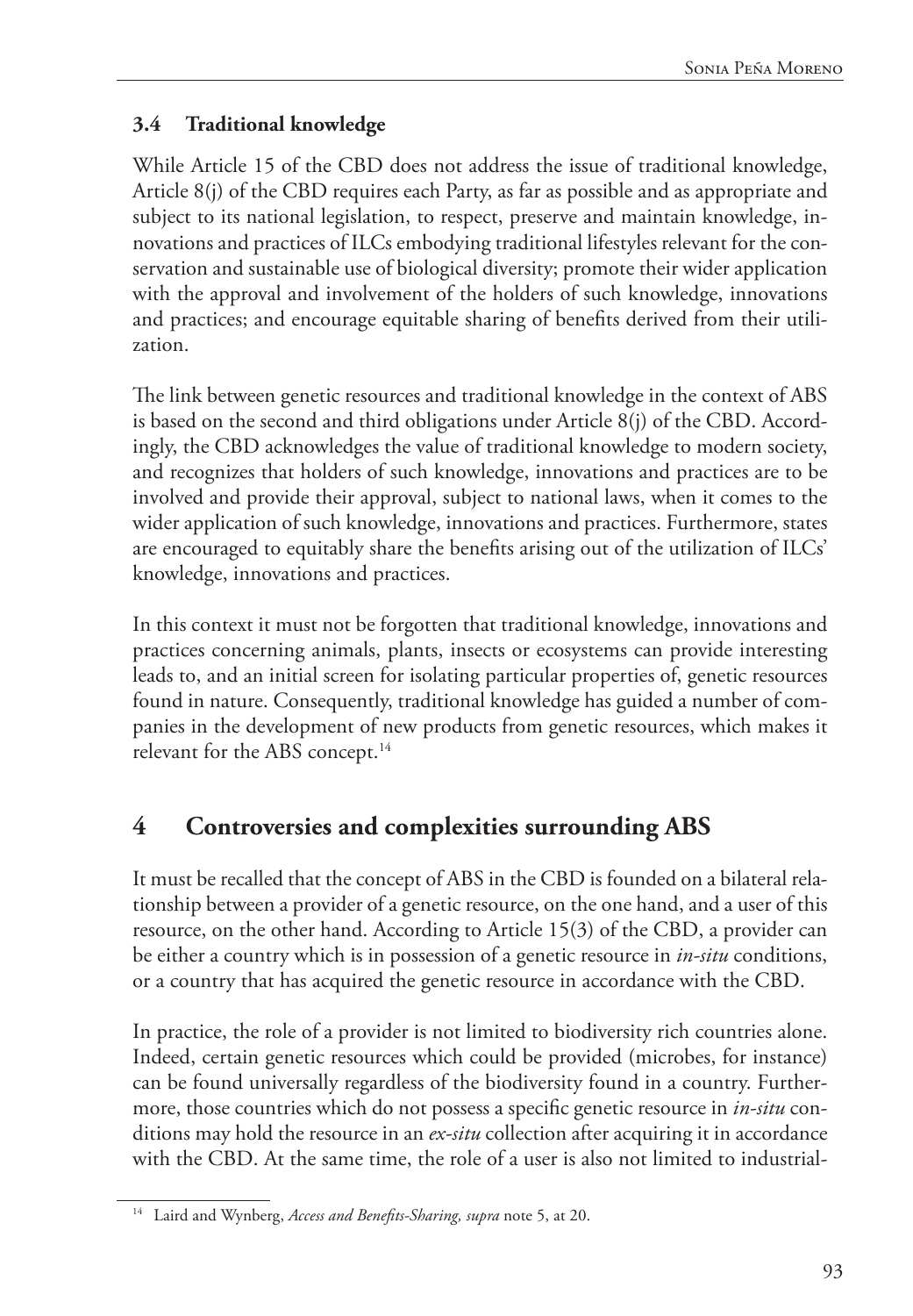### 3.4 Traditional knowledge

While Article 15 of the CBD does not address the issue of traditional knowledge, Article 8(j) of the CBD requires each Party, as far as possible and as appropriate and subject to its national legislation, to respect, preserve and maintain knowledge, innovations and practices of ILCs embodying traditional lifestyles relevant for the conservation and sustainable use of biological diversity; promote their wider application with the approval and involvement of the holders of such knowledge, innovations and practices; and encourage equitable sharing of benefits derived from their utilization.

The link between genetic resources and traditional knowledge in the context of ABS is based on the second and third obligations under Article 8(j) of the CBD. Accordingly, the CBD acknowledges the value of traditional knowledge to modern society, and recognizes that holders of such knowledge, innovations and practices are to be involved and provide their approval, subject to national laws, when it comes to the wider application of such knowledge, innovations and practices. Furthermore, states are encouraged to equitably share the benefits arising out of the utilization of ILCs' knowledge, innovations and practices.

In this context it must not be forgotten that traditional knowledge, innovations and practices concerning animals, plants, insects or ecosystems can provide interesting leads to, and an initial screen for isolating particular properties of, genetic resources found in nature. Consequently, traditional knowledge has guided a number of companies in the development of new products from genetic resources, which makes it relevant for the ABS concept.[14]

## 4 Controversies and complexities surrounding ABS

It must be recalled that the concept of ABS in the CBD is founded on a bilateral relationship between a provider of a genetic resource, on the one hand, and a user of this resource, on the other hand. According to Article 15(3) of the CBD, a provider can be either a country which is in possession of a genetic resource in *in-situ* conditions, or a country that has acquired the genetic resource in accordance with the CBD.

In practice, the role of a provider is not limited to biodiversity rich countries alone. Indeed, certain genetic resources which could be provided (microbes, for instance) can be found universally regardless of the biodiversity found in a country. Furthermore, those countries which do not possess a specific genetic resource in *in-situ* conditions may hold the resource in an *ex-situ* collection after acquiring it in accordance with the CBD. At the same time, the role of a user is also not limited to industrial-

[14] Laird and Wynberg, *Access and Benefits-Sharing, supra* note 5, at 20.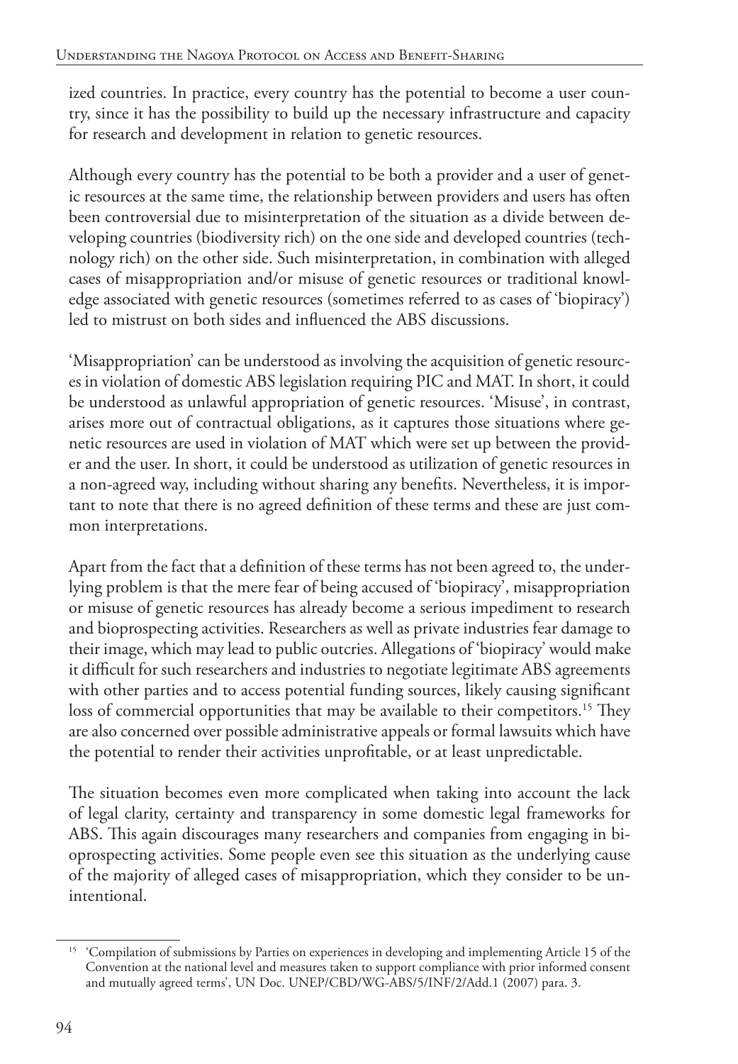ized countries. In practice, every country has the potential to become a user country, since it has the possibility to build up the necessary infrastructure and capacity for research and development in relation to genetic resources.

Although every country has the potential to be both a provider and a user of genetic resources at the same time, the relationship between providers and users has often been controversial due to misinterpretation of the situation as a divide between developing countries (biodiversity rich) on the one side and developed countries (technology rich) on the other side. Such misinterpretation, in combination with alleged cases of misappropriation and/or misuse of genetic resources or traditional knowledge associated with genetic resources (sometimes referred to as cases of 'biopiracy') led to mistrust on both sides and influenced the ABS discussions.

'Misappropriation' can be understood as involving the acquisition of genetic resources in violation of domestic ABS legislation requiring PIC and MAT. In short, it could be understood as unlawful appropriation of genetic resources. 'Misuse', in contrast, arises more out of contractual obligations, as it captures those situations where genetic resources are used in violation of MAT which were set up between the provider and the user. In short, it could be understood as utilization of genetic resources in a non-agreed way, including without sharing any benefits. Nevertheless, it is important to note that there is no agreed definition of these terms and these are just common interpretations.

Apart from the fact that a definition of these terms has not been agreed to, the underlying problem is that the mere fear of being accused of 'biopiracy', misappropriation or misuse of genetic resources has already become a serious impediment to research and bioprospecting activities. Researchers as well as private industries fear damage to their image, which may lead to public outcries. Allegations of 'biopiracy' would make it difficult for such researchers and industries to negotiate legitimate ABS agreements with other parties and to access potential funding sources, likely causing significant loss of commercial opportunities that may be available to their competitors.[15] They are also concerned over possible administrative appeals or formal lawsuits which have the potential to render their activities unprofitable, or at least unpredictable.

The situation becomes even more complicated when taking into account the lack of legal clarity, certainty and transparency in some domestic legal frameworks for ABS. This again discourages many researchers and companies from engaging in bioprospecting activities. Some people even see this situation as the underlying cause of the majority of alleged cases of misappropriation, which they consider to be unintentional.

[15] 'Compilation of submissions by Parties on experiences in developing and implementing Article 15 of the Convention at the national level and measures taken to support compliance with prior informed consent and mutually agreed terms', UN Doc. UNEP/CBD/WG-ABS/5/INF/2/Add.1 (2007) para. 3.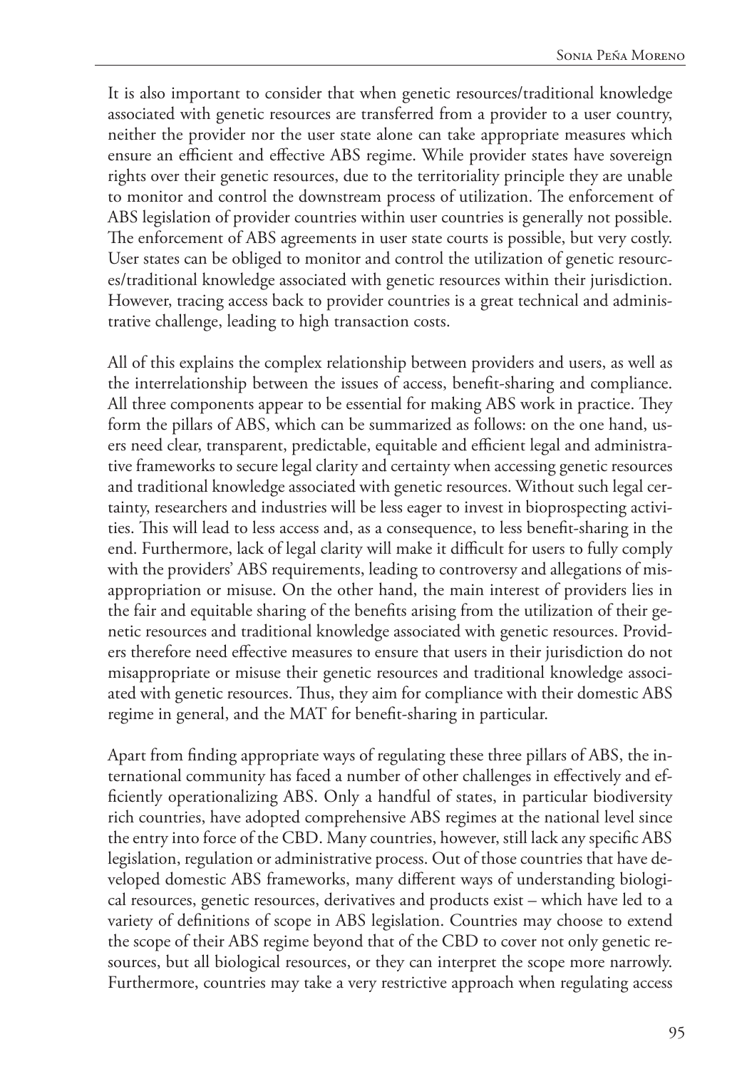It is also important to consider that when genetic resources/traditional knowledge associated with genetic resources are transferred from a provider to a user country, neither the provider nor the user state alone can take appropriate measures which ensure an efficient and effective ABS regime. While provider states have sovereign rights over their genetic resources, due to the territoriality principle they are unable to monitor and control the downstream process of utilization. The enforcement of ABS legislation of provider countries within user countries is generally not possible. The enforcement of ABS agreements in user state courts is possible, but very costly. User states can be obliged to monitor and control the utilization of genetic resources/traditional knowledge associated with genetic resources within their jurisdiction. However, tracing access back to provider countries is a great technical and administrative challenge, leading to high transaction costs.

All of this explains the complex relationship between providers and users, as well as the interrelationship between the issues of access, benefit-sharing and compliance. All three components appear to be essential for making ABS work in practice. They form the pillars of ABS, which can be summarized as follows: on the one hand, users need clear, transparent, predictable, equitable and efficient legal and administrative frameworks to secure legal clarity and certainty when accessing genetic resources and traditional knowledge associated with genetic resources. Without such legal certainty, researchers and industries will be less eager to invest in bioprospecting activities. This will lead to less access and, as a consequence, to less benefit-sharing in the end. Furthermore, lack of legal clarity will make it difficult for users to fully comply with the providers' ABS requirements, leading to controversy and allegations of misappropriation or misuse. On the other hand, the main interest of providers lies in the fair and equitable sharing of the benefits arising from the utilization of their genetic resources and traditional knowledge associated with genetic resources. Providers therefore need effective measures to ensure that users in their jurisdiction do not misappropriate or misuse their genetic resources and traditional knowledge associated with genetic resources. Thus, they aim for compliance with their domestic ABS regime in general, and the MAT for benefit-sharing in particular.

Apart from finding appropriate ways of regulating these three pillars of ABS, the international community has faced a number of other challenges in effectively and efficiently operationalizing ABS. Only a handful of states, in particular biodiversity rich countries, have adopted comprehensive ABS regimes at the national level since the entry into force of the CBD. Many countries, however, still lack any specific ABS legislation, regulation or administrative process. Out of those countries that have developed domestic ABS frameworks, many different ways of understanding biological resources, genetic resources, derivatives and products exist – which have led to a variety of definitions of scope in ABS legislation. Countries may choose to extend the scope of their ABS regime beyond that of the CBD to cover not only genetic resources, but all biological resources, or they can interpret the scope more narrowly. Furthermore, countries may take a very restrictive approach when regulating access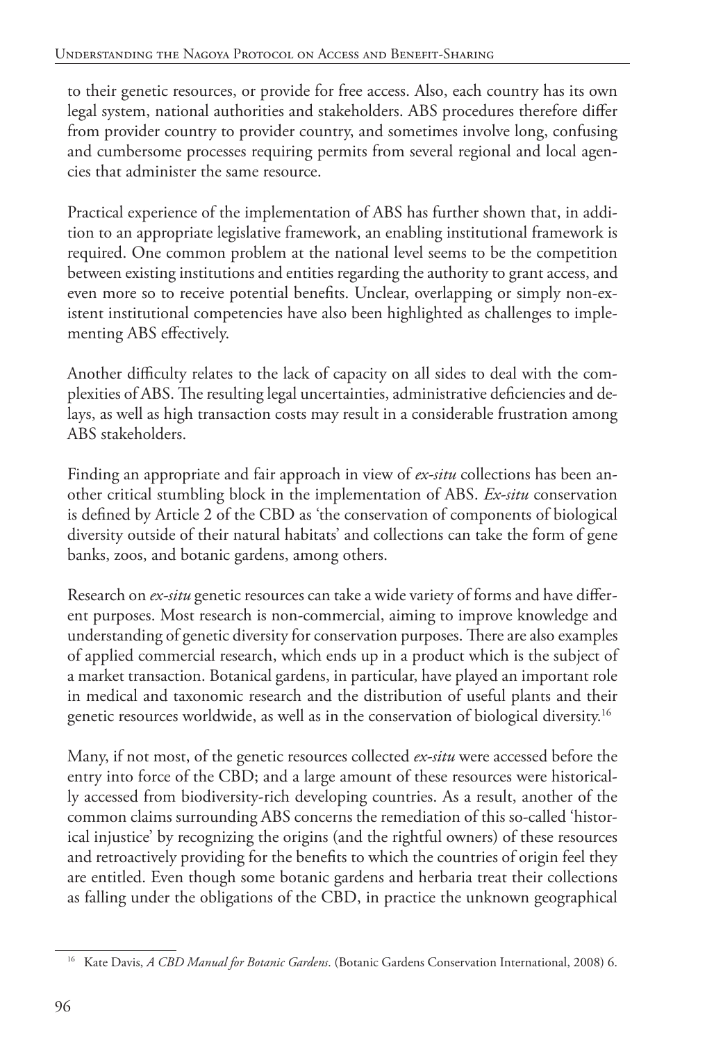to their genetic resources, or provide for free access. Also, each country has its own legal system, national authorities and stakeholders. ABS procedures therefore differ from provider country to provider country, and sometimes involve long, confusing and cumbersome processes requiring permits from several regional and local agencies that administer the same resource.

Practical experience of the implementation of ABS has further shown that, in addition to an appropriate legislative framework, an enabling institutional framework is required. One common problem at the national level seems to be the competition between existing institutions and entities regarding the authority to grant access, and even more so to receive potential benefits. Unclear, overlapping or simply non-existent institutional competencies have also been highlighted as challenges to implementing ABS effectively.

Another difficulty relates to the lack of capacity on all sides to deal with the complexities of ABS. The resulting legal uncertainties, administrative deficiencies and delays, as well as high transaction costs may result in a considerable frustration among ABS stakeholders.

Finding an appropriate and fair approach in view of *ex-situ* collections has been another critical stumbling block in the implementation of ABS. *Ex-situ* conservation is defined by Article 2 of the CBD as 'the conservation of components of biological diversity outside of their natural habitats' and collections can take the form of gene banks, zoos, and botanic gardens, among others.

Research on *ex-situ* genetic resources can take a wide variety of forms and have different purposes. Most research is non-commercial, aiming to improve knowledge and understanding of genetic diversity for conservation purposes. There are also examples of applied commercial research, which ends up in a product which is the subject of a market transaction. Botanical gardens, in particular, have played an important role in medical and taxonomic research and the distribution of useful plants and their genetic resources worldwide, as well as in the conservation of biological diversity.[16]

Many, if not most, of the genetic resources collected *ex-situ* were accessed before the entry into force of the CBD; and a large amount of these resources were historically accessed from biodiversity-rich developing countries. As a result, another of the common claims surrounding ABS concerns the remediation of this so-called 'historical injustice' by recognizing the origins (and the rightful owners) of these resources and retroactively providing for the benefits to which the countries of origin feel they are entitled. Even though some botanic gardens and herbaria treat their collections as falling under the obligations of the CBD, in practice the unknown geographical

[16] Kate Davis, *A CBD Manual for Botanic Gardens*. (Botanic Gardens Conservation International, 2008) 6.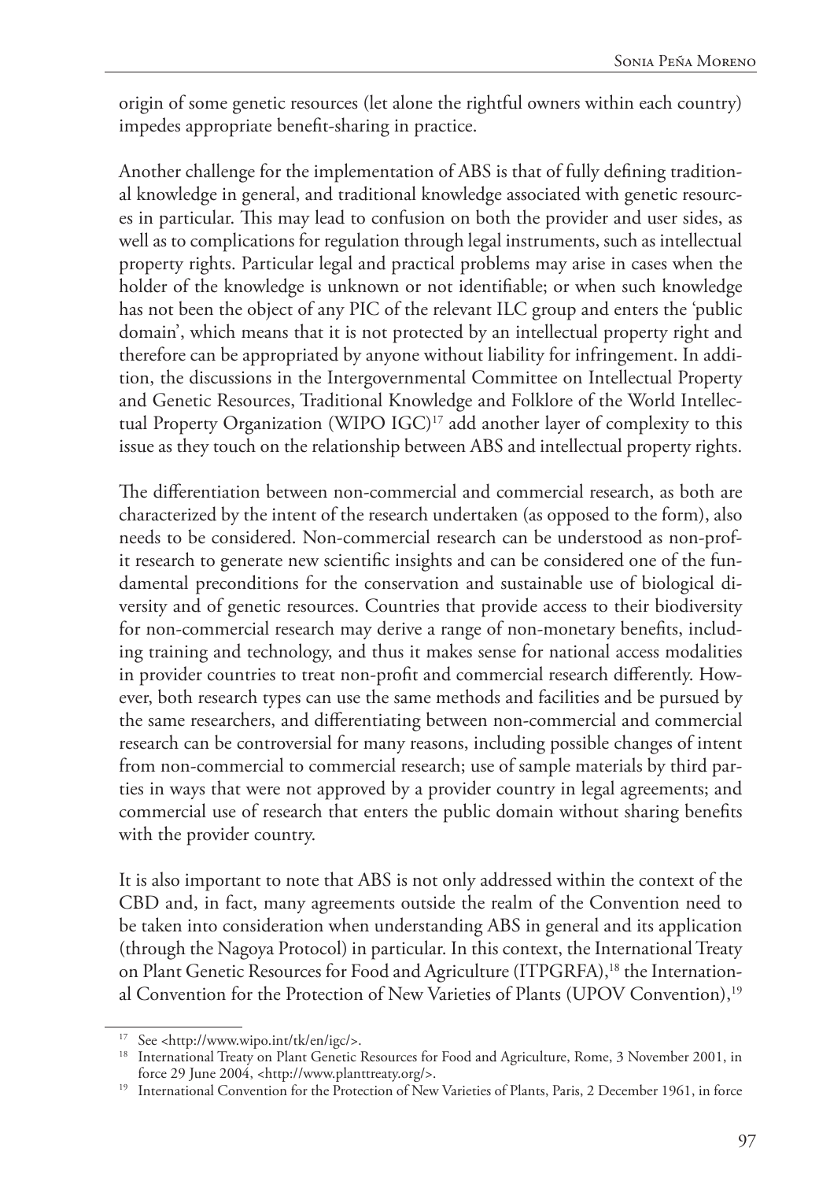origin of some genetic resources (let alone the rightful owners within each country) impedes appropriate benefit-sharing in practice.

Another challenge for the implementation of ABS is that of fully defining traditional knowledge in general, and traditional knowledge associated with genetic resources in particular. This may lead to confusion on both the provider and user sides, as well as to complications for regulation through legal instruments, such as intellectual property rights. Particular legal and practical problems may arise in cases when the holder of the knowledge is unknown or not identifiable; or when such knowledge has not been the object of any PIC of the relevant ILC group and enters the 'public domain', which means that it is not protected by an intellectual property right and therefore can be appropriated by anyone without liability for infringement. In addition, the discussions in the Intergovernmental Committee on Intellectual Property and Genetic Resources, Traditional Knowledge and Folklore of the World Intellectual Property Organization (WIPO IGC)[17] add another layer of complexity to this issue as they touch on the relationship between ABS and intellectual property rights.

The differentiation between non-commercial and commercial research, as both are characterized by the intent of the research undertaken (as opposed to the form), also needs to be considered. Non-commercial research can be understood as non-profit research to generate new scientific insights and can be considered one of the fundamental preconditions for the conservation and sustainable use of biological diversity and of genetic resources. Countries that provide access to their biodiversity for non-commercial research may derive a range of non-monetary benefits, including training and technology, and thus it makes sense for national access modalities in provider countries to treat non-profit and commercial research differently. However, both research types can use the same methods and facilities and be pursued by the same researchers, and differentiating between non-commercial and commercial research can be controversial for many reasons, including possible changes of intent from non-commercial to commercial research; use of sample materials by third parties in ways that were not approved by a provider country in legal agreements; and commercial use of research that enters the public domain without sharing benefits with the provider country.

It is also important to note that ABS is not only addressed within the context of the CBD and, in fact, many agreements outside the realm of the Convention need to be taken into consideration when understanding ABS in general and its application (through the Nagoya Protocol) in particular. In this context, the International Treaty on Plant Genetic Resources for Food and Agriculture (ITPGRFA),[18] the International Convention for the Protection of New Varieties of Plants (UPOV Convention),[19]

[17] See <http://www.wipo.int/tk/en/igc/>.

[18] International Treaty on Plant Genetic Resources for Food and Agriculture, Rome, 3 November 2001, in force 29 June 2004, <http://www.planttreaty.org/>.

[19] International Convention for the Protection of New Varieties of Plants, Paris, 2 December 1961, in force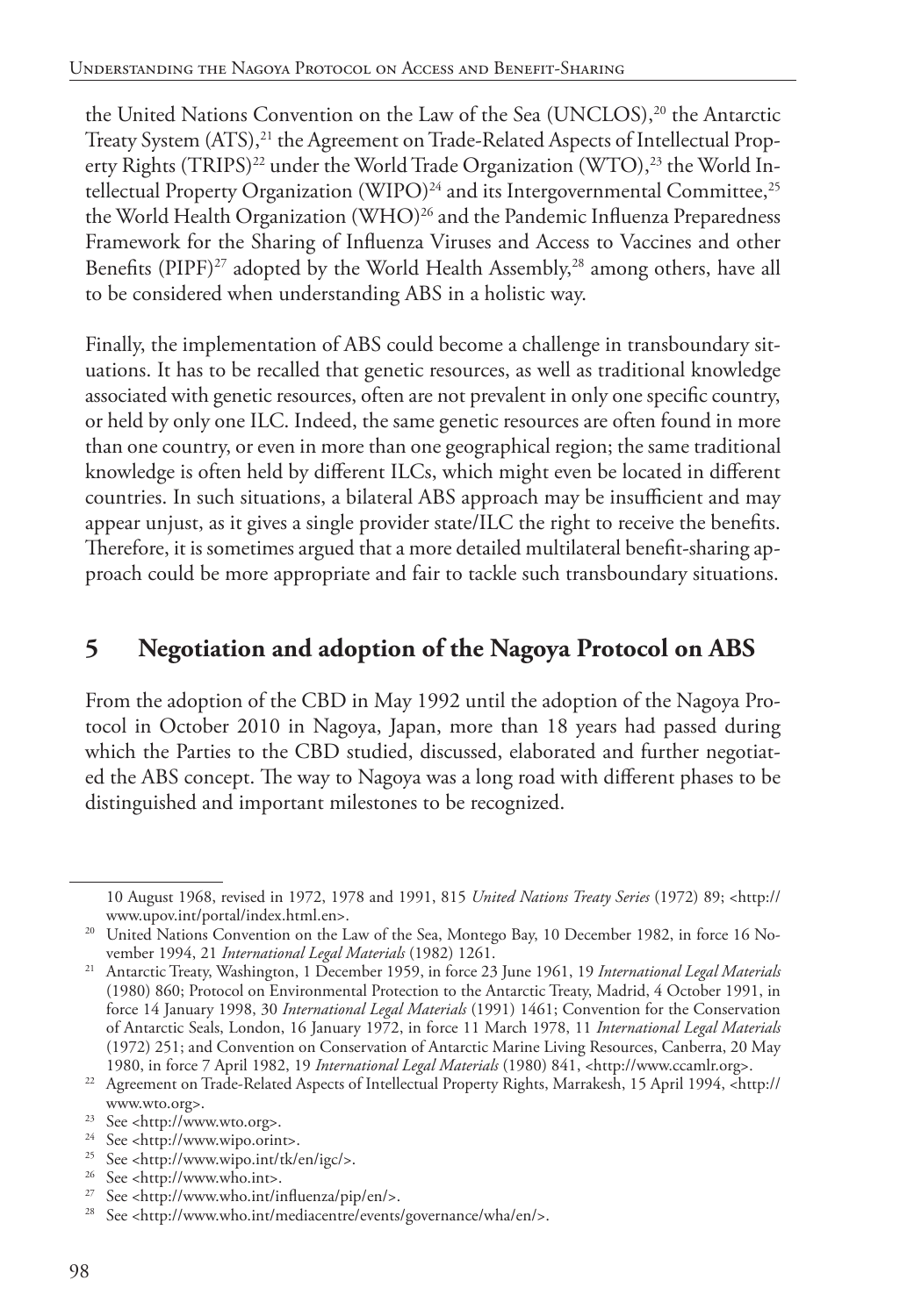the United Nations Convention on the Law of the Sea (UNCLOS),[20] the Antarctic Treaty System (ATS),[21] the Agreement on Trade-Related Aspects of Intellectual Property Rights (TRIPS)[22] under the World Trade Organization (WTO),[23] the World Intellectual Property Organization (WIPO)[24] and its Intergovernmental Committee,[25] the World Health Organization (WHO)[26] and the Pandemic Influenza Preparedness Framework for the Sharing of Influenza Viruses and Access to Vaccines and other Benefits (PIPF)[27] adopted by the World Health Assembly,[28] among others, have all to be considered when understanding ABS in a holistic way.

Finally, the implementation of ABS could become a challenge in transboundary situations. It has to be recalled that genetic resources, as well as traditional knowledge associated with genetic resources, often are not prevalent in only one specific country, or held by only one ILC. Indeed, the same genetic resources are often found in more than one country, or even in more than one geographical region; the same traditional knowledge is often held by different ILCs, which might even be located in different countries. In such situations, a bilateral ABS approach may be insufficient and may appear unjust, as it gives a single provider state/ILC the right to receive the benefits. Therefore, it is sometimes argued that a more detailed multilateral benefit-sharing approach could be more appropriate and fair to tackle such transboundary situations.

## 5 Negotiation and adoption of the Nagoya Protocol on ABS

From the adoption of the CBD in May 1992 until the adoption of the Nagoya Protocol in October 2010 in Nagoya, Japan, more than 18 years had passed during which the Parties to the CBD studied, discussed, elaborated and further negotiated the ABS concept. The way to Nagoya was a long road with different phases to be distinguished and important milestones to be recognized.

---

10 August 1968, revised in 1972, 1978 and 1991, 815 *United Nations Treaty Series* (1972) 89; <http://www.upov.int/portal/index.html.en>.

[20] United Nations Convention on the Law of the Sea, Montego Bay, 10 December 1982, in force 16 November 1994, 21 *International Legal Materials* (1982) 1261.

[21] Antarctic Treaty, Washington, 1 December 1959, in force 23 June 1961, 19 *International Legal Materials* (1980) 860; Protocol on Environmental Protection to the Antarctic Treaty, Madrid, 4 October 1991, in force 14 January 1998, 30 *International Legal Materials* (1991) 1461; Convention for the Conservation of Antarctic Seals, London, 16 January 1972, in force 11 March 1978, 11 *International Legal Materials* (1972) 251; and Convention on Conservation of Antarctic Marine Living Resources, Canberra, 20 May 1980, in force 7 April 1982, 19 *International Legal Materials* (1980) 841, <http://www.ccamlr.org>.

[22] Agreement on Trade-Related Aspects of Intellectual Property Rights, Marrakesh, 15 April 1994, <http://www.wto.org>.

[23] See <http://www.wto.org>.

[24] See <http://www.wipo.orint>.

[25] See <http://www.wipo.int/tk/en/igc/>.

[26] See <http://www.who.int>.

[27] See <http://www.who.int/influenza/pip/en/>.

[28] See <http://www.who.int/mediacentre/events/governance/wha/en/>.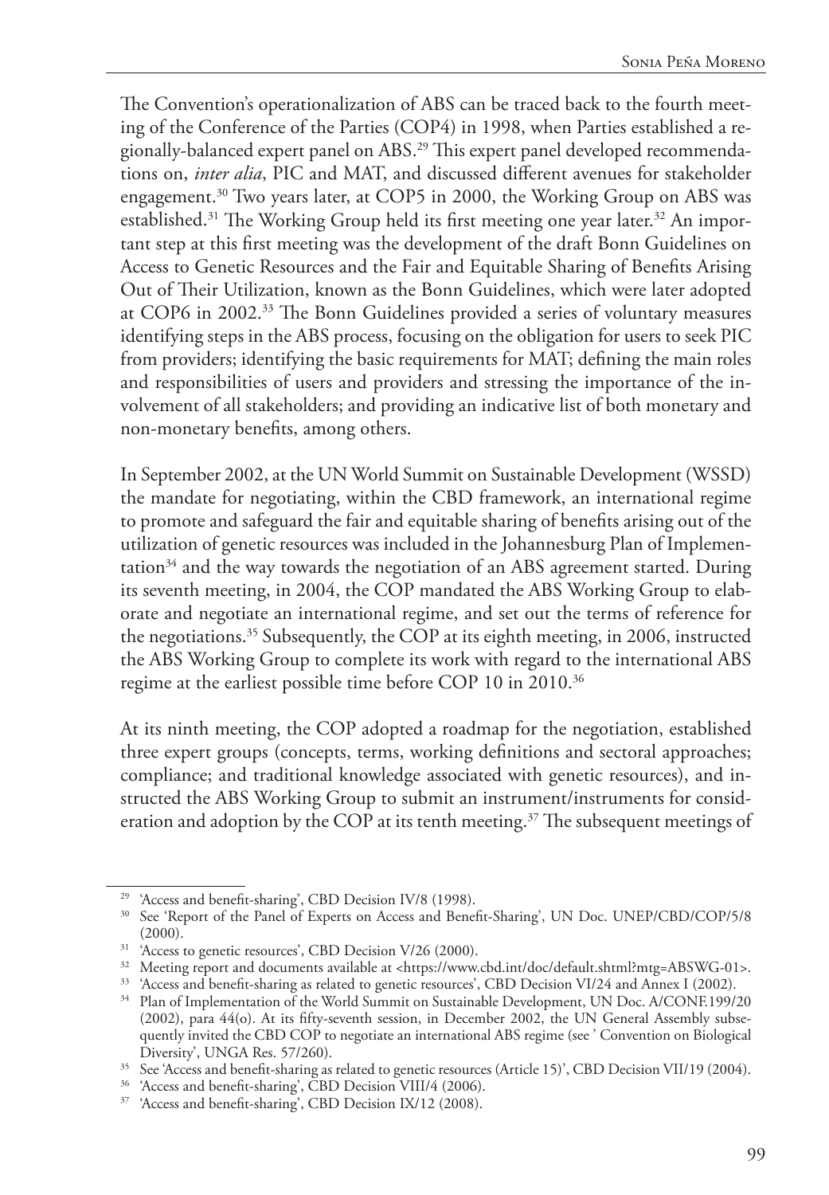The Convention's operationalization of ABS can be traced back to the fourth meeting of the Conference of the Parties (COP4) in 1998, when Parties established a regionally-balanced expert panel on ABS.[29] This expert panel developed recommendations on, *inter alia*, PIC and MAT, and discussed different avenues for stakeholder engagement.[30] Two years later, at COP5 in 2000, the Working Group on ABS was established.[31] The Working Group held its first meeting one year later.[32] An important step at this first meeting was the development of the draft Bonn Guidelines on Access to Genetic Resources and the Fair and Equitable Sharing of Benefits Arising Out of Their Utilization, known as the Bonn Guidelines, which were later adopted at COP6 in 2002.[33] The Bonn Guidelines provided a series of voluntary measures identifying steps in the ABS process, focusing on the obligation for users to seek PIC from providers; identifying the basic requirements for MAT; defining the main roles and responsibilities of users and providers and stressing the importance of the involvement of all stakeholders; and providing an indicative list of both monetary and non-monetary benefits, among others.

In September 2002, at the UN World Summit on Sustainable Development (WSSD) the mandate for negotiating, within the CBD framework, an international regime to promote and safeguard the fair and equitable sharing of benefits arising out of the utilization of genetic resources was included in the Johannesburg Plan of Implementation[34] and the way towards the negotiation of an ABS agreement started. During its seventh meeting, in 2004, the COP mandated the ABS Working Group to elaborate and negotiate an international regime, and set out the terms of reference for the negotiations.[35] Subsequently, the COP at its eighth meeting, in 2006, instructed the ABS Working Group to complete its work with regard to the international ABS regime at the earliest possible time before COP 10 in 2010.[36]

At its ninth meeting, the COP adopted a roadmap for the negotiation, established three expert groups (concepts, terms, working definitions and sectoral approaches; compliance; and traditional knowledge associated with genetic resources), and instructed the ABS Working Group to submit an instrument/instruments for consideration and adoption by the COP at its tenth meeting.[37] The subsequent meetings of

---

[29] 'Access and benefit-sharing', CBD Decision IV/8 (1998).

[30] See 'Report of the Panel of Experts on Access and Benefit-Sharing', UN Doc. UNEP/CBD/COP/5/8 (2000).

[31] 'Access to genetic resources', CBD Decision V/26 (2000).

[32] Meeting report and documents available at <https://www.cbd.int/doc/default.shtml?mtg=ABSWG-01>.

[33] 'Access and benefit-sharing as related to genetic resources', CBD Decision VI/24 and Annex I (2002).

[34] Plan of Implementation of the World Summit on Sustainable Development, UN Doc. A/CONF.199/20 (2002), para 44(o). At its fifty-seventh session, in December 2002, the UN General Assembly subsequently invited the CBD COP to negotiate an international ABS regime (see ' Convention on Biological Diversity', UNGA Res. 57/260).

[35] See 'Access and benefit-sharing as related to genetic resources (Article 15)', CBD Decision VII/19 (2004).

[36] 'Access and benefit-sharing', CBD Decision VIII/4 (2006).

[37] 'Access and benefit-sharing', CBD Decision IX/12 (2008).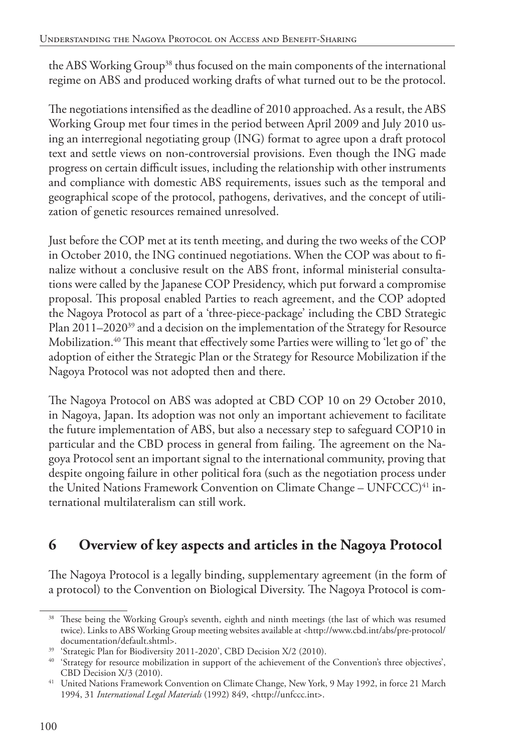the ABS Working Group[38] thus focused on the main components of the international regime on ABS and produced working drafts of what turned out to be the protocol.

The negotiations intensified as the deadline of 2010 approached. As a result, the ABS Working Group met four times in the period between April 2009 and July 2010 using an interregional negotiating group (ING) format to agree upon a draft protocol text and settle views on non-controversial provisions. Even though the ING made progress on certain difficult issues, including the relationship with other instruments and compliance with domestic ABS requirements, issues such as the temporal and geographical scope of the protocol, pathogens, derivatives, and the concept of utilization of genetic resources remained unresolved.

Just before the COP met at its tenth meeting, and during the two weeks of the COP in October 2010, the ING continued negotiations. When the COP was about to finalize without a conclusive result on the ABS front, informal ministerial consultations were called by the Japanese COP Presidency, which put forward a compromise proposal. This proposal enabled Parties to reach agreement, and the COP adopted the Nagoya Protocol as part of a 'three-piece-package' including the CBD Strategic Plan 2011–2020[39] and a decision on the implementation of the Strategy for Resource Mobilization.[40] This meant that effectively some Parties were willing to 'let go of' the adoption of either the Strategic Plan or the Strategy for Resource Mobilization if the Nagoya Protocol was not adopted then and there.

The Nagoya Protocol on ABS was adopted at CBD COP 10 on 29 October 2010, in Nagoya, Japan. Its adoption was not only an important achievement to facilitate the future implementation of ABS, but also a necessary step to safeguard COP10 in particular and the CBD process in general from failing. The agreement on the Nagoya Protocol sent an important signal to the international community, proving that despite ongoing failure in other political fora (such as the negotiation process under the United Nations Framework Convention on Climate Change – UNFCCC)[41] international multilateralism can still work.

## 6 Overview of key aspects and articles in the Nagoya Protocol

The Nagoya Protocol is a legally binding, supplementary agreement (in the form of a protocol) to the Convention on Biological Diversity. The Nagoya Protocol is com-

---

[38] These being the Working Group's seventh, eighth and ninth meetings (the last of which was resumed twice). Links to ABS Working Group meeting websites available at <http://www.cbd.int/abs/pre-protocol/documentation/default.shtml>.

[39] 'Strategic Plan for Biodiversity 2011-2020', CBD Decision X/2 (2010).

[40] 'Strategy for resource mobilization in support of the achievement of the Convention's three objectives', CBD Decision X/3 (2010).

[41] United Nations Framework Convention on Climate Change, New York, 9 May 1992, in force 21 March 1994, 31 *International Legal Materials* (1992) 849, <http://unfccc.int>.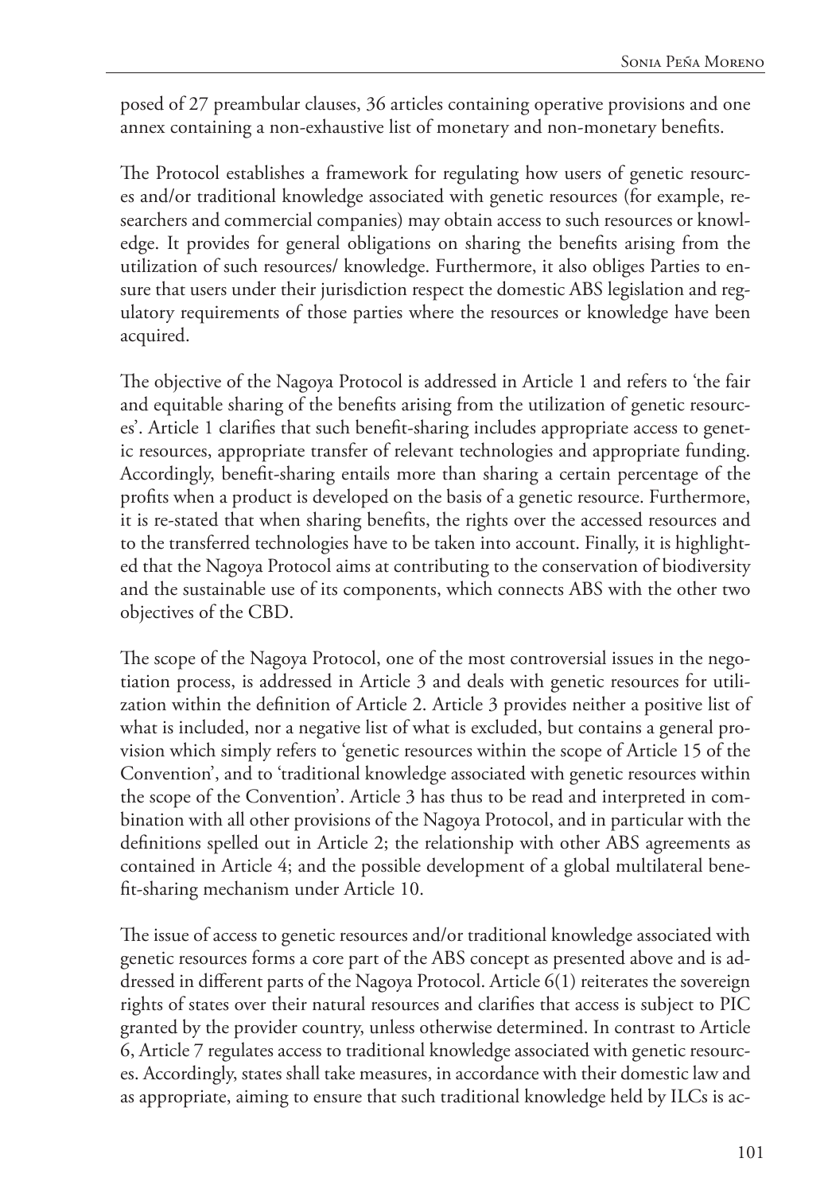posed of 27 preambular clauses, 36 articles containing operative provisions and one annex containing a non-exhaustive list of monetary and non-monetary benefits.

The Protocol establishes a framework for regulating how users of genetic resources and/or traditional knowledge associated with genetic resources (for example, researchers and commercial companies) may obtain access to such resources or knowledge. It provides for general obligations on sharing the benefits arising from the utilization of such resources/ knowledge. Furthermore, it also obliges Parties to ensure that users under their jurisdiction respect the domestic ABS legislation and regulatory requirements of those parties where the resources or knowledge have been acquired.

The objective of the Nagoya Protocol is addressed in Article 1 and refers to 'the fair and equitable sharing of the benefits arising from the utilization of genetic resources'. Article 1 clarifies that such benefit-sharing includes appropriate access to genetic resources, appropriate transfer of relevant technologies and appropriate funding. Accordingly, benefit-sharing entails more than sharing a certain percentage of the profits when a product is developed on the basis of a genetic resource. Furthermore, it is re-stated that when sharing benefits, the rights over the accessed resources and to the transferred technologies have to be taken into account. Finally, it is highlighted that the Nagoya Protocol aims at contributing to the conservation of biodiversity and the sustainable use of its components, which connects ABS with the other two objectives of the CBD.

The scope of the Nagoya Protocol, one of the most controversial issues in the negotiation process, is addressed in Article 3 and deals with genetic resources for utilization within the definition of Article 2. Article 3 provides neither a positive list of what is included, nor a negative list of what is excluded, but contains a general provision which simply refers to 'genetic resources within the scope of Article 15 of the Convention', and to 'traditional knowledge associated with genetic resources within the scope of the Convention'. Article 3 has thus to be read and interpreted in combination with all other provisions of the Nagoya Protocol, and in particular with the definitions spelled out in Article 2; the relationship with other ABS agreements as contained in Article 4; and the possible development of a global multilateral benefit-sharing mechanism under Article 10.

The issue of access to genetic resources and/or traditional knowledge associated with genetic resources forms a core part of the ABS concept as presented above and is addressed in different parts of the Nagoya Protocol. Article 6(1) reiterates the sovereign rights of states over their natural resources and clarifies that access is subject to PIC granted by the provider country, unless otherwise determined. In contrast to Article 6, Article 7 regulates access to traditional knowledge associated with genetic resources. Accordingly, states shall take measures, in accordance with their domestic law and as appropriate, aiming to ensure that such traditional knowledge held by ILCs is ac-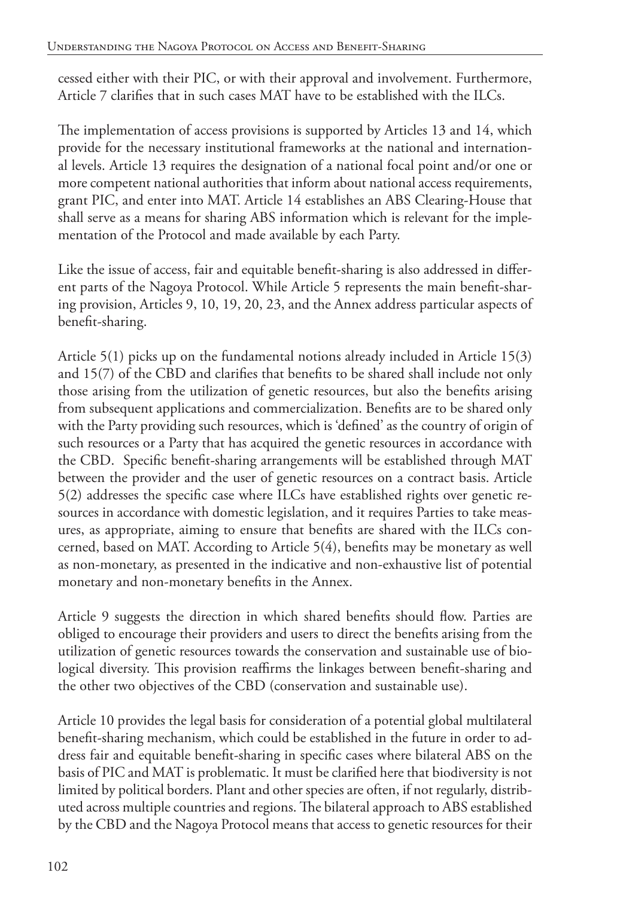cessed either with their PIC, or with their approval and involvement. Furthermore, Article 7 clarifies that in such cases MAT have to be established with the ILCs.

The implementation of access provisions is supported by Articles 13 and 14, which provide for the necessary institutional frameworks at the national and international levels. Article 13 requires the designation of a national focal point and/or one or more competent national authorities that inform about national access requirements, grant PIC, and enter into MAT. Article 14 establishes an ABS Clearing-House that shall serve as a means for sharing ABS information which is relevant for the implementation of the Protocol and made available by each Party.

Like the issue of access, fair and equitable benefit-sharing is also addressed in different parts of the Nagoya Protocol. While Article 5 represents the main benefit-sharing provision, Articles 9, 10, 19, 20, 23, and the Annex address particular aspects of benefit-sharing.

Article 5(1) picks up on the fundamental notions already included in Article 15(3) and 15(7) of the CBD and clarifies that benefits to be shared shall include not only those arising from the utilization of genetic resources, but also the benefits arising from subsequent applications and commercialization. Benefits are to be shared only with the Party providing such resources, which is 'defined' as the country of origin of such resources or a Party that has acquired the genetic resources in accordance with the CBD. Specific benefit-sharing arrangements will be established through MAT between the provider and the user of genetic resources on a contract basis. Article 5(2) addresses the specific case where ILCs have established rights over genetic resources in accordance with domestic legislation, and it requires Parties to take measures, as appropriate, aiming to ensure that benefits are shared with the ILCs concerned, based on MAT. According to Article 5(4), benefits may be monetary as well as non-monetary, as presented in the indicative and non-exhaustive list of potential monetary and non-monetary benefits in the Annex.

Article 9 suggests the direction in which shared benefits should flow. Parties are obliged to encourage their providers and users to direct the benefits arising from the utilization of genetic resources towards the conservation and sustainable use of biological diversity. This provision reaffirms the linkages between benefit-sharing and the other two objectives of the CBD (conservation and sustainable use).

Article 10 provides the legal basis for consideration of a potential global multilateral benefit-sharing mechanism, which could be established in the future in order to address fair and equitable benefit-sharing in specific cases where bilateral ABS on the basis of PIC and MAT is problematic. It must be clarified here that biodiversity is not limited by political borders. Plant and other species are often, if not regularly, distributed across multiple countries and regions. The bilateral approach to ABS established by the CBD and the Nagoya Protocol means that access to genetic resources for their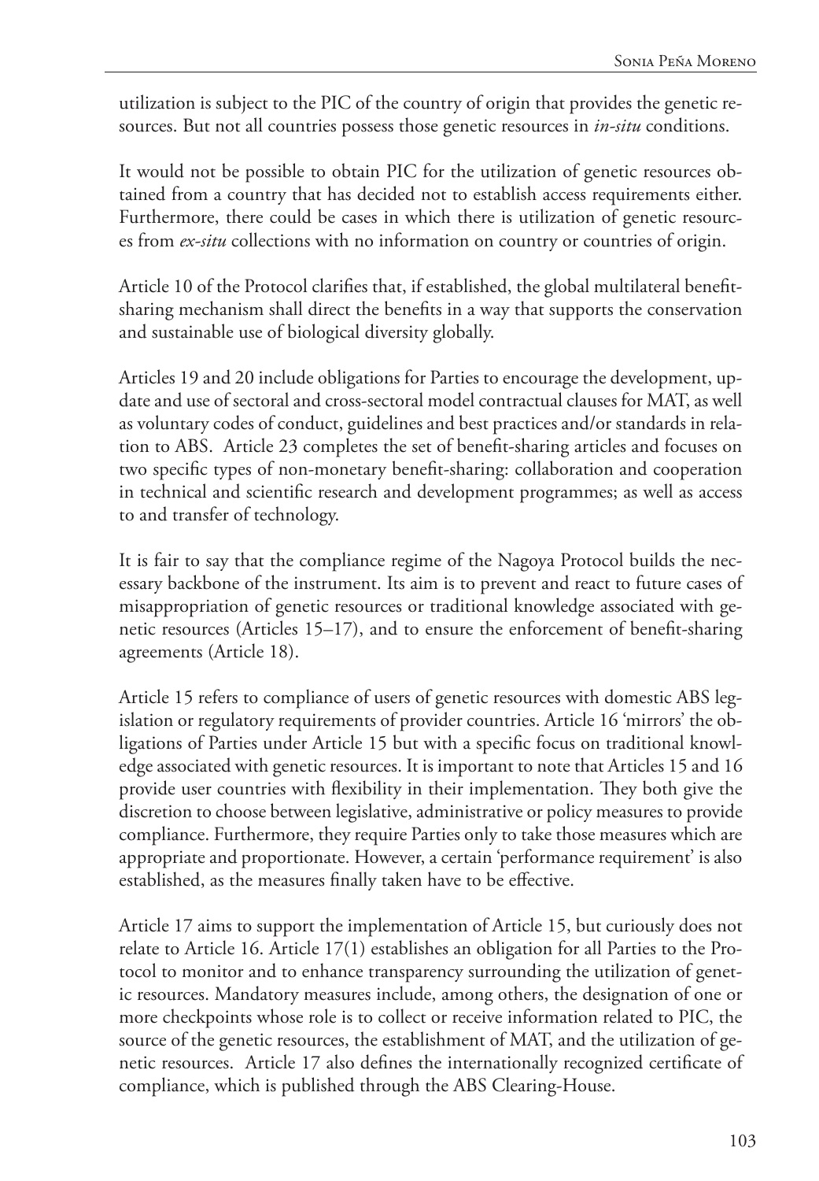utilization is subject to the PIC of the country of origin that provides the genetic resources. But not all countries possess those genetic resources in *in-situ* conditions.

It would not be possible to obtain PIC for the utilization of genetic resources obtained from a country that has decided not to establish access requirements either. Furthermore, there could be cases in which there is utilization of genetic resources from *ex-situ* collections with no information on country or countries of origin.

Article 10 of the Protocol clarifies that, if established, the global multilateral benefit-sharing mechanism shall direct the benefits in a way that supports the conservation and sustainable use of biological diversity globally.

Articles 19 and 20 include obligations for Parties to encourage the development, update and use of sectoral and cross-sectoral model contractual clauses for MAT, as well as voluntary codes of conduct, guidelines and best practices and/or standards in relation to ABS. Article 23 completes the set of benefit-sharing articles and focuses on two specific types of non-monetary benefit-sharing: collaboration and cooperation in technical and scientific research and development programmes; as well as access to and transfer of technology.

It is fair to say that the compliance regime of the Nagoya Protocol builds the necessary backbone of the instrument. Its aim is to prevent and react to future cases of misappropriation of genetic resources or traditional knowledge associated with genetic resources (Articles 15–17), and to ensure the enforcement of benefit-sharing agreements (Article 18).

Article 15 refers to compliance of users of genetic resources with domestic ABS legislation or regulatory requirements of provider countries. Article 16 'mirrors' the obligations of Parties under Article 15 but with a specific focus on traditional knowledge associated with genetic resources. It is important to note that Articles 15 and 16 provide user countries with flexibility in their implementation. They both give the discretion to choose between legislative, administrative or policy measures to provide compliance. Furthermore, they require Parties only to take those measures which are appropriate and proportionate. However, a certain 'performance requirement' is also established, as the measures finally taken have to be effective.

Article 17 aims to support the implementation of Article 15, but curiously does not relate to Article 16. Article 17(1) establishes an obligation for all Parties to the Protocol to monitor and to enhance transparency surrounding the utilization of genetic resources. Mandatory measures include, among others, the designation of one or more checkpoints whose role is to collect or receive information related to PIC, the source of the genetic resources, the establishment of MAT, and the utilization of genetic resources. Article 17 also defines the internationally recognized certificate of compliance, which is published through the ABS Clearing-House.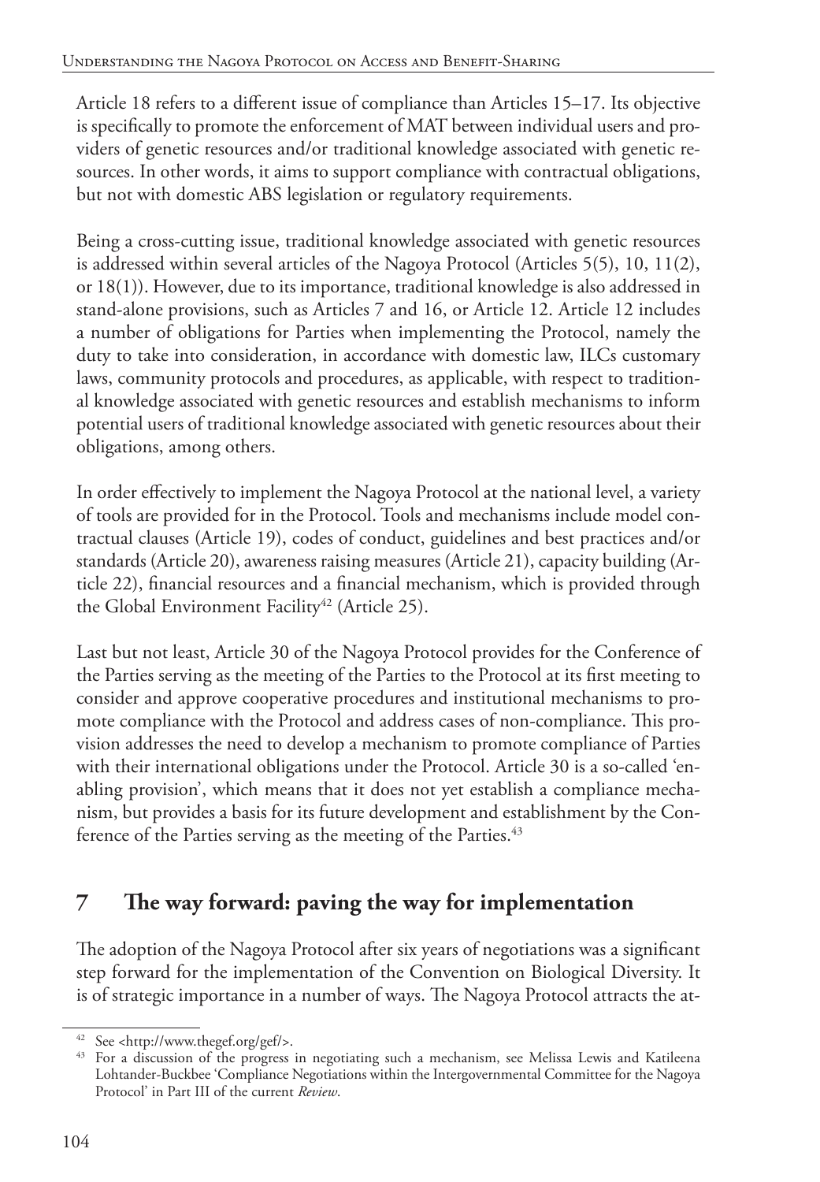Article 18 refers to a different issue of compliance than Articles 15–17. Its objective is specifically to promote the enforcement of MAT between individual users and providers of genetic resources and/or traditional knowledge associated with genetic resources. In other words, it aims to support compliance with contractual obligations, but not with domestic ABS legislation or regulatory requirements.

Being a cross-cutting issue, traditional knowledge associated with genetic resources is addressed within several articles of the Nagoya Protocol (Articles 5(5), 10, 11(2), or 18(1)). However, due to its importance, traditional knowledge is also addressed in stand-alone provisions, such as Articles 7 and 16, or Article 12. Article 12 includes a number of obligations for Parties when implementing the Protocol, namely the duty to take into consideration, in accordance with domestic law, ILCs customary laws, community protocols and procedures, as applicable, with respect to traditional knowledge associated with genetic resources and establish mechanisms to inform potential users of traditional knowledge associated with genetic resources about their obligations, among others.

In order effectively to implement the Nagoya Protocol at the national level, a variety of tools are provided for in the Protocol. Tools and mechanisms include model contractual clauses (Article 19), codes of conduct, guidelines and best practices and/or standards (Article 20), awareness raising measures (Article 21), capacity building (Article 22), financial resources and a financial mechanism, which is provided through the Global Environment Facility[42] (Article 25).

Last but not least, Article 30 of the Nagoya Protocol provides for the Conference of the Parties serving as the meeting of the Parties to the Protocol at its first meeting to consider and approve cooperative procedures and institutional mechanisms to promote compliance with the Protocol and address cases of non-compliance. This provision addresses the need to develop a mechanism to promote compliance of Parties with their international obligations under the Protocol. Article 30 is a so-called 'enabling provision', which means that it does not yet establish a compliance mechanism, but provides a basis for its future development and establishment by the Conference of the Parties serving as the meeting of the Parties.[43]

## 7 The way forward: paving the way for implementation

The adoption of the Nagoya Protocol after six years of negotiations was a significant step forward for the implementation of the Convention on Biological Diversity. It is of strategic importance in a number of ways. The Nagoya Protocol attracts the at-

---

[42] See <http://www.thegef.org/gef/>.

[43] For a discussion of the progress in negotiating such a mechanism, see Melissa Lewis and Katileena Lohtander-Buckbee 'Compliance Negotiations within the Intergovernmental Committee for the Nagoya Protocol' in Part III of the current *Review*.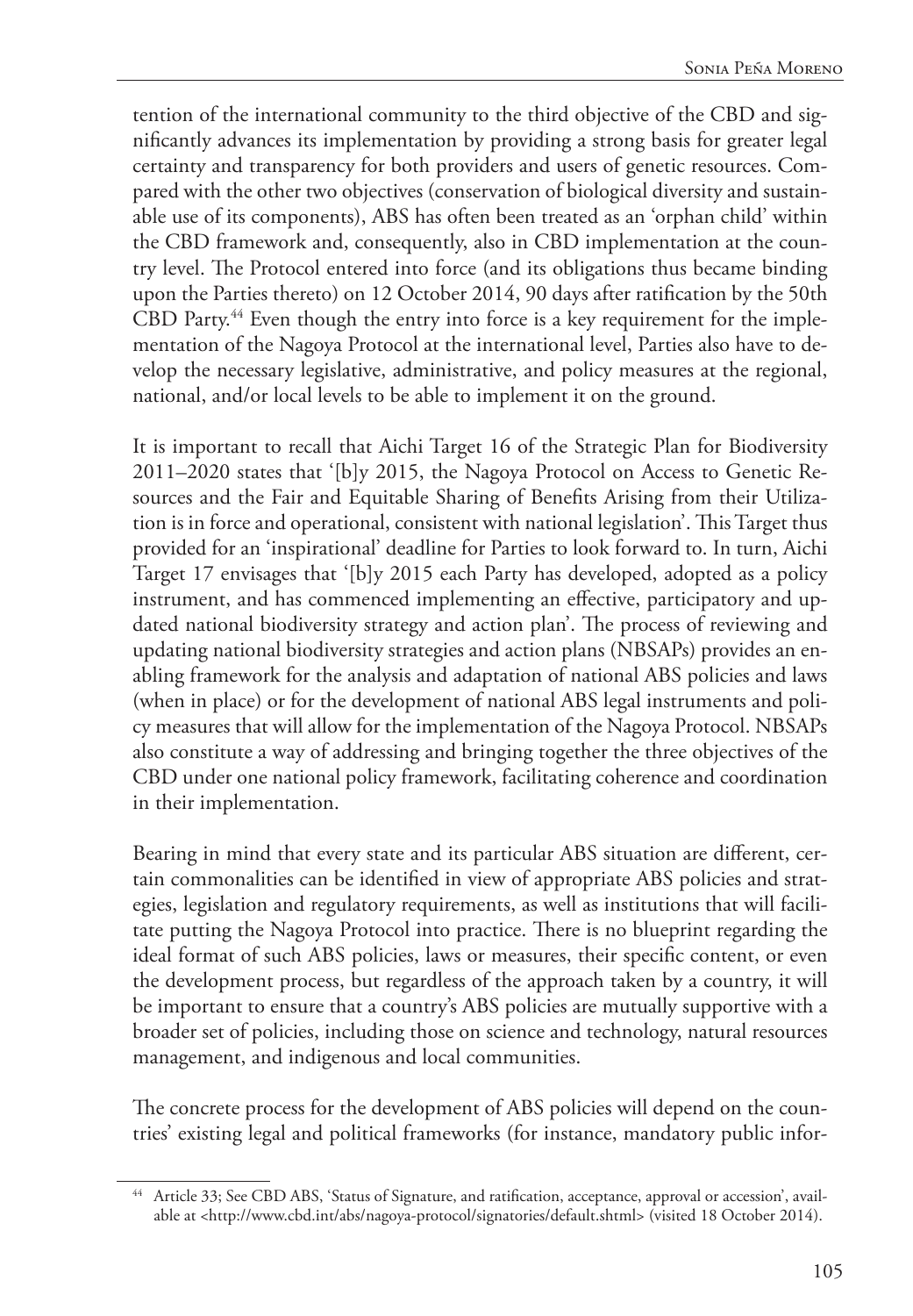tention of the international community to the third objective of the CBD and significantly advances its implementation by providing a strong basis for greater legal certainty and transparency for both providers and users of genetic resources. Compared with the other two objectives (conservation of biological diversity and sustainable use of its components), ABS has often been treated as an 'orphan child' within the CBD framework and, consequently, also in CBD implementation at the country level. The Protocol entered into force (and its obligations thus became binding upon the Parties thereto) on 12 October 2014, 90 days after ratification by the 50th CBD Party.[44] Even though the entry into force is a key requirement for the implementation of the Nagoya Protocol at the international level, Parties also have to develop the necessary legislative, administrative, and policy measures at the regional, national, and/or local levels to be able to implement it on the ground.

It is important to recall that Aichi Target 16 of the Strategic Plan for Biodiversity 2011–2020 states that '[b]y 2015, the Nagoya Protocol on Access to Genetic Resources and the Fair and Equitable Sharing of Benefits Arising from their Utilization is in force and operational, consistent with national legislation'. This Target thus provided for an 'inspirational' deadline for Parties to look forward to. In turn, Aichi Target 17 envisages that '[b]y 2015 each Party has developed, adopted as a policy instrument, and has commenced implementing an effective, participatory and updated national biodiversity strategy and action plan'. The process of reviewing and updating national biodiversity strategies and action plans (NBSAPs) provides an enabling framework for the analysis and adaptation of national ABS policies and laws (when in place) or for the development of national ABS legal instruments and policy measures that will allow for the implementation of the Nagoya Protocol. NBSAPs also constitute a way of addressing and bringing together the three objectives of the CBD under one national policy framework, facilitating coherence and coordination in their implementation.

Bearing in mind that every state and its particular ABS situation are different, certain commonalities can be identified in view of appropriate ABS policies and strategies, legislation and regulatory requirements, as well as institutions that will facilitate putting the Nagoya Protocol into practice. There is no blueprint regarding the ideal format of such ABS policies, laws or measures, their specific content, or even the development process, but regardless of the approach taken by a country, it will be important to ensure that a country's ABS policies are mutually supportive with a broader set of policies, including those on science and technology, natural resources management, and indigenous and local communities.

The concrete process for the development of ABS policies will depend on the countries' existing legal and political frameworks (for instance, mandatory public infor-

[44] Article 33; See CBD ABS, 'Status of Signature, and ratification, acceptance, approval or accession', available at <http://www.cbd.int/abs/nagoya-protocol/signatories/default.shtml> (visited 18 October 2014).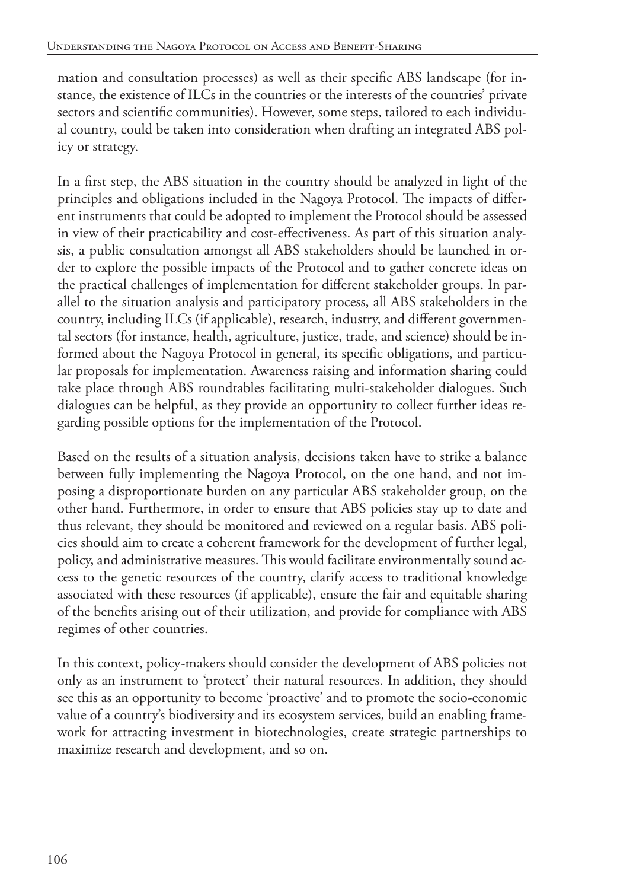mation and consultation processes) as well as their specific ABS landscape (for instance, the existence of ILCs in the countries or the interests of the countries' private sectors and scientific communities). However, some steps, tailored to each individual country, could be taken into consideration when drafting an integrated ABS policy or strategy.

In a first step, the ABS situation in the country should be analyzed in light of the principles and obligations included in the Nagoya Protocol. The impacts of different instruments that could be adopted to implement the Protocol should be assessed in view of their practicability and cost-effectiveness. As part of this situation analysis, a public consultation amongst all ABS stakeholders should be launched in order to explore the possible impacts of the Protocol and to gather concrete ideas on the practical challenges of implementation for different stakeholder groups. In parallel to the situation analysis and participatory process, all ABS stakeholders in the country, including ILCs (if applicable), research, industry, and different governmental sectors (for instance, health, agriculture, justice, trade, and science) should be informed about the Nagoya Protocol in general, its specific obligations, and particular proposals for implementation. Awareness raising and information sharing could take place through ABS roundtables facilitating multi-stakeholder dialogues. Such dialogues can be helpful, as they provide an opportunity to collect further ideas regarding possible options for the implementation of the Protocol.

Based on the results of a situation analysis, decisions taken have to strike a balance between fully implementing the Nagoya Protocol, on the one hand, and not imposing a disproportionate burden on any particular ABS stakeholder group, on the other hand. Furthermore, in order to ensure that ABS policies stay up to date and thus relevant, they should be monitored and reviewed on a regular basis. ABS policies should aim to create a coherent framework for the development of further legal, policy, and administrative measures. This would facilitate environmentally sound access to the genetic resources of the country, clarify access to traditional knowledge associated with these resources (if applicable), ensure the fair and equitable sharing of the benefits arising out of their utilization, and provide for compliance with ABS regimes of other countries.

In this context, policy-makers should consider the development of ABS policies not only as an instrument to 'protect' their natural resources. In addition, they should see this as an opportunity to become 'proactive' and to promote the socio-economic value of a country's biodiversity and its ecosystem services, build an enabling framework for attracting investment in biotechnologies, create strategic partnerships to maximize research and development, and so on.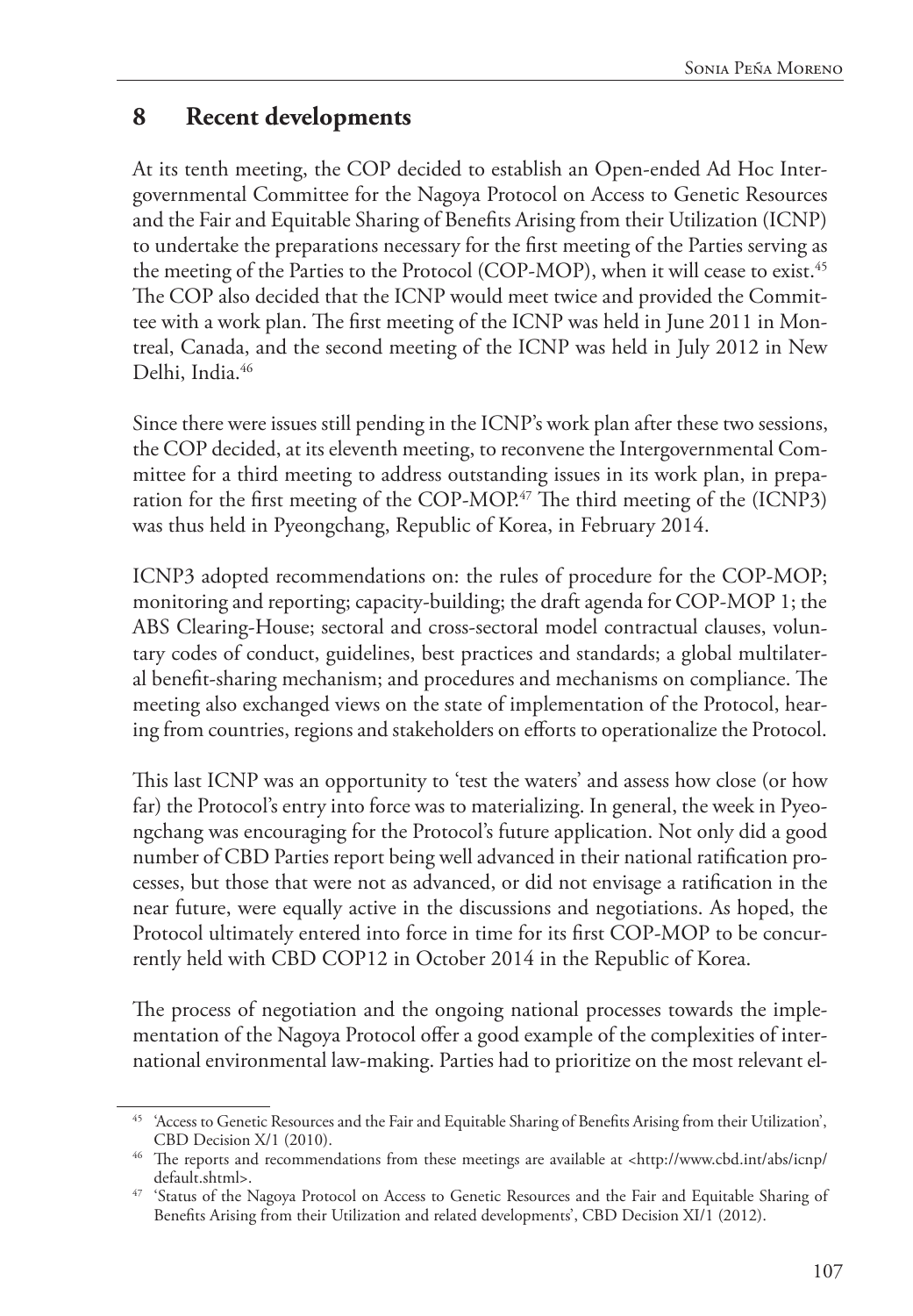## 8 Recent developments

At its tenth meeting, the COP decided to establish an Open-ended Ad Hoc Intergovernmental Committee for the Nagoya Protocol on Access to Genetic Resources and the Fair and Equitable Sharing of Benefits Arising from their Utilization (ICNP) to undertake the preparations necessary for the first meeting of the Parties serving as the meeting of the Parties to the Protocol (COP-MOP), when it will cease to exist.[45] The COP also decided that the ICNP would meet twice and provided the Committee with a work plan. The first meeting of the ICNP was held in June 2011 in Montreal, Canada, and the second meeting of the ICNP was held in July 2012 in New Delhi, India.[46]

Since there were issues still pending in the ICNP's work plan after these two sessions, the COP decided, at its eleventh meeting, to reconvene the Intergovernmental Committee for a third meeting to address outstanding issues in its work plan, in preparation for the first meeting of the COP-MOP.[47] The third meeting of the (ICNP3) was thus held in Pyeongchang, Republic of Korea, in February 2014.

ICNP3 adopted recommendations on: the rules of procedure for the COP-MOP; monitoring and reporting; capacity-building; the draft agenda for COP-MOP 1; the ABS Clearing-House; sectoral and cross-sectoral model contractual clauses, voluntary codes of conduct, guidelines, best practices and standards; a global multilateral benefit-sharing mechanism; and procedures and mechanisms on compliance. The meeting also exchanged views on the state of implementation of the Protocol, hearing from countries, regions and stakeholders on efforts to operationalize the Protocol.

This last ICNP was an opportunity to 'test the waters' and assess how close (or how far) the Protocol's entry into force was to materializing. In general, the week in Pyeongchang was encouraging for the Protocol's future application. Not only did a good number of CBD Parties report being well advanced in their national ratification processes, but those that were not as advanced, or did not envisage a ratification in the near future, were equally active in the discussions and negotiations. As hoped, the Protocol ultimately entered into force in time for its first COP-MOP to be concurrently held with CBD COP12 in October 2014 in the Republic of Korea.

The process of negotiation and the ongoing national processes towards the implementation of the Nagoya Protocol offer a good example of the complexities of international environmental law-making. Parties had to prioritize on the most relevant el-

---

[45] 'Access to Genetic Resources and the Fair and Equitable Sharing of Benefits Arising from their Utilization', CBD Decision X/1 (2010).

[46] The reports and recommendations from these meetings are available at <http://www.cbd.int/abs/icnp/default.shtml>.

[47] 'Status of the Nagoya Protocol on Access to Genetic Resources and the Fair and Equitable Sharing of Benefits Arising from their Utilization and related developments', CBD Decision XI/1 (2012).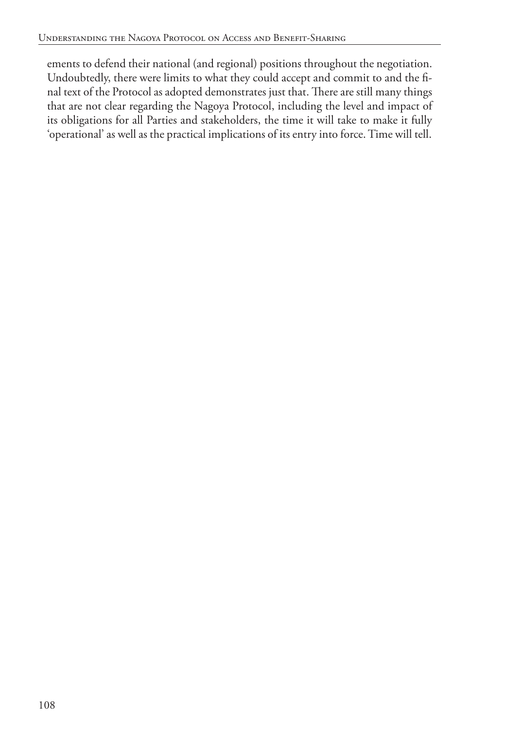ements to defend their national (and regional) positions throughout the negotiation. Undoubtedly, there were limits to what they could accept and commit to and the final text of the Protocol as adopted demonstrates just that. There are still many things that are not clear regarding the Nagoya Protocol, including the level and impact of its obligations for all Parties and stakeholders, the time it will take to make it fully 'operational' as well as the practical implications of its entry into force. Time will tell.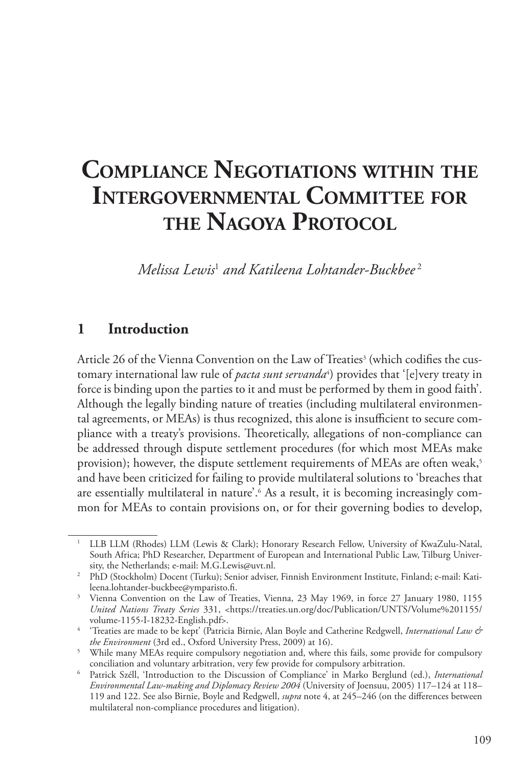# Compliance Negotiations within the Intergovernmental Committee for the Nagoya Protocol

*Melissa Lewis*[1] *and Katileena Lohtander-Buckbee*[2]

## 1 Introduction

Article 26 of the Vienna Convention on the Law of Treaties[3] (which codifies the customary international law rule of *pacta sunt servanda*[4]) provides that '[e]very treaty in force is binding upon the parties to it and must be performed by them in good faith'. Although the legally binding nature of treaties (including multilateral environmental agreements, or MEAs) is thus recognized, this alone is insufficient to secure compliance with a treaty's provisions. Theoretically, allegations of non-compliance can be addressed through dispute settlement procedures (for which most MEAs make provision); however, the dispute settlement requirements of MEAs are often weak,[5] and have been criticized for failing to provide multilateral solutions to 'breaches that are essentially multilateral in nature'.[6] As a result, it is becoming increasingly common for MEAs to contain provisions on, or for their governing bodies to develop,

---

[1] LLB LLM (Rhodes) LLM (Lewis & Clark); Honorary Research Fellow, University of KwaZulu-Natal, South Africa; PhD Researcher, Department of European and International Public Law, Tilburg University, the Netherlands; e-mail: M.G.Lewis@uvt.nl.

[2] PhD (Stockholm) Docent (Turku); Senior adviser, Finnish Environment Institute, Finland; e-mail: Katileena.lohtander-buckbee@ymparisto.fi.

[3] Vienna Convention on the Law of Treaties, Vienna, 23 May 1969, in force 27 January 1980, 1155 *United Nations Treaty Series* 331, <https://treaties.un.org/doc/Publication/UNTS/Volume%201155/volume-1155-I-18232-English.pdf>.

[4] 'Treaties are made to be kept' (Patricia Birnie, Alan Boyle and Catherine Redgwell, *International Law & the Environment* (3rd ed., Oxford University Press, 2009) at 16).

[5] While many MEAs require compulsory negotiation and, where this fails, some provide for compulsory conciliation and voluntary arbitration, very few provide for compulsory arbitration.

[6] Patrick Széll, 'Introduction to the Discussion of Compliance' in Marko Berglund (ed.), *International Environmental Law-making and Diplomacy Review 2004* (University of Joensuu, 2005) 117–124 at 118–119 and 122. See also Birnie, Boyle and Redgwell, *supra* note 4, at 245–246 (on the differences between multilateral non-compliance procedures and litigation).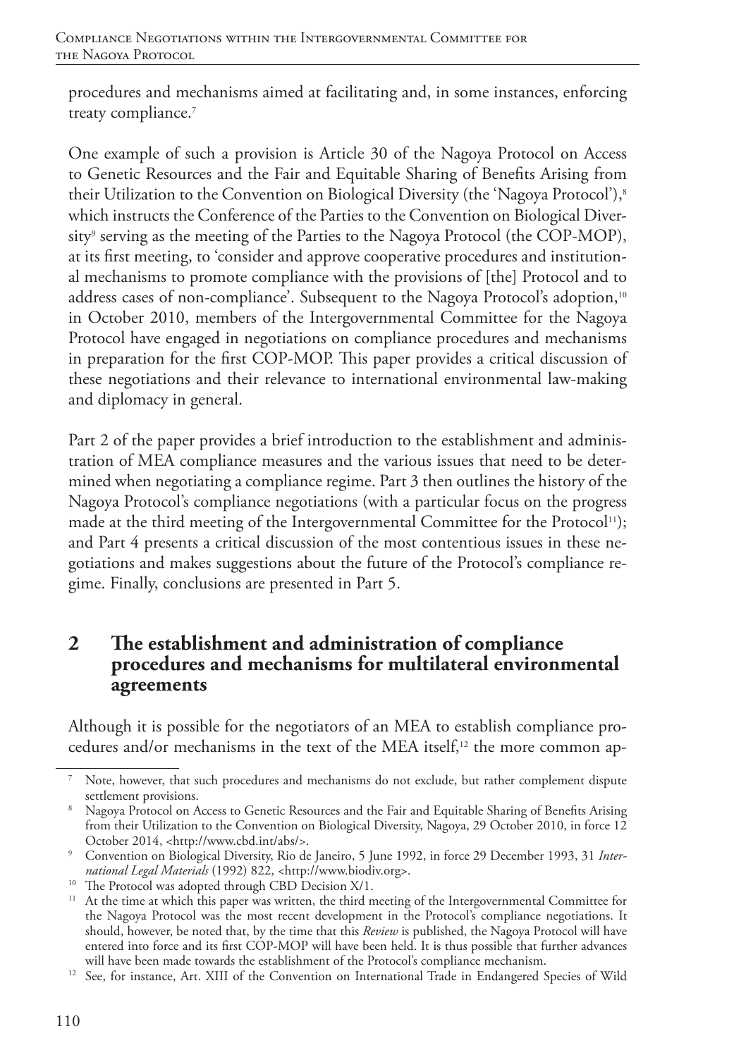procedures and mechanisms aimed at facilitating and, in some instances, enforcing treaty compliance.[7]

One example of such a provision is Article 30 of the Nagoya Protocol on Access to Genetic Resources and the Fair and Equitable Sharing of Benefits Arising from their Utilization to the Convention on Biological Diversity (the 'Nagoya Protocol'),[8] which instructs the Conference of the Parties to the Convention on Biological Diversity[9] serving as the meeting of the Parties to the Nagoya Protocol (the COP-MOP), at its first meeting, to 'consider and approve cooperative procedures and institutional mechanisms to promote compliance with the provisions of [the] Protocol and to address cases of non-compliance'. Subsequent to the Nagoya Protocol's adoption,[10] in October 2010, members of the Intergovernmental Committee for the Nagoya Protocol have engaged in negotiations on compliance procedures and mechanisms in preparation for the first COP-MOP. This paper provides a critical discussion of these negotiations and their relevance to international environmental law-making and diplomacy in general.

Part 2 of the paper provides a brief introduction to the establishment and administration of MEA compliance measures and the various issues that need to be determined when negotiating a compliance regime. Part 3 then outlines the history of the Nagoya Protocol's compliance negotiations (with a particular focus on the progress made at the third meeting of the Intergovernmental Committee for the Protocol[11]); and Part 4 presents a critical discussion of the most contentious issues in these negotiations and makes suggestions about the future of the Protocol's compliance regime. Finally, conclusions are presented in Part 5.

## 2 The establishment and administration of compliance procedures and mechanisms for multilateral environmental agreements

Although it is possible for the negotiators of an MEA to establish compliance procedures and/or mechanisms in the text of the MEA itself,[12] the more common ap-

---

[7] Note, however, that such procedures and mechanisms do not exclude, but rather complement dispute settlement provisions.

[8] Nagoya Protocol on Access to Genetic Resources and the Fair and Equitable Sharing of Benefits Arising from their Utilization to the Convention on Biological Diversity, Nagoya, 29 October 2010, in force 12 October 2014, <http://www.cbd.int/abs/>.

[9] Convention on Biological Diversity, Rio de Janeiro, 5 June 1992, in force 29 December 1993, 31 *International Legal Materials* (1992) 822, <http://www.biodiv.org>.

[10] The Protocol was adopted through CBD Decision X/1.

[11] At the time at which this paper was written, the third meeting of the Intergovernmental Committee for the Nagoya Protocol was the most recent development in the Protocol's compliance negotiations. It should, however, be noted that, by the time that this *Review* is published, the Nagoya Protocol will have entered into force and its first COP-MOP will have been held. It is thus possible that further advances will have been made towards the establishment of the Protocol's compliance mechanism.

[12] See, for instance, Art. XIII of the Convention on International Trade in Endangered Species of Wild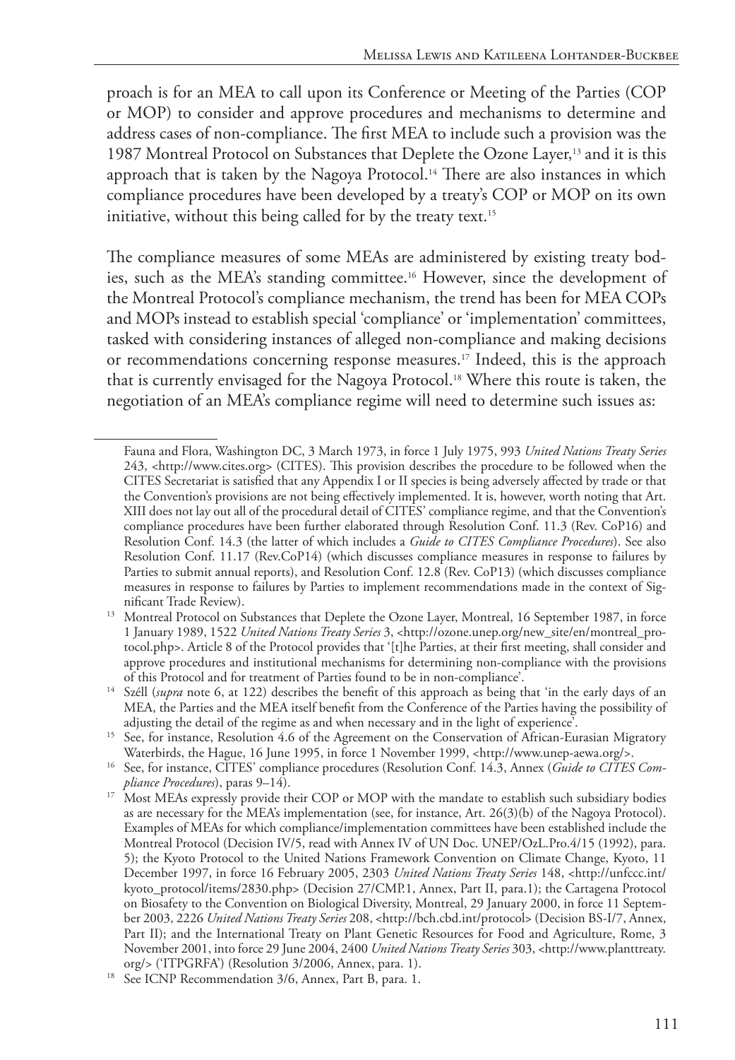proach is for an MEA to call upon its Conference or Meeting of the Parties (COP or MOP) to consider and approve procedures and mechanisms to determine and address cases of non-compliance. The first MEA to include such a provision was the 1987 Montreal Protocol on Substances that Deplete the Ozone Layer,[13] and it is this approach that is taken by the Nagoya Protocol.[14] There are also instances in which compliance procedures have been developed by a treaty's COP or MOP on its own initiative, without this being called for by the treaty text.[15]

The compliance measures of some MEAs are administered by existing treaty bodies, such as the MEA's standing committee.[16] However, since the development of the Montreal Protocol's compliance mechanism, the trend has been for MEA COPs and MOPs instead to establish special 'compliance' or 'implementation' committees, tasked with considering instances of alleged non-compliance and making decisions or recommendations concerning response measures.[17] Indeed, this is the approach that is currently envisaged for the Nagoya Protocol.[18] Where this route is taken, the negotiation of an MEA's compliance regime will need to determine such issues as:

---

Fauna and Flora, Washington DC, 3 March 1973, in force 1 July 1975, 993 *United Nations Treaty Series* 243, <http://www.cites.org> (CITES). This provision describes the procedure to be followed when the CITES Secretariat is satisfied that any Appendix I or II species is being adversely affected by trade or that the Convention's provisions are not being effectively implemented. It is, however, worth noting that Art. XIII does not lay out all of the procedural detail of CITES' compliance regime, and that the Convention's compliance procedures have been further elaborated through Resolution Conf. 11.3 (Rev. CoP16) and Resolution Conf. 14.3 (the latter of which includes a *Guide to CITES Compliance Procedures*). See also Resolution Conf. 11.17 (Rev.CoP14) (which discusses compliance measures in response to failures by Parties to submit annual reports), and Resolution Conf. 12.8 (Rev. CoP13) (which discusses compliance measures in response to failures by Parties to implement recommendations made in the context of Significant Trade Review).

[13] Montreal Protocol on Substances that Deplete the Ozone Layer, Montreal, 16 September 1987, in force 1 January 1989, 1522 *United Nations Treaty Series* 3, <http://ozone.unep.org/new_site/en/montreal_protocol.php>. Article 8 of the Protocol provides that '[t]he Parties, at their first meeting, shall consider and approve procedures and institutional mechanisms for determining non-compliance with the provisions of this Protocol and for treatment of Parties found to be in non-compliance'.

[14] Széll (*supra* note 6, at 122) describes the benefit of this approach as being that 'in the early days of an MEA, the Parties and the MEA itself benefit from the Conference of the Parties having the possibility of adjusting the detail of the regime as and when necessary and in the light of experience'.

[15] See, for instance, Resolution 4.6 of the Agreement on the Conservation of African-Eurasian Migratory Waterbirds, the Hague, 16 June 1995, in force 1 November 1999, <http://www.unep-aewa.org/>.

[16] See, for instance, CITES' compliance procedures (Resolution Conf. 14.3, Annex (*Guide to CITES Compliance Procedures*), paras 9–14).

[17] Most MEAs expressly provide their COP or MOP with the mandate to establish such subsidiary bodies as are necessary for the MEA's implementation (see, for instance, Art. 26(3)(b) of the Nagoya Protocol). Examples of MEAs for which compliance/implementation committees have been established include the Montreal Protocol (Decision IV/5, read with Annex IV of UN Doc. UNEP/OzL.Pro.4/15 (1992), para. 5); the Kyoto Protocol to the United Nations Framework Convention on Climate Change, Kyoto, 11 December 1997, in force 16 February 2005, 2303 *United Nations Treaty Series* 148, <http://unfccc.int/kyoto_protocol/items/2830.php> (Decision 27/CMP.1, Annex, Part II, para.1); the Cartagena Protocol on Biosafety to the Convention on Biological Diversity, Montreal, 29 January 2000, in force 11 September 2003, 2226 *United Nations Treaty Series* 208, <http://bch.cbd.int/protocol> (Decision BS-I/7, Annex, Part II); and the International Treaty on Plant Genetic Resources for Food and Agriculture, Rome, 3 November 2001, into force 29 June 2004, 2400 *United Nations Treaty Series* 303, <http://www.planttreaty.org/> ('ITPGRFA') (Resolution 3/2006, Annex, para. 1).

[18] See ICNP Recommendation 3/6, Annex, Part B, para. 1.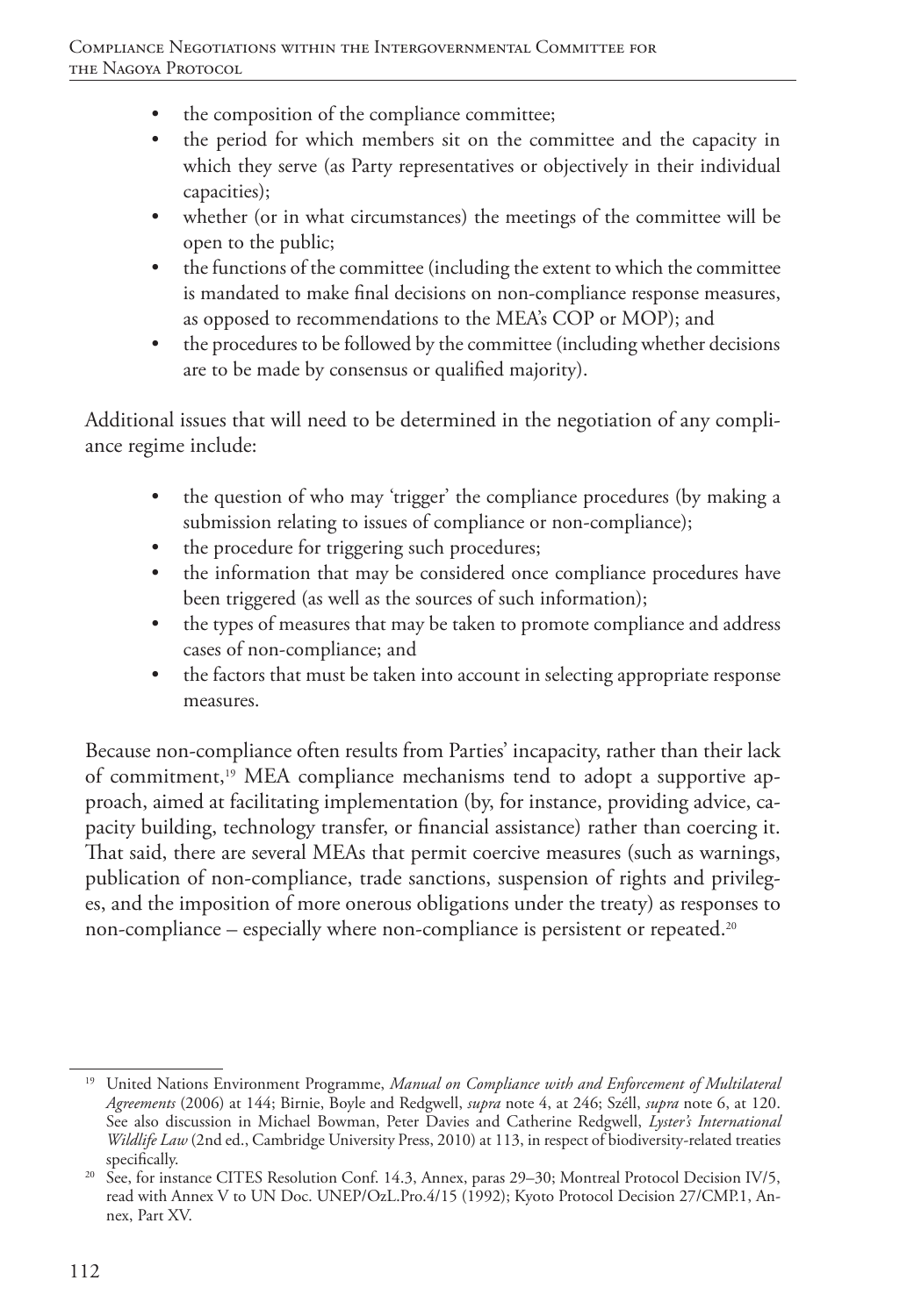- the composition of the compliance committee;
- the period for which members sit on the committee and the capacity in which they serve (as Party representatives or objectively in their individual capacities);
- whether (or in what circumstances) the meetings of the committee will be open to the public;
- the functions of the committee (including the extent to which the committee is mandated to make final decisions on non-compliance response measures, as opposed to recommendations to the MEA's COP or MOP); and
- the procedures to be followed by the committee (including whether decisions are to be made by consensus or qualified majority).

Additional issues that will need to be determined in the negotiation of any compliance regime include:

- the question of who may 'trigger' the compliance procedures (by making a submission relating to issues of compliance or non-compliance);
- the procedure for triggering such procedures;
- the information that may be considered once compliance procedures have been triggered (as well as the sources of such information);
- the types of measures that may be taken to promote compliance and address cases of non-compliance; and
- the factors that must be taken into account in selecting appropriate response measures.

Because non-compliance often results from Parties' incapacity, rather than their lack of commitment,[19] MEA compliance mechanisms tend to adopt a supportive approach, aimed at facilitating implementation (by, for instance, providing advice, capacity building, technology transfer, or financial assistance) rather than coercing it. That said, there are several MEAs that permit coercive measures (such as warnings, publication of non-compliance, trade sanctions, suspension of rights and privileges, and the imposition of more onerous obligations under the treaty) as responses to non-compliance – especially where non-compliance is persistent or repeated.[20]

---

[19] United Nations Environment Programme, *Manual on Compliance with and Enforcement of Multilateral Agreements* (2006) at 144; Birnie, Boyle and Redgwell, *supra* note 4, at 246; Széll, *supra* note 6, at 120. See also discussion in Michael Bowman, Peter Davies and Catherine Redgwell, *Lyster's International Wildlife Law* (2nd ed., Cambridge University Press, 2010) at 113, in respect of biodiversity-related treaties specifically.

[20] See, for instance CITES Resolution Conf. 14.3, Annex, paras 29–30; Montreal Protocol Decision IV/5, read with Annex V to UN Doc. UNEP/OzL.Pro.4/15 (1992); Kyoto Protocol Decision 27/CMP.1, Annex, Part XV.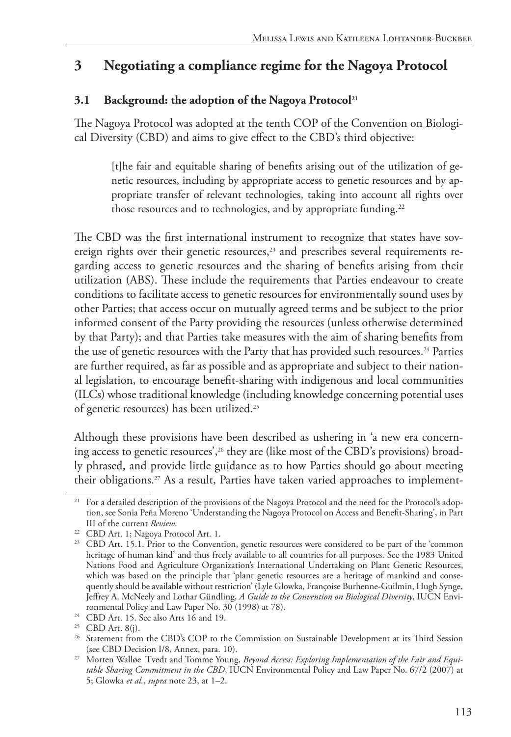## 3 Negotiating a compliance regime for the Nagoya Protocol

### 3.1 Background: the adoption of the Nagoya Protocol[21]

The Nagoya Protocol was adopted at the tenth COP of the Convention on Biological Diversity (CBD) and aims to give effect to the CBD's third objective:

> [t]he fair and equitable sharing of benefits arising out of the utilization of genetic resources, including by appropriate access to genetic resources and by appropriate transfer of relevant technologies, taking into account all rights over those resources and to technologies, and by appropriate funding.[22]

The CBD was the first international instrument to recognize that states have sovereign rights over their genetic resources,[23] and prescribes several requirements regarding access to genetic resources and the sharing of benefits arising from their utilization (ABS). These include the requirements that Parties endeavour to create conditions to facilitate access to genetic resources for environmentally sound uses by other Parties; that access occur on mutually agreed terms and be subject to the prior informed consent of the Party providing the resources (unless otherwise determined by that Party); and that Parties take measures with the aim of sharing benefits from the use of genetic resources with the Party that has provided such resources.[24] Parties are further required, as far as possible and as appropriate and subject to their national legislation, to encourage benefit-sharing with indigenous and local communities (ILCs) whose traditional knowledge (including knowledge concerning potential uses of genetic resources) has been utilized.[25]

Although these provisions have been described as ushering in 'a new era concerning access to genetic resources',[26] they are (like most of the CBD's provisions) broadly phrased, and provide little guidance as to how Parties should go about meeting their obligations.[27] As a result, Parties have taken varied approaches to implement-

---

[21] For a detailed description of the provisions of the Nagoya Protocol and the need for the Protocol's adoption, see Sonia Peña Moreno 'Understanding the Nagoya Protocol on Access and Benefit-Sharing', in Part III of the current *Review*.

[22] CBD Art. 1; Nagoya Protocol Art. 1.

[23] CBD Art. 15.1. Prior to the Convention, genetic resources were considered to be part of the 'common heritage of human kind' and thus freely available to all countries for all purposes. See the 1983 United Nations Food and Agriculture Organization's International Undertaking on Plant Genetic Resources, which was based on the principle that 'plant genetic resources are a heritage of mankind and consequently should be available without restriction' (Lyle Glowka, Françoise Burhenne-Guilmin, Hugh Synge, Jeffrey A. McNeely and Lothar Gündling, *A Guide to the Convention on Biological Diversity*, IUCN Environmental Policy and Law Paper No. 30 (1998) at 78).

[24] CBD Art. 15. See also Arts 16 and 19.

[25] CBD Art. 8(j).

[26] Statement from the CBD's COP to the Commission on Sustainable Development at its Third Session (see CBD Decision I/8, Annex, para. 10).

[27] Morten Walløe Tvedt and Tomme Young, *Beyond Access: Exploring Implementation of the Fair and Equitable Sharing Commitment in the CBD*, IUCN Environmental Policy and Law Paper No. 67/2 (2007) at 5; Glowka *et al.*, *supra* note 23, at 1–2.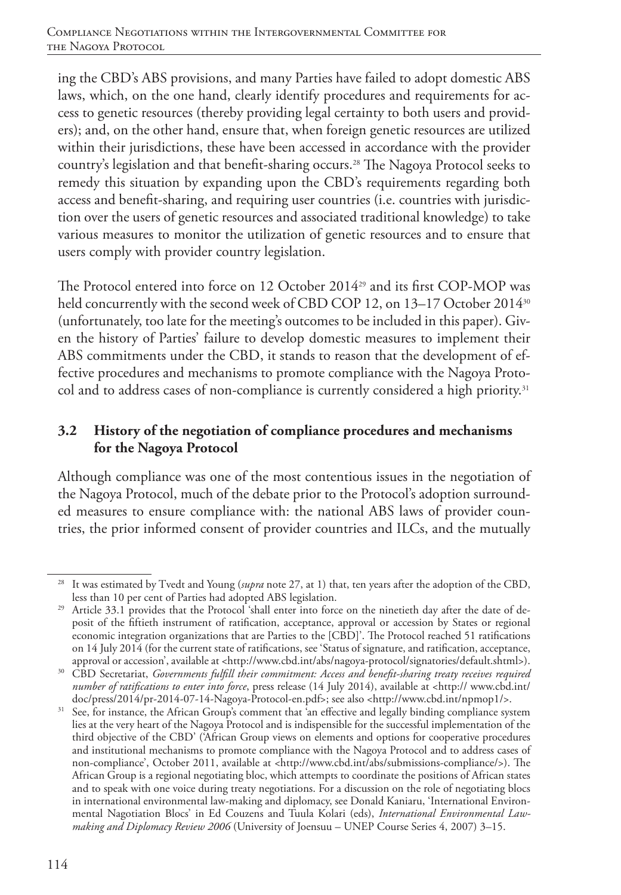ing the CBD's ABS provisions, and many Parties have failed to adopt domestic ABS laws, which, on the one hand, clearly identify procedures and requirements for access to genetic resources (thereby providing legal certainty to both users and providers); and, on the other hand, ensure that, when foreign genetic resources are utilized within their jurisdictions, these have been accessed in accordance with the provider country's legislation and that benefit-sharing occurs.[28] The Nagoya Protocol seeks to remedy this situation by expanding upon the CBD's requirements regarding both access and benefit-sharing, and requiring user countries (i.e. countries with jurisdiction over the users of genetic resources and associated traditional knowledge) to take various measures to monitor the utilization of genetic resources and to ensure that users comply with provider country legislation.

The Protocol entered into force on 12 October 2014[29] and its first COP-MOP was held concurrently with the second week of CBD COP 12, on 13–17 October 2014[30] (unfortunately, too late for the meeting's outcomes to be included in this paper). Given the history of Parties' failure to develop domestic measures to implement their ABS commitments under the CBD, it stands to reason that the development of effective procedures and mechanisms to promote compliance with the Nagoya Protocol and to address cases of non-compliance is currently considered a high priority.[31]

### 3.2 History of the negotiation of compliance procedures and mechanisms for the Nagoya Protocol

Although compliance was one of the most contentious issues in the negotiation of the Nagoya Protocol, much of the debate prior to the Protocol's adoption surrounded measures to ensure compliance with: the national ABS laws of provider countries, the prior informed consent of provider countries and ILCs, and the mutually

---

[28] It was estimated by Tvedt and Young (*supra* note 27, at 1) that, ten years after the adoption of the CBD, less than 10 per cent of Parties had adopted ABS legislation.

[29] Article 33.1 provides that the Protocol 'shall enter into force on the ninetieth day after the date of deposit of the fiftieth instrument of ratification, acceptance, approval or accession by States or regional economic integration organizations that are Parties to the [CBD]'. The Protocol reached 51 ratifications on 14 July 2014 (for the current state of ratifications, see 'Status of signature, and ratification, acceptance, approval or accession', available at <http://www.cbd.int/abs/nagoya-protocol/signatories/default.shtml>).

[30] CBD Secretariat, *Governments fulfill their commitment: Access and benefit-sharing treaty receives required number of ratifications to enter into force*, press release (14 July 2014), available at <http:// www.cbd.int/doc/press/2014/pr-2014-07-14-Nagoya-Protocol-en.pdf>; see also <http://www.cbd.int/npmop1/>.

[31] See, for instance, the African Group's comment that 'an effective and legally binding compliance system lies at the very heart of the Nagoya Protocol and is indispensible for the successful implementation of the third objective of the CBD' ('African Group views on elements and options for cooperative procedures and institutional mechanisms to promote compliance with the Nagoya Protocol and to address cases of non-compliance', October 2011, available at <http://www.cbd.int/abs/submissions-compliance/>). The African Group is a regional negotiating bloc, which attempts to coordinate the positions of African states and to speak with one voice during treaty negotiations. For a discussion on the role of negotiating blocs in international environmental law-making and diplomacy, see Donald Kaniaru, 'International Environmental Nagotiation Blocs' in Ed Couzens and Tuula Kolari (eds), *International Environmental Law-making and Diplomacy Review 2006* (University of Joensuu – UNEP Course Series 4, 2007) 3–15.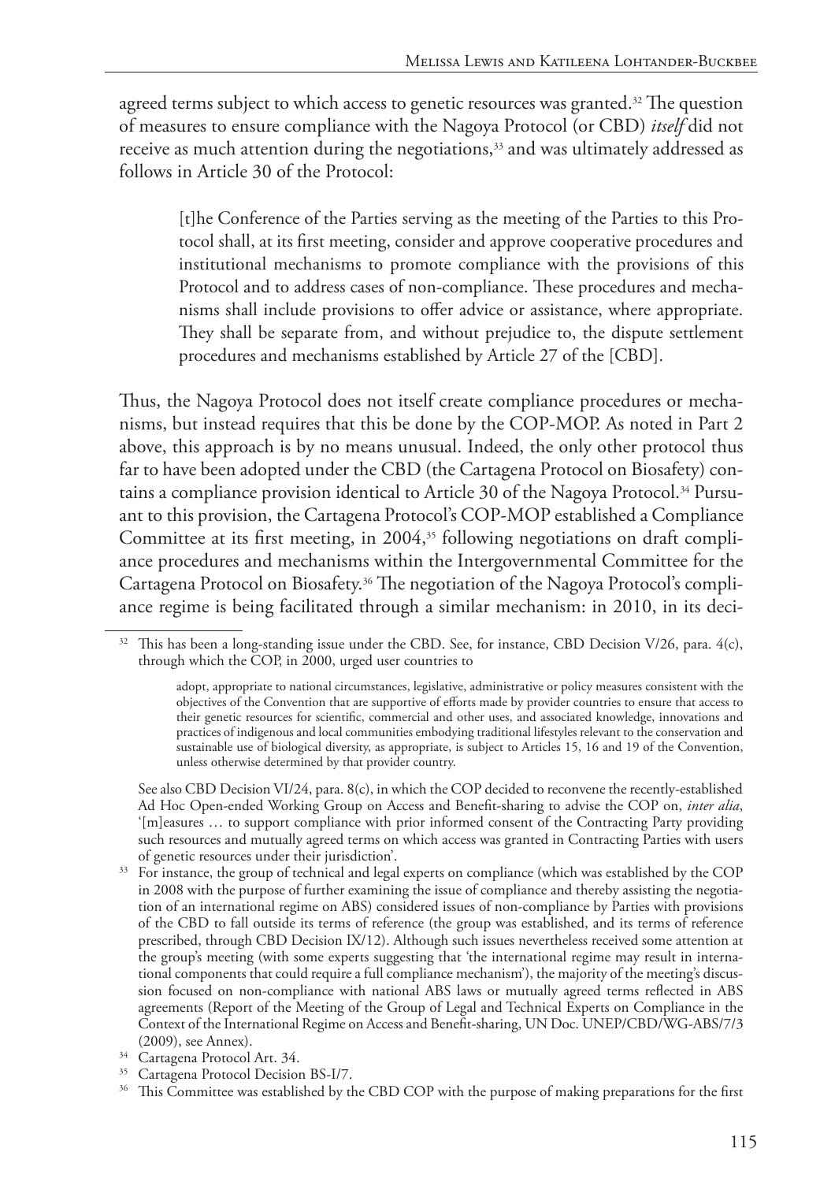agreed terms subject to which access to genetic resources was granted.[32] The question of measures to ensure compliance with the Nagoya Protocol (or CBD) *itself* did not receive as much attention during the negotiations,[33] and was ultimately addressed as follows in Article 30 of the Protocol:

> [t]he Conference of the Parties serving as the meeting of the Parties to this Protocol shall, at its first meeting, consider and approve cooperative procedures and institutional mechanisms to promote compliance with the provisions of this Protocol and to address cases of non-compliance. These procedures and mechanisms shall include provisions to offer advice or assistance, where appropriate. They shall be separate from, and without prejudice to, the dispute settlement procedures and mechanisms established by Article 27 of the [CBD].

Thus, the Nagoya Protocol does not itself create compliance procedures or mechanisms, but instead requires that this be done by the COP-MOP. As noted in Part 2 above, this approach is by no means unusual. Indeed, the only other protocol thus far to have been adopted under the CBD (the Cartagena Protocol on Biosafety) contains a compliance provision identical to Article 30 of the Nagoya Protocol.[34] Pursuant to this provision, the Cartagena Protocol's COP-MOP established a Compliance Committee at its first meeting, in 2004,[35] following negotiations on draft compliance procedures and mechanisms within the Intergovernmental Committee for the Cartagena Protocol on Biosafety.[36] The negotiation of the Nagoya Protocol's compliance regime is being facilitated through a similar mechanism: in 2010, in its deci-

---

[32] This has been a long-standing issue under the CBD. See, for instance, CBD Decision V/26, para. 4(c), through which the COP, in 2000, urged user countries to

> adopt, appropriate to national circumstances, legislative, administrative or policy measures consistent with the objectives of the Convention that are supportive of efforts made by provider countries to ensure that access to their genetic resources for scientific, commercial and other uses, and associated knowledge, innovations and practices of indigenous and local communities embodying traditional lifestyles relevant to the conservation and sustainable use of biological diversity, as appropriate, is subject to Articles 15, 16 and 19 of the Convention, unless otherwise determined by that provider country.

See also CBD Decision VI/24, para. 8(c), in which the COP decided to reconvene the recently-established Ad Hoc Open-ended Working Group on Access and Benefit-sharing to advise the COP on, *inter alia*, '[m]easures … to support compliance with prior informed consent of the Contracting Party providing such resources and mutually agreed terms on which access was granted in Contracting Parties with users of genetic resources under their jurisdiction'.

[33] For instance, the group of technical and legal experts on compliance (which was established by the COP in 2008 with the purpose of further examining the issue of compliance and thereby assisting the negotiation of an international regime on ABS) considered issues of non-compliance by Parties with provisions of the CBD to fall outside its terms of reference (the group was established, and its terms of reference prescribed, through CBD Decision IX/12). Although such issues nevertheless received some attention at the group's meeting (with some experts suggesting that 'the international regime may result in international components that could require a full compliance mechanism'), the majority of the meeting's discussion focused on non-compliance with national ABS laws or mutually agreed terms reflected in ABS agreements (Report of the Meeting of the Group of Legal and Technical Experts on Compliance in the Context of the International Regime on Access and Benefit-sharing, UN Doc. UNEP/CBD/WG-ABS/7/3 (2009), see Annex).

[34] Cartagena Protocol Art. 34.

[35] Cartagena Protocol Decision BS-I/7.

[36] This Committee was established by the CBD COP with the purpose of making preparations for the first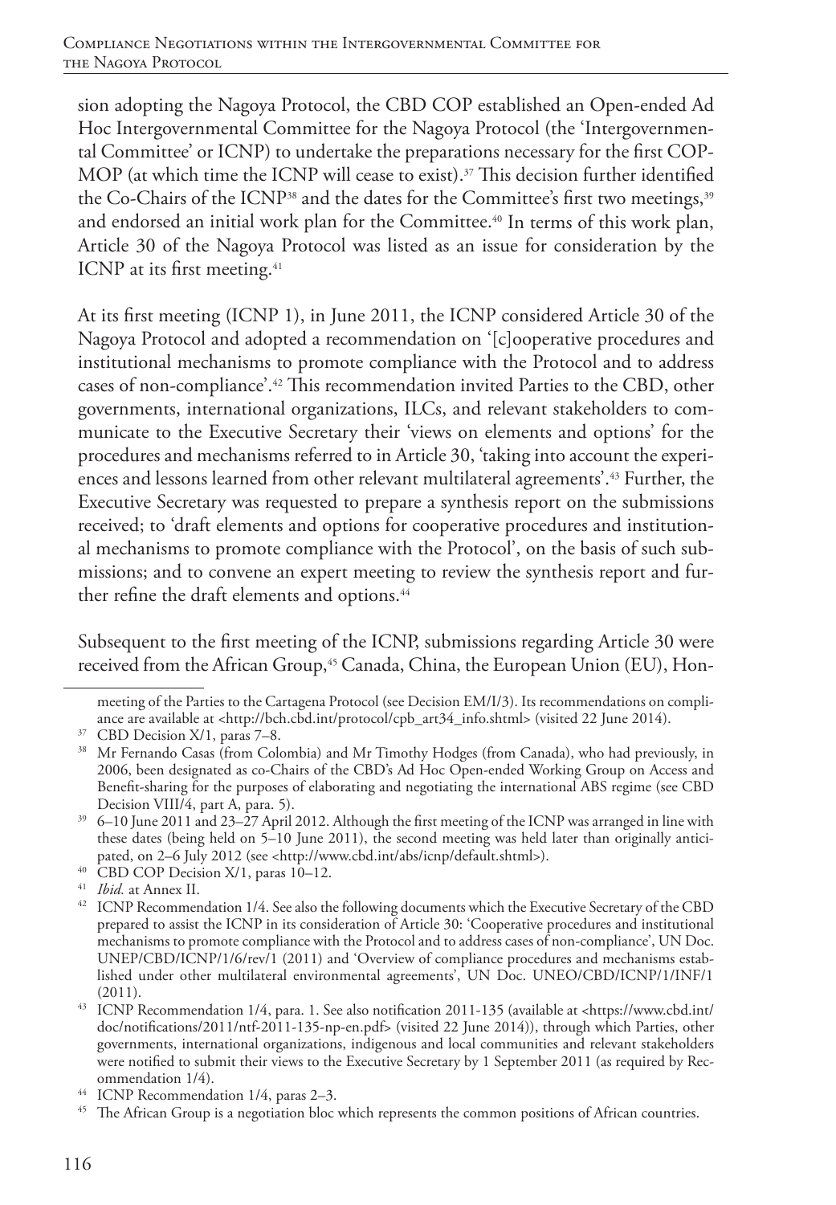sion adopting the Nagoya Protocol, the CBD COP established an Open-ended Ad Hoc Intergovernmental Committee for the Nagoya Protocol (the 'Intergovernmental Committee' or ICNP) to undertake the preparations necessary for the first COP-MOP (at which time the ICNP will cease to exist).[37] This decision further identified the Co-Chairs of the ICNP[38] and the dates for the Committee's first two meetings,[39] and endorsed an initial work plan for the Committee.[40] In terms of this work plan, Article 30 of the Nagoya Protocol was listed as an issue for consideration by the ICNP at its first meeting.[41]

At its first meeting (ICNP 1), in June 2011, the ICNP considered Article 30 of the Nagoya Protocol and adopted a recommendation on '[c]ooperative procedures and institutional mechanisms to promote compliance with the Protocol and to address cases of non-compliance'.[42] This recommendation invited Parties to the CBD, other governments, international organizations, ILCs, and relevant stakeholders to communicate to the Executive Secretary their 'views on elements and options' for the procedures and mechanisms referred to in Article 30, 'taking into account the experiences and lessons learned from other relevant multilateral agreements'.[43] Further, the Executive Secretary was requested to prepare a synthesis report on the submissions received; to 'draft elements and options for cooperative procedures and institutional mechanisms to promote compliance with the Protocol', on the basis of such submissions; and to convene an expert meeting to review the synthesis report and further refine the draft elements and options.[44]

Subsequent to the first meeting of the ICNP, submissions regarding Article 30 were received from the African Group,[45] Canada, China, the European Union (EU), Hon-

---

meeting of the Parties to the Cartagena Protocol (see Decision EM/I/3). Its recommendations on compliance are available at <http://bch.cbd.int/protocol/cpb_art34_info.shtml> (visited 22 June 2014).

[37] CBD Decision X/1, paras 7–8.

[38] Mr Fernando Casas (from Colombia) and Mr Timothy Hodges (from Canada), who had previously, in 2006, been designated as co-Chairs of the CBD's Ad Hoc Open-ended Working Group on Access and Benefit-sharing for the purposes of elaborating and negotiating the international ABS regime (see CBD Decision VIII/4, part A, para. 5).

[39] 6–10 June 2011 and 23–27 April 2012. Although the first meeting of the ICNP was arranged in line with these dates (being held on 5–10 June 2011), the second meeting was held later than originally anticipated, on 2–6 July 2012 (see <http://www.cbd.int/abs/icnp/default.shtml>).

[40] CBD COP Decision X/1, paras 10–12.

[41] *Ibid.* at Annex II.

[42] ICNP Recommendation 1/4. See also the following documents which the Executive Secretary of the CBD prepared to assist the ICNP in its consideration of Article 30: 'Cooperative procedures and institutional mechanisms to promote compliance with the Protocol and to address cases of non-compliance', UN Doc. UNEP/CBD/ICNP/1/6/rev/1 (2011) and 'Overview of compliance procedures and mechanisms established under other multilateral environmental agreements', UN Doc. UNEO/CBD/ICNP/1/INF/1 (2011).

[43] ICNP Recommendation 1/4, para. 1. See also notification 2011-135 (available at <https://www.cbd.int/doc/notifications/2011/ntf-2011-135-np-en.pdf> (visited 22 June 2014)), through which Parties, other governments, international organizations, indigenous and local communities and relevant stakeholders were notified to submit their views to the Executive Secretary by 1 September 2011 (as required by Recommendation 1/4).

[44] ICNP Recommendation 1/4, paras 2–3.

[45] The African Group is a negotiation bloc which represents the common positions of African countries.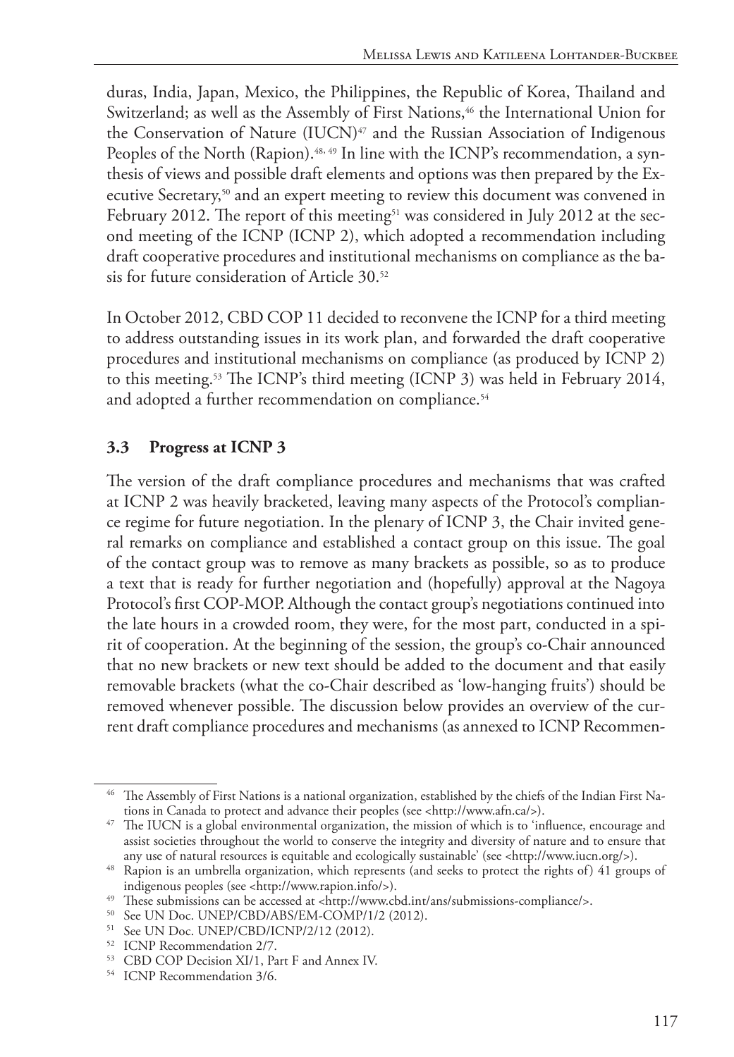duras, India, Japan, Mexico, the Philippines, the Republic of Korea, Thailand and Switzerland; as well as the Assembly of First Nations,[46] the International Union for the Conservation of Nature (IUCN)[47] and the Russian Association of Indigenous Peoples of the North (Rapion).[48, 49] In line with the ICNP's recommendation, a synthesis of views and possible draft elements and options was then prepared by the Executive Secretary,[50] and an expert meeting to review this document was convened in February 2012. The report of this meeting[51] was considered in July 2012 at the second meeting of the ICNP (ICNP 2), which adopted a recommendation including draft cooperative procedures and institutional mechanisms on compliance as the basis for future consideration of Article 30.[52]

In October 2012, CBD COP 11 decided to reconvene the ICNP for a third meeting to address outstanding issues in its work plan, and forwarded the draft cooperative procedures and institutional mechanisms on compliance (as produced by ICNP 2) to this meeting.[53] The ICNP's third meeting (ICNP 3) was held in February 2014, and adopted a further recommendation on compliance.[54]

### 3.3 Progress at ICNP 3

The version of the draft compliance procedures and mechanisms that was crafted at ICNP 2 was heavily bracketed, leaving many aspects of the Protocol's compliance regime for future negotiation. In the plenary of ICNP 3, the Chair invited general remarks on compliance and established a contact group on this issue. The goal of the contact group was to remove as many brackets as possible, so as to produce a text that is ready for further negotiation and (hopefully) approval at the Nagoya Protocol's first COP-MOP. Although the contact group's negotiations continued into the late hours in a crowded room, they were, for the most part, conducted in a spirit of cooperation. At the beginning of the session, the group's co-Chair announced that no new brackets or new text should be added to the document and that easily removable brackets (what the co-Chair described as 'low-hanging fruits') should be removed whenever possible. The discussion below provides an overview of the current draft compliance procedures and mechanisms (as annexed to ICNP Recommen-

---

[46] The Assembly of First Nations is a national organization, established by the chiefs of the Indian First Nations in Canada to protect and advance their peoples (see <http://www.afn.ca/>).

[47] The IUCN is a global environmental organization, the mission of which is to 'influence, encourage and assist societies throughout the world to conserve the integrity and diversity of nature and to ensure that any use of natural resources is equitable and ecologically sustainable' (see <http://www.iucn.org/>).

[48] Rapion is an umbrella organization, which represents (and seeks to protect the rights of) 41 groups of indigenous peoples (see <http://www.rapion.info/>).

[49] These submissions can be accessed at <http://www.cbd.int/ans/submissions-compliance/>.

[50] See UN Doc. UNEP/CBD/ABS/EM-COMP/1/2 (2012).

[51] See UN Doc. UNEP/CBD/ICNP/2/12 (2012).

[52] ICNP Recommendation 2/7.

[53] CBD COP Decision XI/1, Part F and Annex IV.

[54] ICNP Recommendation 3/6.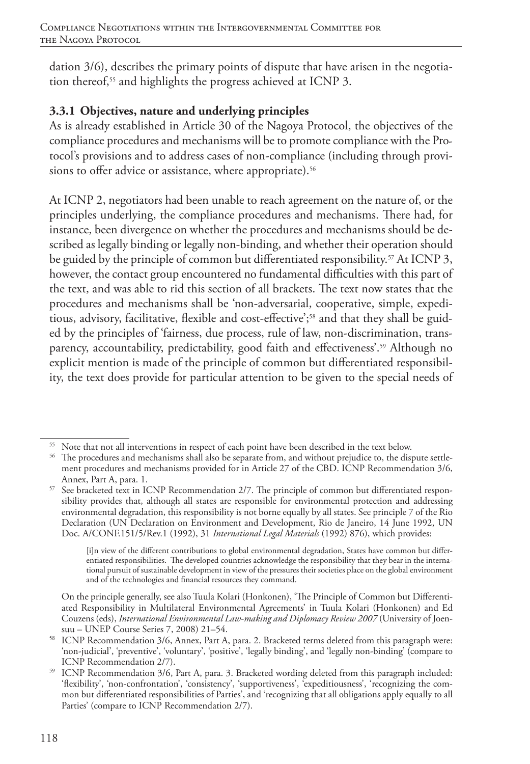dation 3/6), describes the primary points of dispute that have arisen in the negotiation thereof,[55] and highlights the progress achieved at ICNP 3.

### 3.3.1 Objectives, nature and underlying principles

As is already established in Article 30 of the Nagoya Protocol, the objectives of the compliance procedures and mechanisms will be to promote compliance with the Protocol's provisions and to address cases of non-compliance (including through provisions to offer advice or assistance, where appropriate).[56]

At ICNP 2, negotiators had been unable to reach agreement on the nature of, or the principles underlying, the compliance procedures and mechanisms. There had, for instance, been divergence on whether the procedures and mechanisms should be described as legally binding or legally non-binding, and whether their operation should be guided by the principle of common but differentiated responsibility.[57] At ICNP 3, however, the contact group encountered no fundamental difficulties with this part of the text, and was able to rid this section of all brackets. The text now states that the procedures and mechanisms shall be 'non-adversarial, cooperative, simple, expeditious, advisory, facilitative, flexible and cost-effective';[58] and that they shall be guided by the principles of 'fairness, due process, rule of law, non-discrimination, transparency, accountability, predictability, good faith and effectiveness'.[59] Although no explicit mention is made of the principle of common but differentiated responsibility, the text does provide for particular attention to be given to the special needs of

---

[55] Note that not all interventions in respect of each point have been described in the text below.

[56] The procedures and mechanisms shall also be separate from, and without prejudice to, the dispute settlement procedures and mechanisms provided for in Article 27 of the CBD. ICNP Recommendation 3/6, Annex, Part A, para. 1.

[57] See bracketed text in ICNP Recommendation 2/7. The principle of common but differentiated responsibility provides that, although all states are responsible for environmental protection and addressing environmental degradation, this responsibility is not borne equally by all states. See principle 7 of the Rio Declaration (UN Declaration on Environment and Development, Rio de Janeiro, 14 June 1992, UN Doc. A/CONF.151/5/Rev.1 (1992), 31 *International Legal Materials* (1992) 876), which provides:

> [i]n view of the different contributions to global environmental degradation, States have common but differentiated responsibilities. The developed countries acknowledge the responsibility that they bear in the international pursuit of sustainable development in view of the pressures their societies place on the global environment and of the technologies and financial resources they command.

On the principle generally, see also Tuula Kolari (Honkonen), 'The Principle of Common but Differentiated Responsibility in Multilateral Environmental Agreements' in Tuula Kolari (Honkonen) and Ed Couzens (eds), *International Environmental Law-making and Diplomacy Review 2007* (University of Joensuu – UNEP Course Series 7, 2008) 21–54.

[58] ICNP Recommendation 3/6, Annex, Part A, para. 2. Bracketed terms deleted from this paragraph were: 'non-judicial', 'preventive', 'voluntary', 'positive', 'legally binding', and 'legally non-binding' (compare to ICNP Recommendation 2/7).

[59] ICNP Recommendation 3/6, Part A, para. 3. Bracketed wording deleted from this paragraph included: 'flexibility', 'non-confrontation', 'consistency', 'supportiveness', 'expeditiousness', 'recognizing the common but differentiated responsibilities of Parties', and 'recognizing that all obligations apply equally to all Parties' (compare to ICNP Recommendation 2/7).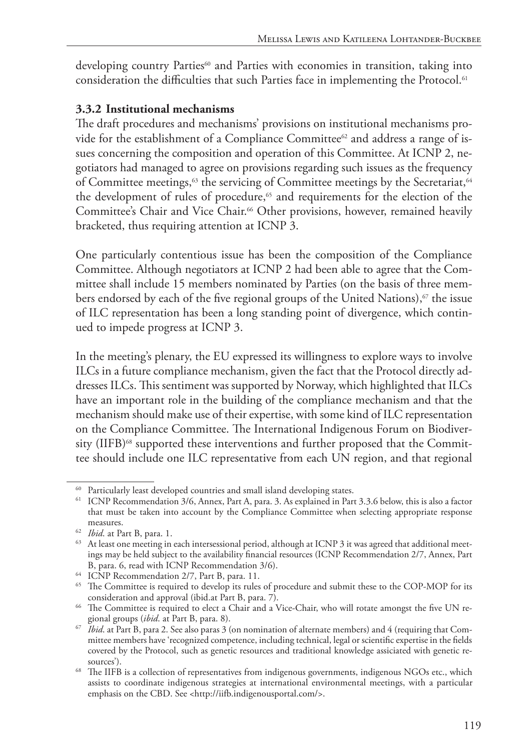developing country Parties[60] and Parties with economies in transition, taking into consideration the difficulties that such Parties face in implementing the Protocol.[61]

### 3.3.2 Institutional mechanisms

The draft procedures and mechanisms' provisions on institutional mechanisms provide for the establishment of a Compliance Committee[62] and address a range of issues concerning the composition and operation of this Committee. At ICNP 2, negotiators had managed to agree on provisions regarding such issues as the frequency of Committee meetings,[63] the servicing of Committee meetings by the Secretariat,[64] the development of rules of procedure,[65] and requirements for the election of the Committee's Chair and Vice Chair.[66] Other provisions, however, remained heavily bracketed, thus requiring attention at ICNP 3.

One particularly contentious issue has been the composition of the Compliance Committee. Although negotiators at ICNP 2 had been able to agree that the Committee shall include 15 members nominated by Parties (on the basis of three members endorsed by each of the five regional groups of the United Nations),[67] the issue of ILC representation has been a long standing point of divergence, which continued to impede progress at ICNP 3.

In the meeting's plenary, the EU expressed its willingness to explore ways to involve ILCs in a future compliance mechanism, given the fact that the Protocol directly addresses ILCs. This sentiment was supported by Norway, which highlighted that ILCs have an important role in the building of the compliance mechanism and that the mechanism should make use of their expertise, with some kind of ILC representation on the Compliance Committee. The International Indigenous Forum on Biodiversity (IIFB)[68] supported these interventions and further proposed that the Committee should include one ILC representative from each UN region, and that regional

---

[60] Particularly least developed countries and small island developing states.

[61] ICNP Recommendation 3/6, Annex, Part A, para. 3. As explained in Part 3.3.6 below, this is also a factor that must be taken into account by the Compliance Committee when selecting appropriate response measures.

[62] *Ibid*. at Part B, para. 1.

[63] At least one meeting in each intersessional period, although at ICNP 3 it was agreed that additional meetings may be held subject to the availability financial resources (ICNP Recommendation 2/7, Annex, Part B, para. 6, read with ICNP Recommendation 3/6).

[64] ICNP Recommendation 2/7, Part B, para. 11.

[65] The Committee is required to develop its rules of procedure and submit these to the COP-MOP for its consideration and approval (ibid.at Part B, para. 7).

[66] The Committee is required to elect a Chair and a Vice-Chair, who will rotate amongst the five UN regional groups (*ibid*. at Part B, para. 8).

[67] *Ibid*. at Part B, para 2. See also paras 3 (on nomination of alternate members) and 4 (requiring that Committee members have 'recognized competence, including technical, legal or scientific expertise in the fields covered by the Protocol, such as genetic resources and traditional knowledge assiciated with genetic resources').

[68] The IIFB is a collection of representatives from indigenous governments, indigenous NGOs etc., which assists to coordinate indigenous strategies at international environmental meetings, with a particular emphasis on the CBD. See <http://iifb.indigenousportal.com/>.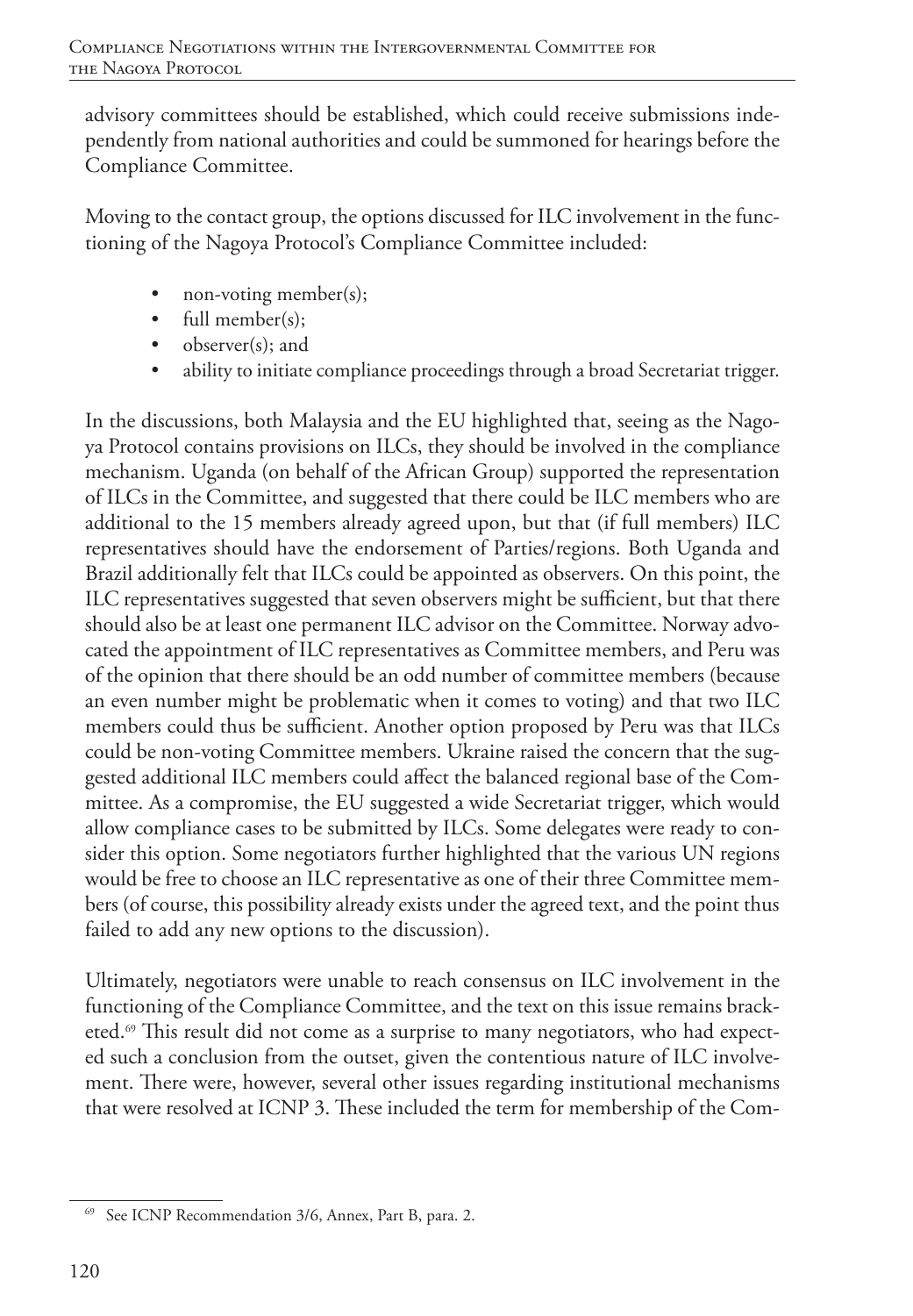advisory committees should be established, which could receive submissions independently from national authorities and could be summoned for hearings before the Compliance Committee.

Moving to the contact group, the options discussed for ILC involvement in the functioning of the Nagoya Protocol's Compliance Committee included:

- non-voting member(s);
- full member(s);
- observer(s); and
- ability to initiate compliance proceedings through a broad Secretariat trigger.

In the discussions, both Malaysia and the EU highlighted that, seeing as the Nagoya Protocol contains provisions on ILCs, they should be involved in the compliance mechanism. Uganda (on behalf of the African Group) supported the representation of ILCs in the Committee, and suggested that there could be ILC members who are additional to the 15 members already agreed upon, but that (if full members) ILC representatives should have the endorsement of Parties/regions. Both Uganda and Brazil additionally felt that ILCs could be appointed as observers. On this point, the ILC representatives suggested that seven observers might be sufficient, but that there should also be at least one permanent ILC advisor on the Committee. Norway advocated the appointment of ILC representatives as Committee members, and Peru was of the opinion that there should be an odd number of committee members (because an even number might be problematic when it comes to voting) and that two ILC members could thus be sufficient. Another option proposed by Peru was that ILCs could be non-voting Committee members. Ukraine raised the concern that the suggested additional ILC members could affect the balanced regional base of the Committee. As a compromise, the EU suggested a wide Secretariat trigger, which would allow compliance cases to be submitted by ILCs. Some delegates were ready to consider this option. Some negotiators further highlighted that the various UN regions would be free to choose an ILC representative as one of their three Committee members (of course, this possibility already exists under the agreed text, and the point thus failed to add any new options to the discussion).

Ultimately, negotiators were unable to reach consensus on ILC involvement in the functioning of the Compliance Committee, and the text on this issue remains bracketed.[69] This result did not come as a surprise to many negotiators, who had expected such a conclusion from the outset, given the contentious nature of ILC involvement. There were, however, several other issues regarding institutional mechanisms that were resolved at ICNP 3. These included the term for membership of the Com-

[69] See ICNP Recommendation 3/6, Annex, Part B, para. 2.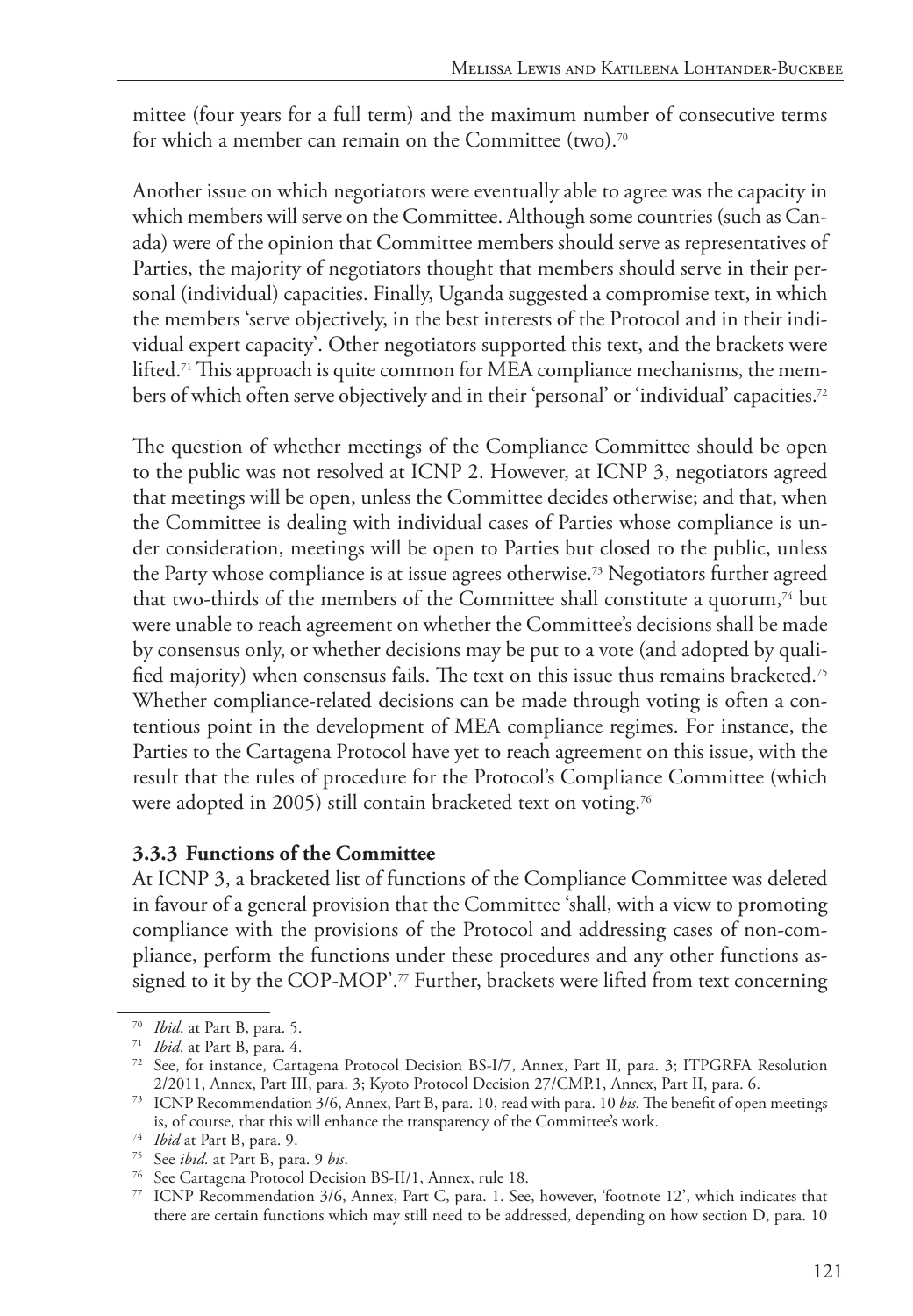mittee (four years for a full term) and the maximum number of consecutive terms for which a member can remain on the Committee (two).[70]

Another issue on which negotiators were eventually able to agree was the capacity in which members will serve on the Committee. Although some countries (such as Canada) were of the opinion that Committee members should serve as representatives of Parties, the majority of negotiators thought that members should serve in their personal (individual) capacities. Finally, Uganda suggested a compromise text, in which the members 'serve objectively, in the best interests of the Protocol and in their individual expert capacity'. Other negotiators supported this text, and the brackets were lifted.[71] This approach is quite common for MEA compliance mechanisms, the members of which often serve objectively and in their 'personal' or 'individual' capacities.[72]

The question of whether meetings of the Compliance Committee should be open to the public was not resolved at ICNP 2. However, at ICNP 3, negotiators agreed that meetings will be open, unless the Committee decides otherwise; and that, when the Committee is dealing with individual cases of Parties whose compliance is under consideration, meetings will be open to Parties but closed to the public, unless the Party whose compliance is at issue agrees otherwise.[73] Negotiators further agreed that two-thirds of the members of the Committee shall constitute a quorum,[74] but were unable to reach agreement on whether the Committee's decisions shall be made by consensus only, or whether decisions may be put to a vote (and adopted by qualified majority) when consensus fails. The text on this issue thus remains bracketed.[75] Whether compliance-related decisions can be made through voting is often a contentious point in the development of MEA compliance regimes. For instance, the Parties to the Cartagena Protocol have yet to reach agreement on this issue, with the result that the rules of procedure for the Protocol's Compliance Committee (which were adopted in 2005) still contain bracketed text on voting.[76]

### 3.3.3 Functions of the Committee

At ICNP 3, a bracketed list of functions of the Compliance Committee was deleted in favour of a general provision that the Committee 'shall, with a view to promoting compliance with the provisions of the Protocol and addressing cases of non-compliance, perform the functions under these procedures and any other functions assigned to it by the COP-MOP'.[77] Further, brackets were lifted from text concerning

---

[70] *Ibid*. at Part B, para. 5.

[71] *Ibid*. at Part B, para. 4.

[72] See, for instance, Cartagena Protocol Decision BS-I/7, Annex, Part II, para. 3; ITPGRFA Resolution 2/2011, Annex, Part III, para. 3; Kyoto Protocol Decision 27/CMP.1, Annex, Part II, para. 6.

[73] ICNP Recommendation 3/6, Annex, Part B, para. 10, read with para. 10 *bis*. The benefit of open meetings is, of course, that this will enhance the transparency of the Committee's work.

[74] *Ibid* at Part B, para. 9.

[75] See *ibid.* at Part B, para. 9 *bis*.

[76] See Cartagena Protocol Decision BS-II/1, Annex, rule 18.

[77] ICNP Recommendation 3/6, Annex, Part C, para. 1. See, however, 'footnote 12', which indicates that there are certain functions which may still need to be addressed, depending on how section D, para. 10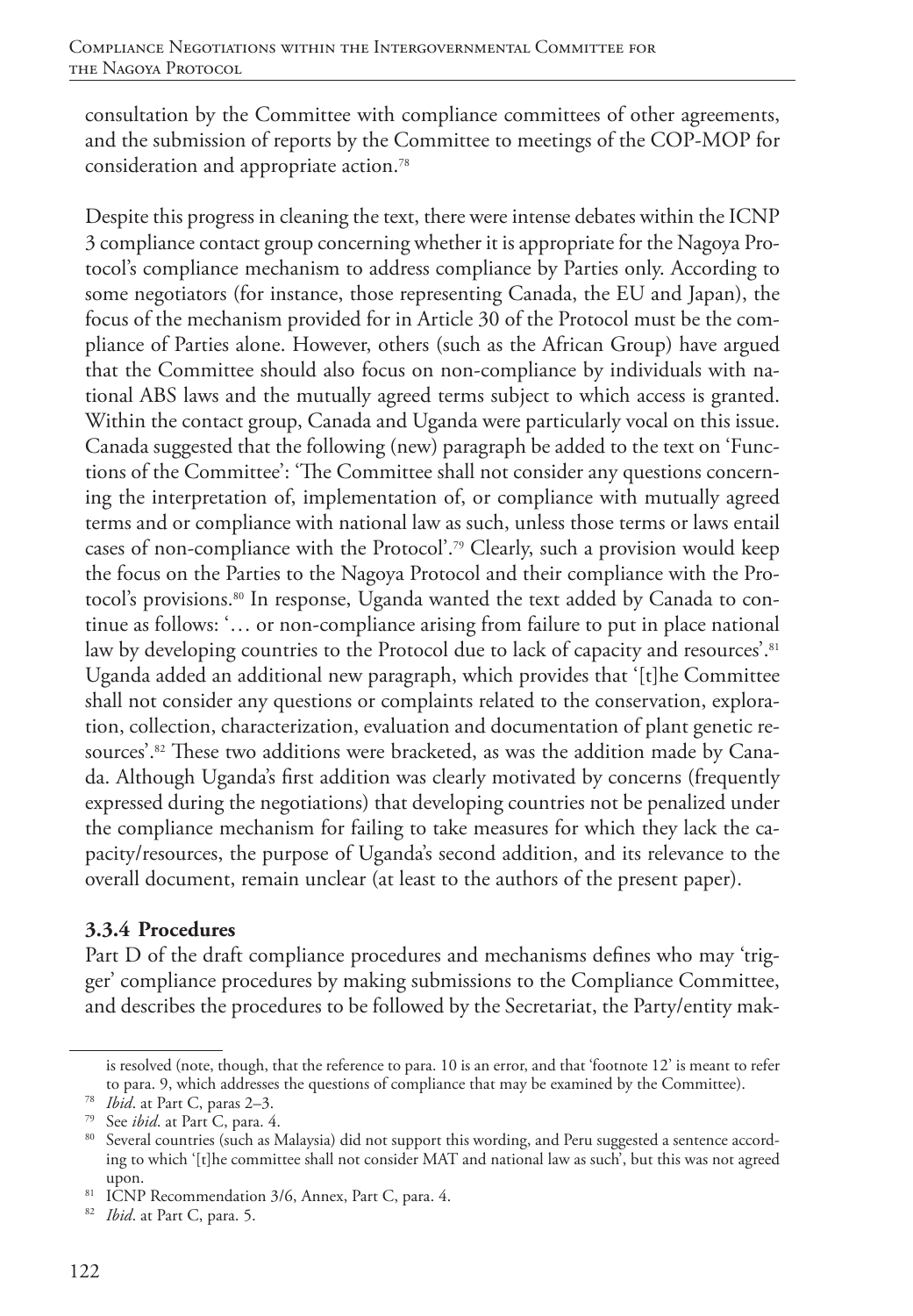consultation by the Committee with compliance committees of other agreements, and the submission of reports by the Committee to meetings of the COP-MOP for consideration and appropriate action.[78]

Despite this progress in cleaning the text, there were intense debates within the ICNP 3 compliance contact group concerning whether it is appropriate for the Nagoya Protocol's compliance mechanism to address compliance by Parties only. According to some negotiators (for instance, those representing Canada, the EU and Japan), the focus of the mechanism provided for in Article 30 of the Protocol must be the compliance of Parties alone. However, others (such as the African Group) have argued that the Committee should also focus on non-compliance by individuals with national ABS laws and the mutually agreed terms subject to which access is granted. Within the contact group, Canada and Uganda were particularly vocal on this issue. Canada suggested that the following (new) paragraph be added to the text on 'Functions of the Committee': 'The Committee shall not consider any questions concerning the interpretation of, implementation of, or compliance with mutually agreed terms and or compliance with national law as such, unless those terms or laws entail cases of non-compliance with the Protocol'.[79] Clearly, such a provision would keep the focus on the Parties to the Nagoya Protocol and their compliance with the Protocol's provisions.[80] In response, Uganda wanted the text added by Canada to continue as follows: '… or non-compliance arising from failure to put in place national law by developing countries to the Protocol due to lack of capacity and resources'.[81] Uganda added an additional new paragraph, which provides that '[t]he Committee shall not consider any questions or complaints related to the conservation, exploration, collection, characterization, evaluation and documentation of plant genetic resources'.[82] These two additions were bracketed, as was the addition made by Canada. Although Uganda's first addition was clearly motivated by concerns (frequently expressed during the negotiations) that developing countries not be penalized under the compliance mechanism for failing to take measures for which they lack the capacity/resources, the purpose of Uganda's second addition, and its relevance to the overall document, remain unclear (at least to the authors of the present paper).

### 3.3.4 Procedures

Part D of the draft compliance procedures and mechanisms defines who may 'trigger' compliance procedures by making submissions to the Compliance Committee, and describes the procedures to be followed by the Secretariat, the Party/entity mak-

---

is resolved (note, though, that the reference to para. 10 is an error, and that 'footnote 12' is meant to refer to para. 9, which addresses the questions of compliance that may be examined by the Committee).

[78] *Ibid*. at Part C, paras 2–3.

[79] See *ibid*. at Part C, para. 4.

[80] Several countries (such as Malaysia) did not support this wording, and Peru suggested a sentence according to which '[t]he committee shall not consider MAT and national law as such', but this was not agreed upon.

[81] ICNP Recommendation 3/6, Annex, Part C, para. 4.

[82] *Ibid*. at Part C, para. 5.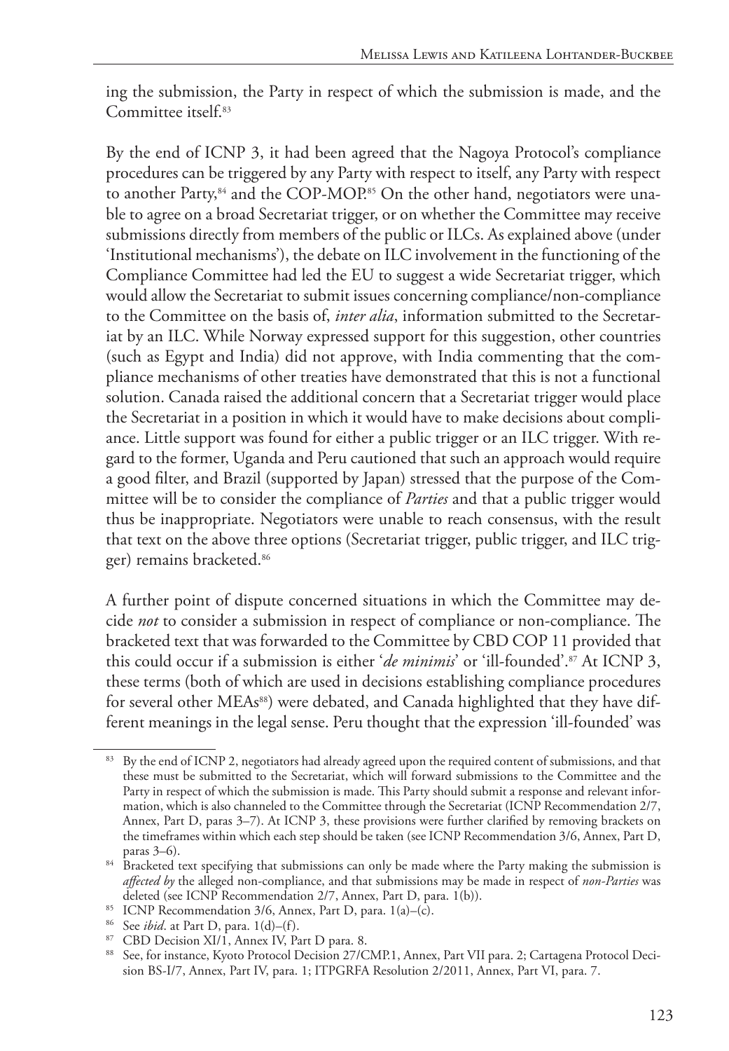ing the submission, the Party in respect of which the submission is made, and the Committee itself.[83]

By the end of ICNP 3, it had been agreed that the Nagoya Protocol's compliance procedures can be triggered by any Party with respect to itself, any Party with respect to another Party,[84] and the COP-MOP.[85] On the other hand, negotiators were unable to agree on a broad Secretariat trigger, or on whether the Committee may receive submissions directly from members of the public or ILCs. As explained above (under 'Institutional mechanisms'), the debate on ILC involvement in the functioning of the Compliance Committee had led the EU to suggest a wide Secretariat trigger, which would allow the Secretariat to submit issues concerning compliance/non-compliance to the Committee on the basis of, *inter alia*, information submitted to the Secretariat by an ILC. While Norway expressed support for this suggestion, other countries (such as Egypt and India) did not approve, with India commenting that the compliance mechanisms of other treaties have demonstrated that this is not a functional solution. Canada raised the additional concern that a Secretariat trigger would place the Secretariat in a position in which it would have to make decisions about compliance. Little support was found for either a public trigger or an ILC trigger. With regard to the former, Uganda and Peru cautioned that such an approach would require a good filter, and Brazil (supported by Japan) stressed that the purpose of the Committee will be to consider the compliance of *Parties* and that a public trigger would thus be inappropriate. Negotiators were unable to reach consensus, with the result that text on the above three options (Secretariat trigger, public trigger, and ILC trigger) remains bracketed.[86]

A further point of dispute concerned situations in which the Committee may decide *not* to consider a submission in respect of compliance or non-compliance. The bracketed text that was forwarded to the Committee by CBD COP 11 provided that this could occur if a submission is either '*de minimis*' or 'ill-founded'.[87] At ICNP 3, these terms (both of which are used in decisions establishing compliance procedures for several other MEAs[88]) were debated, and Canada highlighted that they have different meanings in the legal sense. Peru thought that the expression 'ill-founded' was

---

[83] By the end of ICNP 2, negotiators had already agreed upon the required content of submissions, and that these must be submitted to the Secretariat, which will forward submissions to the Committee and the Party in respect of which the submission is made. This Party should submit a response and relevant information, which is also channeled to the Committee through the Secretariat (ICNP Recommendation 2/7, Annex, Part D, paras 3–7). At ICNP 3, these provisions were further clarified by removing brackets on the timeframes within which each step should be taken (see ICNP Recommendation 3/6, Annex, Part D, paras 3–6).

[84] Bracketed text specifying that submissions can only be made where the Party making the submission is *affected by* the alleged non-compliance, and that submissions may be made in respect of *non-Parties* was deleted (see ICNP Recommendation 2/7, Annex, Part D, para. 1(b)).

[85] ICNP Recommendation 3/6, Annex, Part D, para. 1(a)–(c).

[86] See *ibid*. at Part D, para. 1(d)–(f).

[87] CBD Decision XI/1, Annex IV, Part D para. 8.

[88] See, for instance, Kyoto Protocol Decision 27/CMP.1, Annex, Part VII para. 2; Cartagena Protocol Decision BS-I/7, Annex, Part IV, para. 1; ITPGRFA Resolution 2/2011, Annex, Part VI, para. 7.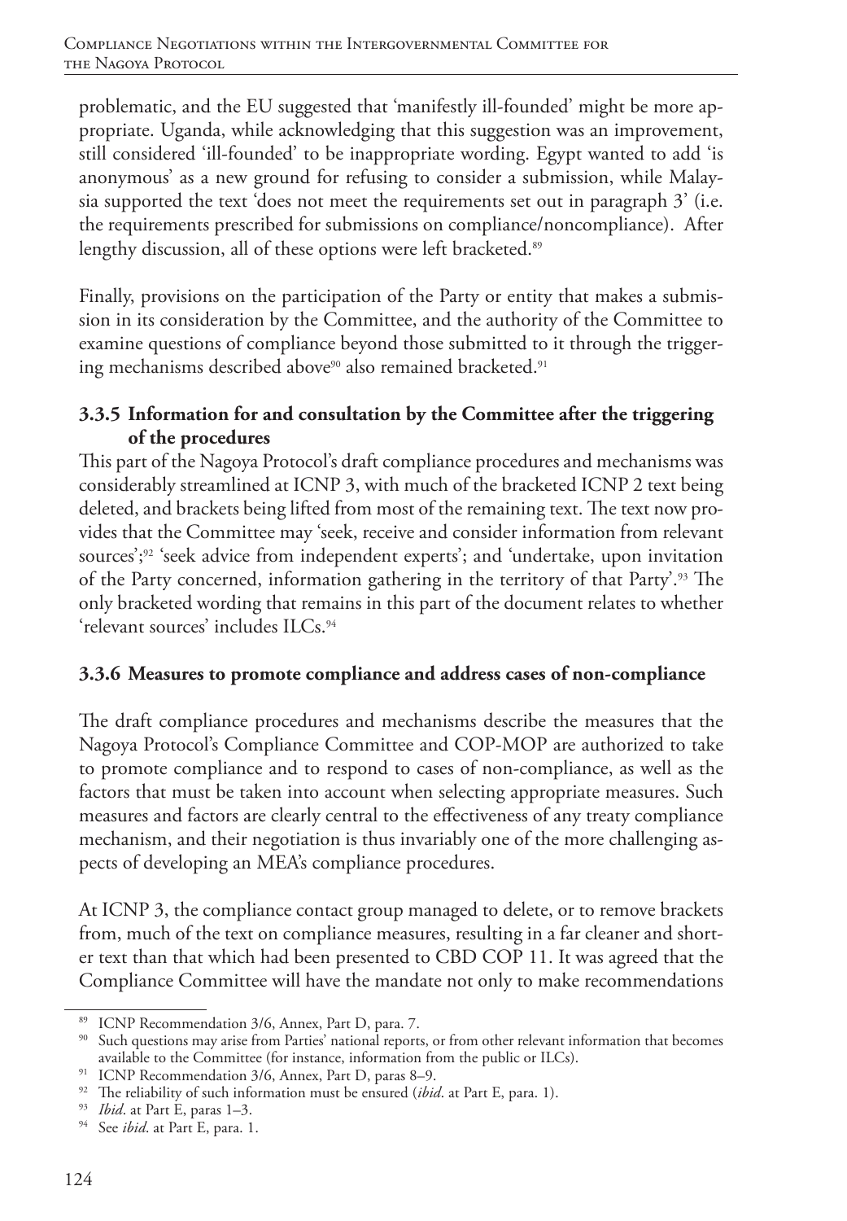problematic, and the EU suggested that 'manifestly ill-founded' might be more appropriate. Uganda, while acknowledging that this suggestion was an improvement, still considered 'ill-founded' to be inappropriate wording. Egypt wanted to add 'is anonymous' as a new ground for refusing to consider a submission, while Malaysia supported the text 'does not meet the requirements set out in paragraph 3' (i.e. the requirements prescribed for submissions on compliance/noncompliance). After lengthy discussion, all of these options were left bracketed.[89]

Finally, provisions on the participation of the Party or entity that makes a submission in its consideration by the Committee, and the authority of the Committee to examine questions of compliance beyond those submitted to it through the triggering mechanisms described above[90] also remained bracketed.[91]

### 3.3.5 Information for and consultation by the Committee after the triggering of the procedures

This part of the Nagoya Protocol's draft compliance procedures and mechanisms was considerably streamlined at ICNP 3, with much of the bracketed ICNP 2 text being deleted, and brackets being lifted from most of the remaining text. The text now provides that the Committee may 'seek, receive and consider information from relevant sources';[92] 'seek advice from independent experts'; and 'undertake, upon invitation of the Party concerned, information gathering in the territory of that Party'.[93] The only bracketed wording that remains in this part of the document relates to whether 'relevant sources' includes ILCs.[94]

### 3.3.6 Measures to promote compliance and address cases of non-compliance

The draft compliance procedures and mechanisms describe the measures that the Nagoya Protocol's Compliance Committee and COP-MOP are authorized to take to promote compliance and to respond to cases of non-compliance, as well as the factors that must be taken into account when selecting appropriate measures. Such measures and factors are clearly central to the effectiveness of any treaty compliance mechanism, and their negotiation is thus invariably one of the more challenging aspects of developing an MEA's compliance procedures.

At ICNP 3, the compliance contact group managed to delete, or to remove brackets from, much of the text on compliance measures, resulting in a far cleaner and shorter text than that which had been presented to CBD COP 11. It was agreed that the Compliance Committee will have the mandate not only to make recommendations

---

[89] ICNP Recommendation 3/6, Annex, Part D, para. 7.

[90] Such questions may arise from Parties' national reports, or from other relevant information that becomes available to the Committee (for instance, information from the public or ILCs).

[91] ICNP Recommendation 3/6, Annex, Part D, paras 8–9.

[92] The reliability of such information must be ensured (*ibid*. at Part E, para. 1).

[93] *Ibid*. at Part E, paras 1–3.

[94] See *ibid*. at Part E, para. 1.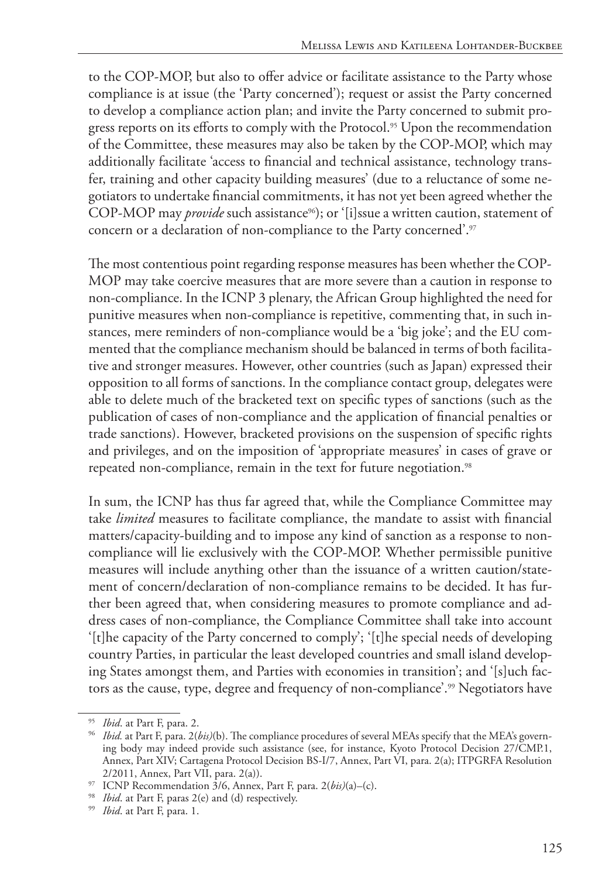to the COP-MOP, but also to offer advice or facilitate assistance to the Party whose compliance is at issue (the 'Party concerned'); request or assist the Party concerned to develop a compliance action plan; and invite the Party concerned to submit progress reports on its efforts to comply with the Protocol.[95] Upon the recommendation of the Committee, these measures may also be taken by the COP-MOP, which may additionally facilitate 'access to financial and technical assistance, technology transfer, training and other capacity building measures' (due to a reluctance of some negotiators to undertake financial commitments, it has not yet been agreed whether the COP-MOP may *provide* such assistance[96]); or '[i]ssue a written caution, statement of concern or a declaration of non-compliance to the Party concerned'.[97]

The most contentious point regarding response measures has been whether the COP-MOP may take coercive measures that are more severe than a caution in response to non-compliance. In the ICNP 3 plenary, the African Group highlighted the need for punitive measures when non-compliance is repetitive, commenting that, in such instances, mere reminders of non-compliance would be a 'big joke'; and the EU commented that the compliance mechanism should be balanced in terms of both facilitative and stronger measures. However, other countries (such as Japan) expressed their opposition to all forms of sanctions. In the compliance contact group, delegates were able to delete much of the bracketed text on specific types of sanctions (such as the publication of cases of non-compliance and the application of financial penalties or trade sanctions). However, bracketed provisions on the suspension of specific rights and privileges, and on the imposition of 'appropriate measures' in cases of grave or repeated non-compliance, remain in the text for future negotiation.[98]

In sum, the ICNP has thus far agreed that, while the Compliance Committee may take *limited* measures to facilitate compliance, the mandate to assist with financial matters/capacity-building and to impose any kind of sanction as a response to non-compliance will lie exclusively with the COP-MOP. Whether permissible punitive measures will include anything other than the issuance of a written caution/statement of concern/declaration of non-compliance remains to be decided. It has further been agreed that, when considering measures to promote compliance and address cases of non-compliance, the Compliance Committee shall take into account '[t]he capacity of the Party concerned to comply'; '[t]he special needs of developing country Parties, in particular the least developed countries and small island developing States amongst them, and Parties with economies in transition'; and '[s]uch factors as the cause, type, degree and frequency of non-compliance'.[99] Negotiators have

---

[95] *Ibid*. at Part F, para. 2.

[96] *Ibid.* at Part F, para. 2(*bis)*(b). The compliance procedures of several MEAs specify that the MEA's governing body may indeed provide such assistance (see, for instance, Kyoto Protocol Decision 27/CMP.1, Annex, Part XIV; Cartagena Protocol Decision BS-I/7, Annex, Part VI, para. 2(a); ITPGRFA Resolution 2/2011, Annex, Part VII, para. 2(a)).

[97] ICNP Recommendation 3/6, Annex, Part F, para. 2(*bis)*(a)–(c).

[98] *Ibid*. at Part F, paras 2(e) and (d) respectively.

[99] *Ibid*. at Part F, para. 1.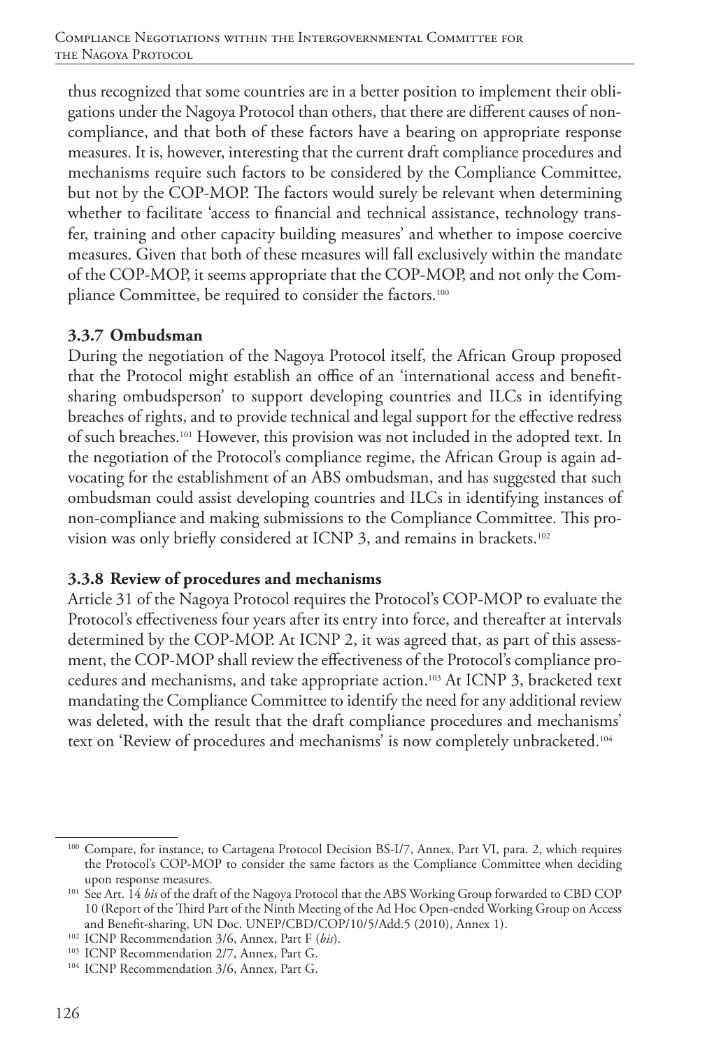thus recognized that some countries are in a better position to implement their obligations under the Nagoya Protocol than others, that there are different causes of non-compliance, and that both of these factors have a bearing on appropriate response measures. It is, however, interesting that the current draft compliance procedures and mechanisms require such factors to be considered by the Compliance Committee, but not by the COP-MOP. The factors would surely be relevant when determining whether to facilitate 'access to financial and technical assistance, technology transfer, training and other capacity building measures' and whether to impose coercive measures. Given that both of these measures will fall exclusively within the mandate of the COP-MOP, it seems appropriate that the COP-MOP, and not only the Compliance Committee, be required to consider the factors.[100]

### 3.3.7 Ombudsman

During the negotiation of the Nagoya Protocol itself, the African Group proposed that the Protocol might establish an office of an 'international access and benefit-sharing ombudsperson' to support developing countries and ILCs in identifying breaches of rights, and to provide technical and legal support for the effective redress of such breaches.[101] However, this provision was not included in the adopted text. In the negotiation of the Protocol's compliance regime, the African Group is again advocating for the establishment of an ABS ombudsman, and has suggested that such ombudsman could assist developing countries and ILCs in identifying instances of non-compliance and making submissions to the Compliance Committee. This provision was only briefly considered at ICNP 3, and remains in brackets.[102]

### 3.3.8 Review of procedures and mechanisms

Article 31 of the Nagoya Protocol requires the Protocol's COP-MOP to evaluate the Protocol's effectiveness four years after its entry into force, and thereafter at intervals determined by the COP-MOP. At ICNP 2, it was agreed that, as part of this assessment, the COP-MOP shall review the effectiveness of the Protocol's compliance procedures and mechanisms, and take appropriate action.[103] At ICNP 3, bracketed text mandating the Compliance Committee to identify the need for any additional review was deleted, with the result that the draft compliance procedures and mechanisms' text on 'Review of procedures and mechanisms' is now completely unbracketed.[104]

---

[100] Compare, for instance, to Cartagena Protocol Decision BS-I/7, Annex, Part VI, para. 2, which requires the Protocol's COP-MOP to consider the same factors as the Compliance Committee when deciding upon response measures.

[101] See Art. 14 *bis* of the draft of the Nagoya Protocol that the ABS Working Group forwarded to CBD COP 10 (Report of the Third Part of the Ninth Meeting of the Ad Hoc Open-ended Working Group on Access and Benefit-sharing, UN Doc. UNEP/CBD/COP/10/5/Add.5 (2010), Annex 1).

[102] ICNP Recommendation 3/6, Annex, Part F (*bis*).

[103] ICNP Recommendation 2/7, Annex, Part G.

[104] ICNP Recommendation 3/6, Annex, Part G.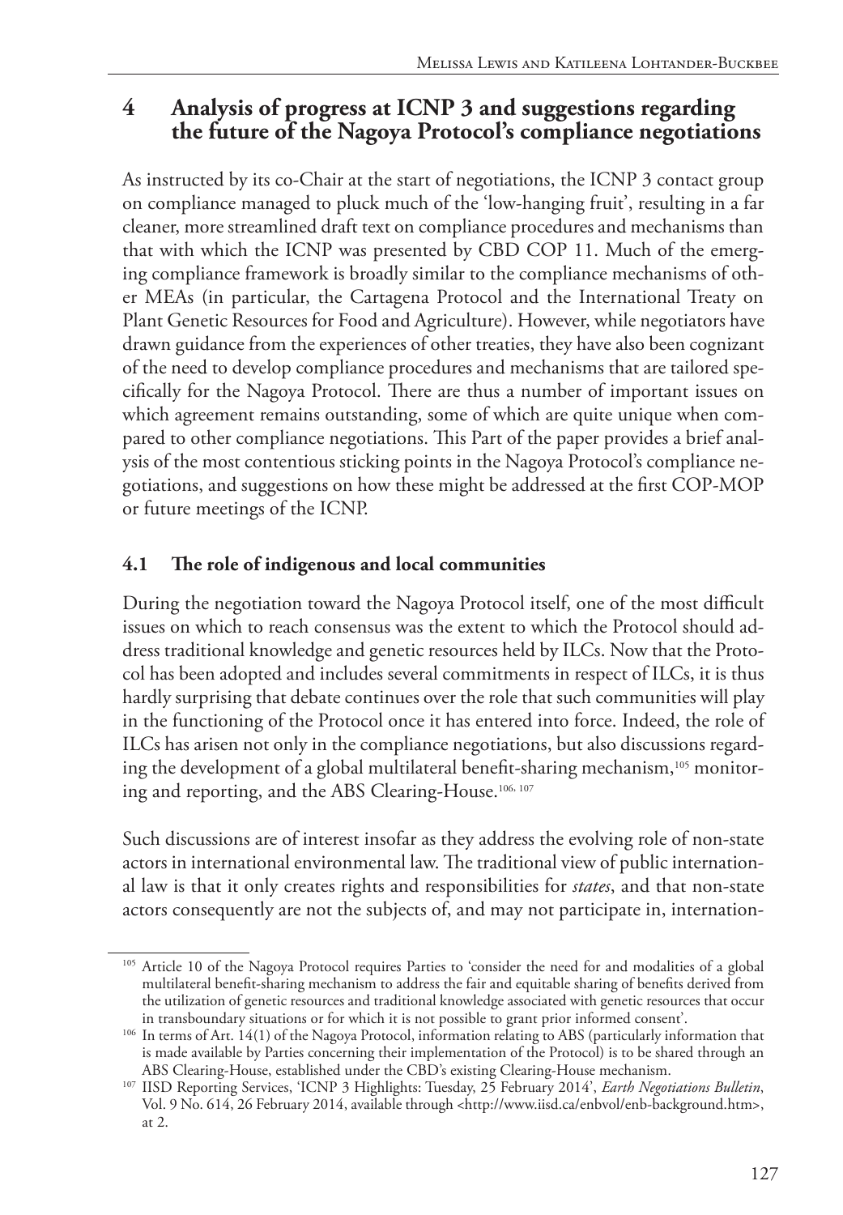## 4 Analysis of progress at ICNP 3 and suggestions regarding the future of the Nagoya Protocol's compliance negotiations

As instructed by its co-Chair at the start of negotiations, the ICNP 3 contact group on compliance managed to pluck much of the 'low-hanging fruit', resulting in a far cleaner, more streamlined draft text on compliance procedures and mechanisms than that with which the ICNP was presented by CBD COP 11. Much of the emerging compliance framework is broadly similar to the compliance mechanisms of other MEAs (in particular, the Cartagena Protocol and the International Treaty on Plant Genetic Resources for Food and Agriculture). However, while negotiators have drawn guidance from the experiences of other treaties, they have also been cognizant of the need to develop compliance procedures and mechanisms that are tailored specifically for the Nagoya Protocol. There are thus a number of important issues on which agreement remains outstanding, some of which are quite unique when compared to other compliance negotiations. This Part of the paper provides a brief analysis of the most contentious sticking points in the Nagoya Protocol's compliance negotiations, and suggestions on how these might be addressed at the first COP-MOP or future meetings of the ICNP.

### 4.1 The role of indigenous and local communities

During the negotiation toward the Nagoya Protocol itself, one of the most difficult issues on which to reach consensus was the extent to which the Protocol should address traditional knowledge and genetic resources held by ILCs. Now that the Protocol has been adopted and includes several commitments in respect of ILCs, it is thus hardly surprising that debate continues over the role that such communities will play in the functioning of the Protocol once it has entered into force. Indeed, the role of ILCs has arisen not only in the compliance negotiations, but also discussions regarding the development of a global multilateral benefit-sharing mechanism,[105] monitoring and reporting, and the ABS Clearing-House.[106, 107]

Such discussions are of interest insofar as they address the evolving role of non-state actors in international environmental law. The traditional view of public international law is that it only creates rights and responsibilities for *states*, and that non-state actors consequently are not the subjects of, and may not participate in, internation-

---

[105] Article 10 of the Nagoya Protocol requires Parties to 'consider the need for and modalities of a global multilateral benefit-sharing mechanism to address the fair and equitable sharing of benefits derived from the utilization of genetic resources and traditional knowledge associated with genetic resources that occur in transboundary situations or for which it is not possible to grant prior informed consent'.

[106] In terms of Art. 14(1) of the Nagoya Protocol, information relating to ABS (particularly information that is made available by Parties concerning their implementation of the Protocol) is to be shared through an ABS Clearing-House, established under the CBD's existing Clearing-House mechanism.

[107] IISD Reporting Services, 'ICNP 3 Highlights: Tuesday, 25 February 2014', *Earth Negotiations Bulletin*, Vol. 9 No. 614, 26 February 2014, available through <http://www.iisd.ca/enbvol/enb-background.htm>, at 2.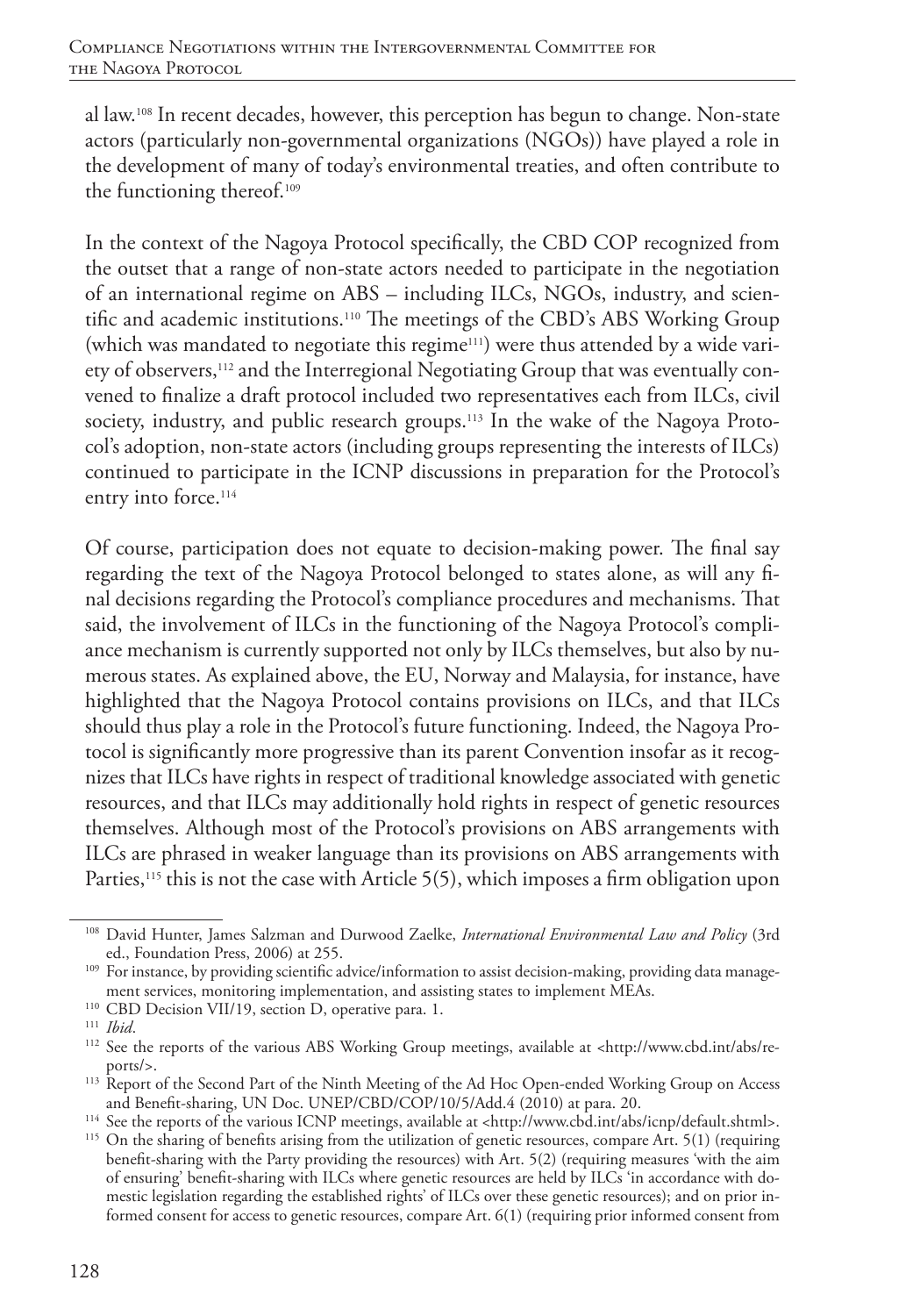al law.[108] In recent decades, however, this perception has begun to change. Non-state actors (particularly non-governmental organizations (NGOs)) have played a role in the development of many of today's environmental treaties, and often contribute to the functioning thereof.[109]

In the context of the Nagoya Protocol specifically, the CBD COP recognized from the outset that a range of non-state actors needed to participate in the negotiation of an international regime on ABS – including ILCs, NGOs, industry, and scientific and academic institutions.[110] The meetings of the CBD's ABS Working Group (which was mandated to negotiate this regime[111]) were thus attended by a wide variety of observers,[112] and the Interregional Negotiating Group that was eventually convened to finalize a draft protocol included two representatives each from ILCs, civil society, industry, and public research groups.[113] In the wake of the Nagoya Protocol's adoption, non-state actors (including groups representing the interests of ILCs) continued to participate in the ICNP discussions in preparation for the Protocol's entry into force.[114]

Of course, participation does not equate to decision-making power. The final say regarding the text of the Nagoya Protocol belonged to states alone, as will any final decisions regarding the Protocol's compliance procedures and mechanisms. That said, the involvement of ILCs in the functioning of the Nagoya Protocol's compliance mechanism is currently supported not only by ILCs themselves, but also by numerous states. As explained above, the EU, Norway and Malaysia, for instance, have highlighted that the Nagoya Protocol contains provisions on ILCs, and that ILCs should thus play a role in the Protocol's future functioning. Indeed, the Nagoya Protocol is significantly more progressive than its parent Convention insofar as it recognizes that ILCs have rights in respect of traditional knowledge associated with genetic resources, and that ILCs may additionally hold rights in respect of genetic resources themselves. Although most of the Protocol's provisions on ABS arrangements with ILCs are phrased in weaker language than its provisions on ABS arrangements with Parties,[115] this is not the case with Article 5(5), which imposes a firm obligation upon

---

[108] David Hunter, James Salzman and Durwood Zaelke, *International Environmental Law and Policy* (3rd ed., Foundation Press, 2006) at 255.

[109] For instance, by providing scientific advice/information to assist decision-making, providing data management services, monitoring implementation, and assisting states to implement MEAs.

[110] CBD Decision VII/19, section D, operative para. 1.

[111] *Ibid*.

[112] See the reports of the various ABS Working Group meetings, available at <http://www.cbd.int/abs/reports/>.

[113] Report of the Second Part of the Ninth Meeting of the Ad Hoc Open-ended Working Group on Access and Benefit-sharing, UN Doc. UNEP/CBD/COP/10/5/Add.4 (2010) at para. 20.

[114] See the reports of the various ICNP meetings, available at <http://www.cbd.int/abs/icnp/default.shtml>.

[115] On the sharing of benefits arising from the utilization of genetic resources, compare Art. 5(1) (requiring benefit-sharing with the Party providing the resources) with Art. 5(2) (requiring measures 'with the aim of ensuring' benefit-sharing with ILCs where genetic resources are held by ILCs 'in accordance with domestic legislation regarding the established rights' of ILCs over these genetic resources); and on prior informed consent for access to genetic resources, compare Art. 6(1) (requiring prior informed consent from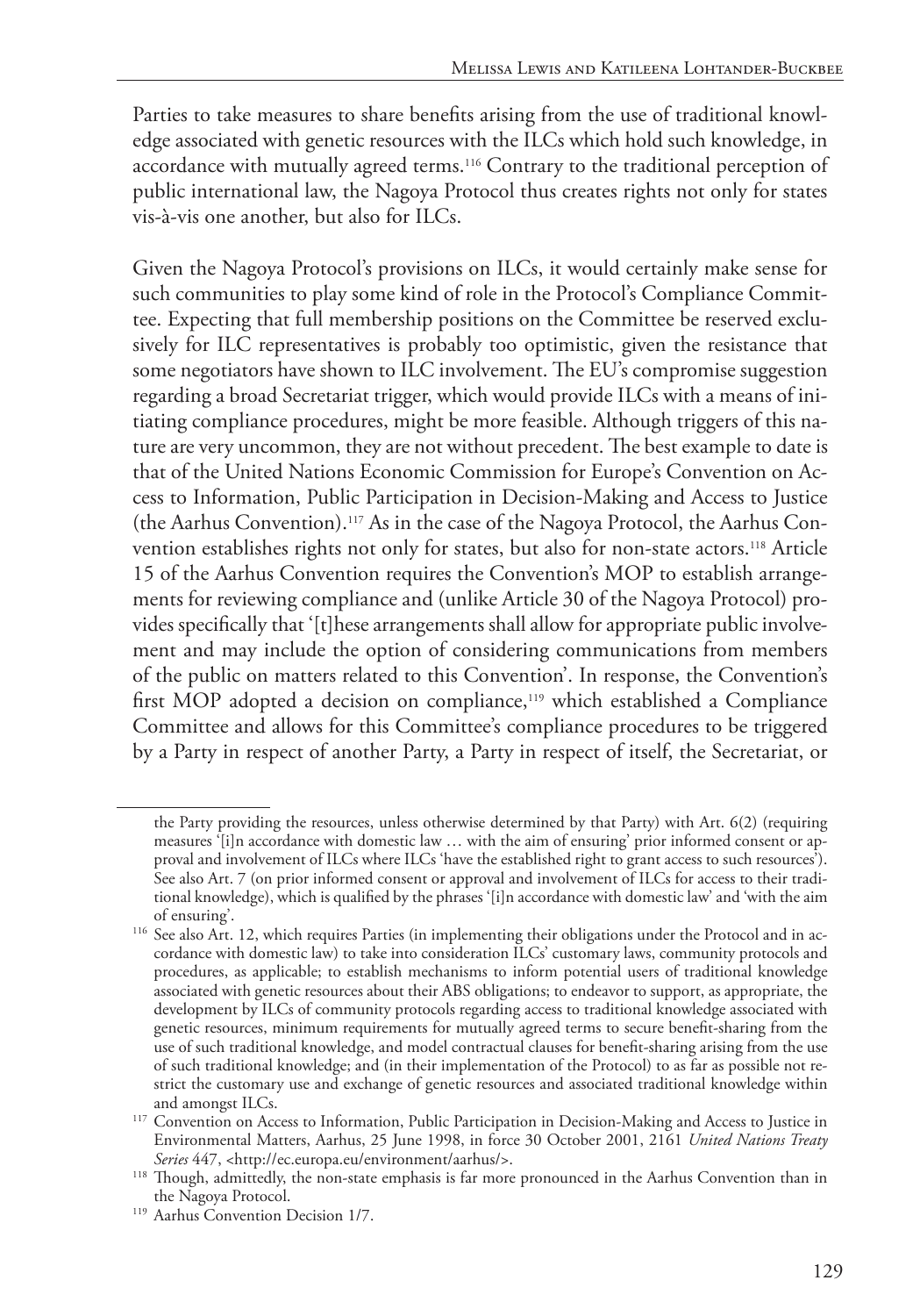Parties to take measures to share benefits arising from the use of traditional knowledge associated with genetic resources with the ILCs which hold such knowledge, in accordance with mutually agreed terms.[116] Contrary to the traditional perception of public international law, the Nagoya Protocol thus creates rights not only for states vis-à-vis one another, but also for ILCs.

Given the Nagoya Protocol's provisions on ILCs, it would certainly make sense for such communities to play some kind of role in the Protocol's Compliance Committee. Expecting that full membership positions on the Committee be reserved exclusively for ILC representatives is probably too optimistic, given the resistance that some negotiators have shown to ILC involvement. The EU's compromise suggestion regarding a broad Secretariat trigger, which would provide ILCs with a means of initiating compliance procedures, might be more feasible. Although triggers of this nature are very uncommon, they are not without precedent. The best example to date is that of the United Nations Economic Commission for Europe's Convention on Access to Information, Public Participation in Decision-Making and Access to Justice (the Aarhus Convention).[117] As in the case of the Nagoya Protocol, the Aarhus Convention establishes rights not only for states, but also for non-state actors.[118] Article 15 of the Aarhus Convention requires the Convention's MOP to establish arrangements for reviewing compliance and (unlike Article 30 of the Nagoya Protocol) provides specifically that '[t]hese arrangements shall allow for appropriate public involvement and may include the option of considering communications from members of the public on matters related to this Convention'. In response, the Convention's first MOP adopted a decision on compliance,[119] which established a Compliance Committee and allows for this Committee's compliance procedures to be triggered by a Party in respect of another Party, a Party in respect of itself, the Secretariat, or

---

the Party providing the resources, unless otherwise determined by that Party) with Art. 6(2) (requiring measures '[i]n accordance with domestic law … with the aim of ensuring' prior informed consent or approval and involvement of ILCs where ILCs 'have the established right to grant access to such resources'). See also Art. 7 (on prior informed consent or approval and involvement of ILCs for access to their traditional knowledge), which is qualified by the phrases '[i]n accordance with domestic law' and 'with the aim of ensuring'.

[116] See also Art. 12, which requires Parties (in implementing their obligations under the Protocol and in accordance with domestic law) to take into consideration ILCs' customary laws, community protocols and procedures, as applicable; to establish mechanisms to inform potential users of traditional knowledge associated with genetic resources about their ABS obligations; to endeavor to support, as appropriate, the development by ILCs of community protocols regarding access to traditional knowledge associated with genetic resources, minimum requirements for mutually agreed terms to secure benefit-sharing from the use of such traditional knowledge, and model contractual clauses for benefit-sharing arising from the use of such traditional knowledge; and (in their implementation of the Protocol) to as far as possible not restrict the customary use and exchange of genetic resources and associated traditional knowledge within and amongst ILCs.

[117] Convention on Access to Information, Public Participation in Decision-Making and Access to Justice in Environmental Matters, Aarhus, 25 June 1998, in force 30 October 2001, 2161 *United Nations Treaty Series* 447, <http://ec.europa.eu/environment/aarhus/>.

[118] Though, admittedly, the non-state emphasis is far more pronounced in the Aarhus Convention than in the Nagoya Protocol.

[119] Aarhus Convention Decision 1/7.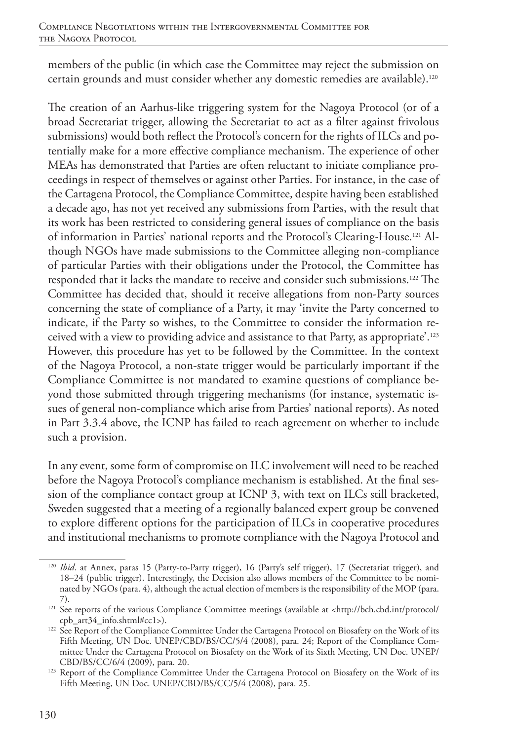members of the public (in which case the Committee may reject the submission on certain grounds and must consider whether any domestic remedies are available).[120]

The creation of an Aarhus-like triggering system for the Nagoya Protocol (or of a broad Secretariat trigger, allowing the Secretariat to act as a filter against frivolous submissions) would both reflect the Protocol's concern for the rights of ILCs and potentially make for a more effective compliance mechanism. The experience of other MEAs has demonstrated that Parties are often reluctant to initiate compliance proceedings in respect of themselves or against other Parties. For instance, in the case of the Cartagena Protocol, the Compliance Committee, despite having been established a decade ago, has not yet received any submissions from Parties, with the result that its work has been restricted to considering general issues of compliance on the basis of information in Parties' national reports and the Protocol's Clearing-House.[121] Although NGOs have made submissions to the Committee alleging non-compliance of particular Parties with their obligations under the Protocol, the Committee has responded that it lacks the mandate to receive and consider such submissions.[122] The Committee has decided that, should it receive allegations from non-Party sources concerning the state of compliance of a Party, it may 'invite the Party concerned to indicate, if the Party so wishes, to the Committee to consider the information received with a view to providing advice and assistance to that Party, as appropriate'.[123] However, this procedure has yet to be followed by the Committee. In the context of the Nagoya Protocol, a non-state trigger would be particularly important if the Compliance Committee is not mandated to examine questions of compliance beyond those submitted through triggering mechanisms (for instance, systematic issues of general non-compliance which arise from Parties' national reports). As noted in Part 3.3.4 above, the ICNP has failed to reach agreement on whether to include such a provision.

In any event, some form of compromise on ILC involvement will need to be reached before the Nagoya Protocol's compliance mechanism is established. At the final session of the compliance contact group at ICNP 3, with text on ILCs still bracketed, Sweden suggested that a meeting of a regionally balanced expert group be convened to explore different options for the participation of ILCs in cooperative procedures and institutional mechanisms to promote compliance with the Nagoya Protocol and

---

[120] *Ibid*. at Annex, paras 15 (Party-to-Party trigger), 16 (Party's self trigger), 17 (Secretariat trigger), and 18–24 (public trigger). Interestingly, the Decision also allows members of the Committee to be nominated by NGOs (para. 4), although the actual election of members is the responsibility of the MOP (para. 7).

[121] See reports of the various Compliance Committee meetings (available at <http://bch.cbd.int/protocol/cpb_art34_info.shtml#cc1>).

[122] See Report of the Compliance Committee Under the Cartagena Protocol on Biosafety on the Work of its Fifth Meeting, UN Doc. UNEP/CBD/BS/CC/5/4 (2008), para. 24; Report of the Compliance Committee Under the Cartagena Protocol on Biosafety on the Work of its Sixth Meeting, UN Doc. UNEP/CBD/BS/CC/6/4 (2009), para. 20.

[123] Report of the Compliance Committee Under the Cartagena Protocol on Biosafety on the Work of its Fifth Meeting, UN Doc. UNEP/CBD/BS/CC/5/4 (2008), para. 25.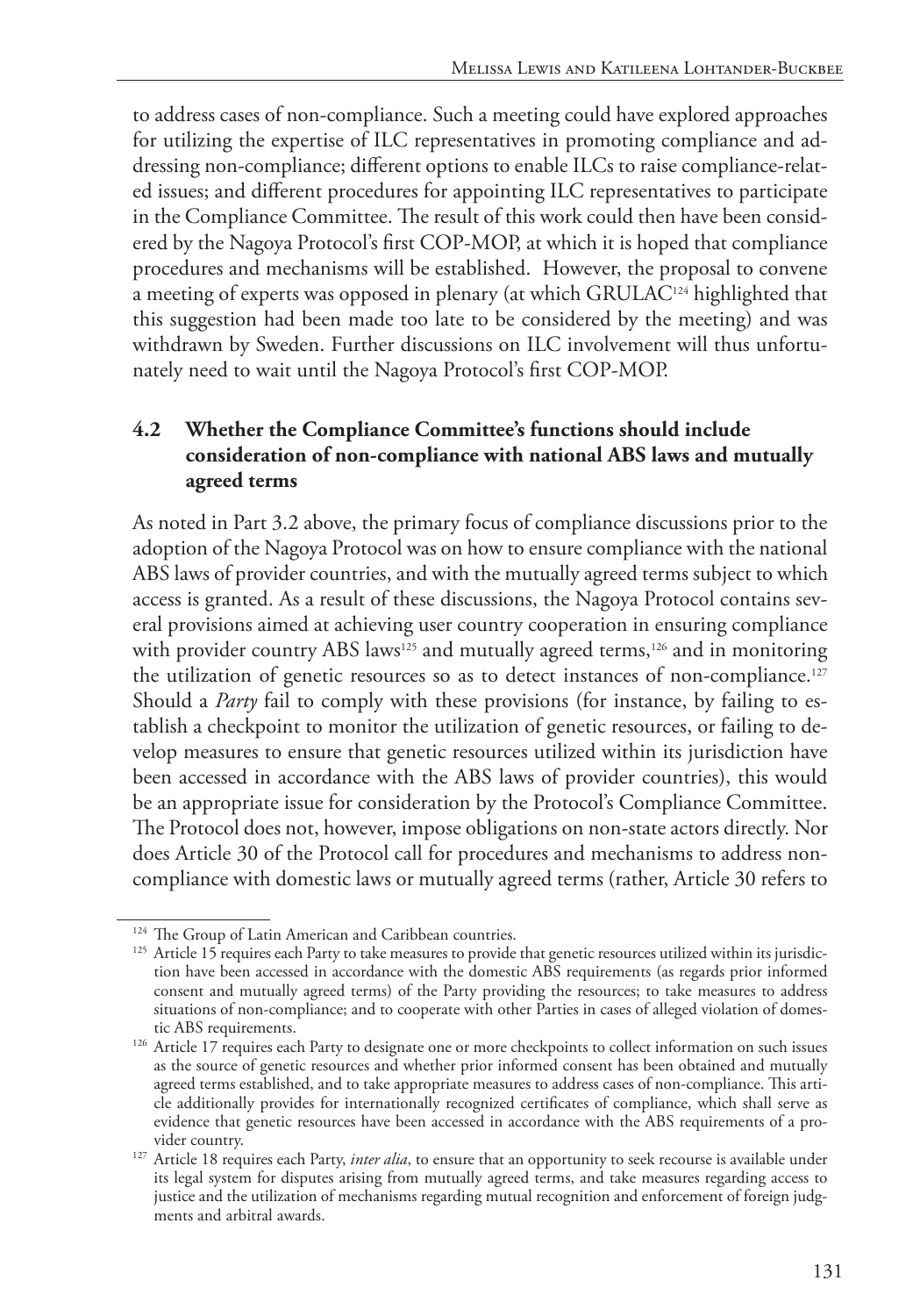to address cases of non-compliance. Such a meeting could have explored approaches for utilizing the expertise of ILC representatives in promoting compliance and addressing non-compliance; different options to enable ILCs to raise compliance-related issues; and different procedures for appointing ILC representatives to participate in the Compliance Committee. The result of this work could then have been considered by the Nagoya Protocol's first COP-MOP, at which it is hoped that compliance procedures and mechanisms will be established. However, the proposal to convene a meeting of experts was opposed in plenary (at which GRULAC[124] highlighted that this suggestion had been made too late to be considered by the meeting) and was withdrawn by Sweden. Further discussions on ILC involvement will thus unfortunately need to wait until the Nagoya Protocol's first COP-MOP.

### 4.2 Whether the Compliance Committee's functions should include consideration of non-compliance with national ABS laws and mutually agreed terms

As noted in Part 3.2 above, the primary focus of compliance discussions prior to the adoption of the Nagoya Protocol was on how to ensure compliance with the national ABS laws of provider countries, and with the mutually agreed terms subject to which access is granted. As a result of these discussions, the Nagoya Protocol contains several provisions aimed at achieving user country cooperation in ensuring compliance with provider country ABS laws[125] and mutually agreed terms,[126] and in monitoring the utilization of genetic resources so as to detect instances of non-compliance.[127] Should a *Party* fail to comply with these provisions (for instance, by failing to establish a checkpoint to monitor the utilization of genetic resources, or failing to develop measures to ensure that genetic resources utilized within its jurisdiction have been accessed in accordance with the ABS laws of provider countries), this would be an appropriate issue for consideration by the Protocol's Compliance Committee. The Protocol does not, however, impose obligations on non-state actors directly. Nor does Article 30 of the Protocol call for procedures and mechanisms to address non-compliance with domestic laws or mutually agreed terms (rather, Article 30 refers to

---

[124] The Group of Latin American and Caribbean countries.

[125] Article 15 requires each Party to take measures to provide that genetic resources utilized within its jurisdiction have been accessed in accordance with the domestic ABS requirements (as regards prior informed consent and mutually agreed terms) of the Party providing the resources; to take measures to address situations of non-compliance; and to cooperate with other Parties in cases of alleged violation of domestic ABS requirements.

[126] Article 17 requires each Party to designate one or more checkpoints to collect information on such issues as the source of genetic resources and whether prior informed consent has been obtained and mutually agreed terms established, and to take appropriate measures to address cases of non-compliance. This article additionally provides for internationally recognized certificates of compliance, which shall serve as evidence that genetic resources have been accessed in accordance with the ABS requirements of a provider country.

[127] Article 18 requires each Party, *inter alia*, to ensure that an opportunity to seek recourse is available under its legal system for disputes arising from mutually agreed terms, and take measures regarding access to justice and the utilization of mechanisms regarding mutual recognition and enforcement of foreign judgments and arbitral awards.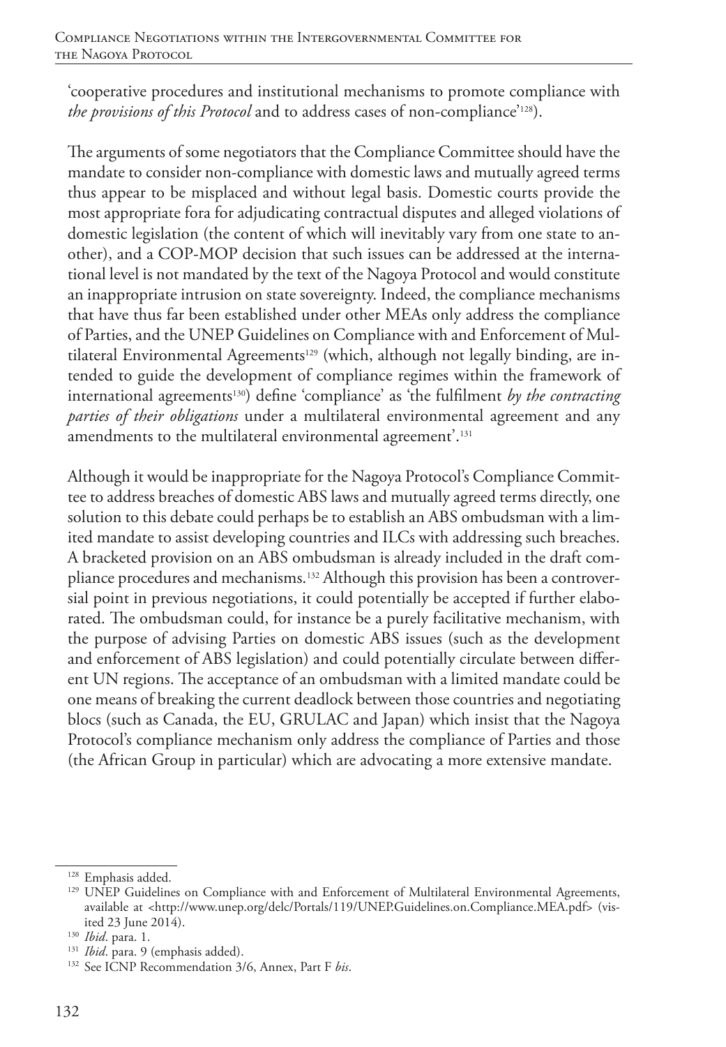'cooperative procedures and institutional mechanisms to promote compliance with *the provisions of this Protocol* and to address cases of non-compliance'[128]).

The arguments of some negotiators that the Compliance Committee should have the mandate to consider non-compliance with domestic laws and mutually agreed terms thus appear to be misplaced and without legal basis. Domestic courts provide the most appropriate fora for adjudicating contractual disputes and alleged violations of domestic legislation (the content of which will inevitably vary from one state to another), and a COP-MOP decision that such issues can be addressed at the international level is not mandated by the text of the Nagoya Protocol and would constitute an inappropriate intrusion on state sovereignty. Indeed, the compliance mechanisms that have thus far been established under other MEAs only address the compliance of Parties, and the UNEP Guidelines on Compliance with and Enforcement of Multilateral Environmental Agreements[129] (which, although not legally binding, are intended to guide the development of compliance regimes within the framework of international agreements[130]) define 'compliance' as 'the fulfilment *by the contracting parties of their obligations* under a multilateral environmental agreement and any amendments to the multilateral environmental agreement'.[131]

Although it would be inappropriate for the Nagoya Protocol's Compliance Committee to address breaches of domestic ABS laws and mutually agreed terms directly, one solution to this debate could perhaps be to establish an ABS ombudsman with a limited mandate to assist developing countries and ILCs with addressing such breaches. A bracketed provision on an ABS ombudsman is already included in the draft compliance procedures and mechanisms.[132] Although this provision has been a controversial point in previous negotiations, it could potentially be accepted if further elaborated. The ombudsman could, for instance be a purely facilitative mechanism, with the purpose of advising Parties on domestic ABS issues (such as the development and enforcement of ABS legislation) and could potentially circulate between different UN regions. The acceptance of an ombudsman with a limited mandate could be one means of breaking the current deadlock between those countries and negotiating blocs (such as Canada, the EU, GRULAC and Japan) which insist that the Nagoya Protocol's compliance mechanism only address the compliance of Parties and those (the African Group in particular) which are advocating a more extensive mandate.

---

[128] Emphasis added.

[129] UNEP Guidelines on Compliance with and Enforcement of Multilateral Environmental Agreements, available at <http://www.unep.org/delc/Portals/119/UNEP.Guidelines.on.Compliance.MEA.pdf> (visited 23 June 2014).

[130] *Ibid*. para. 1.

[131] *Ibid*. para. 9 (emphasis added).

[132] See ICNP Recommendation 3/6, Annex, Part F *bis*.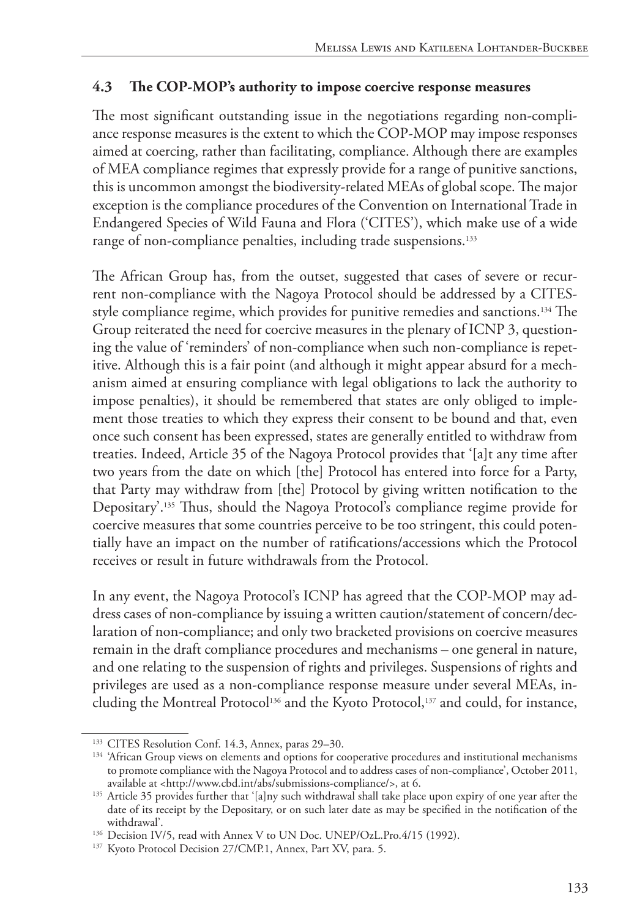### 4.3 The COP-MOP's authority to impose coercive response measures

The most significant outstanding issue in the negotiations regarding non-compliance response measures is the extent to which the COP-MOP may impose responses aimed at coercing, rather than facilitating, compliance. Although there are examples of MEA compliance regimes that expressly provide for a range of punitive sanctions, this is uncommon amongst the biodiversity-related MEAs of global scope. The major exception is the compliance procedures of the Convention on International Trade in Endangered Species of Wild Fauna and Flora ('CITES'), which make use of a wide range of non-compliance penalties, including trade suspensions.[133]

The African Group has, from the outset, suggested that cases of severe or recurrent non-compliance with the Nagoya Protocol should be addressed by a CITES-style compliance regime, which provides for punitive remedies and sanctions.[134] The Group reiterated the need for coercive measures in the plenary of ICNP 3, questioning the value of 'reminders' of non-compliance when such non-compliance is repetitive. Although this is a fair point (and although it might appear absurd for a mechanism aimed at ensuring compliance with legal obligations to lack the authority to impose penalties), it should be remembered that states are only obliged to implement those treaties to which they express their consent to be bound and that, even once such consent has been expressed, states are generally entitled to withdraw from treaties. Indeed, Article 35 of the Nagoya Protocol provides that '[a]t any time after two years from the date on which [the] Protocol has entered into force for a Party, that Party may withdraw from [the] Protocol by giving written notification to the Depositary'.[135] Thus, should the Nagoya Protocol's compliance regime provide for coercive measures that some countries perceive to be too stringent, this could potentially have an impact on the number of ratifications/accessions which the Protocol receives or result in future withdrawals from the Protocol.

In any event, the Nagoya Protocol's ICNP has agreed that the COP-MOP may address cases of non-compliance by issuing a written caution/statement of concern/declaration of non-compliance; and only two bracketed provisions on coercive measures remain in the draft compliance procedures and mechanisms – one general in nature, and one relating to the suspension of rights and privileges. Suspensions of rights and privileges are used as a non-compliance response measure under several MEAs, including the Montreal Protocol[136] and the Kyoto Protocol,[137] and could, for instance,

---

[133] CITES Resolution Conf. 14.3, Annex, paras 29–30.

[134] 'African Group views on elements and options for cooperative procedures and institutional mechanisms to promote compliance with the Nagoya Protocol and to address cases of non-compliance', October 2011, available at <http://www.cbd.int/abs/submissions-compliance/>, at 6.

[135] Article 35 provides further that '[a]ny such withdrawal shall take place upon expiry of one year after the date of its receipt by the Depositary, or on such later date as may be specified in the notification of the withdrawal'.

[136] Decision IV/5, read with Annex V to UN Doc. UNEP/OzL.Pro.4/15 (1992).

[137] Kyoto Protocol Decision 27/CMP.1, Annex, Part XV, para. 5.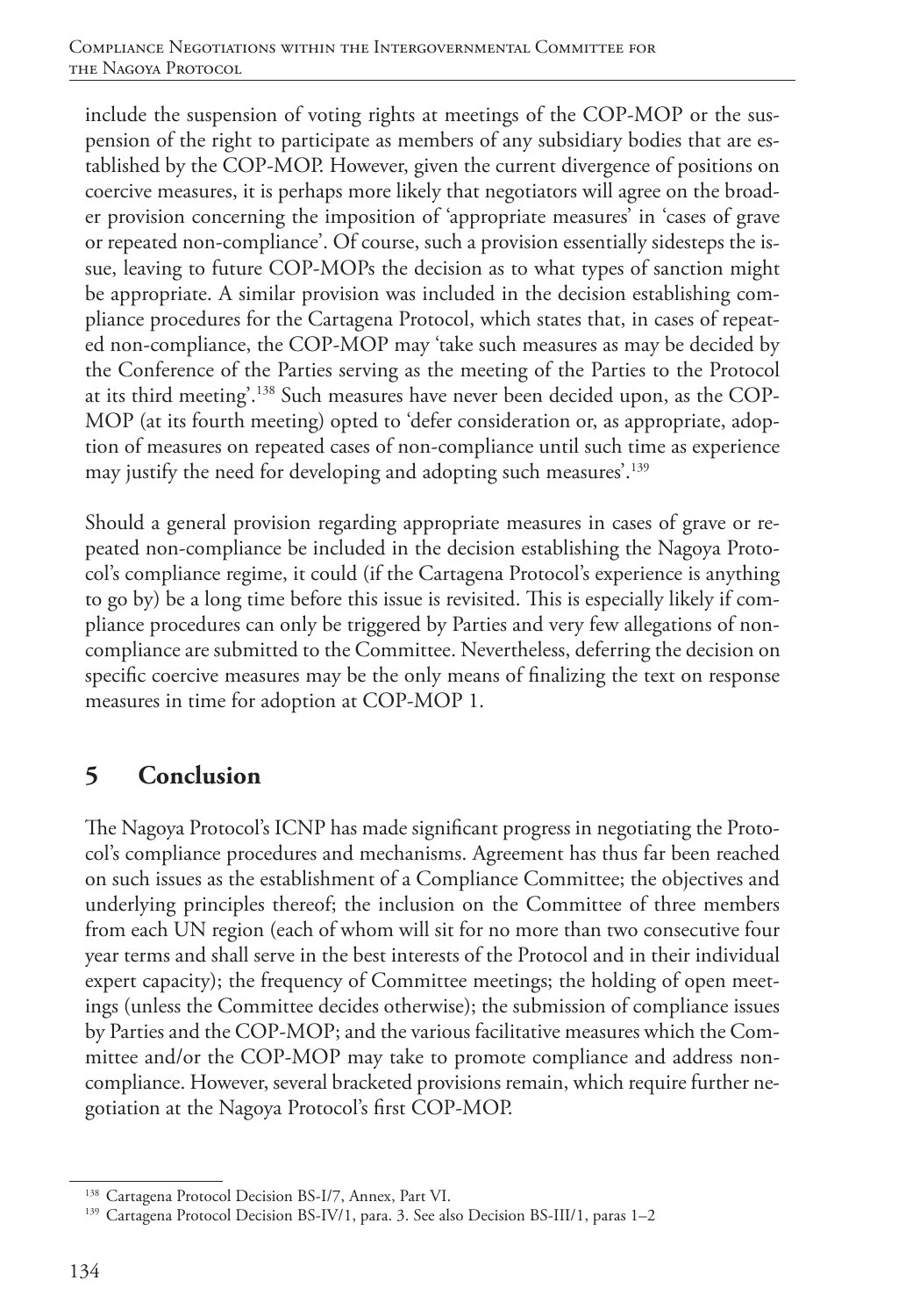include the suspension of voting rights at meetings of the COP-MOP or the suspension of the right to participate as members of any subsidiary bodies that are established by the COP-MOP. However, given the current divergence of positions on coercive measures, it is perhaps more likely that negotiators will agree on the broader provision concerning the imposition of 'appropriate measures' in 'cases of grave or repeated non-compliance'. Of course, such a provision essentially sidesteps the issue, leaving to future COP-MOPs the decision as to what types of sanction might be appropriate. A similar provision was included in the decision establishing compliance procedures for the Cartagena Protocol, which states that, in cases of repeated non-compliance, the COP-MOP may 'take such measures as may be decided by the Conference of the Parties serving as the meeting of the Parties to the Protocol at its third meeting'.[138] Such measures have never been decided upon, as the COP-MOP (at its fourth meeting) opted to 'defer consideration or, as appropriate, adoption of measures on repeated cases of non-compliance until such time as experience may justify the need for developing and adopting such measures'.[139]

Should a general provision regarding appropriate measures in cases of grave or repeated non-compliance be included in the decision establishing the Nagoya Protocol's compliance regime, it could (if the Cartagena Protocol's experience is anything to go by) be a long time before this issue is revisited. This is especially likely if compliance procedures can only be triggered by Parties and very few allegations of non-compliance are submitted to the Committee. Nevertheless, deferring the decision on specific coercive measures may be the only means of finalizing the text on response measures in time for adoption at COP-MOP 1.

## 5 Conclusion

The Nagoya Protocol's ICNP has made significant progress in negotiating the Protocol's compliance procedures and mechanisms. Agreement has thus far been reached on such issues as the establishment of a Compliance Committee; the objectives and underlying principles thereof; the inclusion on the Committee of three members from each UN region (each of whom will sit for no more than two consecutive four year terms and shall serve in the best interests of the Protocol and in their individual expert capacity); the frequency of Committee meetings; the holding of open meetings (unless the Committee decides otherwise); the submission of compliance issues by Parties and the COP-MOP; and the various facilitative measures which the Committee and/or the COP-MOP may take to promote compliance and address non-compliance. However, several bracketed provisions remain, which require further negotiation at the Nagoya Protocol's first COP-MOP.

---

[138] Cartagena Protocol Decision BS-I/7, Annex, Part VI.

[139] Cartagena Protocol Decision BS-IV/1, para. 3. See also Decision BS-III/1, paras 1–2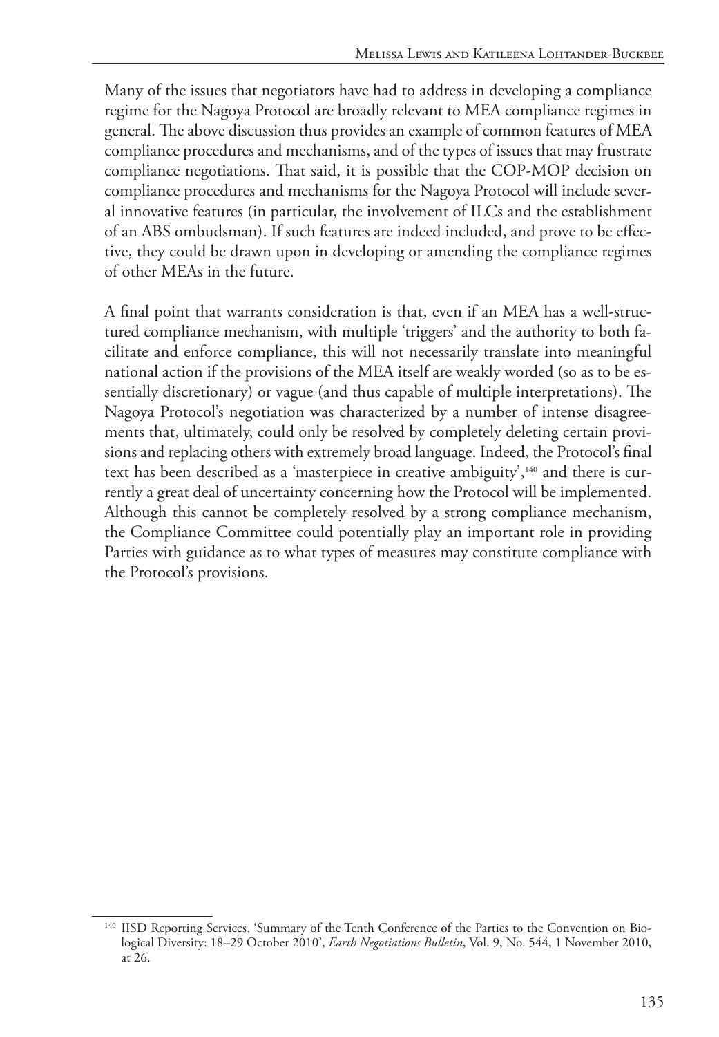Many of the issues that negotiators have had to address in developing a compliance regime for the Nagoya Protocol are broadly relevant to MEA compliance regimes in general. The above discussion thus provides an example of common features of MEA compliance procedures and mechanisms, and of the types of issues that may frustrate compliance negotiations. That said, it is possible that the COP-MOP decision on compliance procedures and mechanisms for the Nagoya Protocol will include several innovative features (in particular, the involvement of ILCs and the establishment of an ABS ombudsman). If such features are indeed included, and prove to be effective, they could be drawn upon in developing or amending the compliance regimes of other MEAs in the future.

A final point that warrants consideration is that, even if an MEA has a well-structured compliance mechanism, with multiple 'triggers' and the authority to both facilitate and enforce compliance, this will not necessarily translate into meaningful national action if the provisions of the MEA itself are weakly worded (so as to be essentially discretionary) or vague (and thus capable of multiple interpretations). The Nagoya Protocol's negotiation was characterized by a number of intense disagreements that, ultimately, could only be resolved by completely deleting certain provisions and replacing others with extremely broad language. Indeed, the Protocol's final text has been described as a 'masterpiece in creative ambiguity',[140] and there is currently a great deal of uncertainty concerning how the Protocol will be implemented. Although this cannot be completely resolved by a strong compliance mechanism, the Compliance Committee could potentially play an important role in providing Parties with guidance as to what types of measures may constitute compliance with the Protocol's provisions.

---

[140] IISD Reporting Services, 'Summary of the Tenth Conference of the Parties to the Convention on Biological Diversity: 18–29 October 2010', *Earth Negotiations Bulletin*, Vol. 9, No. 544, 1 November 2010, at 26.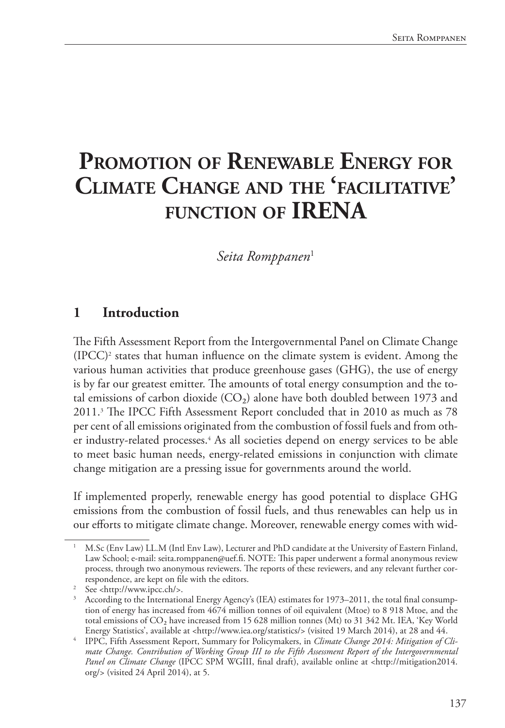# Promotion of Renewable Energy for Climate Change and the 'facilitative' function of IRENA

*Seita Romppanen*[1]

## 1 Introduction

The Fifth Assessment Report from the Intergovernmental Panel on Climate Change (IPCC)[2] states that human influence on the climate system is evident. Among the various human activities that produce greenhouse gases (GHG), the use of energy is by far our greatest emitter. The amounts of total energy consumption and the total emissions of carbon dioxide ($CO_2$) alone have both doubled between 1973 and 2011.[3] The IPCC Fifth Assessment Report concluded that in 2010 as much as 78 per cent of all emissions originated from the combustion of fossil fuels and from other industry-related processes.[4] As all societies depend on energy services to be able to meet basic human needs, energy-related emissions in conjunction with climate change mitigation are a pressing issue for governments around the world.

If implemented properly, renewable energy has good potential to displace GHG emissions from the combustion of fossil fuels, and thus renewables can help us in our efforts to mitigate climate change. Moreover, renewable energy comes with wid-

---

[1] M.Sc (Env Law) LL.M (Intl Env Law), Lecturer and PhD candidate at the University of Eastern Finland, Law School; e-mail: seita.romppanen@uef.fi. NOTE: This paper underwent a formal anonymous review process, through two anonymous reviewers. The reports of these reviewers, and any relevant further correspondence, are kept on file with the editors.

[2] See <http://www.ipcc.ch/>.

[3] According to the International Energy Agency's (IEA) estimates for 1973–2011, the total final consumption of energy has increased from 4674 million tonnes of oil equivalent (Mtoe) to 8 918 Mtoe, and the total emissions of $CO_2$ have increased from 15 628 million tonnes (Mt) to 31 342 Mt. IEA, 'Key World Energy Statistics', available at <http://www.iea.org/statistics/> (visited 19 March 2014), at 28 and 44.

[4] IPPC, Fifth Assessment Report, Summary for Policymakers, in *Climate Change 2014: Mitigation of Climate Change. Contribution of Working Group III to the Fifth Assessment Report of the Intergovernmental Panel on Climate Change* (IPCC SPM WGIII, final draft), available online at <http://mitigation2014.org/> (visited 24 April 2014), at 5.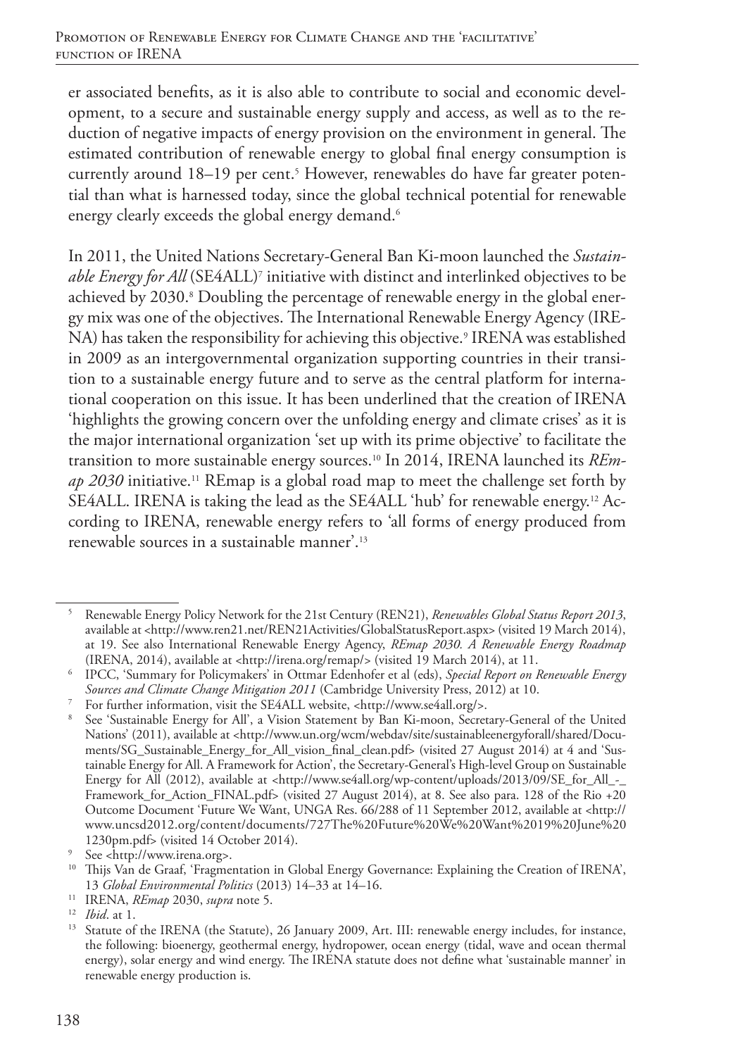er associated benefits, as it is also able to contribute to social and economic development, to a secure and sustainable energy supply and access, as well as to the reduction of negative impacts of energy provision on the environment in general. The estimated contribution of renewable energy to global final energy consumption is currently around 18–19 per cent.[5] However, renewables do have far greater potential than what is harnessed today, since the global technical potential for renewable energy clearly exceeds the global energy demand.[6]

In 2011, the United Nations Secretary-General Ban Ki-moon launched the *Sustainable Energy for All* (SE4ALL)[7] initiative with distinct and interlinked objectives to be achieved by 2030.[8] Doubling the percentage of renewable energy in the global energy mix was one of the objectives. The International Renewable Energy Agency (IRENA) has taken the responsibility for achieving this objective.[9] IRENA was established in 2009 as an intergovernmental organization supporting countries in their transition to a sustainable energy future and to serve as the central platform for international cooperation on this issue. It has been underlined that the creation of IRENA 'highlights the growing concern over the unfolding energy and climate crises' as it is the major international organization 'set up with its prime objective' to facilitate the transition to more sustainable energy sources.[10] In 2014, IRENA launched its *REmap 2030* initiative.[11] REmap is a global road map to meet the challenge set forth by SE4ALL. IRENA is taking the lead as the SE4ALL 'hub' for renewable energy.[12] According to IRENA, renewable energy refers to 'all forms of energy produced from renewable sources in a sustainable manner'.[13]

---

[5] Renewable Energy Policy Network for the 21st Century (REN21), *Renewables Global Status Report 2013*, available at <http://www.ren21.net/REN21Activities/GlobalStatusReport.aspx> (visited 19 March 2014), at 19. See also International Renewable Energy Agency, *REmap 2030. A Renewable Energy Roadmap* (IRENA, 2014), available at <http://irena.org/remap/> (visited 19 March 2014), at 11.

[6] IPCC, 'Summary for Policymakers' in Ottmar Edenhofer et al (eds), *Special Report on Renewable Energy Sources and Climate Change Mitigation 2011* (Cambridge University Press, 2012) at 10.

[7] For further information, visit the SE4ALL website, <http://www.se4all.org/>.

[8] See 'Sustainable Energy for All', a Vision Statement by Ban Ki-moon, Secretary-General of the United Nations' (2011), available at <http://www.un.org/wcm/webdav/site/sustainableenergyforall/shared/Documents/SG_Sustainable_Energy_for_All_vision_final_clean.pdf> (visited 27 August 2014) at 4 and 'Sustainable Energy for All. A Framework for Action', the Secretary-General's High-level Group on Sustainable Energy for All (2012), available at <http://www.se4all.org/wp-content/uploads/2013/09/SE_for_All_-_Framework_for_Action_FINAL.pdf> (visited 27 August 2014) at 8. See also para. 128 of the Rio +20 Outcome Document 'Future We Want, UNGA Res. 66/288 of 11 September 2012, available at <http://www.uncsd2012.org/content/documents/727The%20Future%20We%20Want%2019%20June%201230pm.pdf> (visited 14 October 2014).

[9] See <http://www.irena.org>.

[10] Thijs Van de Graaf, 'Fragmentation in Global Energy Governance: Explaining the Creation of IRENA', 13 *Global Environmental Politics* (2013) 14–33 at 14–16.

[11] IRENA, *REmap* 2030, *supra* note 5.

[12] *Ibid*. at 1.

[13] Statute of the IRENA (the Statute), 26 January 2009, Art. III: renewable energy includes, for instance, the following: bioenergy, geothermal energy, hydropower, ocean energy (tidal, wave and ocean thermal energy), solar energy and wind energy. The IRENA statute does not define what 'sustainable manner' in renewable energy production is.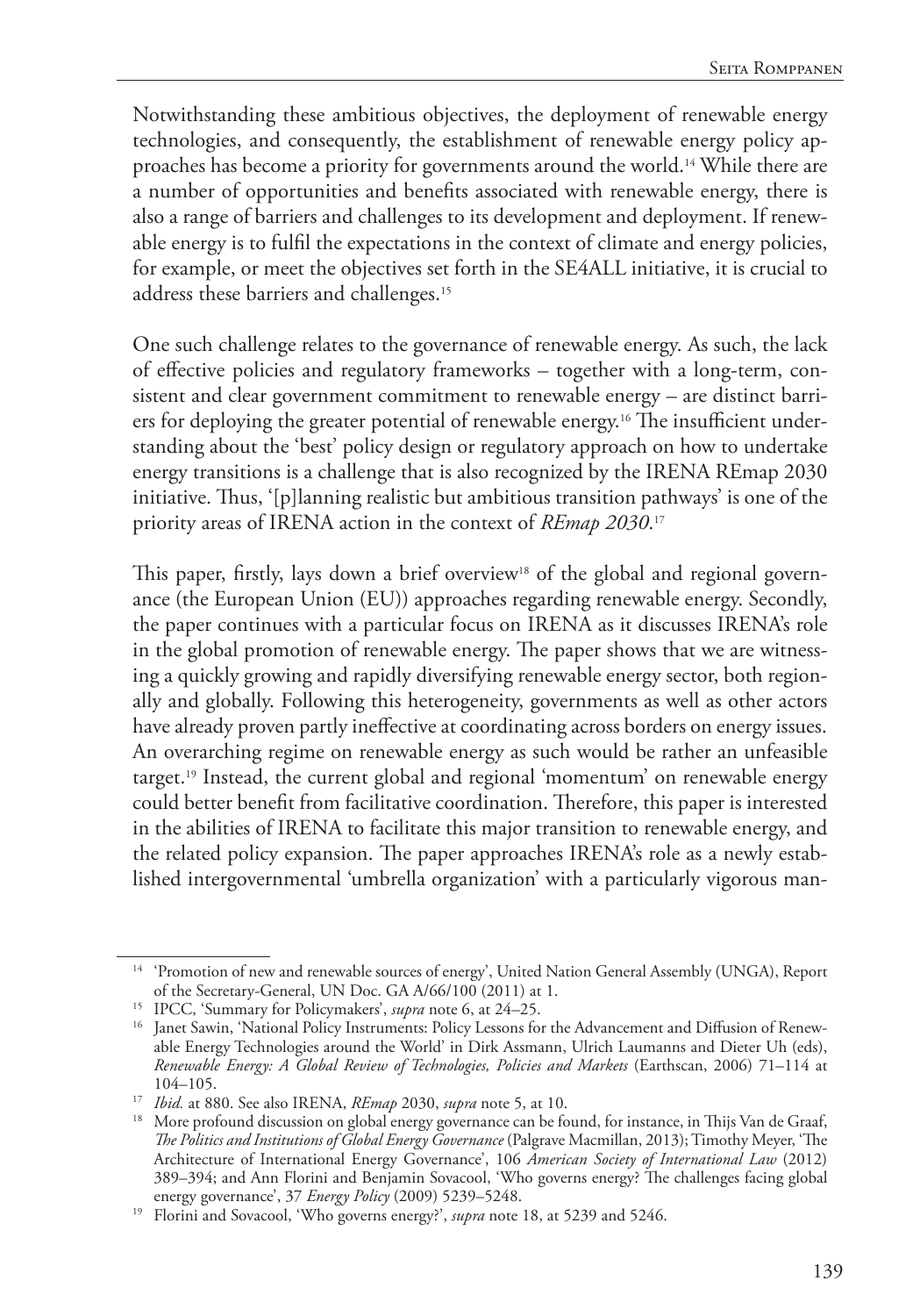Notwithstanding these ambitious objectives, the deployment of renewable energy technologies, and consequently, the establishment of renewable energy policy approaches has become a priority for governments around the world.[14] While there are a number of opportunities and benefits associated with renewable energy, there is also a range of barriers and challenges to its development and deployment. If renewable energy is to fulfil the expectations in the context of climate and energy policies, for example, or meet the objectives set forth in the SE4ALL initiative, it is crucial to address these barriers and challenges.[15]

One such challenge relates to the governance of renewable energy. As such, the lack of effective policies and regulatory frameworks – together with a long-term, consistent and clear government commitment to renewable energy – are distinct barriers for deploying the greater potential of renewable energy.[16] The insufficient understanding about the 'best' policy design or regulatory approach on how to undertake energy transitions is a challenge that is also recognized by the IRENA REmap 2030 initiative. Thus, '[p]lanning realistic but ambitious transition pathways' is one of the priority areas of IRENA action in the context of *REmap 2030*.[17]

This paper, firstly, lays down a brief overview[18] of the global and regional governance (the European Union (EU)) approaches regarding renewable energy. Secondly, the paper continues with a particular focus on IRENA as it discusses IRENA's role in the global promotion of renewable energy. The paper shows that we are witnessing a quickly growing and rapidly diversifying renewable energy sector, both regionally and globally. Following this heterogeneity, governments as well as other actors have already proven partly ineffective at coordinating across borders on energy issues. An overarching regime on renewable energy as such would be rather an unfeasible target.[19] Instead, the current global and regional 'momentum' on renewable energy could better benefit from facilitative coordination. Therefore, this paper is interested in the abilities of IRENA to facilitate this major transition to renewable energy, and the related policy expansion. The paper approaches IRENA's role as a newly established intergovernmental 'umbrella organization' with a particularly vigorous man-

---

[14] 'Promotion of new and renewable sources of energy', United Nation General Assembly (UNGA), Report of the Secretary-General, UN Doc. GA A/66/100 (2011) at 1.

[15] IPCC, 'Summary for Policymakers', *supra* note 6, at 24–25.

[16] Janet Sawin, 'National Policy Instruments: Policy Lessons for the Advancement and Diffusion of Renewable Energy Technologies around the World' in Dirk Assmann, Ulrich Laumanns and Dieter Uh (eds), *Renewable Energy: A Global Review of Technologies, Policies and Markets* (Earthscan, 2006) 71–114 at 104–105.

[17] *Ibid.* at 880. See also IRENA, *REmap* 2030, *supra* note 5, at 10.

[18] More profound discussion on global energy governance can be found, for instance, in Thijs Van de Graaf, *The Politics and Institutions of Global Energy Governance* (Palgrave Macmillan, 2013); Timothy Meyer, 'The Architecture of International Energy Governance', 106 *American Society of International Law* (2012) 389–394; and Ann Florini and Benjamin Sovacool, 'Who governs energy? The challenges facing global energy governance', 37 *Energy Policy* (2009) 5239–5248.

[19] Florini and Sovacool, 'Who governs energy?', *supra* note 18, at 5239 and 5246.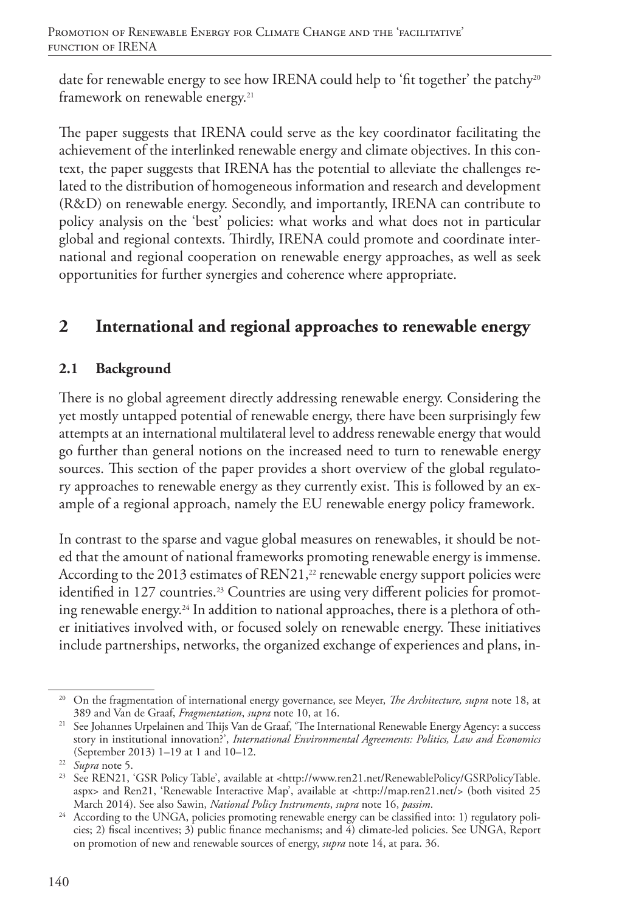date for renewable energy to see how IRENA could help to 'fit together' the patchy[20] framework on renewable energy.[21]

The paper suggests that IRENA could serve as the key coordinator facilitating the achievement of the interlinked renewable energy and climate objectives. In this context, the paper suggests that IRENA has the potential to alleviate the challenges related to the distribution of homogeneous information and research and development (R&D) on renewable energy. Secondly, and importantly, IRENA can contribute to policy analysis on the 'best' policies: what works and what does not in particular global and regional contexts. Thirdly, IRENA could promote and coordinate international and regional cooperation on renewable energy approaches, as well as seek opportunities for further synergies and coherence where appropriate.

## 2 International and regional approaches to renewable energy

### 2.1 Background

There is no global agreement directly addressing renewable energy. Considering the yet mostly untapped potential of renewable energy, there have been surprisingly few attempts at an international multilateral level to address renewable energy that would go further than general notions on the increased need to turn to renewable energy sources. This section of the paper provides a short overview of the global regulatory approaches to renewable energy as they currently exist. This is followed by an example of a regional approach, namely the EU renewable energy policy framework.

In contrast to the sparse and vague global measures on renewables, it should be noted that the amount of national frameworks promoting renewable energy is immense. According to the 2013 estimates of REN21,[22] renewable energy support policies were identified in 127 countries.[23] Countries are using very different policies for promoting renewable energy.[24] In addition to national approaches, there is a plethora of other initiatives involved with, or focused solely on renewable energy. These initiatives include partnerships, networks, the organized exchange of experiences and plans, in-

---

[20] On the fragmentation of international energy governance, see Meyer, *The Architecture, supra* note 18, at 389 and Van de Graaf, *Fragmentation*, *supra* note 10, at 16.

[21] See Johannes Urpelainen and Thijs Van de Graaf, 'The International Renewable Energy Agency: a success story in institutional innovation?', *International Environmental Agreements: Politics, Law and Economics* (September 2013) 1–19 at 1 and 10–12.

[22] *Supra* note 5.

[23] See REN21, 'GSR Policy Table', available at <http://www.ren21.net/RenewablePolicy/GSRPolicyTable.aspx> and Ren21, 'Renewable Interactive Map', available at <http://map.ren21.net/> (both visited 25 March 2014). See also Sawin, *National Policy Instruments*, *supra* note 16, *passim*.

[24] According to the UNGA, policies promoting renewable energy can be classified into: 1) regulatory policies; 2) fiscal incentives; 3) public finance mechanisms; and 4) climate-led policies. See UNGA, Report on promotion of new and renewable sources of energy, *supra* note 14, at para. 36.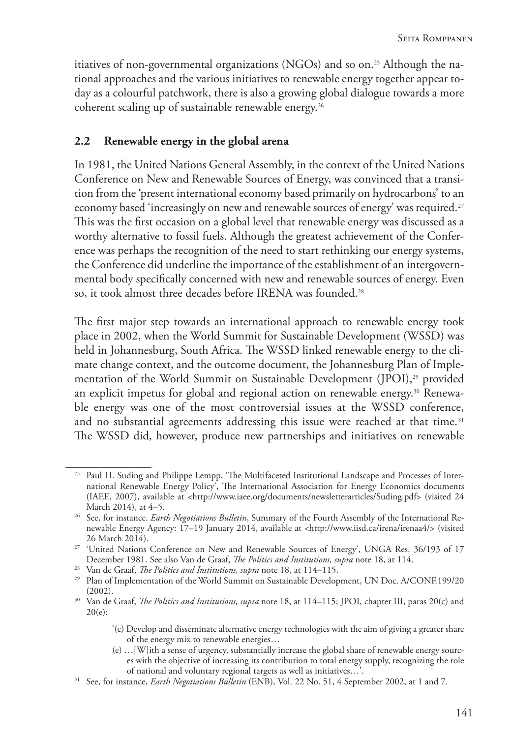itiatives of non-governmental organizations (NGOs) and so on.[25] Although the national approaches and the various initiatives to renewable energy together appear today as a colourful patchwork, there is also a growing global dialogue towards a more coherent scaling up of sustainable renewable energy.[26]

## 2.2 Renewable energy in the global arena

In 1981, the United Nations General Assembly, in the context of the United Nations Conference on New and Renewable Sources of Energy, was convinced that a transition from the 'present international economy based primarily on hydrocarbons' to an economy based 'increasingly on new and renewable sources of energy' was required.[27] This was the first occasion on a global level that renewable energy was discussed as a worthy alternative to fossil fuels. Although the greatest achievement of the Conference was perhaps the recognition of the need to start rethinking our energy systems, the Conference did underline the importance of the establishment of an intergovernmental body specifically concerned with new and renewable sources of energy. Even so, it took almost three decades before IRENA was founded.[28]

The first major step towards an international approach to renewable energy took place in 2002, when the World Summit for Sustainable Development (WSSD) was held in Johannesburg, South Africa. The WSSD linked renewable energy to the climate change context, and the outcome document, the Johannesburg Plan of Implementation of the World Summit on Sustainable Development (JPOI),[29] provided an explicit impetus for global and regional action on renewable energy.[30] Renewable energy was one of the most controversial issues at the WSSD conference, and no substantial agreements addressing this issue were reached at that time.[31] The WSSD did, however, produce new partnerships and initiatives on renewable

---

[25] Paul H. Suding and Philippe Lempp, 'The Multifaceted Institutional Landscape and Processes of International Renewable Energy Policy', The International Association for Energy Economics documents (IAEE, 2007), available at <http://www.iaee.org/documents/newsletterarticles/Suding.pdf> (visited 24 March 2014), at 4–5.

[26] See, for instance. *Earth Negotiations Bulletin*, Summary of the Fourth Assembly of the International Renewable Energy Agency: 17–19 January 2014, available at <http://www.iisd.ca/irena/irenaa4/> (visited 26 March 2014).

[27] 'United Nations Conference on New and Renewable Sources of Energy', UNGA Res. 36/193 of 17 December 1981. See also Van de Graaf, *The Politics and Institutions, supra* note 18, at 114.

[28] Van de Graaf, *The Politics and Institutions, supra* note 18, at 114–115.

[29] Plan of Implementation of the World Summit on Sustainable Development, UN Doc. A/CONF.199/20 (2002).

[30] Van de Graaf, *The Politics and Institutions, supra* note 18, at 114–115; JPOI, chapter III, paras 20(c) and 20(e):

> '(c) Develop and disseminate alternative energy technologies with the aim of giving a greater share of the energy mix to renewable energies…
>
> (e) …[W]ith a sense of urgency, substantially increase the global share of renewable energy sources with the objective of increasing its contribution to total energy supply, recognizing the role of national and voluntary regional targets as well as initiatives…'.

[31] See, for instance, *Earth Negotiations Bulletin* (ENB), Vol. 22 No. 51, 4 September 2002, at 1 and 7.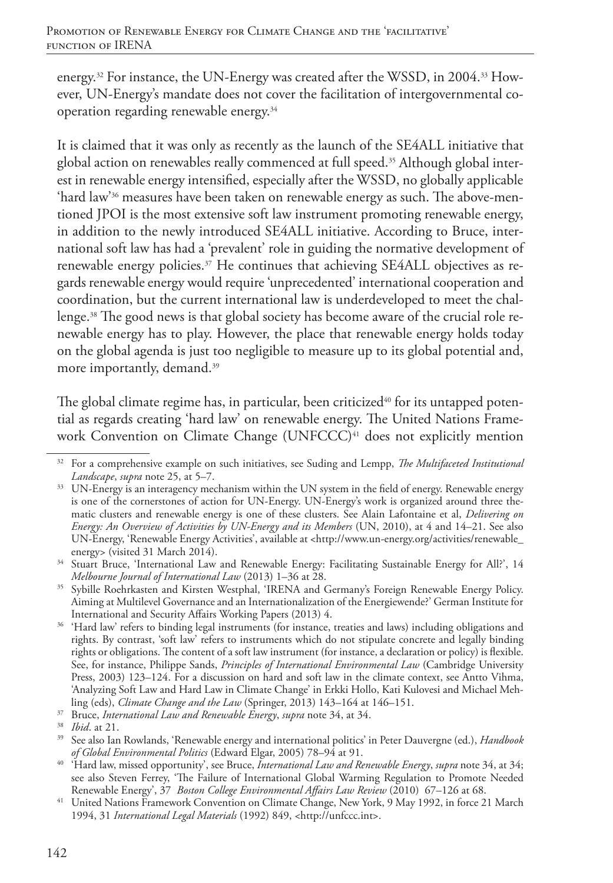energy.[32] For instance, the UN-Energy was created after the WSSD, in 2004.[33] However, UN-Energy's mandate does not cover the facilitation of intergovernmental cooperation regarding renewable energy.[34]

It is claimed that it was only as recently as the launch of the SE4ALL initiative that global action on renewables really commenced at full speed.[35] Although global interest in renewable energy intensified, especially after the WSSD, no globally applicable 'hard law'[36] measures have been taken on renewable energy as such. The above-mentioned JPOI is the most extensive soft law instrument promoting renewable energy, in addition to the newly introduced SE4ALL initiative. According to Bruce, international soft law has had a 'prevalent' role in guiding the normative development of renewable energy policies.[37] He continues that achieving SE4ALL objectives as regards renewable energy would require 'unprecedented' international cooperation and coordination, but the current international law is underdeveloped to meet the challenge.[38] The good news is that global society has become aware of the crucial role renewable energy has to play. However, the place that renewable energy holds today on the global agenda is just too negligible to measure up to its global potential and, more importantly, demand.[39]

The global climate regime has, in particular, been criticized[40] for its untapped potential as regards creating 'hard law' on renewable energy. The United Nations Framework Convention on Climate Change (UNFCCC)[41] does not explicitly mention

---

[32] For a comprehensive example on such initiatives, see Suding and Lempp, *The Multifaceted Institutional Landscape*, *supra* note 25, at 5–7.

[33] UN-Energy is an interagency mechanism within the UN system in the field of energy. Renewable energy is one of the cornerstones of action for UN-Energy. UN-Energy's work is organized around three thematic clusters and renewable energy is one of these clusters. See Alain Lafontaine et al, *Delivering on Energy: An Overview of Activities by UN-Energy and its Members* (UN, 2010), at 4 and 14–21. See also UN-Energy, 'Renewable Energy Activities', available at <http://www.un-energy.org/activities/renewable_energy> (visited 31 March 2014).

[34] Stuart Bruce, 'International Law and Renewable Energy: Facilitating Sustainable Energy for All?', 14 *Melbourne Journal of International Law* (2013) 1–36 at 28.

[35] Sybille Roehrkasten and Kirsten Westphal, 'IRENA and Germany's Foreign Renewable Energy Policy. Aiming at Multilevel Governance and an Internationalization of the Energiewende?' German Institute for International and Security Affairs Working Papers (2013) 4.

[36] 'Hard law' refers to binding legal instruments (for instance, treaties and laws) including obligations and rights. By contrast, 'soft law' refers to instruments which do not stipulate concrete and legally binding rights or obligations. The content of a soft law instrument (for instance, a declaration or policy) is flexible. See, for instance, Philippe Sands, *Principles of International Environmental Law* (Cambridge University Press, 2003) 123–124. For a discussion on hard and soft law in the climate context, see Antto Vihma, 'Analyzing Soft Law and Hard Law in Climate Change' in Erkki Hollo, Kati Kulovesi and Michael Mehling (eds), *Climate Change and the Law* (Springer, 2013) 143–164 at 146–151.

[37] Bruce, *International Law and Renewable Energy*, *supra* note 34, at 34.

[38] *Ibid*. at 21.

[39] See also Ian Rowlands, 'Renewable energy and international politics' in Peter Dauvergne (ed.), *Handbook of Global Environmental Politics* (Edward Elgar, 2005) 78–94 at 91.

[40] 'Hard law, missed opportunity', see Bruce, *International Law and Renewable Energy*, *supra* note 34, at 34; see also Steven Ferrey, 'The Failure of International Global Warming Regulation to Promote Needed Renewable Energy', 37 *Boston College Environmental Affairs Law Review* (2010) 67–126 at 68.

[41] United Nations Framework Convention on Climate Change, New York, 9 May 1992, in force 21 March 1994, 31 *International Legal Materials* (1992) 849, <http://unfccc.int>.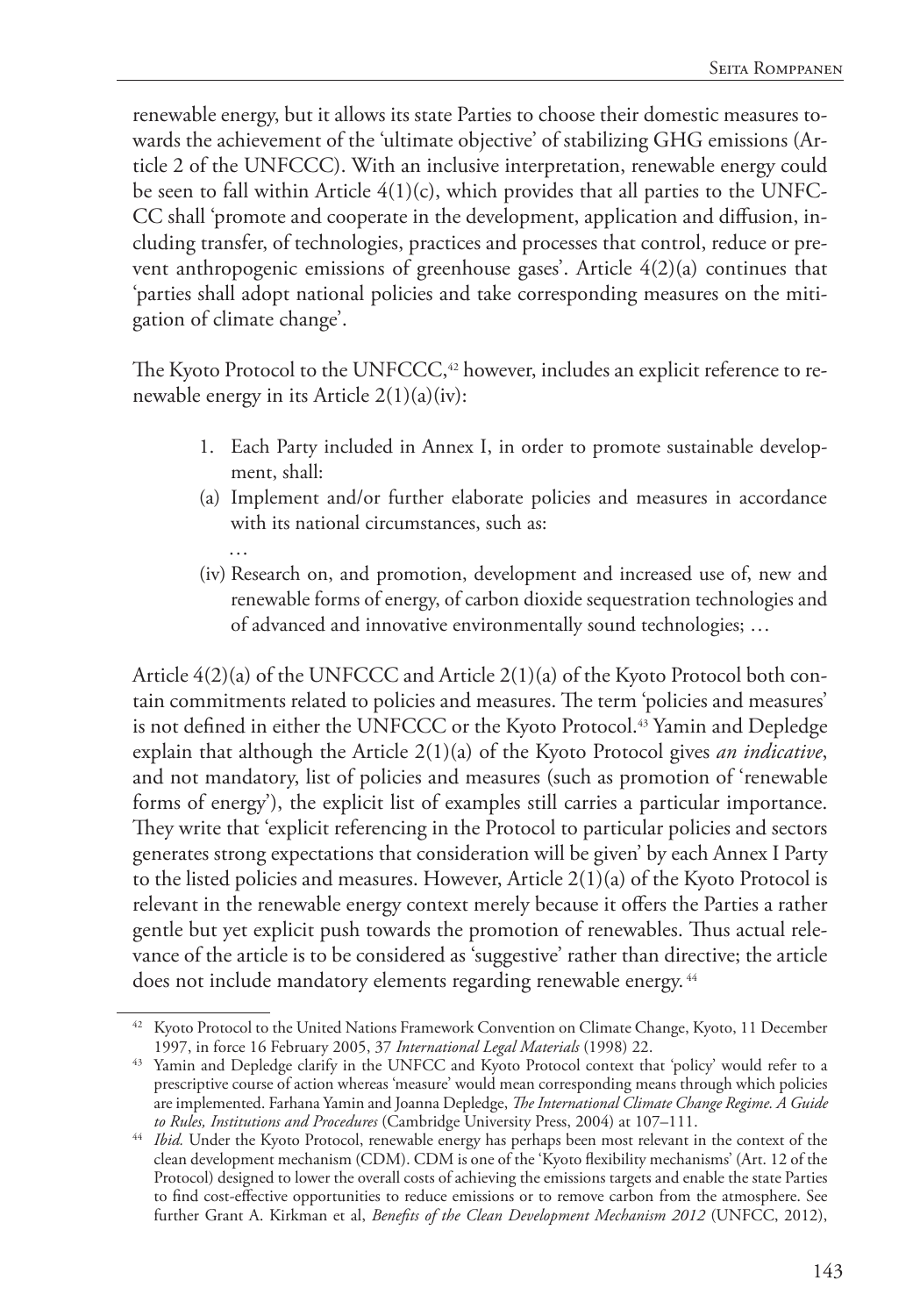renewable energy, but it allows its state Parties to choose their domestic measures towards the achievement of the 'ultimate objective' of stabilizing GHG emissions (Article 2 of the UNFCCC). With an inclusive interpretation, renewable energy could be seen to fall within Article 4(1)(c), which provides that all parties to the UNFCCC shall 'promote and cooperate in the development, application and diffusion, including transfer, of technologies, practices and processes that control, reduce or prevent anthropogenic emissions of greenhouse gases'. Article 4(2)(a) continues that 'parties shall adopt national policies and take corresponding measures on the mitigation of climate change'.

The Kyoto Protocol to the UNFCCC,[42] however, includes an explicit reference to renewable energy in its Article 2(1)(a)(iv):

> 1. Each Party included in Annex I, in order to promote sustainable development, shall:
>
> (a) Implement and/or further elaborate policies and measures in accordance with its national circumstances, such as:
>
> …
>
> (iv) Research on, and promotion, development and increased use of, new and renewable forms of energy, of carbon dioxide sequestration technologies and of advanced and innovative environmentally sound technologies; …

Article 4(2)(a) of the UNFCCC and Article 2(1)(a) of the Kyoto Protocol both contain commitments related to policies and measures. The term 'policies and measures' is not defined in either the UNFCCC or the Kyoto Protocol.[43] Yamin and Depledge explain that although the Article 2(1)(a) of the Kyoto Protocol gives *an indicative*, and not mandatory, list of policies and measures (such as promotion of 'renewable forms of energy'), the explicit list of examples still carries a particular importance. They write that 'explicit referencing in the Protocol to particular policies and sectors generates strong expectations that consideration will be given' by each Annex I Party to the listed policies and measures. However, Article 2(1)(a) of the Kyoto Protocol is relevant in the renewable energy context merely because it offers the Parties a rather gentle but yet explicit push towards the promotion of renewables. Thus actual relevance of the article is to be considered as 'suggestive' rather than directive; the article does not include mandatory elements regarding renewable energy.[44]

---

[42] Kyoto Protocol to the United Nations Framework Convention on Climate Change, Kyoto, 11 December 1997, in force 16 February 2005, 37 *International Legal Materials* (1998) 22.

[43] Yamin and Depledge clarify in the UNFCC and Kyoto Protocol context that 'policy' would refer to a prescriptive course of action whereas 'measure' would mean corresponding means through which policies are implemented. Farhana Yamin and Joanna Depledge, *The International Climate Change Regime. A Guide to Rules, Institutions and Procedures* (Cambridge University Press, 2004) at 107–111.

[44] *Ibid.* Under the Kyoto Protocol, renewable energy has perhaps been most relevant in the context of the clean development mechanism (CDM). CDM is one of the 'Kyoto flexibility mechanisms' (Art. 12 of the Protocol) designed to lower the overall costs of achieving the emissions targets and enable the state Parties to find cost-effective opportunities to reduce emissions or to remove carbon from the atmosphere. See further Grant A. Kirkman et al, *Benefits of the Clean Development Mechanism 2012* (UNFCC, 2012),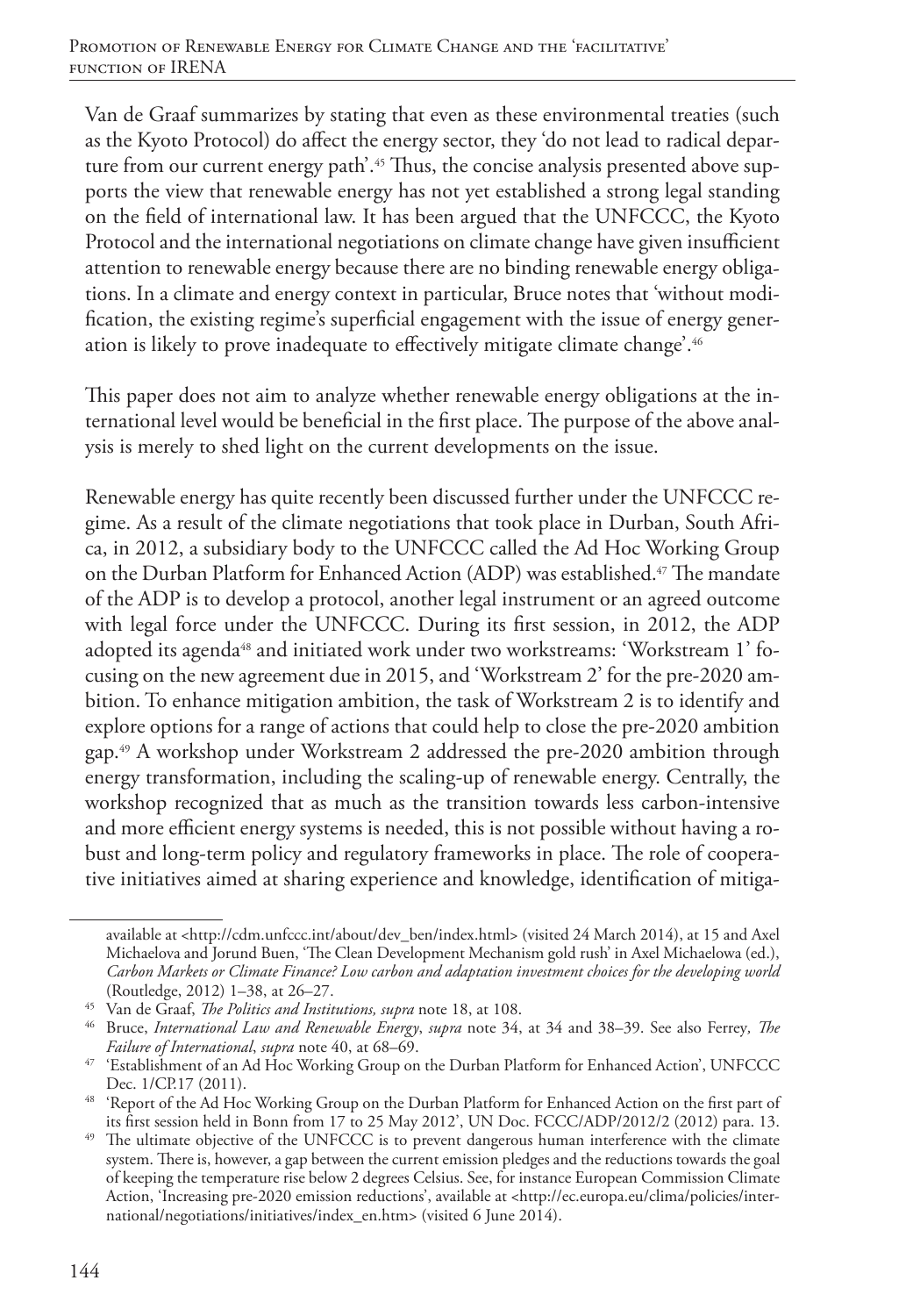Van de Graaf summarizes by stating that even as these environmental treaties (such as the Kyoto Protocol) do affect the energy sector, they 'do not lead to radical departure from our current energy path'.[45] Thus, the concise analysis presented above supports the view that renewable energy has not yet established a strong legal standing on the field of international law. It has been argued that the UNFCCC, the Kyoto Protocol and the international negotiations on climate change have given insufficient attention to renewable energy because there are no binding renewable energy obligations. In a climate and energy context in particular, Bruce notes that 'without modification, the existing regime's superficial engagement with the issue of energy generation is likely to prove inadequate to effectively mitigate climate change'.[46]

This paper does not aim to analyze whether renewable energy obligations at the international level would be beneficial in the first place. The purpose of the above analysis is merely to shed light on the current developments on the issue.

Renewable energy has quite recently been discussed further under the UNFCCC regime. As a result of the climate negotiations that took place in Durban, South Africa, in 2012, a subsidiary body to the UNFCCC called the Ad Hoc Working Group on the Durban Platform for Enhanced Action (ADP) was established.[47] The mandate of the ADP is to develop a protocol, another legal instrument or an agreed outcome with legal force under the UNFCCC. During its first session, in 2012, the ADP adopted its agenda[48] and initiated work under two workstreams: 'Workstream 1' focusing on the new agreement due in 2015, and 'Workstream 2' for the pre-2020 ambition. To enhance mitigation ambition, the task of Workstream 2 is to identify and explore options for a range of actions that could help to close the pre-2020 ambition gap.[49] A workshop under Workstream 2 addressed the pre-2020 ambition through energy transformation, including the scaling-up of renewable energy. Centrally, the workshop recognized that as much as the transition towards less carbon-intensive and more efficient energy systems is needed, this is not possible without having a robust and long-term policy and regulatory frameworks in place. The role of cooperative initiatives aimed at sharing experience and knowledge, identification of mitiga-

---

available at <http://cdm.unfccc.int/about/dev_ben/index.html> (visited 24 March 2014), at 15 and Axel Michaelova and Jorund Buen, 'The Clean Development Mechanism gold rush' in Axel Michaelowa (ed.), *Carbon Markets or Climate Finance? Low carbon and adaptation investment choices for the developing world* (Routledge, 2012) 1–38, at 26–27.

[45] Van de Graaf, *The Politics and Institutions, supra* note 18, at 108.

[46] Bruce, *International Law and Renewable Energy*, *supra* note 34, at 34 and 38–39. See also Ferrey, *The Failure of International*, *supra* note 40, at 68–69.

[47] 'Establishment of an Ad Hoc Working Group on the Durban Platform for Enhanced Action', UNFCCC Dec. 1/CP.17 (2011).

[48] 'Report of the Ad Hoc Working Group on the Durban Platform for Enhanced Action on the first part of its first session held in Bonn from 17 to 25 May 2012', UN Doc. FCCC/ADP/2012/2 (2012) para. 13.

[49] The ultimate objective of the UNFCCC is to prevent dangerous human interference with the climate system. There is, however, a gap between the current emission pledges and the reductions towards the goal of keeping the temperature rise below 2 degrees Celsius. See, for instance European Commission Climate Action, 'Increasing pre-2020 emission reductions', available at <http://ec.europa.eu/clima/policies/international/negotiations/initiatives/index_en.htm> (visited 6 June 2014).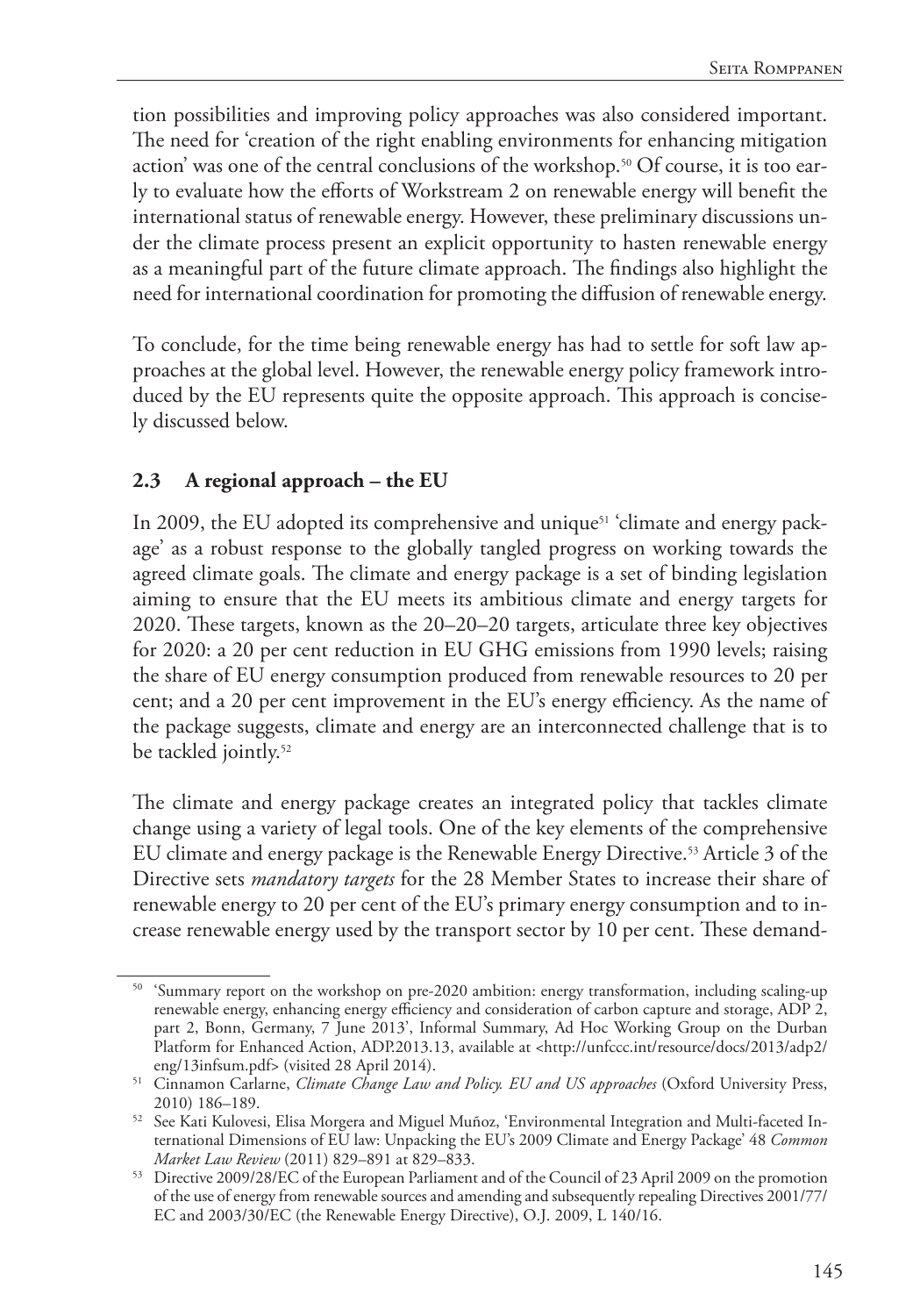tion possibilities and improving policy approaches was also considered important. The need for 'creation of the right enabling environments for enhancing mitigation action' was one of the central conclusions of the workshop.[50] Of course, it is too early to evaluate how the efforts of Workstream 2 on renewable energy will benefit the international status of renewable energy. However, these preliminary discussions under the climate process present an explicit opportunity to hasten renewable energy as a meaningful part of the future climate approach. The findings also highlight the need for international coordination for promoting the diffusion of renewable energy.

To conclude, for the time being renewable energy has had to settle for soft law approaches at the global level. However, the renewable energy policy framework introduced by the EU represents quite the opposite approach. This approach is concisely discussed below.

### 2.3 A regional approach – the EU

In 2009, the EU adopted its comprehensive and unique[51] 'climate and energy package' as a robust response to the globally tangled progress on working towards the agreed climate goals. The climate and energy package is a set of binding legislation aiming to ensure that the EU meets its ambitious climate and energy targets for 2020. These targets, known as the 20–20–20 targets, articulate three key objectives for 2020: a 20 per cent reduction in EU GHG emissions from 1990 levels; raising the share of EU energy consumption produced from renewable resources to 20 per cent; and a 20 per cent improvement in the EU's energy efficiency. As the name of the package suggests, climate and energy are an interconnected challenge that is to be tackled jointly.[52]

The climate and energy package creates an integrated policy that tackles climate change using a variety of legal tools. One of the key elements of the comprehensive EU climate and energy package is the Renewable Energy Directive.[53] Article 3 of the Directive sets *mandatory targets* for the 28 Member States to increase their share of renewable energy to 20 per cent of the EU's primary energy consumption and to increase renewable energy used by the transport sector by 10 per cent. These demand-

---

[50] 'Summary report on the workshop on pre-2020 ambition: energy transformation, including scaling-up renewable energy, enhancing energy efficiency and consideration of carbon capture and storage, ADP 2, part 2, Bonn, Germany, 7 June 2013', Informal Summary, Ad Hoc Working Group on the Durban Platform for Enhanced Action, ADP.2013.13, available at <http://unfccc.int/resource/docs/2013/adp2/eng/13infsum.pdf> (visited 28 April 2014).

[51] Cinnamon Carlarne, *Climate Change Law and Policy. EU and US approaches* (Oxford University Press, 2010) 186–189.

[52] See Kati Kulovesi, Elisa Morgera and Miguel Muñoz, 'Environmental Integration and Multi-faceted International Dimensions of EU law: Unpacking the EU's 2009 Climate and Energy Package' 48 *Common Market Law Review* (2011) 829–891 at 829–833.

[53] Directive 2009/28/EC of the European Parliament and of the Council of 23 April 2009 on the promotion of the use of energy from renewable sources and amending and subsequently repealing Directives 2001/77/EC and 2003/30/EC (the Renewable Energy Directive), O.J. 2009, L 140/16.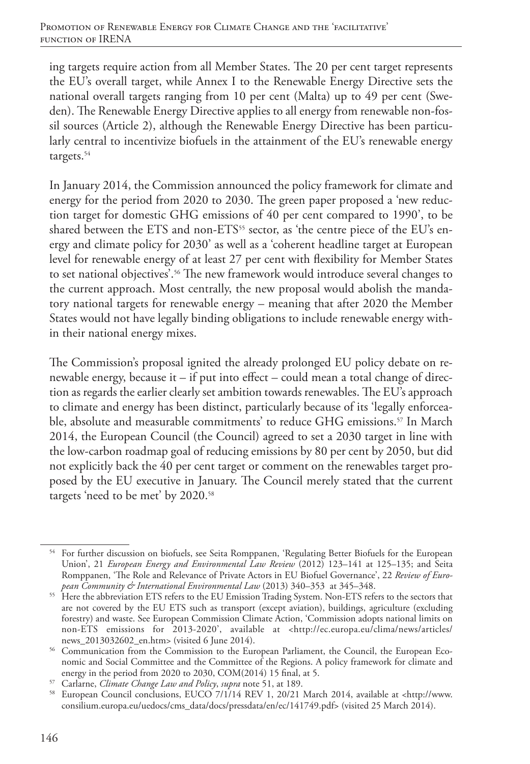ing targets require action from all Member States. The 20 per cent target represents the EU's overall target, while Annex I to the Renewable Energy Directive sets the national overall targets ranging from 10 per cent (Malta) up to 49 per cent (Sweden). The Renewable Energy Directive applies to all energy from renewable non-fossil sources (Article 2), although the Renewable Energy Directive has been particularly central to incentivize biofuels in the attainment of the EU's renewable energy targets.[54]

In January 2014, the Commission announced the policy framework for climate and energy for the period from 2020 to 2030. The green paper proposed a 'new reduction target for domestic GHG emissions of 40 per cent compared to 1990', to be shared between the ETS and non-ETS[55] sector, as 'the centre piece of the EU's energy and climate policy for 2030' as well as a 'coherent headline target at European level for renewable energy of at least 27 per cent with flexibility for Member States to set national objectives'.[56] The new framework would introduce several changes to the current approach. Most centrally, the new proposal would abolish the mandatory national targets for renewable energy – meaning that after 2020 the Member States would not have legally binding obligations to include renewable energy within their national energy mixes.

The Commission's proposal ignited the already prolonged EU policy debate on renewable energy, because it – if put into effect – could mean a total change of direction as regards the earlier clearly set ambition towards renewables. The EU's approach to climate and energy has been distinct, particularly because of its 'legally enforceable, absolute and measurable commitments' to reduce GHG emissions.[57] In March 2014, the European Council (the Council) agreed to set a 2030 target in line with the low-carbon roadmap goal of reducing emissions by 80 per cent by 2050, but did not explicitly back the 40 per cent target or comment on the renewables target proposed by the EU executive in January. The Council merely stated that the current targets 'need to be met' by 2020.[58]

---

[54] For further discussion on biofuels, see Seita Romppanen, 'Regulating Better Biofuels for the European Union', 21 *European Energy and Environmental Law Review* (2012) 123–141 at 125–135; and Seita Romppanen, 'The Role and Relevance of Private Actors in EU Biofuel Governance', 22 *Review of European Community & International Environmental Law* (2013) 340–353 at 345–348.

[55] Here the abbreviation ETS refers to the EU Emission Trading System. Non-ETS refers to the sectors that are not covered by the EU ETS such as transport (except aviation), buildings, agriculture (excluding forestry) and waste. See European Commission Climate Action, 'Commission adopts national limits on non-ETS emissions for 2013-2020', available at <http://ec.europa.eu/clima/news/articles/news_2013032602_en.htm> (visited 6 June 2014).

[56] Communication from the Commission to the European Parliament, the Council, the European Economic and Social Committee and the Committee of the Regions. A policy framework for climate and energy in the period from 2020 to 2030, COM(2014) 15 final, at 5.

[57] Carlarne, *Climate Change Law and Policy*, *supra* note 51, at 189.

[58] European Council conclusions, EUCO 7/1/14 REV 1, 20/21 March 2014, available at <http://www.consilium.europa.eu/uedocs/cms_data/docs/pressdata/en/ec/141749.pdf> (visited 25 March 2014).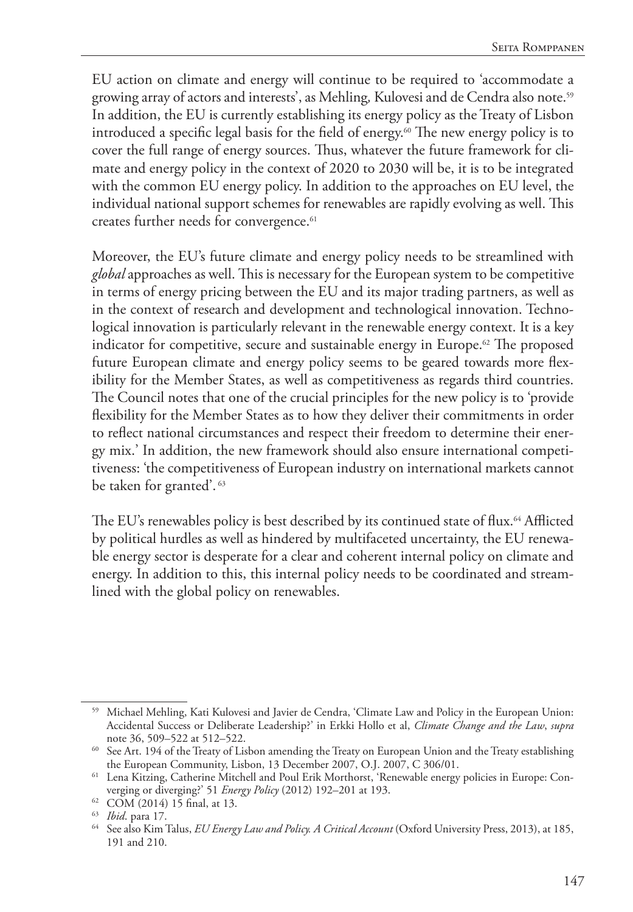EU action on climate and energy will continue to be required to 'accommodate a growing array of actors and interests', as Mehling, Kulovesi and de Cendra also note.[59] In addition, the EU is currently establishing its energy policy as the Treaty of Lisbon introduced a specific legal basis for the field of energy.[60] The new energy policy is to cover the full range of energy sources. Thus, whatever the future framework for climate and energy policy in the context of 2020 to 2030 will be, it is to be integrated with the common EU energy policy. In addition to the approaches on EU level, the individual national support schemes for renewables are rapidly evolving as well. This creates further needs for convergence.[61]

Moreover, the EU's future climate and energy policy needs to be streamlined with *global* approaches as well. This is necessary for the European system to be competitive in terms of energy pricing between the EU and its major trading partners, as well as in the context of research and development and technological innovation. Technological innovation is particularly relevant in the renewable energy context. It is a key indicator for competitive, secure and sustainable energy in Europe.[62] The proposed future European climate and energy policy seems to be geared towards more flexibility for the Member States, as well as competitiveness as regards third countries. The Council notes that one of the crucial principles for the new policy is to 'provide flexibility for the Member States as to how they deliver their commitments in order to reflect national circumstances and respect their freedom to determine their energy mix.' In addition, the new framework should also ensure international competitiveness: 'the competitiveness of European industry on international markets cannot be taken for granted'.[63]

The EU's renewables policy is best described by its continued state of flux.[64] Afflicted by political hurdles as well as hindered by multifaceted uncertainty, the EU renewable energy sector is desperate for a clear and coherent internal policy on climate and energy. In addition to this, this internal policy needs to be coordinated and streamlined with the global policy on renewables.

---

[59] Michael Mehling, Kati Kulovesi and Javier de Cendra, 'Climate Law and Policy in the European Union: Accidental Success or Deliberate Leadership?' in Erkki Hollo et al, *Climate Change and the Law*, *supra* note 36, 509–522 at 512–522.

[60] See Art. 194 of the Treaty of Lisbon amending the Treaty on European Union and the Treaty establishing the European Community, Lisbon, 13 December 2007, O.J. 2007, C 306/01.

[61] Lena Kitzing, Catherine Mitchell and Poul Erik Morthorst, 'Renewable energy policies in Europe: Converging or diverging?' 51 *Energy Policy* (2012) 192–201 at 193.

[62] COM (2014) 15 final, at 13.

[63] *Ibid*. para 17.

[64] See also Kim Talus, *EU Energy Law and Policy. A Critical Account* (Oxford University Press, 2013), at 185, 191 and 210.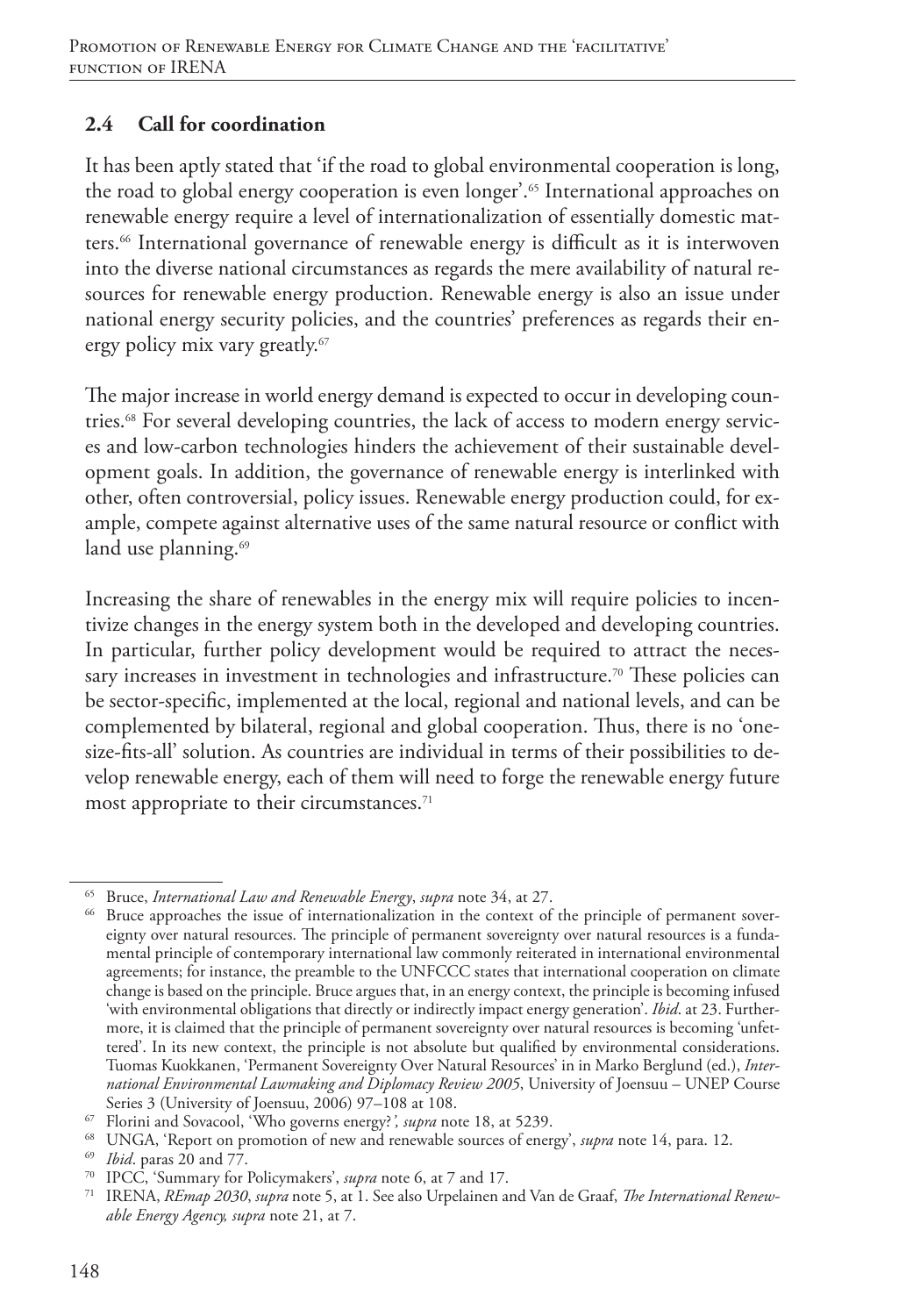## 2.4 Call for coordination

It has been aptly stated that 'if the road to global environmental cooperation is long, the road to global energy cooperation is even longer'.[65] International approaches on renewable energy require a level of internationalization of essentially domestic matters.[66] International governance of renewable energy is difficult as it is interwoven into the diverse national circumstances as regards the mere availability of natural resources for renewable energy production. Renewable energy is also an issue under national energy security policies, and the countries' preferences as regards their energy policy mix vary greatly.[67]

The major increase in world energy demand is expected to occur in developing countries.[68] For several developing countries, the lack of access to modern energy services and low-carbon technologies hinders the achievement of their sustainable development goals. In addition, the governance of renewable energy is interlinked with other, often controversial, policy issues. Renewable energy production could, for example, compete against alternative uses of the same natural resource or conflict with land use planning.[69]

Increasing the share of renewables in the energy mix will require policies to incentivize changes in the energy system both in the developed and developing countries. In particular, further policy development would be required to attract the necessary increases in investment in technologies and infrastructure.[70] These policies can be sector-specific, implemented at the local, regional and national levels, and can be complemented by bilateral, regional and global cooperation. Thus, there is no 'one-size-fits-all' solution. As countries are individual in terms of their possibilities to develop renewable energy, each of them will need to forge the renewable energy future most appropriate to their circumstances.[71]

---

[65] Bruce, *International Law and Renewable Energy*, *supra* note 34, at 27.

[66] Bruce approaches the issue of internationalization in the context of the principle of permanent sovereignty over natural resources. The principle of permanent sovereignty over natural resources is a fundamental principle of contemporary international law commonly reiterated in international environmental agreements; for instance, the preamble to the UNFCCC states that international cooperation on climate change is based on the principle. Bruce argues that, in an energy context, the principle is becoming infused 'with environmental obligations that directly or indirectly impact energy generation'. *Ibid*. at 23. Furthermore, it is claimed that the principle of permanent sovereignty over natural resources is becoming 'unfettered'. In its new context, the principle is not absolute but qualified by environmental considerations. Tuomas Kuokkanen, 'Permanent Sovereignty Over Natural Resources' in in Marko Berglund (ed.), *International Environmental Lawmaking and Diplomacy Review 2005*, University of Joensuu – UNEP Course Series 3 (University of Joensuu, 2006) 97–108 at 108.

[67] Florini and Sovacool, 'Who governs energy?*'*, *supra* note 18, at 5239.

[68] UNGA, 'Report on promotion of new and renewable sources of energy', *supra* note 14, para. 12.

[69] *Ibid*. paras 20 and 77.

[70] IPCC, 'Summary for Policymakers', *supra* note 6, at 7 and 17.

[71] IRENA, *REmap 2030*, *supra* note 5, at 1. See also Urpelainen and Van de Graaf, *The International Renewable Energy Agency, supra* note 21, at 7.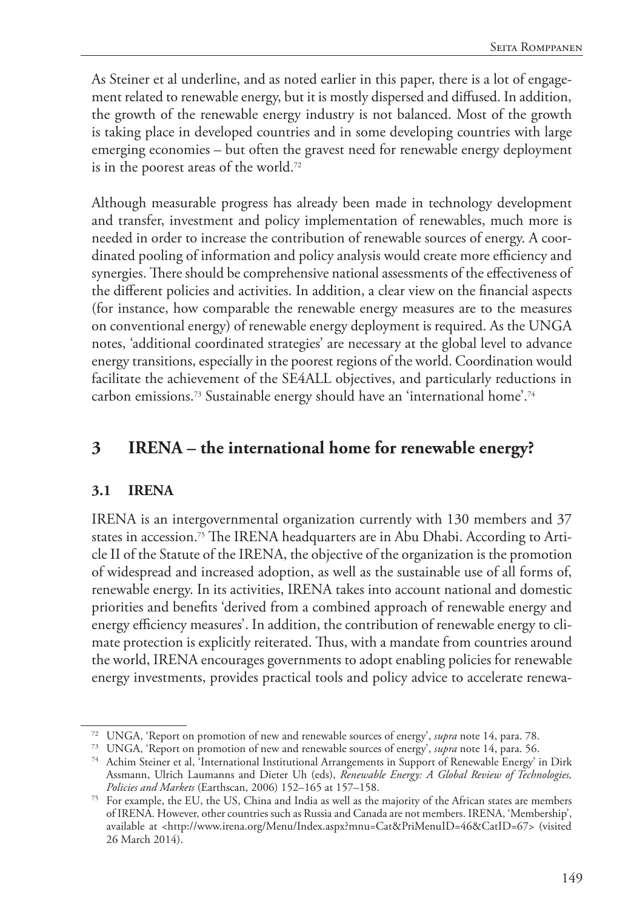As Steiner et al underline, and as noted earlier in this paper, there is a lot of engagement related to renewable energy, but it is mostly dispersed and diffused. In addition, the growth of the renewable energy industry is not balanced. Most of the growth is taking place in developed countries and in some developing countries with large emerging economies – but often the gravest need for renewable energy deployment is in the poorest areas of the world.[72]

Although measurable progress has already been made in technology development and transfer, investment and policy implementation of renewables, much more is needed in order to increase the contribution of renewable sources of energy. A coordinated pooling of information and policy analysis would create more efficiency and synergies. There should be comprehensive national assessments of the effectiveness of the different policies and activities. In addition, a clear view on the financial aspects (for instance, how comparable the renewable energy measures are to the measures on conventional energy) of renewable energy deployment is required. As the UNGA notes, 'additional coordinated strategies' are necessary at the global level to advance energy transitions, especially in the poorest regions of the world. Coordination would facilitate the achievement of the SE4ALL objectives, and particularly reductions in carbon emissions.[73] Sustainable energy should have an 'international home'.[74]

## 3 IRENA – the international home for renewable energy?

### 3.1 IRENA

IRENA is an intergovernmental organization currently with 130 members and 37 states in accession.[75] The IRENA headquarters are in Abu Dhabi. According to Article II of the Statute of the IRENA, the objective of the organization is the promotion of widespread and increased adoption, as well as the sustainable use of all forms of, renewable energy. In its activities, IRENA takes into account national and domestic priorities and benefits 'derived from a combined approach of renewable energy and energy efficiency measures'. In addition, the contribution of renewable energy to climate protection is explicitly reiterated. Thus, with a mandate from countries around the world, IRENA encourages governments to adopt enabling policies for renewable energy investments, provides practical tools and policy advice to accelerate renewa-

---

[72] UNGA, 'Report on promotion of new and renewable sources of energy', *supra* note 14, para. 78.

[73] UNGA, 'Report on promotion of new and renewable sources of energy', *supra* note 14, para. 56.

[74] Achim Steiner et al, 'International Institutional Arrangements in Support of Renewable Energy' in Dirk Assmann, Ulrich Laumanns and Dieter Uh (eds), *Renewable Energy: A Global Review of Technologies, Policies and Markets* (Earthscan, 2006) 152–165 at 157–158.

[75] For example, the EU, the US, China and India as well as the majority of the African states are members of IRENA. However, other countries such as Russia and Canada are not members. IRENA, 'Membership', available at <http://www.irena.org/Menu/Index.aspx?mnu=Cat&PriMenuID=46&CatID=67> (visited 26 March 2014).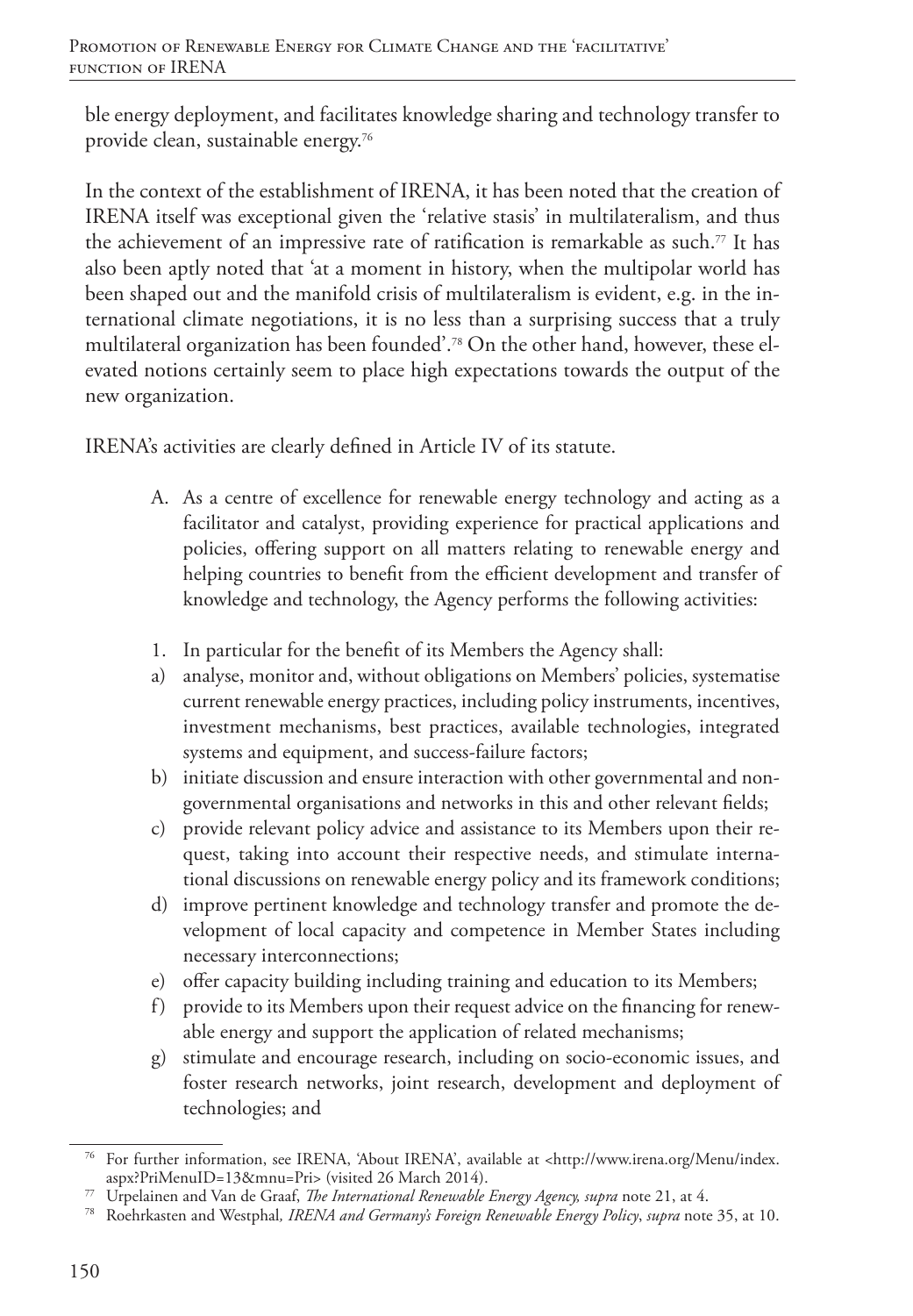ble energy deployment, and facilitates knowledge sharing and technology transfer to provide clean, sustainable energy.[76]

In the context of the establishment of IRENA, it has been noted that the creation of IRENA itself was exceptional given the 'relative stasis' in multilateralism, and thus the achievement of an impressive rate of ratification is remarkable as such.[77] It has also been aptly noted that 'at a moment in history, when the multipolar world has been shaped out and the manifold crisis of multilateralism is evident, e.g. in the international climate negotiations, it is no less than a surprising success that a truly multilateral organization has been founded'.[78] On the other hand, however, these elevated notions certainly seem to place high expectations towards the output of the new organization.

IRENA's activities are clearly defined in Article IV of its statute.

> A. As a centre of excellence for renewable energy technology and acting as a facilitator and catalyst, providing experience for practical applications and policies, offering support on all matters relating to renewable energy and helping countries to benefit from the efficient development and transfer of knowledge and technology, the Agency performs the following activities:
>
> 1. In particular for the benefit of its Members the Agency shall:
>
> a) analyse, monitor and, without obligations on Members' policies, systematise current renewable energy practices, including policy instruments, incentives, investment mechanisms, best practices, available technologies, integrated systems and equipment, and success-failure factors;
>
> b) initiate discussion and ensure interaction with other governmental and non-governmental organisations and networks in this and other relevant fields;
>
> c) provide relevant policy advice and assistance to its Members upon their request, taking into account their respective needs, and stimulate international discussions on renewable energy policy and its framework conditions;
>
> d) improve pertinent knowledge and technology transfer and promote the development of local capacity and competence in Member States including necessary interconnections;
>
> e) offer capacity building including training and education to its Members;
>
> f) provide to its Members upon their request advice on the financing for renewable energy and support the application of related mechanisms;
>
> g) stimulate and encourage research, including on socio-economic issues, and foster research networks, joint research, development and deployment of technologies; and

---

[76] For further information, see IRENA, 'About IRENA', available at <http://www.irena.org/Menu/index.aspx?PriMenuID=13&mnu=Pri> (visited 26 March 2014).

[77] Urpelainen and Van de Graaf, *The International Renewable Energy Agency, supra* note 21, at 4.

[78] Roehrkasten and Westphal*, IRENA and Germany's Foreign Renewable Energy Policy*, *supra* note 35, at 10.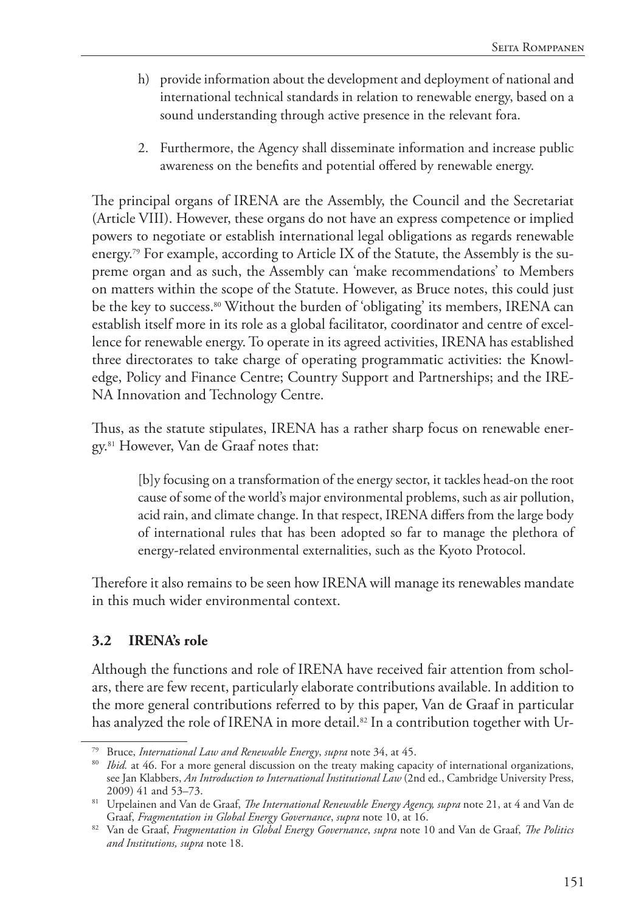h) provide information about the development and deployment of national and international technical standards in relation to renewable energy, based on a sound understanding through active presence in the relevant fora.

2. Furthermore, the Agency shall disseminate information and increase public awareness on the benefits and potential offered by renewable energy.

The principal organs of IRENA are the Assembly, the Council and the Secretariat (Article VIII). However, these organs do not have an express competence or implied powers to negotiate or establish international legal obligations as regards renewable energy.[79] For example, according to Article IX of the Statute, the Assembly is the supreme organ and as such, the Assembly can 'make recommendations' to Members on matters within the scope of the Statute. However, as Bruce notes, this could just be the key to success.[80] Without the burden of 'obligating' its members, IRENA can establish itself more in its role as a global facilitator, coordinator and centre of excellence for renewable energy. To operate in its agreed activities, IRENA has established three directorates to take charge of operating programmatic activities: the Knowledge, Policy and Finance Centre; Country Support and Partnerships; and the IRENA Innovation and Technology Centre.

Thus, as the statute stipulates, IRENA has a rather sharp focus on renewable energy.[81] However, Van de Graaf notes that:

> [b]y focusing on a transformation of the energy sector, it tackles head-on the root cause of some of the world's major environmental problems, such as air pollution, acid rain, and climate change. In that respect, IRENA differs from the large body of international rules that has been adopted so far to manage the plethora of energy-related environmental externalities, such as the Kyoto Protocol.

Therefore it also remains to be seen how IRENA will manage its renewables mandate in this much wider environmental context.

### 3.2 IRENA's role

Although the functions and role of IRENA have received fair attention from scholars, there are few recent, particularly elaborate contributions available. In addition to the more general contributions referred to by this paper, Van de Graaf in particular has analyzed the role of IRENA in more detail.[82] In a contribution together with Ur-

---

[79] Bruce, *International Law and Renewable Energy*, *supra* note 34, at 45.

[80] *Ibid.* at 46. For a more general discussion on the treaty making capacity of international organizations, see Jan Klabbers, *An Introduction to International Institutional Law* (2nd ed., Cambridge University Press, 2009) 41 and 53–73.

[81] Urpelainen and Van de Graaf, *The International Renewable Energy Agency, supra* note 21, at 4 and Van de Graaf, *Fragmentation in Global Energy Governance*, *supra* note 10, at 16.

[82] Van de Graaf, *Fragmentation in Global Energy Governance*, *supra* note 10 and Van de Graaf, *The Politics and Institutions, supra* note 18.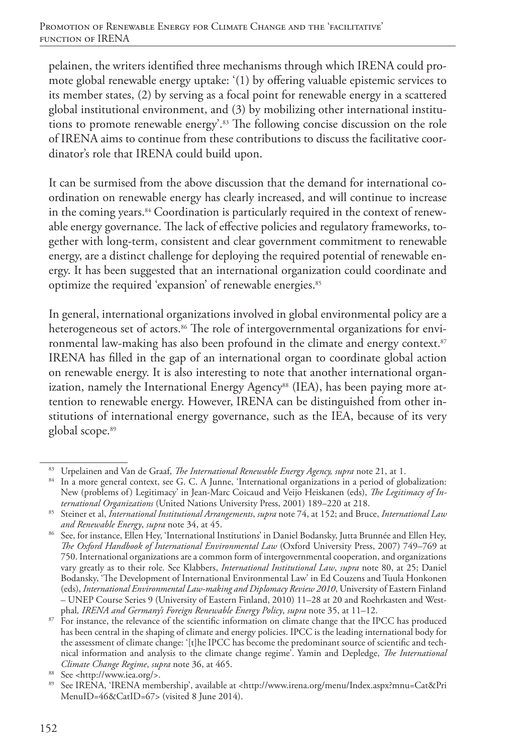pelainen, the writers identified three mechanisms through which IRENA could promote global renewable energy uptake: '(1) by offering valuable epistemic services to its member states, (2) by serving as a focal point for renewable energy in a scattered global institutional environment, and (3) by mobilizing other international institutions to promote renewable energy'.[83] The following concise discussion on the role of IRENA aims to continue from these contributions to discuss the facilitative coordinator's role that IRENA could build upon.

It can be surmised from the above discussion that the demand for international coordination on renewable energy has clearly increased, and will continue to increase in the coming years.[84] Coordination is particularly required in the context of renewable energy governance. The lack of effective policies and regulatory frameworks, together with long-term, consistent and clear government commitment to renewable energy, are a distinct challenge for deploying the required potential of renewable energy. It has been suggested that an international organization could coordinate and optimize the required 'expansion' of renewable energies.[85]

In general, international organizations involved in global environmental policy are a heterogeneous set of actors.[86] The role of intergovernmental organizations for environmental law-making has also been profound in the climate and energy context.[87] IRENA has filled in the gap of an international organ to coordinate global action on renewable energy. It is also interesting to note that another international organization, namely the International Energy Agency[88] (IEA), has been paying more attention to renewable energy. However, IRENA can be distinguished from other institutions of international energy governance, such as the IEA, because of its very global scope.[89]

---

[83] Urpelainen and Van de Graaf, *The International Renewable Energy Agency, supra* note 21, at 1.

[84] In a more general context, see G. C. A Junne, 'International organizations in a period of globalization: New (problems of) Legitimacy' in Jean-Marc Coicaud and Veijo Heiskanen (eds), *The Legitimacy of International Organizations* (United Nations University Press, 2001) 189–220 at 218.

[85] Steiner et al, *International Institutional Arrangements*, *supra* note 74, at 152; and Bruce, *International Law and Renewable Energy*, *supra* note 34, at 45.

[86] See, for instance, Ellen Hey, 'International Institutions' in Daniel Bodansky, Jutta Brunnée and Ellen Hey, *The Oxford Handbook of International Environmental Law* (Oxford University Press, 2007) 749–769 at 750. International organizations are a common form of intergovernmental cooperation, and organizations vary greatly as to their role. See Klabbers, *International Institutional Law*, *supra* note 80, at 25; Daniel Bodansky, 'The Development of International Environmental Law' in Ed Couzens and Tuula Honkonen (eds), *International Environmental Law-making and Diplomacy Review 2010*, University of Eastern Finland – UNEP Course Series 9 (University of Eastern Finland, 2010) 11–28 at 20 and Roehrkasten and Westphal, *IRENA and Germany's Foreign Renewable Energy Policy*, *supra* note 35, at 11–12.

[87] For instance, the relevance of the scientific information on climate change that the IPCC has produced has been central in the shaping of climate and energy policies. IPCC is the leading international body for the assessment of climate change: '[t]he IPCC has become the predominant source of scientific and technical information and analysis to the climate change regime'. Yamin and Depledge, *The International Climate Change Regime*, *supra* note 36, at 465.

[88] See <http://www.iea.org/>.

[89] See IRENA, 'IRENA membership', available at <http://www.irena.org/menu/Index.aspx?mnu=Cat&PriMenuID=46&CatID=67> (visited 8 June 2014).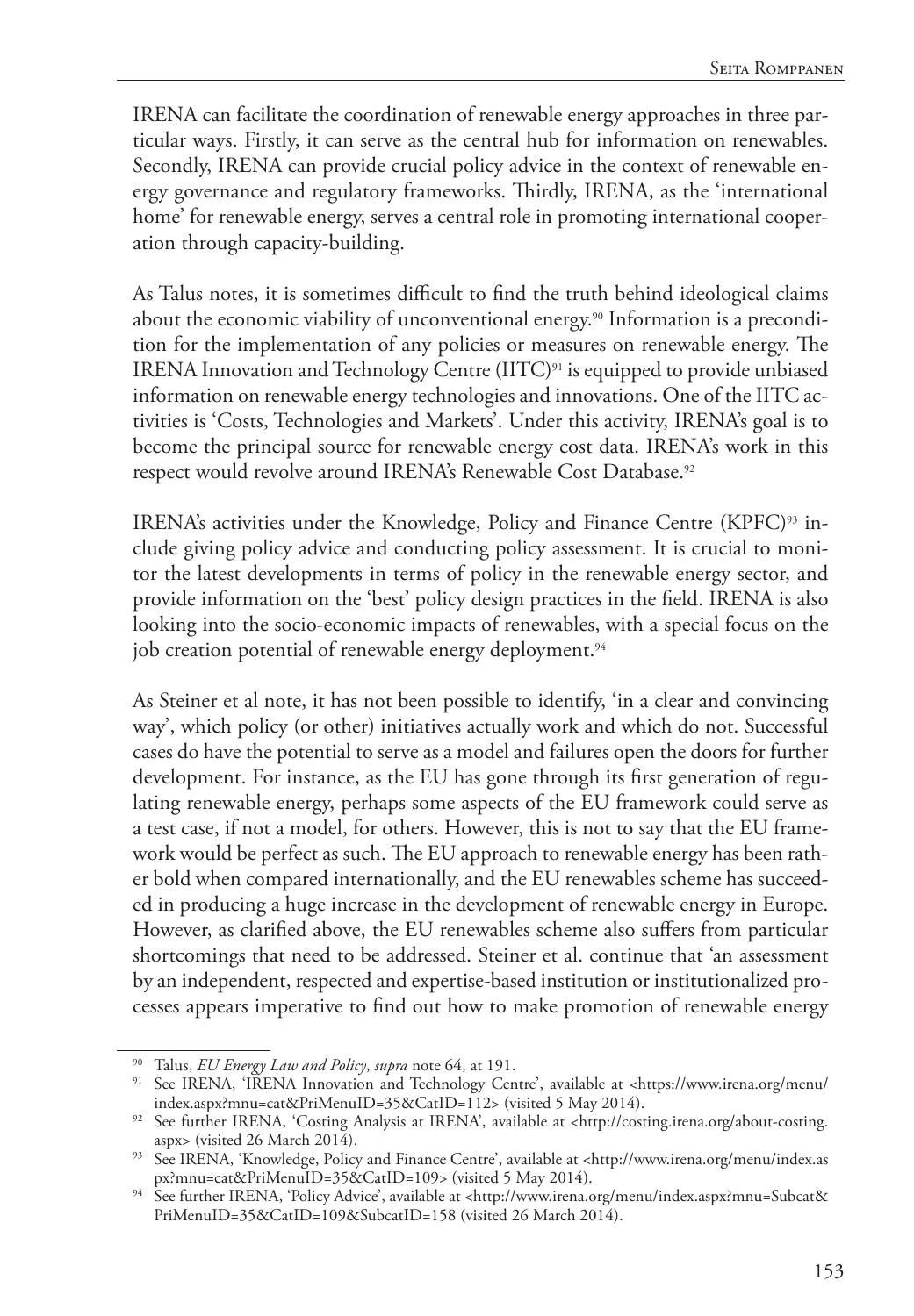IRENA can facilitate the coordination of renewable energy approaches in three particular ways. Firstly, it can serve as the central hub for information on renewables. Secondly, IRENA can provide crucial policy advice in the context of renewable energy governance and regulatory frameworks. Thirdly, IRENA, as the 'international home' for renewable energy, serves a central role in promoting international cooperation through capacity-building.

As Talus notes, it is sometimes difficult to find the truth behind ideological claims about the economic viability of unconventional energy.[90] Information is a precondition for the implementation of any policies or measures on renewable energy. The IRENA Innovation and Technology Centre (IITC)[91] is equipped to provide unbiased information on renewable energy technologies and innovations. One of the IITC activities is 'Costs, Technologies and Markets'. Under this activity, IRENA's goal is to become the principal source for renewable energy cost data. IRENA's work in this respect would revolve around IRENA's Renewable Cost Database.[92]

IRENA's activities under the Knowledge, Policy and Finance Centre (KPFC)[93] include giving policy advice and conducting policy assessment. It is crucial to monitor the latest developments in terms of policy in the renewable energy sector, and provide information on the 'best' policy design practices in the field. IRENA is also looking into the socio-economic impacts of renewables, with a special focus on the job creation potential of renewable energy deployment.[94]

As Steiner et al note, it has not been possible to identify, 'in a clear and convincing way', which policy (or other) initiatives actually work and which do not. Successful cases do have the potential to serve as a model and failures open the doors for further development. For instance, as the EU has gone through its first generation of regulating renewable energy, perhaps some aspects of the EU framework could serve as a test case, if not a model, for others. However, this is not to say that the EU framework would be perfect as such. The EU approach to renewable energy has been rather bold when compared internationally, and the EU renewables scheme has succeeded in producing a huge increase in the development of renewable energy in Europe. However, as clarified above, the EU renewables scheme also suffers from particular shortcomings that need to be addressed. Steiner et al. continue that 'an assessment by an independent, respected and expertise-based institution or institutionalized processes appears imperative to find out how to make promotion of renewable energy

---

[90] Talus, *EU Energy Law and Policy*, *supra* note 64, at 191.

[91] See IRENA, 'IRENA Innovation and Technology Centre', available at <https://www.irena.org/menu/index.aspx?mnu=cat&PriMenuID=35&CatID=112> (visited 5 May 2014).

[92] See further IRENA, 'Costing Analysis at IRENA', available at <http://costing.irena.org/about-costing.aspx> (visited 26 March 2014).

[93] See IRENA, 'Knowledge, Policy and Finance Centre', available at <http://www.irena.org/menu/index.aspx?mnu=cat&PriMenuID=35&CatID=109> (visited 5 May 2014).

[94] See further IRENA, 'Policy Advice', available at <http://www.irena.org/menu/index.aspx?mnu=Subcat&PriMenuID=35&CatID=109&SubcatID=158 (visited 26 March 2014).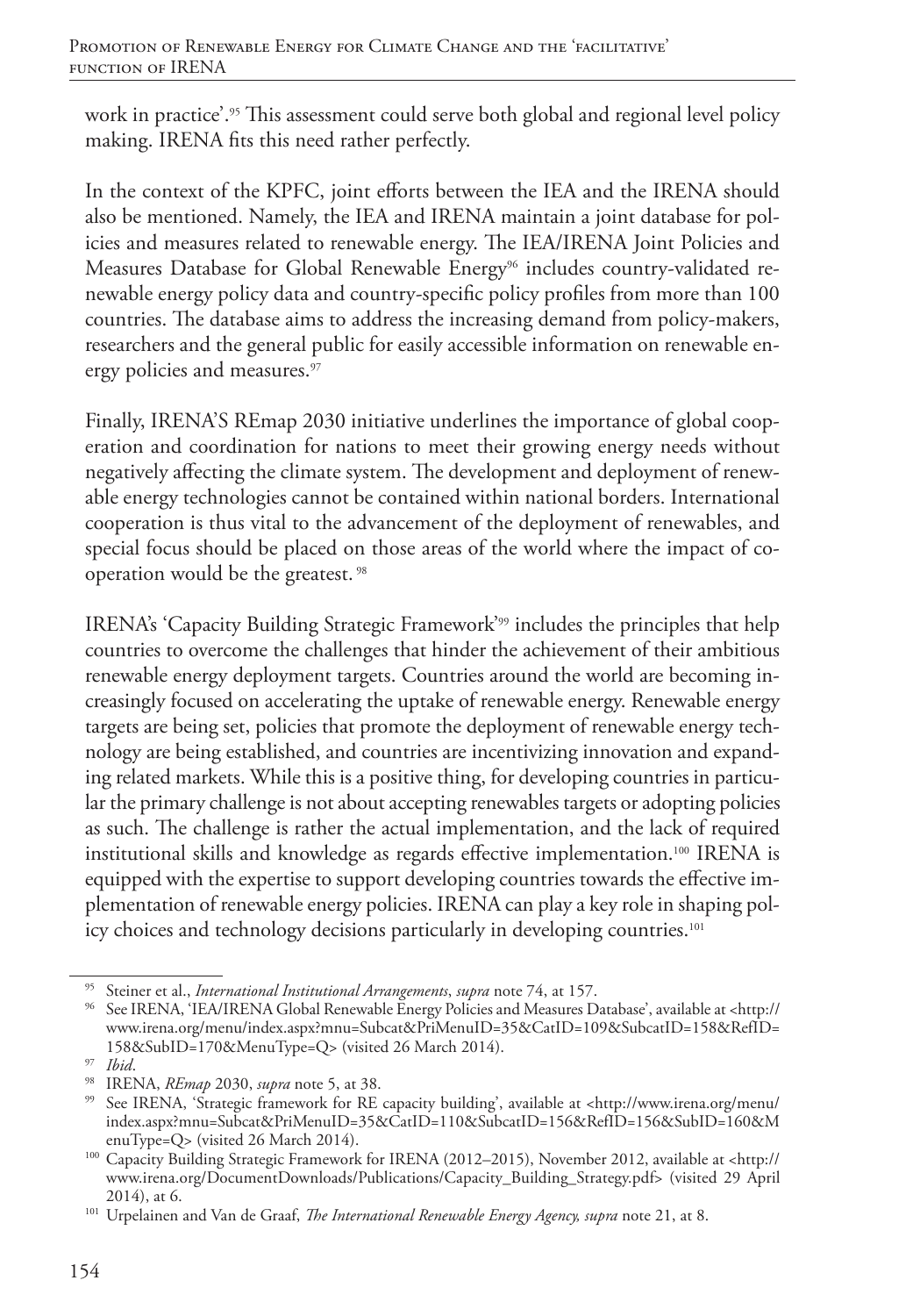work in practice'.[95] This assessment could serve both global and regional level policy making. IRENA fits this need rather perfectly.

In the context of the KPFC, joint efforts between the IEA and the IRENA should also be mentioned. Namely, the IEA and IRENA maintain a joint database for policies and measures related to renewable energy. The IEA/IRENA Joint Policies and Measures Database for Global Renewable Energy[96] includes country-validated renewable energy policy data and country-specific policy profiles from more than 100 countries. The database aims to address the increasing demand from policy-makers, researchers and the general public for easily accessible information on renewable energy policies and measures.[97]

Finally, IRENA'S REmap 2030 initiative underlines the importance of global cooperation and coordination for nations to meet their growing energy needs without negatively affecting the climate system. The development and deployment of renewable energy technologies cannot be contained within national borders. International cooperation is thus vital to the advancement of the deployment of renewables, and special focus should be placed on those areas of the world where the impact of cooperation would be the greatest. [98]

IRENA's 'Capacity Building Strategic Framework'[99] includes the principles that help countries to overcome the challenges that hinder the achievement of their ambitious renewable energy deployment targets. Countries around the world are becoming increasingly focused on accelerating the uptake of renewable energy. Renewable energy targets are being set, policies that promote the deployment of renewable energy technology are being established, and countries are incentivizing innovation and expanding related markets. While this is a positive thing, for developing countries in particular the primary challenge is not about accepting renewables targets or adopting policies as such. The challenge is rather the actual implementation, and the lack of required institutional skills and knowledge as regards effective implementation.[100] IRENA is equipped with the expertise to support developing countries towards the effective implementation of renewable energy policies. IRENA can play a key role in shaping policy choices and technology decisions particularly in developing countries.[101]

---

[95] Steiner et al., *International Institutional Arrangements*, *supra* note 74, at 157.

[96] See IRENA, 'IEA/IRENA Global Renewable Energy Policies and Measures Database', available at <http://www.irena.org/menu/index.aspx?mnu=Subcat&PriMenuID=35&CatID=109&SubcatID=158&RefID=158&SubID=170&MenuType=Q> (visited 26 March 2014).

[97] *Ibid*.

[98] IRENA, *REmap* 2030, *supra* note 5, at 38.

[99] See IRENA, 'Strategic framework for RE capacity building', available at <http://www.irena.org/menu/index.aspx?mnu=Subcat&PriMenuID=35&CatID=110&SubcatID=156&RefID=156&SubID=160&MenuType=Q> (visited 26 March 2014).

[100] Capacity Building Strategic Framework for IRENA (2012–2015), November 2012, available at <http://www.irena.org/DocumentDownloads/Publications/Capacity_Building_Strategy.pdf> (visited 29 April 2014), at 6.

[101] Urpelainen and Van de Graaf, *The International Renewable Energy Agency, supra* note 21, at 8.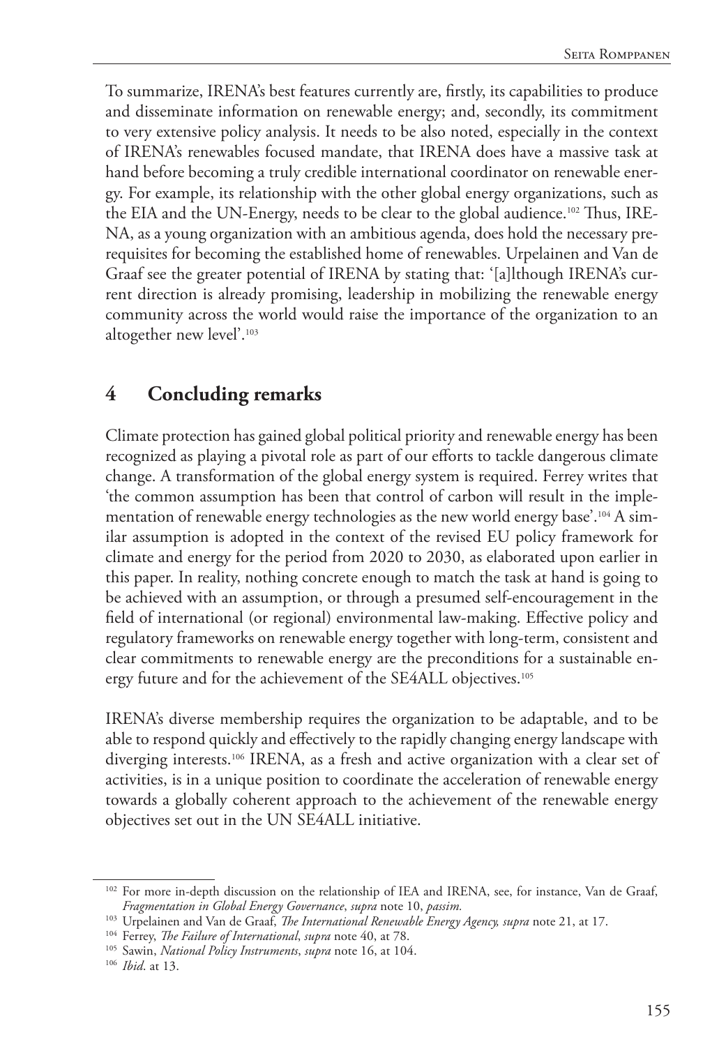To summarize, IRENA's best features currently are, firstly, its capabilities to produce and disseminate information on renewable energy; and, secondly, its commitment to very extensive policy analysis. It needs to be also noted, especially in the context of IRENA's renewables focused mandate, that IRENA does have a massive task at hand before becoming a truly credible international coordinator on renewable energy. For example, its relationship with the other global energy organizations, such as the EIA and the UN-Energy, needs to be clear to the global audience.[102] Thus, IRENA, as a young organization with an ambitious agenda, does hold the necessary prerequisites for becoming the established home of renewables. Urpelainen and Van de Graaf see the greater potential of IRENA by stating that: '[a]lthough IRENA's current direction is already promising, leadership in mobilizing the renewable energy community across the world would raise the importance of the organization to an altogether new level'.[103]

## 4 Concluding remarks

Climate protection has gained global political priority and renewable energy has been recognized as playing a pivotal role as part of our efforts to tackle dangerous climate change. A transformation of the global energy system is required. Ferrey writes that 'the common assumption has been that control of carbon will result in the implementation of renewable energy technologies as the new world energy base'.[104] A similar assumption is adopted in the context of the revised EU policy framework for climate and energy for the period from 2020 to 2030, as elaborated upon earlier in this paper. In reality, nothing concrete enough to match the task at hand is going to be achieved with an assumption, or through a presumed self-encouragement in the field of international (or regional) environmental law-making. Effective policy and regulatory frameworks on renewable energy together with long-term, consistent and clear commitments to renewable energy are the preconditions for a sustainable energy future and for the achievement of the SE4ALL objectives.[105]

IRENA's diverse membership requires the organization to be adaptable, and to be able to respond quickly and effectively to the rapidly changing energy landscape with diverging interests.[106] IRENA, as a fresh and active organization with a clear set of activities, is in a unique position to coordinate the acceleration of renewable energy towards a globally coherent approach to the achievement of the renewable energy objectives set out in the UN SE4ALL initiative.

---

[102] For more in-depth discussion on the relationship of IEA and IRENA, see, for instance, Van de Graaf, *Fragmentation in Global Energy Governance*, *supra* note 10, *passim.*

[103] Urpelainen and Van de Graaf, *The International Renewable Energy Agency, supra* note 21, at 17.

[104] Ferrey, *The Failure of International*, *supra* note 40, at 78.

[105] Sawin, *National Policy Instruments*, *supra* note 16, at 104.

[106] *Ibid*. at 13.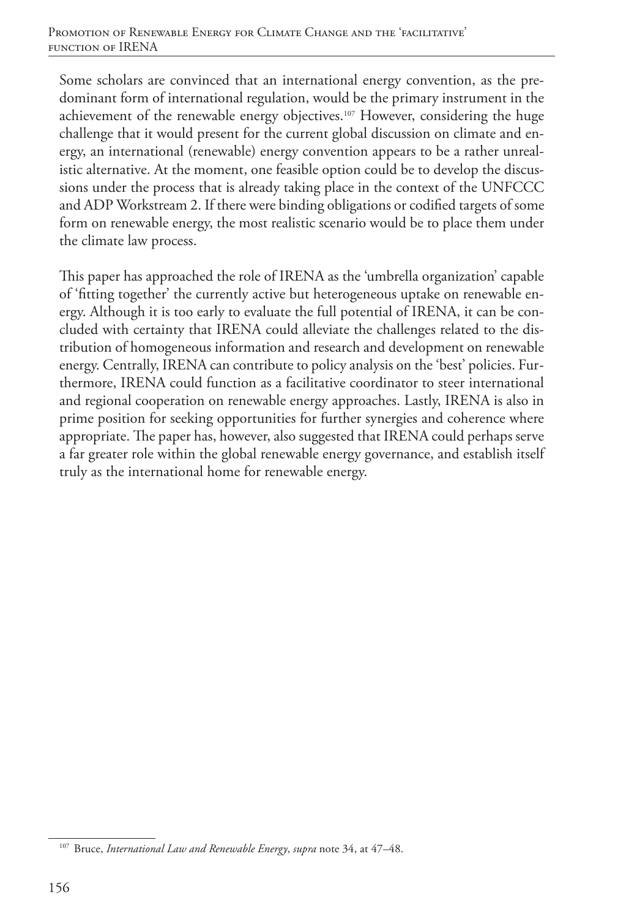Some scholars are convinced that an international energy convention, as the predominant form of international regulation, would be the primary instrument in the achievement of the renewable energy objectives.[107] However, considering the huge challenge that it would present for the current global discussion on climate and energy, an international (renewable) energy convention appears to be a rather unrealistic alternative. At the moment, one feasible option could be to develop the discussions under the process that is already taking place in the context of the UNFCCC and ADP Workstream 2. If there were binding obligations or codified targets of some form on renewable energy, the most realistic scenario would be to place them under the climate law process.

This paper has approached the role of IRENA as the 'umbrella organization' capable of 'fitting together' the currently active but heterogeneous uptake on renewable energy. Although it is too early to evaluate the full potential of IRENA, it can be concluded with certainty that IRENA could alleviate the challenges related to the distribution of homogeneous information and research and development on renewable energy. Centrally, IRENA can contribute to policy analysis on the 'best' policies. Furthermore, IRENA could function as a facilitative coordinator to steer international and regional cooperation on renewable energy approaches. Lastly, IRENA is also in prime position for seeking opportunities for further synergies and coherence where appropriate. The paper has, however, also suggested that IRENA could perhaps serve a far greater role within the global renewable energy governance, and establish itself truly as the international home for renewable energy.

[107] Bruce, *International Law and Renewable Energy*, *supra* note 34, at 47–48.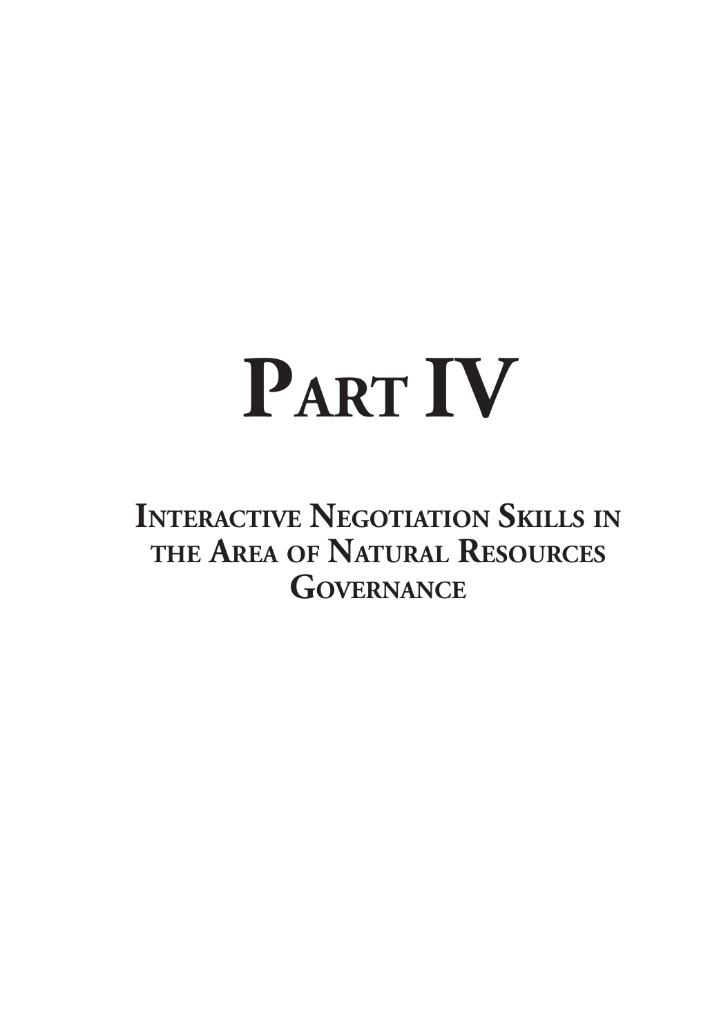# Part IV

## Interactive Negotiation Skills in the Area of Natural Resources Governance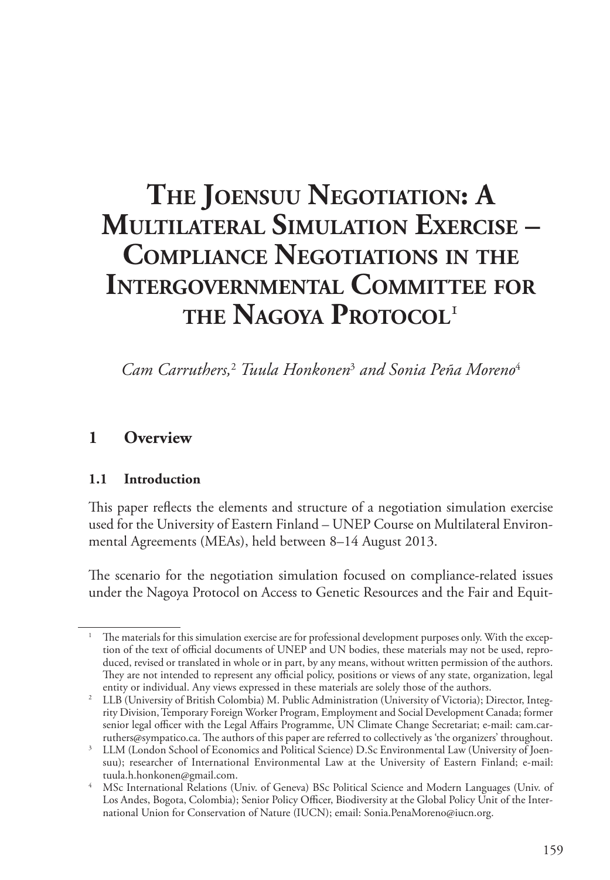# The Joensuu Negotiation: A Multilateral Simulation Exercise – Compliance Negotiations in the Intergovernmental Committee for the Nagoya Protocol[1]

*Cam Carruthers,[2] Tuula Honkonen[3] and Sonia Peña Moreno[4]*

## 1 Overview

### 1.1 Introduction

This paper reflects the elements and structure of a negotiation simulation exercise used for the University of Eastern Finland – UNEP Course on Multilateral Environmental Agreements (MEAs), held between 8–14 August 2013.

The scenario for the negotiation simulation focused on compliance-related issues under the Nagoya Protocol on Access to Genetic Resources and the Fair and Equit-

---

[1] The materials for this simulation exercise are for professional development purposes only. With the exception of the text of official documents of UNEP and UN bodies, these materials may not be used, reproduced, revised or translated in whole or in part, by any means, without written permission of the authors. They are not intended to represent any official policy, positions or views of any state, organization, legal entity or individual. Any views expressed in these materials are solely those of the authors.

[2] LLB (University of British Colombia) M. Public Administration (University of Victoria); Director, Integrity Division, Temporary Foreign Worker Program, Employment and Social Development Canada; former senior legal officer with the Legal Affairs Programme, UN Climate Change Secretariat; e-mail: cam.carruthers@sympatico.ca. The authors of this paper are referred to collectively as 'the organizers' throughout.

[3] LLM (London School of Economics and Political Science) D.Sc Environmental Law (University of Joensuu); researcher of International Environmental Law at the University of Eastern Finland; e-mail: tuula.h.honkonen@gmail.com.

[4] MSc International Relations (Univ. of Geneva) BSc Political Science and Modern Languages (Univ. of Los Andes, Bogota, Colombia); Senior Policy Officer, Biodiversity at the Global Policy Unit of the International Union for Conservation of Nature (IUCN); email: Sonia.PenaMoreno@iucn.org.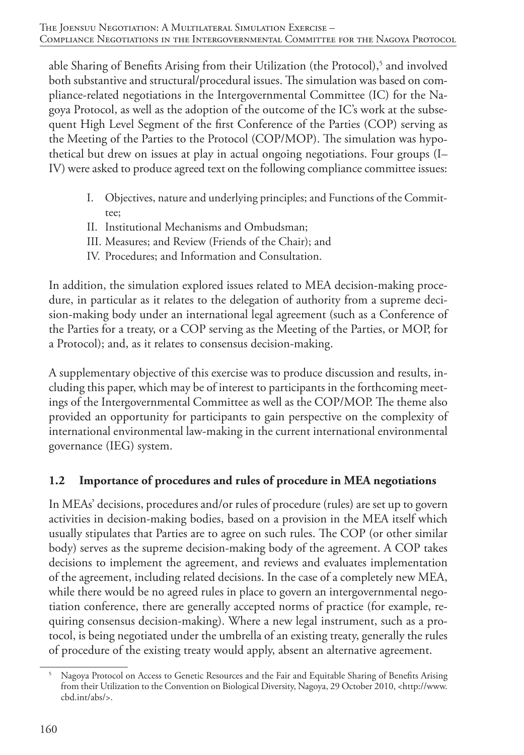able Sharing of Benefits Arising from their Utilization (the Protocol),[5] and involved both substantive and structural/procedural issues. The simulation was based on compliance-related negotiations in the Intergovernmental Committee (IC) for the Nagoya Protocol, as well as the adoption of the outcome of the IC's work at the subsequent High Level Segment of the first Conference of the Parties (COP) serving as the Meeting of the Parties to the Protocol (COP/MOP). The simulation was hypothetical but drew on issues at play in actual ongoing negotiations. Four groups (I–IV) were asked to produce agreed text on the following compliance committee issues:

I. Objectives, nature and underlying principles; and Functions of the Committee;
II. Institutional Mechanisms and Ombudsman;
III. Measures; and Review (Friends of the Chair); and
IV. Procedures; and Information and Consultation.

In addition, the simulation explored issues related to MEA decision-making procedure, in particular as it relates to the delegation of authority from a supreme decision-making body under an international legal agreement (such as a Conference of the Parties for a treaty, or a COP serving as the Meeting of the Parties, or MOP, for a Protocol); and, as it relates to consensus decision-making.

A supplementary objective of this exercise was to produce discussion and results, including this paper, which may be of interest to participants in the forthcoming meetings of the Intergovernmental Committee as well as the COP/MOP. The theme also provided an opportunity for participants to gain perspective on the complexity of international environmental law-making in the current international environmental governance (IEG) system.

### 1.2 Importance of procedures and rules of procedure in MEA negotiations

In MEAs' decisions, procedures and/or rules of procedure (rules) are set up to govern activities in decision-making bodies, based on a provision in the MEA itself which usually stipulates that Parties are to agree on such rules. The COP (or other similar body) serves as the supreme decision-making body of the agreement. A COP takes decisions to implement the agreement, and reviews and evaluates implementation of the agreement, including related decisions. In the case of a completely new MEA, while there would be no agreed rules in place to govern an intergovernmental negotiation conference, there are generally accepted norms of practice (for example, requiring consensus decision-making). Where a new legal instrument, such as a protocol, is being negotiated under the umbrella of an existing treaty, generally the rules of procedure of the existing treaty would apply, absent an alternative agreement.

[5] Nagoya Protocol on Access to Genetic Resources and the Fair and Equitable Sharing of Benefits Arising from their Utilization to the Convention on Biological Diversity, Nagoya, 29 October 2010, <http://www.cbd.int/abs/>.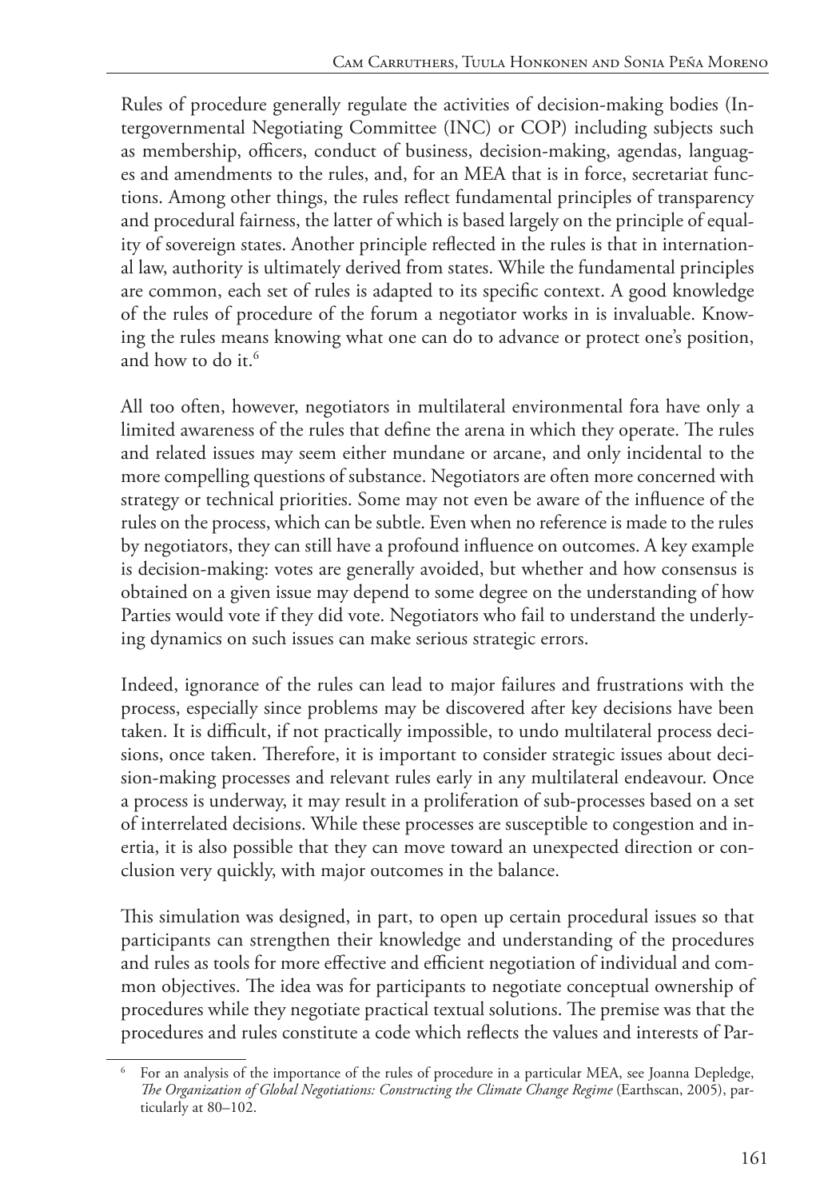Rules of procedure generally regulate the activities of decision-making bodies (Intergovernmental Negotiating Committee (INC) or COP) including subjects such as membership, officers, conduct of business, decision-making, agendas, languages and amendments to the rules, and, for an MEA that is in force, secretariat functions. Among other things, the rules reflect fundamental principles of transparency and procedural fairness, the latter of which is based largely on the principle of equality of sovereign states. Another principle reflected in the rules is that in international law, authority is ultimately derived from states. While the fundamental principles are common, each set of rules is adapted to its specific context. A good knowledge of the rules of procedure of the forum a negotiator works in is invaluable. Knowing the rules means knowing what one can do to advance or protect one's position, and how to do it.[6]

All too often, however, negotiators in multilateral environmental fora have only a limited awareness of the rules that define the arena in which they operate. The rules and related issues may seem either mundane or arcane, and only incidental to the more compelling questions of substance. Negotiators are often more concerned with strategy or technical priorities. Some may not even be aware of the influence of the rules on the process, which can be subtle. Even when no reference is made to the rules by negotiators, they can still have a profound influence on outcomes. A key example is decision-making: votes are generally avoided, but whether and how consensus is obtained on a given issue may depend to some degree on the understanding of how Parties would vote if they did vote. Negotiators who fail to understand the underlying dynamics on such issues can make serious strategic errors.

Indeed, ignorance of the rules can lead to major failures and frustrations with the process, especially since problems may be discovered after key decisions have been taken. It is difficult, if not practically impossible, to undo multilateral process decisions, once taken. Therefore, it is important to consider strategic issues about decision-making processes and relevant rules early in any multilateral endeavour. Once a process is underway, it may result in a proliferation of sub-processes based on a set of interrelated decisions. While these processes are susceptible to congestion and inertia, it is also possible that they can move toward an unexpected direction or conclusion very quickly, with major outcomes in the balance.

This simulation was designed, in part, to open up certain procedural issues so that participants can strengthen their knowledge and understanding of the procedures and rules as tools for more effective and efficient negotiation of individual and common objectives. The idea was for participants to negotiate conceptual ownership of procedures while they negotiate practical textual solutions. The premise was that the procedures and rules constitute a code which reflects the values and interests of Par-

---

[6] For an analysis of the importance of the rules of procedure in a particular MEA, see Joanna Depledge, *The Organization of Global Negotiations: Constructing the Climate Change Regime* (Earthscan, 2005), particularly at 80–102.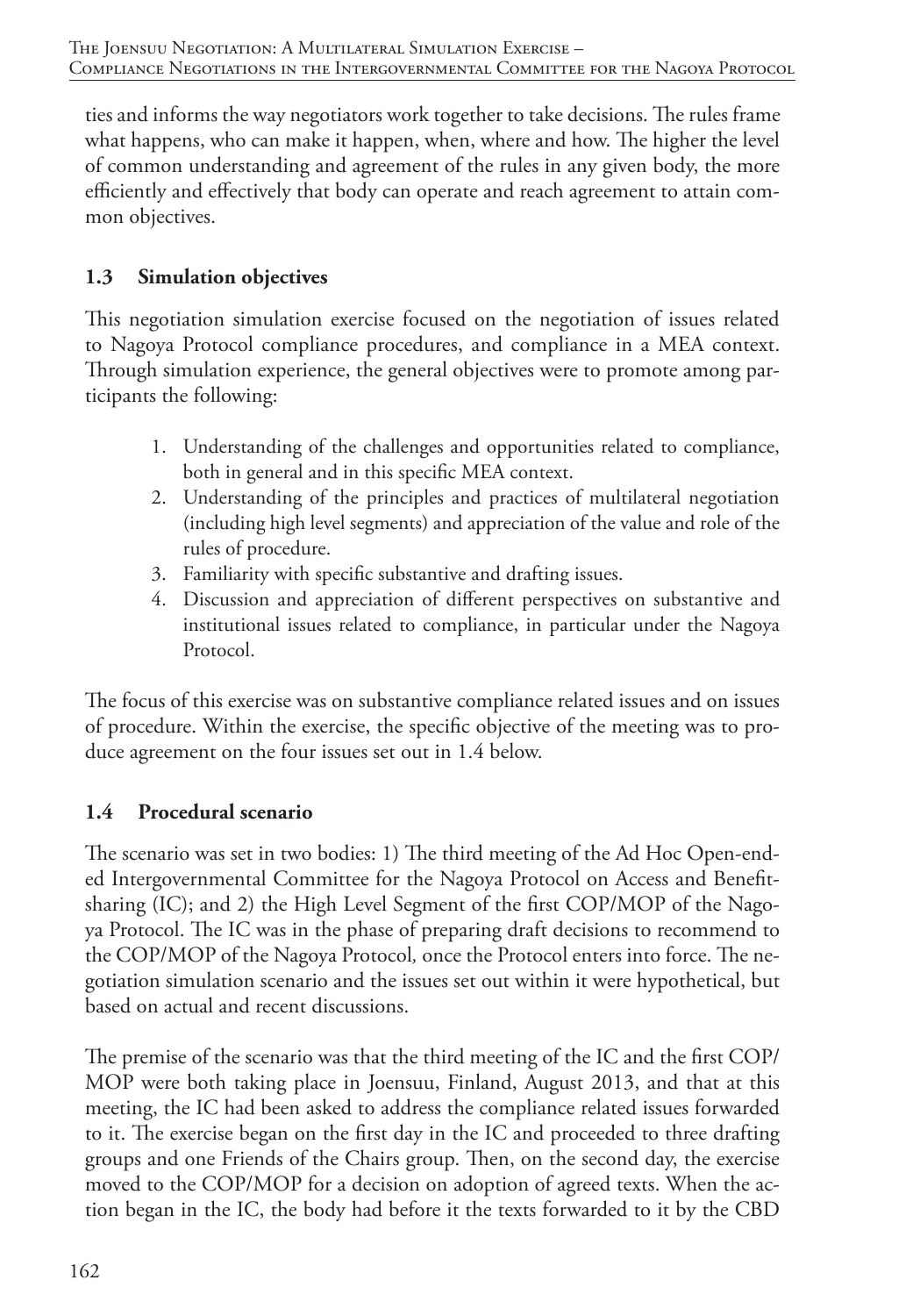ties and informs the way negotiators work together to take decisions. The rules frame what happens, who can make it happen, when, where and how. The higher the level of common understanding and agreement of the rules in any given body, the more efficiently and effectively that body can operate and reach agreement to attain common objectives.

### 1.3 Simulation objectives

This negotiation simulation exercise focused on the negotiation of issues related to Nagoya Protocol compliance procedures, and compliance in a MEA context. Through simulation experience, the general objectives were to promote among participants the following:

1. Understanding of the challenges and opportunities related to compliance, both in general and in this specific MEA context.
2. Understanding of the principles and practices of multilateral negotiation (including high level segments) and appreciation of the value and role of the rules of procedure.
3. Familiarity with specific substantive and drafting issues.
4. Discussion and appreciation of different perspectives on substantive and institutional issues related to compliance, in particular under the Nagoya Protocol.

The focus of this exercise was on substantive compliance related issues and on issues of procedure. Within the exercise, the specific objective of the meeting was to produce agreement on the four issues set out in 1.4 below.

### 1.4 Procedural scenario

The scenario was set in two bodies: 1) The third meeting of the Ad Hoc Open-ended Intergovernmental Committee for the Nagoya Protocol on Access and Benefit-sharing (IC); and 2) the High Level Segment of the first COP/MOP of the Nagoya Protocol. The IC was in the phase of preparing draft decisions to recommend to the COP/MOP of the Nagoya Protocol, once the Protocol enters into force. The negotiation simulation scenario and the issues set out within it were hypothetical, but based on actual and recent discussions.

The premise of the scenario was that the third meeting of the IC and the first COP/MOP were both taking place in Joensuu, Finland, August 2013, and that at this meeting, the IC had been asked to address the compliance related issues forwarded to it. The exercise began on the first day in the IC and proceeded to three drafting groups and one Friends of the Chairs group. Then, on the second day, the exercise moved to the COP/MOP for a decision on adoption of agreed texts. When the action began in the IC, the body had before it the texts forwarded to it by the CBD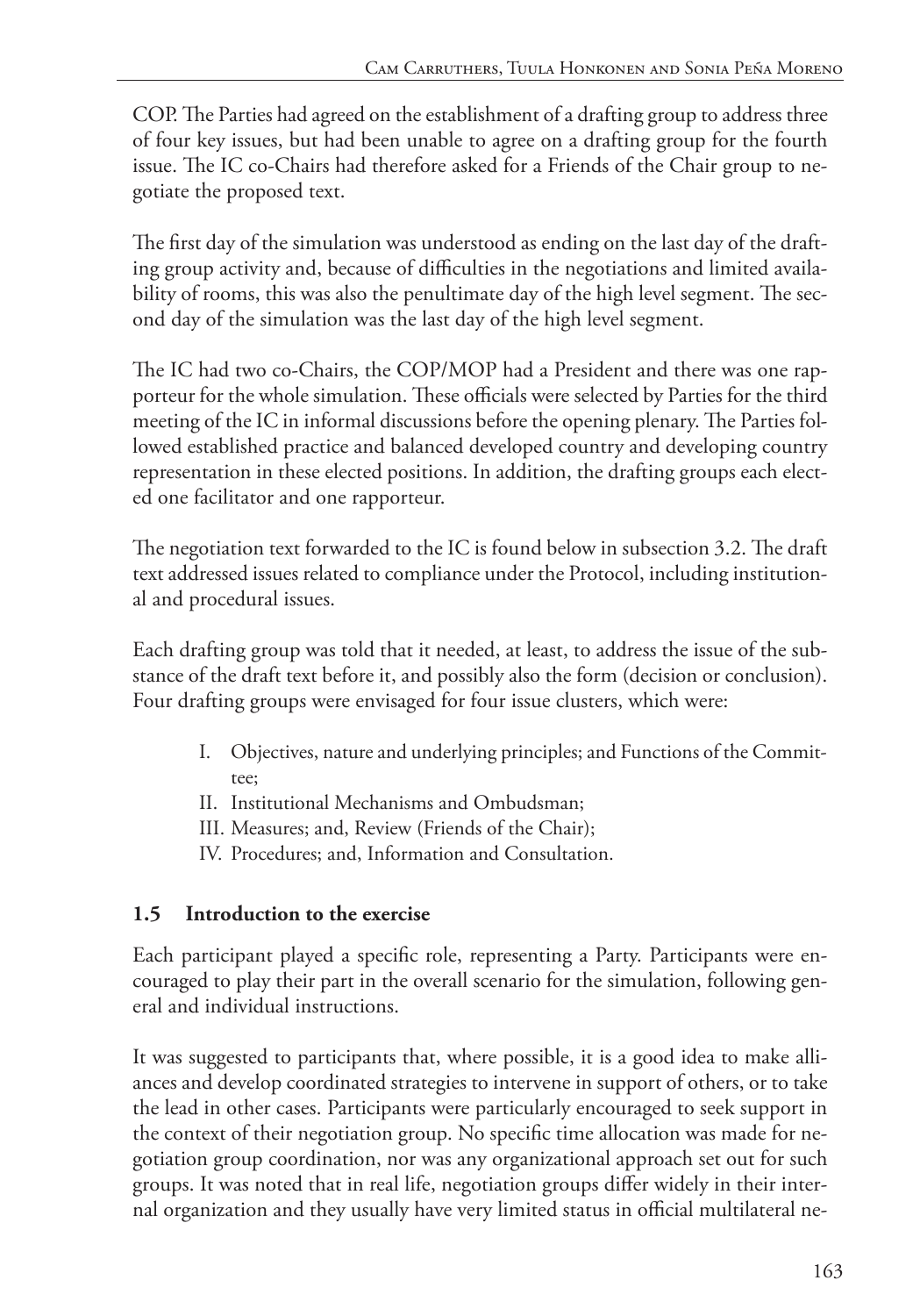COP. The Parties had agreed on the establishment of a drafting group to address three of four key issues, but had been unable to agree on a drafting group for the fourth issue. The IC co-Chairs had therefore asked for a Friends of the Chair group to negotiate the proposed text.

The first day of the simulation was understood as ending on the last day of the drafting group activity and, because of difficulties in the negotiations and limited availability of rooms, this was also the penultimate day of the high level segment. The second day of the simulation was the last day of the high level segment.

The IC had two co-Chairs, the COP/MOP had a President and there was one rapporteur for the whole simulation. These officials were selected by Parties for the third meeting of the IC in informal discussions before the opening plenary. The Parties followed established practice and balanced developed country and developing country representation in these elected positions. In addition, the drafting groups each elected one facilitator and one rapporteur.

The negotiation text forwarded to the IC is found below in subsection 3.2. The draft text addressed issues related to compliance under the Protocol, including institutional and procedural issues.

Each drafting group was told that it needed, at least, to address the issue of the substance of the draft text before it, and possibly also the form (decision or conclusion). Four drafting groups were envisaged for four issue clusters, which were:

I. Objectives, nature and underlying principles; and Functions of the Committee;
II. Institutional Mechanisms and Ombudsman;
III. Measures; and, Review (Friends of the Chair);
IV. Procedures; and, Information and Consultation.

### 1.5 Introduction to the exercise

Each participant played a specific role, representing a Party. Participants were encouraged to play their part in the overall scenario for the simulation, following general and individual instructions.

It was suggested to participants that, where possible, it is a good idea to make alliances and develop coordinated strategies to intervene in support of others, or to take the lead in other cases. Participants were particularly encouraged to seek support in the context of their negotiation group. No specific time allocation was made for negotiation group coordination, nor was any organizational approach set out for such groups. It was noted that in real life, negotiation groups differ widely in their internal organization and they usually have very limited status in official multilateral ne-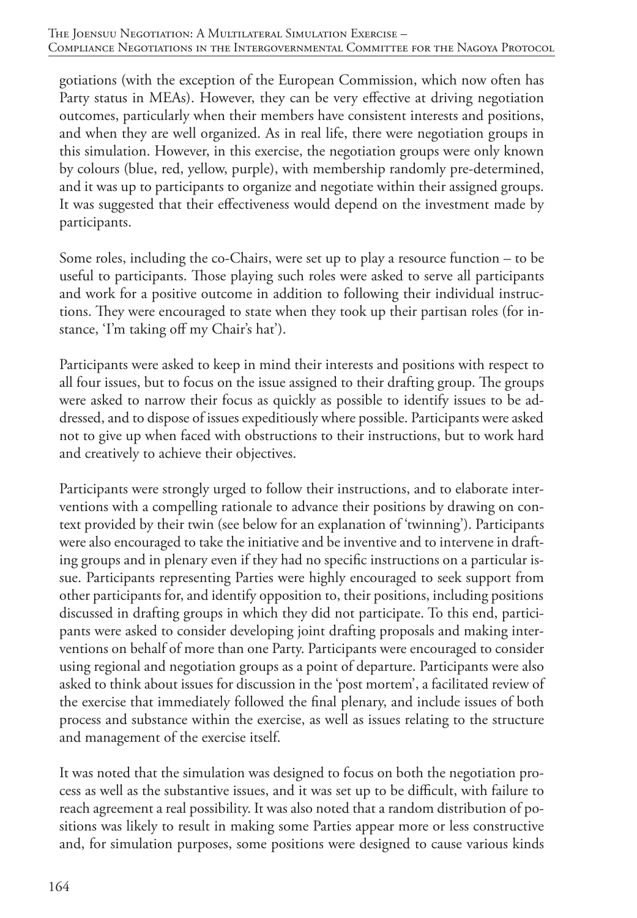gotiations (with the exception of the European Commission, which now often has Party status in MEAs). However, they can be very effective at driving negotiation outcomes, particularly when their members have consistent interests and positions, and when they are well organized. As in real life, there were negotiation groups in this simulation. However, in this exercise, the negotiation groups were only known by colours (blue, red, yellow, purple), with membership randomly pre-determined, and it was up to participants to organize and negotiate within their assigned groups. It was suggested that their effectiveness would depend on the investment made by participants.

Some roles, including the co-Chairs, were set up to play a resource function – to be useful to participants. Those playing such roles were asked to serve all participants and work for a positive outcome in addition to following their individual instructions. They were encouraged to state when they took up their partisan roles (for instance, 'I'm taking off my Chair's hat').

Participants were asked to keep in mind their interests and positions with respect to all four issues, but to focus on the issue assigned to their drafting group. The groups were asked to narrow their focus as quickly as possible to identify issues to be addressed, and to dispose of issues expeditiously where possible. Participants were asked not to give up when faced with obstructions to their instructions, but to work hard and creatively to achieve their objectives.

Participants were strongly urged to follow their instructions, and to elaborate interventions with a compelling rationale to advance their positions by drawing on context provided by their twin (see below for an explanation of 'twinning'). Participants were also encouraged to take the initiative and be inventive and to intervene in drafting groups and in plenary even if they had no specific instructions on a particular issue. Participants representing Parties were highly encouraged to seek support from other participants for, and identify opposition to, their positions, including positions discussed in drafting groups in which they did not participate. To this end, participants were asked to consider developing joint drafting proposals and making interventions on behalf of more than one Party. Participants were encouraged to consider using regional and negotiation groups as a point of departure. Participants were also asked to think about issues for discussion in the 'post mortem', a facilitated review of the exercise that immediately followed the final plenary, and include issues of both process and substance within the exercise, as well as issues relating to the structure and management of the exercise itself.

It was noted that the simulation was designed to focus on both the negotiation process as well as the substantive issues, and it was set up to be difficult, with failure to reach agreement a real possibility. It was also noted that a random distribution of positions was likely to result in making some Parties appear more or less constructive and, for simulation purposes, some positions were designed to cause various kinds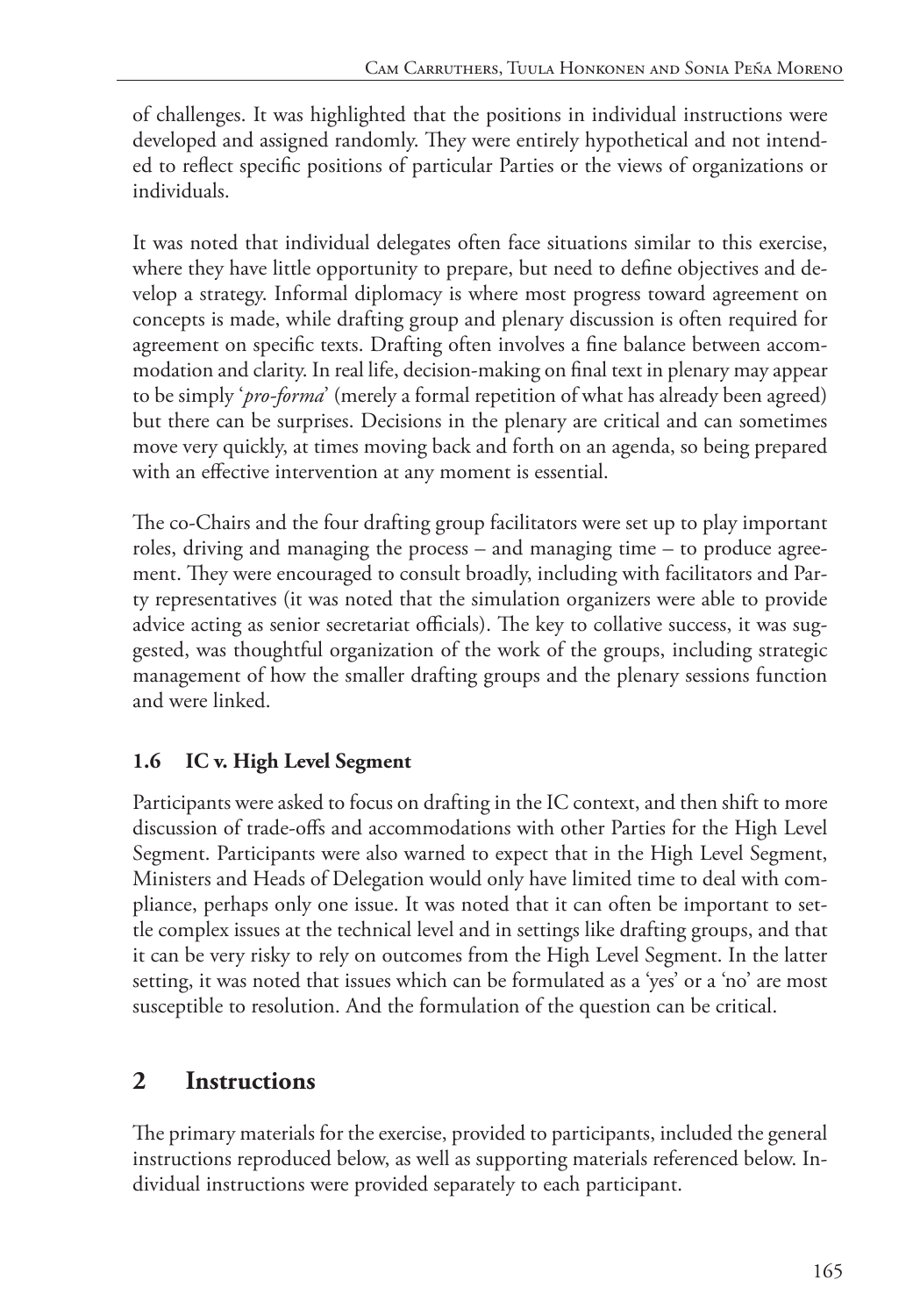of challenges. It was highlighted that the positions in individual instructions were developed and assigned randomly. They were entirely hypothetical and not intended to reflect specific positions of particular Parties or the views of organizations or individuals.

It was noted that individual delegates often face situations similar to this exercise, where they have little opportunity to prepare, but need to define objectives and develop a strategy. Informal diplomacy is where most progress toward agreement on concepts is made, while drafting group and plenary discussion is often required for agreement on specific texts. Drafting often involves a fine balance between accommodation and clarity. In real life, decision-making on final text in plenary may appear to be simply '*pro-forma*' (merely a formal repetition of what has already been agreed) but there can be surprises. Decisions in the plenary are critical and can sometimes move very quickly, at times moving back and forth on an agenda, so being prepared with an effective intervention at any moment is essential.

The co-Chairs and the four drafting group facilitators were set up to play important roles, driving and managing the process – and managing time – to produce agreement. They were encouraged to consult broadly, including with facilitators and Party representatives (it was noted that the simulation organizers were able to provide advice acting as senior secretariat officials). The key to collative success, it was suggested, was thoughtful organization of the work of the groups, including strategic management of how the smaller drafting groups and the plenary sessions function and were linked.

### 1.6 IC v. High Level Segment

Participants were asked to focus on drafting in the IC context, and then shift to more discussion of trade-offs and accommodations with other Parties for the High Level Segment. Participants were also warned to expect that in the High Level Segment, Ministers and Heads of Delegation would only have limited time to deal with compliance, perhaps only one issue. It was noted that it can often be important to settle complex issues at the technical level and in settings like drafting groups, and that it can be very risky to rely on outcomes from the High Level Segment. In the latter setting, it was noted that issues which can be formulated as a 'yes' or a 'no' are most susceptible to resolution. And the formulation of the question can be critical.

## 2 Instructions

The primary materials for the exercise, provided to participants, included the general instructions reproduced below, as well as supporting materials referenced below. Individual instructions were provided separately to each participant.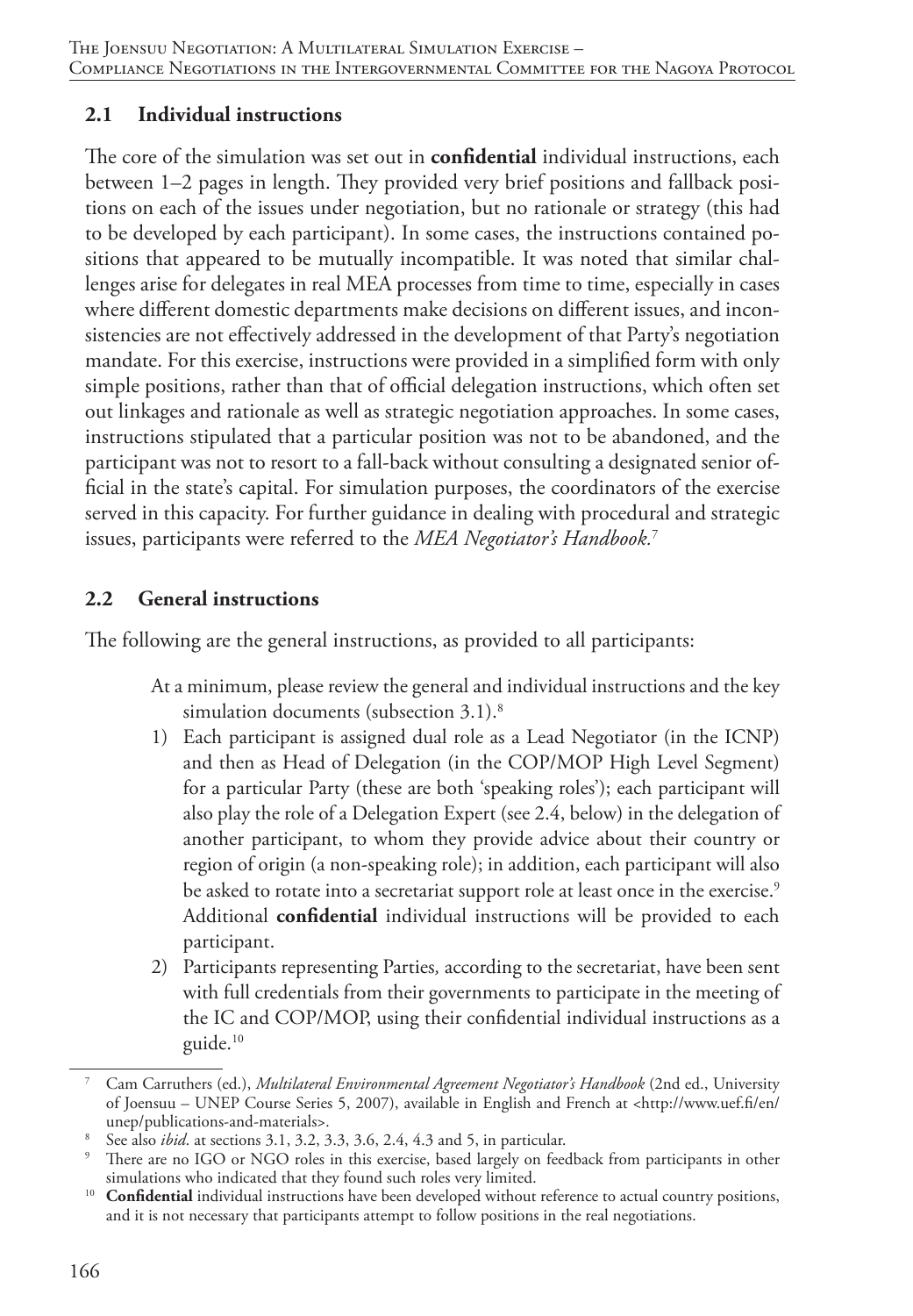## 2.1 Individual instructions

The core of the simulation was set out in **confidential** individual instructions, each between 1–2 pages in length. They provided very brief positions and fallback positions on each of the issues under negotiation, but no rationale or strategy (this had to be developed by each participant). In some cases, the instructions contained positions that appeared to be mutually incompatible. It was noted that similar challenges arise for delegates in real MEA processes from time to time, especially in cases where different domestic departments make decisions on different issues, and inconsistencies are not effectively addressed in the development of that Party's negotiation mandate. For this exercise, instructions were provided in a simplified form with only simple positions, rather than that of official delegation instructions, which often set out linkages and rationale as well as strategic negotiation approaches. In some cases, instructions stipulated that a particular position was not to be abandoned, and the participant was not to resort to a fall-back without consulting a designated senior official in the state's capital. For simulation purposes, the coordinators of the exercise served in this capacity. For further guidance in dealing with procedural and strategic issues, participants were referred to the *MEA Negotiator's Handbook*.[7]

## 2.2 General instructions

The following are the general instructions, as provided to all participants:

At a minimum, please review the general and individual instructions and the key simulation documents (subsection 3.1).[8]

1) Each participant is assigned dual role as a Lead Negotiator (in the ICNP) and then as Head of Delegation (in the COP/MOP High Level Segment) for a particular Party (these are both 'speaking roles'); each participant will also play the role of a Delegation Expert (see 2.4, below) in the delegation of another participant, to whom they provide advice about their country or region of origin (a non-speaking role); in addition, each participant will also be asked to rotate into a secretariat support role at least once in the exercise.[9] Additional **confidential** individual instructions will be provided to each participant.
2) Participants representing Parties*,* according to the secretariat, have been sent with full credentials from their governments to participate in the meeting of the IC and COP/MOP, using their confidential individual instructions as a guide.[10]

---

[7] Cam Carruthers (ed.), *Multilateral Environmental Agreement Negotiator's Handbook* (2nd ed., University of Joensuu – UNEP Course Series 5, 2007), available in English and French at <http://www.uef.fi/en/unep/publications-and-materials>.

[8] See also *ibid*. at sections 3.1, 3.2, 3.3, 3.6, 2.4, 4.3 and 5, in particular.

[9] There are no IGO or NGO roles in this exercise, based largely on feedback from participants in other simulations who indicated that they found such roles very limited.

[10] **Confidential** individual instructions have been developed without reference to actual country positions, and it is not necessary that participants attempt to follow positions in the real negotiations.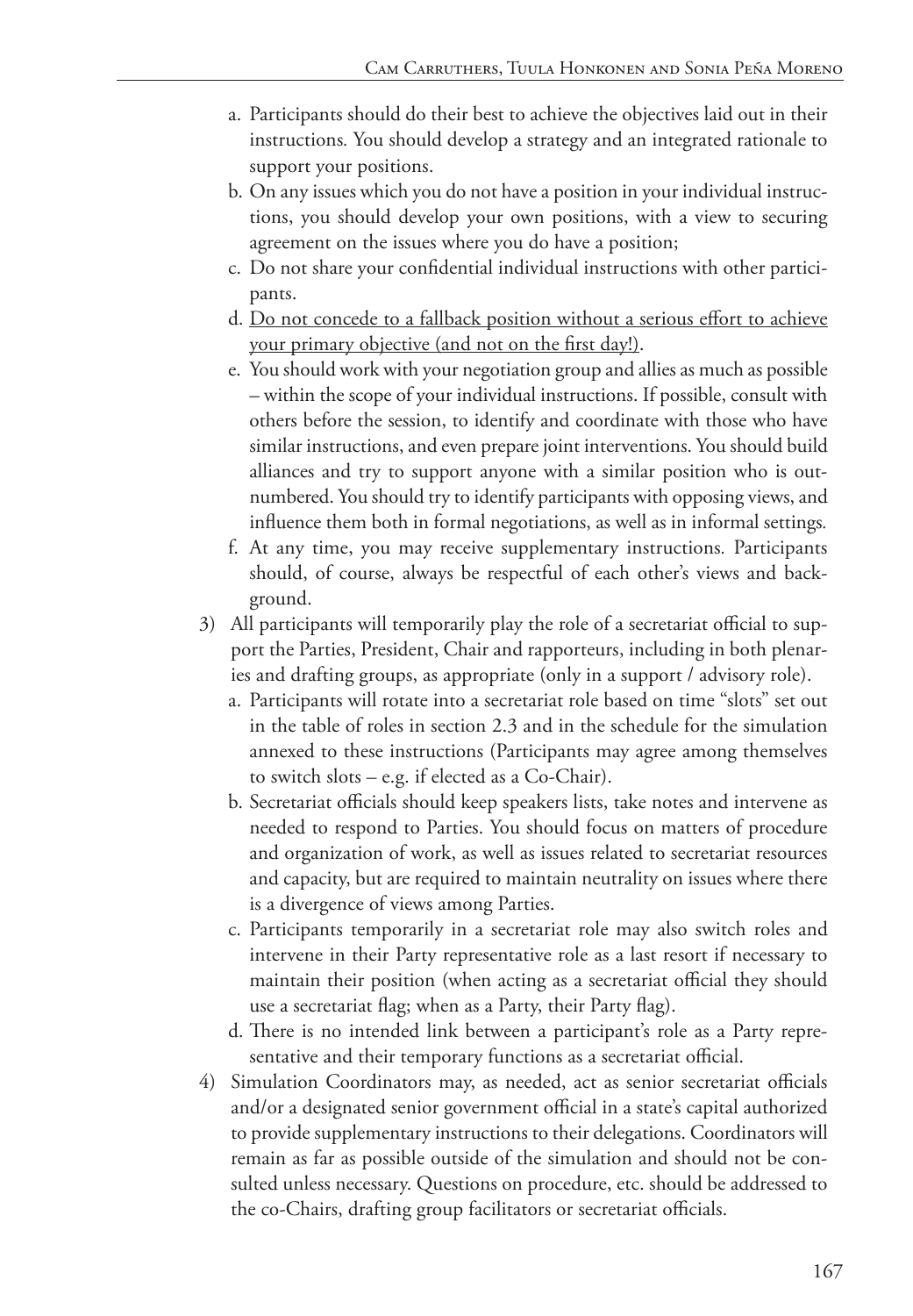a. Participants should do their best to achieve the objectives laid out in their instructions. You should develop a strategy and an integrated rationale to support your positions.
b. On any issues which you do not have a position in your individual instructions, you should develop your own positions, with a view to securing agreement on the issues where you do have a position;
c. Do not share your confidential individual instructions with other participants.
d. <u>Do not concede to a fallback position without a serious effort to achieve your primary objective (and not on the first day!)</u>.
e. You should work with your negotiation group and allies as much as possible – within the scope of your individual instructions. If possible, consult with others before the session, to identify and coordinate with those who have similar instructions, and even prepare joint interventions. You should build alliances and try to support anyone with a similar position who is outnumbered. You should try to identify participants with opposing views, and influence them both in formal negotiations, as well as in informal settings.
f. At any time, you may receive supplementary instructions. Participants should, of course, always be respectful of each other's views and background.

3) All participants will temporarily play the role of a secretariat official to support the Parties, President, Chair and rapporteurs, including in both plenaries and drafting groups, as appropriate (only in a support / advisory role).
   a. Participants will rotate into a secretariat role based on time "slots" set out in the table of roles in section 2.3 and in the schedule for the simulation annexed to these instructions (Participants may agree among themselves to switch slots – e.g. if elected as a Co-Chair).
   b. Secretariat officials should keep speakers lists, take notes and intervene as needed to respond to Parties. You should focus on matters of procedure and organization of work, as well as issues related to secretariat resources and capacity, but are required to maintain neutrality on issues where there is a divergence of views among Parties.
   c. Participants temporarily in a secretariat role may also switch roles and intervene in their Party representative role as a last resort if necessary to maintain their position (when acting as a secretariat official they should use a secretariat flag; when as a Party, their Party flag).
   d. There is no intended link between a participant's role as a Party representative and their temporary functions as a secretariat official.

4) Simulation Coordinators may, as needed, act as senior secretariat officials and/or a designated senior government official in a state's capital authorized to provide supplementary instructions to their delegations. Coordinators will remain as far as possible outside of the simulation and should not be consulted unless necessary. Questions on procedure, etc. should be addressed to the co-Chairs, drafting group facilitators or secretariat officials.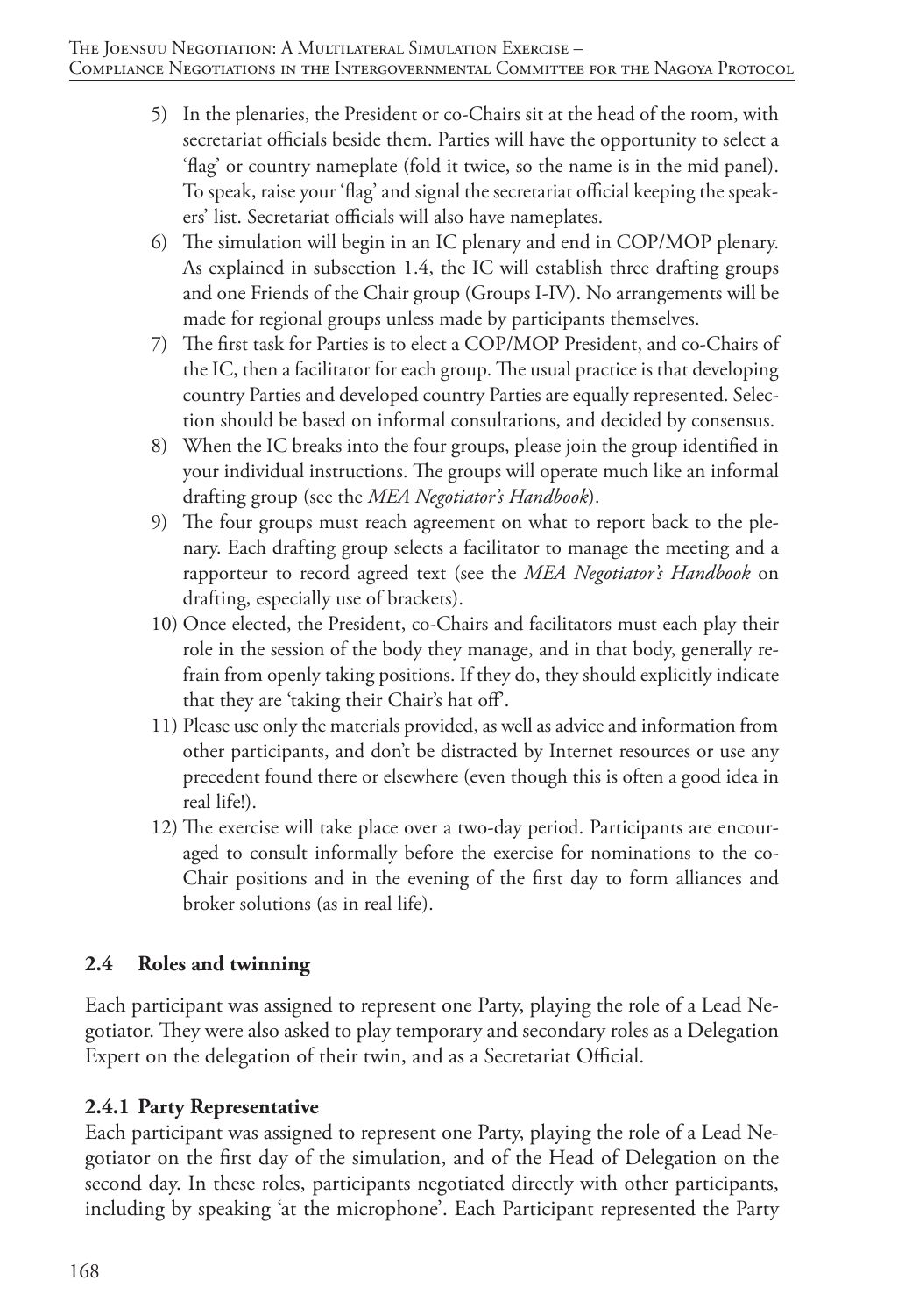5) In the plenaries, the President or co-Chairs sit at the head of the room, with secretariat officials beside them. Parties will have the opportunity to select a 'flag' or country nameplate (fold it twice, so the name is in the mid panel). To speak, raise your 'flag' and signal the secretariat official keeping the speakers' list. Secretariat officials will also have nameplates.
6) The simulation will begin in an IC plenary and end in COP/MOP plenary. As explained in subsection 1.4, the IC will establish three drafting groups and one Friends of the Chair group (Groups I-IV). No arrangements will be made for regional groups unless made by participants themselves.
7) The first task for Parties is to elect a COP/MOP President, and co-Chairs of the IC, then a facilitator for each group. The usual practice is that developing country Parties and developed country Parties are equally represented. Selection should be based on informal consultations, and decided by consensus.
8) When the IC breaks into the four groups, please join the group identified in your individual instructions. The groups will operate much like an informal drafting group (see the *MEA Negotiator's Handbook*).
9) The four groups must reach agreement on what to report back to the plenary. Each drafting group selects a facilitator to manage the meeting and a rapporteur to record agreed text (see the *MEA Negotiator's Handbook* on drafting, especially use of brackets).
10) Once elected, the President, co-Chairs and facilitators must each play their role in the session of the body they manage, and in that body, generally refrain from openly taking positions. If they do, they should explicitly indicate that they are 'taking their Chair's hat off'.
11) Please use only the materials provided, as well as advice and information from other participants, and don't be distracted by Internet resources or use any precedent found there or elsewhere (even though this is often a good idea in real life!).
12) The exercise will take place over a two-day period. Participants are encouraged to consult informally before the exercise for nominations to the co-Chair positions and in the evening of the first day to form alliances and broker solutions (as in real life).

## 2.4 Roles and twinning

Each participant was assigned to represent one Party, playing the role of a Lead Negotiator. They were also asked to play temporary and secondary roles as a Delegation Expert on the delegation of their twin, and as a Secretariat Official.

### 2.4.1 Party Representative

Each participant was assigned to represent one Party, playing the role of a Lead Negotiator on the first day of the simulation, and of the Head of Delegation on the second day. In these roles, participants negotiated directly with other participants, including by speaking 'at the microphone'. Each Participant represented the Party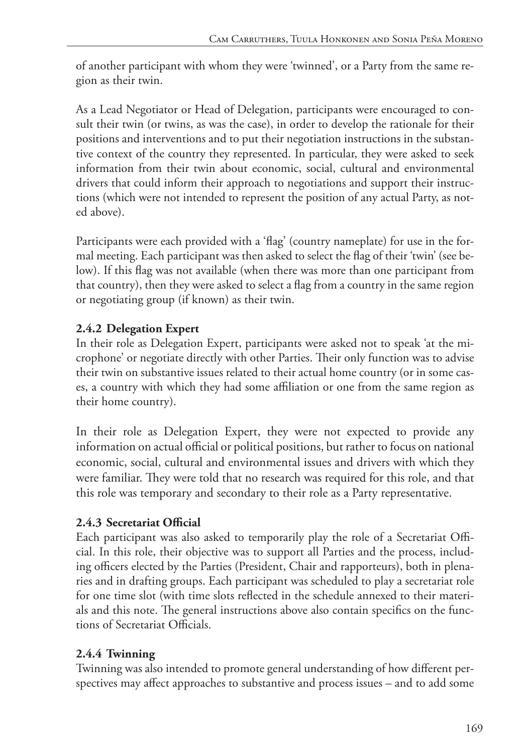of another participant with whom they were 'twinned', or a Party from the same region as their twin.

As a Lead Negotiator or Head of Delegation, participants were encouraged to consult their twin (or twins, as was the case), in order to develop the rationale for their positions and interventions and to put their negotiation instructions in the substantive context of the country they represented. In particular, they were asked to seek information from their twin about economic, social, cultural and environmental drivers that could inform their approach to negotiations and support their instructions (which were not intended to represent the position of any actual Party, as noted above).

Participants were each provided with a 'flag' (country nameplate) for use in the formal meeting. Each participant was then asked to select the flag of their 'twin' (see below). If this flag was not available (when there was more than one participant from that country), then they were asked to select a flag from a country in the same region or negotiating group (if known) as their twin.

### 2.4.2 Delegation Expert

In their role as Delegation Expert, participants were asked not to speak 'at the microphone' or negotiate directly with other Parties. Their only function was to advise their twin on substantive issues related to their actual home country (or in some cases, a country with which they had some affiliation or one from the same region as their home country).

In their role as Delegation Expert, they were not expected to provide any information on actual official or political positions, but rather to focus on national economic, social, cultural and environmental issues and drivers with which they were familiar. They were told that no research was required for this role, and that this role was temporary and secondary to their role as a Party representative.

### 2.4.3 Secretariat Official

Each participant was also asked to temporarily play the role of a Secretariat Official. In this role, their objective was to support all Parties and the process, including officers elected by the Parties (President, Chair and rapporteurs), both in plenaries and in drafting groups. Each participant was scheduled to play a secretariat role for one time slot (with time slots reflected in the schedule annexed to their materials and this note. The general instructions above also contain specifics on the functions of Secretariat Officials.

### 2.4.4 Twinning

Twinning was also intended to promote general understanding of how different perspectives may affect approaches to substantive and process issues – and to add some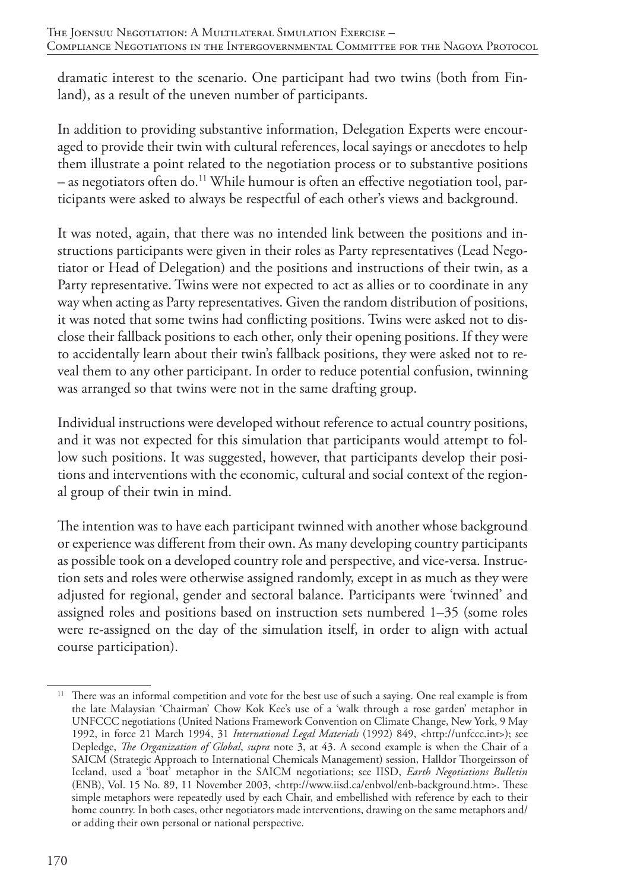dramatic interest to the scenario. One participant had two twins (both from Finland), as a result of the uneven number of participants.

In addition to providing substantive information, Delegation Experts were encouraged to provide their twin with cultural references, local sayings or anecdotes to help them illustrate a point related to the negotiation process or to substantive positions – as negotiators often do.[11] While humour is often an effective negotiation tool, participants were asked to always be respectful of each other's views and background.

It was noted, again, that there was no intended link between the positions and instructions participants were given in their roles as Party representatives (Lead Negotiator or Head of Delegation) and the positions and instructions of their twin, as a Party representative. Twins were not expected to act as allies or to coordinate in any way when acting as Party representatives. Given the random distribution of positions, it was noted that some twins had conflicting positions. Twins were asked not to disclose their fallback positions to each other, only their opening positions. If they were to accidentally learn about their twin's fallback positions, they were asked not to reveal them to any other participant. In order to reduce potential confusion, twinning was arranged so that twins were not in the same drafting group.

Individual instructions were developed without reference to actual country positions, and it was not expected for this simulation that participants would attempt to follow such positions. It was suggested, however, that participants develop their positions and interventions with the economic, cultural and social context of the regional group of their twin in mind.

The intention was to have each participant twinned with another whose background or experience was different from their own. As many developing country participants as possible took on a developed country role and perspective, and vice-versa. Instruction sets and roles were otherwise assigned randomly, except in as much as they were adjusted for regional, gender and sectoral balance. Participants were 'twinned' and assigned roles and positions based on instruction sets numbered 1–35 (some roles were re-assigned on the day of the simulation itself, in order to align with actual course participation).

---

[11] There was an informal competition and vote for the best use of such a saying. One real example is from the late Malaysian 'Chairman' Chow Kok Kee's use of a 'walk through a rose garden' metaphor in UNFCCC negotiations (United Nations Framework Convention on Climate Change, New York, 9 May 1992, in force 21 March 1994, 31 *International Legal Materials* (1992) 849, <http://unfccc.int>); see Depledge, *The Organization of Global*, *supra* note 3, at 43. A second example is when the Chair of a SAICM (Strategic Approach to International Chemicals Management) session, Halldor Thorgeirsson of Iceland, used a 'boat' metaphor in the SAICM negotiations; see IISD, *Earth Negotiations Bulletin* (ENB), Vol. 15 No. 89, 11 November 2003, <http://www.iisd.ca/enbvol/enb-background.htm>. These simple metaphors were repeatedly used by each Chair, and embellished with reference by each to their home country. In both cases, other negotiators made interventions, drawing on the same metaphors and/or adding their own personal or national perspective.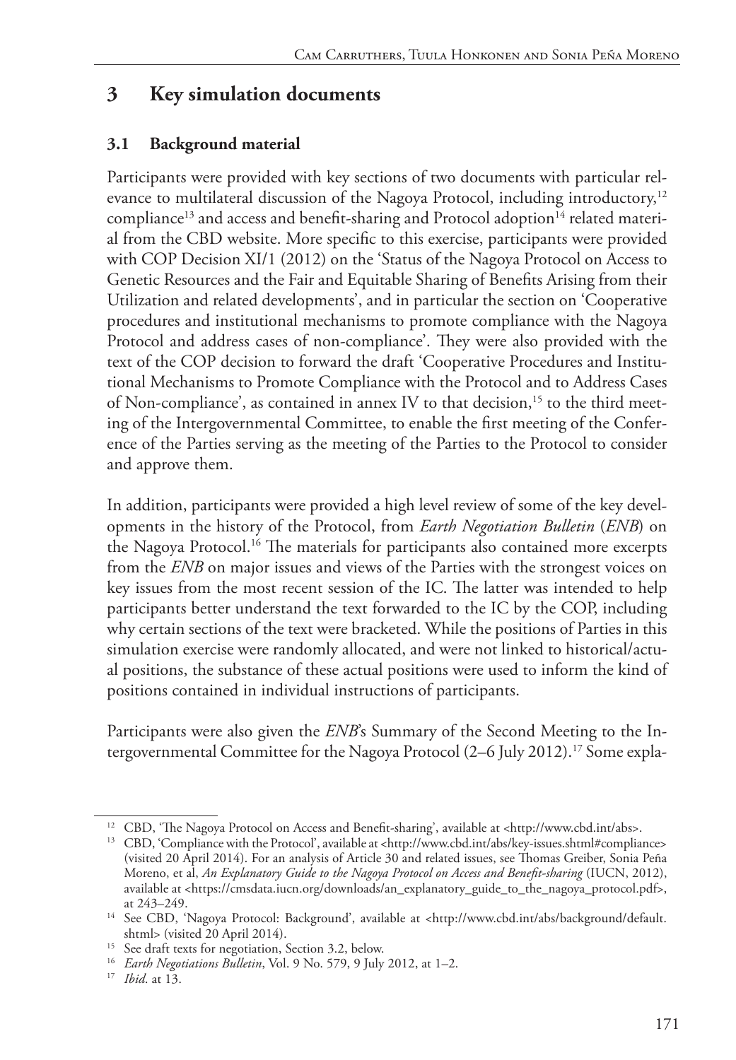## 3 Key simulation documents

### 3.1 Background material

Participants were provided with key sections of two documents with particular relevance to multilateral discussion of the Nagoya Protocol, including introductory,[12] compliance[13] and access and benefit-sharing and Protocol adoption[14] related material from the CBD website. More specific to this exercise, participants were provided with COP Decision XI/1 (2012) on the 'Status of the Nagoya Protocol on Access to Genetic Resources and the Fair and Equitable Sharing of Benefits Arising from their Utilization and related developments', and in particular the section on 'Cooperative procedures and institutional mechanisms to promote compliance with the Nagoya Protocol and address cases of non-compliance'. They were also provided with the text of the COP decision to forward the draft 'Cooperative Procedures and Institutional Mechanisms to Promote Compliance with the Protocol and to Address Cases of Non-compliance', as contained in annex IV to that decision,[15] to the third meeting of the Intergovernmental Committee, to enable the first meeting of the Conference of the Parties serving as the meeting of the Parties to the Protocol to consider and approve them.

In addition, participants were provided a high level review of some of the key developments in the history of the Protocol, from *Earth Negotiation Bulletin* (*ENB*) on the Nagoya Protocol.[16] The materials for participants also contained more excerpts from the *ENB* on major issues and views of the Parties with the strongest voices on key issues from the most recent session of the IC. The latter was intended to help participants better understand the text forwarded to the IC by the COP, including why certain sections of the text were bracketed. While the positions of Parties in this simulation exercise were randomly allocated, and were not linked to historical/actual positions, the substance of these actual positions were used to inform the kind of positions contained in individual instructions of participants.

Participants were also given the *ENB*'s Summary of the Second Meeting to the Intergovernmental Committee for the Nagoya Protocol (2–6 July 2012).[17] Some expla-

---

[12] CBD, 'The Nagoya Protocol on Access and Benefit-sharing', available at <http://www.cbd.int/abs>.

[13] CBD, 'Compliance with the Protocol', available at <http://www.cbd.int/abs/key-issues.shtml#compliance> (visited 20 April 2014). For an analysis of Article 30 and related issues, see Thomas Greiber, Sonia Peña Moreno, et al, *An Explanatory Guide to the Nagoya Protocol on Access and Benefit-sharing* (IUCN, 2012), available at <https://cmsdata.iucn.org/downloads/an_explanatory_guide_to_the_nagoya_protocol.pdf>, at 243–249.

[14] See CBD, 'Nagoya Protocol: Background', available at <http://www.cbd.int/abs/background/default.shtml> (visited 20 April 2014).

[15] See draft texts for negotiation, Section 3.2, below.

[16] *Earth Negotiations Bulletin*, Vol. 9 No. 579, 9 July 2012, at 1–2.

[17] *Ibid*. at 13.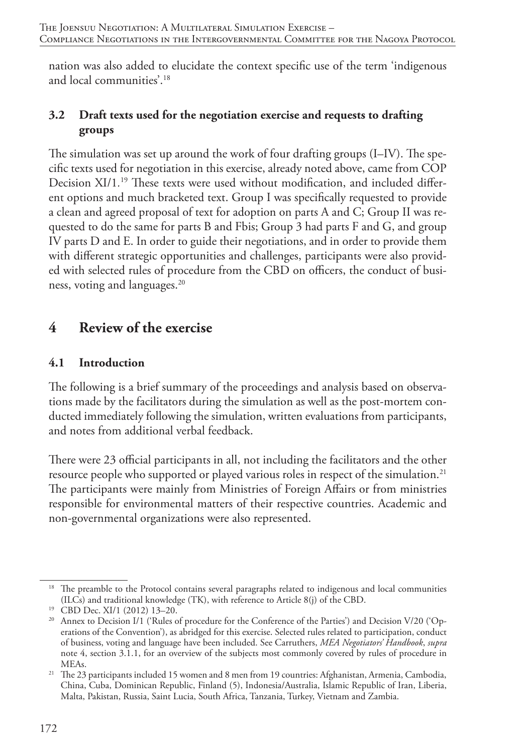nation was also added to elucidate the context specific use of the term 'indigenous and local communities'.[18]

### 3.2 Draft texts used for the negotiation exercise and requests to drafting groups

The simulation was set up around the work of four drafting groups (I–IV). The specific texts used for negotiation in this exercise, already noted above, came from COP Decision XI/1.[19] These texts were used without modification, and included different options and much bracketed text. Group I was specifically requested to provide a clean and agreed proposal of text for adoption on parts A and C; Group II was requested to do the same for parts B and Fbis; Group 3 had parts F and G, and group IV parts D and E. In order to guide their negotiations, and in order to provide them with different strategic opportunities and challenges, participants were also provided with selected rules of procedure from the CBD on officers, the conduct of business, voting and languages.[20]

## 4 Review of the exercise

### 4.1 Introduction

The following is a brief summary of the proceedings and analysis based on observations made by the facilitators during the simulation as well as the post-mortem conducted immediately following the simulation, written evaluations from participants, and notes from additional verbal feedback.

There were 23 official participants in all, not including the facilitators and the other resource people who supported or played various roles in respect of the simulation.[21] The participants were mainly from Ministries of Foreign Affairs or from ministries responsible for environmental matters of their respective countries. Academic and non-governmental organizations were also represented.

---

[18] The preamble to the Protocol contains several paragraphs related to indigenous and local communities (ILCs) and traditional knowledge (TK), with reference to Article 8(j) of the CBD.

[19] CBD Dec. XI/1 (2012) 13–20.

[20] Annex to Decision I/1 ('Rules of procedure for the Conference of the Parties') and Decision V/20 ('Operations of the Convention'), as abridged for this exercise. Selected rules related to participation, conduct of business, voting and language have been included. See Carruthers, *MEA Negotiators' Handbook*, *supra* note 4, section 3.1.1, for an overview of the subjects most commonly covered by rules of procedure in MEAs.

[21] The 23 participants included 15 women and 8 men from 19 countries: Afghanistan, Armenia, Cambodia, China, Cuba, Dominican Republic, Finland (5), Indonesia/Australia, Islamic Republic of Iran, Liberia, Malta, Pakistan, Russia, Saint Lucia, South Africa, Tanzania, Turkey, Vietnam and Zambia.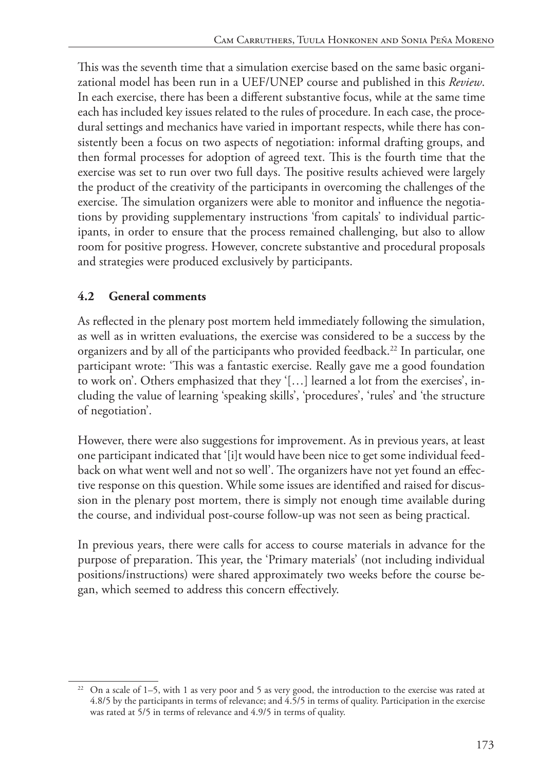This was the seventh time that a simulation exercise based on the same basic organizational model has been run in a UEF/UNEP course and published in this *Review*. In each exercise, there has been a different substantive focus, while at the same time each has included key issues related to the rules of procedure. In each case, the procedural settings and mechanics have varied in important respects, while there has consistently been a focus on two aspects of negotiation: informal drafting groups, and then formal processes for adoption of agreed text. This is the fourth time that the exercise was set to run over two full days. The positive results achieved were largely the product of the creativity of the participants in overcoming the challenges of the exercise. The simulation organizers were able to monitor and influence the negotiations by providing supplementary instructions 'from capitals' to individual participants, in order to ensure that the process remained challenging, but also to allow room for positive progress. However, concrete substantive and procedural proposals and strategies were produced exclusively by participants.

### 4.2 General comments

As reflected in the plenary post mortem held immediately following the simulation, as well as in written evaluations, the exercise was considered to be a success by the organizers and by all of the participants who provided feedback.[22] In particular, one participant wrote: 'This was a fantastic exercise. Really gave me a good foundation to work on'. Others emphasized that they '[…] learned a lot from the exercises', including the value of learning 'speaking skills', 'procedures', 'rules' and 'the structure of negotiation'.

However, there were also suggestions for improvement. As in previous years, at least one participant indicated that '[i]t would have been nice to get some individual feedback on what went well and not so well'. The organizers have not yet found an effective response on this question. While some issues are identified and raised for discussion in the plenary post mortem, there is simply not enough time available during the course, and individual post-course follow-up was not seen as being practical.

In previous years, there were calls for access to course materials in advance for the purpose of preparation. This year, the 'Primary materials' (not including individual positions/instructions) were shared approximately two weeks before the course began, which seemed to address this concern effectively.

[22] On a scale of 1–5, with 1 as very poor and 5 as very good, the introduction to the exercise was rated at 4.8/5 by the participants in terms of relevance; and 4.5/5 in terms of quality. Participation in the exercise was rated at 5/5 in terms of relevance and 4.9/5 in terms of quality.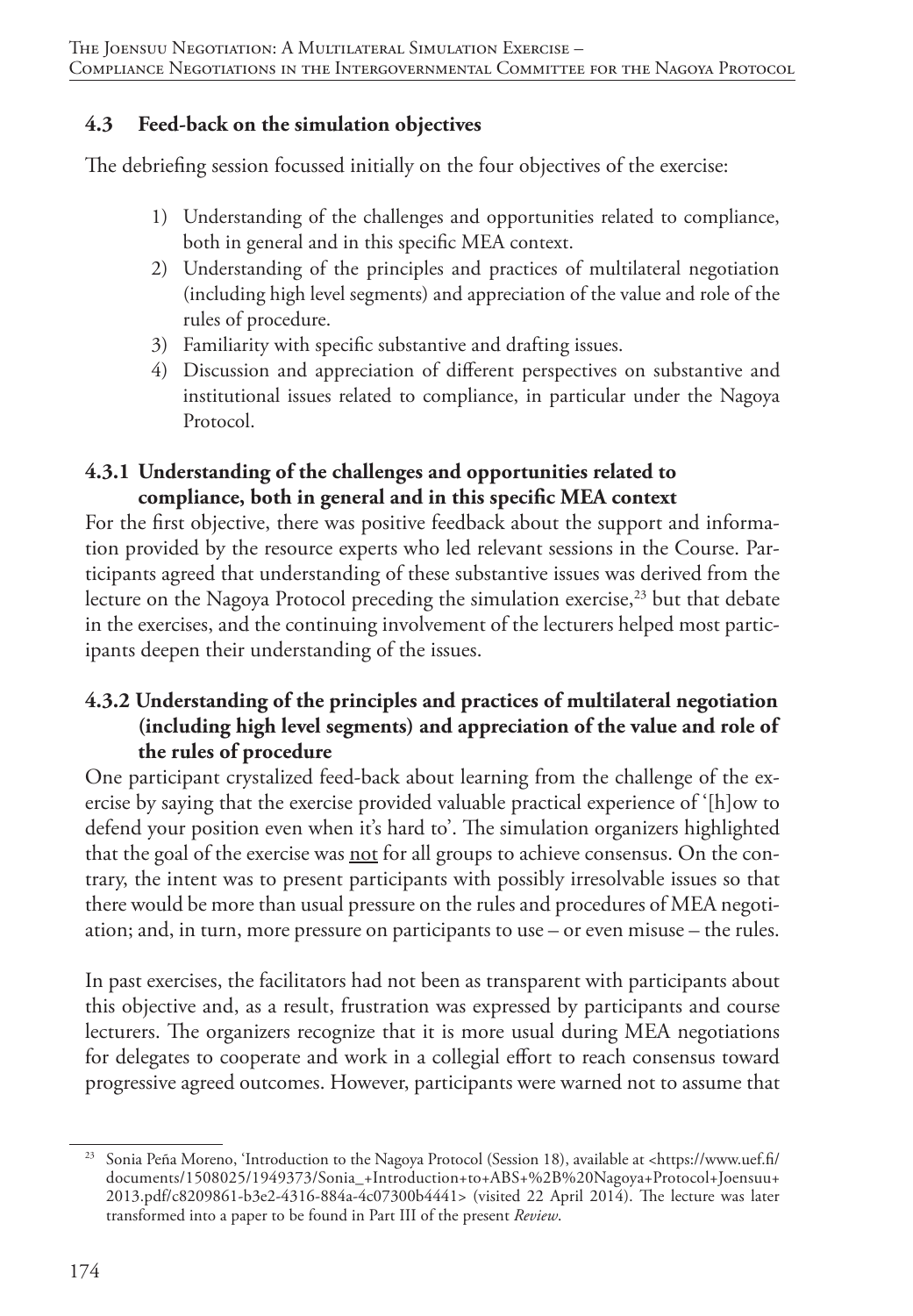### 4.3 Feed-back on the simulation objectives

The debriefing session focussed initially on the four objectives of the exercise:

1) Understanding of the challenges and opportunities related to compliance, both in general and in this specific MEA context.
2) Understanding of the principles and practices of multilateral negotiation (including high level segments) and appreciation of the value and role of the rules of procedure.
3) Familiarity with specific substantive and drafting issues.
4) Discussion and appreciation of different perspectives on substantive and institutional issues related to compliance, in particular under the Nagoya Protocol.

#### 4.3.1 Understanding of the challenges and opportunities related to compliance, both in general and in this specific MEA context

For the first objective, there was positive feedback about the support and information provided by the resource experts who led relevant sessions in the Course. Participants agreed that understanding of these substantive issues was derived from the lecture on the Nagoya Protocol preceding the simulation exercise,[23] but that debate in the exercises, and the continuing involvement of the lecturers helped most participants deepen their understanding of the issues.

#### 4.3.2 Understanding of the principles and practices of multilateral negotiation (including high level segments) and appreciation of the value and role of the rules of procedure

One participant crystalized feed-back about learning from the challenge of the exercise by saying that the exercise provided valuable practical experience of '[h]ow to defend your position even when it's hard to'. The simulation organizers highlighted that the goal of the exercise was <u>not</u> for all groups to achieve consensus. On the contrary, the intent was to present participants with possibly irresolvable issues so that there would be more than usual pressure on the rules and procedures of MEA negotiation; and, in turn, more pressure on participants to use – or even misuse – the rules.

In past exercises, the facilitators had not been as transparent with participants about this objective and, as a result, frustration was expressed by participants and course lecturers. The organizers recognize that it is more usual during MEA negotiations for delegates to cooperate and work in a collegial effort to reach consensus toward progressive agreed outcomes. However, participants were warned not to assume that

---

[23] Sonia Peña Moreno, 'Introduction to the Nagoya Protocol (Session 18), available at <https://www.uef.fi/documents/1508025/1949373/Sonia_+Introduction+to+ABS+%2B%20Nagoya+Protocol+Joensuu+2013.pdf/c8209861-b3e2-4316-884a-4c07300b4441> (visited 22 April 2014). The lecture was later transformed into a paper to be found in Part III of the present *Review*.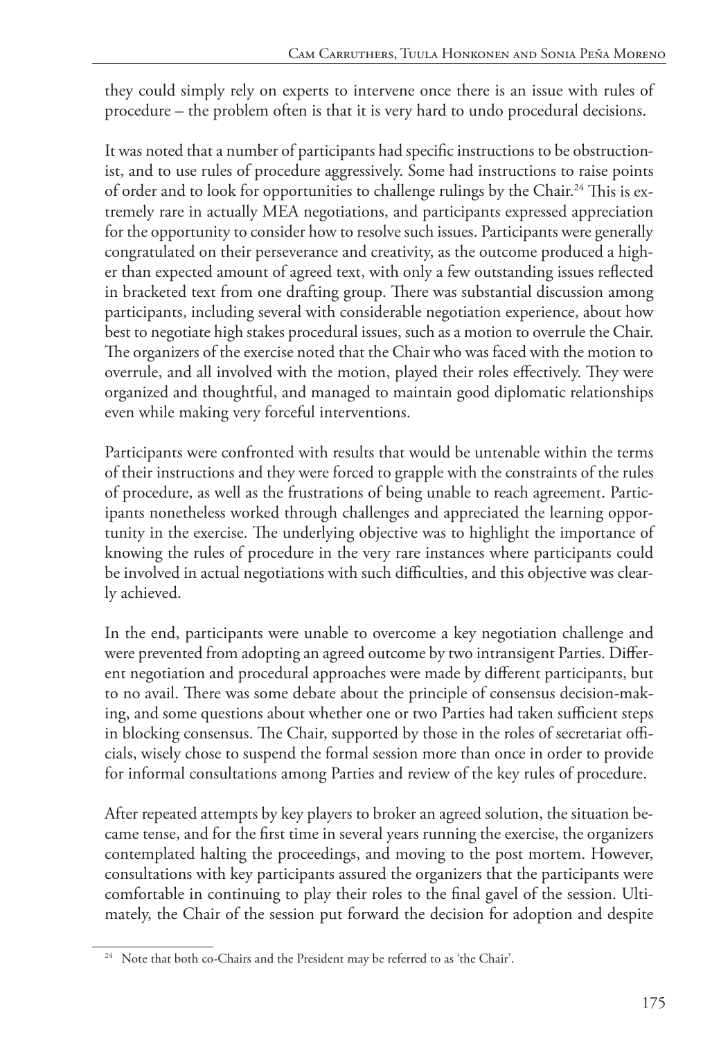they could simply rely on experts to intervene once there is an issue with rules of procedure – the problem often is that it is very hard to undo procedural decisions.

It was noted that a number of participants had specific instructions to be obstructionist, and to use rules of procedure aggressively. Some had instructions to raise points of order and to look for opportunities to challenge rulings by the Chair.[24] This is extremely rare in actually MEA negotiations, and participants expressed appreciation for the opportunity to consider how to resolve such issues. Participants were generally congratulated on their perseverance and creativity, as the outcome produced a higher than expected amount of agreed text, with only a few outstanding issues reflected in bracketed text from one drafting group. There was substantial discussion among participants, including several with considerable negotiation experience, about how best to negotiate high stakes procedural issues, such as a motion to overrule the Chair. The organizers of the exercise noted that the Chair who was faced with the motion to overrule, and all involved with the motion, played their roles effectively. They were organized and thoughtful, and managed to maintain good diplomatic relationships even while making very forceful interventions.

Participants were confronted with results that would be untenable within the terms of their instructions and they were forced to grapple with the constraints of the rules of procedure, as well as the frustrations of being unable to reach agreement. Participants nonetheless worked through challenges and appreciated the learning opportunity in the exercise. The underlying objective was to highlight the importance of knowing the rules of procedure in the very rare instances where participants could be involved in actual negotiations with such difficulties, and this objective was clearly achieved.

In the end, participants were unable to overcome a key negotiation challenge and were prevented from adopting an agreed outcome by two intransigent Parties. Different negotiation and procedural approaches were made by different participants, but to no avail. There was some debate about the principle of consensus decision-making, and some questions about whether one or two Parties had taken sufficient steps in blocking consensus. The Chair, supported by those in the roles of secretariat officials, wisely chose to suspend the formal session more than once in order to provide for informal consultations among Parties and review of the key rules of procedure.

After repeated attempts by key players to broker an agreed solution, the situation became tense, and for the first time in several years running the exercise, the organizers contemplated halting the proceedings, and moving to the post mortem. However, consultations with key participants assured the organizers that the participants were comfortable in continuing to play their roles to the final gavel of the session. Ultimately, the Chair of the session put forward the decision for adoption and despite

[24] Note that both co-Chairs and the President may be referred to as 'the Chair'.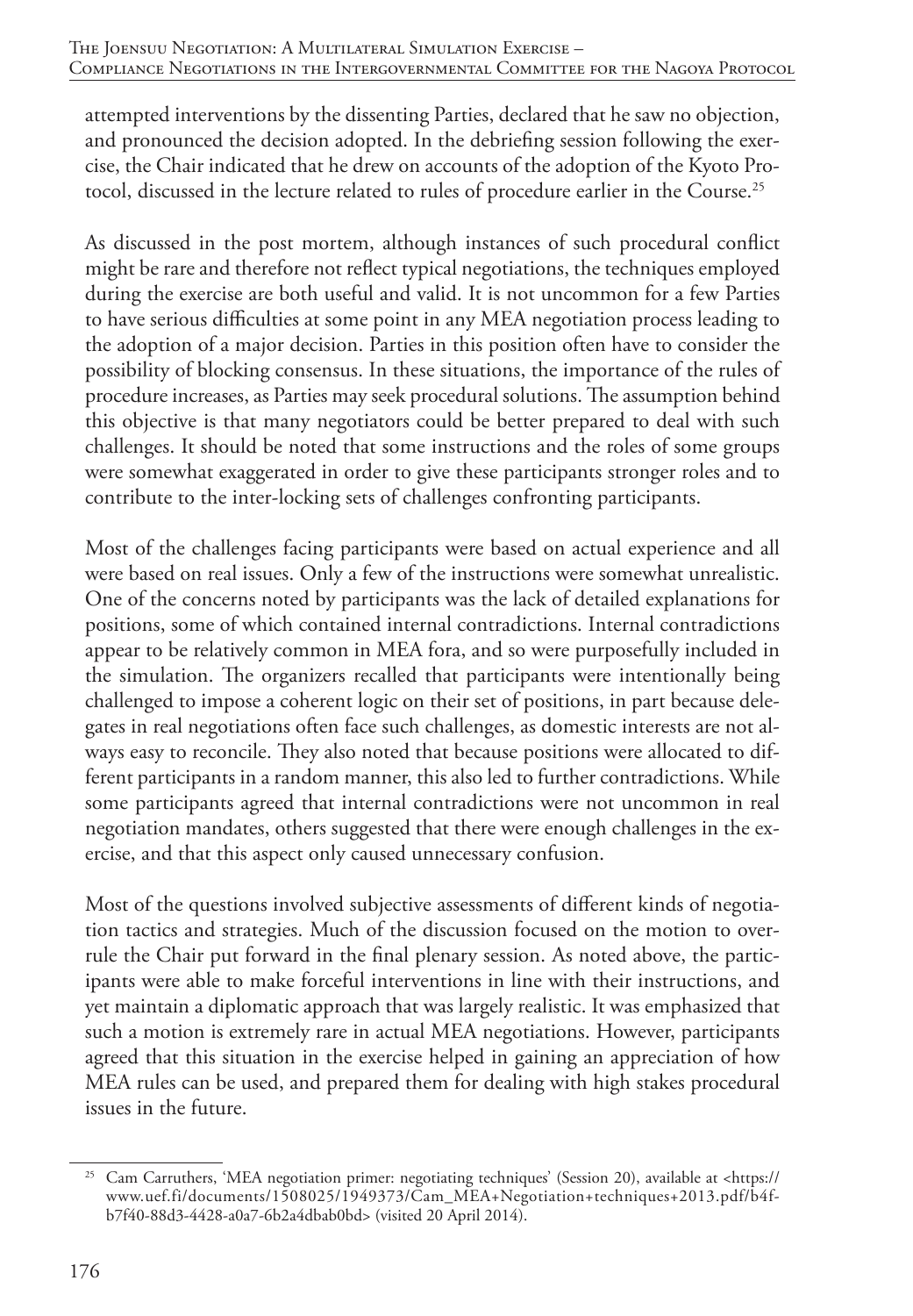attempted interventions by the dissenting Parties, declared that he saw no objection, and pronounced the decision adopted. In the debriefing session following the exercise, the Chair indicated that he drew on accounts of the adoption of the Kyoto Protocol, discussed in the lecture related to rules of procedure earlier in the Course.[25]

As discussed in the post mortem, although instances of such procedural conflict might be rare and therefore not reflect typical negotiations, the techniques employed during the exercise are both useful and valid. It is not uncommon for a few Parties to have serious difficulties at some point in any MEA negotiation process leading to the adoption of a major decision. Parties in this position often have to consider the possibility of blocking consensus. In these situations, the importance of the rules of procedure increases, as Parties may seek procedural solutions. The assumption behind this objective is that many negotiators could be better prepared to deal with such challenges. It should be noted that some instructions and the roles of some groups were somewhat exaggerated in order to give these participants stronger roles and to contribute to the inter-locking sets of challenges confronting participants.

Most of the challenges facing participants were based on actual experience and all were based on real issues. Only a few of the instructions were somewhat unrealistic. One of the concerns noted by participants was the lack of detailed explanations for positions, some of which contained internal contradictions. Internal contradictions appear to be relatively common in MEA fora, and so were purposefully included in the simulation. The organizers recalled that participants were intentionally being challenged to impose a coherent logic on their set of positions, in part because delegates in real negotiations often face such challenges, as domestic interests are not always easy to reconcile. They also noted that because positions were allocated to different participants in a random manner, this also led to further contradictions. While some participants agreed that internal contradictions were not uncommon in real negotiation mandates, others suggested that there were enough challenges in the exercise, and that this aspect only caused unnecessary confusion.

Most of the questions involved subjective assessments of different kinds of negotiation tactics and strategies. Much of the discussion focused on the motion to overrule the Chair put forward in the final plenary session. As noted above, the participants were able to make forceful interventions in line with their instructions, and yet maintain a diplomatic approach that was largely realistic. It was emphasized that such a motion is extremely rare in actual MEA negotiations. However, participants agreed that this situation in the exercise helped in gaining an appreciation of how MEA rules can be used, and prepared them for dealing with high stakes procedural issues in the future.

[25] Cam Carruthers, 'MEA negotiation primer: negotiating techniques' (Session 20), available at <https://www.uef.fi/documents/1508025/1949373/Cam_MEA+Negotiation+techniques+2013.pdf/b4fb7f40-88d3-4428-a0a7-6b2a4dbab0bd> (visited 20 April 2014).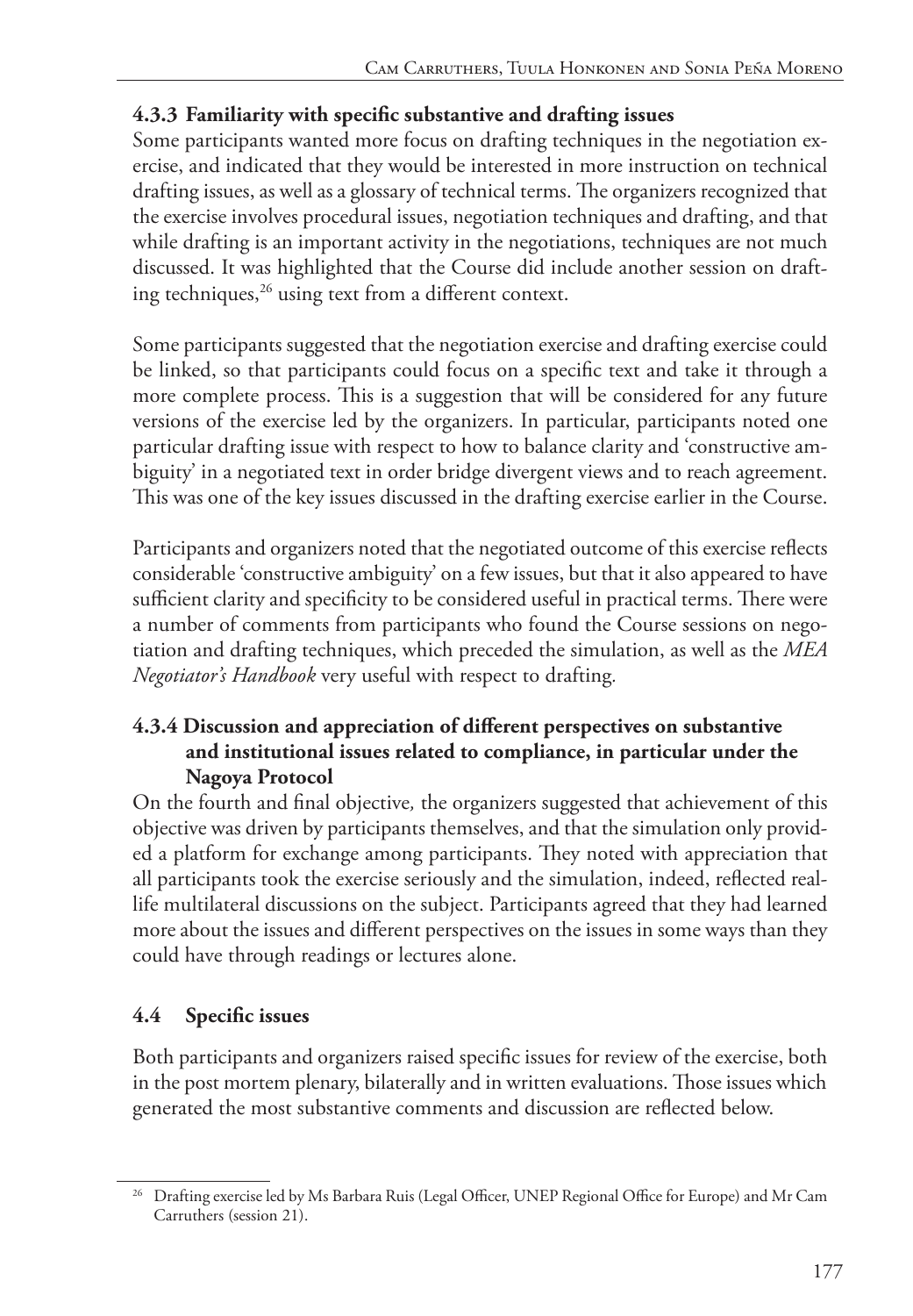### 4.3.3 Familiarity with specific substantive and drafting issues

Some participants wanted more focus on drafting techniques in the negotiation exercise, and indicated that they would be interested in more instruction on technical drafting issues, as well as a glossary of technical terms. The organizers recognized that the exercise involves procedural issues, negotiation techniques and drafting, and that while drafting is an important activity in the negotiations, techniques are not much discussed. It was highlighted that the Course did include another session on drafting techniques,[26] using text from a different context.

Some participants suggested that the negotiation exercise and drafting exercise could be linked, so that participants could focus on a specific text and take it through a more complete process. This is a suggestion that will be considered for any future versions of the exercise led by the organizers. In particular, participants noted one particular drafting issue with respect to how to balance clarity and 'constructive ambiguity' in a negotiated text in order bridge divergent views and to reach agreement. This was one of the key issues discussed in the drafting exercise earlier in the Course.

Participants and organizers noted that the negotiated outcome of this exercise reflects considerable 'constructive ambiguity' on a few issues, but that it also appeared to have sufficient clarity and specificity to be considered useful in practical terms. There were a number of comments from participants who found the Course sessions on negotiation and drafting techniques, which preceded the simulation, as well as the *MEA Negotiator's Handbook* very useful with respect to drafting.

### 4.3.4 Discussion and appreciation of different perspectives on substantive and institutional issues related to compliance, in particular under the Nagoya Protocol

On the fourth and final objective*,* the organizers suggested that achievement of this objective was driven by participants themselves, and that the simulation only provided a platform for exchange among participants. They noted with appreciation that all participants took the exercise seriously and the simulation, indeed, reflected real-life multilateral discussions on the subject. Participants agreed that they had learned more about the issues and different perspectives on the issues in some ways than they could have through readings or lectures alone.

## 4.4 Specific issues

Both participants and organizers raised specific issues for review of the exercise, both in the post mortem plenary, bilaterally and in written evaluations. Those issues which generated the most substantive comments and discussion are reflected below.

---

[26] Drafting exercise led by Ms Barbara Ruis (Legal Officer, UNEP Regional Office for Europe) and Mr Cam Carruthers (session 21).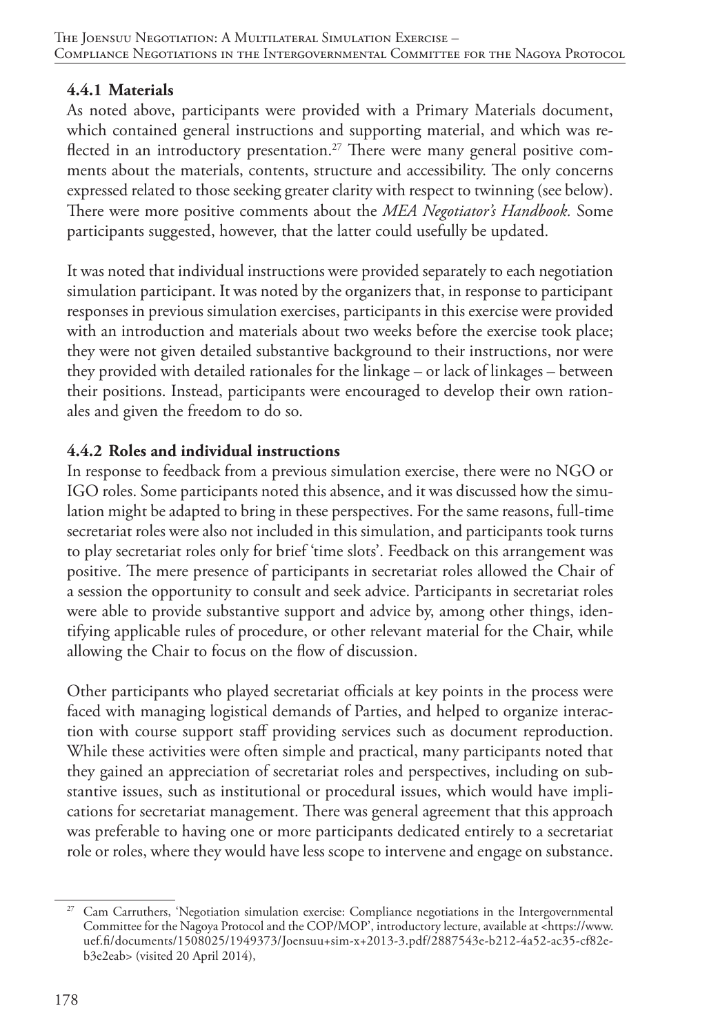### 4.4.1 Materials

As noted above, participants were provided with a Primary Materials document, which contained general instructions and supporting material, and which was reflected in an introductory presentation.[27] There were many general positive comments about the materials, contents, structure and accessibility. The only concerns expressed related to those seeking greater clarity with respect to twinning (see below). There were more positive comments about the *MEA Negotiator's Handbook.* Some participants suggested, however, that the latter could usefully be updated.

It was noted that individual instructions were provided separately to each negotiation simulation participant. It was noted by the organizers that, in response to participant responses in previous simulation exercises, participants in this exercise were provided with an introduction and materials about two weeks before the exercise took place; they were not given detailed substantive background to their instructions, nor were they provided with detailed rationales for the linkage – or lack of linkages – between their positions. Instead, participants were encouraged to develop their own rationales and given the freedom to do so.

### 4.4.2 Roles and individual instructions

In response to feedback from a previous simulation exercise, there were no NGO or IGO roles. Some participants noted this absence, and it was discussed how the simulation might be adapted to bring in these perspectives. For the same reasons, full-time secretariat roles were also not included in this simulation, and participants took turns to play secretariat roles only for brief 'time slots'. Feedback on this arrangement was positive. The mere presence of participants in secretariat roles allowed the Chair of a session the opportunity to consult and seek advice. Participants in secretariat roles were able to provide substantive support and advice by, among other things, identifying applicable rules of procedure, or other relevant material for the Chair, while allowing the Chair to focus on the flow of discussion.

Other participants who played secretariat officials at key points in the process were faced with managing logistical demands of Parties, and helped to organize interaction with course support staff providing services such as document reproduction. While these activities were often simple and practical, many participants noted that they gained an appreciation of secretariat roles and perspectives, including on substantive issues, such as institutional or procedural issues, which would have implications for secretariat management. There was general agreement that this approach was preferable to having one or more participants dedicated entirely to a secretariat role or roles, where they would have less scope to intervene and engage on substance.

---

[27] Cam Carruthers, 'Negotiation simulation exercise: Compliance negotiations in the Intergovernmental Committee for the Nagoya Protocol and the COP/MOP', introductory lecture, available at <https://www.uef.fi/documents/1508025/1949373/Joensuu+sim-x+2013-3.pdf/2887543e-b212-4a52-ac35-cf82e-b3e2eab> (visited 20 April 2014),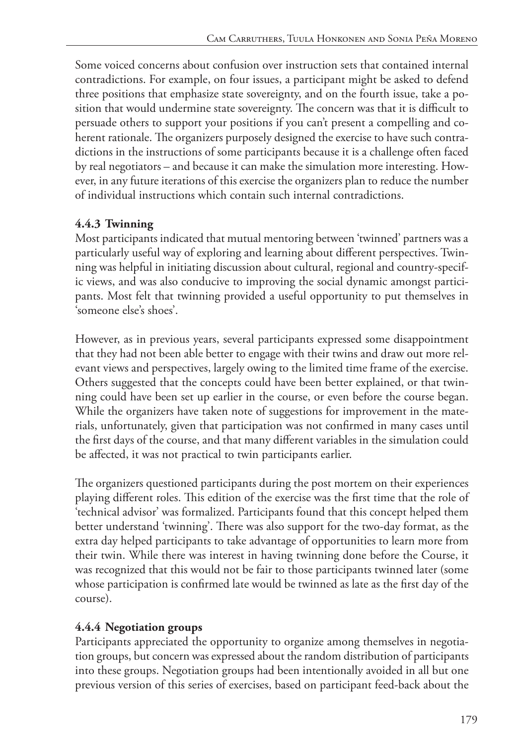Some voiced concerns about confusion over instruction sets that contained internal contradictions. For example, on four issues, a participant might be asked to defend three positions that emphasize state sovereignty, and on the fourth issue, take a position that would undermine state sovereignty. The concern was that it is difficult to persuade others to support your positions if you can't present a compelling and coherent rationale. The organizers purposely designed the exercise to have such contradictions in the instructions of some participants because it is a challenge often faced by real negotiators – and because it can make the simulation more interesting. However, in any future iterations of this exercise the organizers plan to reduce the number of individual instructions which contain such internal contradictions.

### 4.4.3 Twinning

Most participants indicated that mutual mentoring between 'twinned' partners was a particularly useful way of exploring and learning about different perspectives. Twinning was helpful in initiating discussion about cultural, regional and country-specific views, and was also conducive to improving the social dynamic amongst participants. Most felt that twinning provided a useful opportunity to put themselves in 'someone else's shoes'.

However, as in previous years, several participants expressed some disappointment that they had not been able better to engage with their twins and draw out more relevant views and perspectives, largely owing to the limited time frame of the exercise. Others suggested that the concepts could have been better explained, or that twinning could have been set up earlier in the course, or even before the course began. While the organizers have taken note of suggestions for improvement in the materials, unfortunately, given that participation was not confirmed in many cases until the first days of the course, and that many different variables in the simulation could be affected, it was not practical to twin participants earlier.

The organizers questioned participants during the post mortem on their experiences playing different roles. This edition of the exercise was the first time that the role of 'technical advisor' was formalized. Participants found that this concept helped them better understand 'twinning'. There was also support for the two-day format, as the extra day helped participants to take advantage of opportunities to learn more from their twin. While there was interest in having twinning done before the Course, it was recognized that this would not be fair to those participants twinned later (some whose participation is confirmed late would be twinned as late as the first day of the course).

### 4.4.4 Negotiation groups

Participants appreciated the opportunity to organize among themselves in negotiation groups, but concern was expressed about the random distribution of participants into these groups. Negotiation groups had been intentionally avoided in all but one previous version of this series of exercises, based on participant feed-back about the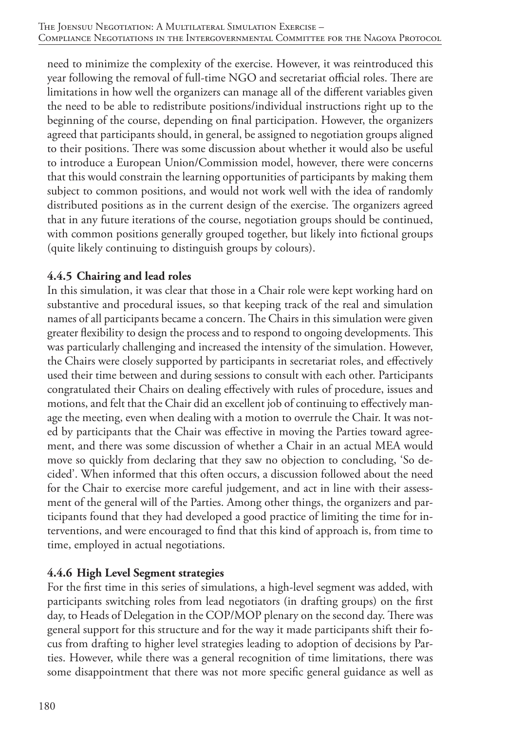need to minimize the complexity of the exercise. However, it was reintroduced this year following the removal of full-time NGO and secretariat official roles. There are limitations in how well the organizers can manage all of the different variables given the need to be able to redistribute positions/individual instructions right up to the beginning of the course, depending on final participation. However, the organizers agreed that participants should, in general, be assigned to negotiation groups aligned to their positions. There was some discussion about whether it would also be useful to introduce a European Union/Commission model, however, there were concerns that this would constrain the learning opportunities of participants by making them subject to common positions, and would not work well with the idea of randomly distributed positions as in the current design of the exercise. The organizers agreed that in any future iterations of the course, negotiation groups should be continued, with common positions generally grouped together, but likely into fictional groups (quite likely continuing to distinguish groups by colours).

### 4.4.5 Chairing and lead roles

In this simulation, it was clear that those in a Chair role were kept working hard on substantive and procedural issues, so that keeping track of the real and simulation names of all participants became a concern. The Chairs in this simulation were given greater flexibility to design the process and to respond to ongoing developments. This was particularly challenging and increased the intensity of the simulation. However, the Chairs were closely supported by participants in secretariat roles, and effectively used their time between and during sessions to consult with each other. Participants congratulated their Chairs on dealing effectively with rules of procedure, issues and motions, and felt that the Chair did an excellent job of continuing to effectively manage the meeting, even when dealing with a motion to overrule the Chair. It was noted by participants that the Chair was effective in moving the Parties toward agreement, and there was some discussion of whether a Chair in an actual MEA would move so quickly from declaring that they saw no objection to concluding, 'So decided'. When informed that this often occurs, a discussion followed about the need for the Chair to exercise more careful judgement, and act in line with their assessment of the general will of the Parties. Among other things, the organizers and participants found that they had developed a good practice of limiting the time for interventions, and were encouraged to find that this kind of approach is, from time to time, employed in actual negotiations.

### 4.4.6 High Level Segment strategies

For the first time in this series of simulations, a high-level segment was added, with participants switching roles from lead negotiators (in drafting groups) on the first day, to Heads of Delegation in the COP/MOP plenary on the second day. There was general support for this structure and for the way it made participants shift their focus from drafting to higher level strategies leading to adoption of decisions by Parties. However, while there was a general recognition of time limitations, there was some disappointment that there was not more specific general guidance as well as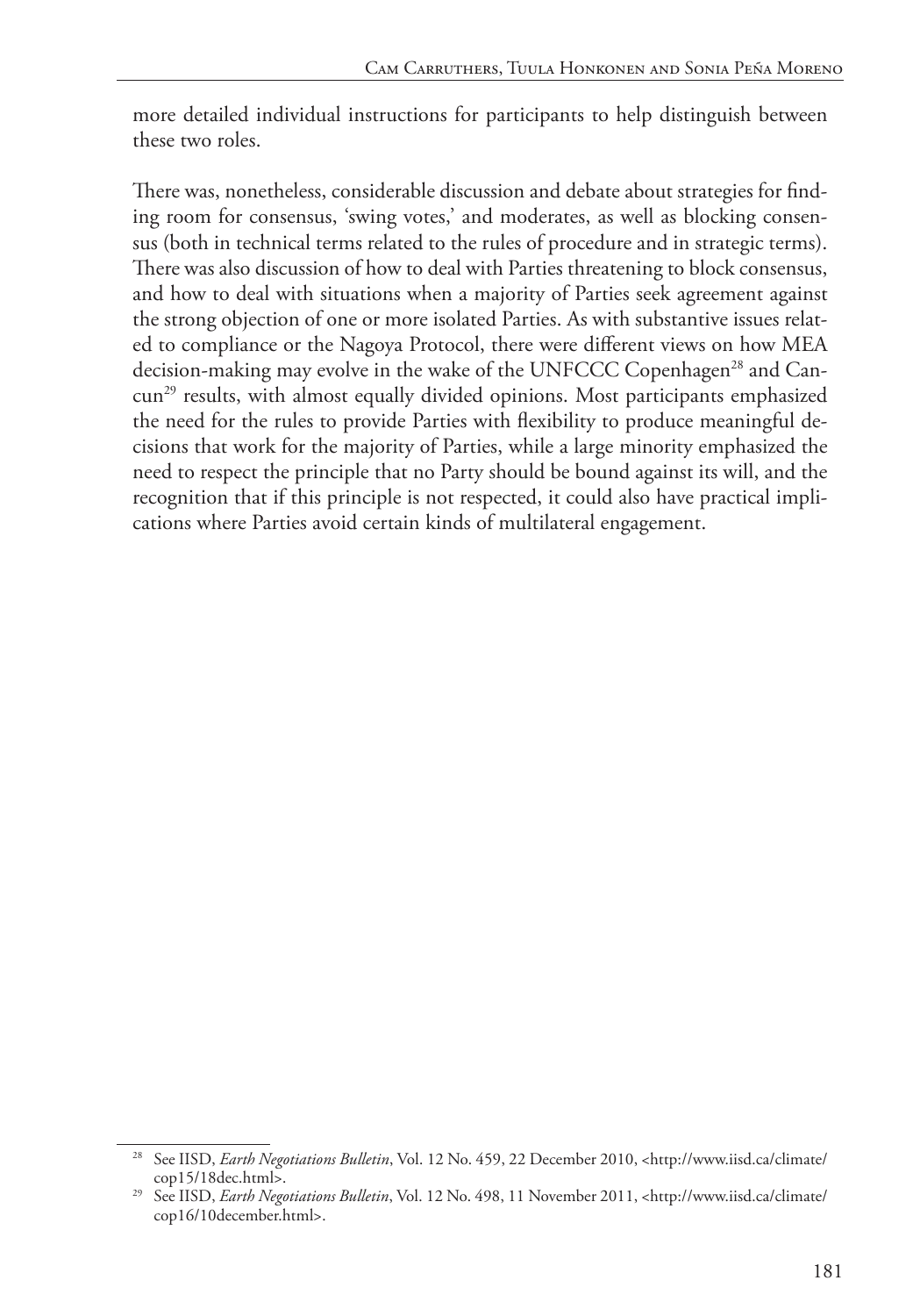more detailed individual instructions for participants to help distinguish between these two roles.

There was, nonetheless, considerable discussion and debate about strategies for finding room for consensus, 'swing votes,' and moderates, as well as blocking consensus (both in technical terms related to the rules of procedure and in strategic terms). There was also discussion of how to deal with Parties threatening to block consensus, and how to deal with situations when a majority of Parties seek agreement against the strong objection of one or more isolated Parties. As with substantive issues related to compliance or the Nagoya Protocol, there were different views on how MEA decision-making may evolve in the wake of the UNFCCC Copenhagen[28] and Cancun[29] results, with almost equally divided opinions. Most participants emphasized the need for the rules to provide Parties with flexibility to produce meaningful decisions that work for the majority of Parties, while a large minority emphasized the need to respect the principle that no Party should be bound against its will, and the recognition that if this principle is not respected, it could also have practical implications where Parties avoid certain kinds of multilateral engagement.

---

[28] See IISD, *Earth Negotiations Bulletin*, Vol. 12 No. 459, 22 December 2010, <http://www.iisd.ca/climate/cop15/18dec.html>.

[29] See IISD, *Earth Negotiations Bulletin*, Vol. 12 No. 498, 11 November 2011, <http://www.iisd.ca/climate/cop16/10december.html>.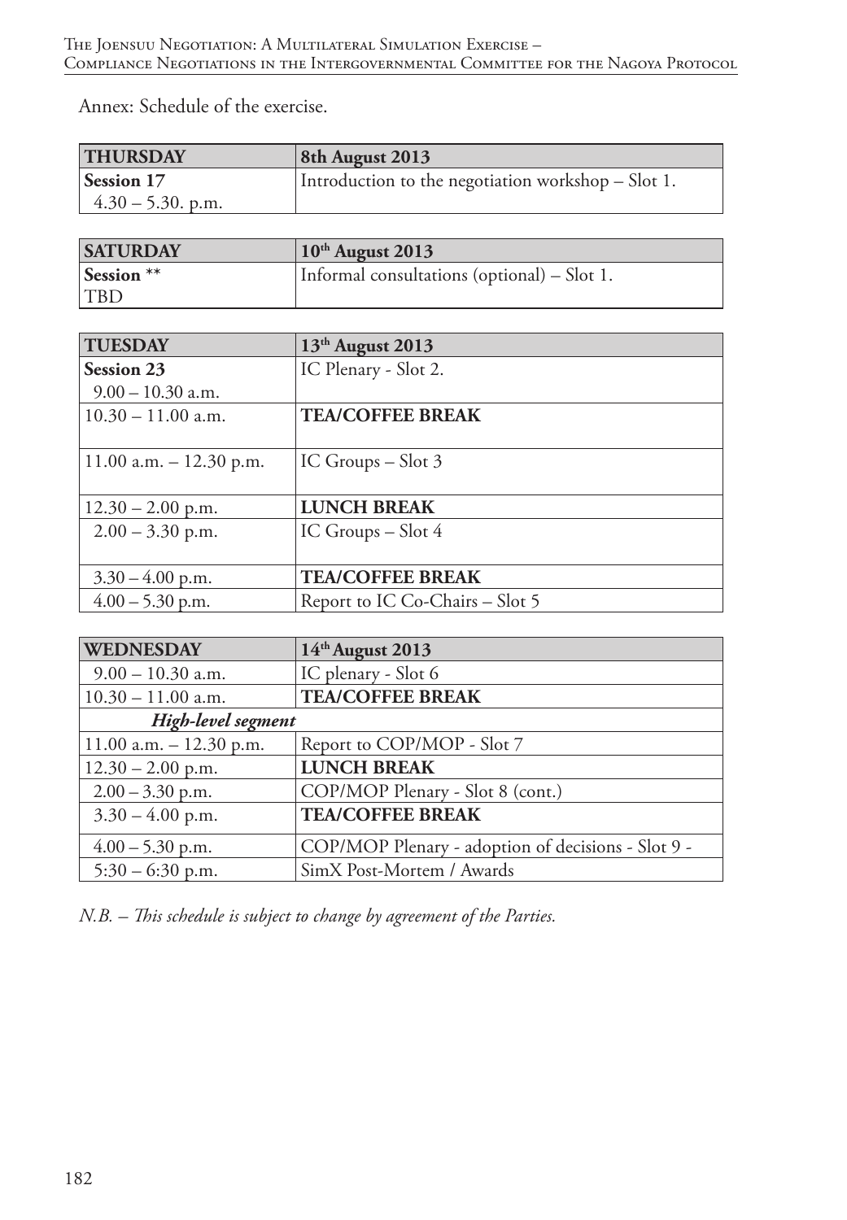Annex: Schedule of the exercise.

| **THURSDAY** | **8th August 2013** |
|---|---|
| **Session 17** 4.30 – 5.30. p.m. | Introduction to the negotiation workshop – Slot 1. |

| **SATURDAY** | **10th August 2013** |
|---|---|
| **Session** ** TBD | Informal consultations (optional) – Slot 1. |

| **TUESDAY** | **13th August 2013** |
|---|---|
| **Session 23** 9.00 – 10.30 a.m. | IC Plenary - Slot 2. |
| 10.30 – 11.00 a.m. | **TEA/COFFEE BREAK** |
| 11.00 a.m. – 12.30 p.m. | IC Groups – Slot 3 |
| 12.30 – 2.00 p.m. | **LUNCH BREAK** |
| 2.00 – 3.30 p.m. | IC Groups – Slot 4 |
| 3.30 – 4.00 p.m. | **TEA/COFFEE BREAK** |
| 4.00 – 5.30 p.m. | Report to IC Co-Chairs – Slot 5 |

| **WEDNESDAY** | **14th August 2013** |
|---|---|
| 9.00 – 10.30 a.m. | IC plenary - Slot 6 |
| 10.30 – 11.00 a.m. | **TEA/COFFEE BREAK** |
| ***High-level segment*** | |
| 11.00 a.m. – 12.30 p.m. | Report to COP/MOP - Slot 7 |
| 12.30 – 2.00 p.m. | **LUNCH BREAK** |
| 2.00 – 3.30 p.m. | COP/MOP Plenary - Slot 8 (cont.) |
| 3.30 – 4.00 p.m. | **TEA/COFFEE BREAK** |
| 4.00 – 5.30 p.m. | COP/MOP Plenary - adoption of decisions - Slot 9 - |
| 5:30 – 6:30 p.m. | SimX Post-Mortem / Awards |

*N.B. – This schedule is subject to change by agreement of the Parties.*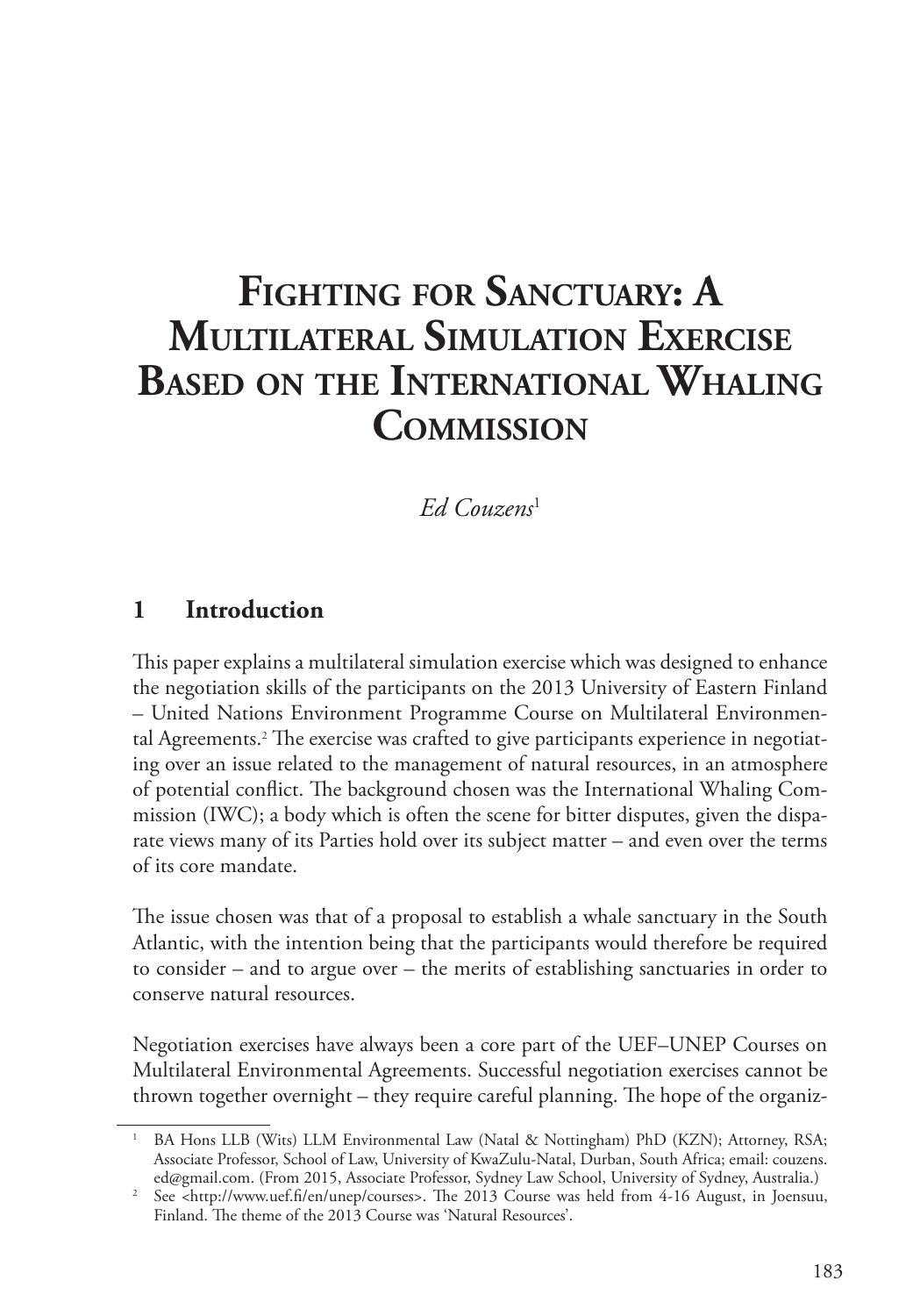# Fighting for Sanctuary: A Multilateral Simulation Exercise Based on the International Whaling Commission

*Ed Couzens*[1]

## 1 Introduction

This paper explains a multilateral simulation exercise which was designed to enhance the negotiation skills of the participants on the 2013 University of Eastern Finland – United Nations Environment Programme Course on Multilateral Environmental Agreements.[2] The exercise was crafted to give participants experience in negotiating over an issue related to the management of natural resources, in an atmosphere of potential conflict. The background chosen was the International Whaling Commission (IWC); a body which is often the scene for bitter disputes, given the disparate views many of its Parties hold over its subject matter – and even over the terms of its core mandate.

The issue chosen was that of a proposal to establish a whale sanctuary in the South Atlantic, with the intention being that the participants would therefore be required to consider – and to argue over – the merits of establishing sanctuaries in order to conserve natural resources.

Negotiation exercises have always been a core part of the UEF–UNEP Courses on Multilateral Environmental Agreements. Successful negotiation exercises cannot be thrown together overnight – they require careful planning. The hope of the organiz-

---

[1] BA Hons LLB (Wits) LLM Environmental Law (Natal & Nottingham) PhD (KZN); Attorney, RSA; Associate Professor, School of Law, University of KwaZulu-Natal, Durban, South Africa; email: couzens.ed@gmail.com. (From 2015, Associate Professor, Sydney Law School, University of Sydney, Australia.)

[2] See <http://www.uef.fi/en/unep/courses>. The 2013 Course was held from 4-16 August, in Joensuu, Finland. The theme of the 2013 Course was 'Natural Resources'.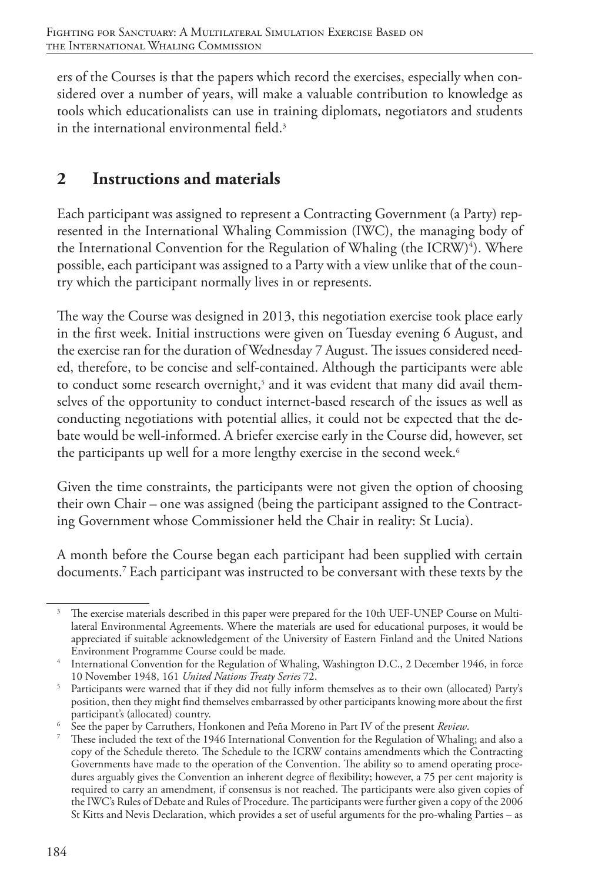ers of the Courses is that the papers which record the exercises, especially when considered over a number of years, will make a valuable contribution to knowledge as tools which educationalists can use in training diplomats, negotiators and students in the international environmental field.[3]

## 2 Instructions and materials

Each participant was assigned to represent a Contracting Government (a Party) represented in the International Whaling Commission (IWC), the managing body of the International Convention for the Regulation of Whaling (the ICRW)[4]). Where possible, each participant was assigned to a Party with a view unlike that of the country which the participant normally lives in or represents.

The way the Course was designed in 2013, this negotiation exercise took place early in the first week. Initial instructions were given on Tuesday evening 6 August, and the exercise ran for the duration of Wednesday 7 August. The issues considered needed, therefore, to be concise and self-contained. Although the participants were able to conduct some research overnight,[5] and it was evident that many did avail themselves of the opportunity to conduct internet-based research of the issues as well as conducting negotiations with potential allies, it could not be expected that the debate would be well-informed. A briefer exercise early in the Course did, however, set the participants up well for a more lengthy exercise in the second week.[6]

Given the time constraints, the participants were not given the option of choosing their own Chair – one was assigned (being the participant assigned to the Contracting Government whose Commissioner held the Chair in reality: St Lucia).

A month before the Course began each participant had been supplied with certain documents.[7] Each participant was instructed to be conversant with these texts by the

---

[3] The exercise materials described in this paper were prepared for the 10th UEF-UNEP Course on Multilateral Environmental Agreements. Where the materials are used for educational purposes, it would be appreciated if suitable acknowledgement of the University of Eastern Finland and the United Nations Environment Programme Course could be made.

[4] International Convention for the Regulation of Whaling, Washington D.C., 2 December 1946, in force 10 November 1948, 161 *United Nations Treaty Series* 72.

[5] Participants were warned that if they did not fully inform themselves as to their own (allocated) Party's position, then they might find themselves embarrassed by other participants knowing more about the first participant's (allocated) country.

[6] See the paper by Carruthers, Honkonen and Peña Moreno in Part IV of the present *Review*.

[7] These included the text of the 1946 International Convention for the Regulation of Whaling; and also a copy of the Schedule thereto. The Schedule to the ICRW contains amendments which the Contracting Governments have made to the operation of the Convention. The ability so to amend operating procedures arguably gives the Convention an inherent degree of flexibility; however, a 75 per cent majority is required to carry an amendment, if consensus is not reached. The participants were also given copies of the IWC's Rules of Debate and Rules of Procedure. The participants were further given a copy of the 2006 St Kitts and Nevis Declaration, which provides a set of useful arguments for the pro-whaling Parties – as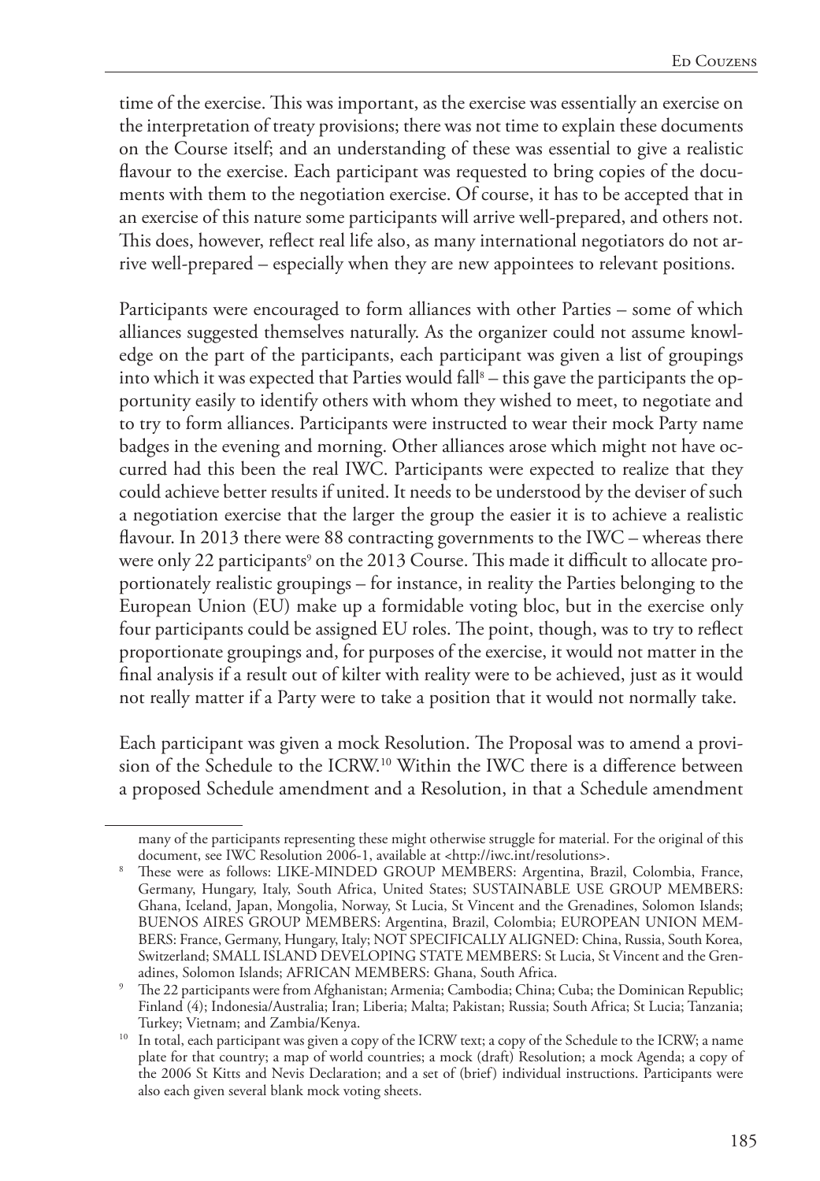time of the exercise. This was important, as the exercise was essentially an exercise on the interpretation of treaty provisions; there was not time to explain these documents on the Course itself; and an understanding of these was essential to give a realistic flavour to the exercise. Each participant was requested to bring copies of the documents with them to the negotiation exercise. Of course, it has to be accepted that in an exercise of this nature some participants will arrive well-prepared, and others not. This does, however, reflect real life also, as many international negotiators do not arrive well-prepared – especially when they are new appointees to relevant positions.

Participants were encouraged to form alliances with other Parties – some of which alliances suggested themselves naturally. As the organizer could not assume knowledge on the part of the participants, each participant was given a list of groupings into which it was expected that Parties would fall[8] – this gave the participants the opportunity easily to identify others with whom they wished to meet, to negotiate and to try to form alliances. Participants were instructed to wear their mock Party name badges in the evening and morning. Other alliances arose which might not have occurred had this been the real IWC. Participants were expected to realize that they could achieve better results if united. It needs to be understood by the deviser of such a negotiation exercise that the larger the group the easier it is to achieve a realistic flavour. In 2013 there were 88 contracting governments to the IWC – whereas there were only 22 participants[9] on the 2013 Course. This made it difficult to allocate proportionately realistic groupings – for instance, in reality the Parties belonging to the European Union (EU) make up a formidable voting bloc, but in the exercise only four participants could be assigned EU roles. The point, though, was to try to reflect proportionate groupings and, for purposes of the exercise, it would not matter in the final analysis if a result out of kilter with reality were to be achieved, just as it would not really matter if a Party were to take a position that it would not normally take.

Each participant was given a mock Resolution. The Proposal was to amend a provision of the Schedule to the ICRW.[10] Within the IWC there is a difference between a proposed Schedule amendment and a Resolution, in that a Schedule amendment

many of the participants representing these might otherwise struggle for material. For the original of this document, see IWC Resolution 2006-1, available at <http://iwc.int/resolutions>.

[8] These were as follows: LIKE-MINDED GROUP MEMBERS: Argentina, Brazil, Colombia, France, Germany, Hungary, Italy, South Africa, United States; SUSTAINABLE USE GROUP MEMBERS: Ghana, Iceland, Japan, Mongolia, Norway, St Lucia, St Vincent and the Grenadines, Solomon Islands; BUENOS AIRES GROUP MEMBERS: Argentina, Brazil, Colombia; EUROPEAN UNION MEMBERS: France, Germany, Hungary, Italy; NOT SPECIFICALLY ALIGNED: China, Russia, South Korea, Switzerland; SMALL ISLAND DEVELOPING STATE MEMBERS: St Lucia, St Vincent and the Grenadines, Solomon Islands; AFRICAN MEMBERS: Ghana, South Africa.

[9] The 22 participants were from Afghanistan; Armenia; Cambodia; China; Cuba; the Dominican Republic; Finland (4); Indonesia/Australia; Iran; Liberia; Malta; Pakistan; Russia; South Africa; St Lucia; Tanzania; Turkey; Vietnam; and Zambia/Kenya.

[10] In total, each participant was given a copy of the ICRW text; a copy of the Schedule to the ICRW; a name plate for that country; a map of world countries; a mock (draft) Resolution; a mock Agenda; a copy of the 2006 St Kitts and Nevis Declaration; and a set of (brief) individual instructions. Participants were also each given several blank mock voting sheets.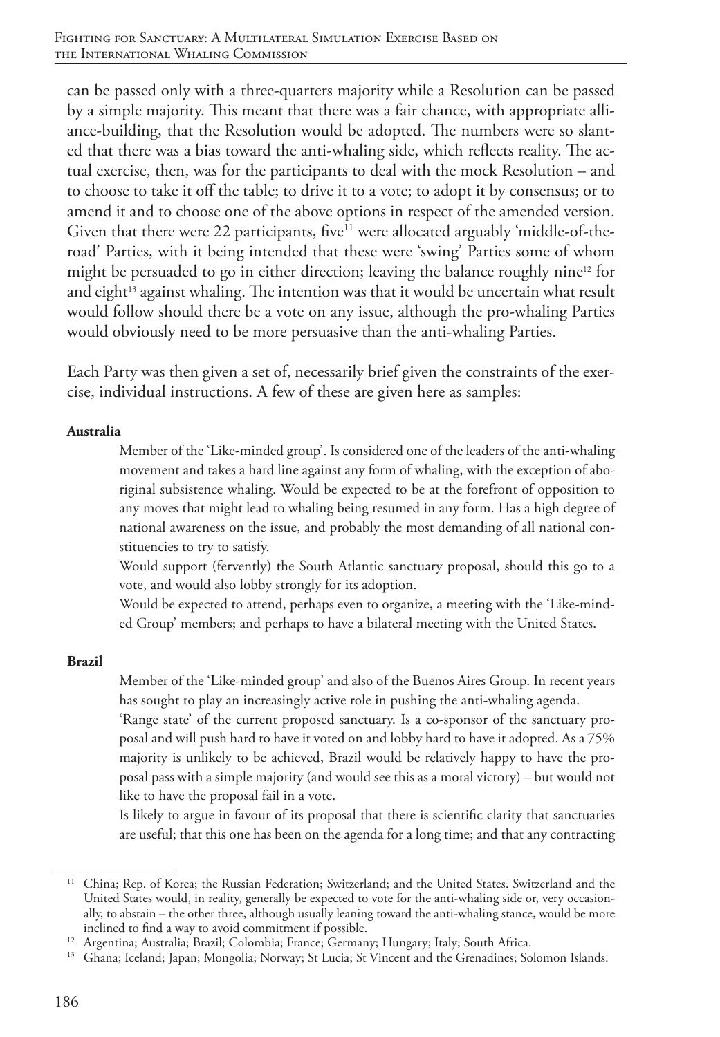can be passed only with a three-quarters majority while a Resolution can be passed by a simple majority. This meant that there was a fair chance, with appropriate alliance-building, that the Resolution would be adopted. The numbers were so slanted that there was a bias toward the anti-whaling side, which reflects reality. The actual exercise, then, was for the participants to deal with the mock Resolution – and to choose to take it off the table; to drive it to a vote; to adopt it by consensus; or to amend it and to choose one of the above options in respect of the amended version. Given that there were 22 participants, five[11] were allocated arguably 'middle-of-the-road' Parties, with it being intended that these were 'swing' Parties some of whom might be persuaded to go in either direction; leaving the balance roughly nine[12] for and eight[13] against whaling. The intention was that it would be uncertain what result would follow should there be a vote on any issue, although the pro-whaling Parties would obviously need to be more persuasive than the anti-whaling Parties.

Each Party was then given a set of, necessarily brief given the constraints of the exercise, individual instructions. A few of these are given here as samples:

**Australia**

> Member of the 'Like-minded group'. Is considered one of the leaders of the anti-whaling movement and takes a hard line against any form of whaling, with the exception of aboriginal subsistence whaling. Would be expected to be at the forefront of opposition to any moves that might lead to whaling being resumed in any form. Has a high degree of national awareness on the issue, and probably the most demanding of all national constituencies to try to satisfy.
>
> Would support (fervently) the South Atlantic sanctuary proposal, should this go to a vote, and would also lobby strongly for its adoption.
>
> Would be expected to attend, perhaps even to organize, a meeting with the 'Like-minded Group' members; and perhaps to have a bilateral meeting with the United States.

**Brazil**

> Member of the 'Like-minded group' and also of the Buenos Aires Group. In recent years has sought to play an increasingly active role in pushing the anti-whaling agenda.
>
> 'Range state' of the current proposed sanctuary. Is a co-sponsor of the sanctuary proposal and will push hard to have it voted on and lobby hard to have it adopted. As a 75% majority is unlikely to be achieved, Brazil would be relatively happy to have the proposal pass with a simple majority (and would see this as a moral victory) – but would not like to have the proposal fail in a vote.
>
> Is likely to argue in favour of its proposal that there is scientific clarity that sanctuaries are useful; that this one has been on the agenda for a long time; and that any contracting

---

[11] China; Rep. of Korea; the Russian Federation; Switzerland; and the United States. Switzerland and the United States would, in reality, generally be expected to vote for the anti-whaling side or, very occasionally, to abstain – the other three, although usually leaning toward the anti-whaling stance, would be more inclined to find a way to avoid commitment if possible.

[12] Argentina; Australia; Brazil; Colombia; France; Germany; Hungary; Italy; South Africa.

[13] Ghana; Iceland; Japan; Mongolia; Norway; St Lucia; St Vincent and the Grenadines; Solomon Islands.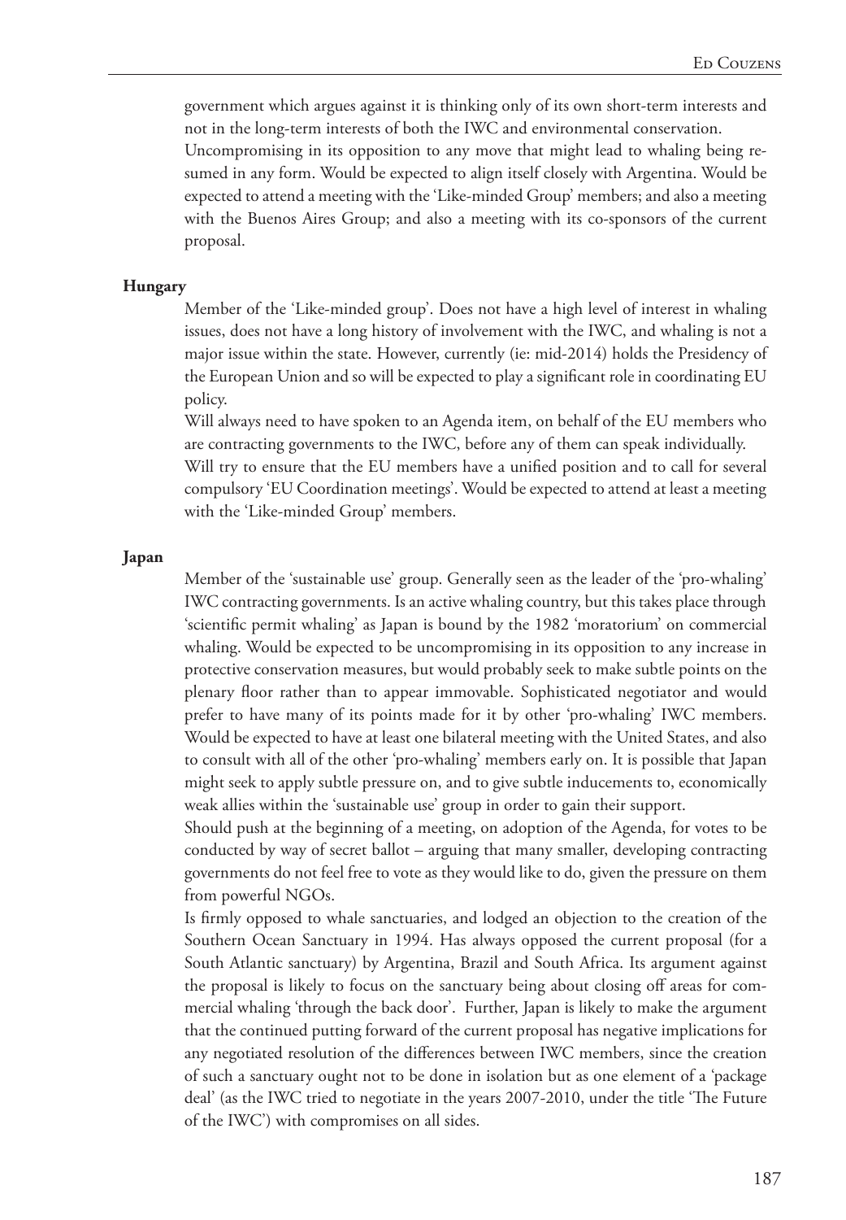government which argues against it is thinking only of its own short-term interests and not in the long-term interests of both the IWC and environmental conservation.

Uncompromising in its opposition to any move that might lead to whaling being resumed in any form. Would be expected to align itself closely with Argentina. Would be expected to attend a meeting with the 'Like-minded Group' members; and also a meeting with the Buenos Aires Group; and also a meeting with its co-sponsors of the current proposal.

**Hungary**

Member of the 'Like-minded group'. Does not have a high level of interest in whaling issues, does not have a long history of involvement with the IWC, and whaling is not a major issue within the state. However, currently (ie: mid-2014) holds the Presidency of the European Union and so will be expected to play a significant role in coordinating EU policy.

Will always need to have spoken to an Agenda item, on behalf of the EU members who are contracting governments to the IWC, before any of them can speak individually.

Will try to ensure that the EU members have a unified position and to call for several compulsory 'EU Coordination meetings'. Would be expected to attend at least a meeting with the 'Like-minded Group' members.

**Japan**

Member of the 'sustainable use' group. Generally seen as the leader of the 'pro-whaling' IWC contracting governments. Is an active whaling country, but this takes place through 'scientific permit whaling' as Japan is bound by the 1982 'moratorium' on commercial whaling. Would be expected to be uncompromising in its opposition to any increase in protective conservation measures, but would probably seek to make subtle points on the plenary floor rather than to appear immovable. Sophisticated negotiator and would prefer to have many of its points made for it by other 'pro-whaling' IWC members. Would be expected to have at least one bilateral meeting with the United States, and also to consult with all of the other 'pro-whaling' members early on. It is possible that Japan might seek to apply subtle pressure on, and to give subtle inducements to, economically weak allies within the 'sustainable use' group in order to gain their support.

Should push at the beginning of a meeting, on adoption of the Agenda, for votes to be conducted by way of secret ballot – arguing that many smaller, developing contracting governments do not feel free to vote as they would like to do, given the pressure on them from powerful NGOs.

Is firmly opposed to whale sanctuaries, and lodged an objection to the creation of the Southern Ocean Sanctuary in 1994. Has always opposed the current proposal (for a South Atlantic sanctuary) by Argentina, Brazil and South Africa. Its argument against the proposal is likely to focus on the sanctuary being about closing off areas for commercial whaling 'through the back door'. Further, Japan is likely to make the argument that the continued putting forward of the current proposal has negative implications for any negotiated resolution of the differences between IWC members, since the creation of such a sanctuary ought not to be done in isolation but as one element of a 'package deal' (as the IWC tried to negotiate in the years 2007-2010, under the title 'The Future of the IWC') with compromises on all sides.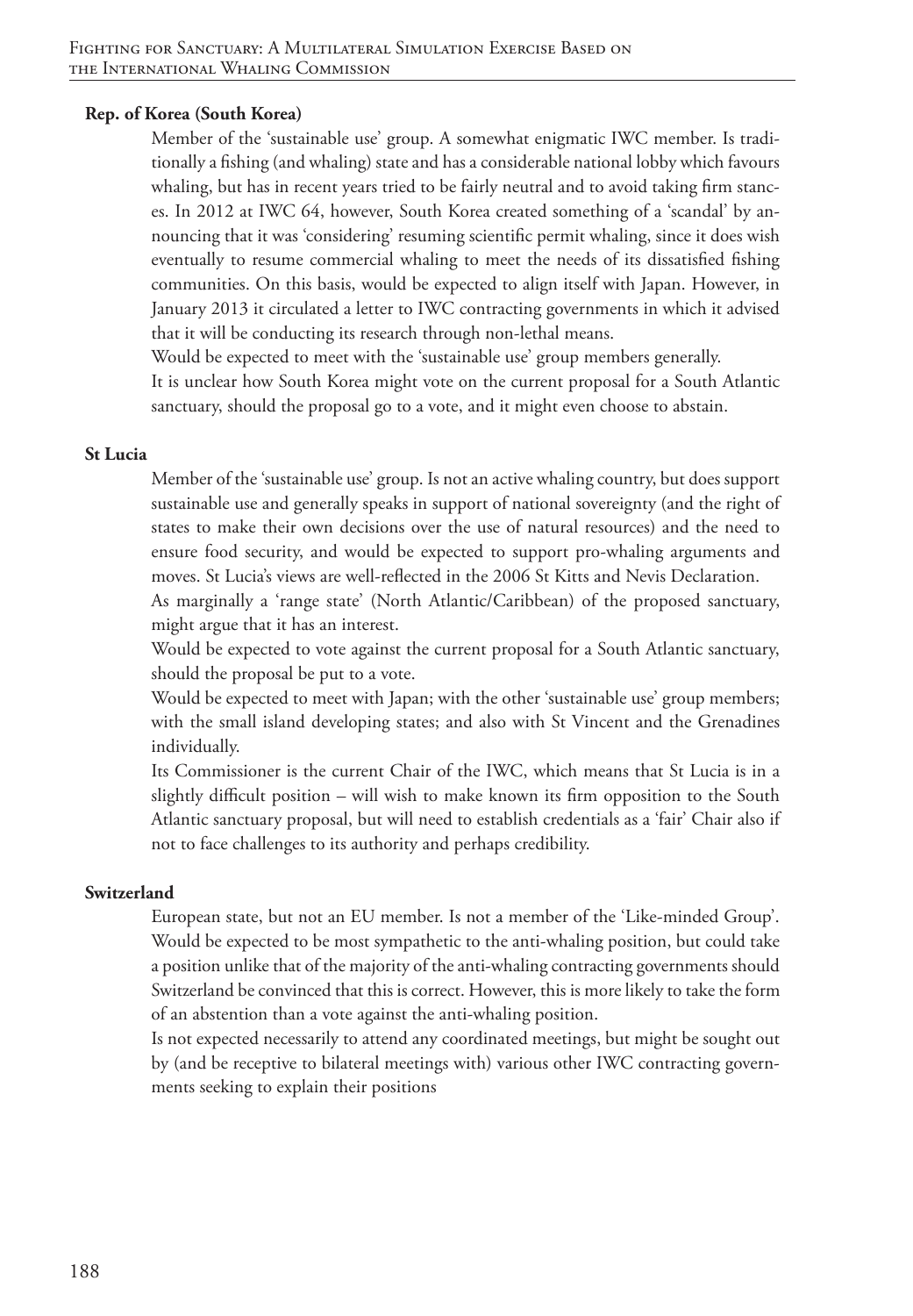**Rep. of Korea (South Korea)**

Member of the 'sustainable use' group. A somewhat enigmatic IWC member. Is traditionally a fishing (and whaling) state and has a considerable national lobby which favours whaling, but has in recent years tried to be fairly neutral and to avoid taking firm stances. In 2012 at IWC 64, however, South Korea created something of a 'scandal' by announcing that it was 'considering' resuming scientific permit whaling, since it does wish eventually to resume commercial whaling to meet the needs of its dissatisfied fishing communities. On this basis, would be expected to align itself with Japan. However, in January 2013 it circulated a letter to IWC contracting governments in which it advised that it will be conducting its research through non-lethal means.

Would be expected to meet with the 'sustainable use' group members generally.

It is unclear how South Korea might vote on the current proposal for a South Atlantic sanctuary, should the proposal go to a vote, and it might even choose to abstain.

**St Lucia**

Member of the 'sustainable use' group. Is not an active whaling country, but does support sustainable use and generally speaks in support of national sovereignty (and the right of states to make their own decisions over the use of natural resources) and the need to ensure food security, and would be expected to support pro-whaling arguments and moves. St Lucia's views are well-reflected in the 2006 St Kitts and Nevis Declaration.

As marginally a 'range state' (North Atlantic/Caribbean) of the proposed sanctuary, might argue that it has an interest.

Would be expected to vote against the current proposal for a South Atlantic sanctuary, should the proposal be put to a vote.

Would be expected to meet with Japan; with the other 'sustainable use' group members; with the small island developing states; and also with St Vincent and the Grenadines individually.

Its Commissioner is the current Chair of the IWC, which means that St Lucia is in a slightly difficult position – will wish to make known its firm opposition to the South Atlantic sanctuary proposal, but will need to establish credentials as a 'fair' Chair also if not to face challenges to its authority and perhaps credibility.

**Switzerland**

European state, but not an EU member. Is not a member of the 'Like-minded Group'. Would be expected to be most sympathetic to the anti-whaling position, but could take a position unlike that of the majority of the anti-whaling contracting governments should Switzerland be convinced that this is correct. However, this is more likely to take the form of an abstention than a vote against the anti-whaling position.

Is not expected necessarily to attend any coordinated meetings, but might be sought out by (and be receptive to bilateral meetings with) various other IWC contracting governments seeking to explain their positions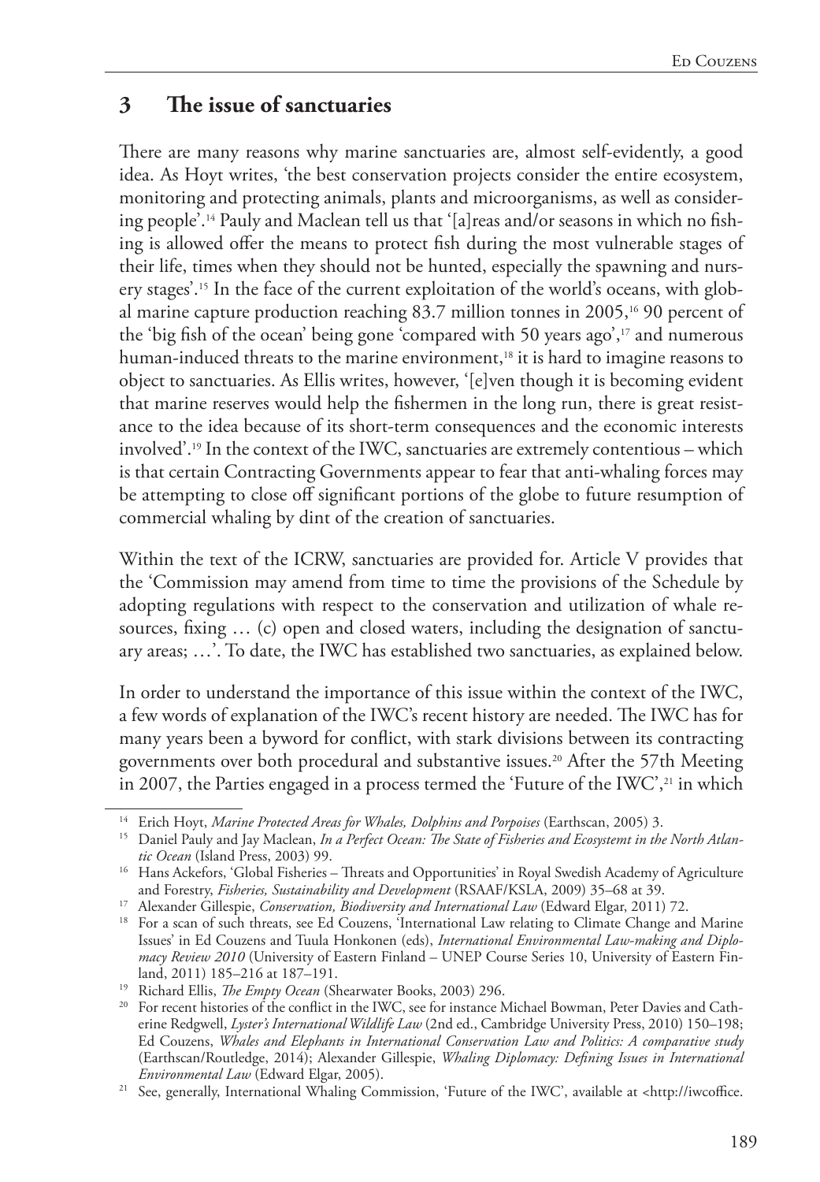## 3 The issue of sanctuaries

There are many reasons why marine sanctuaries are, almost self-evidently, a good idea. As Hoyt writes, 'the best conservation projects consider the entire ecosystem, monitoring and protecting animals, plants and microorganisms, as well as considering people'.[14] Pauly and Maclean tell us that '[a]reas and/or seasons in which no fishing is allowed offer the means to protect fish during the most vulnerable stages of their life, times when they should not be hunted, especially the spawning and nursery stages'.[15] In the face of the current exploitation of the world's oceans, with global marine capture production reaching 83.7 million tonnes in 2005,[16] 90 percent of the 'big fish of the ocean' being gone 'compared with 50 years ago',[17] and numerous human-induced threats to the marine environment,[18] it is hard to imagine reasons to object to sanctuaries. As Ellis writes, however, '[e]ven though it is becoming evident that marine reserves would help the fishermen in the long run, there is great resistance to the idea because of its short-term consequences and the economic interests involved'.[19] In the context of the IWC, sanctuaries are extremely contentious – which is that certain Contracting Governments appear to fear that anti-whaling forces may be attempting to close off significant portions of the globe to future resumption of commercial whaling by dint of the creation of sanctuaries.

Within the text of the ICRW, sanctuaries are provided for. Article V provides that the 'Commission may amend from time to time the provisions of the Schedule by adopting regulations with respect to the conservation and utilization of whale resources, fixing … (c) open and closed waters, including the designation of sanctuary areas; …'. To date, the IWC has established two sanctuaries, as explained below.

In order to understand the importance of this issue within the context of the IWC, a few words of explanation of the IWC's recent history are needed. The IWC has for many years been a byword for conflict, with stark divisions between its contracting governments over both procedural and substantive issues.[20] After the 57th Meeting in 2007, the Parties engaged in a process termed the 'Future of the IWC',[21] in which

---

[14] Erich Hoyt, *Marine Protected Areas for Whales, Dolphins and Porpoises* (Earthscan, 2005) 3.

[15] Daniel Pauly and Jay Maclean, *In a Perfect Ocean: The State of Fisheries and Ecosystemt in the North Atlantic Ocean* (Island Press, 2003) 99.

[16] Hans Ackefors, 'Global Fisheries – Threats and Opportunities' in Royal Swedish Academy of Agriculture and Forestry, *Fisheries, Sustainability and Development* (RSAAF/KSLA, 2009) 35–68 at 39.

[17] Alexander Gillespie, *Conservation, Biodiversity and International Law* (Edward Elgar, 2011) 72.

[18] For a scan of such threats, see Ed Couzens, 'International Law relating to Climate Change and Marine Issues' in Ed Couzens and Tuula Honkonen (eds), *International Environmental Law-making and Diplomacy Review 2010* (University of Eastern Finland – UNEP Course Series 10, University of Eastern Finland, 2011) 185–216 at 187–191.

[19] Richard Ellis, *The Empty Ocean* (Shearwater Books, 2003) 296.

[20] For recent histories of the conflict in the IWC, see for instance Michael Bowman, Peter Davies and Catherine Redgwell, *Lyster's International Wildlife Law* (2nd ed., Cambridge University Press, 2010) 150–198; Ed Couzens, *Whales and Elephants in International Conservation Law and Politics: A comparative study* (Earthscan/Routledge, 2014); Alexander Gillespie, *Whaling Diplomacy: Defining Issues in International Environmental Law* (Edward Elgar, 2005).

[21] See, generally, International Whaling Commission, 'Future of the IWC', available at <http://iwcoffice.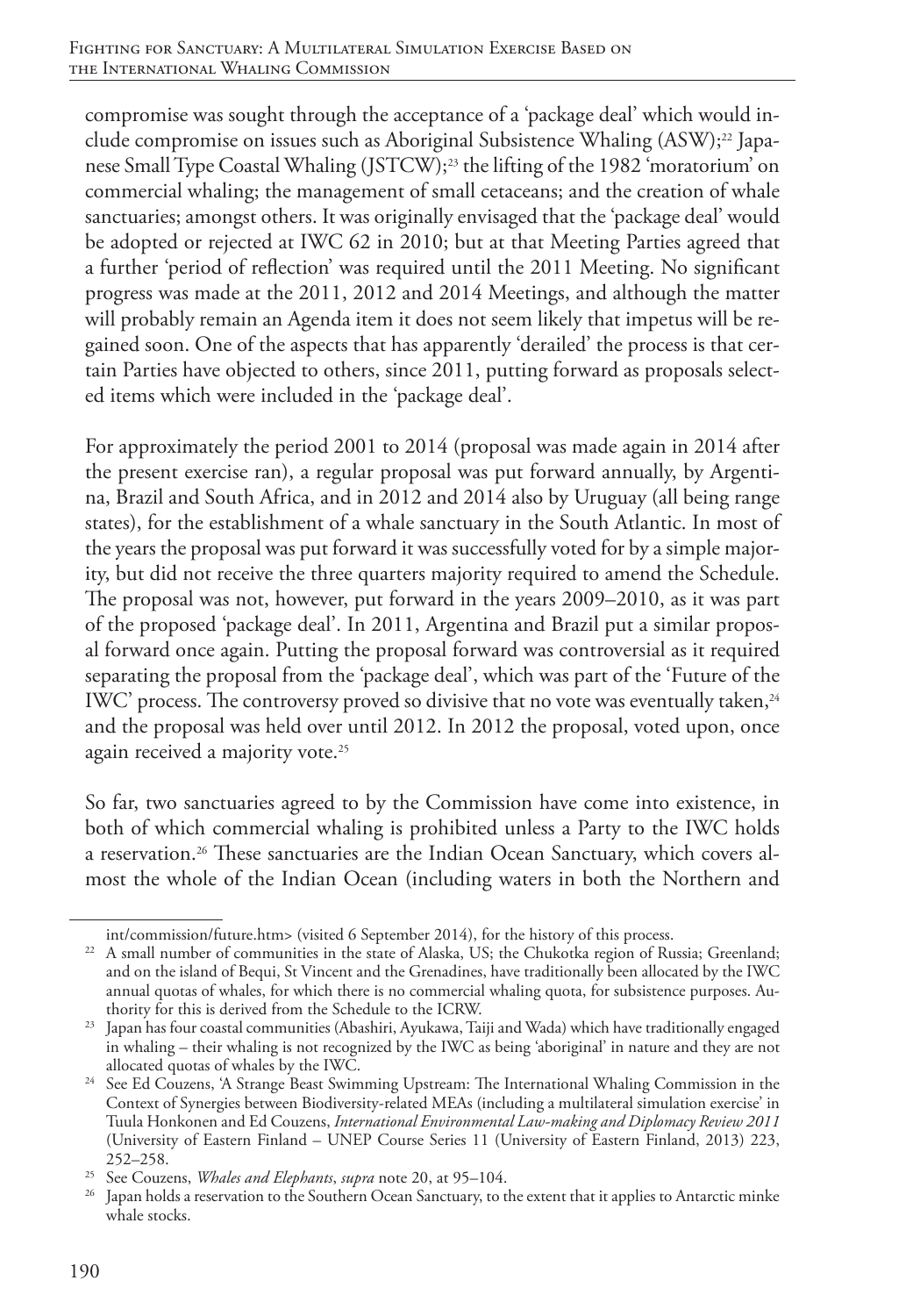compromise was sought through the acceptance of a 'package deal' which would include compromise on issues such as Aboriginal Subsistence Whaling (ASW);[22] Japanese Small Type Coastal Whaling (JSTCW);[23] the lifting of the 1982 'moratorium' on commercial whaling; the management of small cetaceans; and the creation of whale sanctuaries; amongst others. It was originally envisaged that the 'package deal' would be adopted or rejected at IWC 62 in 2010; but at that Meeting Parties agreed that a further 'period of reflection' was required until the 2011 Meeting. No significant progress was made at the 2011, 2012 and 2014 Meetings, and although the matter will probably remain an Agenda item it does not seem likely that impetus will be regained soon. One of the aspects that has apparently 'derailed' the process is that certain Parties have objected to others, since 2011, putting forward as proposals selected items which were included in the 'package deal'.

For approximately the period 2001 to 2014 (proposal was made again in 2014 after the present exercise ran), a regular proposal was put forward annually, by Argentina, Brazil and South Africa, and in 2012 and 2014 also by Uruguay (all being range states), for the establishment of a whale sanctuary in the South Atlantic. In most of the years the proposal was put forward it was successfully voted for by a simple majority, but did not receive the three quarters majority required to amend the Schedule. The proposal was not, however, put forward in the years 2009–2010, as it was part of the proposed 'package deal'. In 2011, Argentina and Brazil put a similar proposal forward once again. Putting the proposal forward was controversial as it required separating the proposal from the 'package deal', which was part of the 'Future of the IWC' process. The controversy proved so divisive that no vote was eventually taken,[24] and the proposal was held over until 2012. In 2012 the proposal, voted upon, once again received a majority vote.[25]

So far, two sanctuaries agreed to by the Commission have come into existence, in both of which commercial whaling is prohibited unless a Party to the IWC holds a reservation.[26] These sanctuaries are the Indian Ocean Sanctuary, which covers almost the whole of the Indian Ocean (including waters in both the Northern and

---

int/commission/future.htm> (visited 6 September 2014), for the history of this process.

[22] A small number of communities in the state of Alaska, US; the Chukotka region of Russia; Greenland; and on the island of Bequi, St Vincent and the Grenadines, have traditionally been allocated by the IWC annual quotas of whales, for which there is no commercial whaling quota, for subsistence purposes. Authority for this is derived from the Schedule to the ICRW.

[23] Japan has four coastal communities (Abashiri, Ayukawa, Taiji and Wada) which have traditionally engaged in whaling – their whaling is not recognized by the IWC as being 'aboriginal' in nature and they are not allocated quotas of whales by the IWC.

[24] See Ed Couzens, 'A Strange Beast Swimming Upstream: The International Whaling Commission in the Context of Synergies between Biodiversity-related MEAs (including a multilateral simulation exercise' in Tuula Honkonen and Ed Couzens, *International Environmental Law-making and Diplomacy Review 2011* (University of Eastern Finland – UNEP Course Series 11 (University of Eastern Finland, 2013) 223, 252–258.

[25] See Couzens, *Whales and Elephants*, *supra* note 20, at 95–104.

[26] Japan holds a reservation to the Southern Ocean Sanctuary, to the extent that it applies to Antarctic minke whale stocks.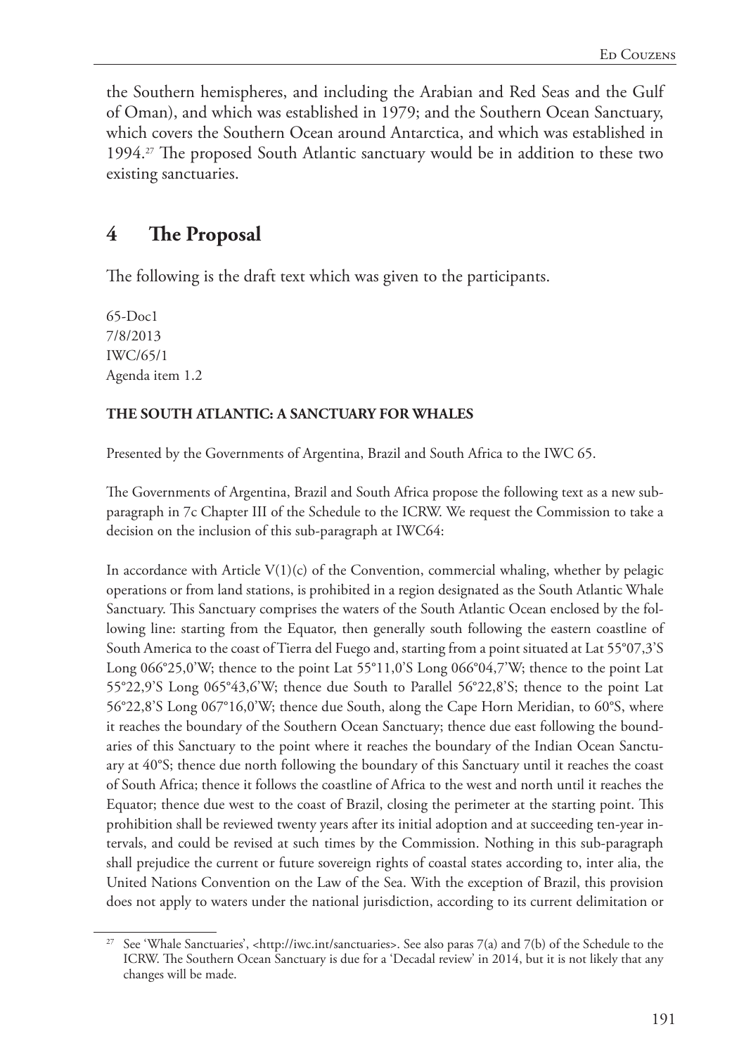the Southern hemispheres, and including the Arabian and Red Seas and the Gulf of Oman), and which was established in 1979; and the Southern Ocean Sanctuary, which covers the Southern Ocean around Antarctica, and which was established in 1994.[27] The proposed South Atlantic sanctuary would be in addition to these two existing sanctuaries.

## 4 The Proposal

The following is the draft text which was given to the participants.

65-Doc1
7/8/2013
IWC/65/1
Agenda item 1.2

**THE SOUTH ATLANTIC: A SANCTUARY FOR WHALES**

Presented by the Governments of Argentina, Brazil and South Africa to the IWC 65.

The Governments of Argentina, Brazil and South Africa propose the following text as a new sub-paragraph in 7c Chapter III of the Schedule to the ICRW. We request the Commission to take a decision on the inclusion of this sub-paragraph at IWC64:

In accordance with Article V(1)(c) of the Convention, commercial whaling, whether by pelagic operations or from land stations, is prohibited in a region designated as the South Atlantic Whale Sanctuary. This Sanctuary comprises the waters of the South Atlantic Ocean enclosed by the following line: starting from the Equator, then generally south following the eastern coastline of South America to the coast of Tierra del Fuego and, starting from a point situated at Lat 55°07,3'S Long 066°25,0'W; thence to the point Lat 55°11,0'S Long 066°04,7'W; thence to the point Lat 55°22,9'S Long 065°43,6'W; thence due South to Parallel 56°22,8'S; thence to the point Lat 56°22,8'S Long 067°16,0'W; thence due South, along the Cape Horn Meridian, to 60°S, where it reaches the boundary of the Southern Ocean Sanctuary; thence due east following the boundaries of this Sanctuary to the point where it reaches the boundary of the Indian Ocean Sanctuary at 40°S; thence due north following the boundary of this Sanctuary until it reaches the coast of South Africa; thence it follows the coastline of Africa to the west and north until it reaches the Equator; thence due west to the coast of Brazil, closing the perimeter at the starting point. This prohibition shall be reviewed twenty years after its initial adoption and at succeeding ten-year intervals, and could be revised at such times by the Commission. Nothing in this sub-paragraph shall prejudice the current or future sovereign rights of coastal states according to, inter alia, the United Nations Convention on the Law of the Sea. With the exception of Brazil, this provision does not apply to waters under the national jurisdiction, according to its current delimitation or

---

[27] See 'Whale Sanctuaries', <http://iwc.int/sanctuaries>. See also paras 7(a) and 7(b) of the Schedule to the ICRW. The Southern Ocean Sanctuary is due for a 'Decadal review' in 2014, but it is not likely that any changes will be made.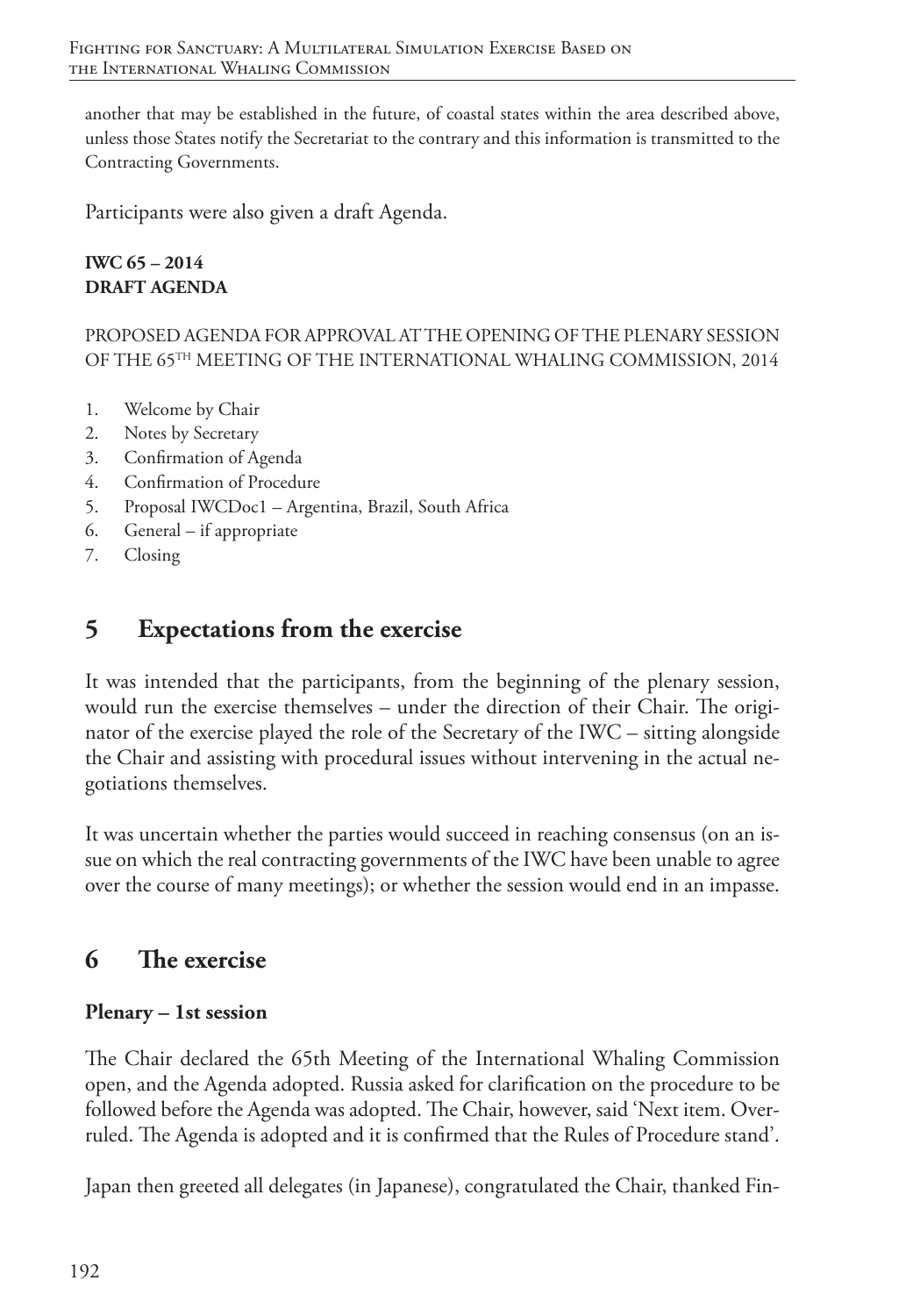another that may be established in the future, of coastal states within the area described above, unless those States notify the Secretariat to the contrary and this information is transmitted to the Contracting Governments.

Participants were also given a draft Agenda.

**IWC 65 – 2014**
**DRAFT AGENDA**

PROPOSED AGENDA FOR APPROVAL AT THE OPENING OF THE PLENARY SESSION OF THE 65TH MEETING OF THE INTERNATIONAL WHALING COMMISSION, 2014

1. Welcome by Chair
2. Notes by Secretary
3. Confirmation of Agenda
4. Confirmation of Procedure
5. Proposal IWCDoc1 – Argentina, Brazil, South Africa
6. General – if appropriate
7. Closing

## 5 Expectations from the exercise

It was intended that the participants, from the beginning of the plenary session, would run the exercise themselves – under the direction of their Chair. The originator of the exercise played the role of the Secretary of the IWC – sitting alongside the Chair and assisting with procedural issues without intervening in the actual negotiations themselves.

It was uncertain whether the parties would succeed in reaching consensus (on an issue on which the real contracting governments of the IWC have been unable to agree over the course of many meetings); or whether the session would end in an impasse.

## 6 The exercise

### Plenary – 1st session

The Chair declared the 65th Meeting of the International Whaling Commission open, and the Agenda adopted. Russia asked for clarification on the procedure to be followed before the Agenda was adopted. The Chair, however, said 'Next item. Overruled. The Agenda is adopted and it is confirmed that the Rules of Procedure stand'.

Japan then greeted all delegates (in Japanese), congratulated the Chair, thanked Fin-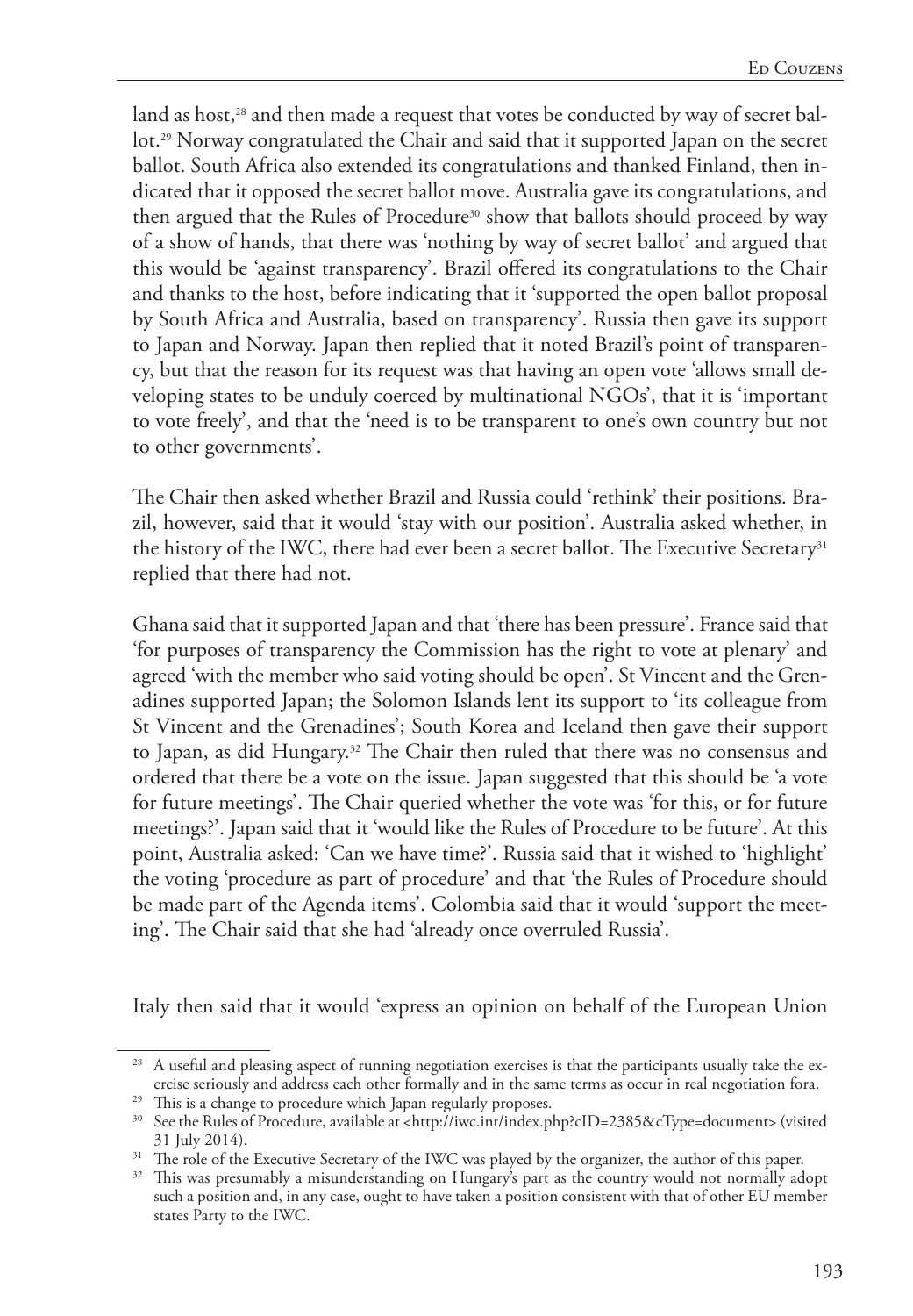land as host,[28] and then made a request that votes be conducted by way of secret ballot.[29] Norway congratulated the Chair and said that it supported Japan on the secret ballot. South Africa also extended its congratulations and thanked Finland, then indicated that it opposed the secret ballot move. Australia gave its congratulations, and then argued that the Rules of Procedure[30] show that ballots should proceed by way of a show of hands, that there was 'nothing by way of secret ballot' and argued that this would be 'against transparency'. Brazil offered its congratulations to the Chair and thanks to the host, before indicating that it 'supported the open ballot proposal by South Africa and Australia, based on transparency'. Russia then gave its support to Japan and Norway. Japan then replied that it noted Brazil's point of transparency, but that the reason for its request was that having an open vote 'allows small developing states to be unduly coerced by multinational NGOs', that it is 'important to vote freely', and that the 'need is to be transparent to one's own country but not to other governments'.

The Chair then asked whether Brazil and Russia could 'rethink' their positions. Brazil, however, said that it would 'stay with our position'. Australia asked whether, in the history of the IWC, there had ever been a secret ballot. The Executive Secretary[31] replied that there had not.

Ghana said that it supported Japan and that 'there has been pressure'. France said that 'for purposes of transparency the Commission has the right to vote at plenary' and agreed 'with the member who said voting should be open'. St Vincent and the Grenadines supported Japan; the Solomon Islands lent its support to 'its colleague from St Vincent and the Grenadines'; South Korea and Iceland then gave their support to Japan, as did Hungary.[32] The Chair then ruled that there was no consensus and ordered that there be a vote on the issue. Japan suggested that this should be 'a vote for future meetings'. The Chair queried whether the vote was 'for this, or for future meetings?'. Japan said that it 'would like the Rules of Procedure to be future'. At this point, Australia asked: 'Can we have time?'. Russia said that it wished to 'highlight' the voting 'procedure as part of procedure' and that 'the Rules of Procedure should be made part of the Agenda items'. Colombia said that it would 'support the meeting'. The Chair said that she had 'already once overruled Russia'.

Italy then said that it would 'express an opinion on behalf of the European Union

---

[28] A useful and pleasing aspect of running negotiation exercises is that the participants usually take the exercise seriously and address each other formally and in the same terms as occur in real negotiation fora.

[29] This is a change to procedure which Japan regularly proposes.

[30] See the Rules of Procedure, available at <http://iwc.int/index.php?cID=2385&cType=document> (visited 31 July 2014).

[31] The role of the Executive Secretary of the IWC was played by the organizer, the author of this paper.

[32] This was presumably a misunderstanding on Hungary's part as the country would not normally adopt such a position and, in any case, ought to have taken a position consistent with that of other EU member states Party to the IWC.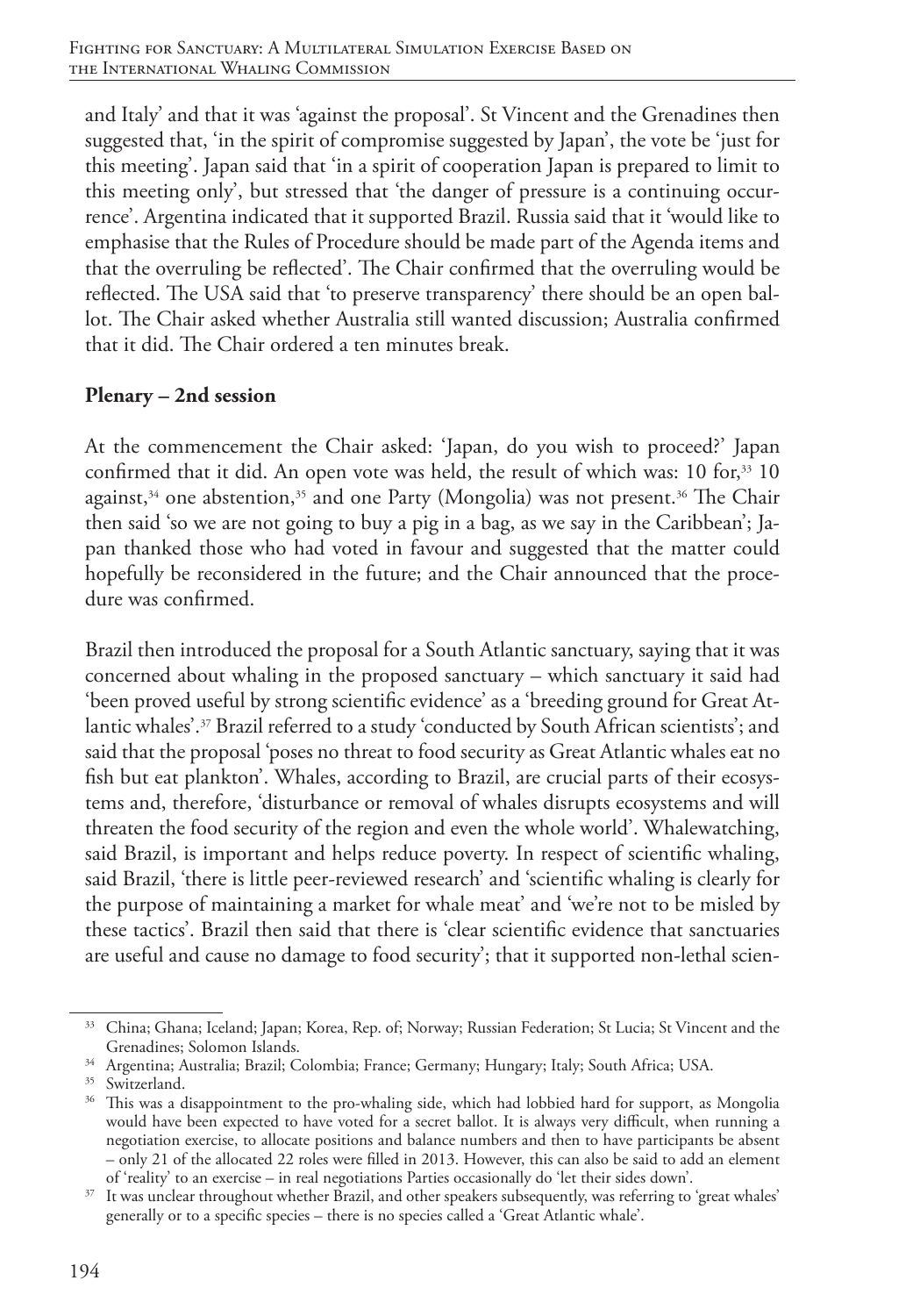and Italy' and that it was 'against the proposal'. St Vincent and the Grenadines then suggested that, 'in the spirit of compromise suggested by Japan', the vote be 'just for this meeting'. Japan said that 'in a spirit of cooperation Japan is prepared to limit to this meeting only', but stressed that 'the danger of pressure is a continuing occurrence'. Argentina indicated that it supported Brazil. Russia said that it 'would like to emphasise that the Rules of Procedure should be made part of the Agenda items and that the overruling be reflected'. The Chair confirmed that the overruling would be reflected. The USA said that 'to preserve transparency' there should be an open ballot. The Chair asked whether Australia still wanted discussion; Australia confirmed that it did. The Chair ordered a ten minutes break.

**Plenary – 2nd session**

At the commencement the Chair asked: 'Japan, do you wish to proceed?' Japan confirmed that it did. An open vote was held, the result of which was: 10 for,[33] 10 against,[34] one abstention,[35] and one Party (Mongolia) was not present.[36] The Chair then said 'so we are not going to buy a pig in a bag, as we say in the Caribbean'; Japan thanked those who had voted in favour and suggested that the matter could hopefully be reconsidered in the future; and the Chair announced that the procedure was confirmed.

Brazil then introduced the proposal for a South Atlantic sanctuary, saying that it was concerned about whaling in the proposed sanctuary – which sanctuary it said had 'been proved useful by strong scientific evidence' as a 'breeding ground for Great Atlantic whales'.[37] Brazil referred to a study 'conducted by South African scientists'; and said that the proposal 'poses no threat to food security as Great Atlantic whales eat no fish but eat plankton'. Whales, according to Brazil, are crucial parts of their ecosystems and, therefore, 'disturbance or removal of whales disrupts ecosystems and will threaten the food security of the region and even the whole world'. Whalewatching, said Brazil, is important and helps reduce poverty. In respect of scientific whaling, said Brazil, 'there is little peer-reviewed research' and 'scientific whaling is clearly for the purpose of maintaining a market for whale meat' and 'we're not to be misled by these tactics'. Brazil then said that there is 'clear scientific evidence that sanctuaries are useful and cause no damage to food security'; that it supported non-lethal scien-

---

[33] China; Ghana; Iceland; Japan; Korea, Rep. of; Norway; Russian Federation; St Lucia; St Vincent and the Grenadines; Solomon Islands.

[34] Argentina; Australia; Brazil; Colombia; France; Germany; Hungary; Italy; South Africa; USA.

[35] Switzerland.

[36] This was a disappointment to the pro-whaling side, which had lobbied hard for support, as Mongolia would have been expected to have voted for a secret ballot. It is always very difficult, when running a negotiation exercise, to allocate positions and balance numbers and then to have participants be absent – only 21 of the allocated 22 roles were filled in 2013. However, this can also be said to add an element of 'reality' to an exercise – in real negotiations Parties occasionally do 'let their sides down'.

[37] It was unclear throughout whether Brazil, and other speakers subsequently, was referring to 'great whales' generally or to a specific species – there is no species called a 'Great Atlantic whale'.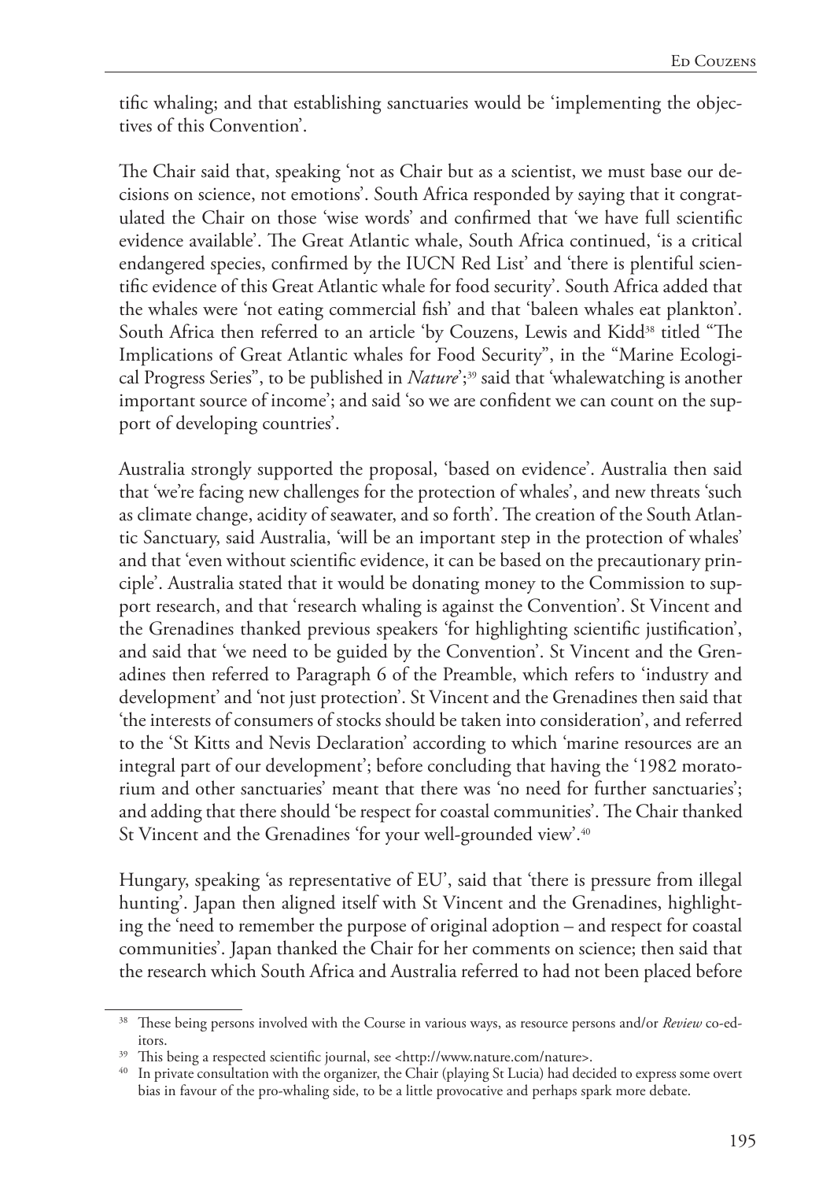tific whaling; and that establishing sanctuaries would be 'implementing the objectives of this Convention'.

The Chair said that, speaking 'not as Chair but as a scientist, we must base our decisions on science, not emotions'. South Africa responded by saying that it congratulated the Chair on those 'wise words' and confirmed that 'we have full scientific evidence available'. The Great Atlantic whale, South Africa continued, 'is a critical endangered species, confirmed by the IUCN Red List' and 'there is plentiful scientific evidence of this Great Atlantic whale for food security'. South Africa added that the whales were 'not eating commercial fish' and that 'baleen whales eat plankton'. South Africa then referred to an article 'by Couzens, Lewis and Kidd[38] titled "The Implications of Great Atlantic whales for Food Security", in the "Marine Ecological Progress Series", to be published in *Nature*';[39] said that 'whalewatching is another important source of income'; and said 'so we are confident we can count on the support of developing countries'.

Australia strongly supported the proposal, 'based on evidence'. Australia then said that 'we're facing new challenges for the protection of whales', and new threats 'such as climate change, acidity of seawater, and so forth'. The creation of the South Atlantic Sanctuary, said Australia, 'will be an important step in the protection of whales' and that 'even without scientific evidence, it can be based on the precautionary principle'. Australia stated that it would be donating money to the Commission to support research, and that 'research whaling is against the Convention'. St Vincent and the Grenadines thanked previous speakers 'for highlighting scientific justification', and said that 'we need to be guided by the Convention'. St Vincent and the Grenadines then referred to Paragraph 6 of the Preamble, which refers to 'industry and development' and 'not just protection'. St Vincent and the Grenadines then said that 'the interests of consumers of stocks should be taken into consideration', and referred to the 'St Kitts and Nevis Declaration' according to which 'marine resources are an integral part of our development'; before concluding that having the '1982 moratorium and other sanctuaries' meant that there was 'no need for further sanctuaries'; and adding that there should 'be respect for coastal communities'. The Chair thanked St Vincent and the Grenadines 'for your well-grounded view'.[40]

Hungary, speaking 'as representative of EU', said that 'there is pressure from illegal hunting'. Japan then aligned itself with St Vincent and the Grenadines, highlighting the 'need to remember the purpose of original adoption – and respect for coastal communities'. Japan thanked the Chair for her comments on science; then said that the research which South Africa and Australia referred to had not been placed before

---

[38] These being persons involved with the Course in various ways, as resource persons and/or *Review* co-editors.

[39] This being a respected scientific journal, see <http://www.nature.com/nature>.

[40] In private consultation with the organizer, the Chair (playing St Lucia) had decided to express some overt bias in favour of the pro-whaling side, to be a little provocative and perhaps spark more debate.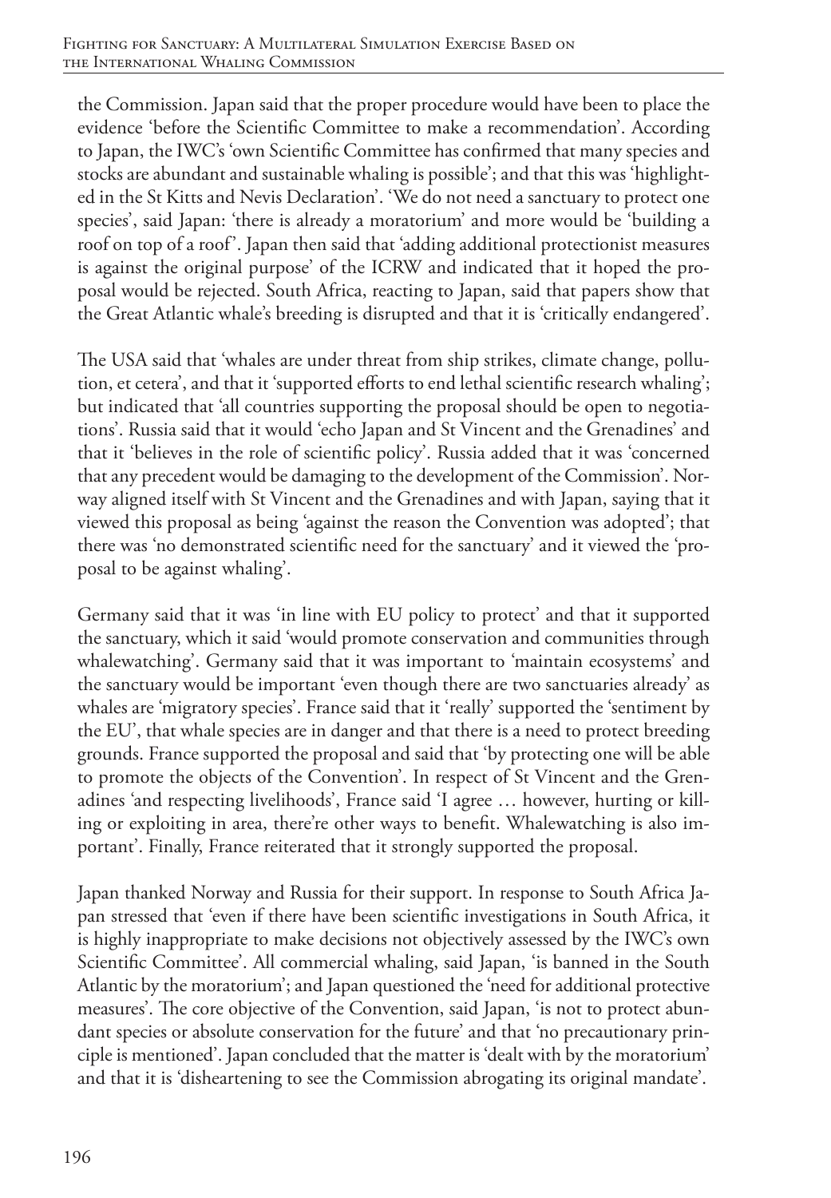the Commission. Japan said that the proper procedure would have been to place the evidence 'before the Scientific Committee to make a recommendation'. According to Japan, the IWC's 'own Scientific Committee has confirmed that many species and stocks are abundant and sustainable whaling is possible'; and that this was 'highlighted in the St Kitts and Nevis Declaration'. 'We do not need a sanctuary to protect one species', said Japan: 'there is already a moratorium' and more would be 'building a roof on top of a roof'. Japan then said that 'adding additional protectionist measures is against the original purpose' of the ICRW and indicated that it hoped the proposal would be rejected. South Africa, reacting to Japan, said that papers show that the Great Atlantic whale's breeding is disrupted and that it is 'critically endangered'.

The USA said that 'whales are under threat from ship strikes, climate change, pollution, et cetera', and that it 'supported efforts to end lethal scientific research whaling'; but indicated that 'all countries supporting the proposal should be open to negotiations'. Russia said that it would 'echo Japan and St Vincent and the Grenadines' and that it 'believes in the role of scientific policy'. Russia added that it was 'concerned that any precedent would be damaging to the development of the Commission'. Norway aligned itself with St Vincent and the Grenadines and with Japan, saying that it viewed this proposal as being 'against the reason the Convention was adopted'; that there was 'no demonstrated scientific need for the sanctuary' and it viewed the 'proposal to be against whaling'.

Germany said that it was 'in line with EU policy to protect' and that it supported the sanctuary, which it said 'would promote conservation and communities through whalewatching'. Germany said that it was important to 'maintain ecosystems' and the sanctuary would be important 'even though there are two sanctuaries already' as whales are 'migratory species'. France said that it 'really' supported the 'sentiment by the EU', that whale species are in danger and that there is a need to protect breeding grounds. France supported the proposal and said that 'by protecting one will be able to promote the objects of the Convention'. In respect of St Vincent and the Grenadines 'and respecting livelihoods', France said 'I agree … however, hurting or killing or exploiting in area, there're other ways to benefit. Whalewatching is also important'. Finally, France reiterated that it strongly supported the proposal.

Japan thanked Norway and Russia for their support. In response to South Africa Japan stressed that 'even if there have been scientific investigations in South Africa, it is highly inappropriate to make decisions not objectively assessed by the IWC's own Scientific Committee'. All commercial whaling, said Japan, 'is banned in the South Atlantic by the moratorium'; and Japan questioned the 'need for additional protective measures'. The core objective of the Convention, said Japan, 'is not to protect abundant species or absolute conservation for the future' and that 'no precautionary principle is mentioned'. Japan concluded that the matter is 'dealt with by the moratorium' and that it is 'disheartening to see the Commission abrogating its original mandate'.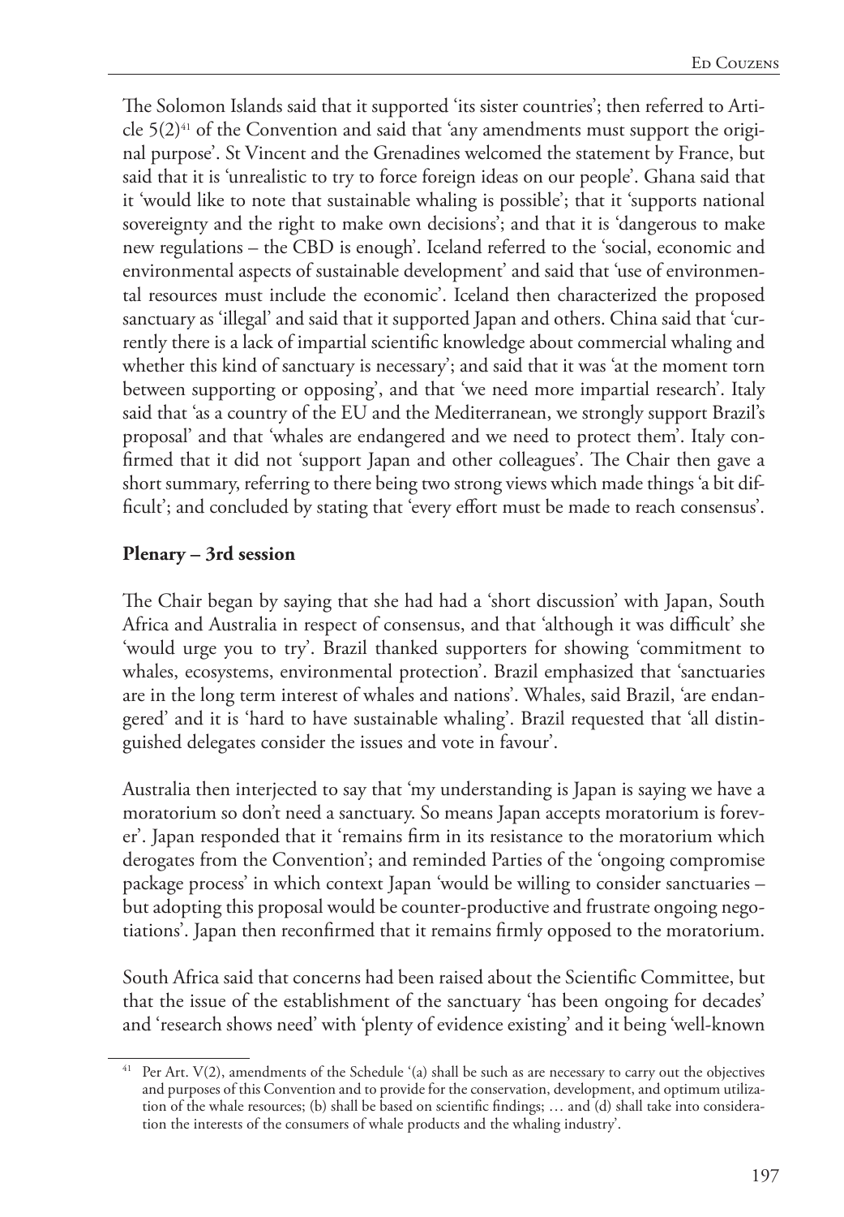The Solomon Islands said that it supported 'its sister countries'; then referred to Article 5(2)[41] of the Convention and said that 'any amendments must support the original purpose'. St Vincent and the Grenadines welcomed the statement by France, but said that it is 'unrealistic to try to force foreign ideas on our people'. Ghana said that it 'would like to note that sustainable whaling is possible'; that it 'supports national sovereignty and the right to make own decisions'; and that it is 'dangerous to make new regulations – the CBD is enough'. Iceland referred to the 'social, economic and environmental aspects of sustainable development' and said that 'use of environmental resources must include the economic'. Iceland then characterized the proposed sanctuary as 'illegal' and said that it supported Japan and others. China said that 'currently there is a lack of impartial scientific knowledge about commercial whaling and whether this kind of sanctuary is necessary'; and said that it was 'at the moment torn between supporting or opposing', and that 'we need more impartial research'. Italy said that 'as a country of the EU and the Mediterranean, we strongly support Brazil's proposal' and that 'whales are endangered and we need to protect them'. Italy confirmed that it did not 'support Japan and other colleagues'. The Chair then gave a short summary, referring to there being two strong views which made things 'a bit difficult'; and concluded by stating that 'every effort must be made to reach consensus'.

**Plenary – 3rd session**

The Chair began by saying that she had had a 'short discussion' with Japan, South Africa and Australia in respect of consensus, and that 'although it was difficult' she 'would urge you to try'. Brazil thanked supporters for showing 'commitment to whales, ecosystems, environmental protection'. Brazil emphasized that 'sanctuaries are in the long term interest of whales and nations'. Whales, said Brazil, 'are endangered' and it is 'hard to have sustainable whaling'. Brazil requested that 'all distinguished delegates consider the issues and vote in favour'.

Australia then interjected to say that 'my understanding is Japan is saying we have a moratorium so don't need a sanctuary. So means Japan accepts moratorium is forever'. Japan responded that it 'remains firm in its resistance to the moratorium which derogates from the Convention'; and reminded Parties of the 'ongoing compromise package process' in which context Japan 'would be willing to consider sanctuaries – but adopting this proposal would be counter-productive and frustrate ongoing negotiations'. Japan then reconfirmed that it remains firmly opposed to the moratorium.

South Africa said that concerns had been raised about the Scientific Committee, but that the issue of the establishment of the sanctuary 'has been ongoing for decades' and 'research shows need' with 'plenty of evidence existing' and it being 'well-known

---

[41] Per Art. V(2), amendments of the Schedule '(a) shall be such as are necessary to carry out the objectives and purposes of this Convention and to provide for the conservation, development, and optimum utilization of the whale resources; (b) shall be based on scientific findings; … and (d) shall take into consideration the interests of the consumers of whale products and the whaling industry'.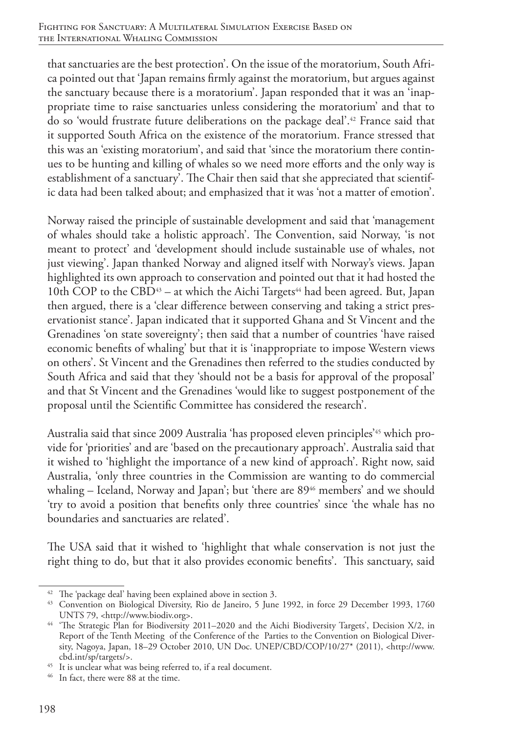that sanctuaries are the best protection'. On the issue of the moratorium, South Africa pointed out that 'Japan remains firmly against the moratorium, but argues against the sanctuary because there is a moratorium'. Japan responded that it was an 'inappropriate time to raise sanctuaries unless considering the moratorium' and that to do so 'would frustrate future deliberations on the package deal'.[42] France said that it supported South Africa on the existence of the moratorium. France stressed that this was an 'existing moratorium', and said that 'since the moratorium there continues to be hunting and killing of whales so we need more efforts and the only way is establishment of a sanctuary'. The Chair then said that she appreciated that scientific data had been talked about; and emphasized that it was 'not a matter of emotion'.

Norway raised the principle of sustainable development and said that 'management of whales should take a holistic approach'. The Convention, said Norway, 'is not meant to protect' and 'development should include sustainable use of whales, not just viewing'. Japan thanked Norway and aligned itself with Norway's views. Japan highlighted its own approach to conservation and pointed out that it had hosted the 10th COP to the CBD[43] – at which the Aichi Targets[44] had been agreed. But, Japan then argued, there is a 'clear difference between conserving and taking a strict preservationist stance'. Japan indicated that it supported Ghana and St Vincent and the Grenadines 'on state sovereignty'; then said that a number of countries 'have raised economic benefits of whaling' but that it is 'inappropriate to impose Western views on others'. St Vincent and the Grenadines then referred to the studies conducted by South Africa and said that they 'should not be a basis for approval of the proposal' and that St Vincent and the Grenadines 'would like to suggest postponement of the proposal until the Scientific Committee has considered the research'.

Australia said that since 2009 Australia 'has proposed eleven principles'[45] which provide for 'priorities' and are 'based on the precautionary approach'. Australia said that it wished to 'highlight the importance of a new kind of approach'. Right now, said Australia, 'only three countries in the Commission are wanting to do commercial whaling – Iceland, Norway and Japan'; but 'there are 89[46] members' and we should 'try to avoid a position that benefits only three countries' since 'the whale has no boundaries and sanctuaries are related'.

The USA said that it wished to 'highlight that whale conservation is not just the right thing to do, but that it also provides economic benefits'. This sanctuary, said

---

[42] The 'package deal' having been explained above in section 3.

[43] Convention on Biological Diversity, Rio de Janeiro, 5 June 1992, in force 29 December 1993, 1760 UNTS 79, <http://www.biodiv.org>.

[44] 'The Strategic Plan for Biodiversity 2011–2020 and the Aichi Biodiversity Targets', Decision X/2, in Report of the Tenth Meeting of the Conference of the Parties to the Convention on Biological Diversity, Nagoya, Japan, 18–29 October 2010, UN Doc. UNEP/CBD/COP/10/27* (2011), <http://www.cbd.int/sp/targets/>.

[45] It is unclear what was being referred to, if a real document.

[46] In fact, there were 88 at the time.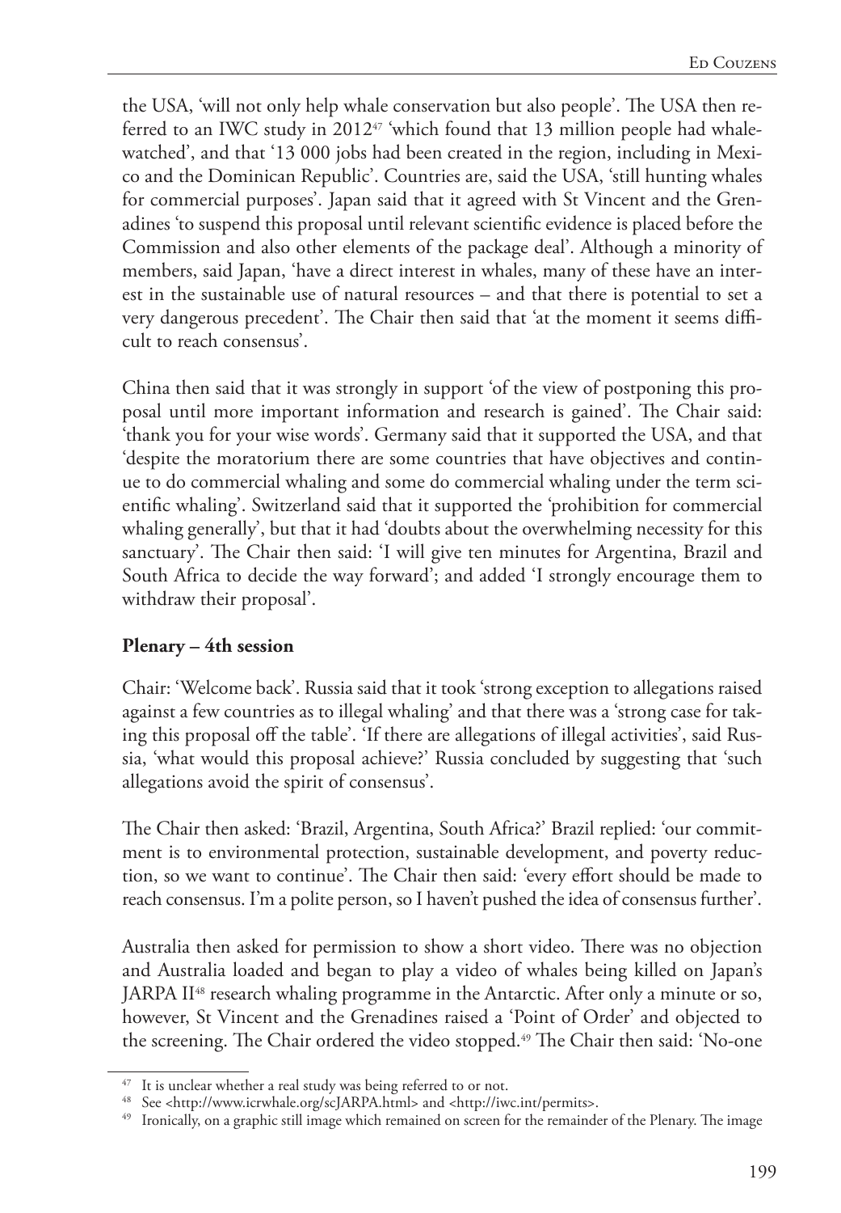the USA, 'will not only help whale conservation but also people'. The USA then referred to an IWC study in 2012[47] 'which found that 13 million people had whale-watched', and that '13 000 jobs had been created in the region, including in Mexico and the Dominican Republic'. Countries are, said the USA, 'still hunting whales for commercial purposes'. Japan said that it agreed with St Vincent and the Grenadines 'to suspend this proposal until relevant scientific evidence is placed before the Commission and also other elements of the package deal'. Although a minority of members, said Japan, 'have a direct interest in whales, many of these have an interest in the sustainable use of natural resources – and that there is potential to set a very dangerous precedent'. The Chair then said that 'at the moment it seems difficult to reach consensus'.

China then said that it was strongly in support 'of the view of postponing this proposal until more important information and research is gained'. The Chair said: 'thank you for your wise words'. Germany said that it supported the USA, and that 'despite the moratorium there are some countries that have objectives and continue to do commercial whaling and some do commercial whaling under the term scientific whaling'. Switzerland said that it supported the 'prohibition for commercial whaling generally', but that it had 'doubts about the overwhelming necessity for this sanctuary'. The Chair then said: 'I will give ten minutes for Argentina, Brazil and South Africa to decide the way forward'; and added 'I strongly encourage them to withdraw their proposal'.

**Plenary – 4th session**

Chair: 'Welcome back'. Russia said that it took 'strong exception to allegations raised against a few countries as to illegal whaling' and that there was a 'strong case for taking this proposal off the table'. 'If there are allegations of illegal activities', said Russia, 'what would this proposal achieve?' Russia concluded by suggesting that 'such allegations avoid the spirit of consensus'.

The Chair then asked: 'Brazil, Argentina, South Africa?' Brazil replied: 'our commitment is to environmental protection, sustainable development, and poverty reduction, so we want to continue'. The Chair then said: 'every effort should be made to reach consensus. I'm a polite person, so I haven't pushed the idea of consensus further'.

Australia then asked for permission to show a short video. There was no objection and Australia loaded and began to play a video of whales being killed on Japan's JARPA II[48] research whaling programme in the Antarctic. After only a minute or so, however, St Vincent and the Grenadines raised a 'Point of Order' and objected to the screening. The Chair ordered the video stopped.[49] The Chair then said: 'No-one

---

[47] It is unclear whether a real study was being referred to or not.

[48] See <http://www.icrwhale.org/scJARPA.html> and <http://iwc.int/permits>.

[49] Ironically, on a graphic still image which remained on screen for the remainder of the Plenary. The image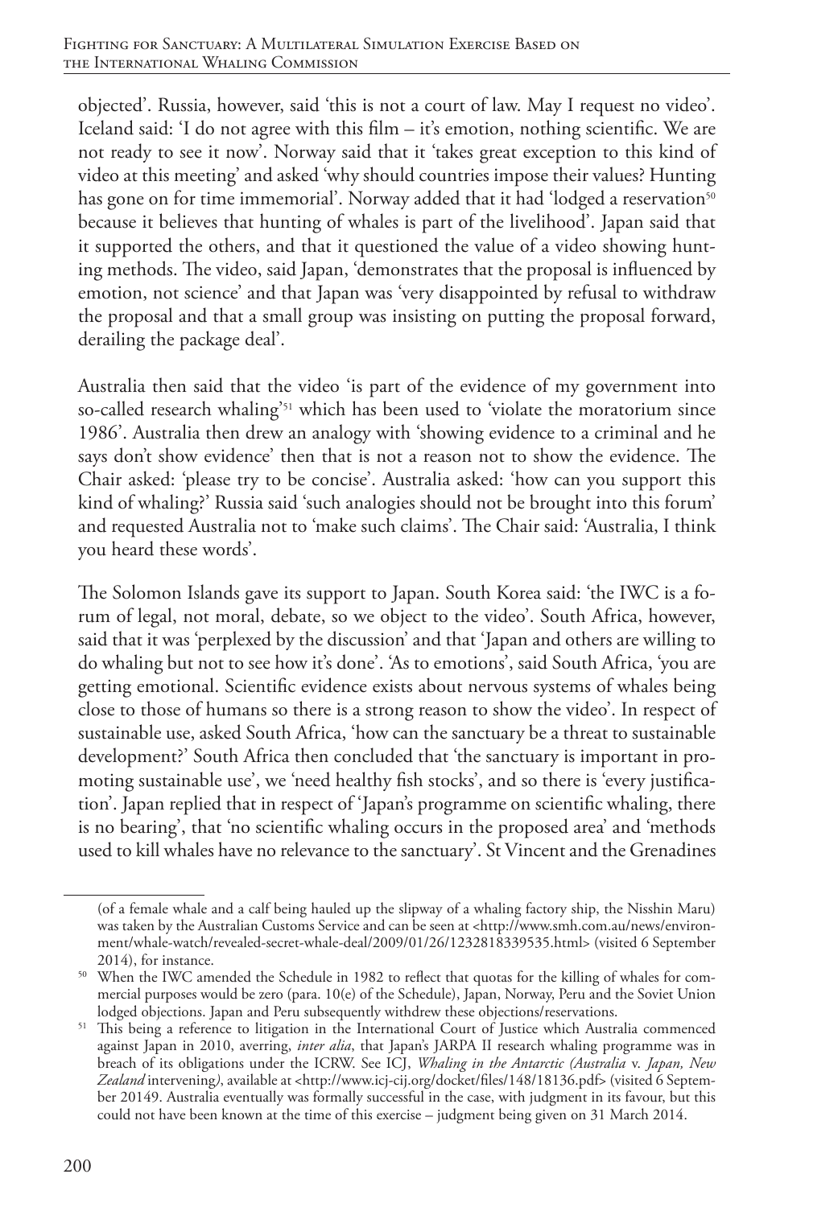objected'. Russia, however, said 'this is not a court of law. May I request no video'. Iceland said: 'I do not agree with this film – it's emotion, nothing scientific. We are not ready to see it now'. Norway said that it 'takes great exception to this kind of video at this meeting' and asked 'why should countries impose their values? Hunting has gone on for time immemorial'. Norway added that it had 'lodged a reservation[50] because it believes that hunting of whales is part of the livelihood'. Japan said that it supported the others, and that it questioned the value of a video showing hunting methods. The video, said Japan, 'demonstrates that the proposal is influenced by emotion, not science' and that Japan was 'very disappointed by refusal to withdraw the proposal and that a small group was insisting on putting the proposal forward, derailing the package deal'.

Australia then said that the video 'is part of the evidence of my government into so-called research whaling'[51] which has been used to 'violate the moratorium since 1986'. Australia then drew an analogy with 'showing evidence to a criminal and he says don't show evidence' then that is not a reason not to show the evidence. The Chair asked: 'please try to be concise'. Australia asked: 'how can you support this kind of whaling?' Russia said 'such analogies should not be brought into this forum' and requested Australia not to 'make such claims'. The Chair said: 'Australia, I think you heard these words'.

The Solomon Islands gave its support to Japan. South Korea said: 'the IWC is a forum of legal, not moral, debate, so we object to the video'. South Africa, however, said that it was 'perplexed by the discussion' and that 'Japan and others are willing to do whaling but not to see how it's done'. 'As to emotions', said South Africa, 'you are getting emotional. Scientific evidence exists about nervous systems of whales being close to those of humans so there is a strong reason to show the video'. In respect of sustainable use, asked South Africa, 'how can the sanctuary be a threat to sustainable development?' South Africa then concluded that 'the sanctuary is important in promoting sustainable use', we 'need healthy fish stocks', and so there is 'every justification'. Japan replied that in respect of 'Japan's programme on scientific whaling, there is no bearing', that 'no scientific whaling occurs in the proposed area' and 'methods used to kill whales have no relevance to the sanctuary'. St Vincent and the Grenadines

---

(of a female whale and a calf being hauled up the slipway of a whaling factory ship, the Nisshin Maru) was taken by the Australian Customs Service and can be seen at <http://www.smh.com.au/news/environment/whale-watch/revealed-secret-whale-deal/2009/01/26/1232818339535.html> (visited 6 September 2014), for instance.

[50] When the IWC amended the Schedule in 1982 to reflect that quotas for the killing of whales for commercial purposes would be zero (para. 10(e) of the Schedule), Japan, Norway, Peru and the Soviet Union lodged objections. Japan and Peru subsequently withdrew these objections/reservations.

[51] This being a reference to litigation in the International Court of Justice which Australia commenced against Japan in 2010, averring, *inter alia*, that Japan's JARPA II research whaling programme was in breach of its obligations under the ICRW. See ICJ, *Whaling in the Antarctic (Australia* v. *Japan, New Zealand* intervening*)*, available at <http://www.icj-cij.org/docket/files/148/18136.pdf> (visited 6 September 20149. Australia eventually was formally successful in the case, with judgment in its favour, but this could not have been known at the time of this exercise – judgment being given on 31 March 2014.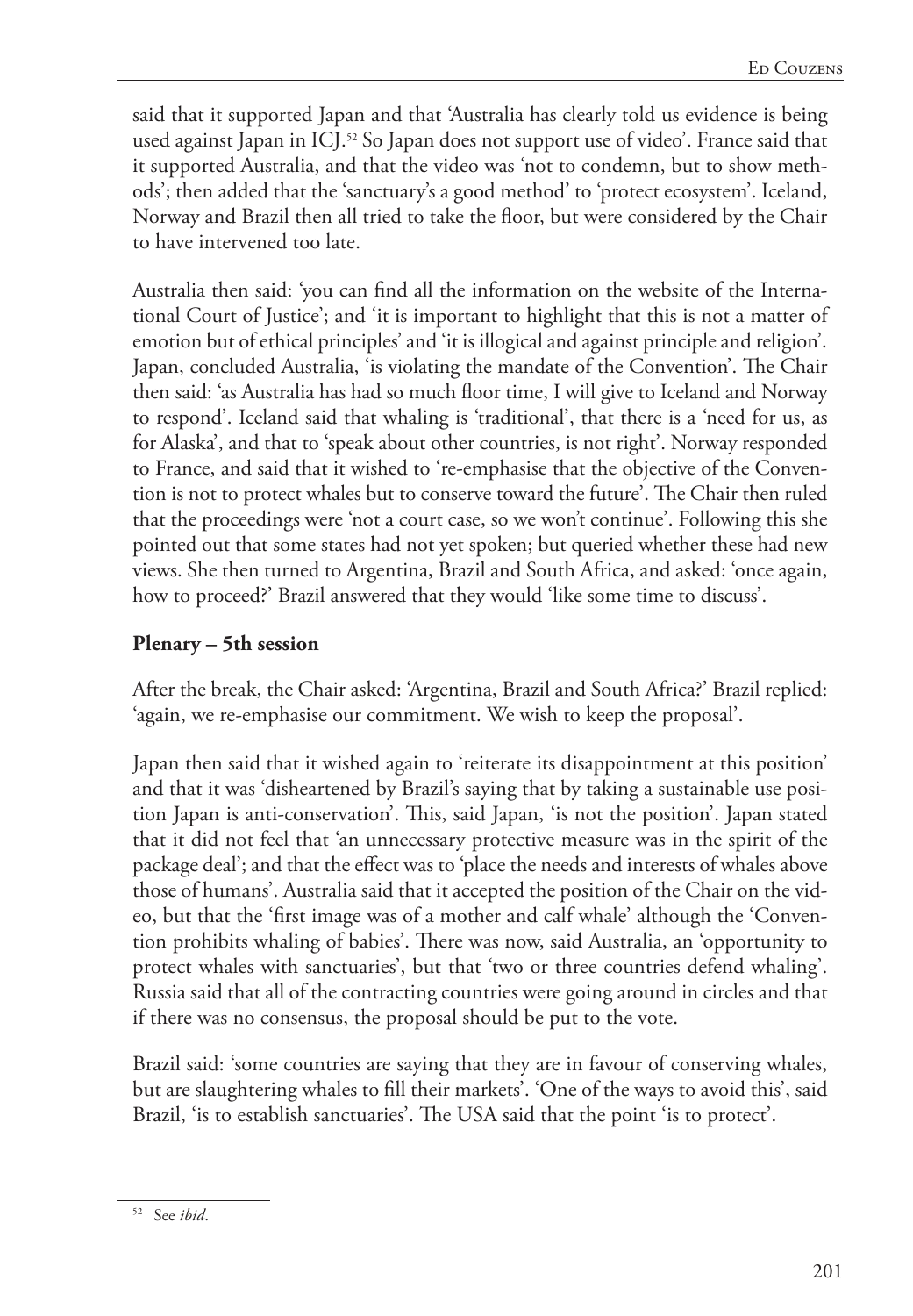said that it supported Japan and that 'Australia has clearly told us evidence is being used against Japan in ICJ.[52] So Japan does not support use of video'. France said that it supported Australia, and that the video was 'not to condemn, but to show methods'; then added that the 'sanctuary's a good method' to 'protect ecosystem'. Iceland, Norway and Brazil then all tried to take the floor, but were considered by the Chair to have intervened too late.

Australia then said: 'you can find all the information on the website of the International Court of Justice'; and 'it is important to highlight that this is not a matter of emotion but of ethical principles' and 'it is illogical and against principle and religion'. Japan, concluded Australia, 'is violating the mandate of the Convention'. The Chair then said: 'as Australia has had so much floor time, I will give to Iceland and Norway to respond'. Iceland said that whaling is 'traditional', that there is a 'need for us, as for Alaska', and that to 'speak about other countries, is not right'. Norway responded to France, and said that it wished to 're-emphasise that the objective of the Convention is not to protect whales but to conserve toward the future'. The Chair then ruled that the proceedings were 'not a court case, so we won't continue'. Following this she pointed out that some states had not yet spoken; but queried whether these had new views. She then turned to Argentina, Brazil and South Africa, and asked: 'once again, how to proceed?' Brazil answered that they would 'like some time to discuss'.

**Plenary – 5th session**

After the break, the Chair asked: 'Argentina, Brazil and South Africa?' Brazil replied: 'again, we re-emphasise our commitment. We wish to keep the proposal'.

Japan then said that it wished again to 'reiterate its disappointment at this position' and that it was 'disheartened by Brazil's saying that by taking a sustainable use position Japan is anti-conservation'. This, said Japan, 'is not the position'. Japan stated that it did not feel that 'an unnecessary protective measure was in the spirit of the package deal'; and that the effect was to 'place the needs and interests of whales above those of humans'. Australia said that it accepted the position of the Chair on the video, but that the 'first image was of a mother and calf whale' although the 'Convention prohibits whaling of babies'. There was now, said Australia, an 'opportunity to protect whales with sanctuaries', but that 'two or three countries defend whaling'. Russia said that all of the contracting countries were going around in circles and that if there was no consensus, the proposal should be put to the vote.

Brazil said: 'some countries are saying that they are in favour of conserving whales, but are slaughtering whales to fill their markets'. 'One of the ways to avoid this', said Brazil, 'is to establish sanctuaries'. The USA said that the point 'is to protect'.

[52] See *ibid*.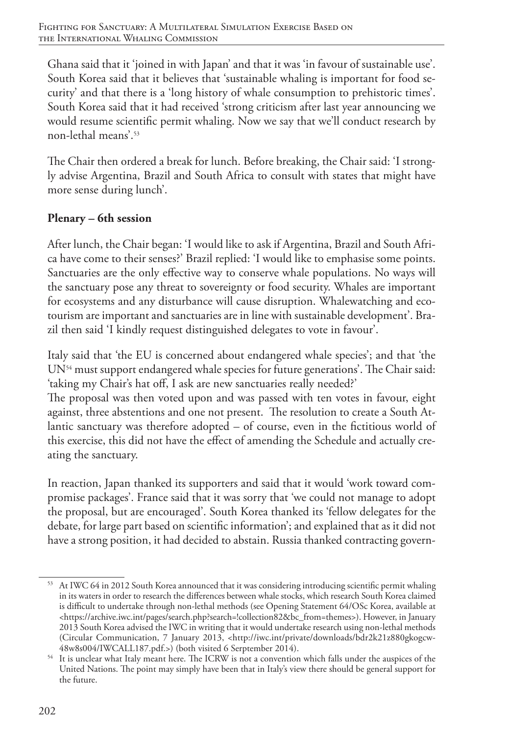Ghana said that it 'joined in with Japan' and that it was 'in favour of sustainable use'. South Korea said that it believes that 'sustainable whaling is important for food security' and that there is a 'long history of whale consumption to prehistoric times'. South Korea said that it had received 'strong criticism after last year announcing we would resume scientific permit whaling. Now we say that we'll conduct research by non-lethal means'.[53]

The Chair then ordered a break for lunch. Before breaking, the Chair said: 'I strongly advise Argentina, Brazil and South Africa to consult with states that might have more sense during lunch'.

**Plenary – 6th session**

After lunch, the Chair began: 'I would like to ask if Argentina, Brazil and South Africa have come to their senses?' Brazil replied: 'I would like to emphasise some points. Sanctuaries are the only effective way to conserve whale populations. No ways will the sanctuary pose any threat to sovereignty or food security. Whales are important for ecosystems and any disturbance will cause disruption. Whalewatching and ecotourism are important and sanctuaries are in line with sustainable development'. Brazil then said 'I kindly request distinguished delegates to vote in favour'.

Italy said that 'the EU is concerned about endangered whale species'; and that 'the UN[54] must support endangered whale species for future generations'. The Chair said: 'taking my Chair's hat off, I ask are new sanctuaries really needed?'
The proposal was then voted upon and was passed with ten votes in favour, eight against, three abstentions and one not present. The resolution to create a South Atlantic sanctuary was therefore adopted – of course, even in the fictitious world of this exercise, this did not have the effect of amending the Schedule and actually creating the sanctuary.

In reaction, Japan thanked its supporters and said that it would 'work toward compromise packages'. France said that it was sorry that 'we could not manage to adopt the proposal, but are encouraged'. South Korea thanked its 'fellow delegates for the debate, for large part based on scientific information'; and explained that as it did not have a strong position, it had decided to abstain. Russia thanked contracting govern-

---

[53] At IWC 64 in 2012 South Korea announced that it was considering introducing scientific permit whaling in its waters in order to research the differences between whale stocks, which research South Korea claimed is difficult to undertake through non-lethal methods (see Opening Statement 64/OSc Korea, available at <https://archive.iwc.int/pages/search.php?search=!collection82&bc_from=themes>). However, in January 2013 South Korea advised the IWC in writing that it would undertake research using non-lethal methods (Circular Communication, 7 January 2013, <http://iwc.int/private/downloads/bdr2k21z880gkogcw48w8s004/IWCALL187.pdf.>) (both visited 6 Serptember 2014).

[54] It is unclear what Italy meant here. The ICRW is not a convention which falls under the auspices of the United Nations. The point may simply have been that in Italy's view there should be general support for the future.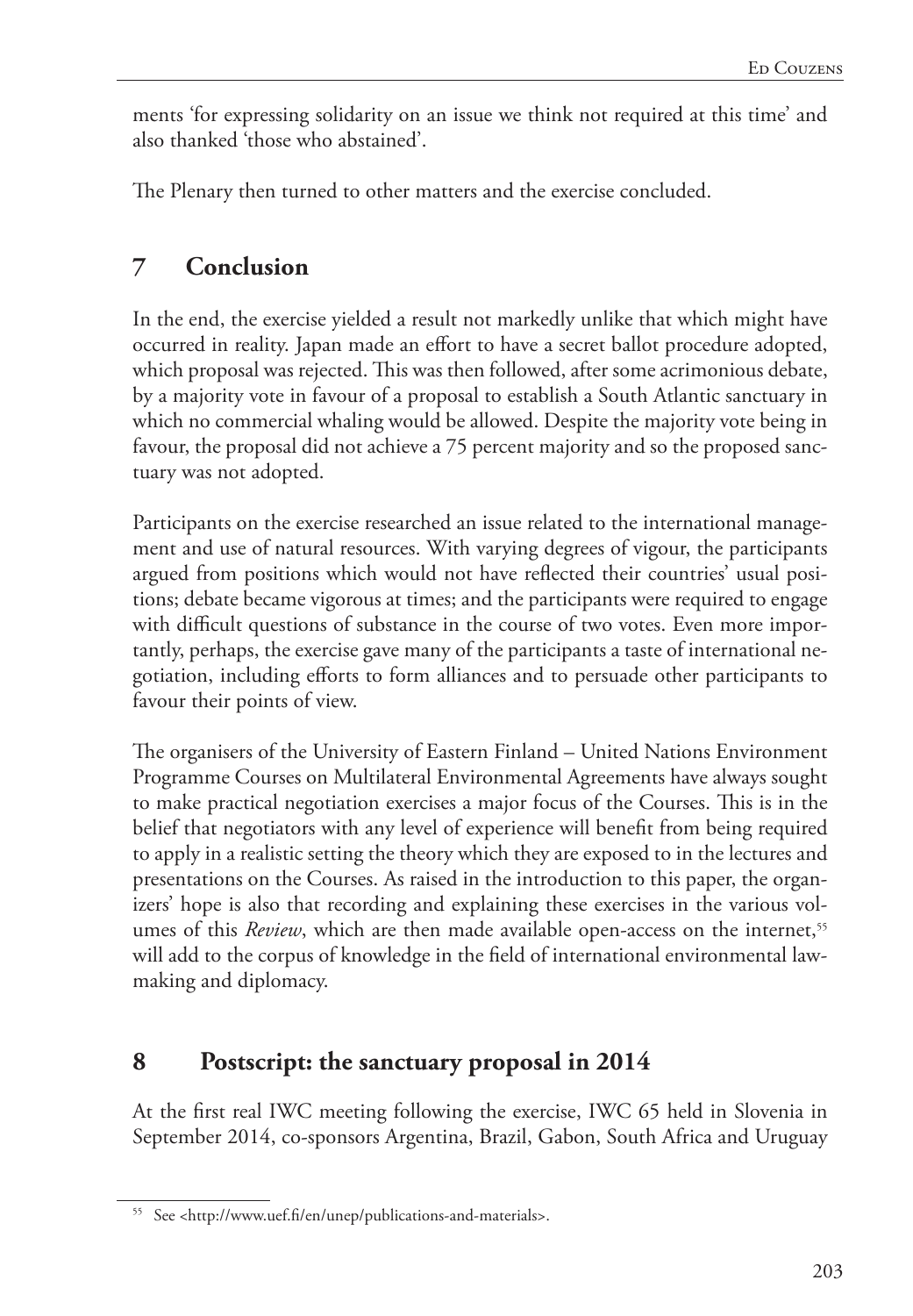ments 'for expressing solidarity on an issue we think not required at this time' and also thanked 'those who abstained'.

The Plenary then turned to other matters and the exercise concluded.

## 7 Conclusion

In the end, the exercise yielded a result not markedly unlike that which might have occurred in reality. Japan made an effort to have a secret ballot procedure adopted, which proposal was rejected. This was then followed, after some acrimonious debate, by a majority vote in favour of a proposal to establish a South Atlantic sanctuary in which no commercial whaling would be allowed. Despite the majority vote being in favour, the proposal did not achieve a 75 percent majority and so the proposed sanctuary was not adopted.

Participants on the exercise researched an issue related to the international management and use of natural resources. With varying degrees of vigour, the participants argued from positions which would not have reflected their countries' usual positions; debate became vigorous at times; and the participants were required to engage with difficult questions of substance in the course of two votes. Even more importantly, perhaps, the exercise gave many of the participants a taste of international negotiation, including efforts to form alliances and to persuade other participants to favour their points of view.

The organisers of the University of Eastern Finland – United Nations Environment Programme Courses on Multilateral Environmental Agreements have always sought to make practical negotiation exercises a major focus of the Courses. This is in the belief that negotiators with any level of experience will benefit from being required to apply in a realistic setting the theory which they are exposed to in the lectures and presentations on the Courses. As raised in the introduction to this paper, the organizers' hope is also that recording and explaining these exercises in the various volumes of this *Review*, which are then made available open-access on the internet,[55] will add to the corpus of knowledge in the field of international environmental law-making and diplomacy.

## 8 Postscript: the sanctuary proposal in 2014

At the first real IWC meeting following the exercise, IWC 65 held in Slovenia in September 2014, co-sponsors Argentina, Brazil, Gabon, South Africa and Uruguay

[55] See <http://www.uef.fi/en/unep/publications-and-materials>.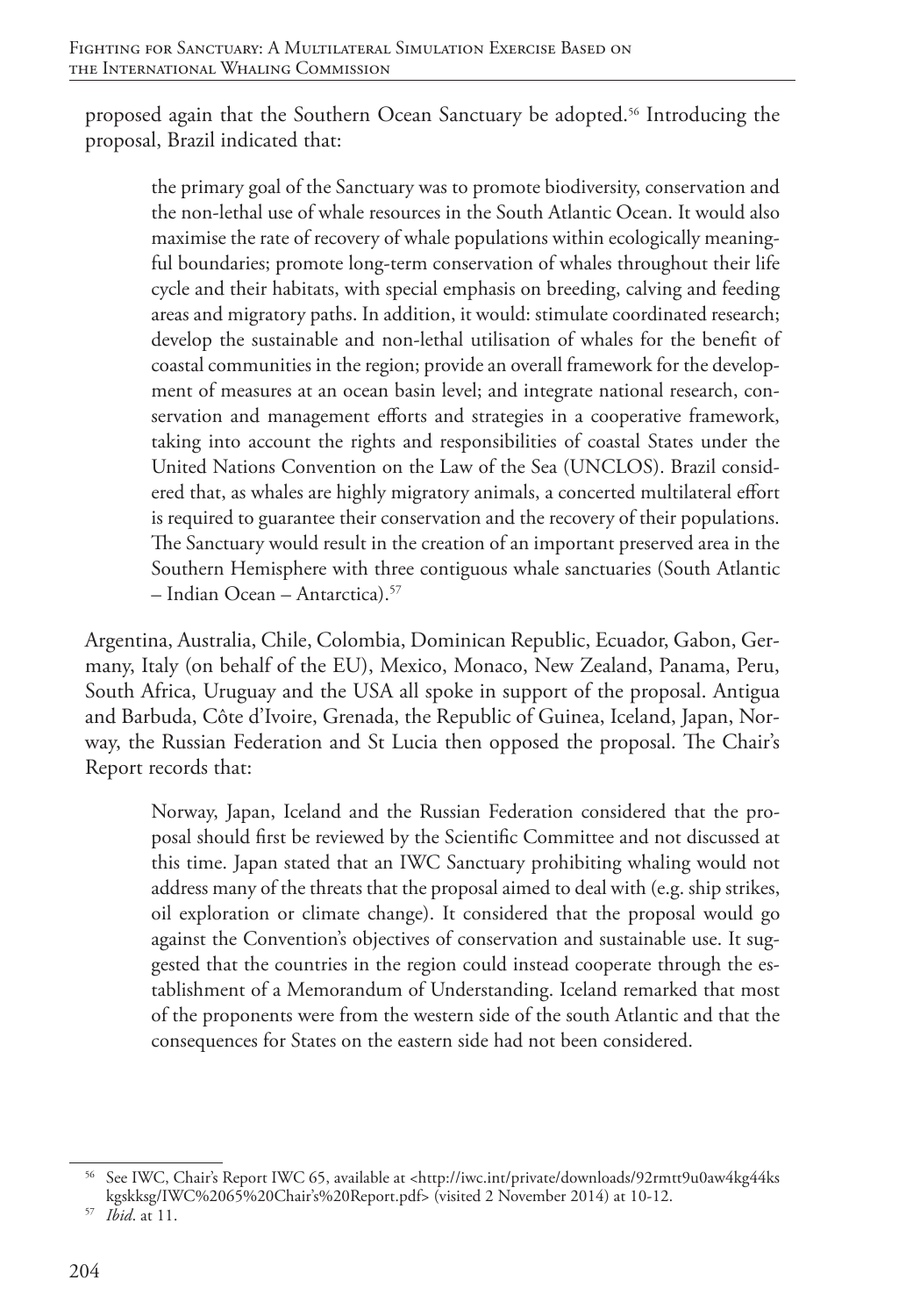proposed again that the Southern Ocean Sanctuary be adopted.[56] Introducing the proposal, Brazil indicated that:

> the primary goal of the Sanctuary was to promote biodiversity, conservation and the non-lethal use of whale resources in the South Atlantic Ocean. It would also maximise the rate of recovery of whale populations within ecologically meaningful boundaries; promote long-term conservation of whales throughout their life cycle and their habitats, with special emphasis on breeding, calving and feeding areas and migratory paths. In addition, it would: stimulate coordinated research; develop the sustainable and non-lethal utilisation of whales for the benefit of coastal communities in the region; provide an overall framework for the development of measures at an ocean basin level; and integrate national research, conservation and management efforts and strategies in a cooperative framework, taking into account the rights and responsibilities of coastal States under the United Nations Convention on the Law of the Sea (UNCLOS). Brazil considered that, as whales are highly migratory animals, a concerted multilateral effort is required to guarantee their conservation and the recovery of their populations. The Sanctuary would result in the creation of an important preserved area in the Southern Hemisphere with three contiguous whale sanctuaries (South Atlantic – Indian Ocean – Antarctica).[57]

Argentina, Australia, Chile, Colombia, Dominican Republic, Ecuador, Gabon, Germany, Italy (on behalf of the EU), Mexico, Monaco, New Zealand, Panama, Peru, South Africa, Uruguay and the USA all spoke in support of the proposal. Antigua and Barbuda, Côte d'Ivoire, Grenada, the Republic of Guinea, Iceland, Japan, Norway, the Russian Federation and St Lucia then opposed the proposal. The Chair's Report records that:

> Norway, Japan, Iceland and the Russian Federation considered that the proposal should first be reviewed by the Scientific Committee and not discussed at this time. Japan stated that an IWC Sanctuary prohibiting whaling would not address many of the threats that the proposal aimed to deal with (e.g. ship strikes, oil exploration or climate change). It considered that the proposal would go against the Convention's objectives of conservation and sustainable use. It suggested that the countries in the region could instead cooperate through the establishment of a Memorandum of Understanding. Iceland remarked that most of the proponents were from the western side of the south Atlantic and that the consequences for States on the eastern side had not been considered.

---

[56] See IWC, Chair's Report IWC 65, available at <http://iwc.int/private/downloads/92rmtt9u0aw4kg44ks kgskksg/IWC%2065%20Chair's%20Report.pdf> (visited 2 November 2014) at 10-12.

[57] *Ibid*. at 11.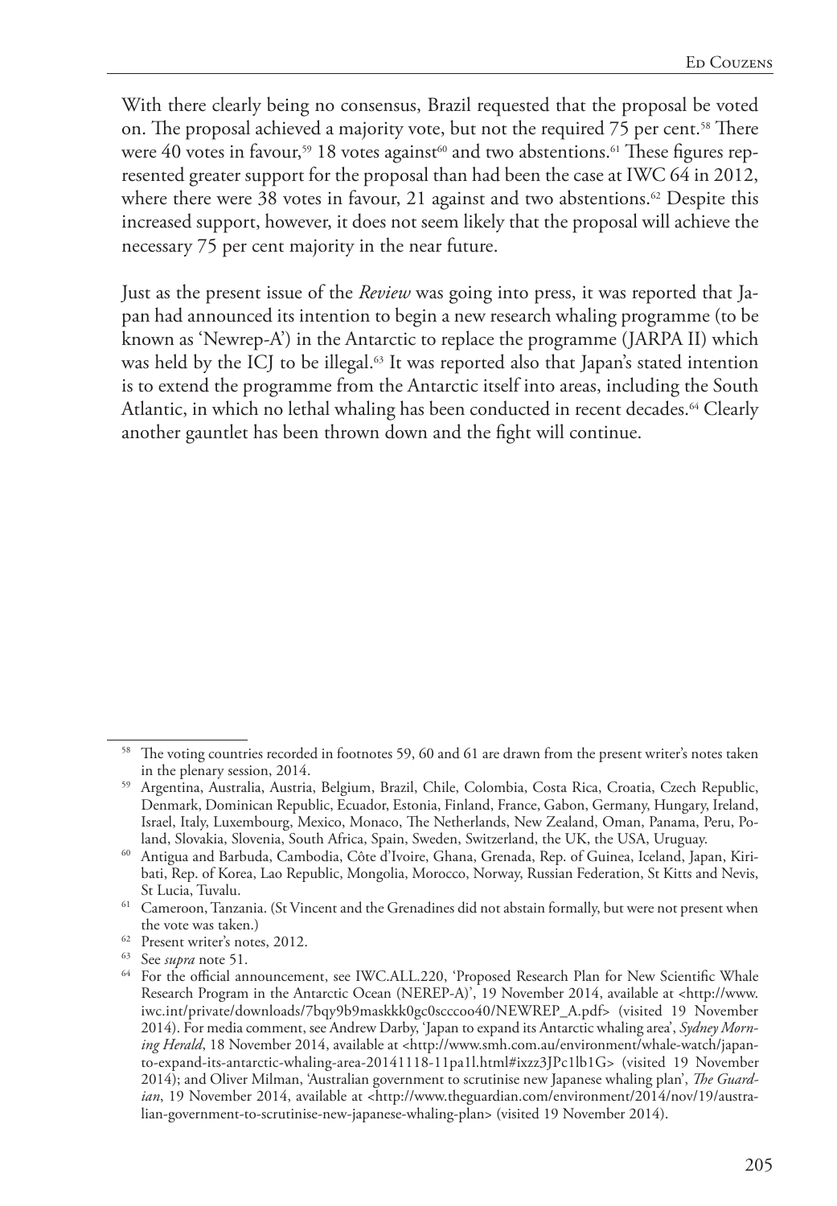With there clearly being no consensus, Brazil requested that the proposal be voted on. The proposal achieved a majority vote, but not the required 75 per cent.[58] There were 40 votes in favour,[59] 18 votes against[60] and two abstentions.[61] These figures represented greater support for the proposal than had been the case at IWC 64 in 2012, where there were 38 votes in favour, 21 against and two abstentions.[62] Despite this increased support, however, it does not seem likely that the proposal will achieve the necessary 75 per cent majority in the near future.

Just as the present issue of the *Review* was going into press, it was reported that Japan had announced its intention to begin a new research whaling programme (to be known as 'Newrep-A') in the Antarctic to replace the programme (JARPA II) which was held by the ICJ to be illegal.[63] It was reported also that Japan's stated intention is to extend the programme from the Antarctic itself into areas, including the South Atlantic, in which no lethal whaling has been conducted in recent decades.[64] Clearly another gauntlet has been thrown down and the fight will continue.

---

58 The voting countries recorded in footnotes 59, 60 and 61 are drawn from the present writer's notes taken in the plenary session, 2014.

59 Argentina, Australia, Austria, Belgium, Brazil, Chile, Colombia, Costa Rica, Croatia, Czech Republic, Denmark, Dominican Republic, Ecuador, Estonia, Finland, France, Gabon, Germany, Hungary, Ireland, Israel, Italy, Luxembourg, Mexico, Monaco, The Netherlands, New Zealand, Oman, Panama, Peru, Poland, Slovakia, Slovenia, South Africa, Spain, Sweden, Switzerland, the UK, the USA, Uruguay.

60 Antigua and Barbuda, Cambodia, Côte d'Ivoire, Ghana, Grenada, Rep. of Guinea, Iceland, Japan, Kiribati, Rep. of Korea, Lao Republic, Mongolia, Morocco, Norway, Russian Federation, St Kitts and Nevis, St Lucia, Tuvalu.

61 Cameroon, Tanzania. (St Vincent and the Grenadines did not abstain formally, but were not present when the vote was taken.)

62 Present writer's notes, 2012.

63 See *supra* note 51.

64 For the official announcement, see IWC.ALL.220, 'Proposed Research Plan for New Scientific Whale Research Program in the Antarctic Ocean (NEREP-A)', 19 November 2014, available at <http://www.iwc.int/private/downloads/7bqy9b9maskkk0gc0scccoo40/NEWREP_A.pdf> (visited 19 November 2014). For media comment, see Andrew Darby, 'Japan to expand its Antarctic whaling area', *Sydney Morning Herald*, 18 November 2014, available at <http://www.smh.com.au/environment/whale-watch/japan-to-expand-its-antarctic-whaling-area-20141118-11pa1l.html#ixzz3JPc1lb1G> (visited 19 November 2014); and Oliver Milman, 'Australian government to scrutinise new Japanese whaling plan', *The Guardian*, 19 November 2014, available at <http://www.theguardian.com/environment/2014/nov/19/australian-government-to-scrutinise-new-japanese-whaling-plan> (visited 19 November 2014).